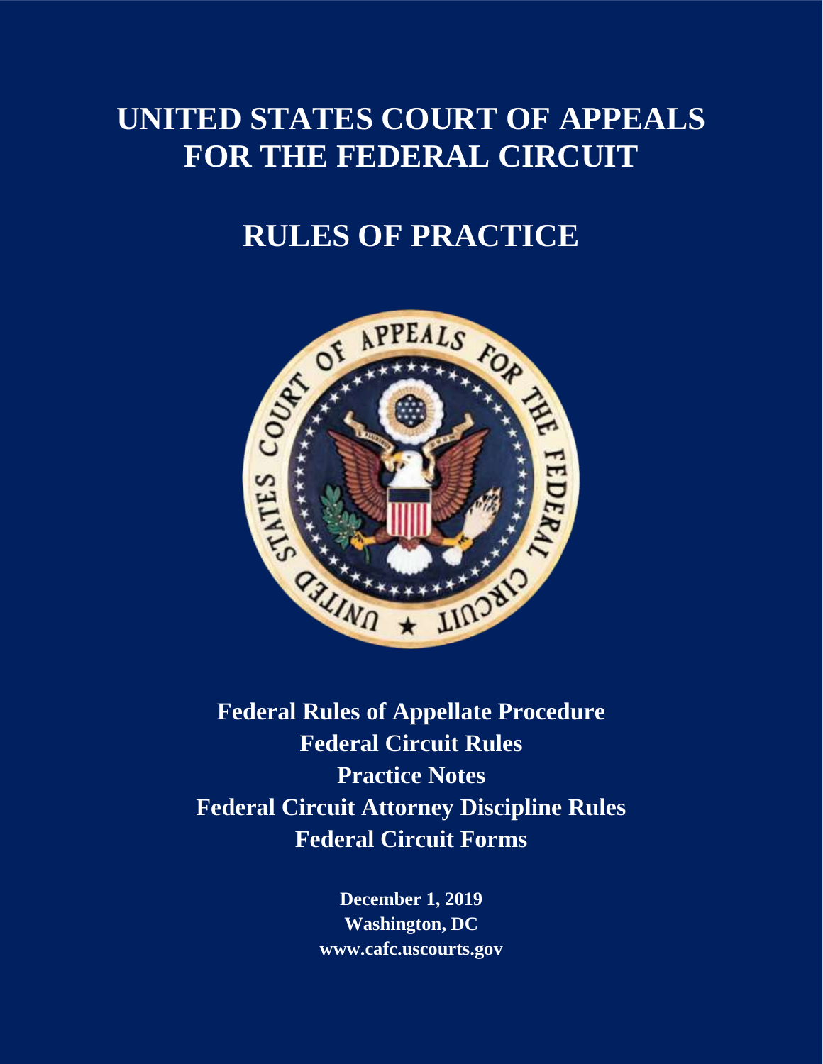# UNITED STATES COURT OF APPEALS FOR THE FEDERAL CIRCUIT

# RULES OF PRACTICE

**Federal Rules of Appellate Procedure**
**Federal Circuit Rules**
**Practice Notes**
**Federal Circuit Attorney Discipline Rules**
**Federal Circuit Forms**

**December 1, 2019**
**Washington, DC**
**www.cafc.uscourts.gov**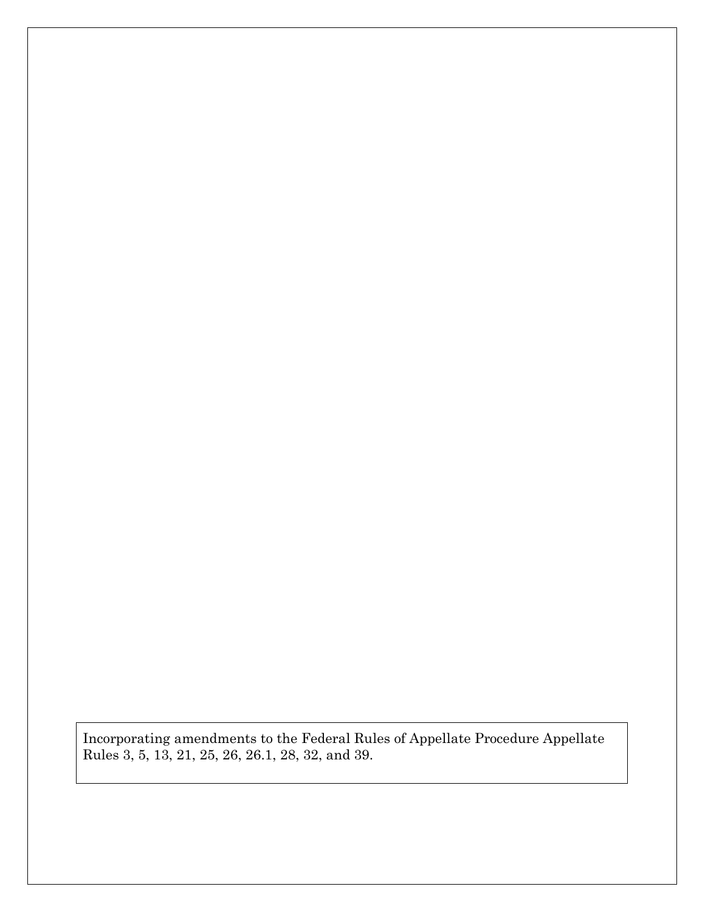Incorporating amendments to the Federal Rules of Appellate Procedure Appellate Rules 3, 5, 13, 21, 25, 26, 26.1, 28, 32, and 39.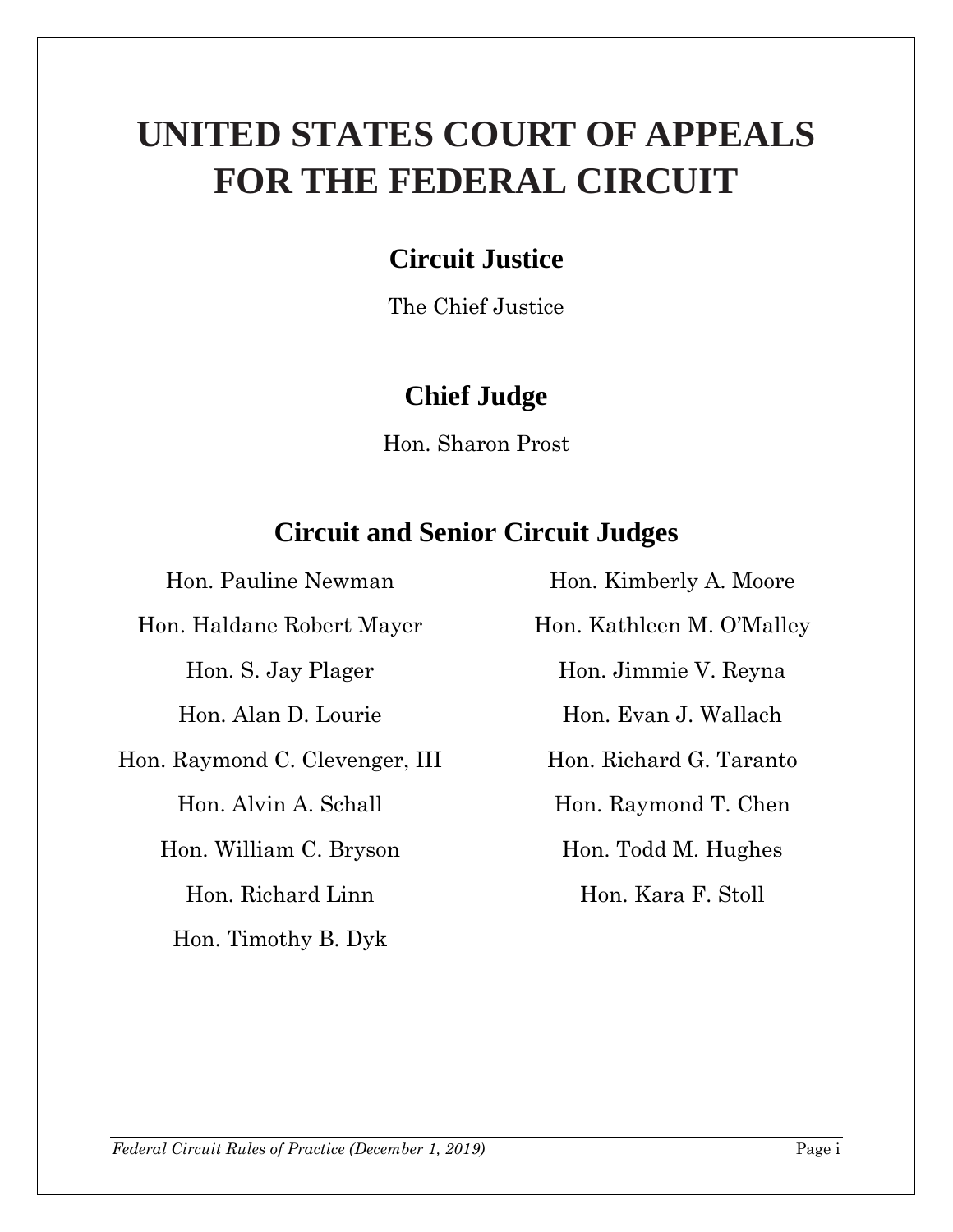# UNITED STATES COURT OF APPEALS FOR THE FEDERAL CIRCUIT

## Circuit Justice

The Chief Justice

## Chief Judge

Hon. Sharon Prost

## Circuit and Senior Circuit Judges

Hon. Pauline Newman

Hon. Haldane Robert Mayer

Hon. S. Jay Plager

Hon. Alan D. Lourie

Hon. Raymond C. Clevenger, III

Hon. Alvin A. Schall

Hon. William C. Bryson

Hon. Richard Linn

Hon. Timothy B. Dyk

Hon. Kimberly A. Moore

Hon. Kathleen M. O'Malley

Hon. Jimmie V. Reyna

Hon. Evan J. Wallach

Hon. Richard G. Taranto

Hon. Raymond T. Chen

Hon. Todd M. Hughes

Hon. Kara F. Stoll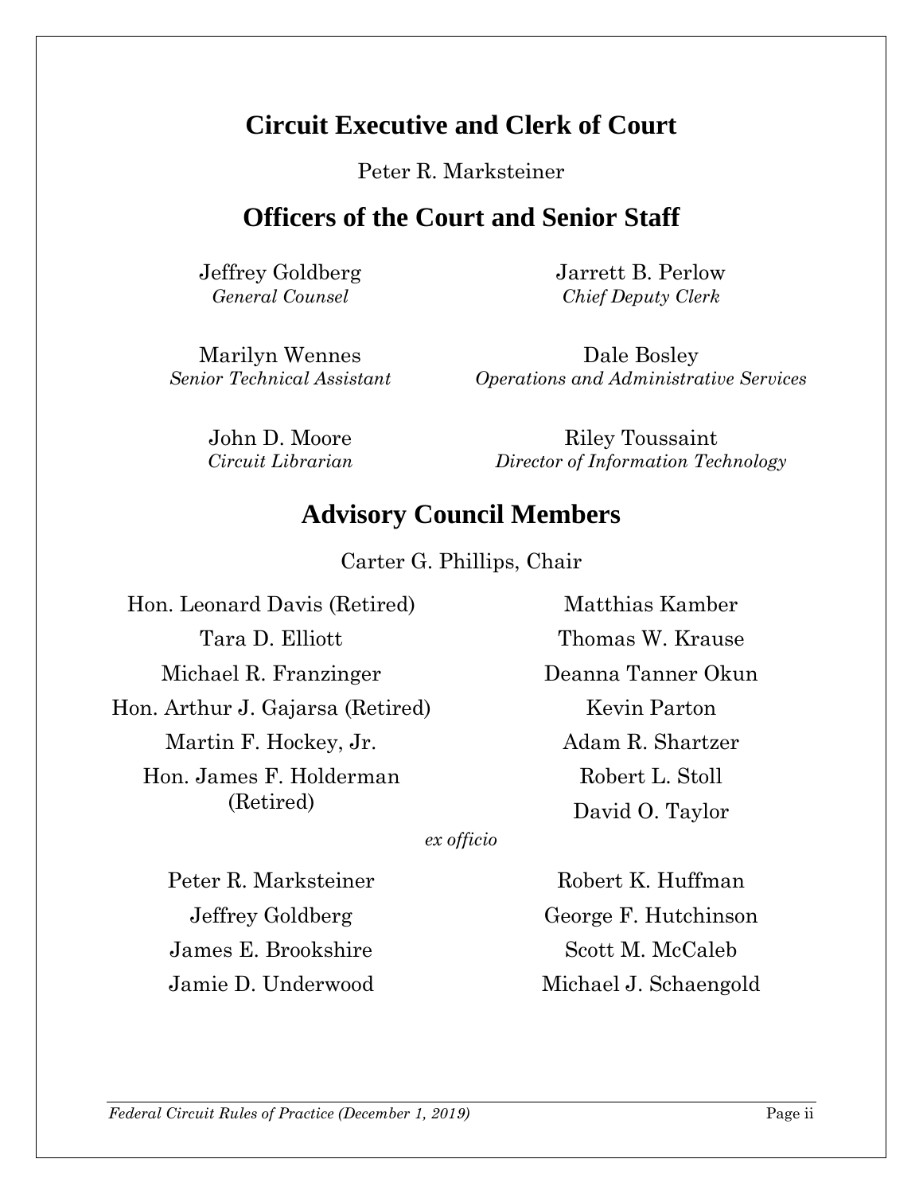## Circuit Executive and Clerk of Court

Peter R. Marksteiner

## Officers of the Court and Senior Staff

Jeffrey Goldberg
*General Counsel*

Jarrett B. Perlow
*Chief Deputy Clerk*

Marilyn Wennes
*Senior Technical Assistant*

Dale Bosley
*Operations and Administrative Services*

John D. Moore
*Circuit Librarian*

Riley Toussaint
*Director of Information Technology*

## Advisory Council Members

Carter G. Phillips, Chair

Hon. Leonard Davis (Retired)

Tara D. Elliott

Michael R. Franzinger

Hon. Arthur J. Gajarsa (Retired)

Martin F. Hockey, Jr.

Hon. James F. Holderman (Retired)

Matthias Kamber

Thomas W. Krause

Deanna Tanner Okun

Kevin Parton

Adam R. Shartzer

Robert L. Stoll

David O. Taylor

*ex officio*

Peter R. Marksteiner

Jeffrey Goldberg

James E. Brookshire

Jamie D. Underwood

Robert K. Huffman

George F. Hutchinson

Scott M. McCaleb

Michael J. Schaengold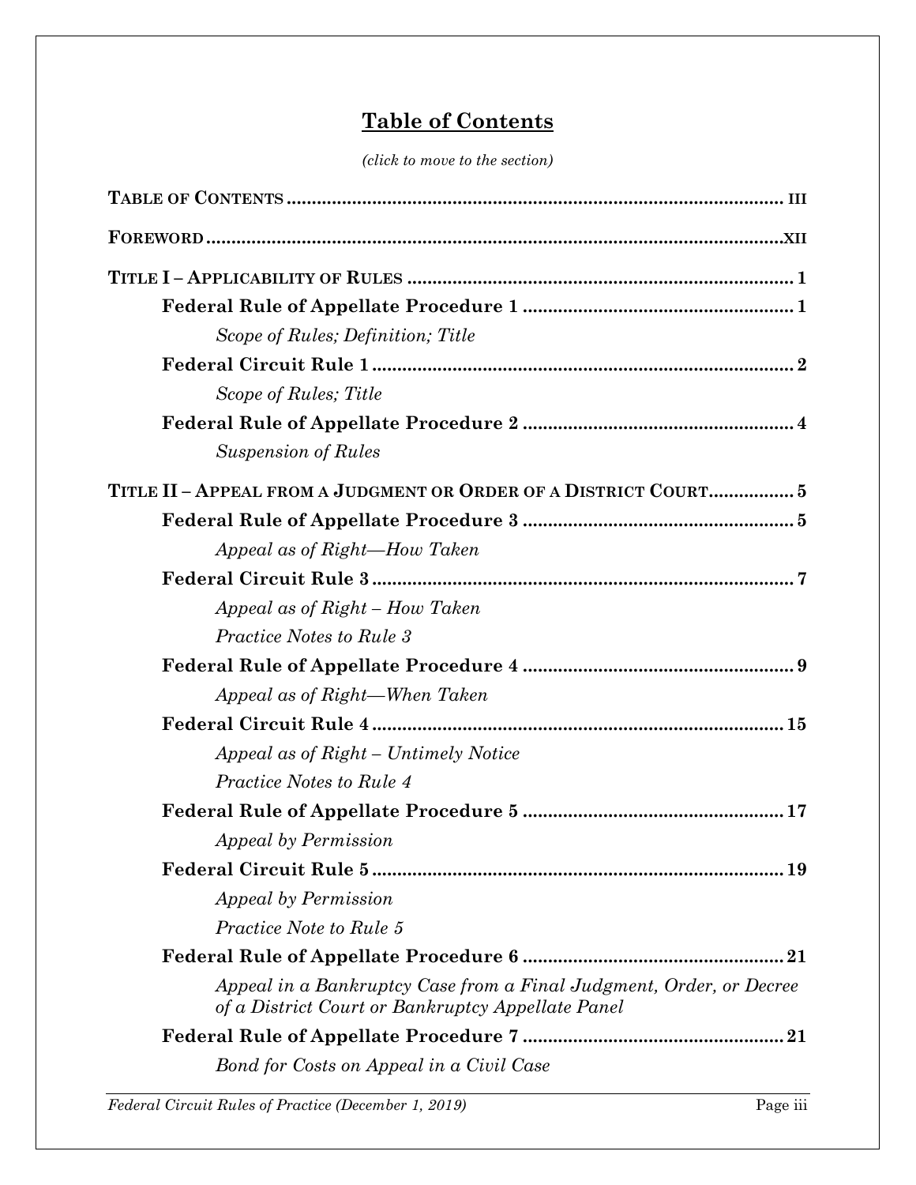# Table of Contents

*(click to move to the section)*

**TABLE OF CONTENTS** ........................................................................................ III

**FOREWORD** ........................................................................................................XII

**TITLE I – APPLICABILITY OF RULES** ............................................................................. 1

- **Federal Rule of Appellate Procedure 1** ...................................................... 1
  - *Scope of Rules; Definition; Title*
- **Federal Circuit Rule 1** .................................................................................. 2
  - *Scope of Rules; Title*
- **Federal Rule of Appellate Procedure 2** ...................................................... 4
  - *Suspension of Rules*

**TITLE II – APPEAL FROM A JUDGMENT OR ORDER OF A DISTRICT COURT** ................. 5

- **Federal Rule of Appellate Procedure 3** ...................................................... 5
  - *Appeal as of Right—How Taken*
- **Federal Circuit Rule 3** .................................................................................. 7
  - *Appeal as of Right – How Taken*
  - *Practice Notes to Rule 3*
- **Federal Rule of Appellate Procedure 4** ...................................................... 9
  - *Appeal as of Right—When Taken*
- **Federal Circuit Rule 4** ................................................................................ 15
  - *Appeal as of Right – Untimely Notice*
  - *Practice Notes to Rule 4*
- **Federal Rule of Appellate Procedure 5** .................................................... 17
  - *Appeal by Permission*
- **Federal Circuit Rule 5** ................................................................................ 19
  - *Appeal by Permission*
  - *Practice Note to Rule 5*
- **Federal Rule of Appellate Procedure 6** .................................................... 21
  - *Appeal in a Bankruptcy Case from a Final Judgment, Order, or Decree of a District Court or Bankruptcy Appellate Panel*
- **Federal Rule of Appellate Procedure 7** .................................................... 21
  - *Bond for Costs on Appeal in a Civil Case*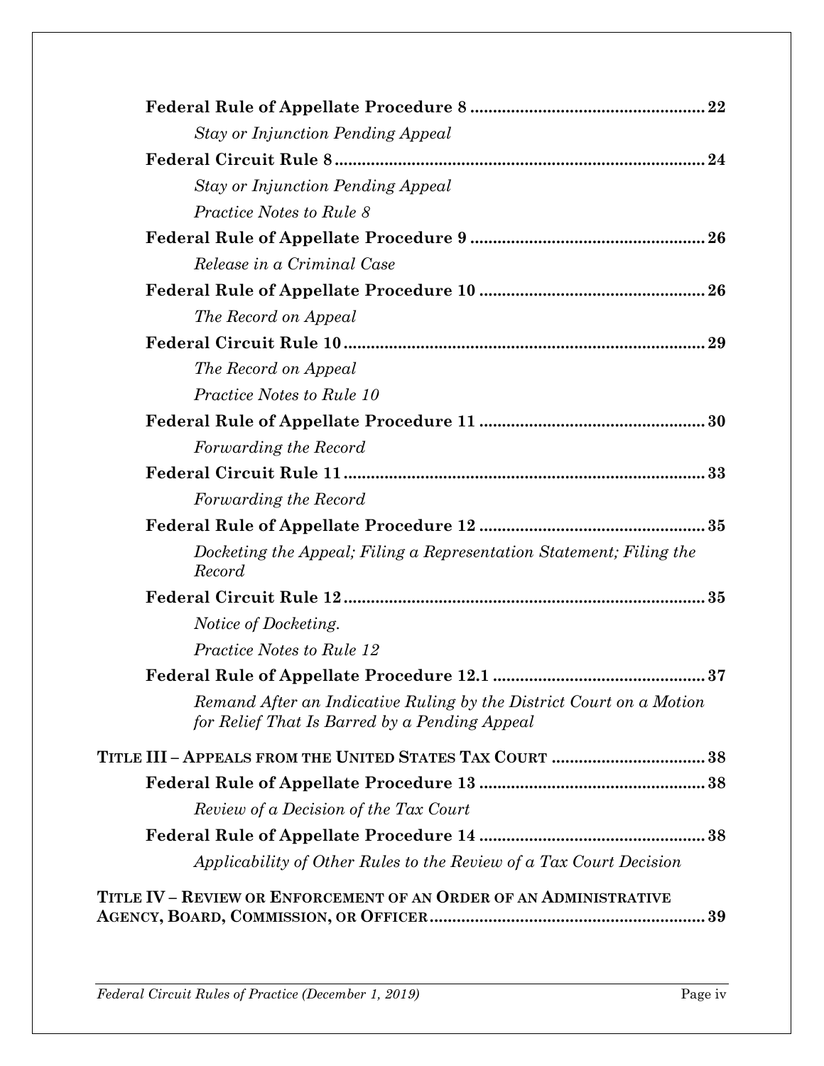**Federal Rule of Appellate Procedure 8** ..................................................... 22

*Stay or Injunction Pending Appeal*

**Federal Circuit Rule 8** ................................................................................. 24

*Stay or Injunction Pending Appeal*

*Practice Notes to Rule 8*

**Federal Rule of Appellate Procedure 9** ..................................................... 26

*Release in a Criminal Case*

**Federal Rule of Appellate Procedure 10** ................................................... 26

*The Record on Appeal*

**Federal Circuit Rule 10** ............................................................................... 29

*The Record on Appeal*

*Practice Notes to Rule 10*

**Federal Rule of Appellate Procedure 11** ................................................... 30

*Forwarding the Record*

**Federal Circuit Rule 11** ............................................................................... 33

*Forwarding the Record*

**Federal Rule of Appellate Procedure 12** ................................................... 35

*Docketing the Appeal; Filing a Representation Statement; Filing the Record*

**Federal Circuit Rule 12** ............................................................................... 35

*Notice of Docketing.*

*Practice Notes to Rule 12*

**Federal Rule of Appellate Procedure 12.1** ................................................. 37

*Remand After an Indicative Ruling by the District Court on a Motion for Relief That Is Barred by a Pending Appeal*

**TITLE III – APPEALS FROM THE UNITED STATES TAX COURT** ................................. 38

**Federal Rule of Appellate Procedure 13** ................................................... 38

*Review of a Decision of the Tax Court*

**Federal Rule of Appellate Procedure 14** ................................................... 38

*Applicability of Other Rules to the Review of a Tax Court Decision*

**TITLE IV – REVIEW OR ENFORCEMENT OF AN ORDER OF AN ADMINISTRATIVE AGENCY, BOARD, COMMISSION, OR OFFICER** ........................................................... 39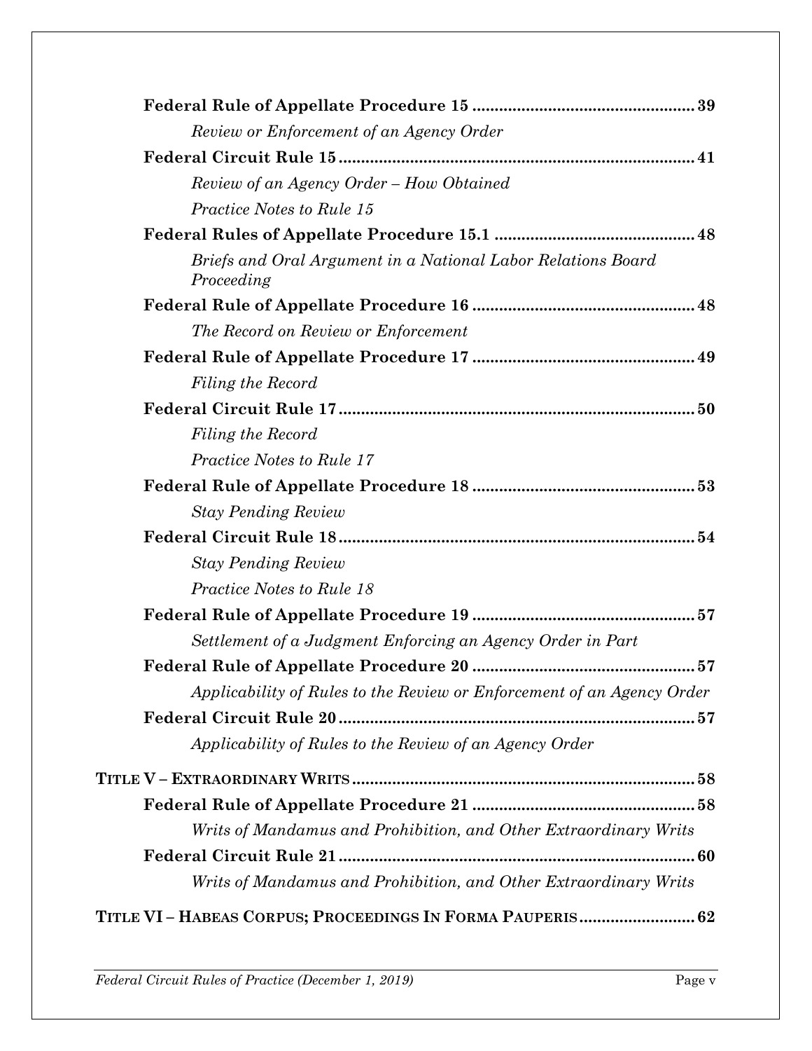**Federal Rule of Appellate Procedure 15 .................................................. 39**

*Review or Enforcement of an Agency Order*

**Federal Circuit Rule 15 ................................................................................ 41**

*Review of an Agency Order – How Obtained*

*Practice Notes to Rule 15*

**Federal Rules of Appellate Procedure 15.1 ............................................. 48**

*Briefs and Oral Argument in a National Labor Relations Board Proceeding*

**Federal Rule of Appellate Procedure 16 .................................................. 48**

*The Record on Review or Enforcement*

**Federal Rule of Appellate Procedure 17 .................................................. 49**

*Filing the Record*

**Federal Circuit Rule 17 ................................................................................ 50**

*Filing the Record*

*Practice Notes to Rule 17*

**Federal Rule of Appellate Procedure 18 .................................................. 53**

*Stay Pending Review*

**Federal Circuit Rule 18 ................................................................................ 54**

*Stay Pending Review*

*Practice Notes to Rule 18*

**Federal Rule of Appellate Procedure 19 .................................................. 57**

*Settlement of a Judgment Enforcing an Agency Order in Part*

**Federal Rule of Appellate Procedure 20 .................................................. 57**

*Applicability of Rules to the Review or Enforcement of an Agency Order*

**Federal Circuit Rule 20 ................................................................................ 57**

*Applicability of Rules to the Review of an Agency Order*

**TITLE V – EXTRAORDINARY WRITS ............................................................................ 58**

**Federal Rule of Appellate Procedure 21 .................................................. 58**

*Writs of Mandamus and Prohibition, and Other Extraordinary Writs*

**Federal Circuit Rule 21 ................................................................................ 60**

*Writs of Mandamus and Prohibition, and Other Extraordinary Writs*

**TITLE VI – HABEAS CORPUS; PROCEEDINGS IN FORMA PAUPERIS .......................... 62**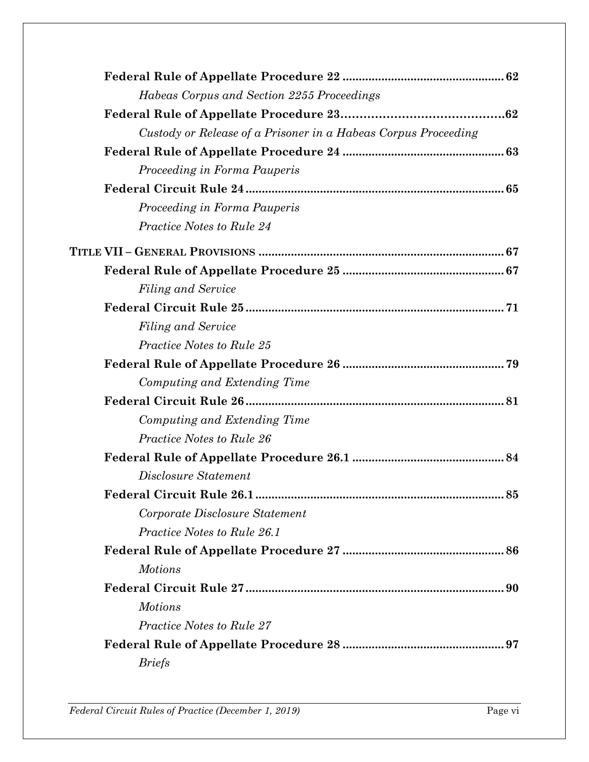**Federal Rule of Appellate Procedure 22** .................................................. 62

*Habeas Corpus and Section 2255 Proceedings*

**Federal Rule of Appellate Procedure 23** .................................................. 62

*Custody or Release of a Prisoner in a Habeas Corpus Proceeding*

**Federal Rule of Appellate Procedure 24** .................................................. 63

*Proceeding in Forma Pauperis*

**Federal Circuit Rule 24** .................................................................................. 65

*Proceeding in Forma Pauperis*

*Practice Notes to Rule 24*

**TITLE VII – GENERAL PROVISIONS** ............................................................................ 67

**Federal Rule of Appellate Procedure 25** .................................................. 67

*Filing and Service*

**Federal Circuit Rule 25** .................................................................................. 71

*Filing and Service*

*Practice Notes to Rule 25*

**Federal Rule of Appellate Procedure 26** .................................................. 79

*Computing and Extending Time*

**Federal Circuit Rule 26** .................................................................................. 81

*Computing and Extending Time*

*Practice Notes to Rule 26*

**Federal Rule of Appellate Procedure 26.1** ............................................... 84

*Disclosure Statement*

**Federal Circuit Rule 26.1** .............................................................................. 85

*Corporate Disclosure Statement*

*Practice Notes to Rule 26.1*

**Federal Rule of Appellate Procedure 27** .................................................. 86

*Motions*

**Federal Circuit Rule 27** .................................................................................. 90

*Motions*

*Practice Notes to Rule 27*

**Federal Rule of Appellate Procedure 28** .................................................. 97

*Briefs*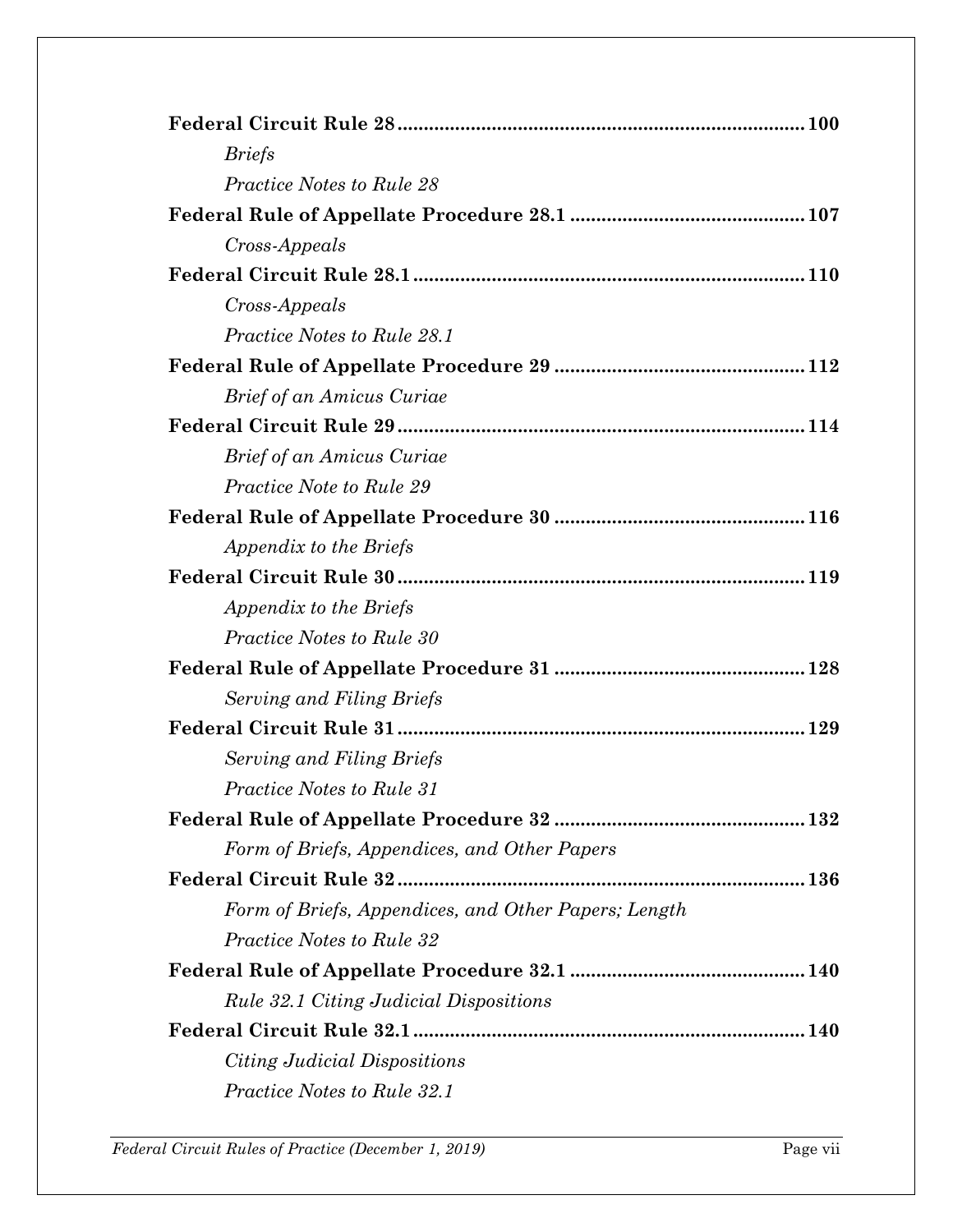**Federal Circuit Rule 28** .............................................................................. **100**

*Briefs*

*Practice Notes to Rule 28*

**Federal Rule of Appellate Procedure 28.1** ............................................. **107**

*Cross-Appeals*

**Federal Circuit Rule 28.1** ........................................................................... **110**

*Cross-Appeals*

*Practice Notes to Rule 28.1*

**Federal Rule of Appellate Procedure 29** ................................................ **112**

*Brief of an Amicus Curiae*

**Federal Circuit Rule 29** .............................................................................. **114**

*Brief of an Amicus Curiae*

*Practice Note to Rule 29*

**Federal Rule of Appellate Procedure 30** ................................................ **116**

*Appendix to the Briefs*

**Federal Circuit Rule 30** .............................................................................. **119**

*Appendix to the Briefs*

*Practice Notes to Rule 30*

**Federal Rule of Appellate Procedure 31** ................................................ **128**

*Serving and Filing Briefs*

**Federal Circuit Rule 31** .............................................................................. **129**

*Serving and Filing Briefs*

*Practice Notes to Rule 31*

**Federal Rule of Appellate Procedure 32** ................................................ **132**

*Form of Briefs, Appendices, and Other Papers*

**Federal Circuit Rule 32** .............................................................................. **136**

*Form of Briefs, Appendices, and Other Papers; Length*

*Practice Notes to Rule 32*

**Federal Rule of Appellate Procedure 32.1** ............................................. **140**

*Rule 32.1 Citing Judicial Dispositions*

**Federal Circuit Rule 32.1** ........................................................................... **140**

*Citing Judicial Dispositions*

*Practice Notes to Rule 32.1*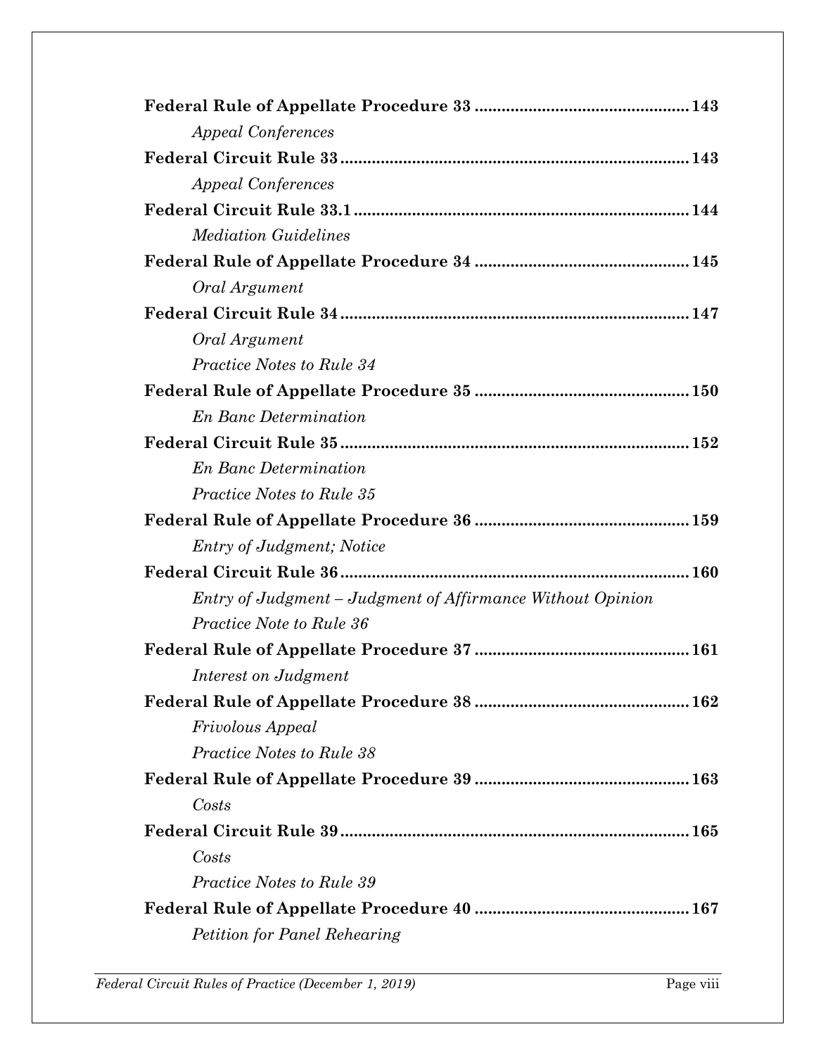**Federal Rule of Appellate Procedure 33** ............................................... 143

*Appeal Conferences*

**Federal Circuit Rule 33** ............................................................................ 143

*Appeal Conferences*

**Federal Circuit Rule 33.1** ......................................................................... 144

*Mediation Guidelines*

**Federal Rule of Appellate Procedure 34** ............................................... 145

*Oral Argument*

**Federal Circuit Rule 34** ............................................................................ 147

*Oral Argument*

*Practice Notes to Rule 34*

**Federal Rule of Appellate Procedure 35** ............................................... 150

*En Banc Determination*

**Federal Circuit Rule 35** ............................................................................ 152

*En Banc Determination*

*Practice Notes to Rule 35*

**Federal Rule of Appellate Procedure 36** ............................................... 159

*Entry of Judgment; Notice*

**Federal Circuit Rule 36** ............................................................................ 160

*Entry of Judgment – Judgment of Affirmance Without Opinion*

*Practice Note to Rule 36*

**Federal Rule of Appellate Procedure 37** ............................................... 161

*Interest on Judgment*

**Federal Rule of Appellate Procedure 38** ............................................... 162

*Frivolous Appeal*

*Practice Notes to Rule 38*

**Federal Rule of Appellate Procedure 39** ............................................... 163

*Costs*

**Federal Circuit Rule 39** ............................................................................ 165

*Costs*

*Practice Notes to Rule 39*

**Federal Rule of Appellate Procedure 40** ............................................... 167

*Petition for Panel Rehearing*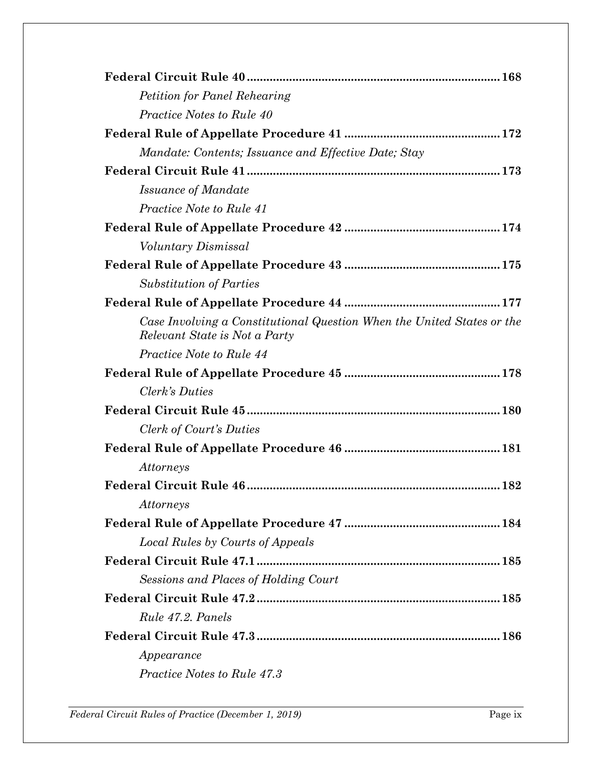**Federal Circuit Rule 40** .......... 168

*Petition for Panel Rehearing*

*Practice Notes to Rule 40*

**Federal Rule of Appellate Procedure 41** .......... 172

*Mandate: Contents; Issuance and Effective Date; Stay*

**Federal Circuit Rule 41** .......... 173

*Issuance of Mandate*

*Practice Note to Rule 41*

**Federal Rule of Appellate Procedure 42** .......... 174

*Voluntary Dismissal*

**Federal Rule of Appellate Procedure 43** .......... 175

*Substitution of Parties*

**Federal Rule of Appellate Procedure 44** .......... 177

*Case Involving a Constitutional Question When the United States or the Relevant State is Not a Party*

*Practice Note to Rule 44*

**Federal Rule of Appellate Procedure 45** .......... 178

*Clerk's Duties*

**Federal Circuit Rule 45** .......... 180

*Clerk of Court's Duties*

**Federal Rule of Appellate Procedure 46** .......... 181

*Attorneys*

**Federal Circuit Rule 46** .......... 182

*Attorneys*

**Federal Rule of Appellate Procedure 47** .......... 184

*Local Rules by Courts of Appeals*

**Federal Circuit Rule 47.1** .......... 185

*Sessions and Places of Holding Court*

**Federal Circuit Rule 47.2** .......... 185

*Rule 47.2. Panels*

**Federal Circuit Rule 47.3** .......... 186

*Appearance*

*Practice Notes to Rule 47.3*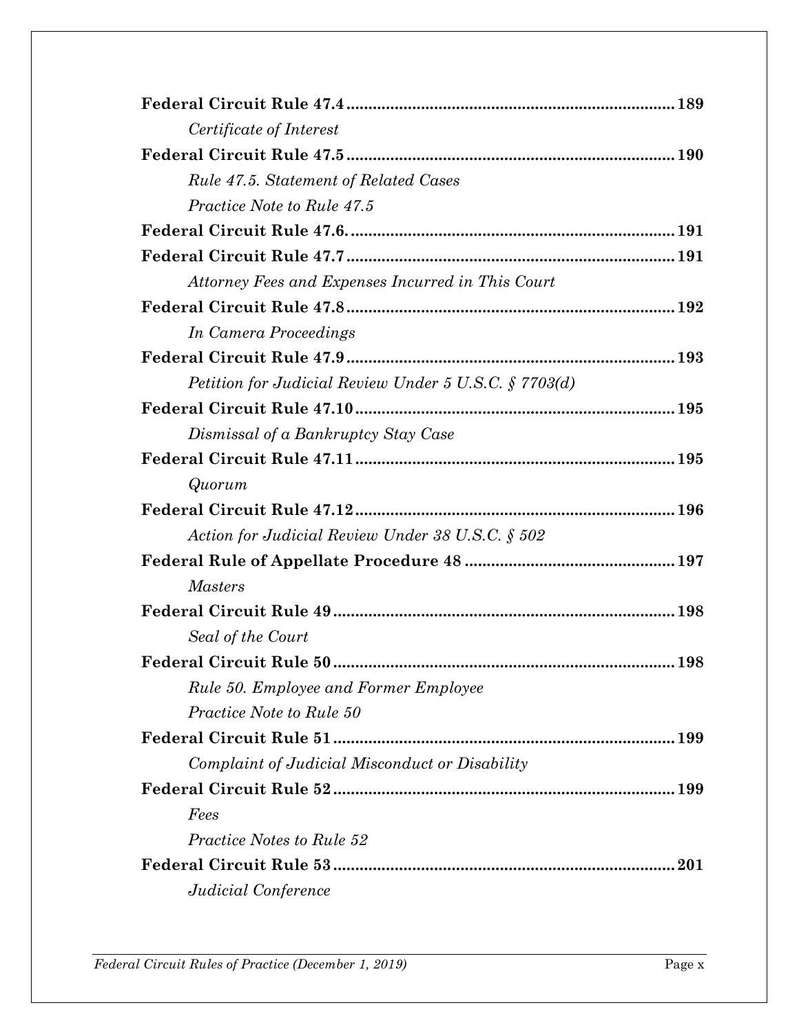**Federal Circuit Rule 47.4** .......................................................................... **189**

*Certificate of Interest*

**Federal Circuit Rule 47.5** .......................................................................... **190**

*Rule 47.5. Statement of Related Cases*

*Practice Note to Rule 47.5*

**Federal Circuit Rule 47.6.** .......................................................................... **191**

**Federal Circuit Rule 47.7** .......................................................................... **191**

*Attorney Fees and Expenses Incurred in This Court*

**Federal Circuit Rule 47.8** .......................................................................... **192**

*In Camera Proceedings*

**Federal Circuit Rule 47.9** .......................................................................... **193**

*Petition for Judicial Review Under 5 U.S.C. § 7703(d)*

**Federal Circuit Rule 47.10** ........................................................................ **195**

*Dismissal of a Bankruptcy Stay Case*

**Federal Circuit Rule 47.11** ........................................................................ **195**

*Quorum*

**Federal Circuit Rule 47.12** ........................................................................ **196**

*Action for Judicial Review Under 38 U.S.C. § 502*

**Federal Rule of Appellate Procedure 48** ............................................... **197**

*Masters*

**Federal Circuit Rule 49** ............................................................................. **198**

*Seal of the Court*

**Federal Circuit Rule 50** ............................................................................. **198**

*Rule 50. Employee and Former Employee*

*Practice Note to Rule 50*

**Federal Circuit Rule 51** ............................................................................. **199**

*Complaint of Judicial Misconduct or Disability*

**Federal Circuit Rule 52** ............................................................................. **199**

*Fees*

*Practice Notes to Rule 52*

**Federal Circuit Rule 53** ............................................................................. **201**

*Judicial Conference*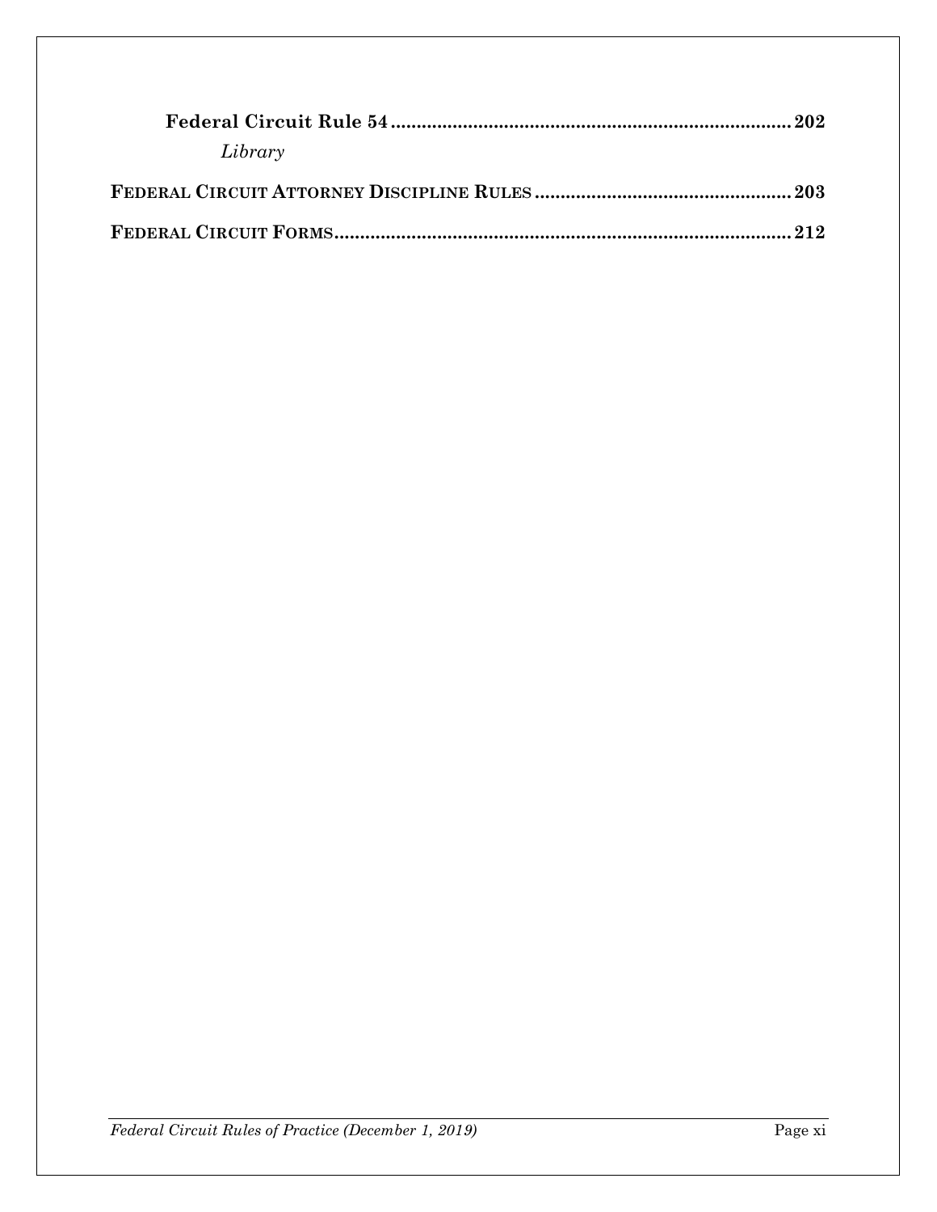**Federal Circuit Rule 54** .......................................................................... **202**

*Library*

**FEDERAL CIRCUIT ATTORNEY DISCIPLINE RULES** ................................................ **203**

**FEDERAL CIRCUIT FORMS** ........................................................................................ **212**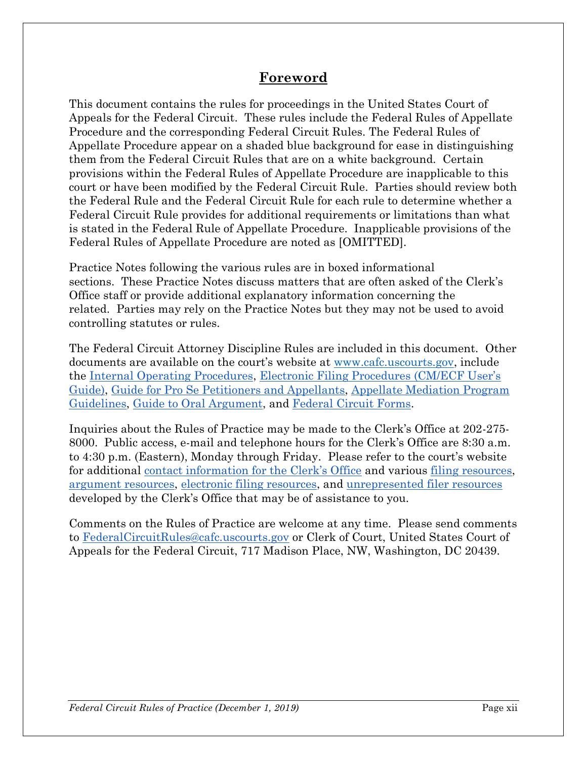# Foreword

This document contains the rules for proceedings in the United States Court of Appeals for the Federal Circuit. These rules include the Federal Rules of Appellate Procedure and the corresponding Federal Circuit Rules. The Federal Rules of Appellate Procedure appear on a shaded blue background for ease in distinguishing them from the Federal Circuit Rules that are on a white background. Certain provisions within the Federal Rules of Appellate Procedure are inapplicable to this court or have been modified by the Federal Circuit Rule. Parties should review both the Federal Rule and the Federal Circuit Rule for each rule to determine whether a Federal Circuit Rule provides for additional requirements or limitations than what is stated in the Federal Rule of Appellate Procedure. Inapplicable provisions of the Federal Rules of Appellate Procedure are noted as [OMITTED].

Practice Notes following the various rules are in boxed informational sections. These Practice Notes discuss matters that are often asked of the Clerk's Office staff or provide additional explanatory information concerning the related. Parties may rely on the Practice Notes but they may not be used to avoid controlling statutes or rules.

The Federal Circuit Attorney Discipline Rules are included in this document. Other documents are available on the court's website at www.cafc.uscourts.gov, include the Internal Operating Procedures, Electronic Filing Procedures (CM/ECF User's Guide), Guide for Pro Se Petitioners and Appellants, Appellate Mediation Program Guidelines, Guide to Oral Argument, and Federal Circuit Forms.

Inquiries about the Rules of Practice may be made to the Clerk's Office at 202-275-8000. Public access, e-mail and telephone hours for the Clerk's Office are 8:30 a.m. to 4:30 p.m. (Eastern), Monday through Friday. Please refer to the court's website for additional contact information for the Clerk's Office and various filing resources, argument resources, electronic filing resources, and unrepresented filer resources developed by the Clerk's Office that may be of assistance to you.

Comments on the Rules of Practice are welcome at any time. Please send comments to FederalCircuitRules@cafc.uscourts.gov or Clerk of Court, United States Court of Appeals for the Federal Circuit, 717 Madison Place, NW, Washington, DC 20439.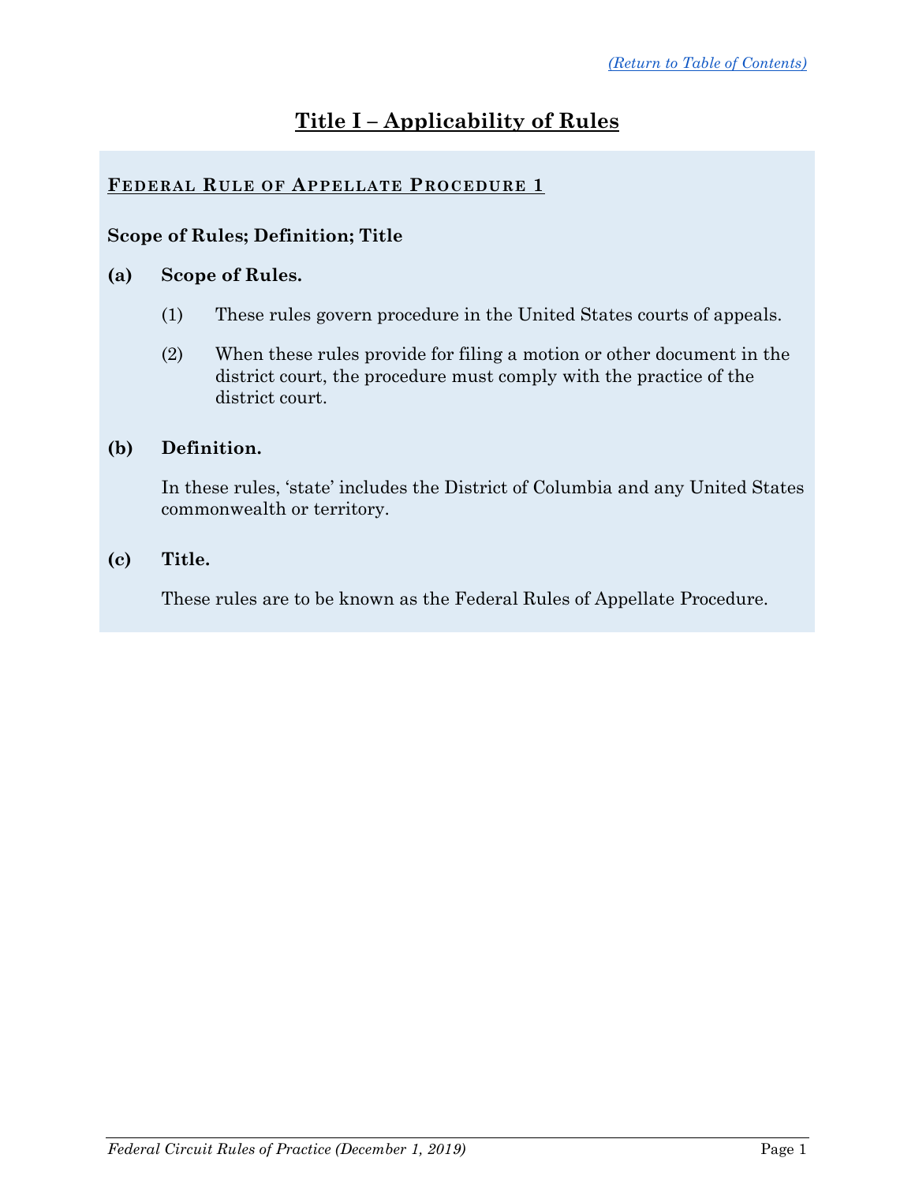[(Return to Table of Contents)](#)

# Title I – Applicability of Rules

## FEDERAL RULE OF APPELLATE PROCEDURE 1

**Scope of Rules; Definition; Title**

**(a) Scope of Rules.**

(1) These rules govern procedure in the United States courts of appeals.

(2) When these rules provide for filing a motion or other document in the district court, the procedure must comply with the practice of the district court.

**(b) Definition.**

In these rules, 'state' includes the District of Columbia and any United States commonwealth or territory.

**(c) Title.**

These rules are to be known as the Federal Rules of Appellate Procedure.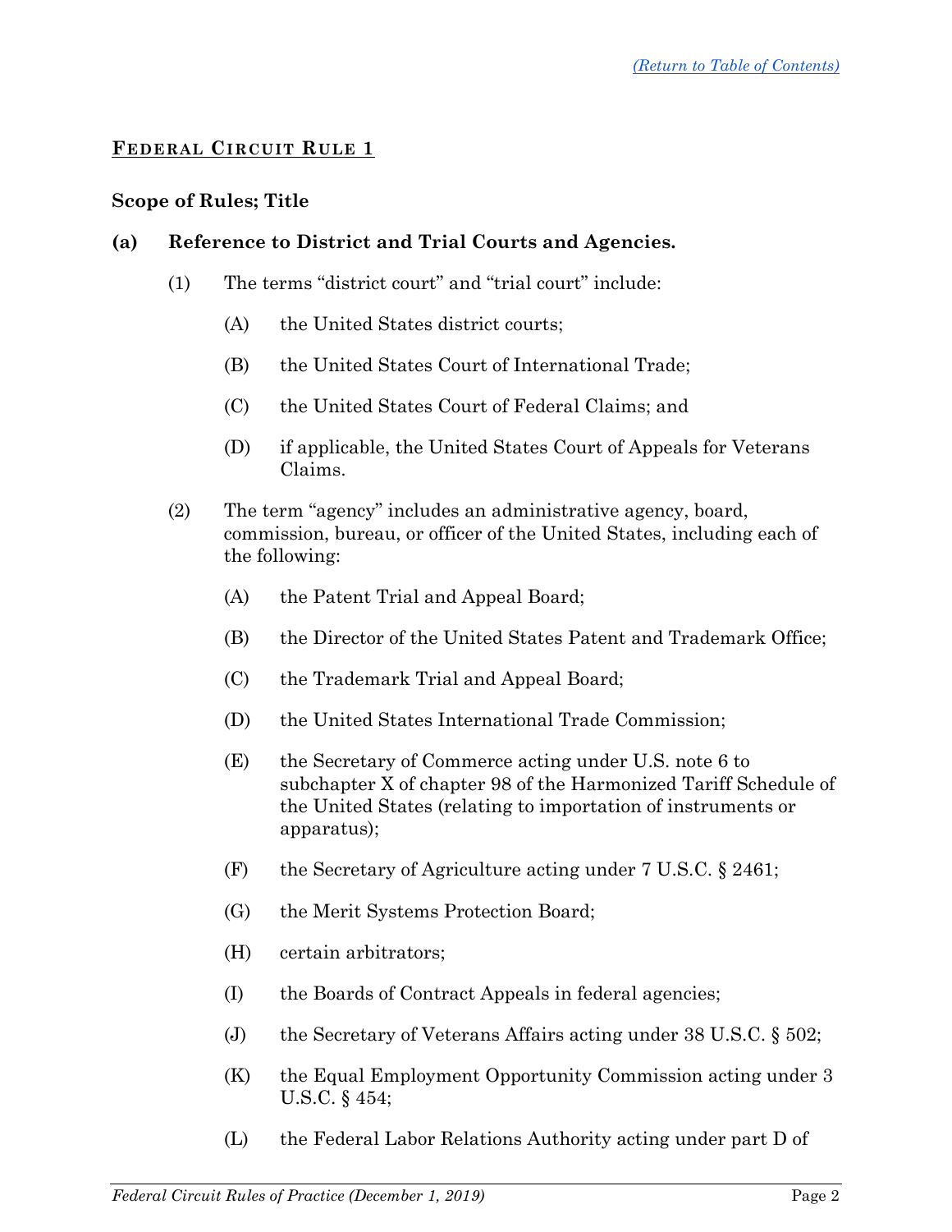[(Return to Table of Contents)](#)

## FEDERAL CIRCUIT RULE 1

### Scope of Rules; Title

**(a) Reference to District and Trial Courts and Agencies.**

(1) The terms "district court" and "trial court" include:

(A) the United States district courts;

(B) the United States Court of International Trade;

(C) the United States Court of Federal Claims; and

(D) if applicable, the United States Court of Appeals for Veterans Claims.

(2) The term "agency" includes an administrative agency, board, commission, bureau, or officer of the United States, including each of the following:

(A) the Patent Trial and Appeal Board;

(B) the Director of the United States Patent and Trademark Office;

(C) the Trademark Trial and Appeal Board;

(D) the United States International Trade Commission;

(E) the Secretary of Commerce acting under U.S. note 6 to subchapter X of chapter 98 of the Harmonized Tariff Schedule of the United States (relating to importation of instruments or apparatus);

(F) the Secretary of Agriculture acting under 7 U.S.C. § 2461;

(G) the Merit Systems Protection Board;

(H) certain arbitrators;

(I) the Boards of Contract Appeals in federal agencies;

(J) the Secretary of Veterans Affairs acting under 38 U.S.C. § 502;

(K) the Equal Employment Opportunity Commission acting under 3 U.S.C. § 454;

(L) the Federal Labor Relations Authority acting under part D of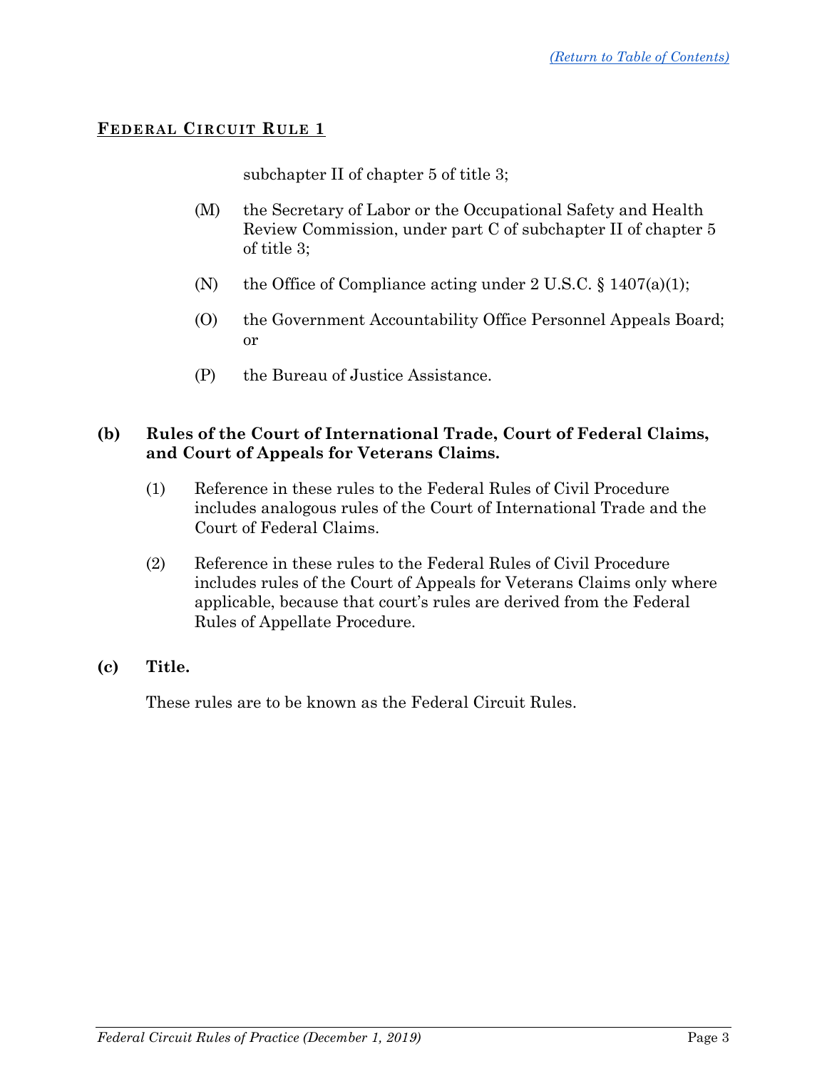## FEDERAL CIRCUIT RULE 1

subchapter II of chapter 5 of title 3;

(M) the Secretary of Labor or the Occupational Safety and Health Review Commission, under part C of subchapter II of chapter 5 of title 3;

(N) the Office of Compliance acting under 2 U.S.C. § 1407(a)(1);

(O) the Government Accountability Office Personnel Appeals Board; or

(P) the Bureau of Justice Assistance.

**(b) Rules of the Court of International Trade, Court of Federal Claims, and Court of Appeals for Veterans Claims.**

(1) Reference in these rules to the Federal Rules of Civil Procedure includes analogous rules of the Court of International Trade and the Court of Federal Claims.

(2) Reference in these rules to the Federal Rules of Civil Procedure includes rules of the Court of Appeals for Veterans Claims only where applicable, because that court's rules are derived from the Federal Rules of Appellate Procedure.

**(c) Title.**

These rules are to be known as the Federal Circuit Rules.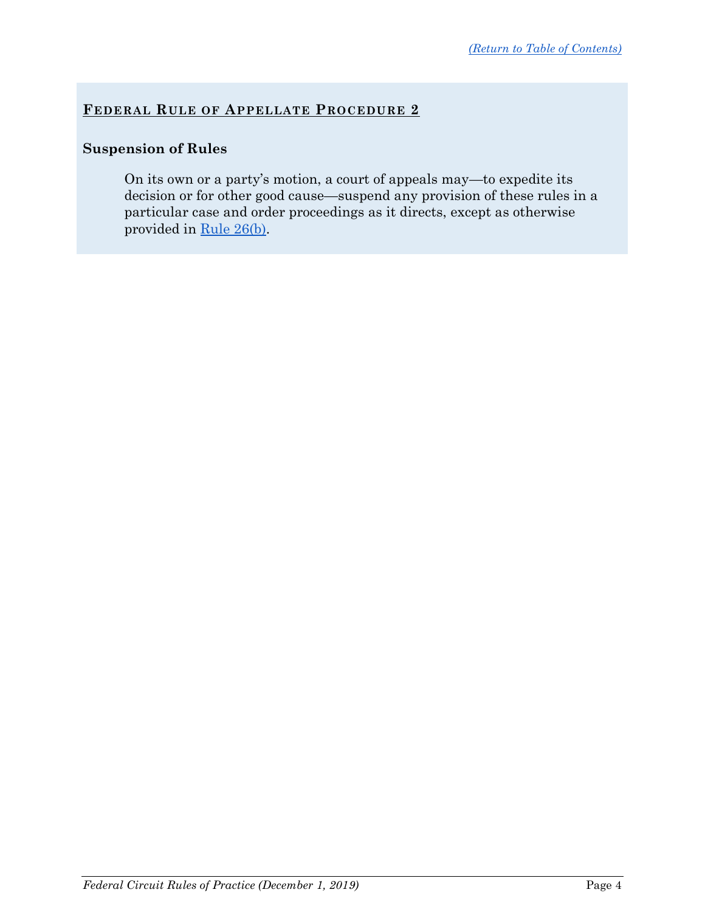## Federal Rule of Appellate Procedure 2

**Suspension of Rules**

> On its own or a party's motion, a court of appeals may—to expedite its decision or for other good cause—suspend any provision of these rules in a particular case and order proceedings as it directs, except as otherwise provided in Rule 26(b).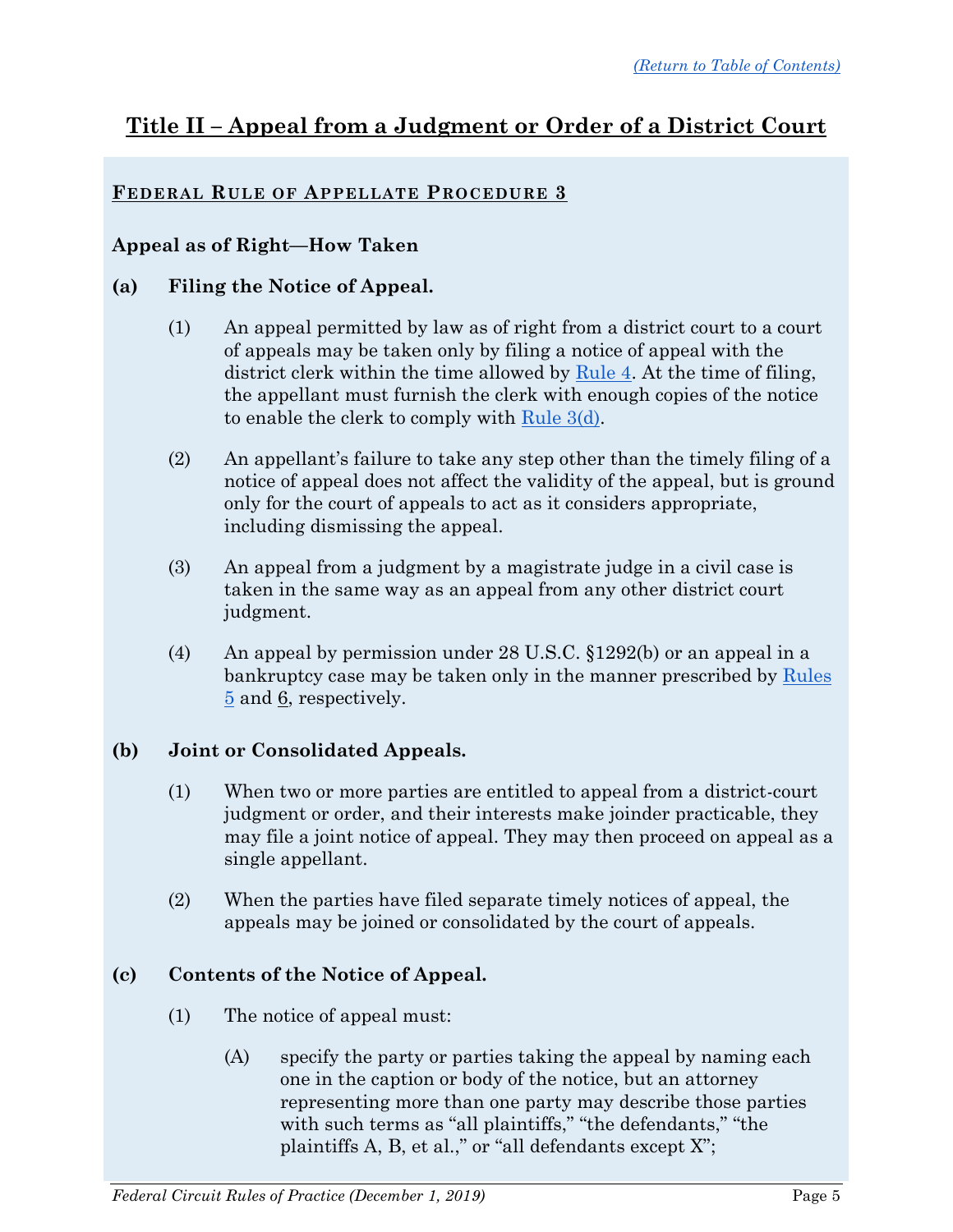# Title II – Appeal from a Judgment or Order of a District Court

## Federal Rule of Appellate Procedure 3

### Appeal as of Right—How Taken

**(a) Filing the Notice of Appeal.**

(1) An appeal permitted by law as of right from a district court to a court of appeals may be taken only by filing a notice of appeal with the district clerk within the time allowed by Rule 4. At the time of filing, the appellant must furnish the clerk with enough copies of the notice to enable the clerk to comply with Rule 3(d).

(2) An appellant's failure to take any step other than the timely filing of a notice of appeal does not affect the validity of the appeal, but is ground only for the court of appeals to act as it considers appropriate, including dismissing the appeal.

(3) An appeal from a judgment by a magistrate judge in a civil case is taken in the same way as an appeal from any other district court judgment.

(4) An appeal by permission under 28 U.S.C. §1292(b) or an appeal in a bankruptcy case may be taken only in the manner prescribed by Rules 5 and 6, respectively.

**(b) Joint or Consolidated Appeals.**

(1) When two or more parties are entitled to appeal from a district-court judgment or order, and their interests make joinder practicable, they may file a joint notice of appeal. They may then proceed on appeal as a single appellant.

(2) When the parties have filed separate timely notices of appeal, the appeals may be joined or consolidated by the court of appeals.

**(c) Contents of the Notice of Appeal.**

(1) The notice of appeal must:

(A) specify the party or parties taking the appeal by naming each one in the caption or body of the notice, but an attorney representing more than one party may describe those parties with such terms as "all plaintiffs," "the defendants," "the plaintiffs A, B, et al.," or "all defendants except X";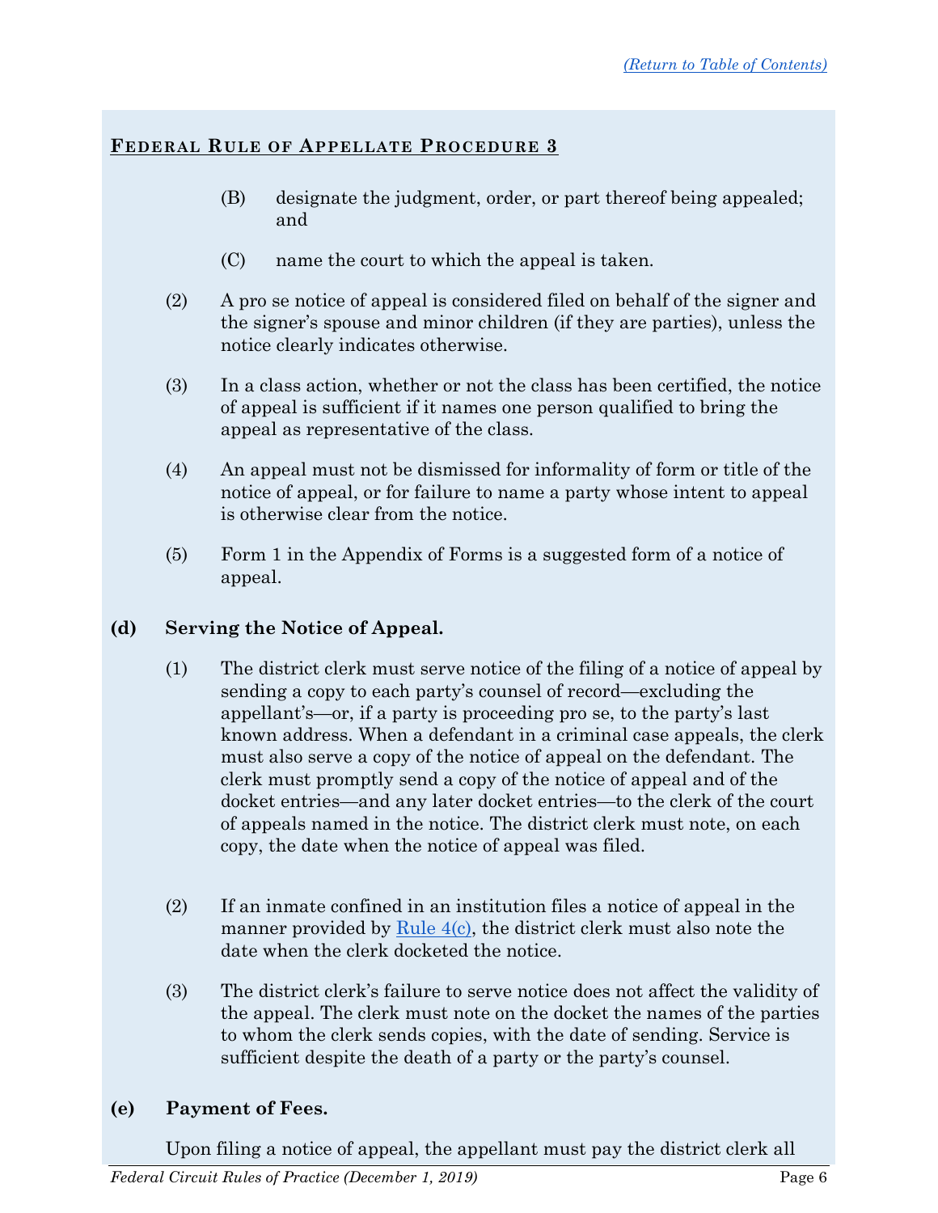**FEDERAL RULE OF APPELLATE PROCEDURE 3**

(B) designate the judgment, order, or part thereof being appealed; and

(C) name the court to which the appeal is taken.

(2) A pro se notice of appeal is considered filed on behalf of the signer and the signer's spouse and minor children (if they are parties), unless the notice clearly indicates otherwise.

(3) In a class action, whether or not the class has been certified, the notice of appeal is sufficient if it names one person qualified to bring the appeal as representative of the class.

(4) An appeal must not be dismissed for informality of form or title of the notice of appeal, or for failure to name a party whose intent to appeal is otherwise clear from the notice.

(5) Form 1 in the Appendix of Forms is a suggested form of a notice of appeal.

**(d) Serving the Notice of Appeal.**

(1) The district clerk must serve notice of the filing of a notice of appeal by sending a copy to each party's counsel of record—excluding the appellant's—or, if a party is proceeding pro se, to the party's last known address. When a defendant in a criminal case appeals, the clerk must also serve a copy of the notice of appeal on the defendant. The clerk must promptly send a copy of the notice of appeal and of the docket entries—and any later docket entries—to the clerk of the court of appeals named in the notice. The district clerk must note, on each copy, the date when the notice of appeal was filed.

(2) If an inmate confined in an institution files a notice of appeal in the manner provided by Rule 4(c), the district clerk must also note the date when the clerk docketed the notice.

(3) The district clerk's failure to serve notice does not affect the validity of the appeal. The clerk must note on the docket the names of the parties to whom the clerk sends copies, with the date of sending. Service is sufficient despite the death of a party or the party's counsel.

**(e) Payment of Fees.**

Upon filing a notice of appeal, the appellant must pay the district clerk all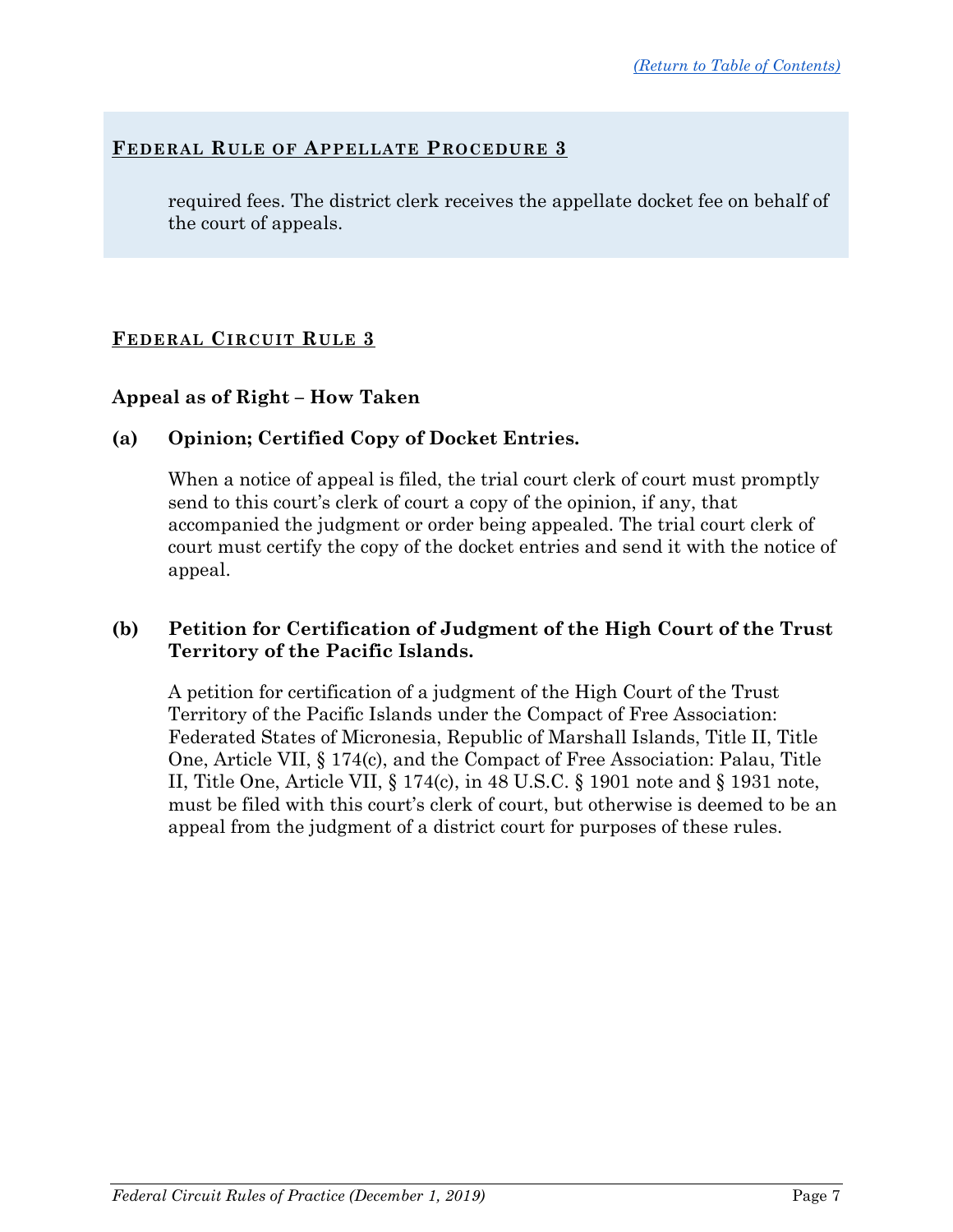## FEDERAL RULE OF APPELLATE PROCEDURE 3

required fees. The district clerk receives the appellate docket fee on behalf of the court of appeals.

## FEDERAL CIRCUIT RULE 3

### Appeal as of Right – How Taken

**(a) Opinion; Certified Copy of Docket Entries.**

When a notice of appeal is filed, the trial court clerk of court must promptly send to this court's clerk of court a copy of the opinion, if any, that accompanied the judgment or order being appealed. The trial court clerk of court must certify the copy of the docket entries and send it with the notice of appeal.

**(b) Petition for Certification of Judgment of the High Court of the Trust Territory of the Pacific Islands.**

A petition for certification of a judgment of the High Court of the Trust Territory of the Pacific Islands under the Compact of Free Association: Federated States of Micronesia, Republic of Marshall Islands, Title II, Title One, Article VII, § 174(c), and the Compact of Free Association: Palau, Title II, Title One, Article VII, § 174(c), in 48 U.S.C. § 1901 note and § 1931 note, must be filed with this court's clerk of court, but otherwise is deemed to be an appeal from the judgment of a district court for purposes of these rules.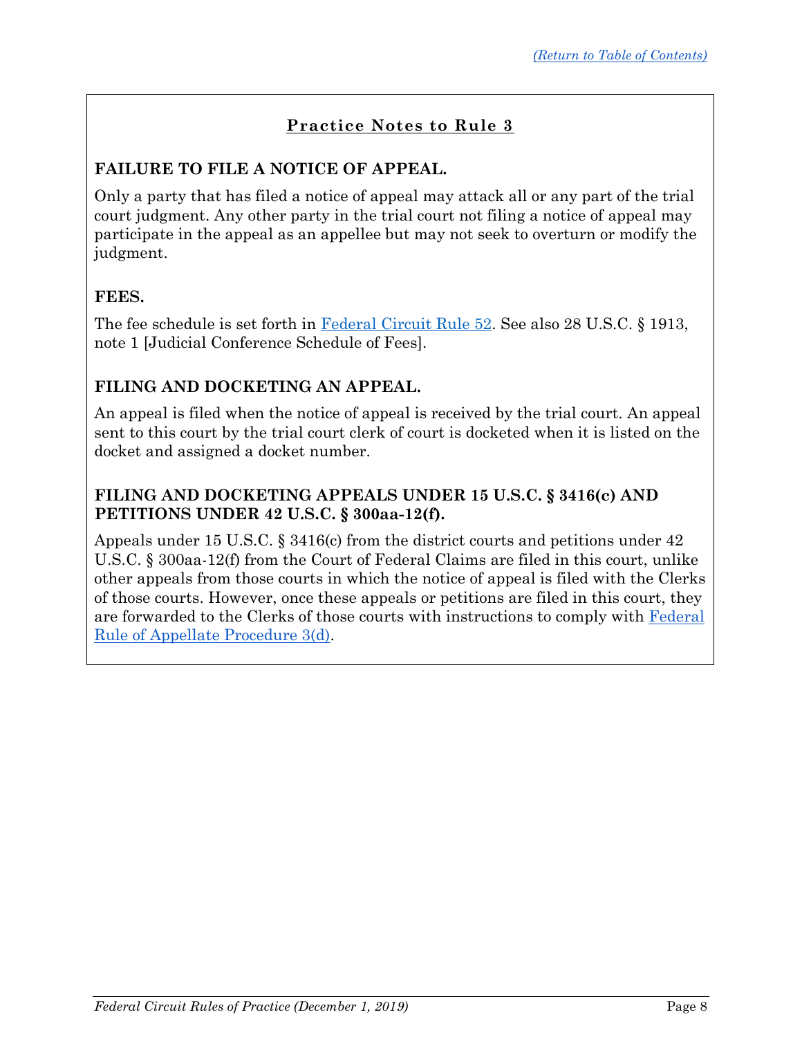## Practice Notes to Rule 3

### FAILURE TO FILE A NOTICE OF APPEAL.

Only a party that has filed a notice of appeal may attack all or any part of the trial court judgment. Any other party in the trial court not filing a notice of appeal may participate in the appeal as an appellee but may not seek to overturn or modify the judgment.

### FEES.

The fee schedule is set forth in Federal Circuit Rule 52. See also 28 U.S.C. § 1913, note 1 [Judicial Conference Schedule of Fees].

### FILING AND DOCKETING AN APPEAL.

An appeal is filed when the notice of appeal is received by the trial court. An appeal sent to this court by the trial court clerk of court is docketed when it is listed on the docket and assigned a docket number.

### FILING AND DOCKETING APPEALS UNDER 15 U.S.C. § 3416(c) AND PETITIONS UNDER 42 U.S.C. § 300aa-12(f).

Appeals under 15 U.S.C. § 3416(c) from the district courts and petitions under 42 U.S.C. § 300aa-12(f) from the Court of Federal Claims are filed in this court, unlike other appeals from those courts in which the notice of appeal is filed with the Clerks of those courts. However, once these appeals or petitions are filed in this court, they are forwarded to the Clerks of those courts with instructions to comply with Federal Rule of Appellate Procedure 3(d).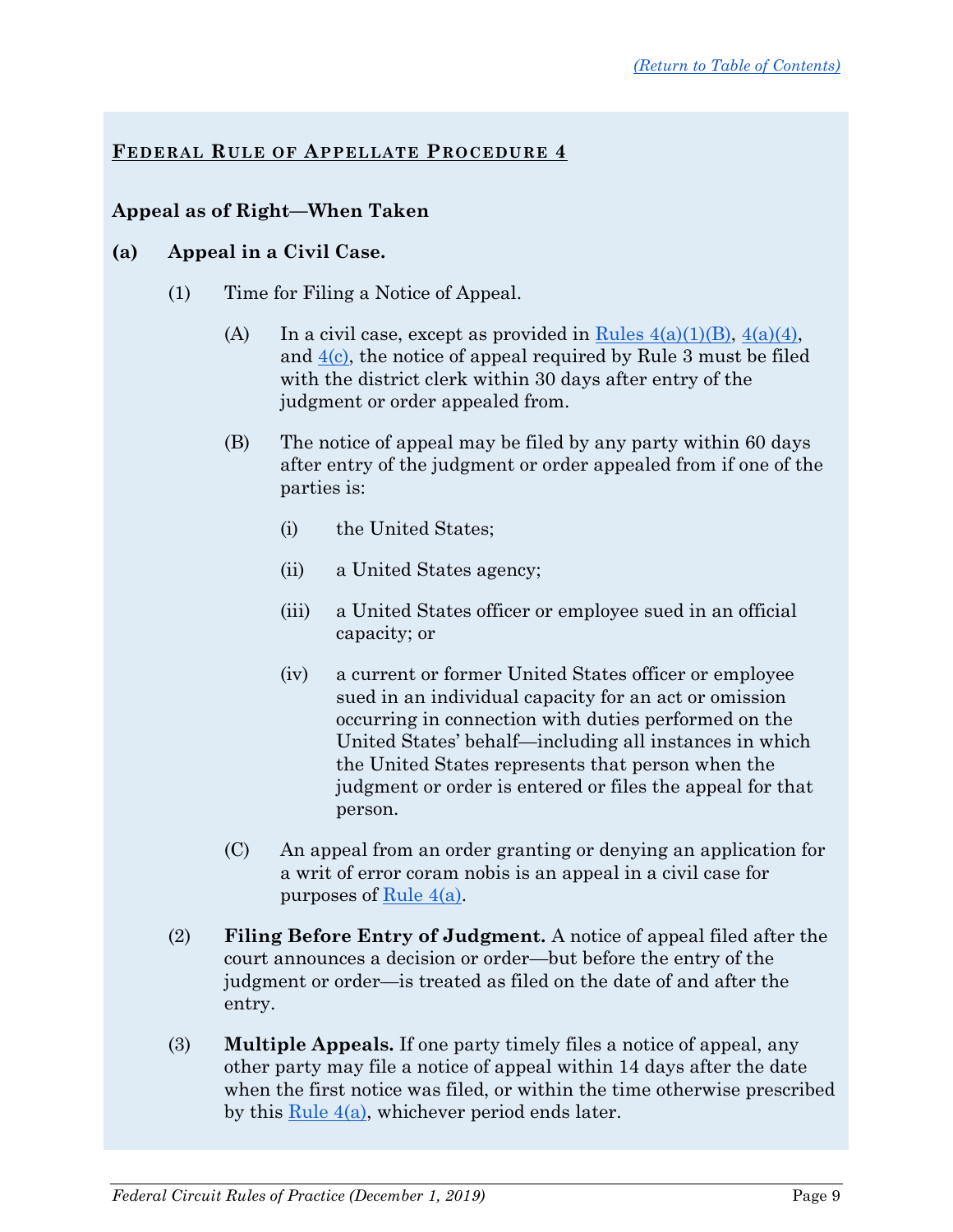## Federal Rule of Appellate Procedure 4

### Appeal as of Right—When Taken

**(a) Appeal in a Civil Case.**

(1) Time for Filing a Notice of Appeal.

(A) In a civil case, except as provided in Rules 4(a)(1)(B), 4(a)(4), and 4(c), the notice of appeal required by Rule 3 must be filed with the district clerk within 30 days after entry of the judgment or order appealed from.

(B) The notice of appeal may be filed by any party within 60 days after entry of the judgment or order appealed from if one of the parties is:

(i) the United States;

(ii) a United States agency;

(iii) a United States officer or employee sued in an official capacity; or

(iv) a current or former United States officer or employee sued in an individual capacity for an act or omission occurring in connection with duties performed on the United States' behalf—including all instances in which the United States represents that person when the judgment or order is entered or files the appeal for that person.

(C) An appeal from an order granting or denying an application for a writ of error coram nobis is an appeal in a civil case for purposes of Rule 4(a).

(2) **Filing Before Entry of Judgment.** A notice of appeal filed after the court announces a decision or order—but before the entry of the judgment or order—is treated as filed on the date of and after the entry.

(3) **Multiple Appeals.** If one party timely files a notice of appeal, any other party may file a notice of appeal within 14 days after the date when the first notice was filed, or within the time otherwise prescribed by this Rule 4(a), whichever period ends later.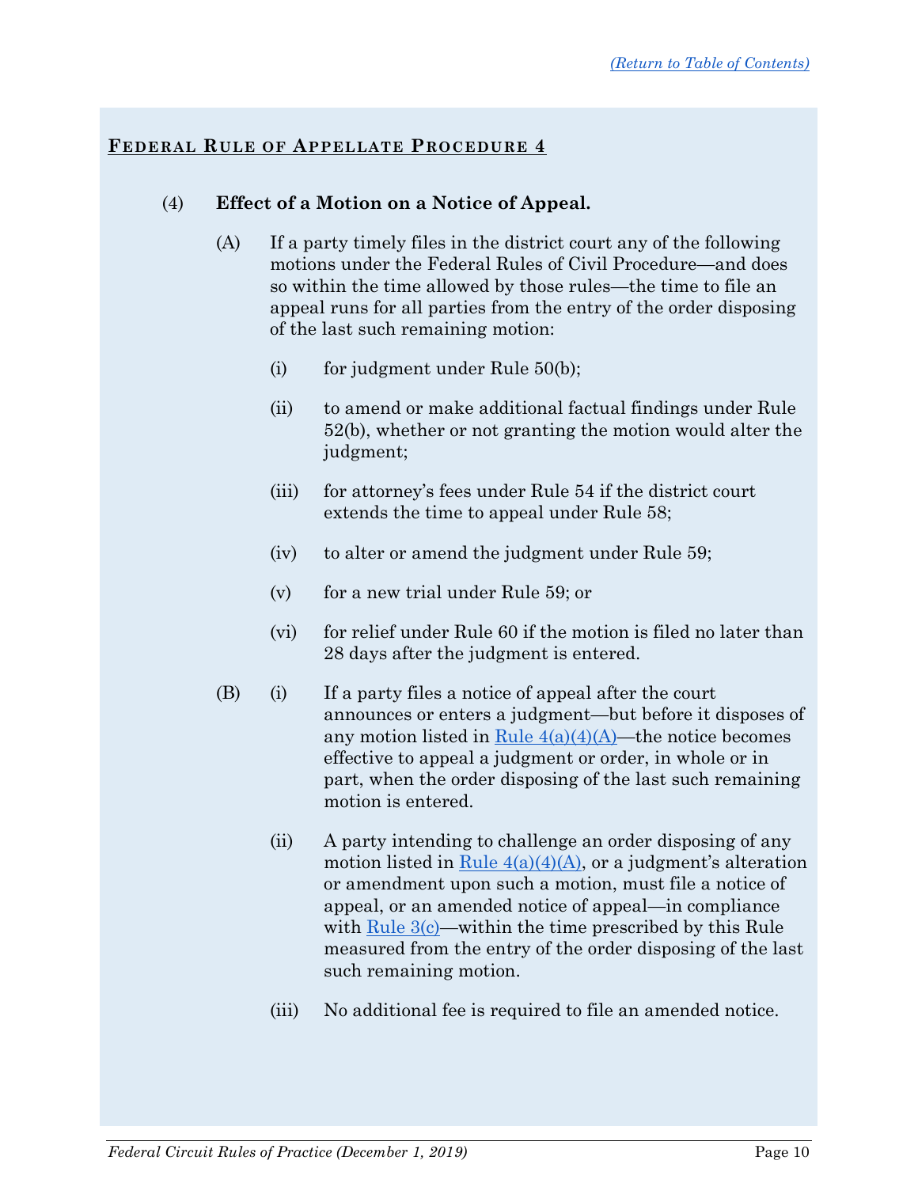**Federal Rule of Appellate Procedure 4**

(4) **Effect of a Motion on a Notice of Appeal.**

(A) If a party timely files in the district court any of the following motions under the Federal Rules of Civil Procedure—and does so within the time allowed by those rules—the time to file an appeal runs for all parties from the entry of the order disposing of the last such remaining motion:

(i) for judgment under Rule 50(b);

(ii) to amend or make additional factual findings under Rule 52(b), whether or not granting the motion would alter the judgment;

(iii) for attorney's fees under Rule 54 if the district court extends the time to appeal under Rule 58;

(iv) to alter or amend the judgment under Rule 59;

(v) for a new trial under Rule 59; or

(vi) for relief under Rule 60 if the motion is filed no later than 28 days after the judgment is entered.

(B) (i) If a party files a notice of appeal after the court announces or enters a judgment—but before it disposes of any motion listed in Rule 4(a)(4)(A)—the notice becomes effective to appeal a judgment or order, in whole or in part, when the order disposing of the last such remaining motion is entered.

(ii) A party intending to challenge an order disposing of any motion listed in Rule 4(a)(4)(A), or a judgment's alteration or amendment upon such a motion, must file a notice of appeal, or an amended notice of appeal—in compliance with Rule 3(c)—within the time prescribed by this Rule measured from the entry of the order disposing of the last such remaining motion.

(iii) No additional fee is required to file an amended notice.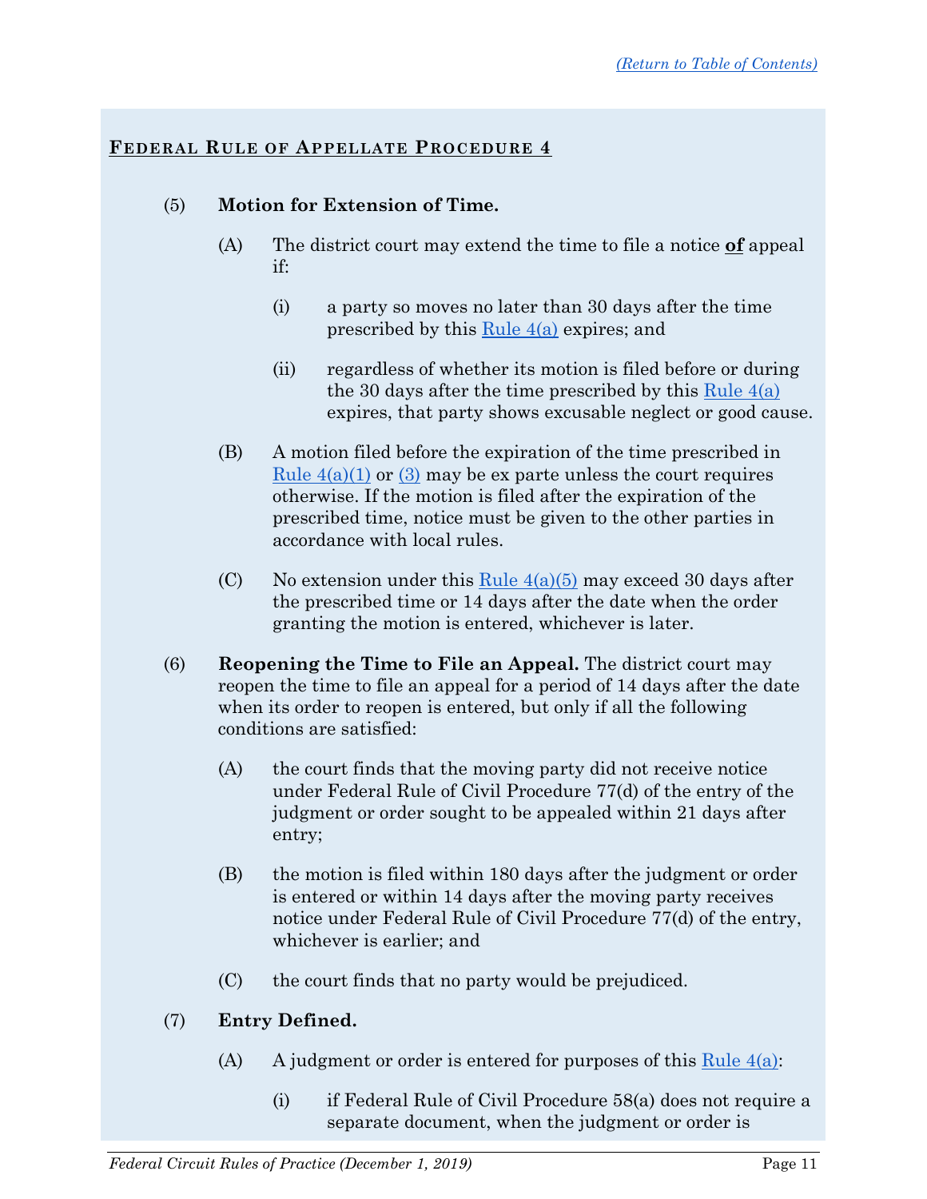## FEDERAL RULE OF APPELLATE PROCEDURE 4

(5) **Motion for Extension of Time.**

(A) The district court may extend the time to file a notice **of** appeal if:

(i) a party so moves no later than 30 days after the time prescribed by this Rule 4(a) expires; and

(ii) regardless of whether its motion is filed before or during the 30 days after the time prescribed by this Rule 4(a) expires, that party shows excusable neglect or good cause.

(B) A motion filed before the expiration of the time prescribed in Rule 4(a)(1) or (3) may be ex parte unless the court requires otherwise. If the motion is filed after the expiration of the prescribed time, notice must be given to the other parties in accordance with local rules.

(C) No extension under this Rule 4(a)(5) may exceed 30 days after the prescribed time or 14 days after the date when the order granting the motion is entered, whichever is later.

(6) **Reopening the Time to File an Appeal.** The district court may reopen the time to file an appeal for a period of 14 days after the date when its order to reopen is entered, but only if all the following conditions are satisfied:

(A) the court finds that the moving party did not receive notice under Federal Rule of Civil Procedure 77(d) of the entry of the judgment or order sought to be appealed within 21 days after entry;

(B) the motion is filed within 180 days after the judgment or order is entered or within 14 days after the moving party receives notice under Federal Rule of Civil Procedure 77(d) of the entry, whichever is earlier; and

(C) the court finds that no party would be prejudiced.

(7) **Entry Defined.**

(A) A judgment or order is entered for purposes of this Rule 4(a):

(i) if Federal Rule of Civil Procedure 58(a) does not require a separate document, when the judgment or order is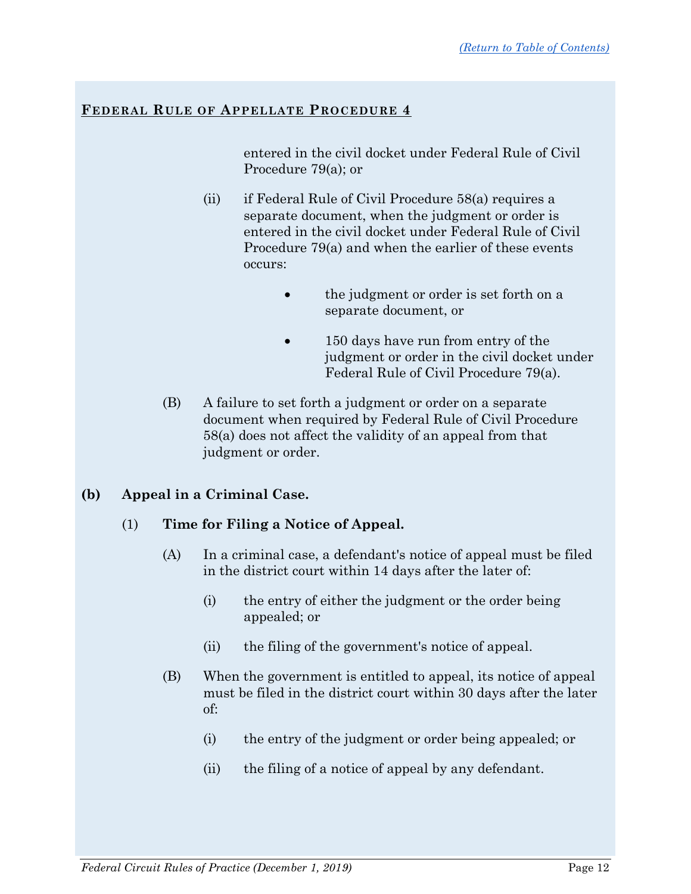**FEDERAL RULE OF APPELLATE PROCEDURE 4**

entered in the civil docket under Federal Rule of Civil Procedure 79(a); or

(ii) if Federal Rule of Civil Procedure 58(a) requires a separate document, when the judgment or order is entered in the civil docket under Federal Rule of Civil Procedure 79(a) and when the earlier of these events occurs:

- the judgment or order is set forth on a separate document, or
- 150 days have run from entry of the judgment or order in the civil docket under Federal Rule of Civil Procedure 79(a).

(B) A failure to set forth a judgment or order on a separate document when required by Federal Rule of Civil Procedure 58(a) does not affect the validity of an appeal from that judgment or order.

**(b) Appeal in a Criminal Case.**

(1) **Time for Filing a Notice of Appeal.**

(A) In a criminal case, a defendant's notice of appeal must be filed in the district court within 14 days after the later of:

(i) the entry of either the judgment or the order being appealed; or

(ii) the filing of the government's notice of appeal.

(B) When the government is entitled to appeal, its notice of appeal must be filed in the district court within 30 days after the later of:

(i) the entry of the judgment or order being appealed; or

(ii) the filing of a notice of appeal by any defendant.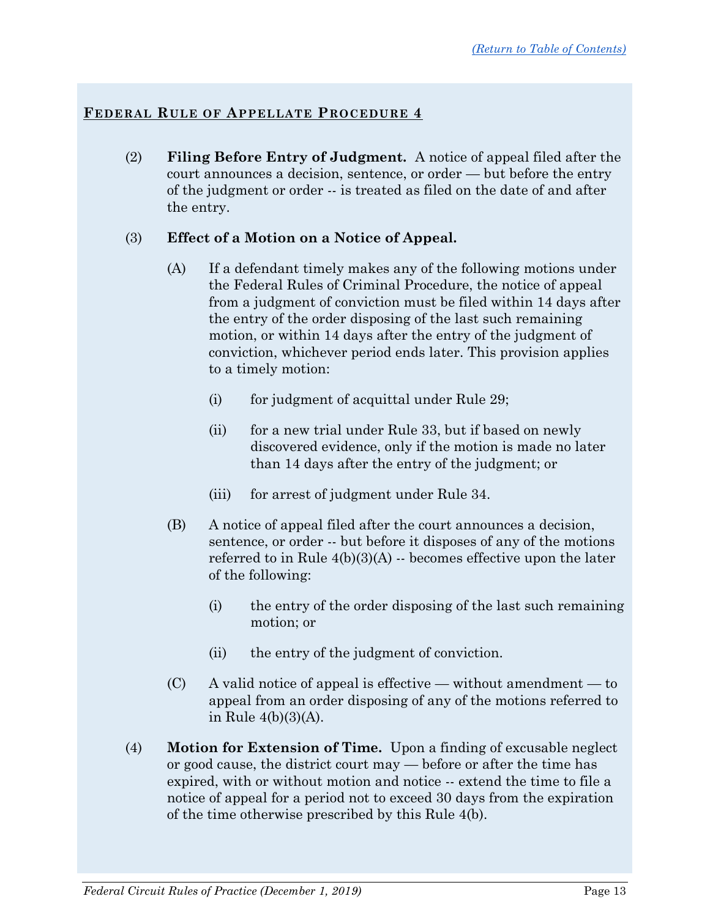**FEDERAL RULE OF APPELLATE PROCEDURE 4**

(2) **Filing Before Entry of Judgment.** A notice of appeal filed after the court announces a decision, sentence, or order — but before the entry of the judgment or order -- is treated as filed on the date of and after the entry.

(3) **Effect of a Motion on a Notice of Appeal.**

(A) If a defendant timely makes any of the following motions under the Federal Rules of Criminal Procedure, the notice of appeal from a judgment of conviction must be filed within 14 days after the entry of the order disposing of the last such remaining motion, or within 14 days after the entry of the judgment of conviction, whichever period ends later. This provision applies to a timely motion:

(i) for judgment of acquittal under Rule 29;

(ii) for a new trial under Rule 33, but if based on newly discovered evidence, only if the motion is made no later than 14 days after the entry of the judgment; or

(iii) for arrest of judgment under Rule 34.

(B) A notice of appeal filed after the court announces a decision, sentence, or order -- but before it disposes of any of the motions referred to in Rule 4(b)(3)(A) -- becomes effective upon the later of the following:

(i) the entry of the order disposing of the last such remaining motion; or

(ii) the entry of the judgment of conviction.

(C) A valid notice of appeal is effective — without amendment — to appeal from an order disposing of any of the motions referred to in Rule 4(b)(3)(A).

(4) **Motion for Extension of Time.** Upon a finding of excusable neglect or good cause, the district court may — before or after the time has expired, with or without motion and notice -- extend the time to file a notice of appeal for a period not to exceed 30 days from the expiration of the time otherwise prescribed by this Rule 4(b).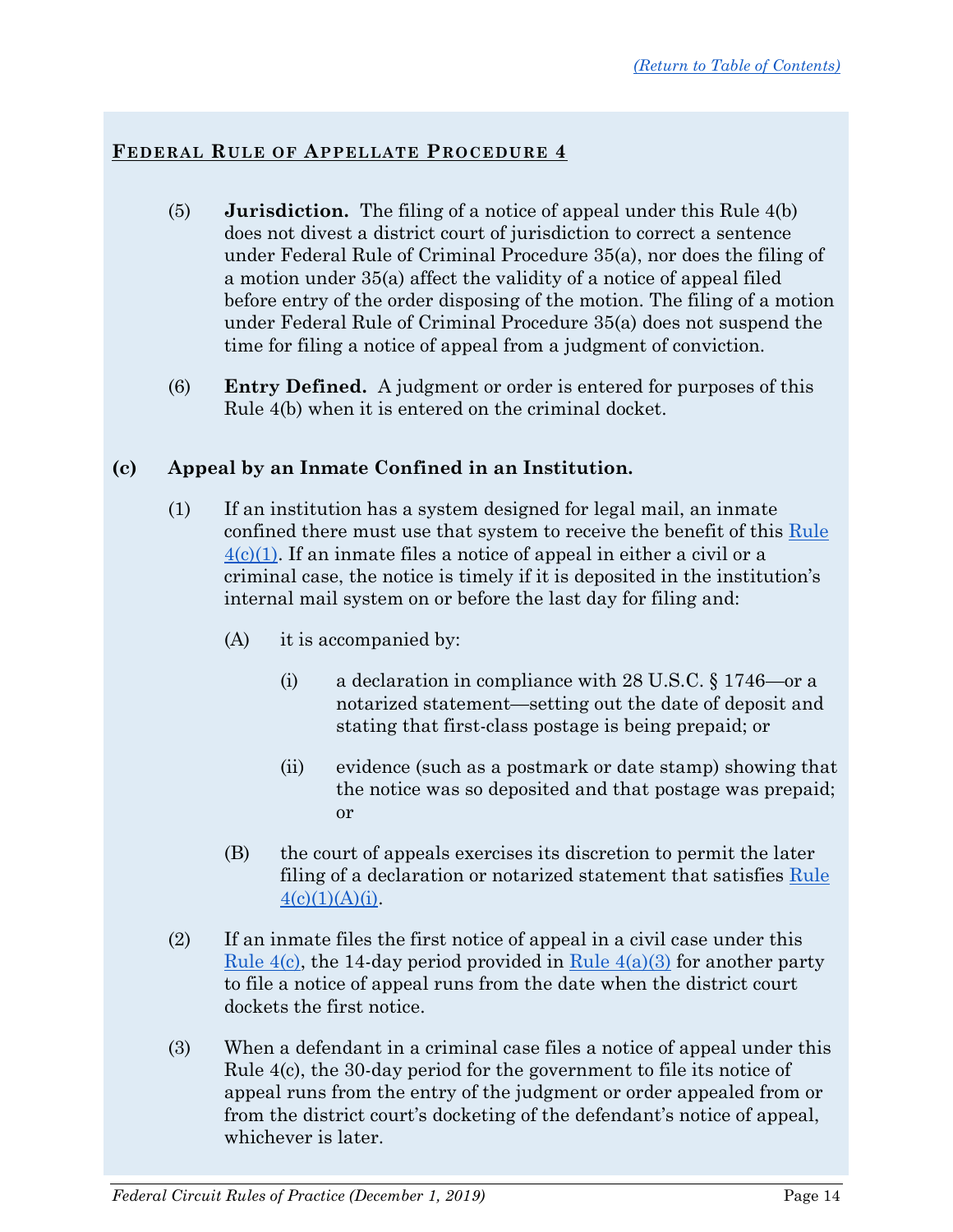## FEDERAL RULE OF APPELLATE PROCEDURE 4

(5) **Jurisdiction.** The filing of a notice of appeal under this Rule 4(b) does not divest a district court of jurisdiction to correct a sentence under Federal Rule of Criminal Procedure 35(a), nor does the filing of a motion under 35(a) affect the validity of a notice of appeal filed before entry of the order disposing of the motion. The filing of a motion under Federal Rule of Criminal Procedure 35(a) does not suspend the time for filing a notice of appeal from a judgment of conviction.

(6) **Entry Defined.** A judgment or order is entered for purposes of this Rule 4(b) when it is entered on the criminal docket.

**(c) Appeal by an Inmate Confined in an Institution.**

(1) If an institution has a system designed for legal mail, an inmate confined there must use that system to receive the benefit of this Rule 4(c)(1). If an inmate files a notice of appeal in either a civil or a criminal case, the notice is timely if it is deposited in the institution's internal mail system on or before the last day for filing and:

(A) it is accompanied by:

(i) a declaration in compliance with 28 U.S.C. § 1746—or a notarized statement—setting out the date of deposit and stating that first-class postage is being prepaid; or

(ii) evidence (such as a postmark or date stamp) showing that the notice was so deposited and that postage was prepaid; or

(B) the court of appeals exercises its discretion to permit the later filing of a declaration or notarized statement that satisfies Rule 4(c)(1)(A)(i).

(2) If an inmate files the first notice of appeal in a civil case under this Rule 4(c), the 14-day period provided in Rule 4(a)(3) for another party to file a notice of appeal runs from the date when the district court dockets the first notice.

(3) When a defendant in a criminal case files a notice of appeal under this Rule 4(c), the 30-day period for the government to file its notice of appeal runs from the entry of the judgment or order appealed from or from the district court's docketing of the defendant's notice of appeal, whichever is later.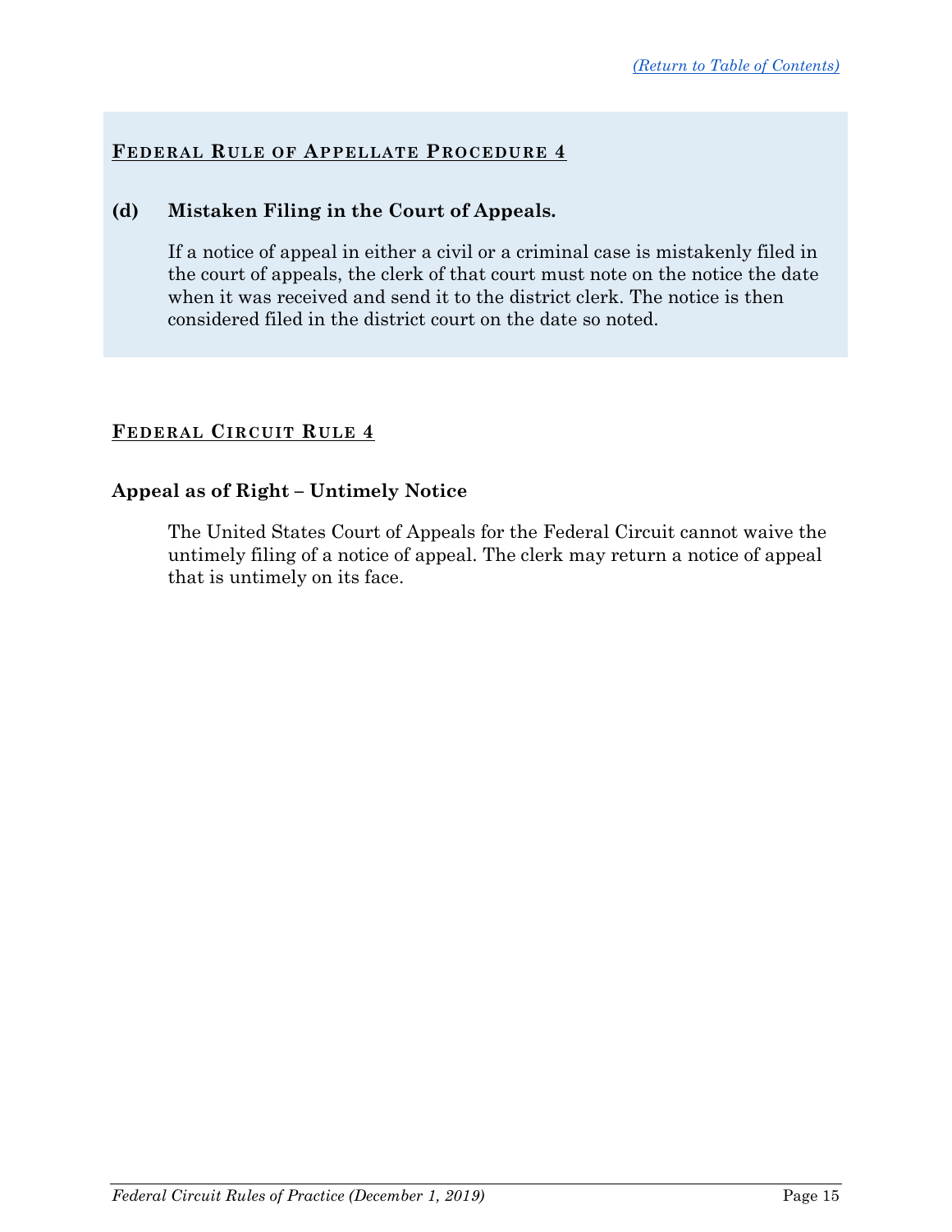## Federal Rule of Appellate Procedure 4

**(d) Mistaken Filing in the Court of Appeals.**

If a notice of appeal in either a civil or a criminal case is mistakenly filed in the court of appeals, the clerk of that court must note on the notice the date when it was received and send it to the district clerk. The notice is then considered filed in the district court on the date so noted.

## Federal Circuit Rule 4

### Appeal as of Right – Untimely Notice

The United States Court of Appeals for the Federal Circuit cannot waive the untimely filing of a notice of appeal. The clerk may return a notice of appeal that is untimely on its face.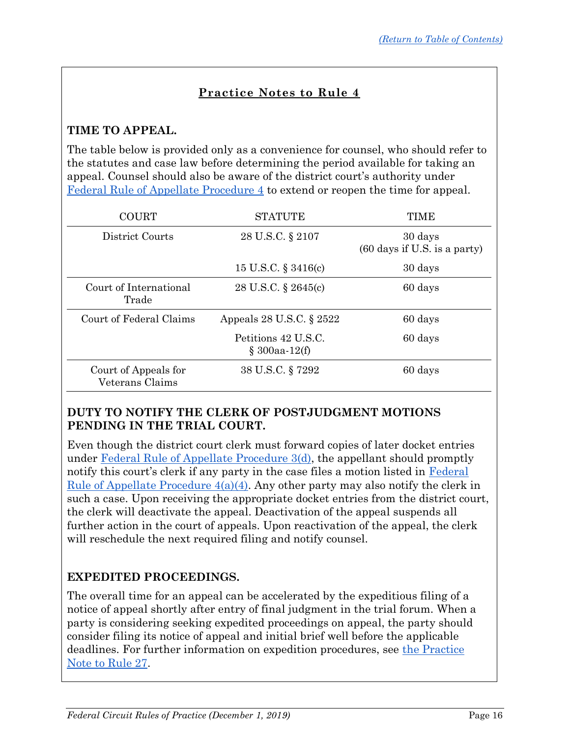## Practice Notes to Rule 4

### TIME TO APPEAL.

The table below is provided only as a convenience for counsel, who should refer to the statutes and case law before determining the period available for taking an appeal. Counsel should also be aware of the district court's authority under [Federal Rule of Appellate Procedure 4](#) to extend or reopen the time for appeal.

| COURT | STATUTE | TIME |
|---|---|---|
| District Courts | 28 U.S.C. § 2107 | 30 days (60 days if U.S. is a party) |
| | 15 U.S.C. § 3416(c) | 30 days |
| Court of International Trade | 28 U.S.C. § 2645(c) | 60 days |
| Court of Federal Claims | Appeals 28 U.S.C. § 2522 | 60 days |
| | Petitions 42 U.S.C. § 300aa-12(f) | 60 days |
| Court of Appeals for Veterans Claims | 38 U.S.C. § 7292 | 60 days |

### DUTY TO NOTIFY THE CLERK OF POSTJUDGMENT MOTIONS PENDING IN THE TRIAL COURT.

Even though the district court clerk must forward copies of later docket entries under [Federal Rule of Appellate Procedure 3(d)](#), the appellant should promptly notify this court's clerk if any party in the case files a motion listed in [Federal Rule of Appellate Procedure 4(a)(4)](#). Any other party may also notify the clerk in such a case. Upon receiving the appropriate docket entries from the district court, the clerk will deactivate the appeal. Deactivation of the appeal suspends all further action in the court of appeals. Upon reactivation of the appeal, the clerk will reschedule the next required filing and notify counsel.

### EXPEDITED PROCEEDINGS.

The overall time for an appeal can be accelerated by the expeditious filing of a notice of appeal shortly after entry of final judgment in the trial forum. When a party is considering seeking expedited proceedings on appeal, the party should consider filing its notice of appeal and initial brief well before the applicable deadlines. For further information on expedition procedures, see [the Practice Note to Rule 27](#).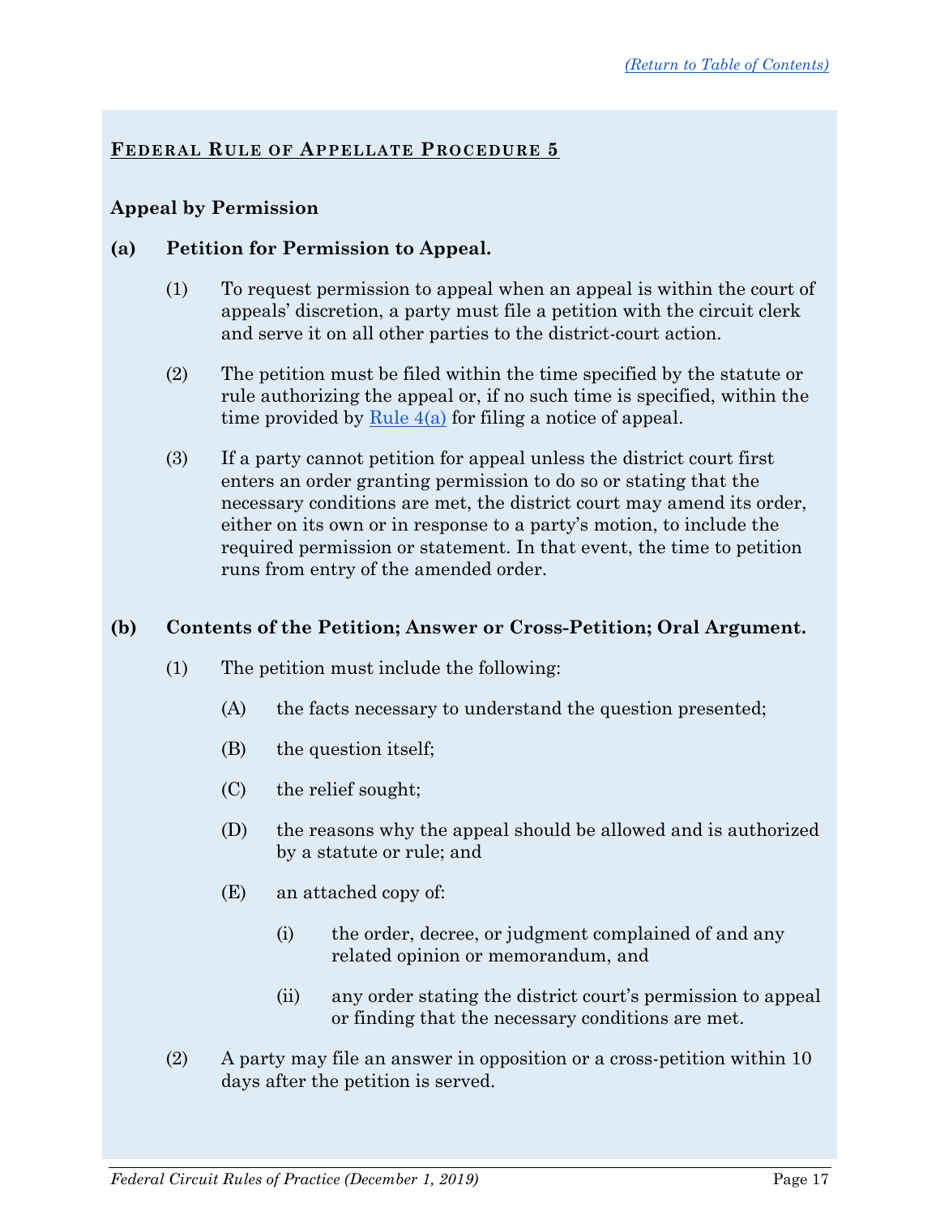## Federal Rule of Appellate Procedure 5

### Appeal by Permission

**(a) Petition for Permission to Appeal.**

(1) To request permission to appeal when an appeal is within the court of appeals' discretion, a party must file a petition with the circuit clerk and serve it on all other parties to the district-court action.

(2) The petition must be filed within the time specified by the statute or rule authorizing the appeal or, if no such time is specified, within the time provided by Rule 4(a) for filing a notice of appeal.

(3) If a party cannot petition for appeal unless the district court first enters an order granting permission to do so or stating that the necessary conditions are met, the district court may amend its order, either on its own or in response to a party's motion, to include the required permission or statement. In that event, the time to petition runs from entry of the amended order.

**(b) Contents of the Petition; Answer or Cross-Petition; Oral Argument.**

(1) The petition must include the following:

(A) the facts necessary to understand the question presented;

(B) the question itself;

(C) the relief sought;

(D) the reasons why the appeal should be allowed and is authorized by a statute or rule; and

(E) an attached copy of:

(i) the order, decree, or judgment complained of and any related opinion or memorandum, and

(ii) any order stating the district court's permission to appeal or finding that the necessary conditions are met.

(2) A party may file an answer in opposition or a cross-petition within 10 days after the petition is served.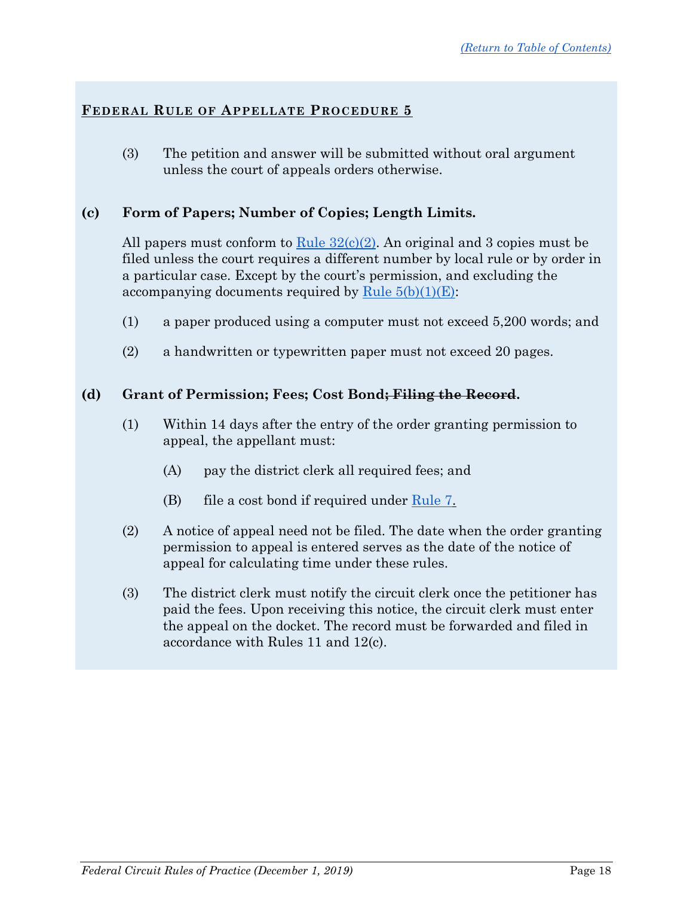## FEDERAL RULE OF APPELLATE PROCEDURE 5

(3) The petition and answer will be submitted without oral argument unless the court of appeals orders otherwise.

**(c) Form of Papers; Number of Copies; Length Limits.**

All papers must conform to Rule 32(c)(2). An original and 3 copies must be filed unless the court requires a different number by local rule or by order in a particular case. Except by the court's permission, and excluding the accompanying documents required by Rule 5(b)(1)(E):

(1) a paper produced using a computer must not exceed 5,200 words; and

(2) a handwritten or typewritten paper must not exceed 20 pages.

**(d) Grant of Permission; Fees; Cost Bond~~; Filing the Record~~.**

(1) Within 14 days after the entry of the order granting permission to appeal, the appellant must:

(A) pay the district clerk all required fees; and

(B) file a cost bond if required under Rule 7.

(2) A notice of appeal need not be filed. The date when the order granting permission to appeal is entered serves as the date of the notice of appeal for calculating time under these rules.

(3) The district clerk must notify the circuit clerk once the petitioner has paid the fees. Upon receiving this notice, the circuit clerk must enter the appeal on the docket. The record must be forwarded and filed in accordance with Rules 11 and 12(c).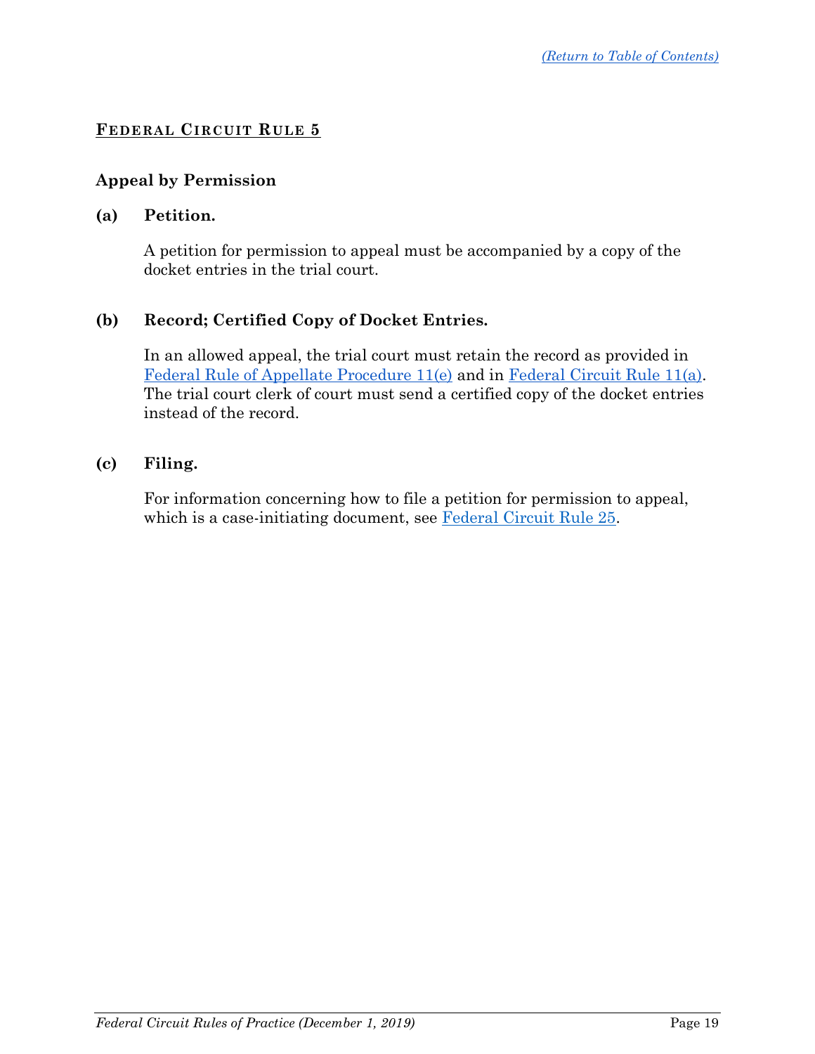## FEDERAL CIRCUIT RULE 5

### Appeal by Permission

**(a) Petition.**

A petition for permission to appeal must be accompanied by a copy of the docket entries in the trial court.

**(b) Record; Certified Copy of Docket Entries.**

In an allowed appeal, the trial court must retain the record as provided in Federal Rule of Appellate Procedure 11(e) and in Federal Circuit Rule 11(a). The trial court clerk of court must send a certified copy of the docket entries instead of the record.

**(c) Filing.**

For information concerning how to file a petition for permission to appeal, which is a case-initiating document, see Federal Circuit Rule 25.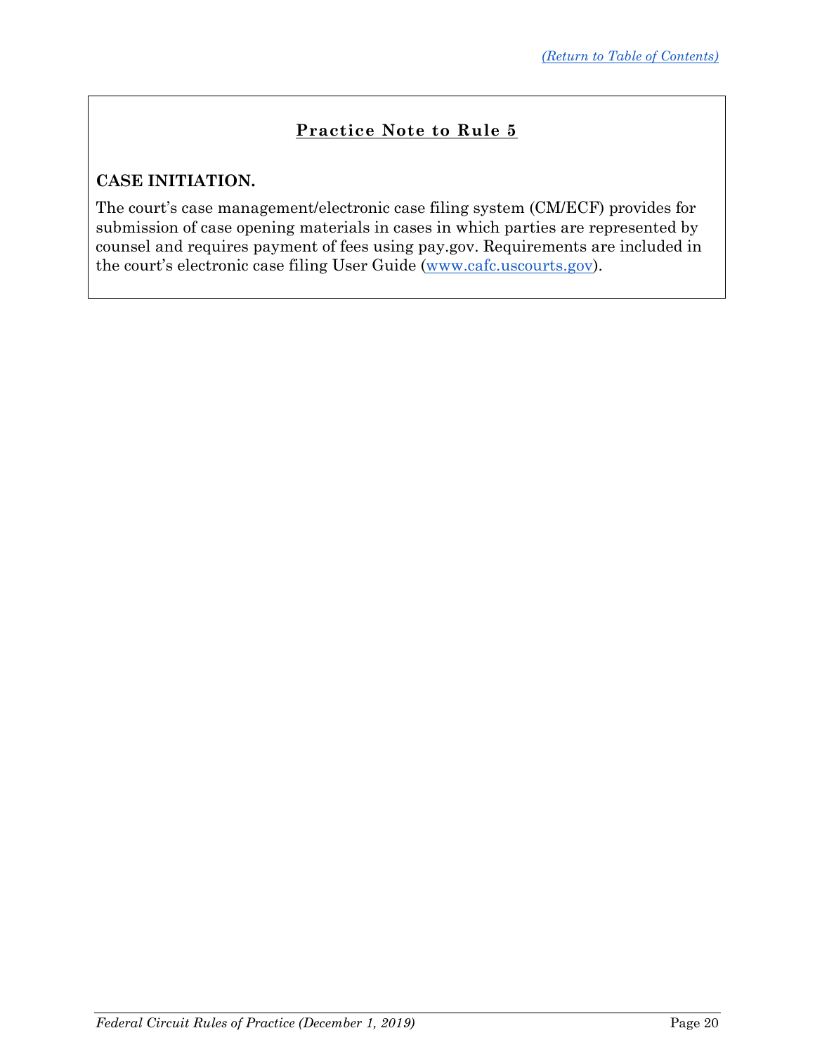## Practice Note to Rule 5

**CASE INITIATION.**

The court's case management/electronic case filing system (CM/ECF) provides for submission of case opening materials in cases in which parties are represented by counsel and requires payment of fees using pay.gov. Requirements are included in the court's electronic case filing User Guide (www.cafc.uscourts.gov).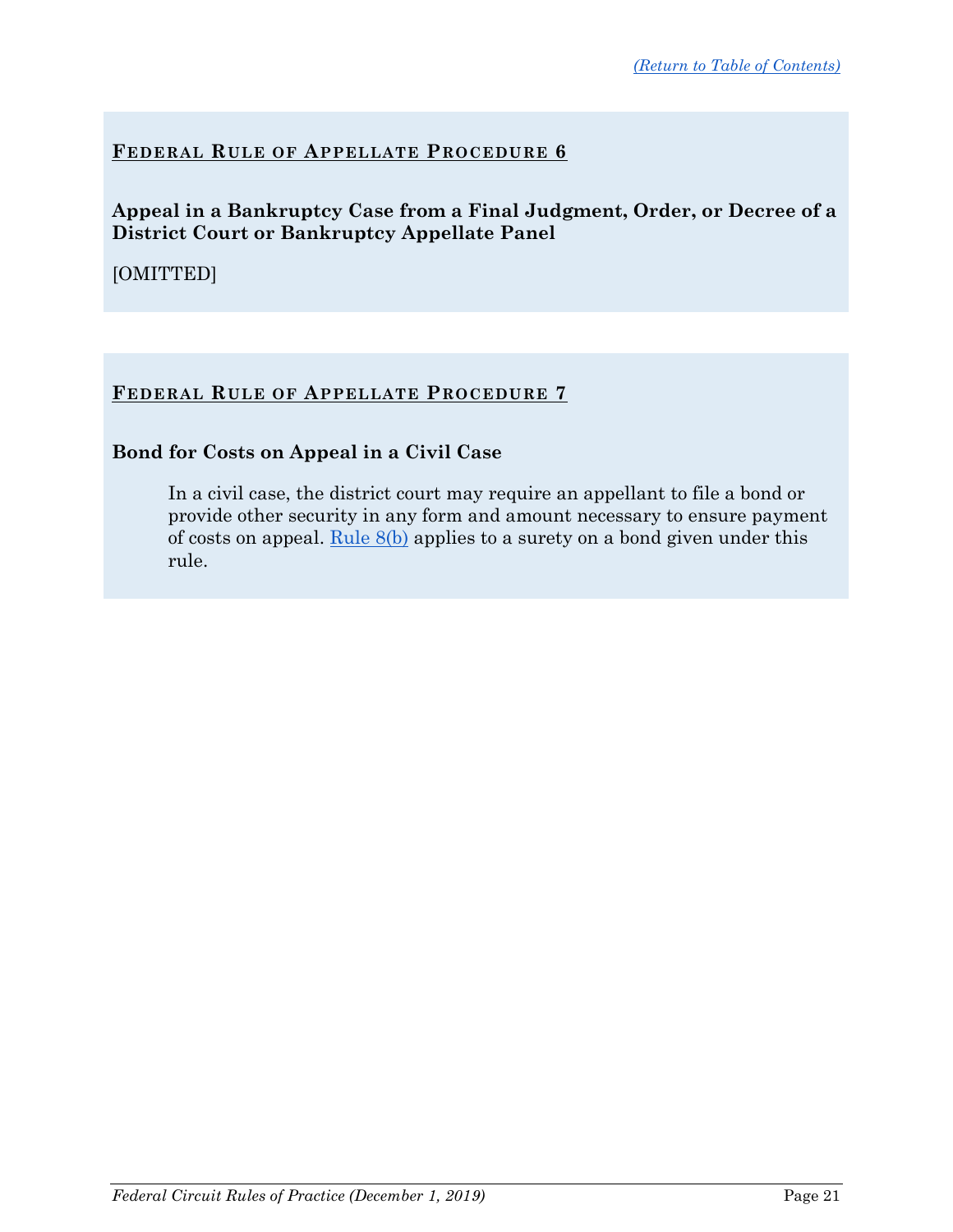## Federal Rule of Appellate Procedure 6

**Appeal in a Bankruptcy Case from a Final Judgment, Order, or Decree of a District Court or Bankruptcy Appellate Panel**

[OMITTED]

## Federal Rule of Appellate Procedure 7

**Bond for Costs on Appeal in a Civil Case**

> In a civil case, the district court may require an appellant to file a bond or provide other security in any form and amount necessary to ensure payment of costs on appeal. Rule 8(b) applies to a surety on a bond given under this rule.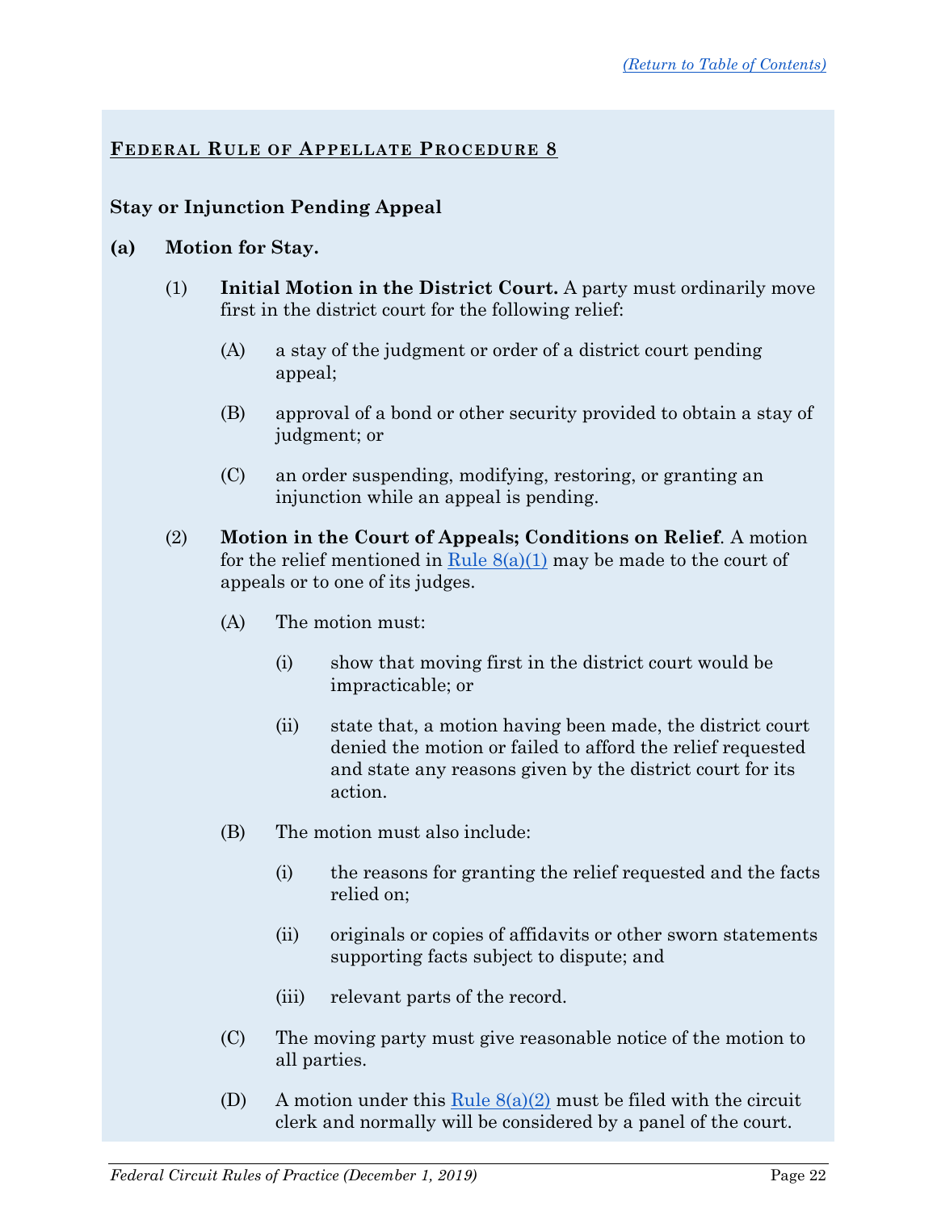## FEDERAL RULE OF APPELLATE PROCEDURE 8

### Stay or Injunction Pending Appeal

**(a) Motion for Stay.**

(1) **Initial Motion in the District Court.** A party must ordinarily move first in the district court for the following relief:

(A) a stay of the judgment or order of a district court pending appeal;

(B) approval of a bond or other security provided to obtain a stay of judgment; or

(C) an order suspending, modifying, restoring, or granting an injunction while an appeal is pending.

(2) **Motion in the Court of Appeals; Conditions on Relief**. A motion for the relief mentioned in Rule 8(a)(1) may be made to the court of appeals or to one of its judges.

(A) The motion must:

(i) show that moving first in the district court would be impracticable; or

(ii) state that, a motion having been made, the district court denied the motion or failed to afford the relief requested and state any reasons given by the district court for its action.

(B) The motion must also include:

(i) the reasons for granting the relief requested and the facts relied on;

(ii) originals or copies of affidavits or other sworn statements supporting facts subject to dispute; and

(iii) relevant parts of the record.

(C) The moving party must give reasonable notice of the motion to all parties.

(D) A motion under this Rule 8(a)(2) must be filed with the circuit clerk and normally will be considered by a panel of the court.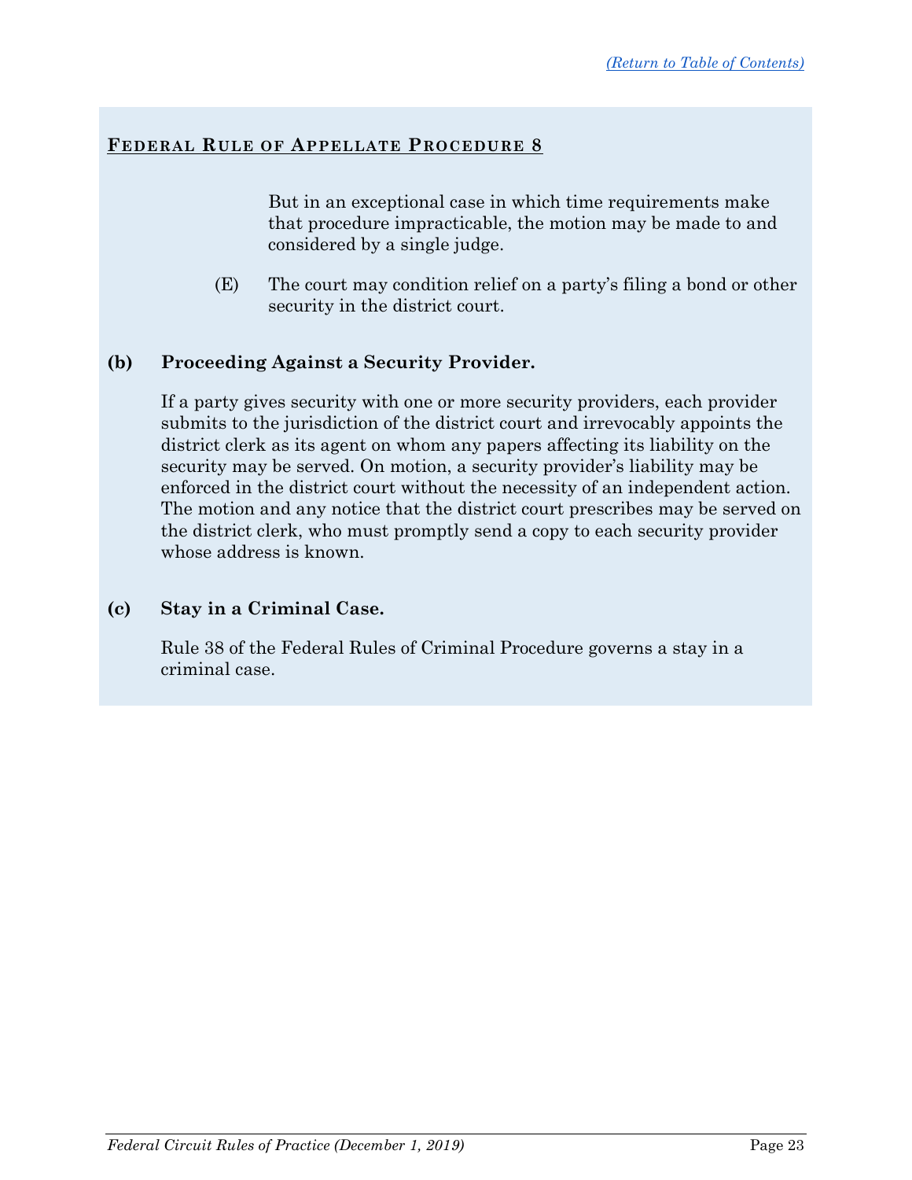**FEDERAL RULE OF APPELLATE PROCEDURE 8**

But in an exceptional case in which time requirements make that procedure impracticable, the motion may be made to and considered by a single judge.

(E) The court may condition relief on a party's filing a bond or other security in the district court.

**(b) Proceeding Against a Security Provider.**

If a party gives security with one or more security providers, each provider submits to the jurisdiction of the district court and irrevocably appoints the district clerk as its agent on whom any papers affecting its liability on the security may be served. On motion, a security provider's liability may be enforced in the district court without the necessity of an independent action. The motion and any notice that the district court prescribes may be served on the district clerk, who must promptly send a copy to each security provider whose address is known.

**(c) Stay in a Criminal Case.**

Rule 38 of the Federal Rules of Criminal Procedure governs a stay in a criminal case.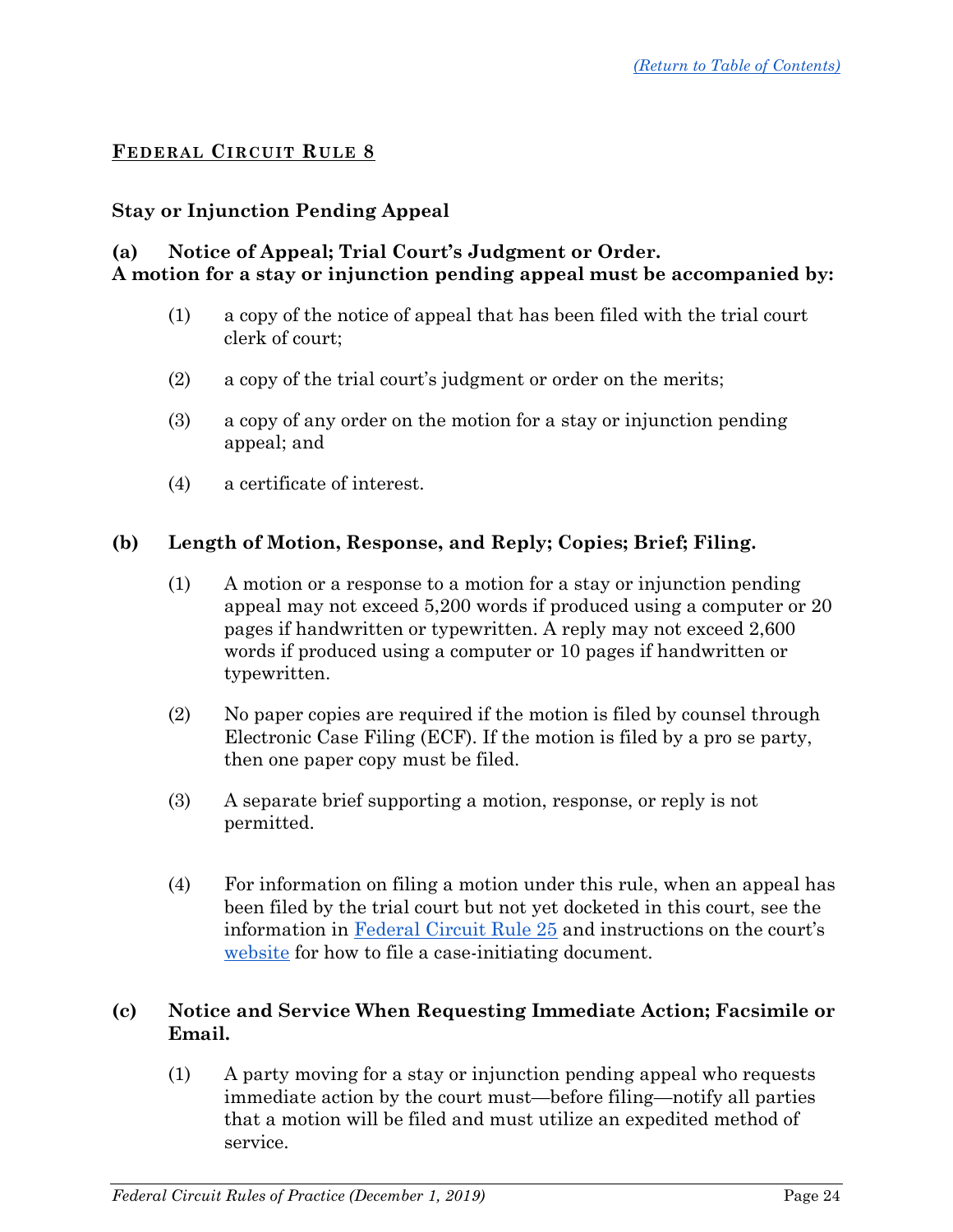## FEDERAL CIRCUIT RULE 8

### Stay or Injunction Pending Appeal

**(a) Notice of Appeal; Trial Court's Judgment or Order.**
**A motion for a stay or injunction pending appeal must be accompanied by:**

(1) a copy of the notice of appeal that has been filed with the trial court clerk of court;

(2) a copy of the trial court's judgment or order on the merits;

(3) a copy of any order on the motion for a stay or injunction pending appeal; and

(4) a certificate of interest.

**(b) Length of Motion, Response, and Reply; Copies; Brief; Filing.**

(1) A motion or a response to a motion for a stay or injunction pending appeal may not exceed 5,200 words if produced using a computer or 20 pages if handwritten or typewritten. A reply may not exceed 2,600 words if produced using a computer or 10 pages if handwritten or typewritten.

(2) No paper copies are required if the motion is filed by counsel through Electronic Case Filing (ECF). If the motion is filed by a pro se party, then one paper copy must be filed.

(3) A separate brief supporting a motion, response, or reply is not permitted.

(4) For information on filing a motion under this rule, when an appeal has been filed by the trial court but not yet docketed in this court, see the information in Federal Circuit Rule 25 and instructions on the court's website for how to file a case-initiating document.

**(c) Notice and Service When Requesting Immediate Action; Facsimile or Email.**

(1) A party moving for a stay or injunction pending appeal who requests immediate action by the court must—before filing—notify all parties that a motion will be filed and must utilize an expedited method of service.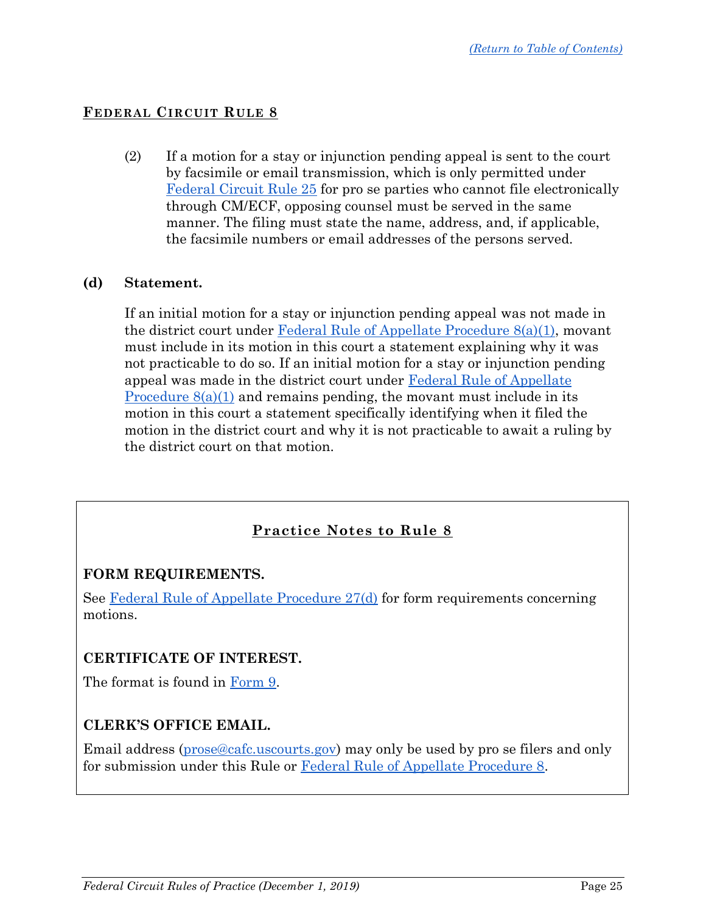## FEDERAL CIRCUIT RULE 8

(2) If a motion for a stay or injunction pending appeal is sent to the court by facsimile or email transmission, which is only permitted under Federal Circuit Rule 25 for pro se parties who cannot file electronically through CM/ECF, opposing counsel must be served in the same manner. The filing must state the name, address, and, if applicable, the facsimile numbers or email addresses of the persons served.

**(d) Statement.**

If an initial motion for a stay or injunction pending appeal was not made in the district court under Federal Rule of Appellate Procedure 8(a)(1), movant must include in its motion in this court a statement explaining why it was not practicable to do so. If an initial motion for a stay or injunction pending appeal was made in the district court under Federal Rule of Appellate Procedure 8(a)(1) and remains pending, the movant must include in its motion in this court a statement specifically identifying when it filed the motion in the district court and why it is not practicable to await a ruling by the district court on that motion.

### Practice Notes to Rule 8

**FORM REQUIREMENTS.**

See Federal Rule of Appellate Procedure 27(d) for form requirements concerning motions.

**CERTIFICATE OF INTEREST.**

The format is found in Form 9.

**CLERK'S OFFICE EMAIL.**

Email address (prose@cafc.uscourts.gov) may only be used by pro se filers and only for submission under this Rule or Federal Rule of Appellate Procedure 8.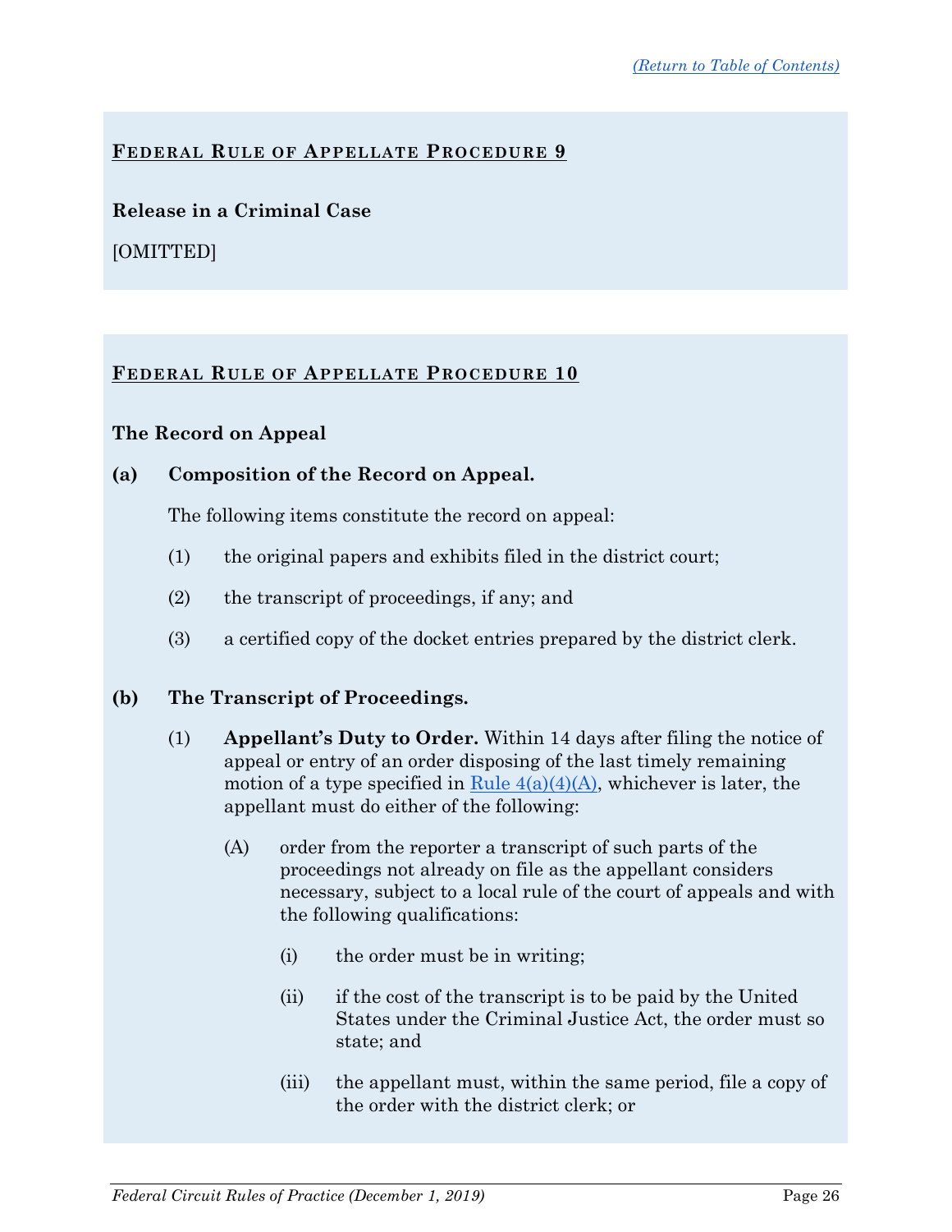## FEDERAL RULE OF APPELLATE PROCEDURE 9

**Release in a Criminal Case**

[OMITTED]

## FEDERAL RULE OF APPELLATE PROCEDURE 10

**The Record on Appeal**

**(a) Composition of the Record on Appeal.**

The following items constitute the record on appeal:

(1) the original papers and exhibits filed in the district court;

(2) the transcript of proceedings, if any; and

(3) a certified copy of the docket entries prepared by the district clerk.

**(b) The Transcript of Proceedings.**

(1) **Appellant's Duty to Order.** Within 14 days after filing the notice of appeal or entry of an order disposing of the last timely remaining motion of a type specified in Rule 4(a)(4)(A), whichever is later, the appellant must do either of the following:

(A) order from the reporter a transcript of such parts of the proceedings not already on file as the appellant considers necessary, subject to a local rule of the court of appeals and with the following qualifications:

(i) the order must be in writing;

(ii) if the cost of the transcript is to be paid by the United States under the Criminal Justice Act, the order must so state; and

(iii) the appellant must, within the same period, file a copy of the order with the district clerk; or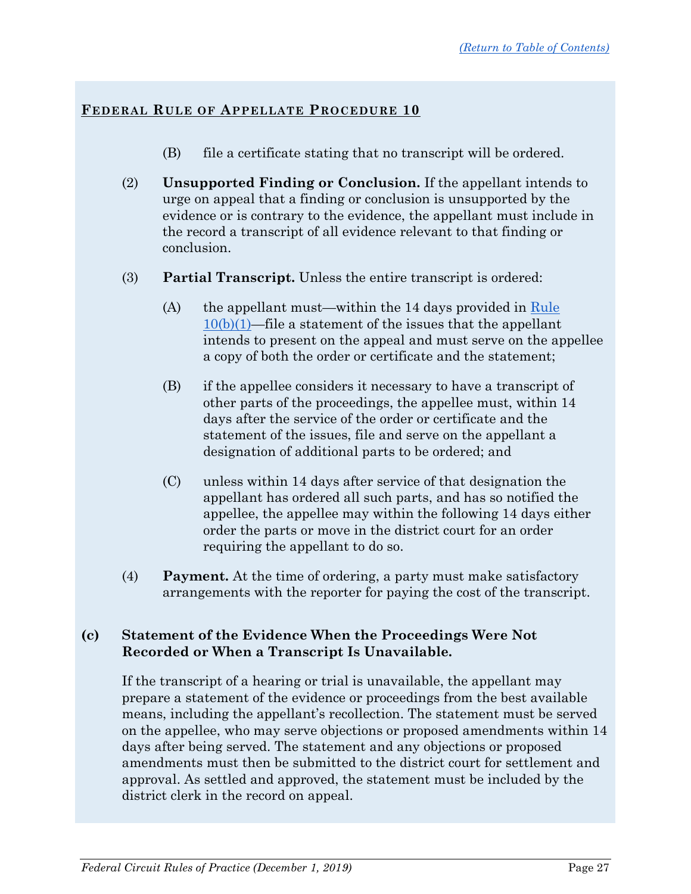**FEDERAL RULE OF APPELLATE PROCEDURE 10**

(B) file a certificate stating that no transcript will be ordered.

(2) **Unsupported Finding or Conclusion.** If the appellant intends to urge on appeal that a finding or conclusion is unsupported by the evidence or is contrary to the evidence, the appellant must include in the record a transcript of all evidence relevant to that finding or conclusion.

(3) **Partial Transcript.** Unless the entire transcript is ordered:

(A) the appellant must—within the 14 days provided in Rule 10(b)(1)—file a statement of the issues that the appellant intends to present on the appeal and must serve on the appellee a copy of both the order or certificate and the statement;

(B) if the appellee considers it necessary to have a transcript of other parts of the proceedings, the appellee must, within 14 days after the service of the order or certificate and the statement of the issues, file and serve on the appellant a designation of additional parts to be ordered; and

(C) unless within 14 days after service of that designation the appellant has ordered all such parts, and has so notified the appellee, the appellee may within the following 14 days either order the parts or move in the district court for an order requiring the appellant to do so.

(4) **Payment.** At the time of ordering, a party must make satisfactory arrangements with the reporter for paying the cost of the transcript.

**(c) Statement of the Evidence When the Proceedings Were Not Recorded or When a Transcript Is Unavailable.**

If the transcript of a hearing or trial is unavailable, the appellant may prepare a statement of the evidence or proceedings from the best available means, including the appellant's recollection. The statement must be served on the appellee, who may serve objections or proposed amendments within 14 days after being served. The statement and any objections or proposed amendments must then be submitted to the district court for settlement and approval. As settled and approved, the statement must be included by the district clerk in the record on appeal.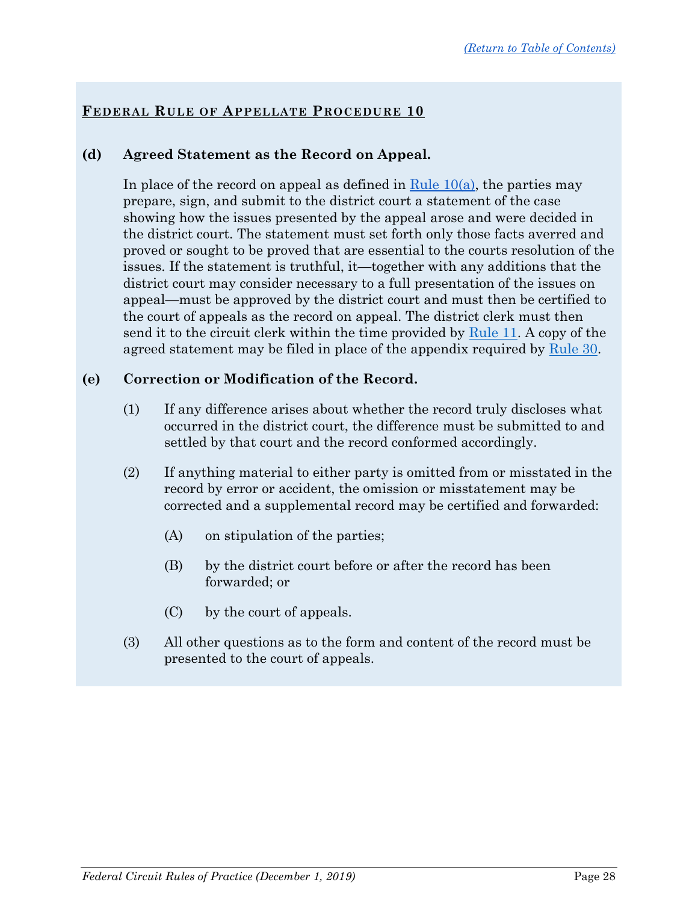## Federal Rule of Appellate Procedure 10

**(d) Agreed Statement as the Record on Appeal.**

In place of the record on appeal as defined in Rule 10(a), the parties may prepare, sign, and submit to the district court a statement of the case showing how the issues presented by the appeal arose and were decided in the district court. The statement must set forth only those facts averred and proved or sought to be proved that are essential to the courts resolution of the issues. If the statement is truthful, it—together with any additions that the district court may consider necessary to a full presentation of the issues on appeal—must be approved by the district court and must then be certified to the court of appeals as the record on appeal. The district clerk must then send it to the circuit clerk within the time provided by Rule 11. A copy of the agreed statement may be filed in place of the appendix required by Rule 30.

**(e) Correction or Modification of the Record.**

(1) If any difference arises about whether the record truly discloses what occurred in the district court, the difference must be submitted to and settled by that court and the record conformed accordingly.

(2) If anything material to either party is omitted from or misstated in the record by error or accident, the omission or misstatement may be corrected and a supplemental record may be certified and forwarded:

(A) on stipulation of the parties;

(B) by the district court before or after the record has been forwarded; or

(C) by the court of appeals.

(3) All other questions as to the form and content of the record must be presented to the court of appeals.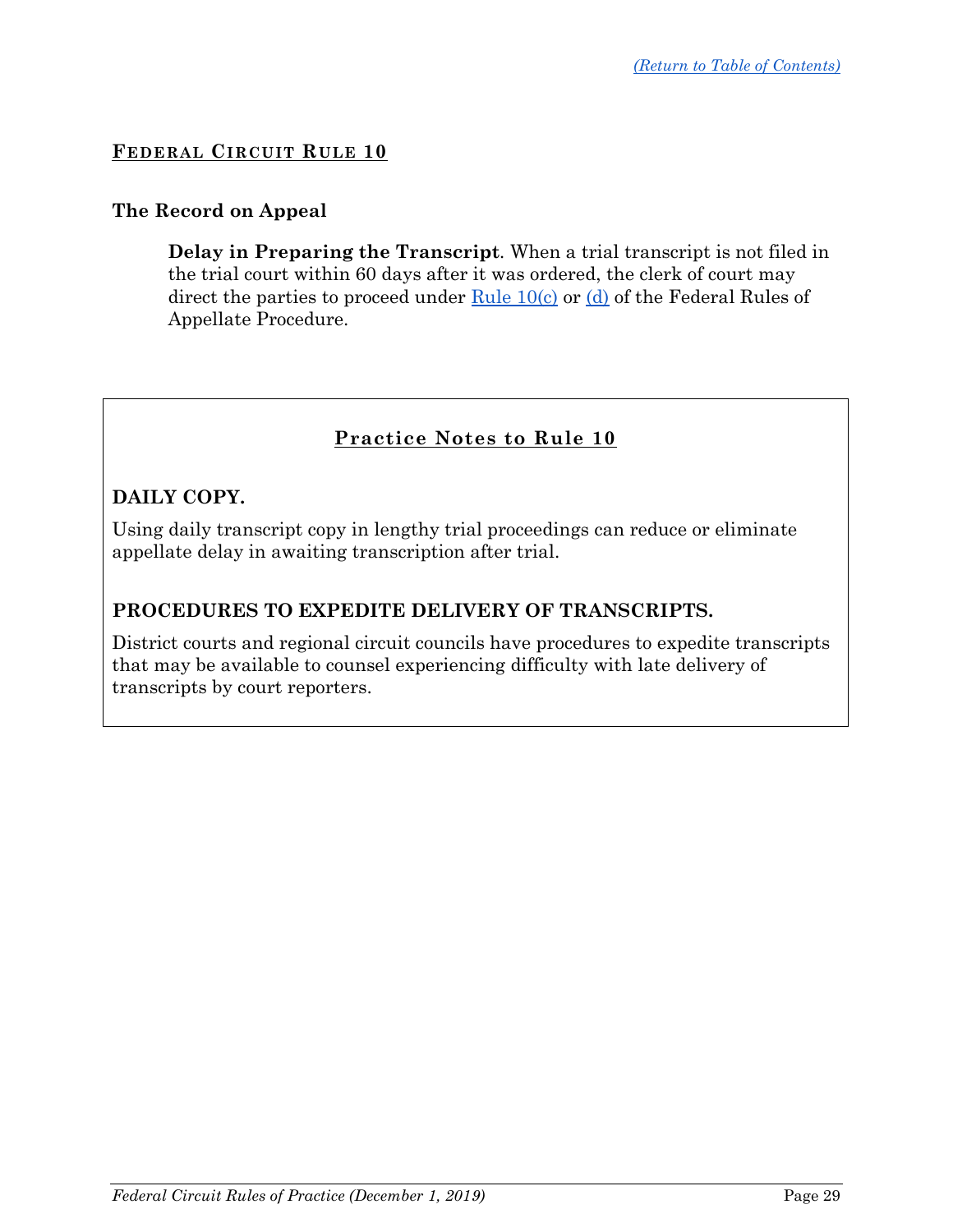## FEDERAL CIRCUIT RULE 10

### The Record on Appeal

**Delay in Preparing the Transcript**. When a trial transcript is not filed in the trial court within 60 days after it was ordered, the clerk of court may direct the parties to proceed under Rule 10(c) or (d) of the Federal Rules of Appellate Procedure.

### Practice Notes to Rule 10

**DAILY COPY.**

Using daily transcript copy in lengthy trial proceedings can reduce or eliminate appellate delay in awaiting transcription after trial.

**PROCEDURES TO EXPEDITE DELIVERY OF TRANSCRIPTS.**

District courts and regional circuit councils have procedures to expedite transcripts that may be available to counsel experiencing difficulty with late delivery of transcripts by court reporters.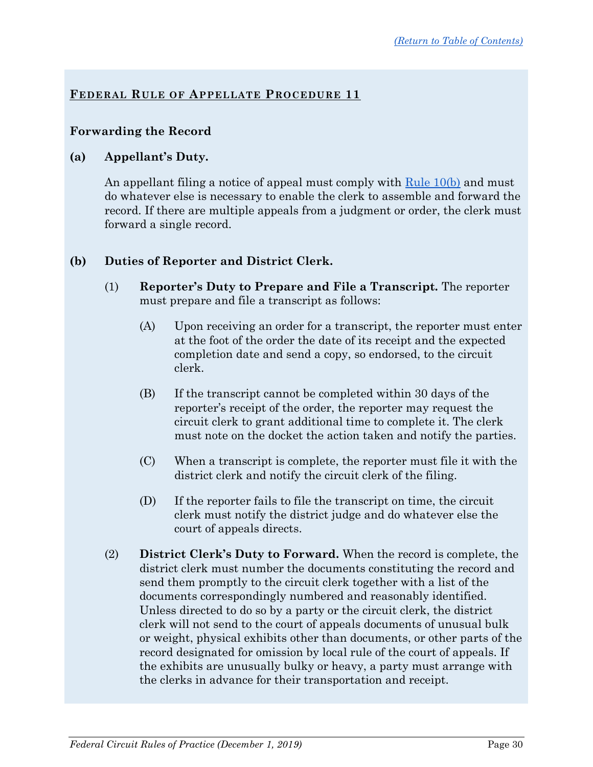[(Return to Table of Contents)](#)

## FEDERAL RULE OF APPELLATE PROCEDURE 11

### Forwarding the Record

**(a) Appellant's Duty.**

An appellant filing a notice of appeal must comply with [Rule 10(b)](#) and must do whatever else is necessary to enable the clerk to assemble and forward the record. If there are multiple appeals from a judgment or order, the clerk must forward a single record.

**(b) Duties of Reporter and District Clerk.**

(1) **Reporter's Duty to Prepare and File a Transcript.** The reporter must prepare and file a transcript as follows:

(A) Upon receiving an order for a transcript, the reporter must enter at the foot of the order the date of its receipt and the expected completion date and send a copy, so endorsed, to the circuit clerk.

(B) If the transcript cannot be completed within 30 days of the reporter's receipt of the order, the reporter may request the circuit clerk to grant additional time to complete it. The clerk must note on the docket the action taken and notify the parties.

(C) When a transcript is complete, the reporter must file it with the district clerk and notify the circuit clerk of the filing.

(D) If the reporter fails to file the transcript on time, the circuit clerk must notify the district judge and do whatever else the court of appeals directs.

(2) **District Clerk's Duty to Forward.** When the record is complete, the district clerk must number the documents constituting the record and send them promptly to the circuit clerk together with a list of the documents correspondingly numbered and reasonably identified. Unless directed to do so by a party or the circuit clerk, the district clerk will not send to the court of appeals documents of unusual bulk or weight, physical exhibits other than documents, or other parts of the record designated for omission by local rule of the court of appeals. If the exhibits are unusually bulky or heavy, a party must arrange with the clerks in advance for their transportation and receipt.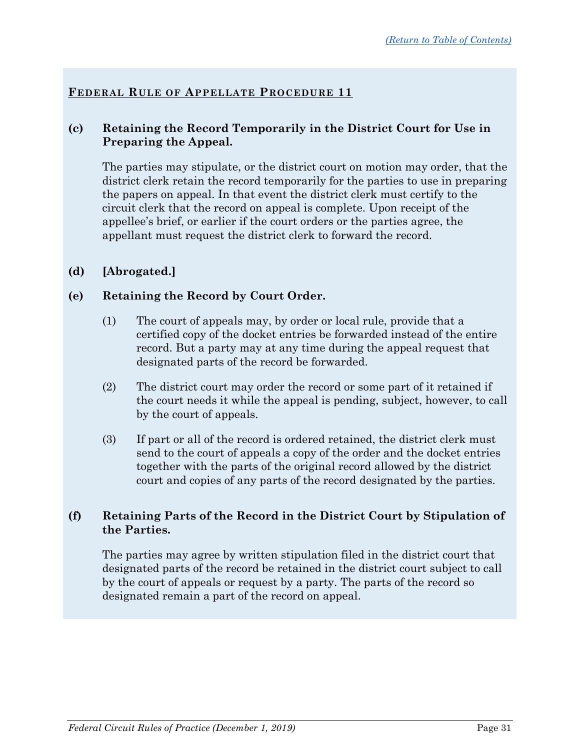## Federal Rule of Appellate Procedure 11

**(c) Retaining the Record Temporarily in the District Court for Use in Preparing the Appeal.**

The parties may stipulate, or the district court on motion may order, that the district clerk retain the record temporarily for the parties to use in preparing the papers on appeal. In that event the district clerk must certify to the circuit clerk that the record on appeal is complete. Upon receipt of the appellee's brief, or earlier if the court orders or the parties agree, the appellant must request the district clerk to forward the record.

**(d) [Abrogated.]**

**(e) Retaining the Record by Court Order.**

(1) The court of appeals may, by order or local rule, provide that a certified copy of the docket entries be forwarded instead of the entire record. But a party may at any time during the appeal request that designated parts of the record be forwarded.

(2) The district court may order the record or some part of it retained if the court needs it while the appeal is pending, subject, however, to call by the court of appeals.

(3) If part or all of the record is ordered retained, the district clerk must send to the court of appeals a copy of the order and the docket entries together with the parts of the original record allowed by the district court and copies of any parts of the record designated by the parties.

**(f) Retaining Parts of the Record in the District Court by Stipulation of the Parties.**

The parties may agree by written stipulation filed in the district court that designated parts of the record be retained in the district court subject to call by the court of appeals or request by a party. The parts of the record so designated remain a part of the record on appeal.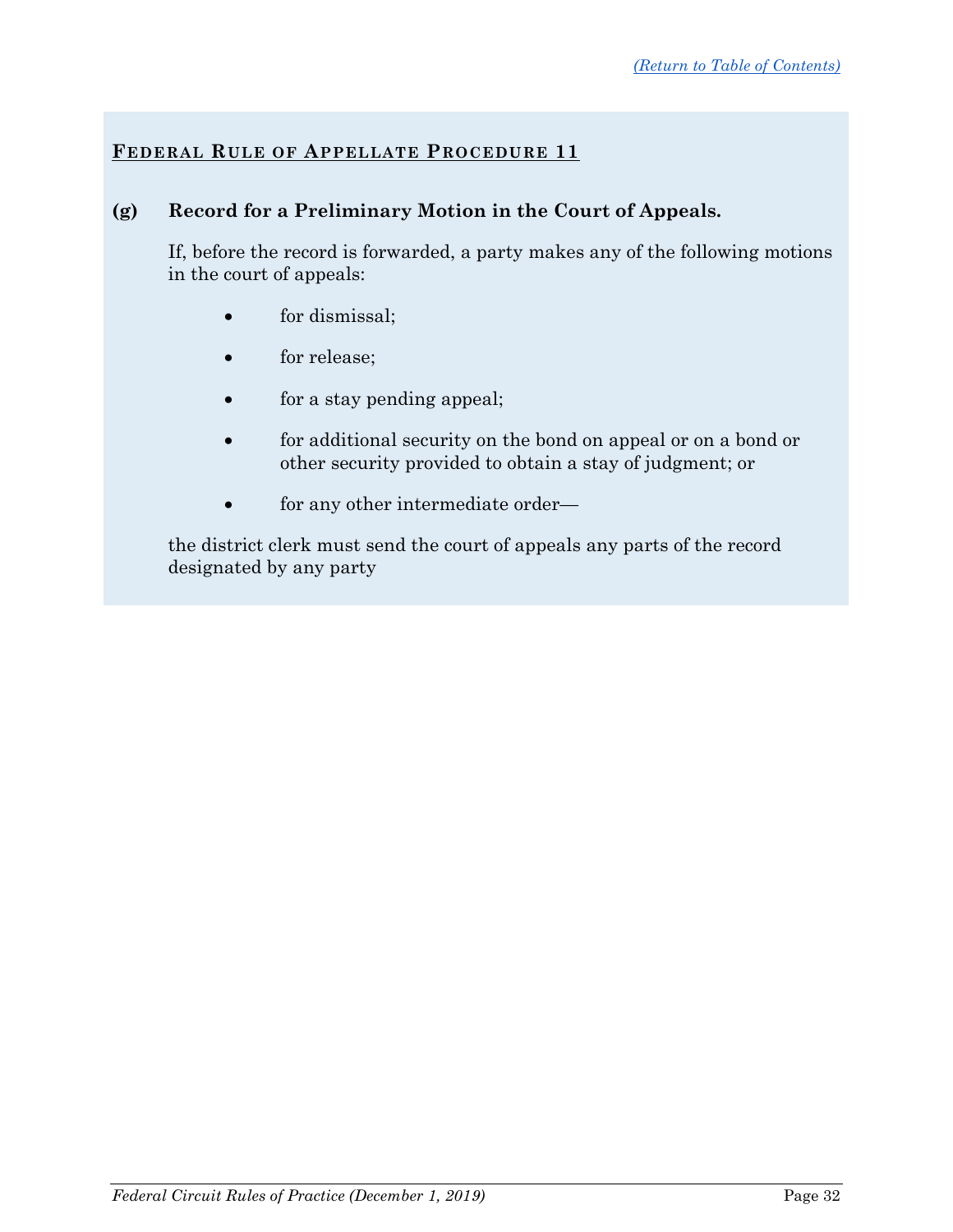**Federal Rule of Appellate Procedure 11**

**(g) Record for a Preliminary Motion in the Court of Appeals.**

If, before the record is forwarded, a party makes any of the following motions in the court of appeals:

- for dismissal;
- for release;
- for a stay pending appeal;
- for additional security on the bond on appeal or on a bond or other security provided to obtain a stay of judgment; or
- for any other intermediate order—

the district clerk must send the court of appeals any parts of the record designated by any party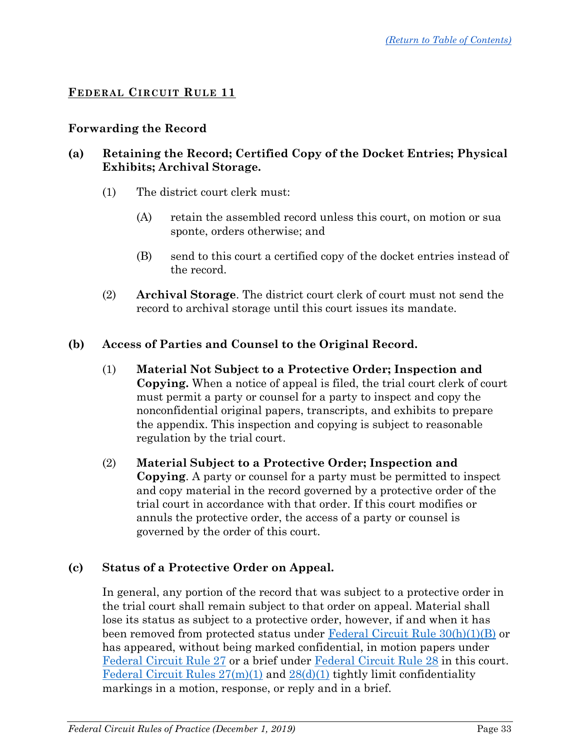[(Return to Table of Contents)](#)

## FEDERAL CIRCUIT RULE 11

### Forwarding the Record

**(a) Retaining the Record; Certified Copy of the Docket Entries; Physical Exhibits; Archival Storage.**

(1) The district court clerk must:

(A) retain the assembled record unless this court, on motion or sua sponte, orders otherwise; and

(B) send to this court a certified copy of the docket entries instead of the record.

(2) **Archival Storage**. The district court clerk of court must not send the record to archival storage until this court issues its mandate.

**(b) Access of Parties and Counsel to the Original Record.**

(1) **Material Not Subject to a Protective Order; Inspection and Copying.** When a notice of appeal is filed, the trial court clerk of court must permit a party or counsel for a party to inspect and copy the nonconfidential original papers, transcripts, and exhibits to prepare the appendix. This inspection and copying is subject to reasonable regulation by the trial court.

(2) **Material Subject to a Protective Order; Inspection and Copying**. A party or counsel for a party must be permitted to inspect and copy material in the record governed by a protective order of the trial court in accordance with that order. If this court modifies or annuls the protective order, the access of a party or counsel is governed by the order of this court.

**(c) Status of a Protective Order on Appeal.**

In general, any portion of the record that was subject to a protective order in the trial court shall remain subject to that order on appeal. Material shall lose its status as subject to a protective order, however, if and when it has been removed from protected status under Federal Circuit Rule 30(h)(1)(B) or has appeared, without being marked confidential, in motion papers under Federal Circuit Rule 27 or a brief under Federal Circuit Rule 28 in this court. Federal Circuit Rules 27(m)(1) and 28(d)(1) tightly limit confidentiality markings in a motion, response, or reply and in a brief.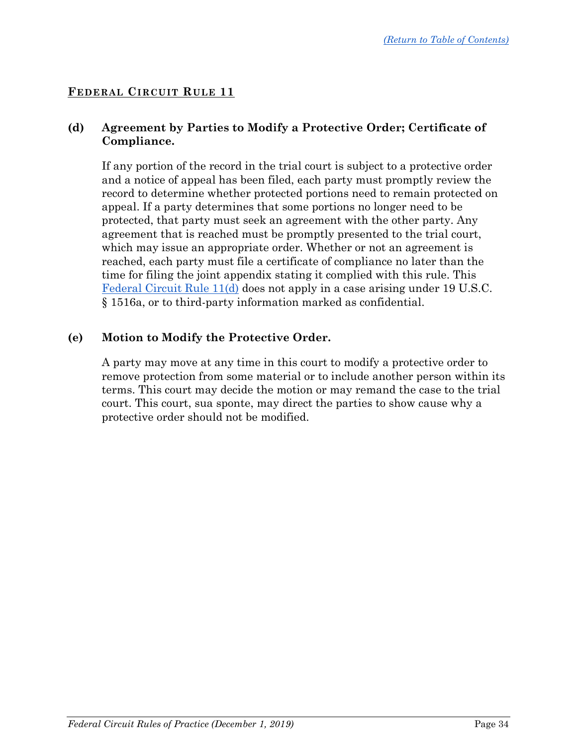## FEDERAL CIRCUIT RULE 11

### (d) Agreement by Parties to Modify a Protective Order; Certificate of Compliance.

If any portion of the record in the trial court is subject to a protective order and a notice of appeal has been filed, each party must promptly review the record to determine whether protected portions need to remain protected on appeal. If a party determines that some portions no longer need to be protected, that party must seek an agreement with the other party. Any agreement that is reached must be promptly presented to the trial court, which may issue an appropriate order. Whether or not an agreement is reached, each party must file a certificate of compliance no later than the time for filing the joint appendix stating it complied with this rule. This Federal Circuit Rule 11(d) does not apply in a case arising under 19 U.S.C. § 1516a, or to third-party information marked as confidential.

### (e) Motion to Modify the Protective Order.

A party may move at any time in this court to modify a protective order to remove protection from some material or to include another person within its terms. This court may decide the motion or may remand the case to the trial court. This court, sua sponte, may direct the parties to show cause why a protective order should not be modified.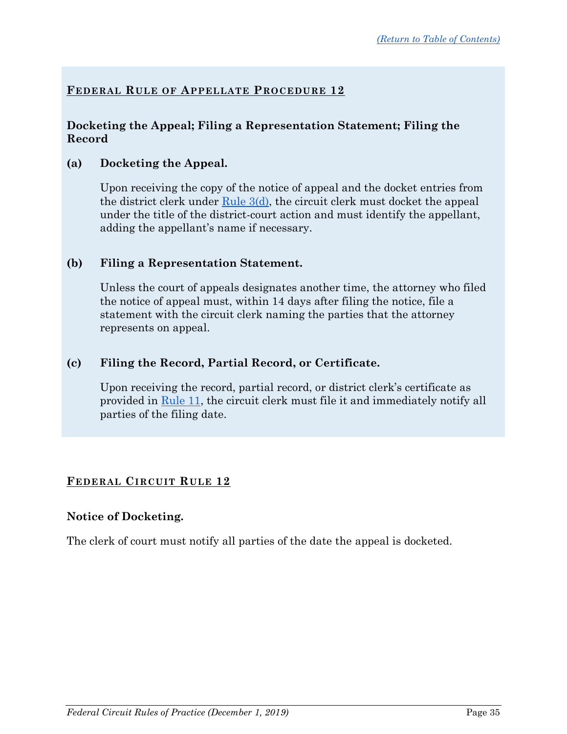## Federal Rule of Appellate Procedure 12

### Docketing the Appeal; Filing a Representation Statement; Filing the Record

**(a) Docketing the Appeal.**

Upon receiving the copy of the notice of appeal and the docket entries from the district clerk under Rule 3(d), the circuit clerk must docket the appeal under the title of the district-court action and must identify the appellant, adding the appellant's name if necessary.

**(b) Filing a Representation Statement.**

Unless the court of appeals designates another time, the attorney who filed the notice of appeal must, within 14 days after filing the notice, file a statement with the circuit clerk naming the parties that the attorney represents on appeal.

**(c) Filing the Record, Partial Record, or Certificate.**

Upon receiving the record, partial record, or district clerk's certificate as provided in Rule 11, the circuit clerk must file it and immediately notify all parties of the filing date.

## Federal Circuit Rule 12

### Notice of Docketing.

The clerk of court must notify all parties of the date the appeal is docketed.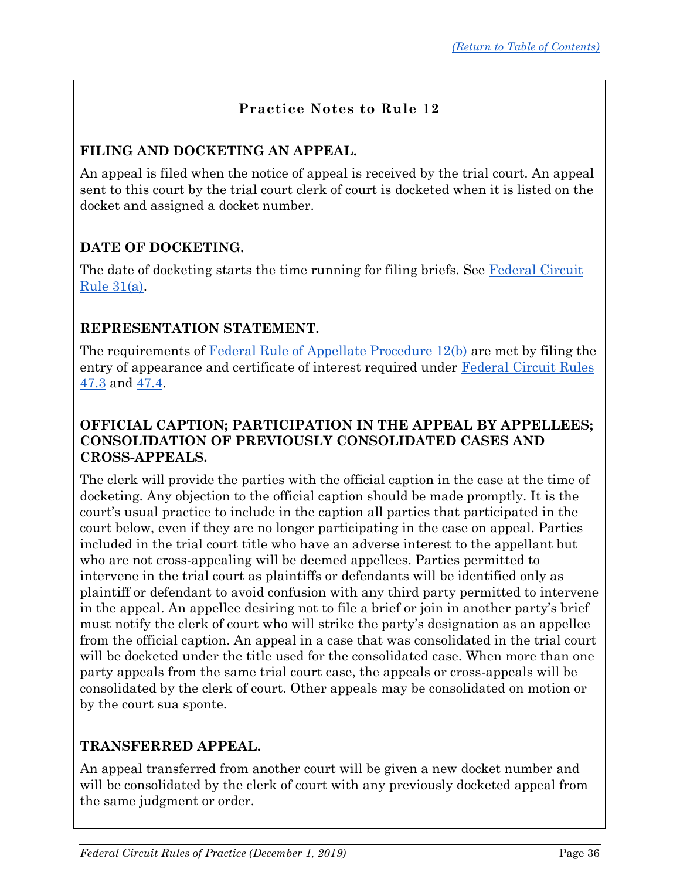## Practice Notes to Rule 12

### FILING AND DOCKETING AN APPEAL.

An appeal is filed when the notice of appeal is received by the trial court. An appeal sent to this court by the trial court clerk of court is docketed when it is listed on the docket and assigned a docket number.

### DATE OF DOCKETING.

The date of docketing starts the time running for filing briefs. See Federal Circuit Rule 31(a).

### REPRESENTATION STATEMENT.

The requirements of Federal Rule of Appellate Procedure 12(b) are met by filing the entry of appearance and certificate of interest required under Federal Circuit Rules 47.3 and 47.4.

### OFFICIAL CAPTION; PARTICIPATION IN THE APPEAL BY APPELLEES; CONSOLIDATION OF PREVIOUSLY CONSOLIDATED CASES AND CROSS-APPEALS.

The clerk will provide the parties with the official caption in the case at the time of docketing. Any objection to the official caption should be made promptly. It is the court's usual practice to include in the caption all parties that participated in the court below, even if they are no longer participating in the case on appeal. Parties included in the trial court title who have an adverse interest to the appellant but who are not cross-appealing will be deemed appellees. Parties permitted to intervene in the trial court as plaintiffs or defendants will be identified only as plaintiff or defendant to avoid confusion with any third party permitted to intervene in the appeal. An appellee desiring not to file a brief or join in another party's brief must notify the clerk of court who will strike the party's designation as an appellee from the official caption. An appeal in a case that was consolidated in the trial court will be docketed under the title used for the consolidated case. When more than one party appeals from the same trial court case, the appeals or cross-appeals will be consolidated by the clerk of court. Other appeals may be consolidated on motion or by the court sua sponte.

### TRANSFERRED APPEAL.

An appeal transferred from another court will be given a new docket number and will be consolidated by the clerk of court with any previously docketed appeal from the same judgment or order.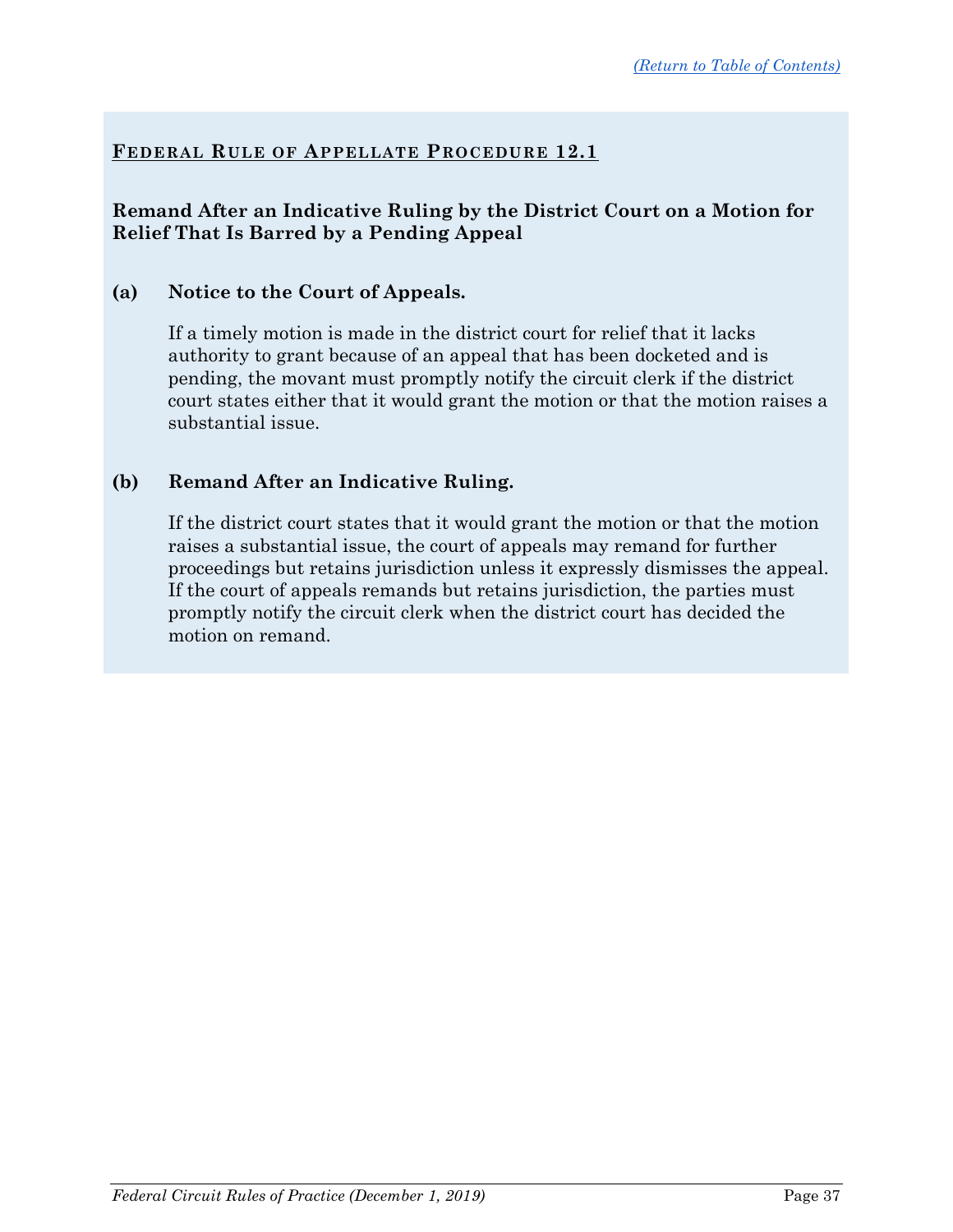## Federal Rule of Appellate Procedure 12.1

**Remand After an Indicative Ruling by the District Court on a Motion for Relief That Is Barred by a Pending Appeal**

**(a) Notice to the Court of Appeals.**

If a timely motion is made in the district court for relief that it lacks authority to grant because of an appeal that has been docketed and is pending, the movant must promptly notify the circuit clerk if the district court states either that it would grant the motion or that the motion raises a substantial issue.

**(b) Remand After an Indicative Ruling.**

If the district court states that it would grant the motion or that the motion raises a substantial issue, the court of appeals may remand for further proceedings but retains jurisdiction unless it expressly dismisses the appeal. If the court of appeals remands but retains jurisdiction, the parties must promptly notify the circuit clerk when the district court has decided the motion on remand.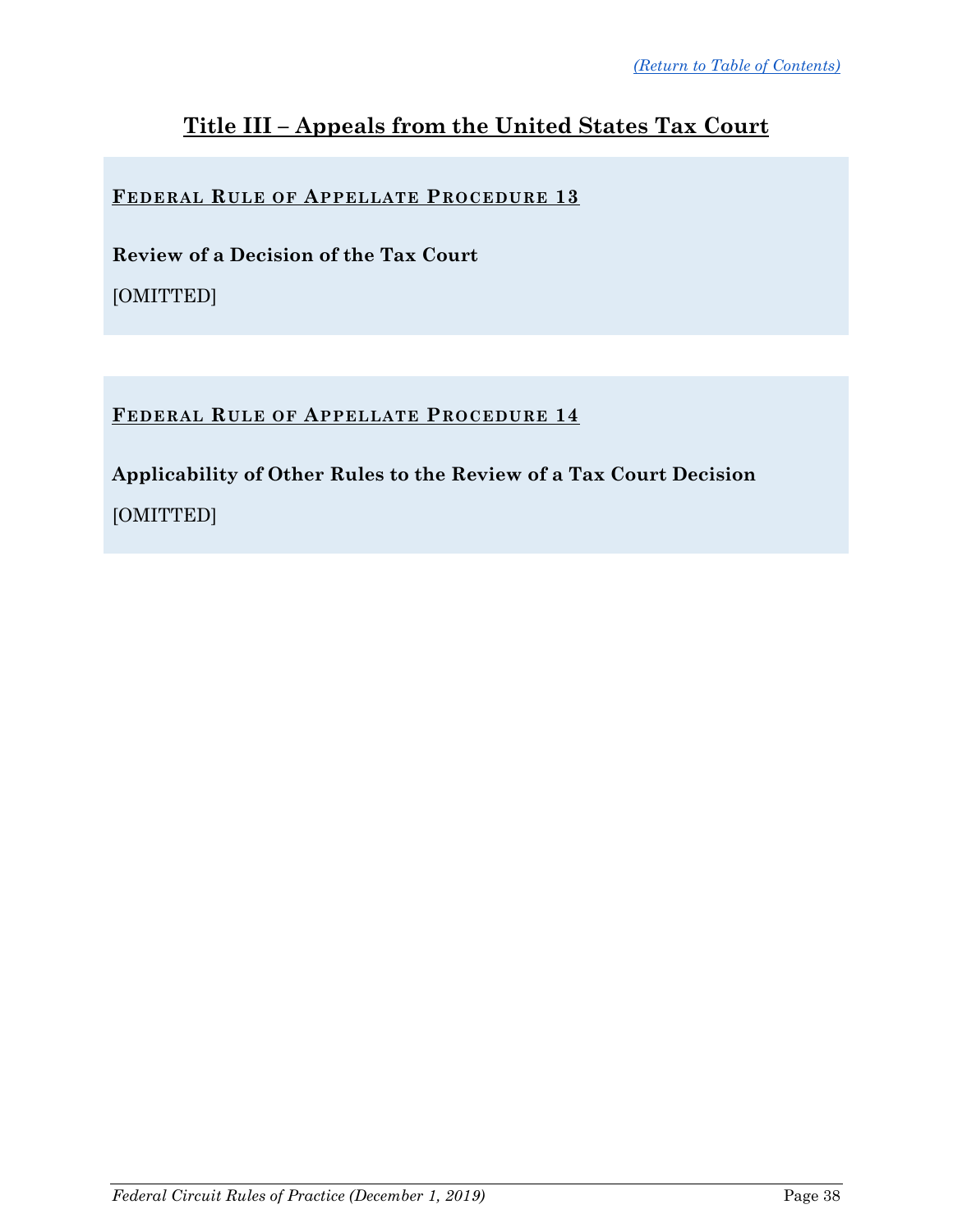(Return to Table of Contents)

# Title III – Appeals from the United States Tax Court

## Federal Rule of Appellate Procedure 13

**Review of a Decision of the Tax Court**

[OMITTED]

## Federal Rule of Appellate Procedure 14

**Applicability of Other Rules to the Review of a Tax Court Decision**

[OMITTED]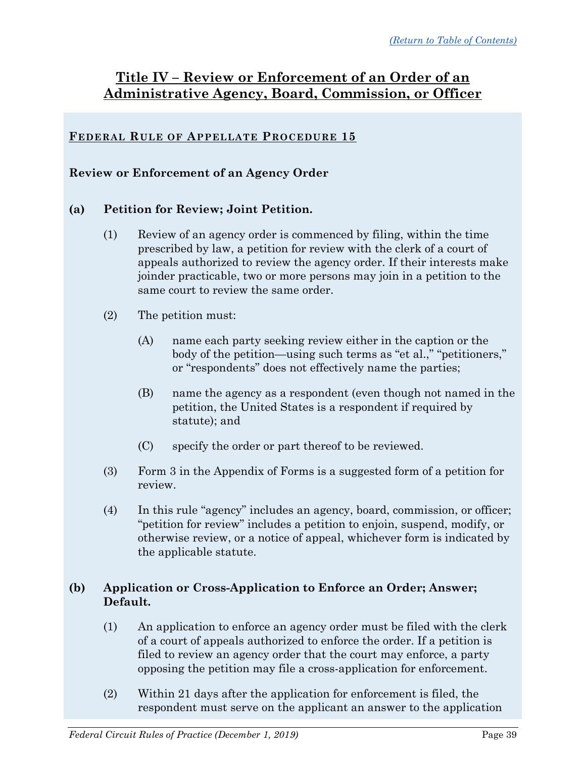# Title IV – Review or Enforcement of an Order of an Administrative Agency, Board, Commission, or Officer

## Federal Rule of Appellate Procedure 15

### Review or Enforcement of an Agency Order

**(a) Petition for Review; Joint Petition.**

(1) Review of an agency order is commenced by filing, within the time prescribed by law, a petition for review with the clerk of a court of appeals authorized to review the agency order. If their interests make joinder practicable, two or more persons may join in a petition to the same court to review the same order.

(2) The petition must:

(A) name each party seeking review either in the caption or the body of the petition—using such terms as "et al.," "petitioners," or "respondents" does not effectively name the parties;

(B) name the agency as a respondent (even though not named in the petition, the United States is a respondent if required by statute); and

(C) specify the order or part thereof to be reviewed.

(3) Form 3 in the Appendix of Forms is a suggested form of a petition for review.

(4) In this rule "agency" includes an agency, board, commission, or officer; "petition for review" includes a petition to enjoin, suspend, modify, or otherwise review, or a notice of appeal, whichever form is indicated by the applicable statute.

**(b) Application or Cross-Application to Enforce an Order; Answer; Default.**

(1) An application to enforce an agency order must be filed with the clerk of a court of appeals authorized to enforce the order. If a petition is filed to review an agency order that the court may enforce, a party opposing the petition may file a cross-application for enforcement.

(2) Within 21 days after the application for enforcement is filed, the respondent must serve on the applicant an answer to the application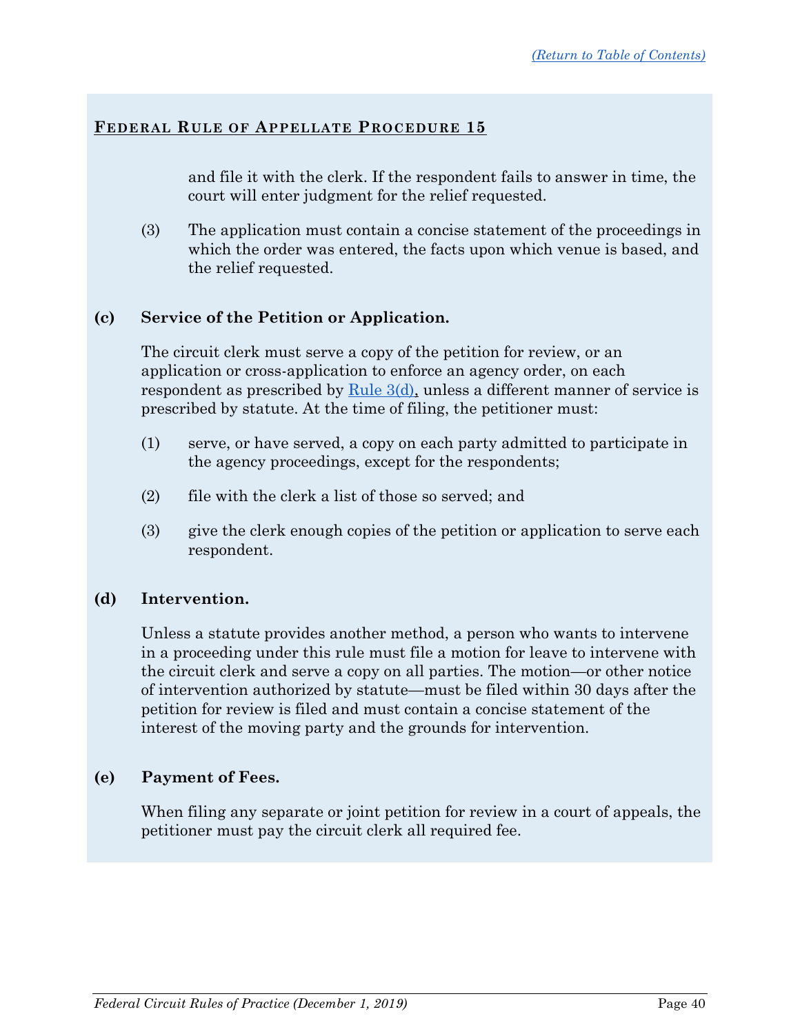## FEDERAL RULE OF APPELLATE PROCEDURE 15

and file it with the clerk. If the respondent fails to answer in time, the court will enter judgment for the relief requested.

(3) The application must contain a concise statement of the proceedings in which the order was entered, the facts upon which venue is based, and the relief requested.

**(c) Service of the Petition or Application.**

The circuit clerk must serve a copy of the petition for review, or an application or cross-application to enforce an agency order, on each respondent as prescribed by Rule 3(d), unless a different manner of service is prescribed by statute. At the time of filing, the petitioner must:

(1) serve, or have served, a copy on each party admitted to participate in the agency proceedings, except for the respondents;

(2) file with the clerk a list of those so served; and

(3) give the clerk enough copies of the petition or application to serve each respondent.

**(d) Intervention.**

Unless a statute provides another method, a person who wants to intervene in a proceeding under this rule must file a motion for leave to intervene with the circuit clerk and serve a copy on all parties. The motion—or other notice of intervention authorized by statute—must be filed within 30 days after the petition for review is filed and must contain a concise statement of the interest of the moving party and the grounds for intervention.

**(e) Payment of Fees.**

When filing any separate or joint petition for review in a court of appeals, the petitioner must pay the circuit clerk all required fee.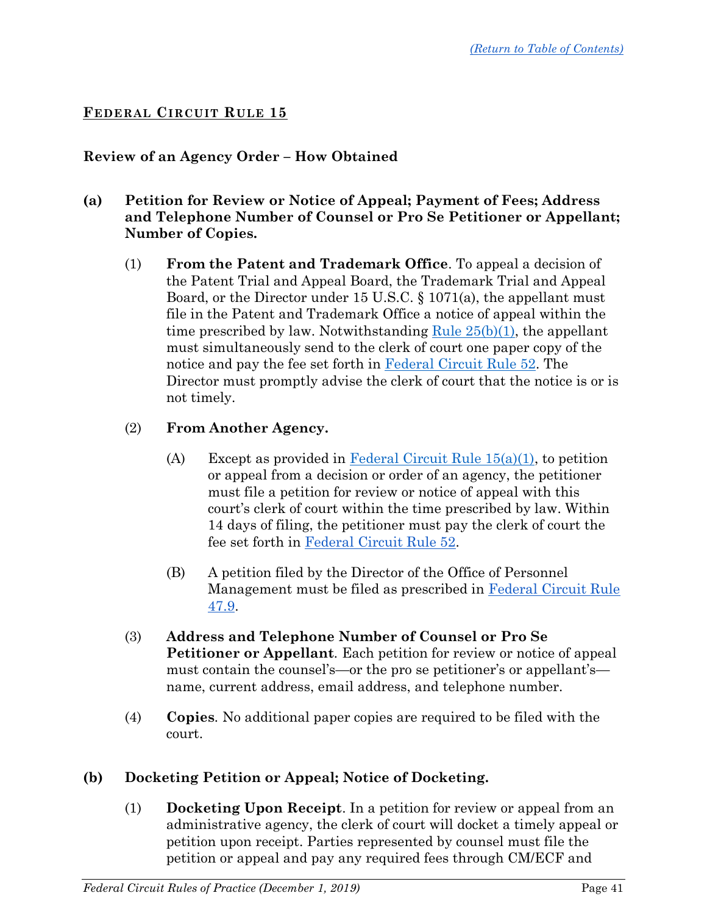[(Return to Table of Contents)](#)

## FEDERAL CIRCUIT RULE 15

### Review of an Agency Order – How Obtained

**(a) Petition for Review or Notice of Appeal; Payment of Fees; Address and Telephone Number of Counsel or Pro Se Petitioner or Appellant; Number of Copies.**

(1) **From the Patent and Trademark Office**. To appeal a decision of the Patent Trial and Appeal Board, the Trademark Trial and Appeal Board, or the Director under 15 U.S.C. § 1071(a), the appellant must file in the Patent and Trademark Office a notice of appeal within the time prescribed by law. Notwithstanding Rule 25(b)(1), the appellant must simultaneously send to the clerk of court one paper copy of the notice and pay the fee set forth in Federal Circuit Rule 52. The Director must promptly advise the clerk of court that the notice is or is not timely.

(2) **From Another Agency.**

(A) Except as provided in Federal Circuit Rule 15(a)(1), to petition or appeal from a decision or order of an agency, the petitioner must file a petition for review or notice of appeal with this court's clerk of court within the time prescribed by law. Within 14 days of filing, the petitioner must pay the clerk of court the fee set forth in Federal Circuit Rule 52.

(B) A petition filed by the Director of the Office of Personnel Management must be filed as prescribed in Federal Circuit Rule 47.9.

(3) **Address and Telephone Number of Counsel or Pro Se Petitioner or Appellant**. Each petition for review or notice of appeal must contain the counsel's—or the pro se petitioner's or appellant's—name, current address, email address, and telephone number.

(4) **Copies**. No additional paper copies are required to be filed with the court.

**(b) Docketing Petition or Appeal; Notice of Docketing.**

(1) **Docketing Upon Receipt**. In a petition for review or appeal from an administrative agency, the clerk of court will docket a timely appeal or petition upon receipt. Parties represented by counsel must file the petition or appeal and pay any required fees through CM/ECF and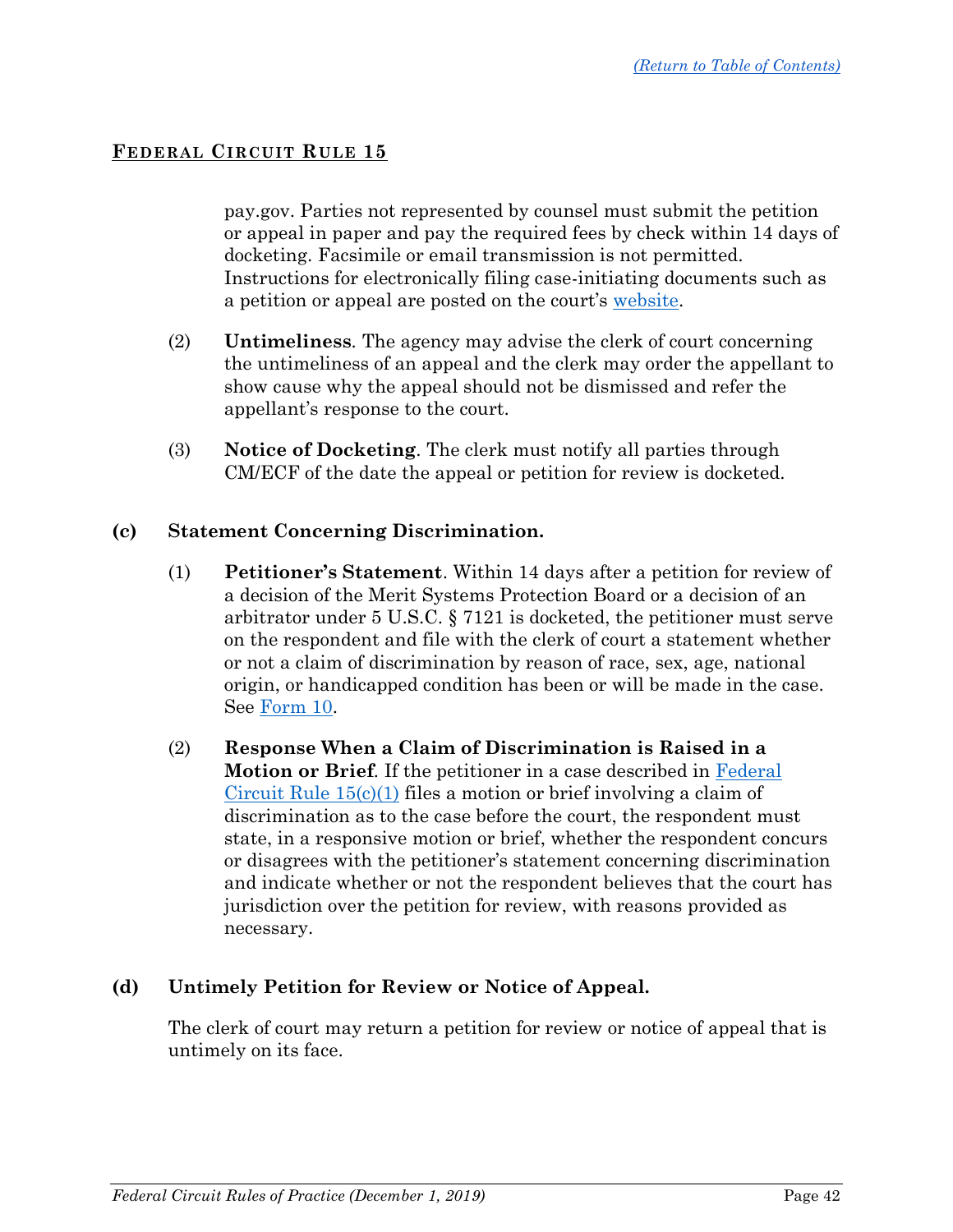pay.gov. Parties not represented by counsel must submit the petition or appeal in paper and pay the required fees by check within 14 days of docketing. Facsimile or email transmission is not permitted. Instructions for electronically filing case-initiating documents such as a petition or appeal are posted on the court's website.

(2) **Untimeliness**. The agency may advise the clerk of court concerning the untimeliness of an appeal and the clerk may order the appellant to show cause why the appeal should not be dismissed and refer the appellant's response to the court.

(3) **Notice of Docketing**. The clerk must notify all parties through CM/ECF of the date the appeal or petition for review is docketed.

**(c) Statement Concerning Discrimination.**

(1) **Petitioner's Statement**. Within 14 days after a petition for review of a decision of the Merit Systems Protection Board or a decision of an arbitrator under 5 U.S.C. § 7121 is docketed, the petitioner must serve on the respondent and file with the clerk of court a statement whether or not a claim of discrimination by reason of race, sex, age, national origin, or handicapped condition has been or will be made in the case. See Form 10.

(2) **Response When a Claim of Discrimination is Raised in a Motion or Brief**. If the petitioner in a case described in Federal Circuit Rule 15(c)(1) files a motion or brief involving a claim of discrimination as to the case before the court, the respondent must state, in a responsive motion or brief, whether the respondent concurs or disagrees with the petitioner's statement concerning discrimination and indicate whether or not the respondent believes that the court has jurisdiction over the petition for review, with reasons provided as necessary.

**(d) Untimely Petition for Review or Notice of Appeal.**

The clerk of court may return a petition for review or notice of appeal that is untimely on its face.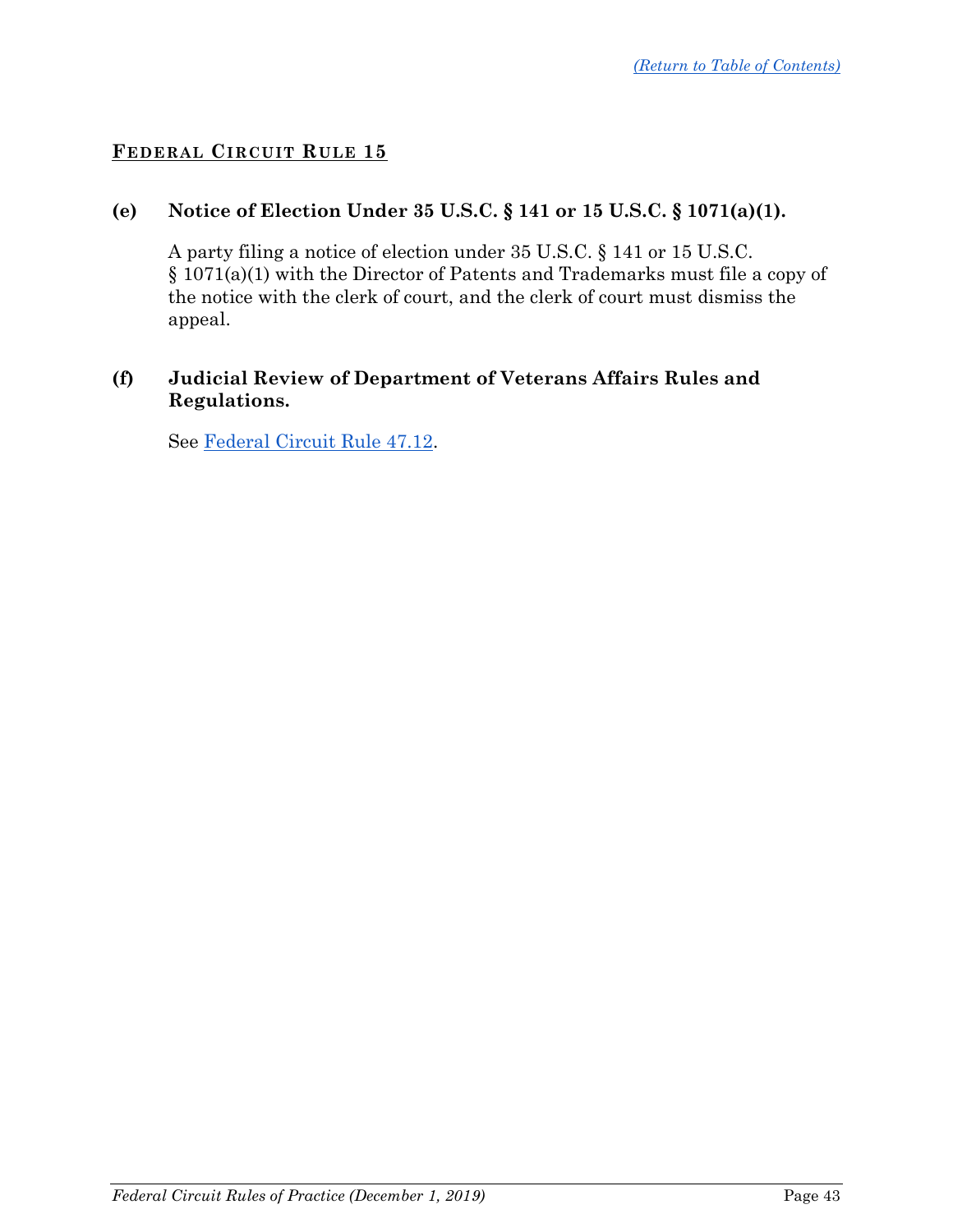## FEDERAL CIRCUIT RULE 15

**(e) Notice of Election Under 35 U.S.C. § 141 or 15 U.S.C. § 1071(a)(1).**

A party filing a notice of election under 35 U.S.C. § 141 or 15 U.S.C. § 1071(a)(1) with the Director of Patents and Trademarks must file a copy of the notice with the clerk of court, and the clerk of court must dismiss the appeal.

**(f) Judicial Review of Department of Veterans Affairs Rules and Regulations.**

See Federal Circuit Rule 47.12.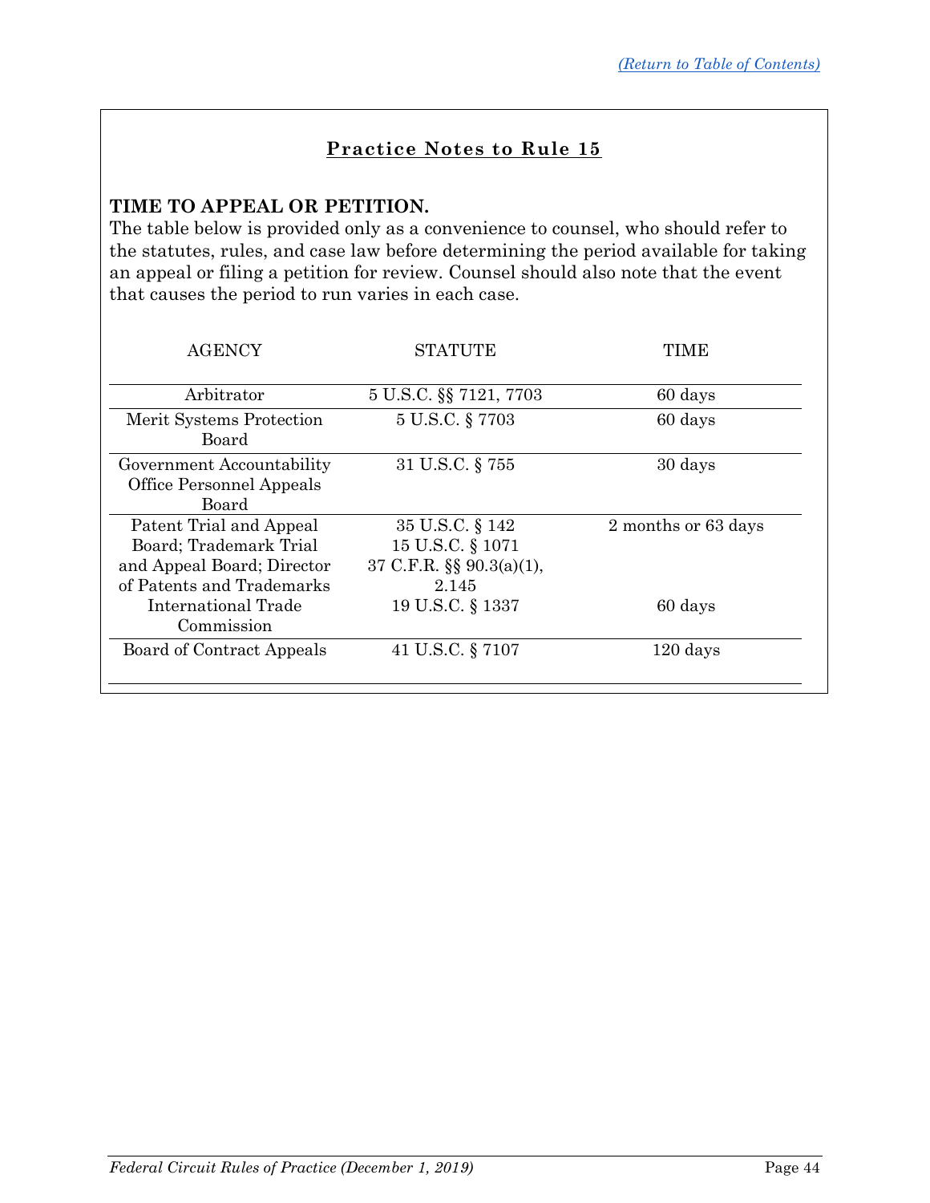(Return to Table of Contents)

## Practice Notes to Rule 15

**TIME TO APPEAL OR PETITION.**
The table below is provided only as a convenience to counsel, who should refer to the statutes, rules, and case law before determining the period available for taking an appeal or filing a petition for review. Counsel should also note that the event that causes the period to run varies in each case.

| AGENCY | STATUTE | TIME |
|---|---|---|
| Arbitrator | 5 U.S.C. §§ 7121, 7703 | 60 days |
| Merit Systems Protection Board | 5 U.S.C. § 7703 | 60 days |
| Government Accountability Office Personnel Appeals Board | 31 U.S.C. § 755 | 30 days |
| Patent Trial and Appeal Board; Trademark Trial and Appeal Board; Director of Patents and Trademarks | 35 U.S.C. § 142<br>15 U.S.C. § 1071<br>37 C.F.R. §§ 90.3(a)(1), 2.145 | 2 months or 63 days |
| International Trade Commission | 19 U.S.C. § 1337 | 60 days |
| Board of Contract Appeals | 41 U.S.C. § 7107 | 120 days |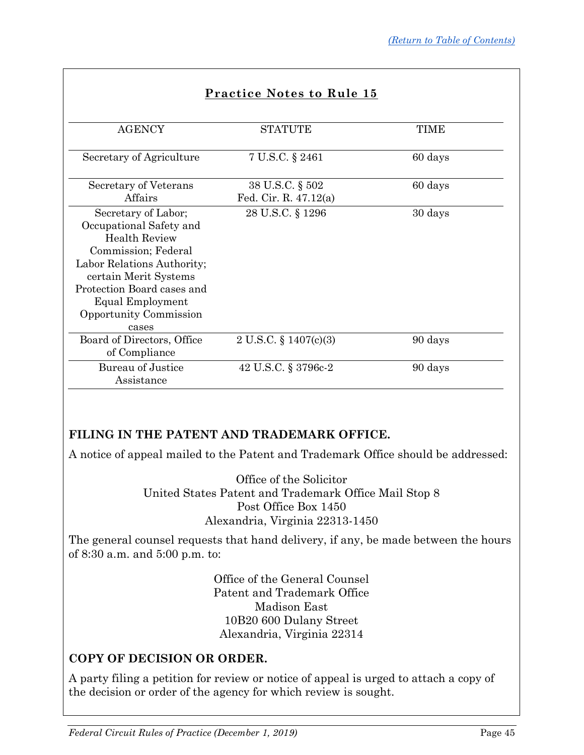## Practice Notes to Rule 15

| AGENCY | STATUTE | TIME |
|---|---|---|
| Secretary of Agriculture | 7 U.S.C. § 2461 | 60 days |
| Secretary of Veterans Affairs | 38 U.S.C. § 502<br>Fed. Cir. R. 47.12(a) | 60 days |
| Secretary of Labor; Occupational Safety and Health Review Commission; Federal Labor Relations Authority; certain Merit Systems Protection Board cases and Equal Employment Opportunity Commission cases | 28 U.S.C. § 1296 | 30 days |
| Board of Directors, Office of Compliance | 2 U.S.C. § 1407(c)(3) | 90 days |
| Bureau of Justice Assistance | 42 U.S.C. § 3796c-2 | 90 days |

**FILING IN THE PATENT AND TRADEMARK OFFICE.**

A notice of appeal mailed to the Patent and Trademark Office should be addressed:

Office of the Solicitor
United States Patent and Trademark Office Mail Stop 8
Post Office Box 1450
Alexandria, Virginia 22313-1450

The general counsel requests that hand delivery, if any, be made between the hours of 8:30 a.m. and 5:00 p.m. to:

Office of the General Counsel
Patent and Trademark Office
Madison East
10B20 600 Dulany Street
Alexandria, Virginia 22314

**COPY OF DECISION OR ORDER.**

A party filing a petition for review or notice of appeal is urged to attach a copy of the decision or order of the agency for which review is sought.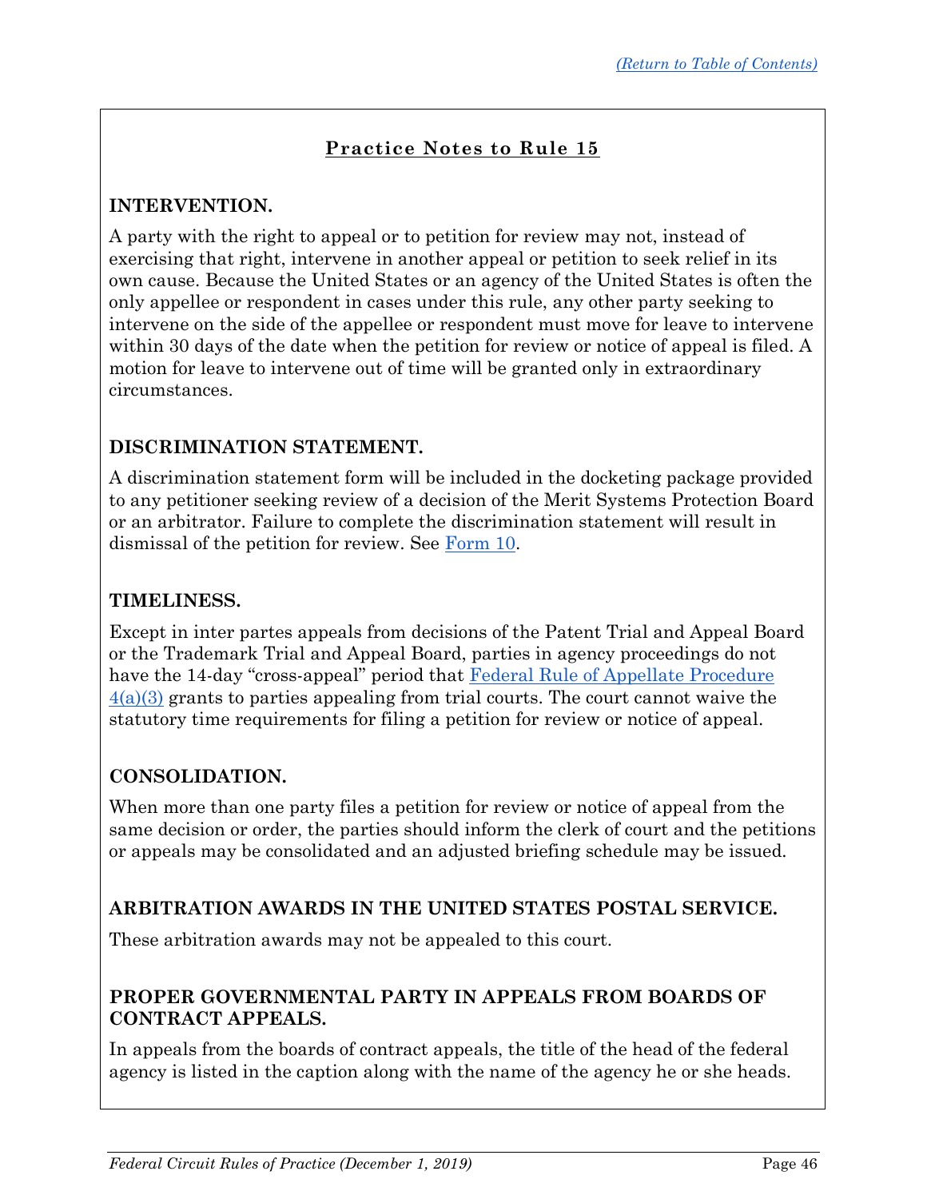[(Return to Table of Contents)](#)

## Practice Notes to Rule 15

### INTERVENTION.

A party with the right to appeal or to petition for review may not, instead of exercising that right, intervene in another appeal or petition to seek relief in its own cause. Because the United States or an agency of the United States is often the only appellee or respondent in cases under this rule, any other party seeking to intervene on the side of the appellee or respondent must move for leave to intervene within 30 days of the date when the petition for review or notice of appeal is filed. A motion for leave to intervene out of time will be granted only in extraordinary circumstances.

### DISCRIMINATION STATEMENT.

A discrimination statement form will be included in the docketing package provided to any petitioner seeking review of a decision of the Merit Systems Protection Board or an arbitrator. Failure to complete the discrimination statement will result in dismissal of the petition for review. See Form 10.

### TIMELINESS.

Except in inter partes appeals from decisions of the Patent Trial and Appeal Board or the Trademark Trial and Appeal Board, parties in agency proceedings do not have the 14-day "cross-appeal" period that Federal Rule of Appellate Procedure 4(a)(3) grants to parties appealing from trial courts. The court cannot waive the statutory time requirements for filing a petition for review or notice of appeal.

### CONSOLIDATION.

When more than one party files a petition for review or notice of appeal from the same decision or order, the parties should inform the clerk of court and the petitions or appeals may be consolidated and an adjusted briefing schedule may be issued.

### ARBITRATION AWARDS IN THE UNITED STATES POSTAL SERVICE.

These arbitration awards may not be appealed to this court.

### PROPER GOVERNMENTAL PARTY IN APPEALS FROM BOARDS OF CONTRACT APPEALS.

In appeals from the boards of contract appeals, the title of the head of the federal agency is listed in the caption along with the name of the agency he or she heads.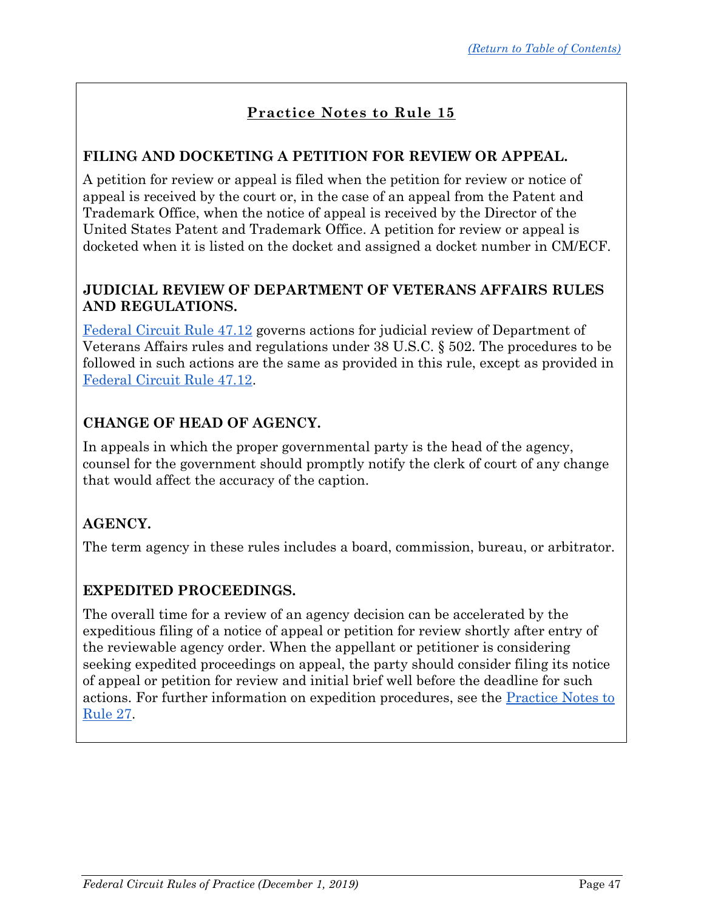## Practice Notes to Rule 15

### FILING AND DOCKETING A PETITION FOR REVIEW OR APPEAL.

A petition for review or appeal is filed when the petition for review or notice of appeal is received by the court or, in the case of an appeal from the Patent and Trademark Office, when the notice of appeal is received by the Director of the United States Patent and Trademark Office. A petition for review or appeal is docketed when it is listed on the docket and assigned a docket number in CM/ECF.

### JUDICIAL REVIEW OF DEPARTMENT OF VETERANS AFFAIRS RULES AND REGULATIONS.

Federal Circuit Rule 47.12 governs actions for judicial review of Department of Veterans Affairs rules and regulations under 38 U.S.C. § 502. The procedures to be followed in such actions are the same as provided in this rule, except as provided in Federal Circuit Rule 47.12.

### CHANGE OF HEAD OF AGENCY.

In appeals in which the proper governmental party is the head of the agency, counsel for the government should promptly notify the clerk of court of any change that would affect the accuracy of the caption.

### AGENCY.

The term agency in these rules includes a board, commission, bureau, or arbitrator.

### EXPEDITED PROCEEDINGS.

The overall time for a review of an agency decision can be accelerated by the expeditious filing of a notice of appeal or petition for review shortly after entry of the reviewable agency order. When the appellant or petitioner is considering seeking expedited proceedings on appeal, the party should consider filing its notice of appeal or petition for review and initial brief well before the deadline for such actions. For further information on expedition procedures, see the Practice Notes to Rule 27.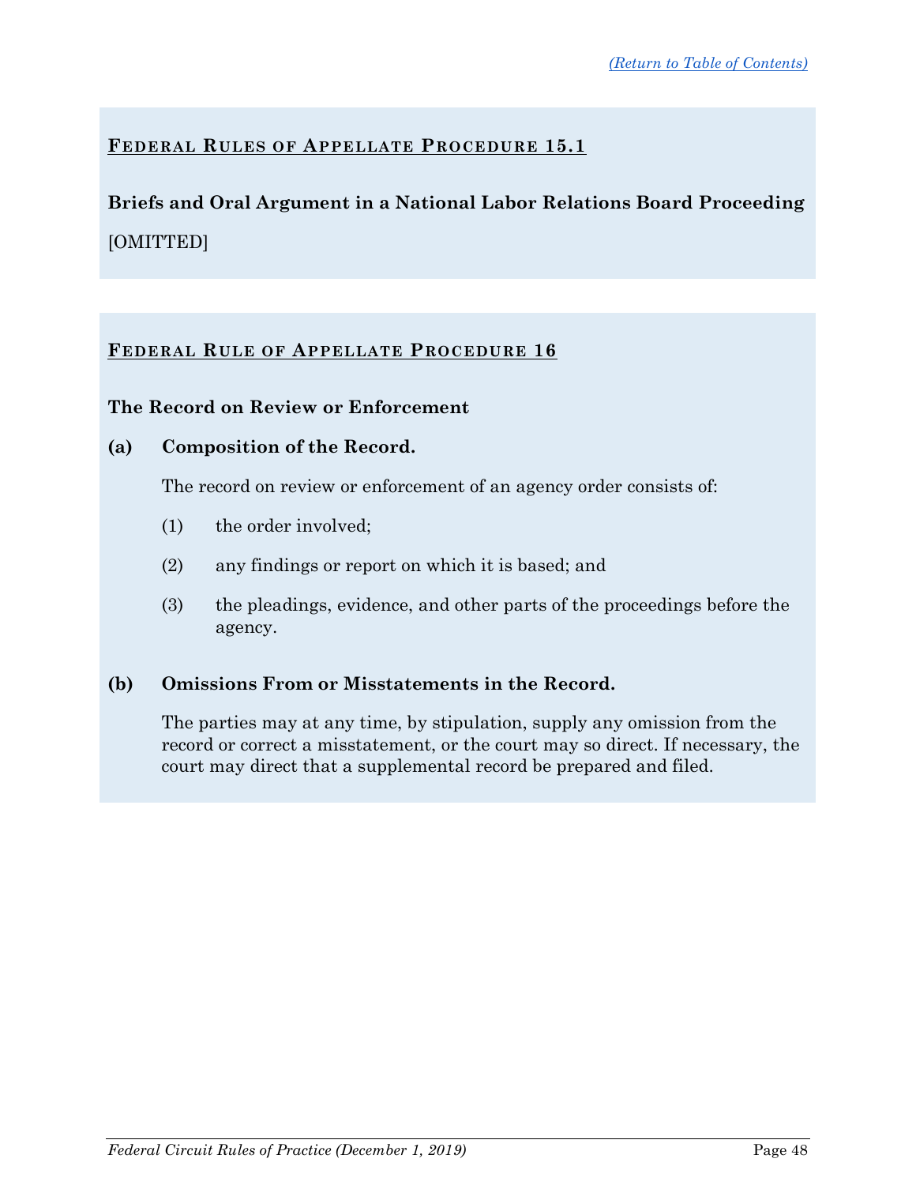## FEDERAL RULES OF APPELLATE PROCEDURE 15.1

**Briefs and Oral Argument in a National Labor Relations Board Proceeding**

[OMITTED]

## FEDERAL RULE OF APPELLATE PROCEDURE 16

**The Record on Review or Enforcement**

**(a) Composition of the Record.**

The record on review or enforcement of an agency order consists of:

(1) the order involved;

(2) any findings or report on which it is based; and

(3) the pleadings, evidence, and other parts of the proceedings before the agency.

**(b) Omissions From or Misstatements in the Record.**

The parties may at any time, by stipulation, supply any omission from the record or correct a misstatement, or the court may so direct. If necessary, the court may direct that a supplemental record be prepared and filed.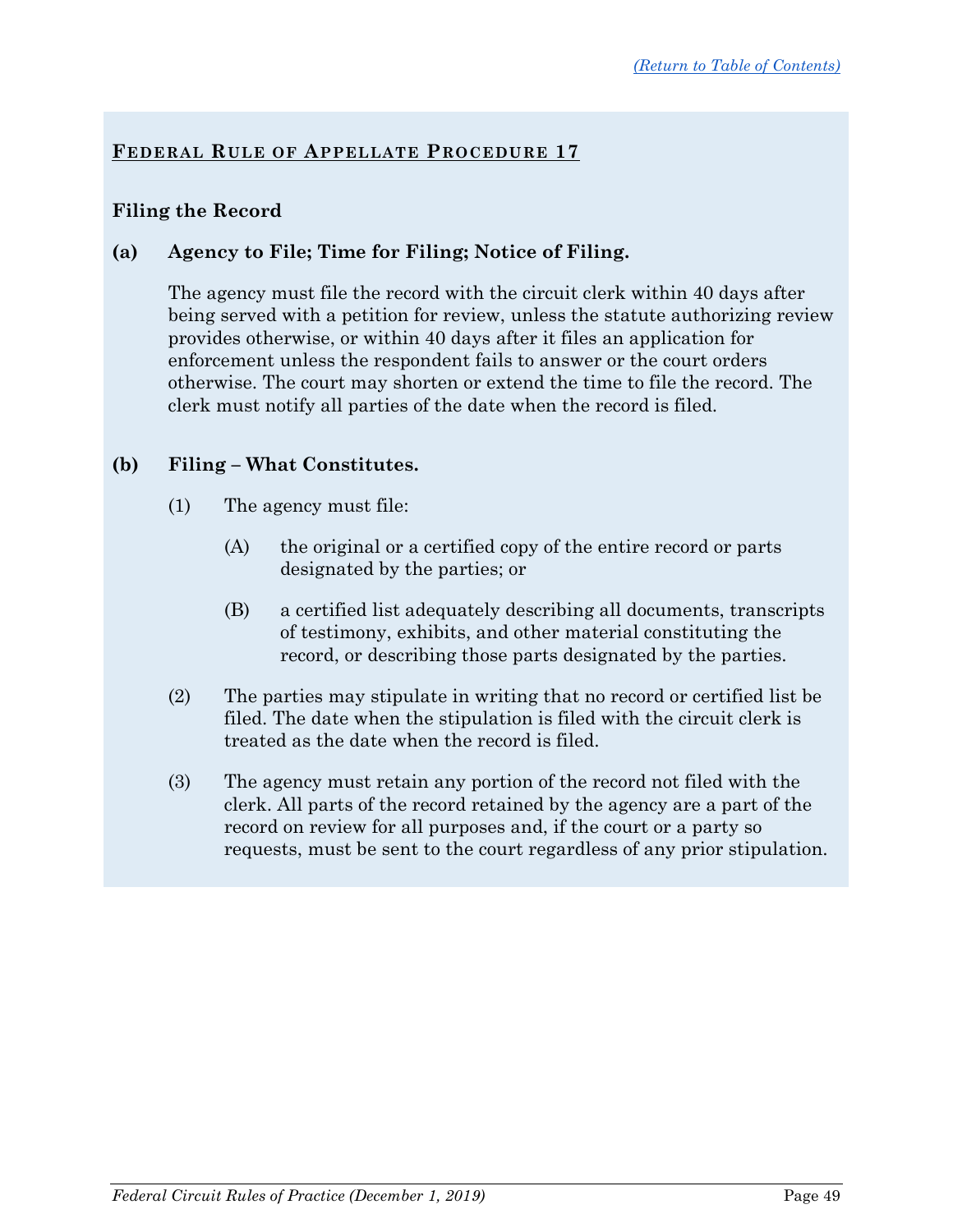## FEDERAL RULE OF APPELLATE PROCEDURE 17

### Filing the Record

**(a) Agency to File; Time for Filing; Notice of Filing.**

The agency must file the record with the circuit clerk within 40 days after being served with a petition for review, unless the statute authorizing review provides otherwise, or within 40 days after it files an application for enforcement unless the respondent fails to answer or the court orders otherwise. The court may shorten or extend the time to file the record. The clerk must notify all parties of the date when the record is filed.

**(b) Filing – What Constitutes.**

(1) The agency must file:

(A) the original or a certified copy of the entire record or parts designated by the parties; or

(B) a certified list adequately describing all documents, transcripts of testimony, exhibits, and other material constituting the record, or describing those parts designated by the parties.

(2) The parties may stipulate in writing that no record or certified list be filed. The date when the stipulation is filed with the circuit clerk is treated as the date when the record is filed.

(3) The agency must retain any portion of the record not filed with the clerk. All parts of the record retained by the agency are a part of the record on review for all purposes and, if the court or a party so requests, must be sent to the court regardless of any prior stipulation.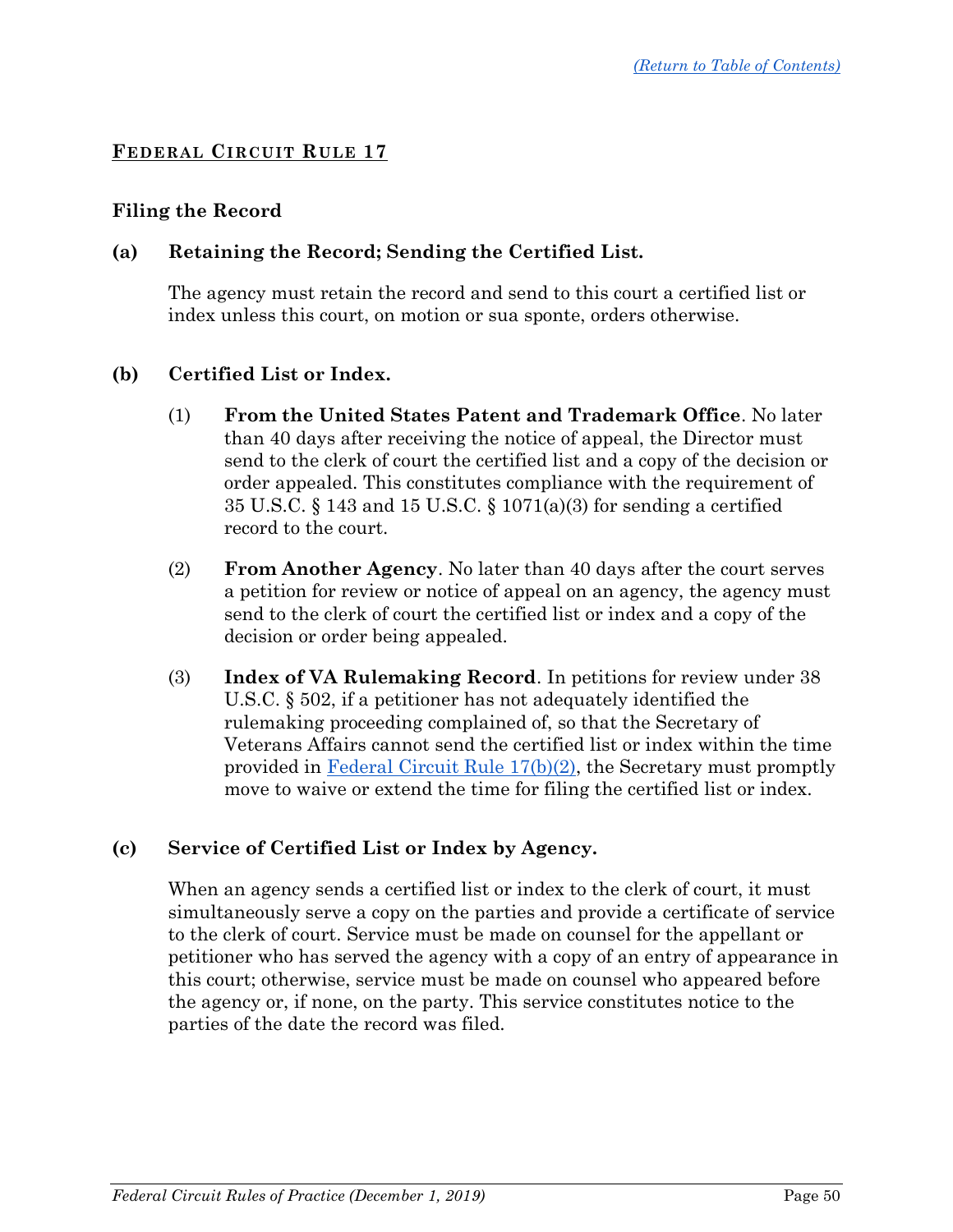[(Return to Table of Contents)](#)

## FEDERAL CIRCUIT RULE 17

### Filing the Record

**(a) Retaining the Record; Sending the Certified List.**

The agency must retain the record and send to this court a certified list or index unless this court, on motion or sua sponte, orders otherwise.

**(b) Certified List or Index.**

(1) **From the United States Patent and Trademark Office**. No later than 40 days after receiving the notice of appeal, the Director must send to the clerk of court the certified list and a copy of the decision or order appealed. This constitutes compliance with the requirement of 35 U.S.C. § 143 and 15 U.S.C. § 1071(a)(3) for sending a certified record to the court.

(2) **From Another Agency**. No later than 40 days after the court serves a petition for review or notice of appeal on an agency, the agency must send to the clerk of court the certified list or index and a copy of the decision or order being appealed.

(3) **Index of VA Rulemaking Record**. In petitions for review under 38 U.S.C. § 502, if a petitioner has not adequately identified the rulemaking proceeding complained of, so that the Secretary of Veterans Affairs cannot send the certified list or index within the time provided in [Federal Circuit Rule 17(b)(2)](#), the Secretary must promptly move to waive or extend the time for filing the certified list or index.

**(c) Service of Certified List or Index by Agency.**

When an agency sends a certified list or index to the clerk of court, it must simultaneously serve a copy on the parties and provide a certificate of service to the clerk of court. Service must be made on counsel for the appellant or petitioner who has served the agency with a copy of an entry of appearance in this court; otherwise, service must be made on counsel who appeared before the agency or, if none, on the party. This service constitutes notice to the parties of the date the record was filed.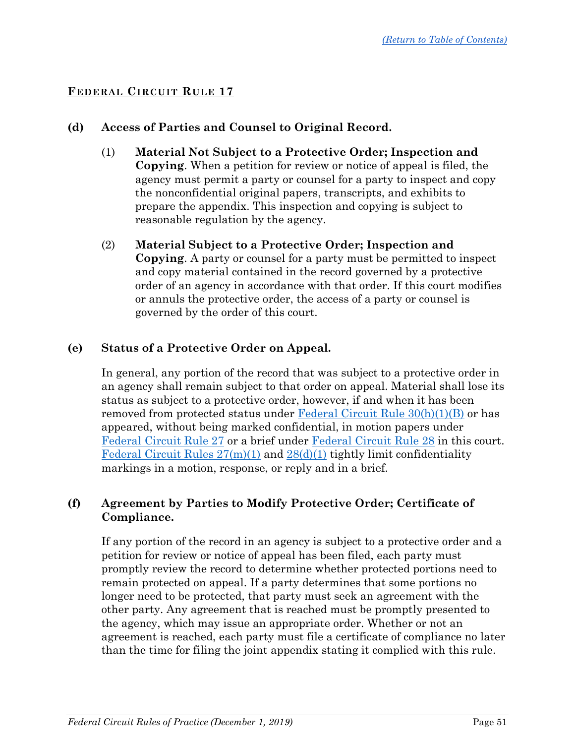## FEDERAL CIRCUIT RULE 17

**(d) Access of Parties and Counsel to Original Record.**

(1) **Material Not Subject to a Protective Order; Inspection and Copying**. When a petition for review or notice of appeal is filed, the agency must permit a party or counsel for a party to inspect and copy the nonconfidential original papers, transcripts, and exhibits to prepare the appendix. This inspection and copying is subject to reasonable regulation by the agency.

(2) **Material Subject to a Protective Order; Inspection and Copying**. A party or counsel for a party must be permitted to inspect and copy material contained in the record governed by a protective order of an agency in accordance with that order. If this court modifies or annuls the protective order, the access of a party or counsel is governed by the order of this court.

**(e) Status of a Protective Order on Appeal.**

In general, any portion of the record that was subject to a protective order in an agency shall remain subject to that order on appeal. Material shall lose its status as subject to a protective order, however, if and when it has been removed from protected status under Federal Circuit Rule 30(h)(1)(B) or has appeared, without being marked confidential, in motion papers under Federal Circuit Rule 27 or a brief under Federal Circuit Rule 28 in this court. Federal Circuit Rules 27(m)(1) and 28(d)(1) tightly limit confidentiality markings in a motion, response, or reply and in a brief.

**(f) Agreement by Parties to Modify Protective Order; Certificate of Compliance.**

If any portion of the record in an agency is subject to a protective order and a petition for review or notice of appeal has been filed, each party must promptly review the record to determine whether protected portions need to remain protected on appeal. If a party determines that some portions no longer need to be protected, that party must seek an agreement with the other party. Any agreement that is reached must be promptly presented to the agency, which may issue an appropriate order. Whether or not an agreement is reached, each party must file a certificate of compliance no later than the time for filing the joint appendix stating it complied with this rule.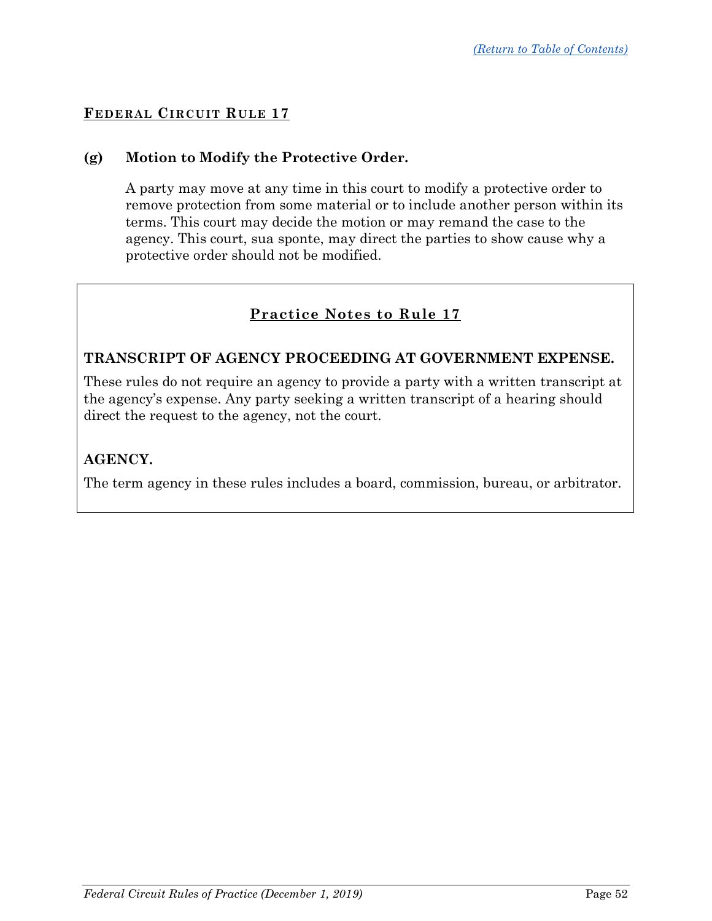(Return to Table of Contents)

## FEDERAL CIRCUIT RULE 17

**(g) Motion to Modify the Protective Order.**

A party may move at any time in this court to modify a protective order to remove protection from some material or to include another person within its terms. This court may decide the motion or may remand the case to the agency. This court, sua sponte, may direct the parties to show cause why a protective order should not be modified.

### Practice Notes to Rule 17

**TRANSCRIPT OF AGENCY PROCEEDING AT GOVERNMENT EXPENSE.**

These rules do not require an agency to provide a party with a written transcript at the agency's expense. Any party seeking a written transcript of a hearing should direct the request to the agency, not the court.

**AGENCY.**

The term agency in these rules includes a board, commission, bureau, or arbitrator.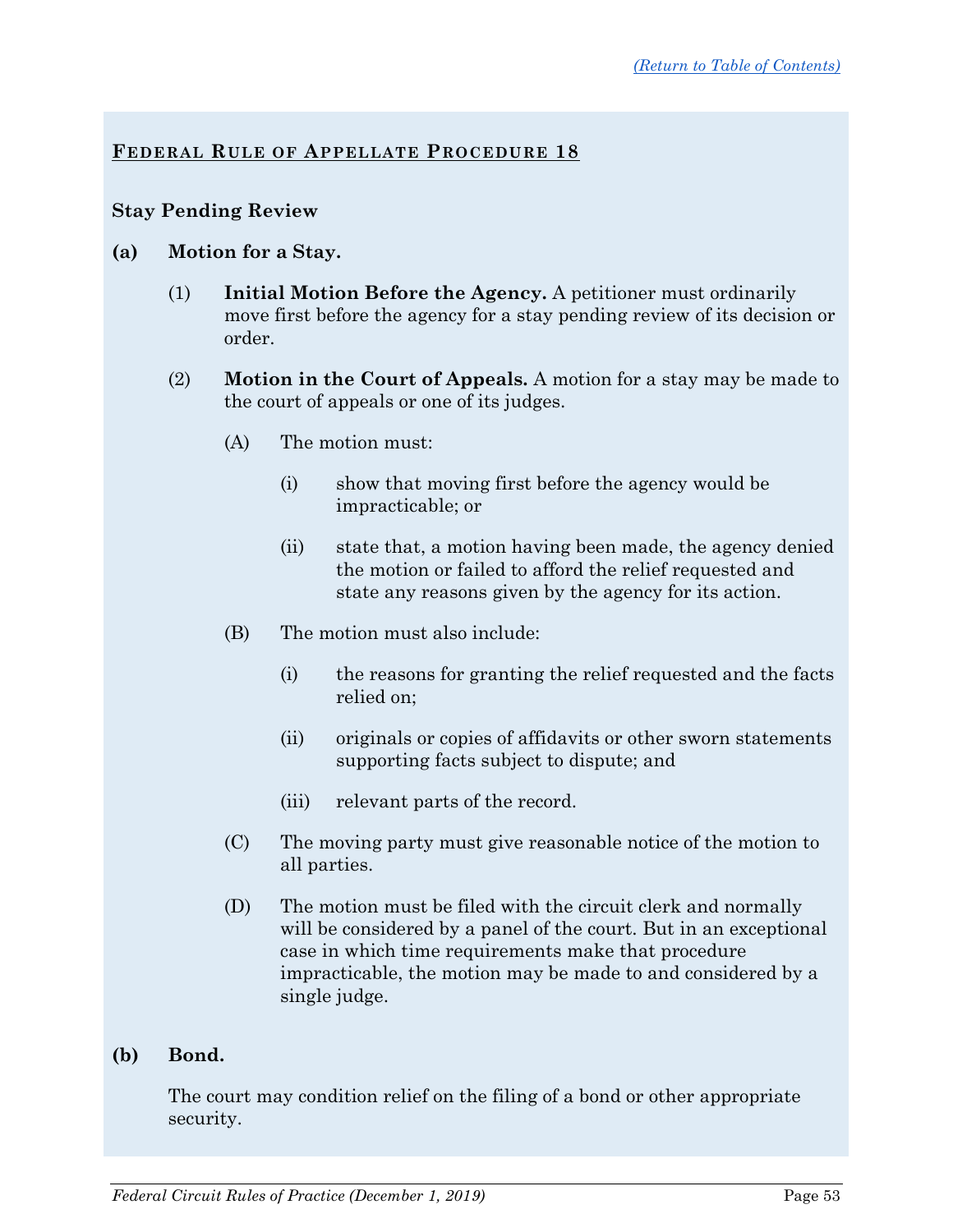[(Return to Table of Contents)](#)

## FEDERAL RULE OF APPELLATE PROCEDURE 18

**Stay Pending Review**

**(a) Motion for a Stay.**

(1) **Initial Motion Before the Agency.** A petitioner must ordinarily move first before the agency for a stay pending review of its decision or order.

(2) **Motion in the Court of Appeals.** A motion for a stay may be made to the court of appeals or one of its judges.

(A) The motion must:

(i) show that moving first before the agency would be impracticable; or

(ii) state that, a motion having been made, the agency denied the motion or failed to afford the relief requested and state any reasons given by the agency for its action.

(B) The motion must also include:

(i) the reasons for granting the relief requested and the facts relied on;

(ii) originals or copies of affidavits or other sworn statements supporting facts subject to dispute; and

(iii) relevant parts of the record.

(C) The moving party must give reasonable notice of the motion to all parties.

(D) The motion must be filed with the circuit clerk and normally will be considered by a panel of the court. But in an exceptional case in which time requirements make that procedure impracticable, the motion may be made to and considered by a single judge.

**(b) Bond.**

The court may condition relief on the filing of a bond or other appropriate security.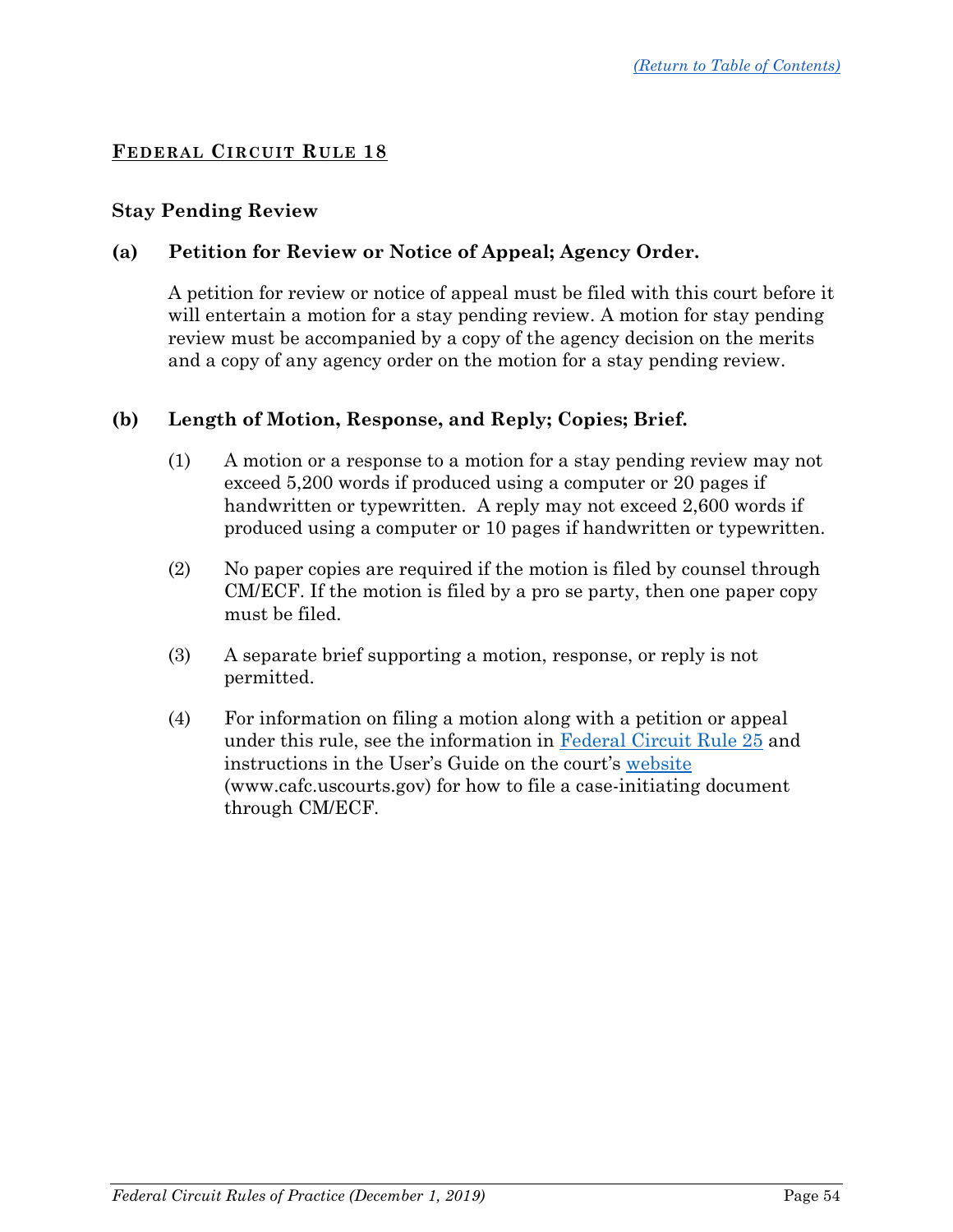## FEDERAL CIRCUIT RULE 18

### Stay Pending Review

**(a) Petition for Review or Notice of Appeal; Agency Order.**

A petition for review or notice of appeal must be filed with this court before it will entertain a motion for a stay pending review. A motion for stay pending review must be accompanied by a copy of the agency decision on the merits and a copy of any agency order on the motion for a stay pending review.

**(b) Length of Motion, Response, and Reply; Copies; Brief.**

(1) A motion or a response to a motion for a stay pending review may not exceed 5,200 words if produced using a computer or 20 pages if handwritten or typewritten. A reply may not exceed 2,600 words if produced using a computer or 10 pages if handwritten or typewritten.

(2) No paper copies are required if the motion is filed by counsel through CM/ECF. If the motion is filed by a pro se party, then one paper copy must be filed.

(3) A separate brief supporting a motion, response, or reply is not permitted.

(4) For information on filing a motion along with a petition or appeal under this rule, see the information in Federal Circuit Rule 25 and instructions in the User's Guide on the court's website (www.cafc.uscourts.gov) for how to file a case-initiating document through CM/ECF.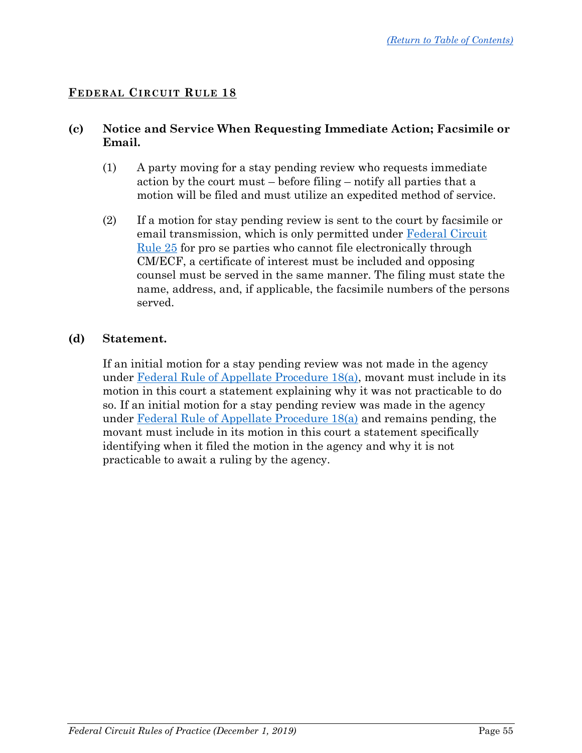## FEDERAL CIRCUIT RULE 18

**(c) Notice and Service When Requesting Immediate Action; Facsimile or Email.**

(1) A party moving for a stay pending review who requests immediate action by the court must – before filing – notify all parties that a motion will be filed and must utilize an expedited method of service.

(2) If a motion for stay pending review is sent to the court by facsimile or email transmission, which is only permitted under Federal Circuit Rule 25 for pro se parties who cannot file electronically through CM/ECF, a certificate of interest must be included and opposing counsel must be served in the same manner. The filing must state the name, address, and, if applicable, the facsimile numbers of the persons served.

**(d) Statement.**

If an initial motion for a stay pending review was not made in the agency under Federal Rule of Appellate Procedure 18(a), movant must include in its motion in this court a statement explaining why it was not practicable to do so. If an initial motion for a stay pending review was made in the agency under Federal Rule of Appellate Procedure 18(a) and remains pending, the movant must include in its motion in this court a statement specifically identifying when it filed the motion in the agency and why it is not practicable to await a ruling by the agency.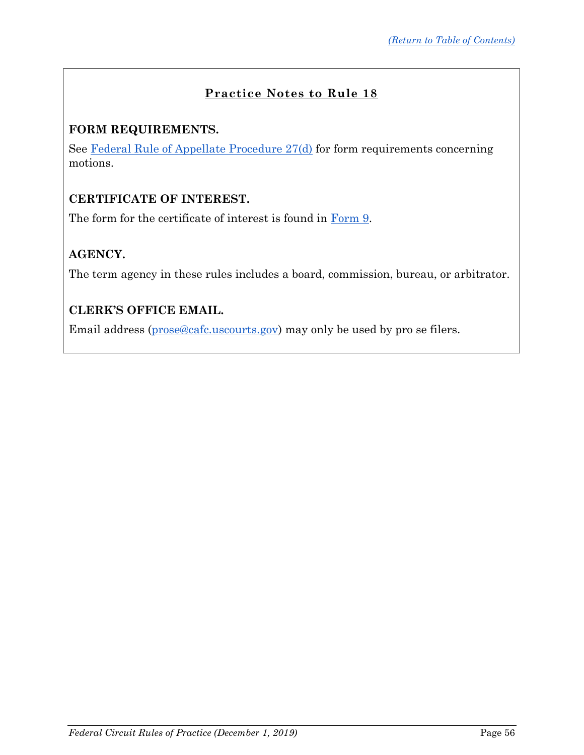## Practice Notes to Rule 18

### FORM REQUIREMENTS.

See Federal Rule of Appellate Procedure 27(d) for form requirements concerning motions.

### CERTIFICATE OF INTEREST.

The form for the certificate of interest is found in Form 9.

### AGENCY.

The term agency in these rules includes a board, commission, bureau, or arbitrator.

### CLERK'S OFFICE EMAIL.

Email address (prose@cafc.uscourts.gov) may only be used by pro se filers.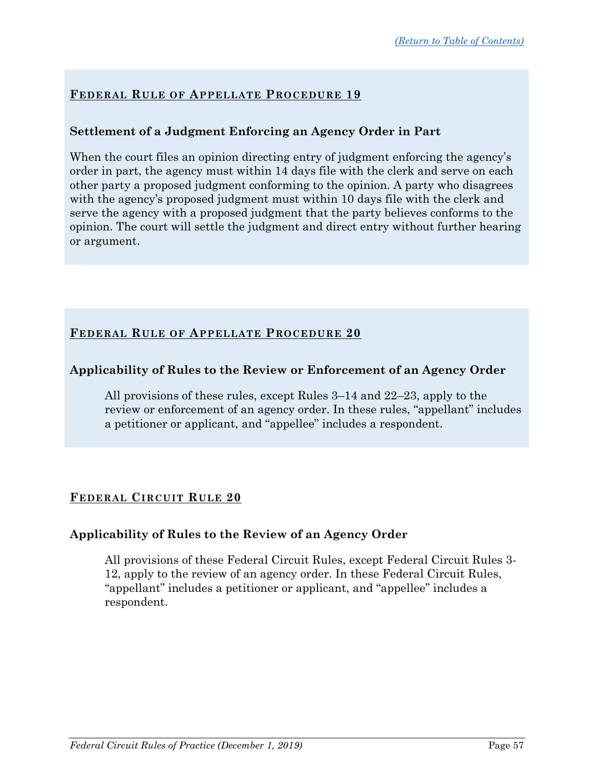## Federal Rule of Appellate Procedure 19

### Settlement of a Judgment Enforcing an Agency Order in Part

When the court files an opinion directing entry of judgment enforcing the agency's order in part, the agency must within 14 days file with the clerk and serve on each other party a proposed judgment conforming to the opinion. A party who disagrees with the agency's proposed judgment must within 10 days file with the clerk and serve the agency with a proposed judgment that the party believes conforms to the opinion. The court will settle the judgment and direct entry without further hearing or argument.

## Federal Rule of Appellate Procedure 20

### Applicability of Rules to the Review or Enforcement of an Agency Order

All provisions of these rules, except Rules 3–14 and 22–23, apply to the review or enforcement of an agency order. In these rules, "appellant" includes a petitioner or applicant, and "appellee" includes a respondent.

## Federal Circuit Rule 20

### Applicability of Rules to the Review of an Agency Order

All provisions of these Federal Circuit Rules, except Federal Circuit Rules 3-12, apply to the review of an agency order. In these Federal Circuit Rules, "appellant" includes a petitioner or applicant, and "appellee" includes a respondent.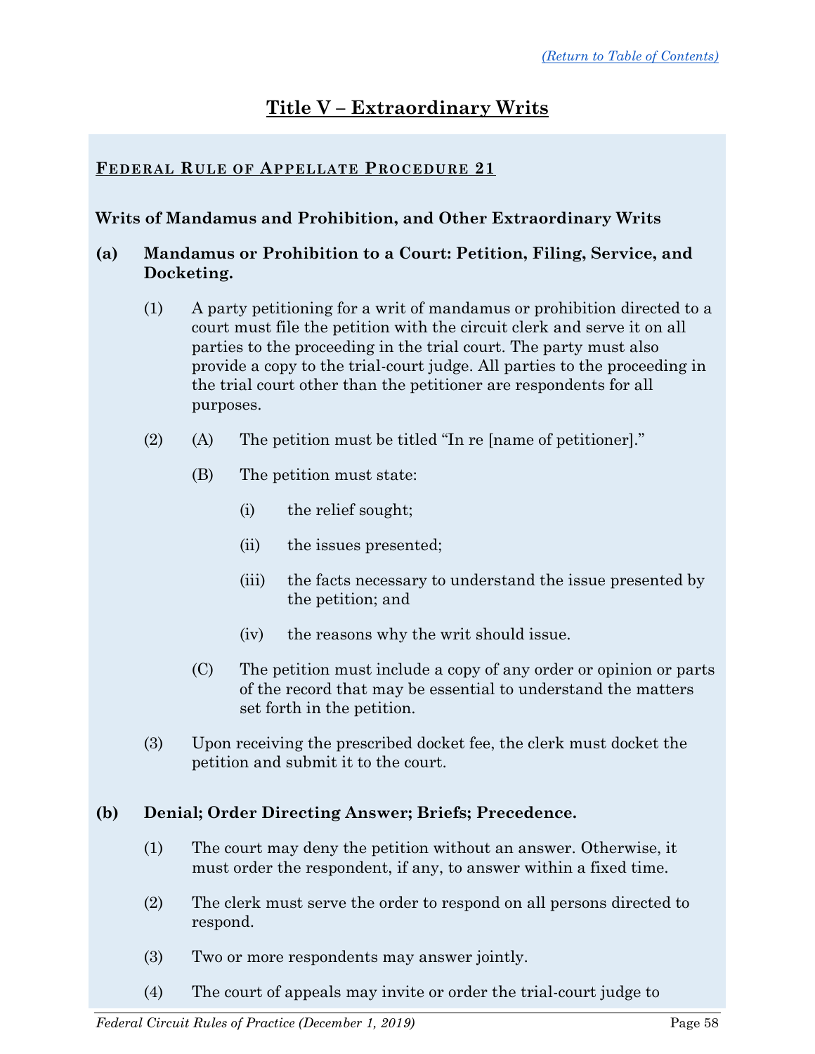[(Return to Table of Contents)](#)

# Title V – Extraordinary Writs

## FEDERAL RULE OF APPELLATE PROCEDURE 21

**Writs of Mandamus and Prohibition, and Other Extraordinary Writs**

**(a) Mandamus or Prohibition to a Court: Petition, Filing, Service, and Docketing.**

(1) A party petitioning for a writ of mandamus or prohibition directed to a court must file the petition with the circuit clerk and serve it on all parties to the proceeding in the trial court. The party must also provide a copy to the trial-court judge. All parties to the proceeding in the trial court other than the petitioner are respondents for all purposes.

(2) (A) The petition must be titled "In re [name of petitioner]."

(B) The petition must state:

(i) the relief sought;

(ii) the issues presented;

(iii) the facts necessary to understand the issue presented by the petition; and

(iv) the reasons why the writ should issue.

(C) The petition must include a copy of any order or opinion or parts of the record that may be essential to understand the matters set forth in the petition.

(3) Upon receiving the prescribed docket fee, the clerk must docket the petition and submit it to the court.

**(b) Denial; Order Directing Answer; Briefs; Precedence.**

(1) The court may deny the petition without an answer. Otherwise, it must order the respondent, if any, to answer within a fixed time.

(2) The clerk must serve the order to respond on all persons directed to respond.

(3) Two or more respondents may answer jointly.

(4) The court of appeals may invite or order the trial-court judge to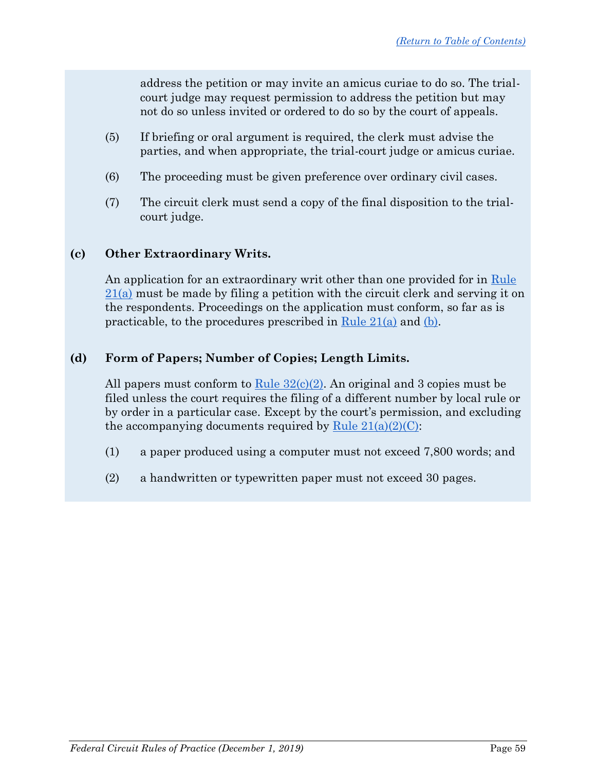address the petition or may invite an amicus curiae to do so. The trial-court judge may request permission to address the petition but may not do so unless invited or ordered to do so by the court of appeals.

(5) If briefing or oral argument is required, the clerk must advise the parties, and when appropriate, the trial-court judge or amicus curiae.

(6) The proceeding must be given preference over ordinary civil cases.

(7) The circuit clerk must send a copy of the final disposition to the trial-court judge.

**(c) Other Extraordinary Writs.**

An application for an extraordinary writ other than one provided for in Rule 21(a) must be made by filing a petition with the circuit clerk and serving it on the respondents. Proceedings on the application must conform, so far as is practicable, to the procedures prescribed in Rule 21(a) and (b).

**(d) Form of Papers; Number of Copies; Length Limits.**

All papers must conform to Rule 32(c)(2). An original and 3 copies must be filed unless the court requires the filing of a different number by local rule or by order in a particular case. Except by the court's permission, and excluding the accompanying documents required by Rule 21(a)(2)(C):

(1) a paper produced using a computer must not exceed 7,800 words; and

(2) a handwritten or typewritten paper must not exceed 30 pages.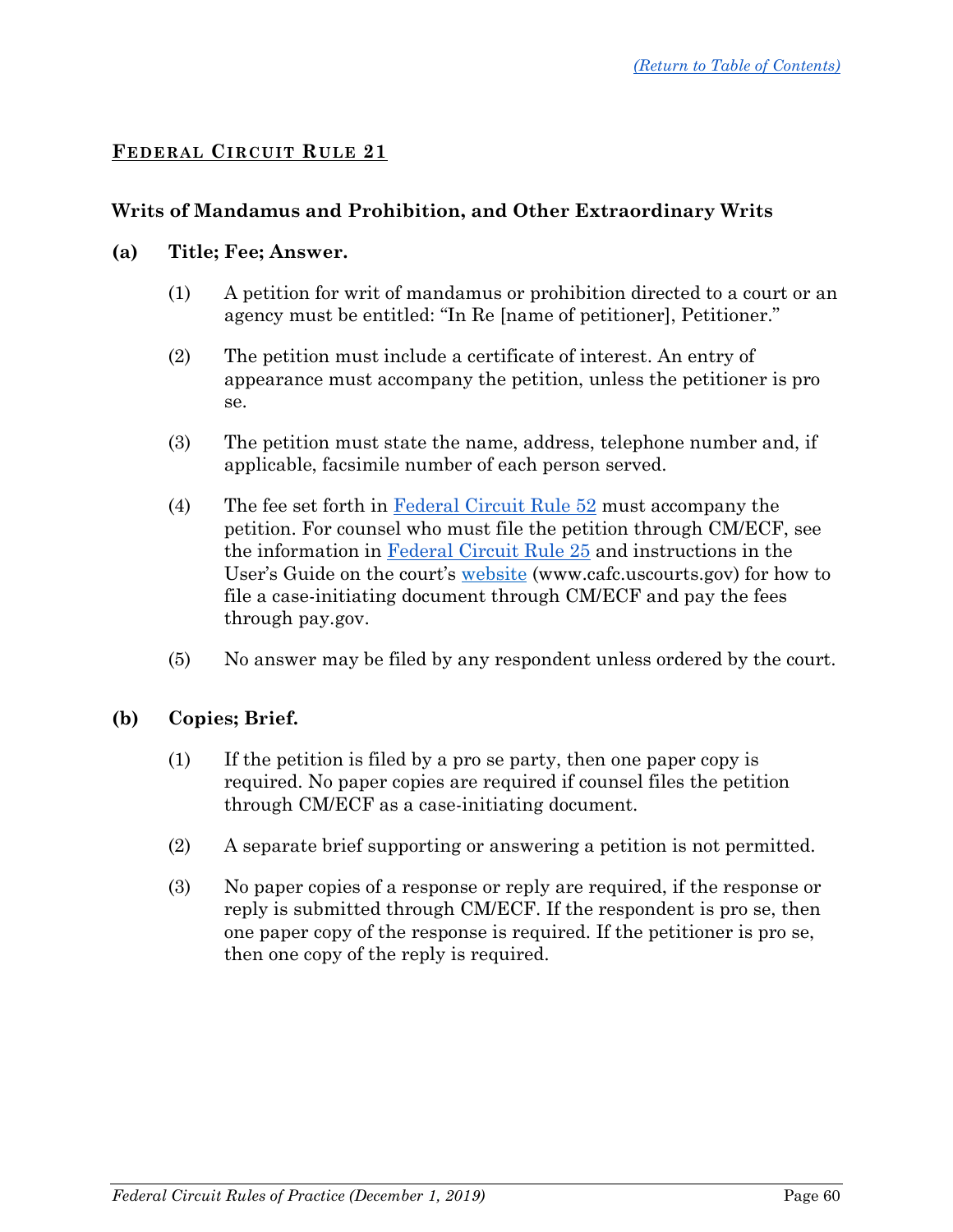## Federal Circuit Rule 21

### Writs of Mandamus and Prohibition, and Other Extraordinary Writs

**(a) Title; Fee; Answer.**

(1) A petition for writ of mandamus or prohibition directed to a court or an agency must be entitled: "In Re [name of petitioner], Petitioner."

(2) The petition must include a certificate of interest. An entry of appearance must accompany the petition, unless the petitioner is pro se.

(3) The petition must state the name, address, telephone number and, if applicable, facsimile number of each person served.

(4) The fee set forth in Federal Circuit Rule 52 must accompany the petition. For counsel who must file the petition through CM/ECF, see the information in Federal Circuit Rule 25 and instructions in the User's Guide on the court's website (www.cafc.uscourts.gov) for how to file a case-initiating document through CM/ECF and pay the fees through pay.gov.

(5) No answer may be filed by any respondent unless ordered by the court.

**(b) Copies; Brief.**

(1) If the petition is filed by a pro se party, then one paper copy is required. No paper copies are required if counsel files the petition through CM/ECF as a case-initiating document.

(2) A separate brief supporting or answering a petition is not permitted.

(3) No paper copies of a response or reply are required, if the response or reply is submitted through CM/ECF. If the respondent is pro se, then one paper copy of the response is required. If the petitioner is pro se, then one copy of the reply is required.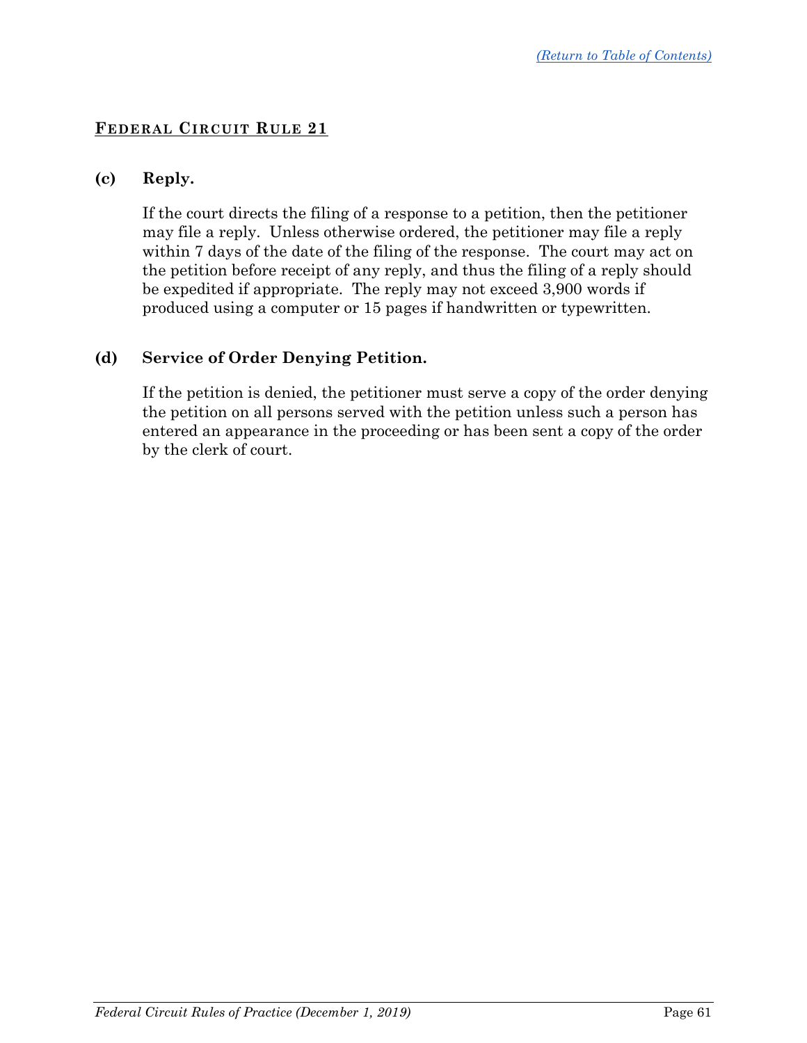## FEDERAL CIRCUIT RULE 21

### (c) Reply.

If the court directs the filing of a response to a petition, then the petitioner may file a reply. Unless otherwise ordered, the petitioner may file a reply within 7 days of the date of the filing of the response. The court may act on the petition before receipt of any reply, and thus the filing of a reply should be expedited if appropriate. The reply may not exceed 3,900 words if produced using a computer or 15 pages if handwritten or typewritten.

### (d) Service of Order Denying Petition.

If the petition is denied, the petitioner must serve a copy of the order denying the petition on all persons served with the petition unless such a person has entered an appearance in the proceeding or has been sent a copy of the order by the clerk of court.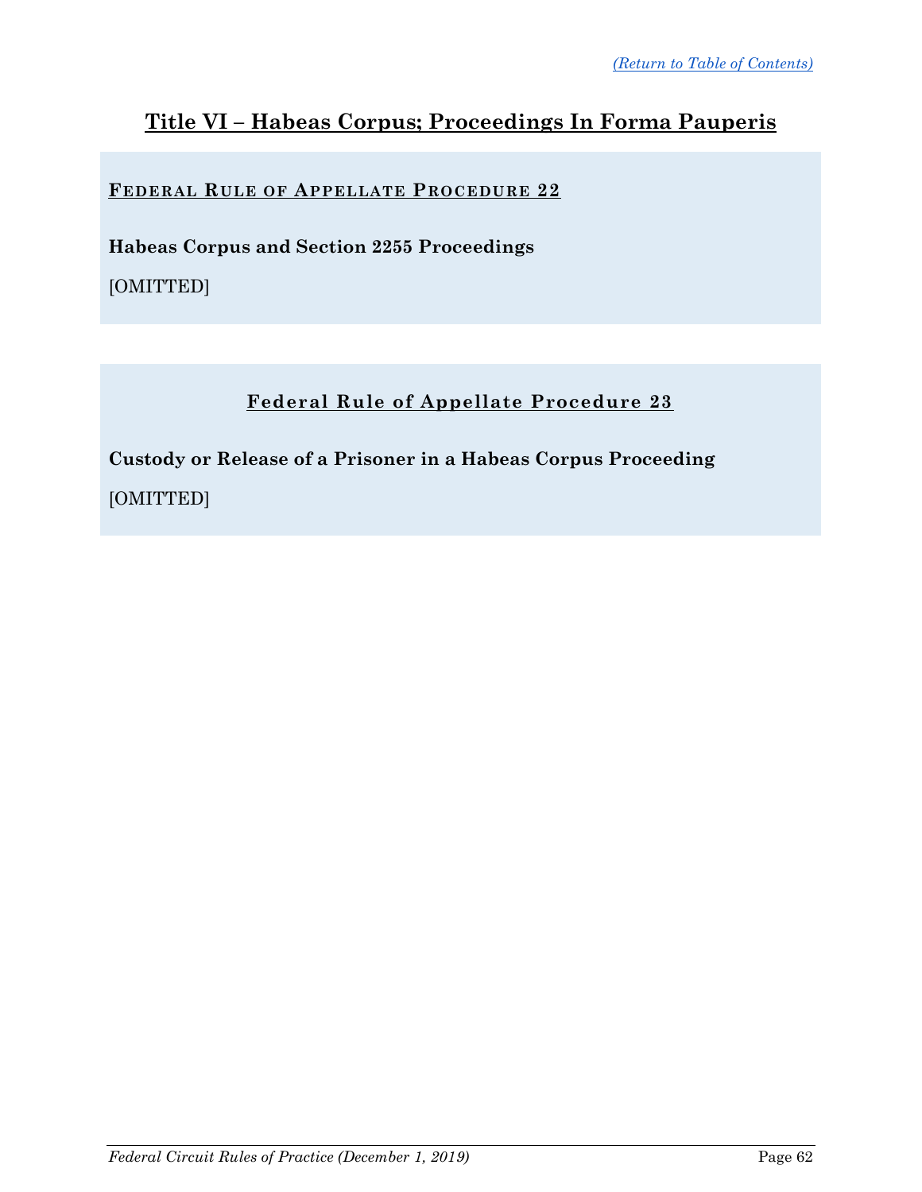[(Return to Table of Contents)](#)

# Title VI – Habeas Corpus; Proceedings In Forma Pauperis

## FEDERAL RULE OF APPELLATE PROCEDURE 22

**Habeas Corpus and Section 2255 Proceedings**

[OMITTED]

## Federal Rule of Appellate Procedure 23

**Custody or Release of a Prisoner in a Habeas Corpus Proceeding**

[OMITTED]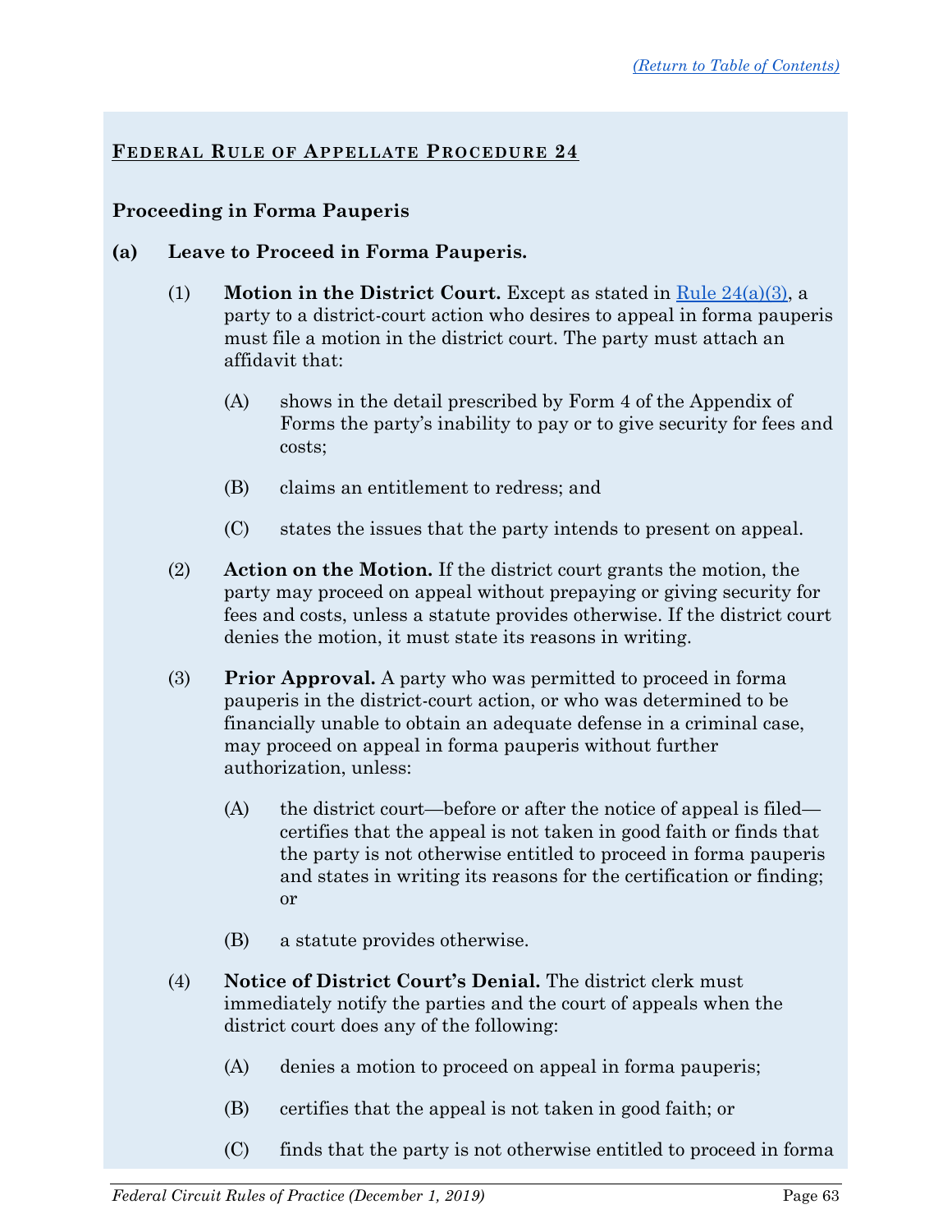[(Return to Table of Contents)](#)

## FEDERAL RULE OF APPELLATE PROCEDURE 24

### Proceeding in Forma Pauperis

**(a) Leave to Proceed in Forma Pauperis.**

(1) **Motion in the District Court.** Except as stated in [Rule 24(a)(3)](#), a party to a district-court action who desires to appeal in forma pauperis must file a motion in the district court. The party must attach an affidavit that:

(A) shows in the detail prescribed by Form 4 of the Appendix of Forms the party's inability to pay or to give security for fees and costs;

(B) claims an entitlement to redress; and

(C) states the issues that the party intends to present on appeal.

(2) **Action on the Motion.** If the district court grants the motion, the party may proceed on appeal without prepaying or giving security for fees and costs, unless a statute provides otherwise. If the district court denies the motion, it must state its reasons in writing.

(3) **Prior Approval.** A party who was permitted to proceed in forma pauperis in the district-court action, or who was determined to be financially unable to obtain an adequate defense in a criminal case, may proceed on appeal in forma pauperis without further authorization, unless:

(A) the district court—before or after the notice of appeal is filed—certifies that the appeal is not taken in good faith or finds that the party is not otherwise entitled to proceed in forma pauperis and states in writing its reasons for the certification or finding; or

(B) a statute provides otherwise.

(4) **Notice of District Court's Denial.** The district clerk must immediately notify the parties and the court of appeals when the district court does any of the following:

(A) denies a motion to proceed on appeal in forma pauperis;

(B) certifies that the appeal is not taken in good faith; or

(C) finds that the party is not otherwise entitled to proceed in forma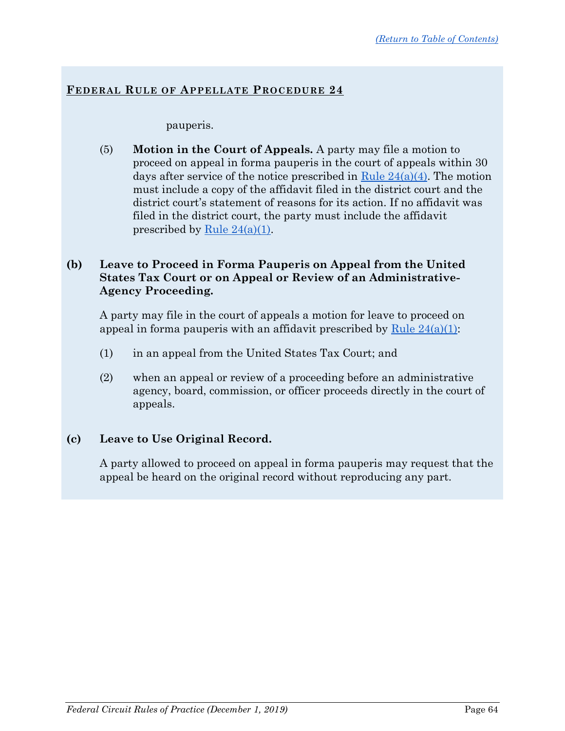**FEDERAL RULE OF APPELLATE PROCEDURE 24**

pauperis.

(5) **Motion in the Court of Appeals.** A party may file a motion to proceed on appeal in forma pauperis in the court of appeals within 30 days after service of the notice prescribed in Rule 24(a)(4). The motion must include a copy of the affidavit filed in the district court and the district court's statement of reasons for its action. If no affidavit was filed in the district court, the party must include the affidavit prescribed by Rule 24(a)(1).

**(b) Leave to Proceed in Forma Pauperis on Appeal from the United States Tax Court or on Appeal or Review of an Administrative-Agency Proceeding.**

A party may file in the court of appeals a motion for leave to proceed on appeal in forma pauperis with an affidavit prescribed by Rule 24(a)(1):

(1) in an appeal from the United States Tax Court; and

(2) when an appeal or review of a proceeding before an administrative agency, board, commission, or officer proceeds directly in the court of appeals.

**(c) Leave to Use Original Record.**

A party allowed to proceed on appeal in forma pauperis may request that the appeal be heard on the original record without reproducing any part.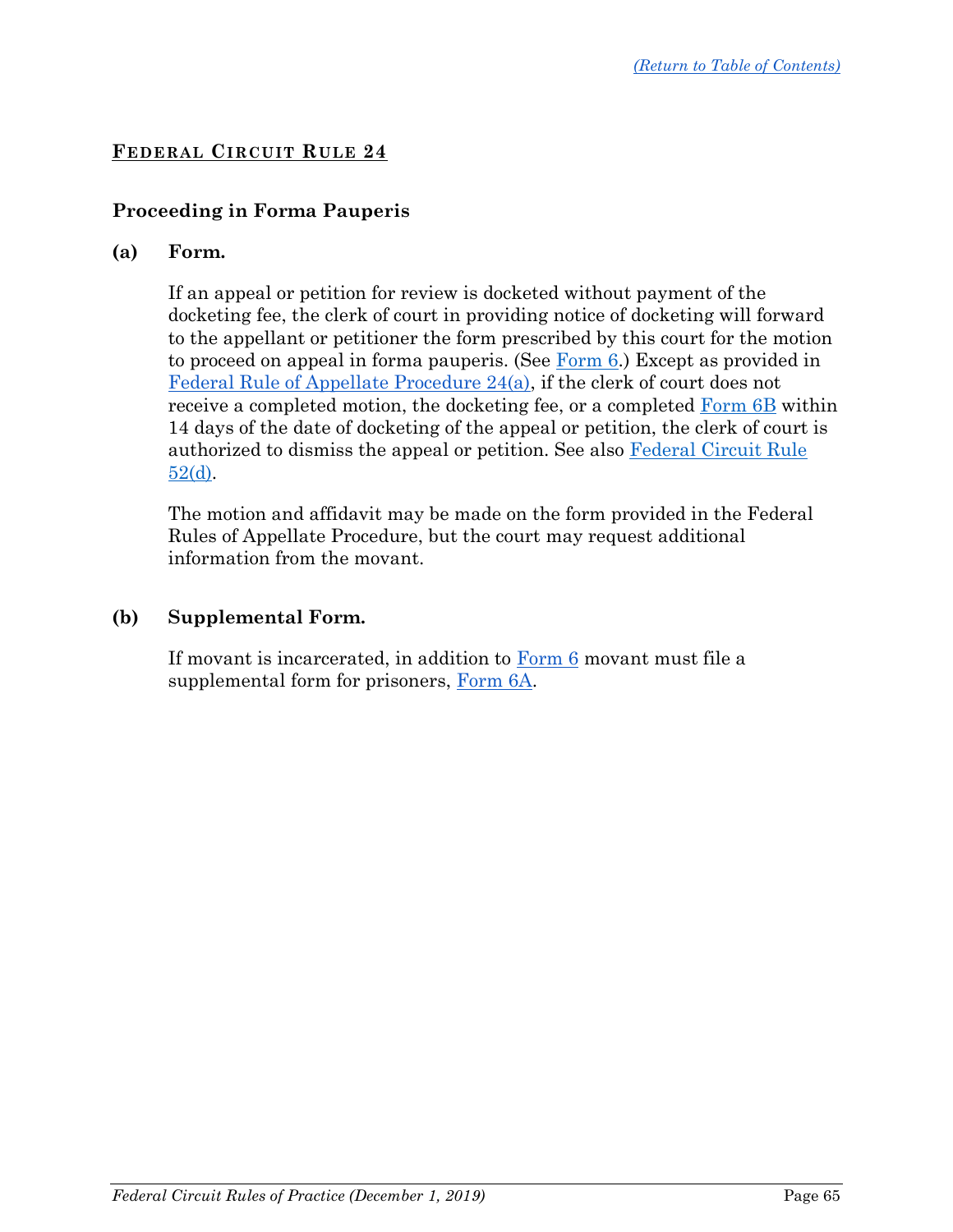## FEDERAL CIRCUIT RULE 24

### Proceeding in Forma Pauperis

**(a) Form.**

If an appeal or petition for review is docketed without payment of the docketing fee, the clerk of court in providing notice of docketing will forward to the appellant or petitioner the form prescribed by this court for the motion to proceed on appeal in forma pauperis. (See Form 6.) Except as provided in Federal Rule of Appellate Procedure 24(a), if the clerk of court does not receive a completed motion, the docketing fee, or a completed Form 6B within 14 days of the date of docketing of the appeal or petition, the clerk of court is authorized to dismiss the appeal or petition. See also Federal Circuit Rule 52(d).

The motion and affidavit may be made on the form provided in the Federal Rules of Appellate Procedure, but the court may request additional information from the movant.

**(b) Supplemental Form.**

If movant is incarcerated, in addition to Form 6 movant must file a supplemental form for prisoners, Form 6A.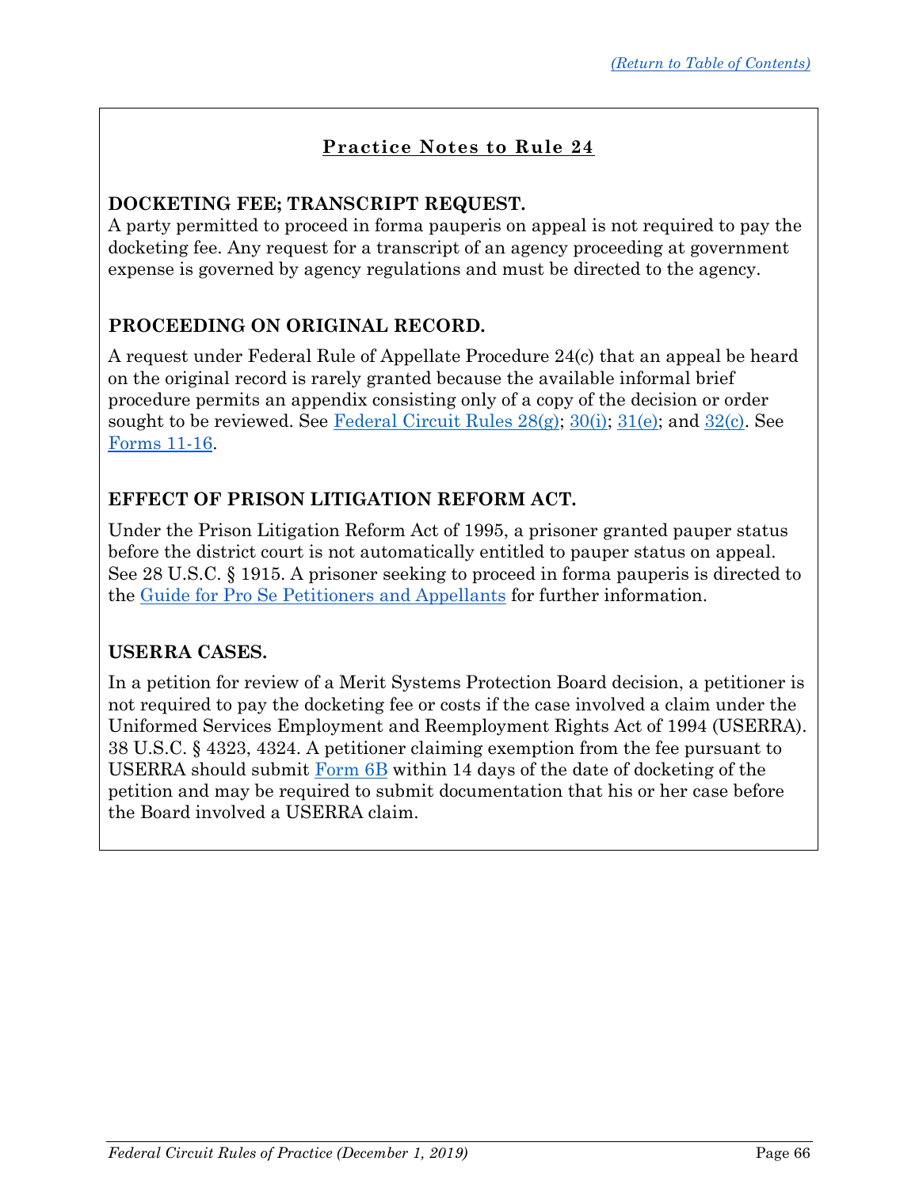## Practice Notes to Rule 24

**DOCKETING FEE; TRANSCRIPT REQUEST.**

A party permitted to proceed in forma pauperis on appeal is not required to pay the docketing fee. Any request for a transcript of an agency proceeding at government expense is governed by agency regulations and must be directed to the agency.

**PROCEEDING ON ORIGINAL RECORD.**

A request under Federal Rule of Appellate Procedure 24(c) that an appeal be heard on the original record is rarely granted because the available informal brief procedure permits an appendix consisting only of a copy of the decision or order sought to be reviewed. See Federal Circuit Rules 28(g); 30(i); 31(e); and 32(c). See Forms 11-16.

**EFFECT OF PRISON LITIGATION REFORM ACT.**

Under the Prison Litigation Reform Act of 1995, a prisoner granted pauper status before the district court is not automatically entitled to pauper status on appeal. See 28 U.S.C. § 1915. A prisoner seeking to proceed in forma pauperis is directed to the Guide for Pro Se Petitioners and Appellants for further information.

**USERRA CASES.**

In a petition for review of a Merit Systems Protection Board decision, a petitioner is not required to pay the docketing fee or costs if the case involved a claim under the Uniformed Services Employment and Reemployment Rights Act of 1994 (USERRA). 38 U.S.C. § 4323, 4324. A petitioner claiming exemption from the fee pursuant to USERRA should submit Form 6B within 14 days of the date of docketing of the petition and may be required to submit documentation that his or her case before the Board involved a USERRA claim.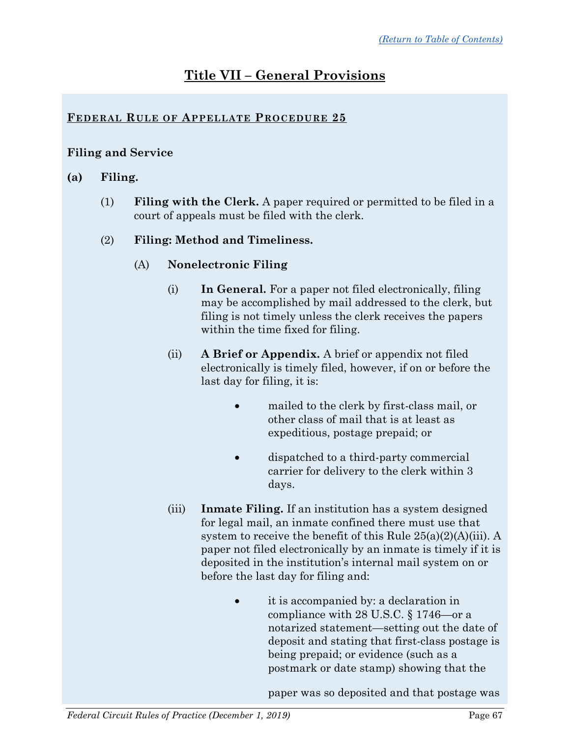# Title VII – General Provisions

## Federal Rule of Appellate Procedure 25

### Filing and Service

**(a) Filing.**

(1) **Filing with the Clerk.** A paper required or permitted to be filed in a court of appeals must be filed with the clerk.

(2) **Filing: Method and Timeliness.**

(A) **Nonelectronic Filing**

(i) **In General.** For a paper not filed electronically, filing may be accomplished by mail addressed to the clerk, but filing is not timely unless the clerk receives the papers within the time fixed for filing.

(ii) **A Brief or Appendix.** A brief or appendix not filed electronically is timely filed, however, if on or before the last day for filing, it is:

- mailed to the clerk by first-class mail, or other class of mail that is at least as expeditious, postage prepaid; or
- dispatched to a third-party commercial carrier for delivery to the clerk within 3 days.

(iii) **Inmate Filing.** If an institution has a system designed for legal mail, an inmate confined there must use that system to receive the benefit of this Rule 25(a)(2)(A)(iii). A paper not filed electronically by an inmate is timely if it is deposited in the institution's internal mail system on or before the last day for filing and:

- it is accompanied by: a declaration in compliance with 28 U.S.C. § 1746—or a notarized statement—setting out the date of deposit and stating that first-class postage is being prepaid; or evidence (such as a postmark or date stamp) showing that the paper was so deposited and that postage was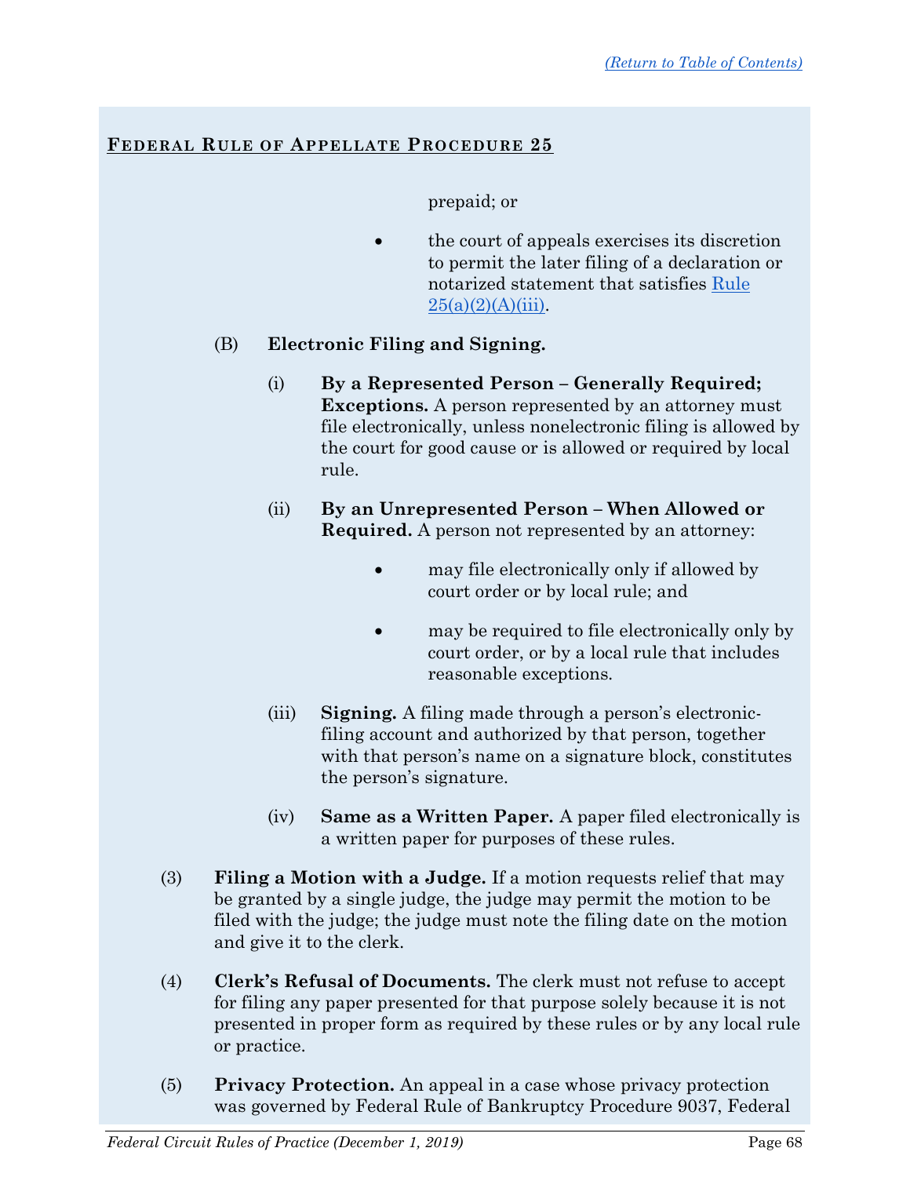**FEDERAL RULE OF APPELLATE PROCEDURE 25**

prepaid; or

- the court of appeals exercises its discretion to permit the later filing of a declaration or notarized statement that satisfies [Rule 25(a)(2)(A)(iii)](#).

(B) **Electronic Filing and Signing.**

(i) **By a Represented Person – Generally Required; Exceptions.** A person represented by an attorney must file electronically, unless nonelectronic filing is allowed by the court for good cause or is allowed or required by local rule.

(ii) **By an Unrepresented Person – When Allowed or Required.** A person not represented by an attorney:

- may file electronically only if allowed by court order or by local rule; and
- may be required to file electronically only by court order, or by a local rule that includes reasonable exceptions.

(iii) **Signing.** A filing made through a person's electronic-filing account and authorized by that person, together with that person's name on a signature block, constitutes the person's signature.

(iv) **Same as a Written Paper.** A paper filed electronically is a written paper for purposes of these rules.

(3) **Filing a Motion with a Judge.** If a motion requests relief that may be granted by a single judge, the judge may permit the motion to be filed with the judge; the judge must note the filing date on the motion and give it to the clerk.

(4) **Clerk's Refusal of Documents.** The clerk must not refuse to accept for filing any paper presented for that purpose solely because it is not presented in proper form as required by these rules or by any local rule or practice.

(5) **Privacy Protection.** An appeal in a case whose privacy protection was governed by Federal Rule of Bankruptcy Procedure 9037, Federal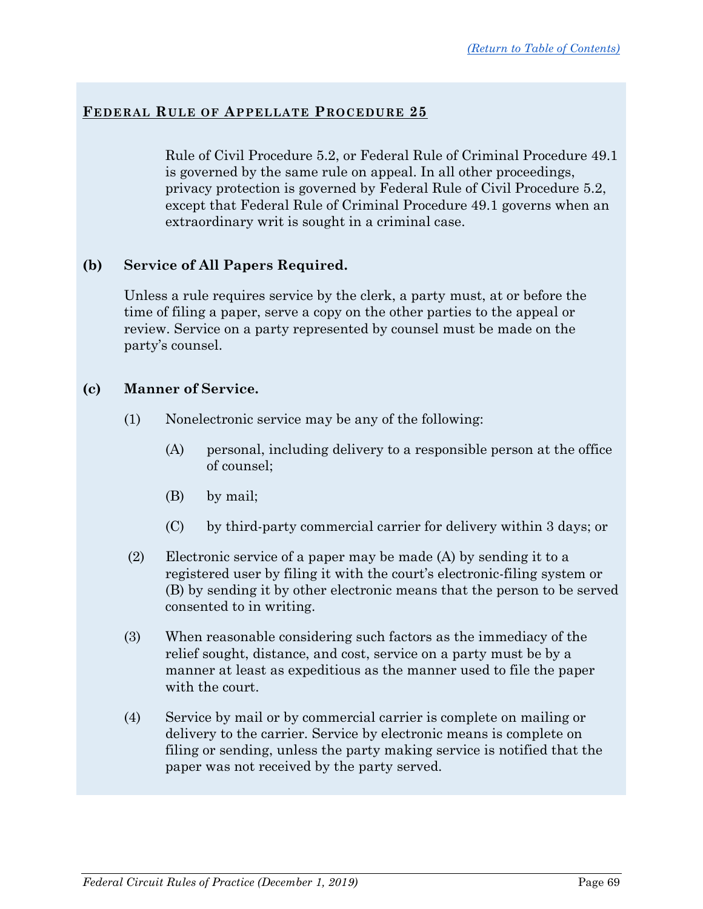## FEDERAL RULE OF APPELLATE PROCEDURE 25

Rule of Civil Procedure 5.2, or Federal Rule of Criminal Procedure 49.1 is governed by the same rule on appeal. In all other proceedings, privacy protection is governed by Federal Rule of Civil Procedure 5.2, except that Federal Rule of Criminal Procedure 49.1 governs when an extraordinary writ is sought in a criminal case.

**(b) Service of All Papers Required.**

Unless a rule requires service by the clerk, a party must, at or before the time of filing a paper, serve a copy on the other parties to the appeal or review. Service on a party represented by counsel must be made on the party's counsel.

**(c) Manner of Service.**

(1) Nonelectronic service may be any of the following:

(A) personal, including delivery to a responsible person at the office of counsel;

(B) by mail;

(C) by third-party commercial carrier for delivery within 3 days; or

(2) Electronic service of a paper may be made (A) by sending it to a registered user by filing it with the court's electronic-filing system or (B) by sending it by other electronic means that the person to be served consented to in writing.

(3) When reasonable considering such factors as the immediacy of the relief sought, distance, and cost, service on a party must be by a manner at least as expeditious as the manner used to file the paper with the court.

(4) Service by mail or by commercial carrier is complete on mailing or delivery to the carrier. Service by electronic means is complete on filing or sending, unless the party making service is notified that the paper was not received by the party served.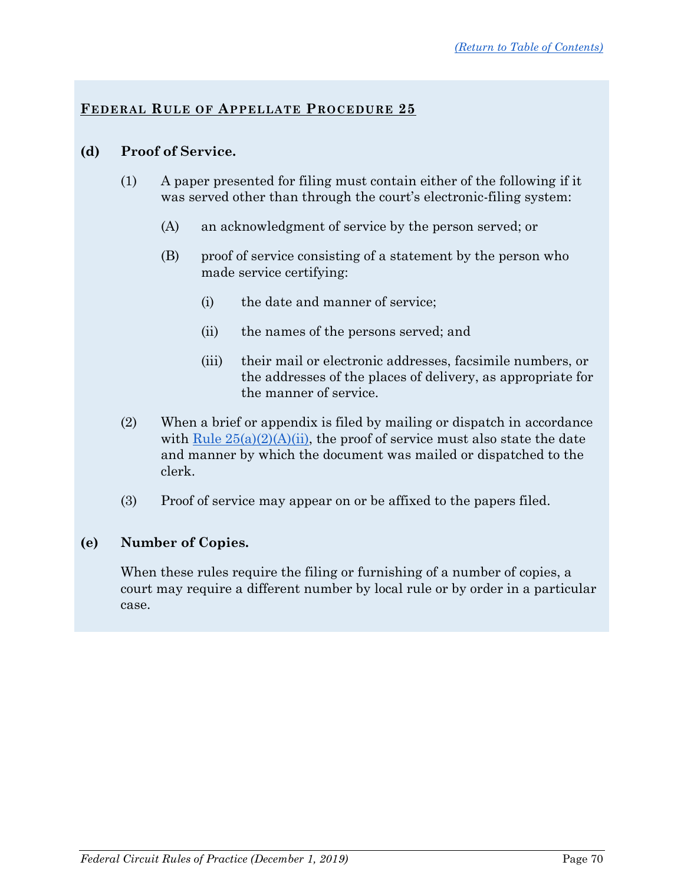## FEDERAL RULE OF APPELLATE PROCEDURE 25

**(d) Proof of Service.**

(1) A paper presented for filing must contain either of the following if it was served other than through the court's electronic-filing system:

(A) an acknowledgment of service by the person served; or

(B) proof of service consisting of a statement by the person who made service certifying:

(i) the date and manner of service;

(ii) the names of the persons served; and

(iii) their mail or electronic addresses, facsimile numbers, or the addresses of the places of delivery, as appropriate for the manner of service.

(2) When a brief or appendix is filed by mailing or dispatch in accordance with Rule 25(a)(2)(A)(ii), the proof of service must also state the date and manner by which the document was mailed or dispatched to the clerk.

(3) Proof of service may appear on or be affixed to the papers filed.

**(e) Number of Copies.**

When these rules require the filing or furnishing of a number of copies, a court may require a different number by local rule or by order in a particular case.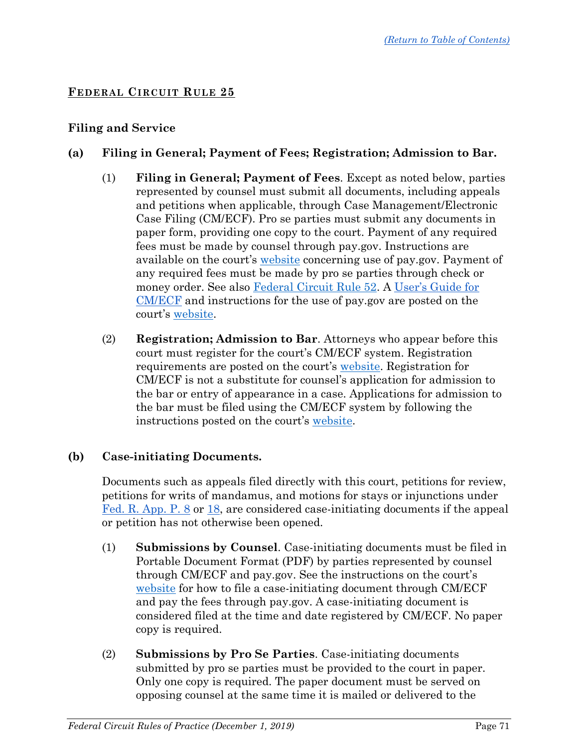## FEDERAL CIRCUIT RULE 25

### Filing and Service

**(a) Filing in General; Payment of Fees; Registration; Admission to Bar.**

(1) **Filing in General; Payment of Fees**. Except as noted below, parties represented by counsel must submit all documents, including appeals and petitions when applicable, through Case Management/Electronic Case Filing (CM/ECF). Pro se parties must submit any documents in paper form, providing one copy to the court. Payment of any required fees must be made by counsel through pay.gov. Instructions are available on the court's website concerning use of pay.gov. Payment of any required fees must be made by pro se parties through check or money order. See also Federal Circuit Rule 52. A User's Guide for CM/ECF and instructions for the use of pay.gov are posted on the court's website.

(2) **Registration; Admission to Bar**. Attorneys who appear before this court must register for the court's CM/ECF system. Registration requirements are posted on the court's website. Registration for CM/ECF is not a substitute for counsel's application for admission to the bar or entry of appearance in a case. Applications for admission to the bar must be filed using the CM/ECF system by following the instructions posted on the court's website.

**(b) Case-initiating Documents.**

Documents such as appeals filed directly with this court, petitions for review, petitions for writs of mandamus, and motions for stays or injunctions under Fed. R. App. P. 8 or 18, are considered case-initiating documents if the appeal or petition has not otherwise been opened.

(1) **Submissions by Counsel**. Case-initiating documents must be filed in Portable Document Format (PDF) by parties represented by counsel through CM/ECF and pay.gov. See the instructions on the court's website for how to file a case-initiating document through CM/ECF and pay the fees through pay.gov. A case-initiating document is considered filed at the time and date registered by CM/ECF. No paper copy is required.

(2) **Submissions by Pro Se Parties**. Case-initiating documents submitted by pro se parties must be provided to the court in paper. Only one copy is required. The paper document must be served on opposing counsel at the same time it is mailed or delivered to the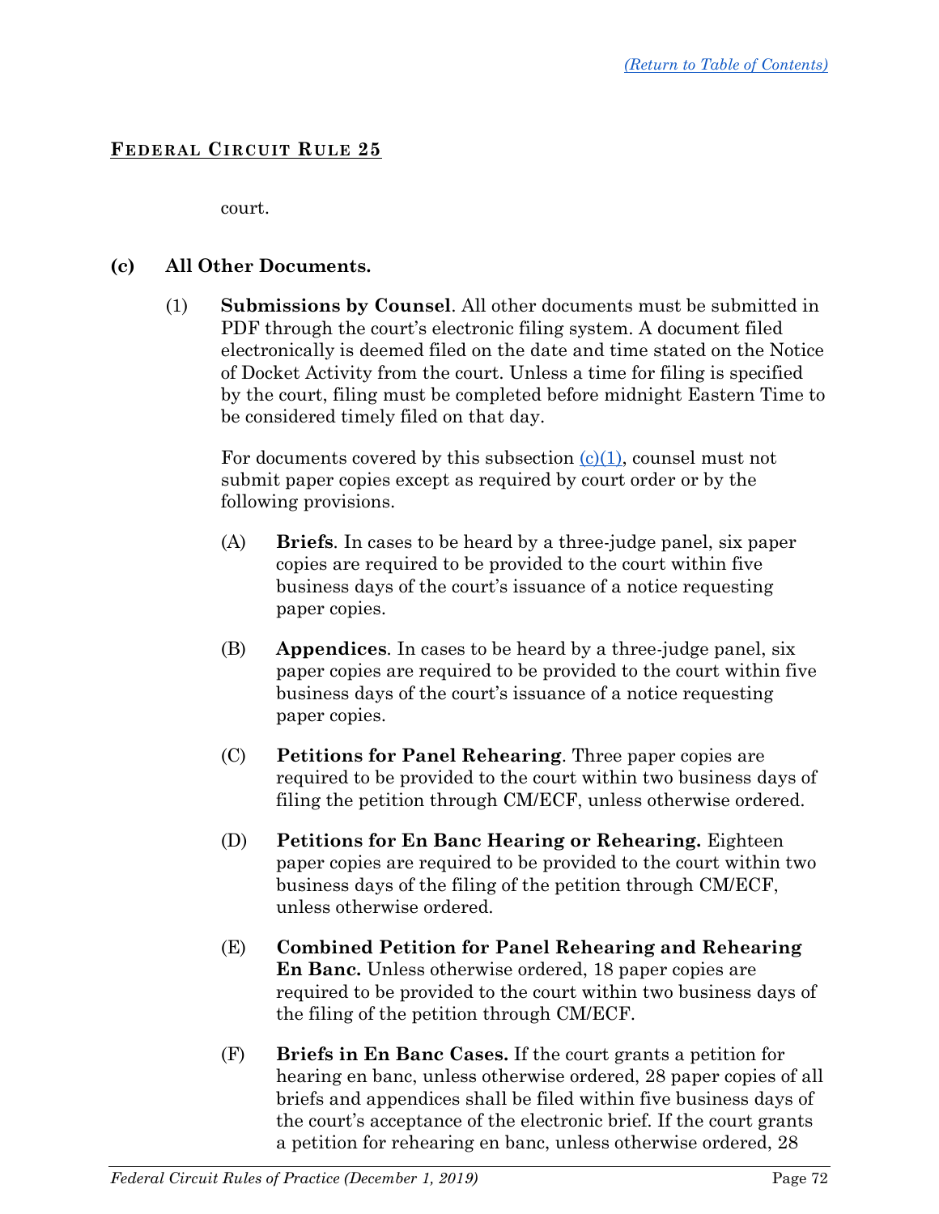court.

**(c) All Other Documents.**

(1) **Submissions by Counsel**. All other documents must be submitted in PDF through the court's electronic filing system. A document filed electronically is deemed filed on the date and time stated on the Notice of Docket Activity from the court. Unless a time for filing is specified by the court, filing must be completed before midnight Eastern Time to be considered timely filed on that day.

For documents covered by this subsection (c)(1), counsel must not submit paper copies except as required by court order or by the following provisions.

(A) **Briefs**. In cases to be heard by a three-judge panel, six paper copies are required to be provided to the court within five business days of the court's issuance of a notice requesting paper copies.

(B) **Appendices**. In cases to be heard by a three-judge panel, six paper copies are required to be provided to the court within five business days of the court's issuance of a notice requesting paper copies.

(C) **Petitions for Panel Rehearing**. Three paper copies are required to be provided to the court within two business days of filing the petition through CM/ECF, unless otherwise ordered.

(D) **Petitions for En Banc Hearing or Rehearing.** Eighteen paper copies are required to be provided to the court within two business days of the filing of the petition through CM/ECF, unless otherwise ordered.

(E) **Combined Petition for Panel Rehearing and Rehearing En Banc.** Unless otherwise ordered, 18 paper copies are required to be provided to the court within two business days of the filing of the petition through CM/ECF.

(F) **Briefs in En Banc Cases.** If the court grants a petition for hearing en banc, unless otherwise ordered, 28 paper copies of all briefs and appendices shall be filed within five business days of the court's acceptance of the electronic brief. If the court grants a petition for rehearing en banc, unless otherwise ordered, 28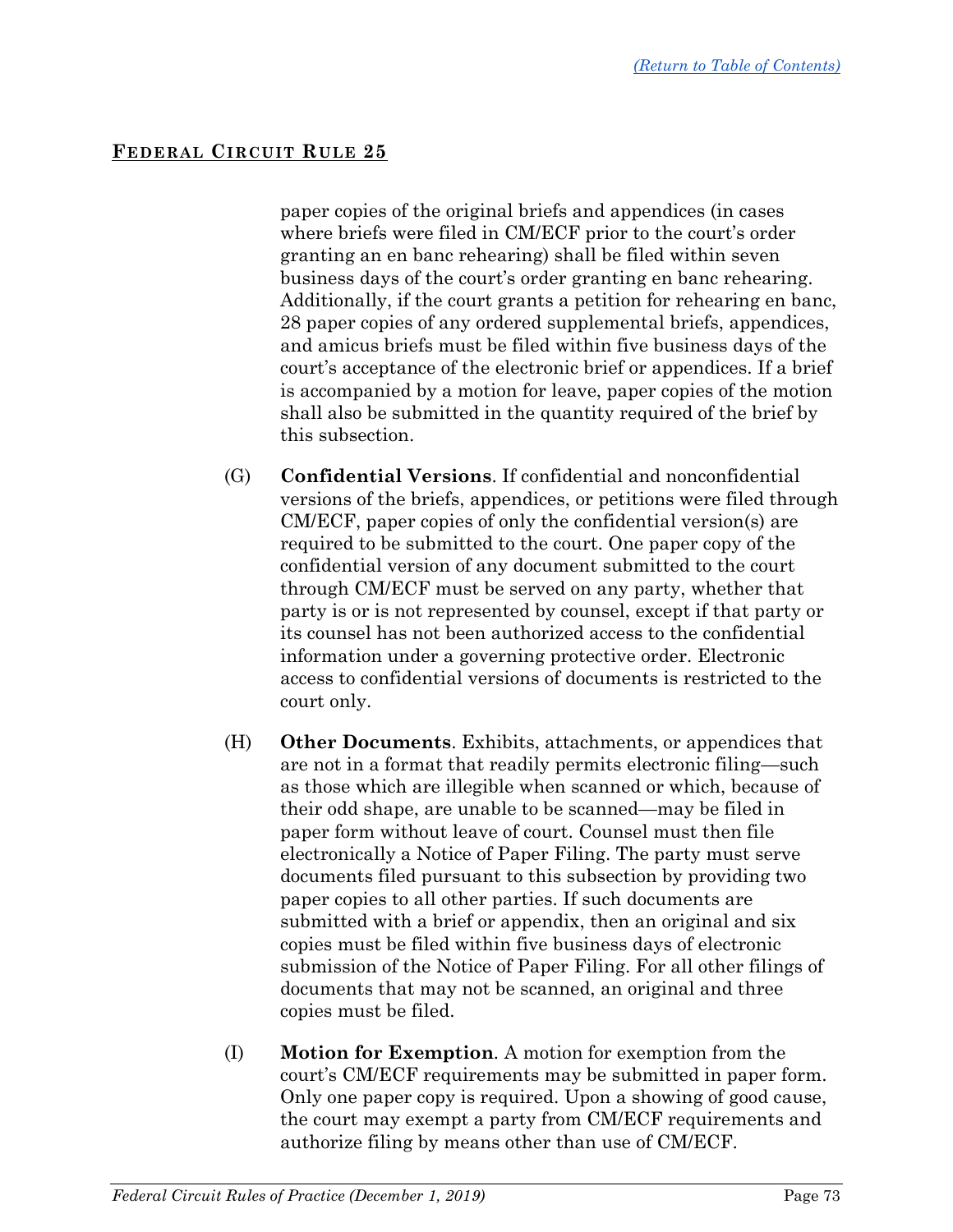paper copies of the original briefs and appendices (in cases where briefs were filed in CM/ECF prior to the court's order granting an en banc rehearing) shall be filed within seven business days of the court's order granting en banc rehearing. Additionally, if the court grants a petition for rehearing en banc, 28 paper copies of any ordered supplemental briefs, appendices, and amicus briefs must be filed within five business days of the court's acceptance of the electronic brief or appendices. If a brief is accompanied by a motion for leave, paper copies of the motion shall also be submitted in the quantity required of the brief by this subsection.

(G) **Confidential Versions**. If confidential and nonconfidential versions of the briefs, appendices, or petitions were filed through CM/ECF, paper copies of only the confidential version(s) are required to be submitted to the court. One paper copy of the confidential version of any document submitted to the court through CM/ECF must be served on any party, whether that party is or is not represented by counsel, except if that party or its counsel has not been authorized access to the confidential information under a governing protective order. Electronic access to confidential versions of documents is restricted to the court only.

(H) **Other Documents**. Exhibits, attachments, or appendices that are not in a format that readily permits electronic filing—such as those which are illegible when scanned or which, because of their odd shape, are unable to be scanned—may be filed in paper form without leave of court. Counsel must then file electronically a Notice of Paper Filing. The party must serve documents filed pursuant to this subsection by providing two paper copies to all other parties. If such documents are submitted with a brief or appendix, then an original and six copies must be filed within five business days of electronic submission of the Notice of Paper Filing. For all other filings of documents that may not be scanned, an original and three copies must be filed.

(I) **Motion for Exemption**. A motion for exemption from the court's CM/ECF requirements may be submitted in paper form. Only one paper copy is required. Upon a showing of good cause, the court may exempt a party from CM/ECF requirements and authorize filing by means other than use of CM/ECF.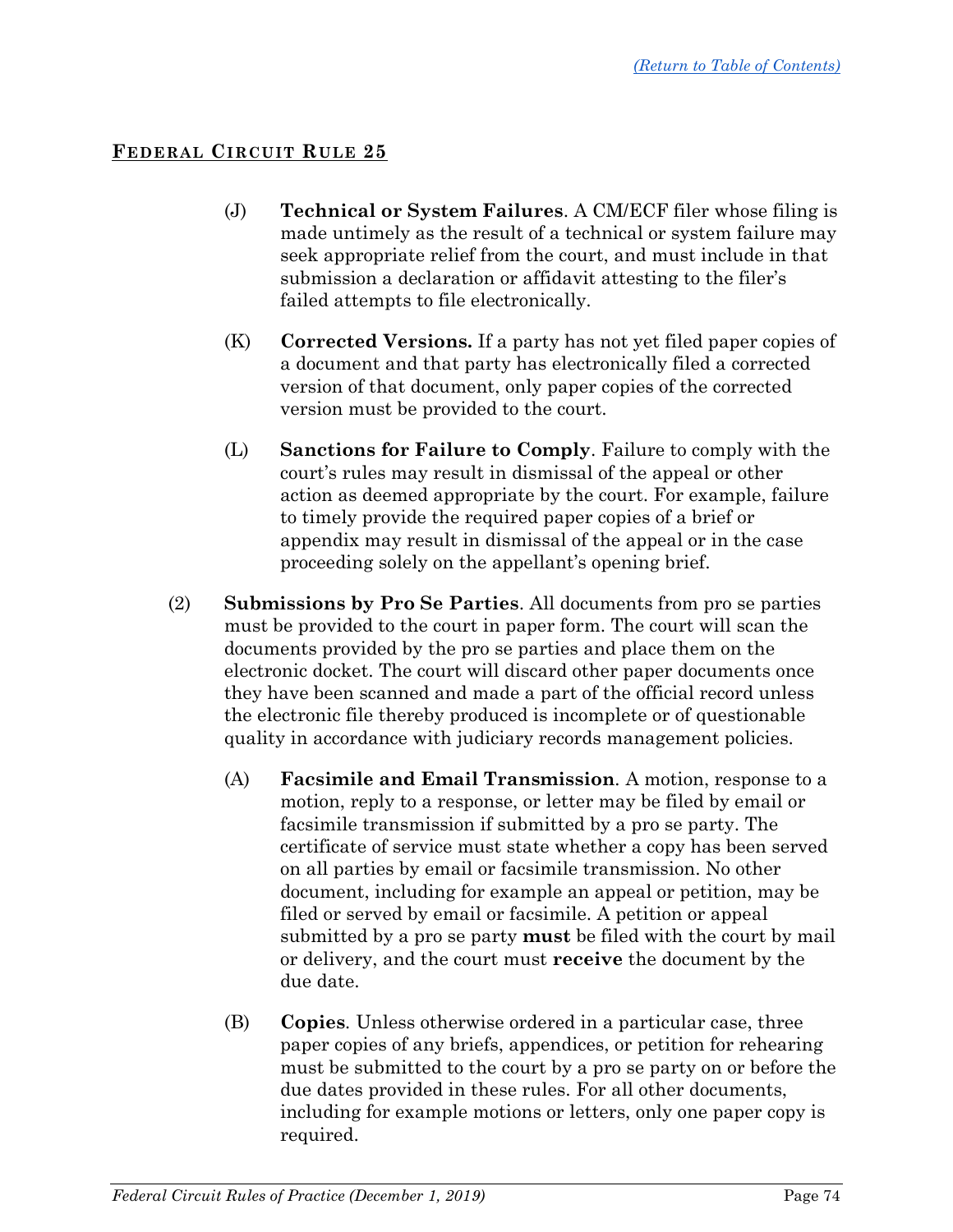[(Return to Table of Contents)]

**FEDERAL CIRCUIT RULE 25**

(J) **Technical or System Failures**. A CM/ECF filer whose filing is made untimely as the result of a technical or system failure may seek appropriate relief from the court, and must include in that submission a declaration or affidavit attesting to the filer's failed attempts to file electronically.

(K) **Corrected Versions.** If a party has not yet filed paper copies of a document and that party has electronically filed a corrected version of that document, only paper copies of the corrected version must be provided to the court.

(L) **Sanctions for Failure to Comply**. Failure to comply with the court's rules may result in dismissal of the appeal or other action as deemed appropriate by the court. For example, failure to timely provide the required paper copies of a brief or appendix may result in dismissal of the appeal or in the case proceeding solely on the appellant's opening brief.

(2) **Submissions by Pro Se Parties**. All documents from pro se parties must be provided to the court in paper form. The court will scan the documents provided by the pro se parties and place them on the electronic docket. The court will discard other paper documents once they have been scanned and made a part of the official record unless the electronic file thereby produced is incomplete or of questionable quality in accordance with judiciary records management policies.

(A) **Facsimile and Email Transmission**. A motion, response to a motion, reply to a response, or letter may be filed by email or facsimile transmission if submitted by a pro se party. The certificate of service must state whether a copy has been served on all parties by email or facsimile transmission. No other document, including for example an appeal or petition, may be filed or served by email or facsimile. A petition or appeal submitted by a pro se party **must** be filed with the court by mail or delivery, and the court must **receive** the document by the due date.

(B) **Copies**. Unless otherwise ordered in a particular case, three paper copies of any briefs, appendices, or petition for rehearing must be submitted to the court by a pro se party on or before the due dates provided in these rules. For all other documents, including for example motions or letters, only one paper copy is required.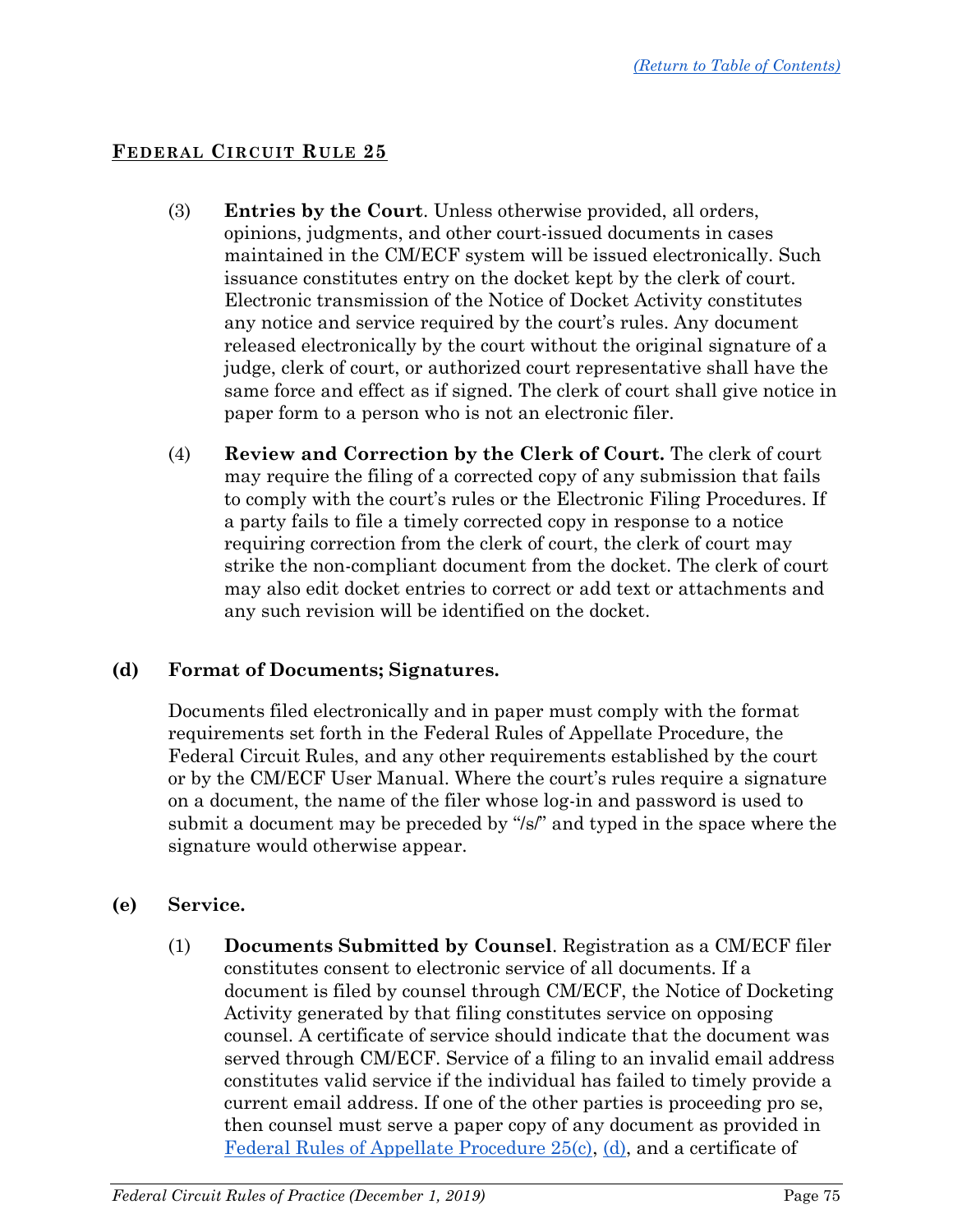## Federal Circuit Rule 25

(3) **Entries by the Court**. Unless otherwise provided, all orders, opinions, judgments, and other court-issued documents in cases maintained in the CM/ECF system will be issued electronically. Such issuance constitutes entry on the docket kept by the clerk of court. Electronic transmission of the Notice of Docket Activity constitutes any notice and service required by the court's rules. Any document released electronically by the court without the original signature of a judge, clerk of court, or authorized court representative shall have the same force and effect as if signed. The clerk of court shall give notice in paper form to a person who is not an electronic filer.

(4) **Review and Correction by the Clerk of Court.** The clerk of court may require the filing of a corrected copy of any submission that fails to comply with the court's rules or the Electronic Filing Procedures. If a party fails to file a timely corrected copy in response to a notice requiring correction from the clerk of court, the clerk of court may strike the non-compliant document from the docket. The clerk of court may also edit docket entries to correct or add text or attachments and any such revision will be identified on the docket.

**(d) Format of Documents; Signatures.**

Documents filed electronically and in paper must comply with the format requirements set forth in the Federal Rules of Appellate Procedure, the Federal Circuit Rules, and any other requirements established by the court or by the CM/ECF User Manual. Where the court's rules require a signature on a document, the name of the filer whose log-in and password is used to submit a document may be preceded by "/s/" and typed in the space where the signature would otherwise appear.

**(e) Service.**

(1) **Documents Submitted by Counsel**. Registration as a CM/ECF filer constitutes consent to electronic service of all documents. If a document is filed by counsel through CM/ECF, the Notice of Docketing Activity generated by that filing constitutes service on opposing counsel. A certificate of service should indicate that the document was served through CM/ECF. Service of a filing to an invalid email address constitutes valid service if the individual has failed to timely provide a current email address. If one of the other parties is proceeding pro se, then counsel must serve a paper copy of any document as provided in Federal Rules of Appellate Procedure 25(c), (d), and a certificate of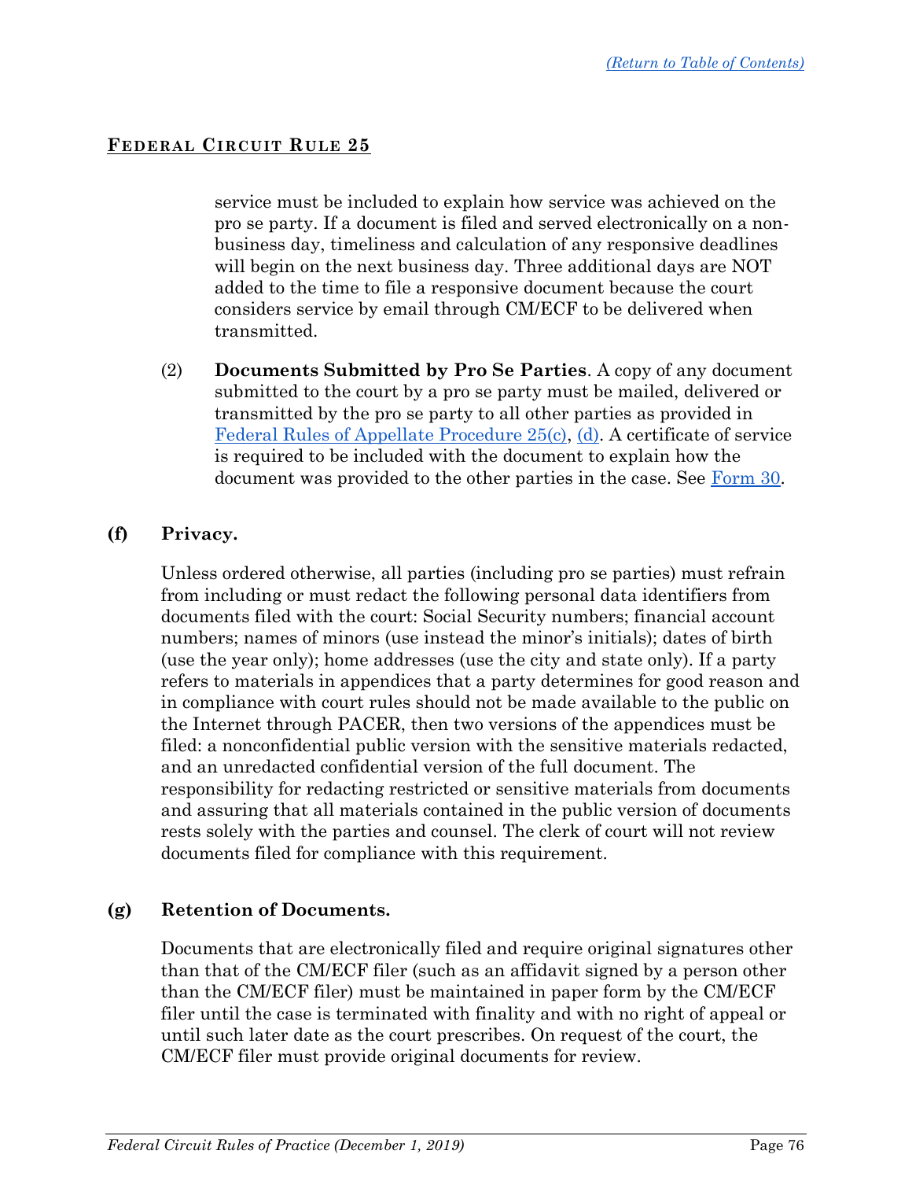service must be included to explain how service was achieved on the pro se party. If a document is filed and served electronically on a non-business day, timeliness and calculation of any responsive deadlines will begin on the next business day. Three additional days are NOT added to the time to file a responsive document because the court considers service by email through CM/ECF to be delivered when transmitted.

(2) **Documents Submitted by Pro Se Parties**. A copy of any document submitted to the court by a pro se party must be mailed, delivered or transmitted by the pro se party to all other parties as provided in Federal Rules of Appellate Procedure 25(c), (d). A certificate of service is required to be included with the document to explain how the document was provided to the other parties in the case. See Form 30.

### (f) Privacy.

Unless ordered otherwise, all parties (including pro se parties) must refrain from including or must redact the following personal data identifiers from documents filed with the court: Social Security numbers; financial account numbers; names of minors (use instead the minor's initials); dates of birth (use the year only); home addresses (use the city and state only). If a party refers to materials in appendices that a party determines for good reason and in compliance with court rules should not be made available to the public on the Internet through PACER, then two versions of the appendices must be filed: a nonconfidential public version with the sensitive materials redacted, and an unredacted confidential version of the full document. The responsibility for redacting restricted or sensitive materials from documents and assuring that all materials contained in the public version of documents rests solely with the parties and counsel. The clerk of court will not review documents filed for compliance with this requirement.

### (g) Retention of Documents.

Documents that are electronically filed and require original signatures other than that of the CM/ECF filer (such as an affidavit signed by a person other than the CM/ECF filer) must be maintained in paper form by the CM/ECF filer until the case is terminated with finality and with no right of appeal or until such later date as the court prescribes. On request of the court, the CM/ECF filer must provide original documents for review.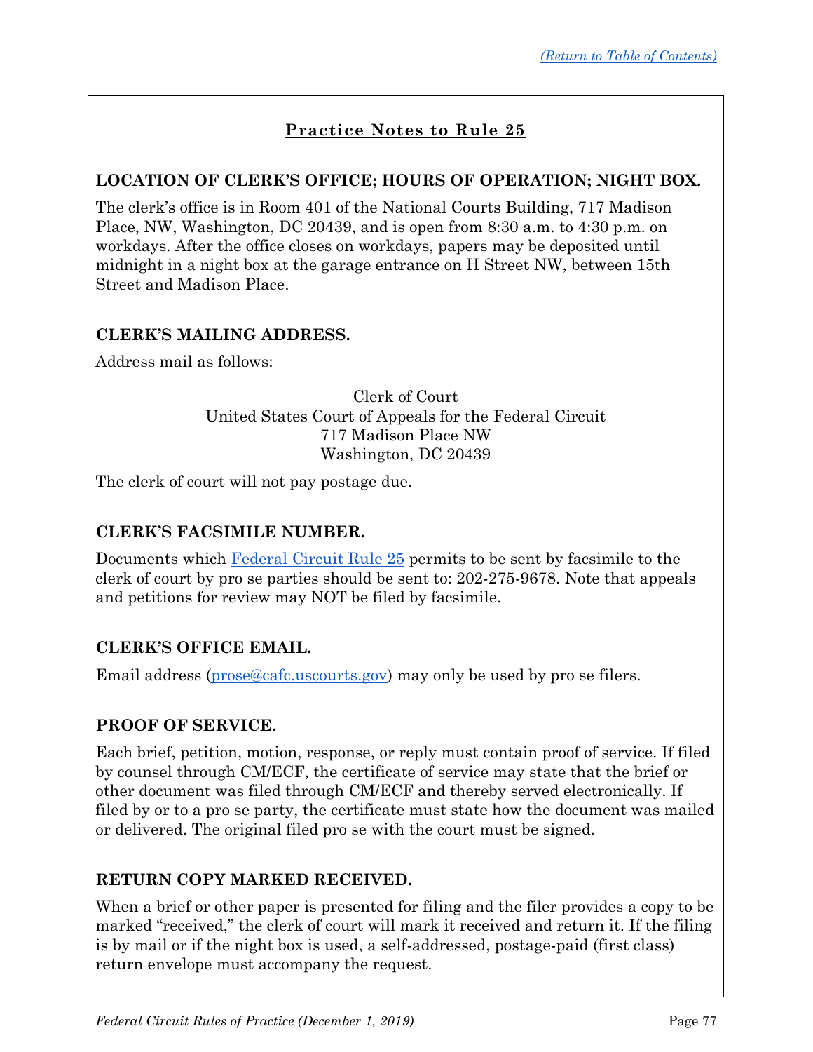## Practice Notes to Rule 25

### LOCATION OF CLERK'S OFFICE; HOURS OF OPERATION; NIGHT BOX.

The clerk's office is in Room 401 of the National Courts Building, 717 Madison Place, NW, Washington, DC 20439, and is open from 8:30 a.m. to 4:30 p.m. on workdays. After the office closes on workdays, papers may be deposited until midnight in a night box at the garage entrance on H Street NW, between 15th Street and Madison Place.

### CLERK'S MAILING ADDRESS.

Address mail as follows:

Clerk of Court
United States Court of Appeals for the Federal Circuit
717 Madison Place NW
Washington, DC 20439

The clerk of court will not pay postage due.

### CLERK'S FACSIMILE NUMBER.

Documents which Federal Circuit Rule 25 permits to be sent by facsimile to the clerk of court by pro se parties should be sent to: 202-275-9678. Note that appeals and petitions for review may NOT be filed by facsimile.

### CLERK'S OFFICE EMAIL.

Email address (prose@cafc.uscourts.gov) may only be used by pro se filers.

### PROOF OF SERVICE.

Each brief, petition, motion, response, or reply must contain proof of service. If filed by counsel through CM/ECF, the certificate of service may state that the brief or other document was filed through CM/ECF and thereby served electronically. If filed by or to a pro se party, the certificate must state how the document was mailed or delivered. The original filed pro se with the court must be signed.

### RETURN COPY MARKED RECEIVED.

When a brief or other paper is presented for filing and the filer provides a copy to be marked "received," the clerk of court will mark it received and return it. If the filing is by mail or if the night box is used, a self-addressed, postage-paid (first class) return envelope must accompany the request.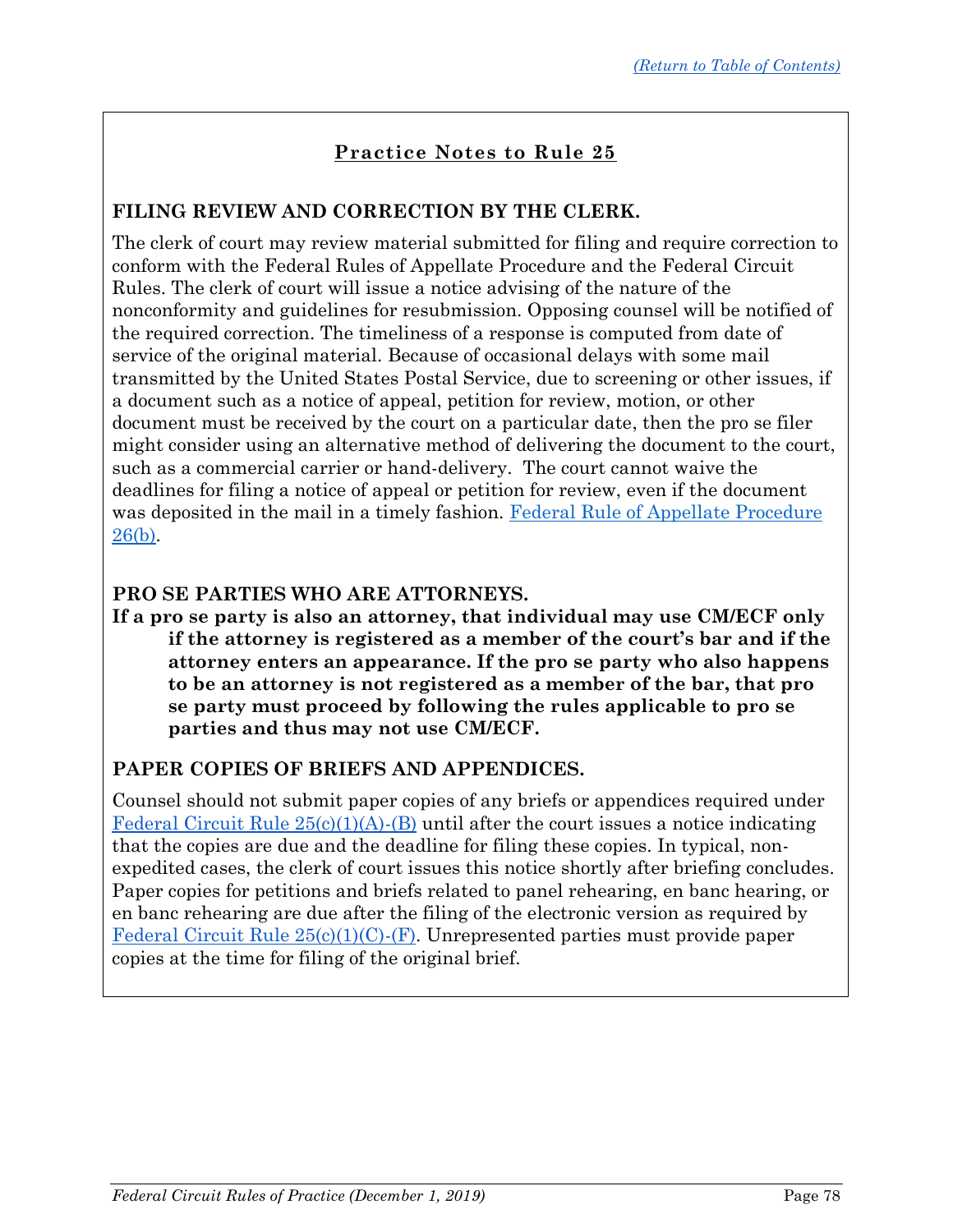[(Return to Table of Contents)](#)

## Practice Notes to Rule 25

### FILING REVIEW AND CORRECTION BY THE CLERK.

The clerk of court may review material submitted for filing and require correction to conform with the Federal Rules of Appellate Procedure and the Federal Circuit Rules. The clerk of court will issue a notice advising of the nature of the nonconformity and guidelines for resubmission. Opposing counsel will be notified of the required correction. The timeliness of a response is computed from date of service of the original material. Because of occasional delays with some mail transmitted by the United States Postal Service, due to screening or other issues, if a document such as a notice of appeal, petition for review, motion, or other document must be received by the court on a particular date, then the pro se filer might consider using an alternative method of delivering the document to the court, such as a commercial carrier or hand-delivery. The court cannot waive the deadlines for filing a notice of appeal or petition for review, even if the document was deposited in the mail in a timely fashion. Federal Rule of Appellate Procedure 26(b).

### PRO SE PARTIES WHO ARE ATTORNEYS.

**If a pro se party is also an attorney, that individual may use CM/ECF only if the attorney is registered as a member of the court's bar and if the attorney enters an appearance. If the pro se party who also happens to be an attorney is not registered as a member of the bar, that pro se party must proceed by following the rules applicable to pro se parties and thus may not use CM/ECF.**

### PAPER COPIES OF BRIEFS AND APPENDICES.

Counsel should not submit paper copies of any briefs or appendices required under Federal Circuit Rule 25(c)(1)(A)-(B) until after the court issues a notice indicating that the copies are due and the deadline for filing these copies. In typical, non-expedited cases, the clerk of court issues this notice shortly after briefing concludes. Paper copies for petitions and briefs related to panel rehearing, en banc hearing, or en banc rehearing are due after the filing of the electronic version as required by Federal Circuit Rule 25(c)(1)(C)-(F). Unrepresented parties must provide paper copies at the time for filing of the original brief.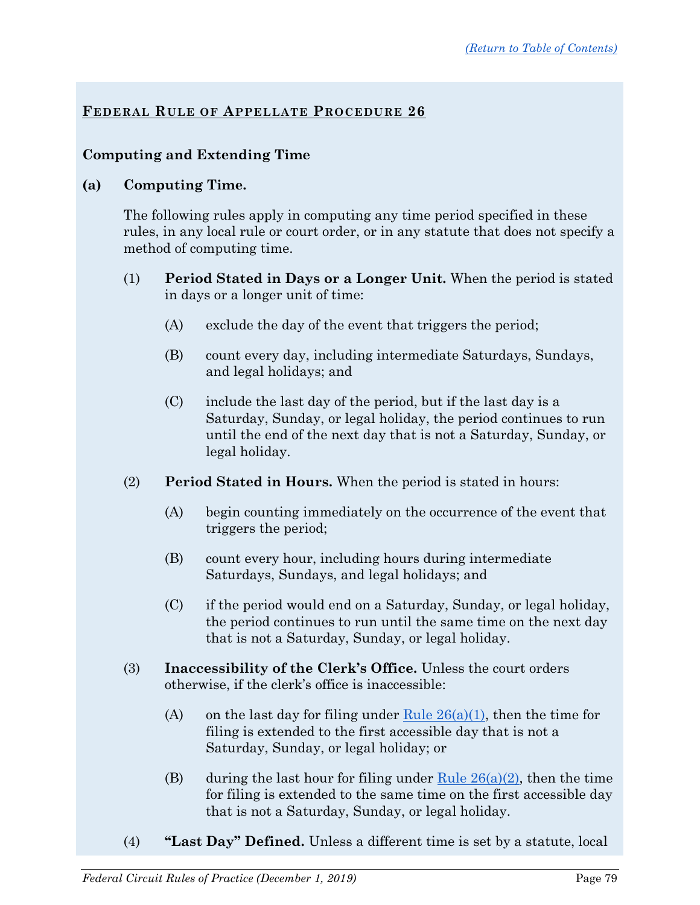## Federal Rule of Appellate Procedure 26

### Computing and Extending Time

**(a) Computing Time.**

The following rules apply in computing any time period specified in these rules, in any local rule or court order, or in any statute that does not specify a method of computing time.

(1) **Period Stated in Days or a Longer Unit.** When the period is stated in days or a longer unit of time:

(A) exclude the day of the event that triggers the period;

(B) count every day, including intermediate Saturdays, Sundays, and legal holidays; and

(C) include the last day of the period, but if the last day is a Saturday, Sunday, or legal holiday, the period continues to run until the end of the next day that is not a Saturday, Sunday, or legal holiday.

(2) **Period Stated in Hours.** When the period is stated in hours:

(A) begin counting immediately on the occurrence of the event that triggers the period;

(B) count every hour, including hours during intermediate Saturdays, Sundays, and legal holidays; and

(C) if the period would end on a Saturday, Sunday, or legal holiday, the period continues to run until the same time on the next day that is not a Saturday, Sunday, or legal holiday.

(3) **Inaccessibility of the Clerk's Office.** Unless the court orders otherwise, if the clerk's office is inaccessible:

(A) on the last day for filing under Rule 26(a)(1), then the time for filing is extended to the first accessible day that is not a Saturday, Sunday, or legal holiday; or

(B) during the last hour for filing under Rule 26(a)(2), then the time for filing is extended to the same time on the first accessible day that is not a Saturday, Sunday, or legal holiday.

(4) **"Last Day" Defined.** Unless a different time is set by a statute, local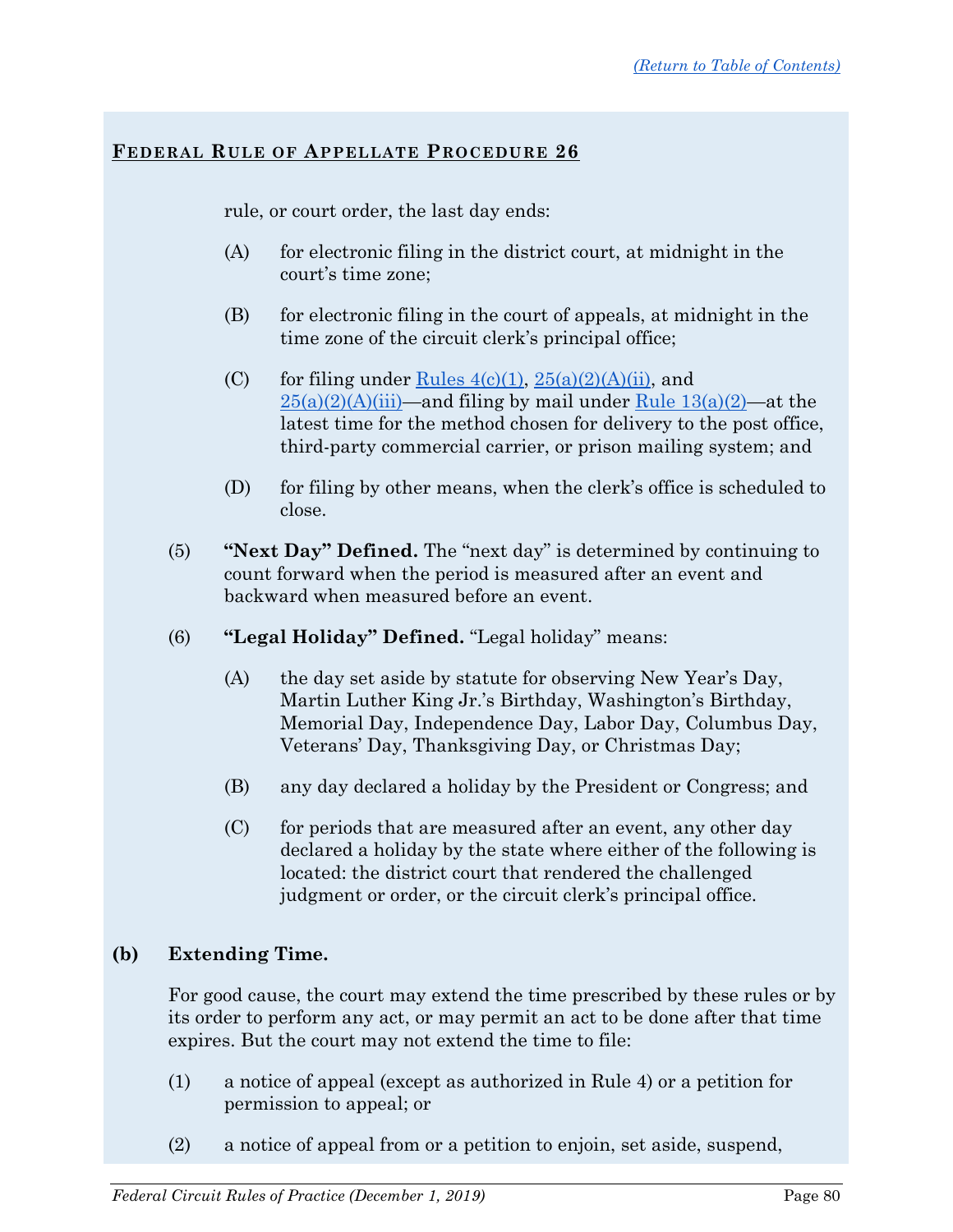**FEDERAL RULE OF APPELLATE PROCEDURE 26**

rule, or court order, the last day ends:

- (A) for electronic filing in the district court, at midnight in the court's time zone;
- (B) for electronic filing in the court of appeals, at midnight in the time zone of the circuit clerk's principal office;
- (C) for filing under Rules 4(c)(1), 25(a)(2)(A)(ii), and 25(a)(2)(A)(iii)—and filing by mail under Rule 13(a)(2)—at the latest time for the method chosen for delivery to the post office, third-party commercial carrier, or prison mailing system; and
- (D) for filing by other means, when the clerk's office is scheduled to close.

(5) **"Next Day" Defined.** The "next day" is determined by continuing to count forward when the period is measured after an event and backward when measured before an event.

(6) **"Legal Holiday" Defined.** "Legal holiday" means:

- (A) the day set aside by statute for observing New Year's Day, Martin Luther King Jr.'s Birthday, Washington's Birthday, Memorial Day, Independence Day, Labor Day, Columbus Day, Veterans' Day, Thanksgiving Day, or Christmas Day;
- (B) any day declared a holiday by the President or Congress; and
- (C) for periods that are measured after an event, any other day declared a holiday by the state where either of the following is located: the district court that rendered the challenged judgment or order, or the circuit clerk's principal office.

**(b) Extending Time.**

For good cause, the court may extend the time prescribed by these rules or by its order to perform any act, or may permit an act to be done after that time expires. But the court may not extend the time to file:

(1) a notice of appeal (except as authorized in Rule 4) or a petition for permission to appeal; or

(2) a notice of appeal from or a petition to enjoin, set aside, suspend,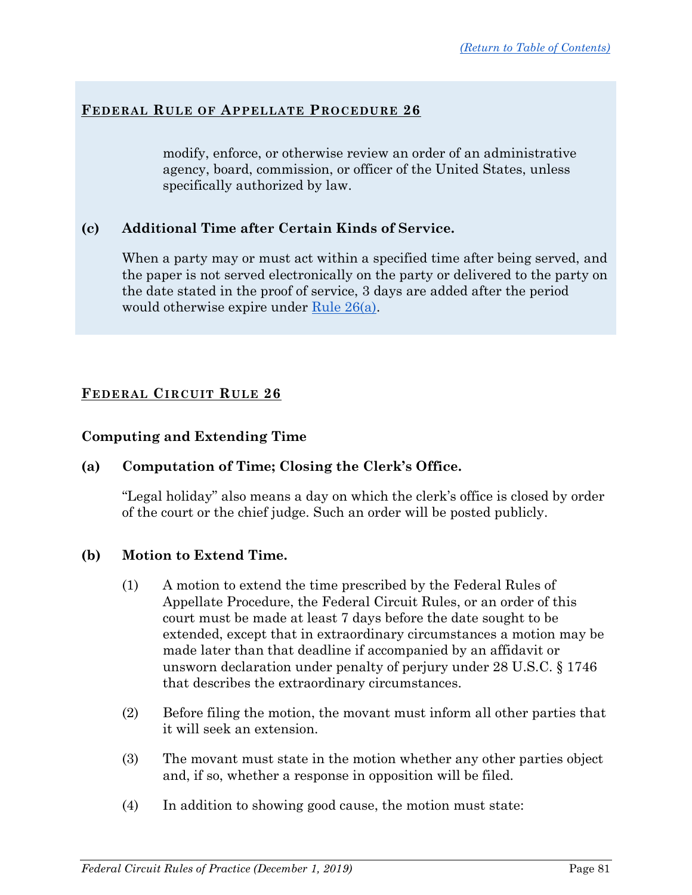## FEDERAL RULE OF APPELLATE PROCEDURE 26

modify, enforce, or otherwise review an order of an administrative agency, board, commission, or officer of the United States, unless specifically authorized by law.

**(c) Additional Time after Certain Kinds of Service.**

When a party may or must act within a specified time after being served, and the paper is not served electronically on the party or delivered to the party on the date stated in the proof of service, 3 days are added after the period would otherwise expire under Rule 26(a).

## FEDERAL CIRCUIT RULE 26

### Computing and Extending Time

**(a) Computation of Time; Closing the Clerk's Office.**

"Legal holiday" also means a day on which the clerk's office is closed by order of the court or the chief judge. Such an order will be posted publicly.

**(b) Motion to Extend Time.**

(1) A motion to extend the time prescribed by the Federal Rules of Appellate Procedure, the Federal Circuit Rules, or an order of this court must be made at least 7 days before the date sought to be extended, except that in extraordinary circumstances a motion may be made later than that deadline if accompanied by an affidavit or unsworn declaration under penalty of perjury under 28 U.S.C. § 1746 that describes the extraordinary circumstances.

(2) Before filing the motion, the movant must inform all other parties that it will seek an extension.

(3) The movant must state in the motion whether any other parties object and, if so, whether a response in opposition will be filed.

(4) In addition to showing good cause, the motion must state: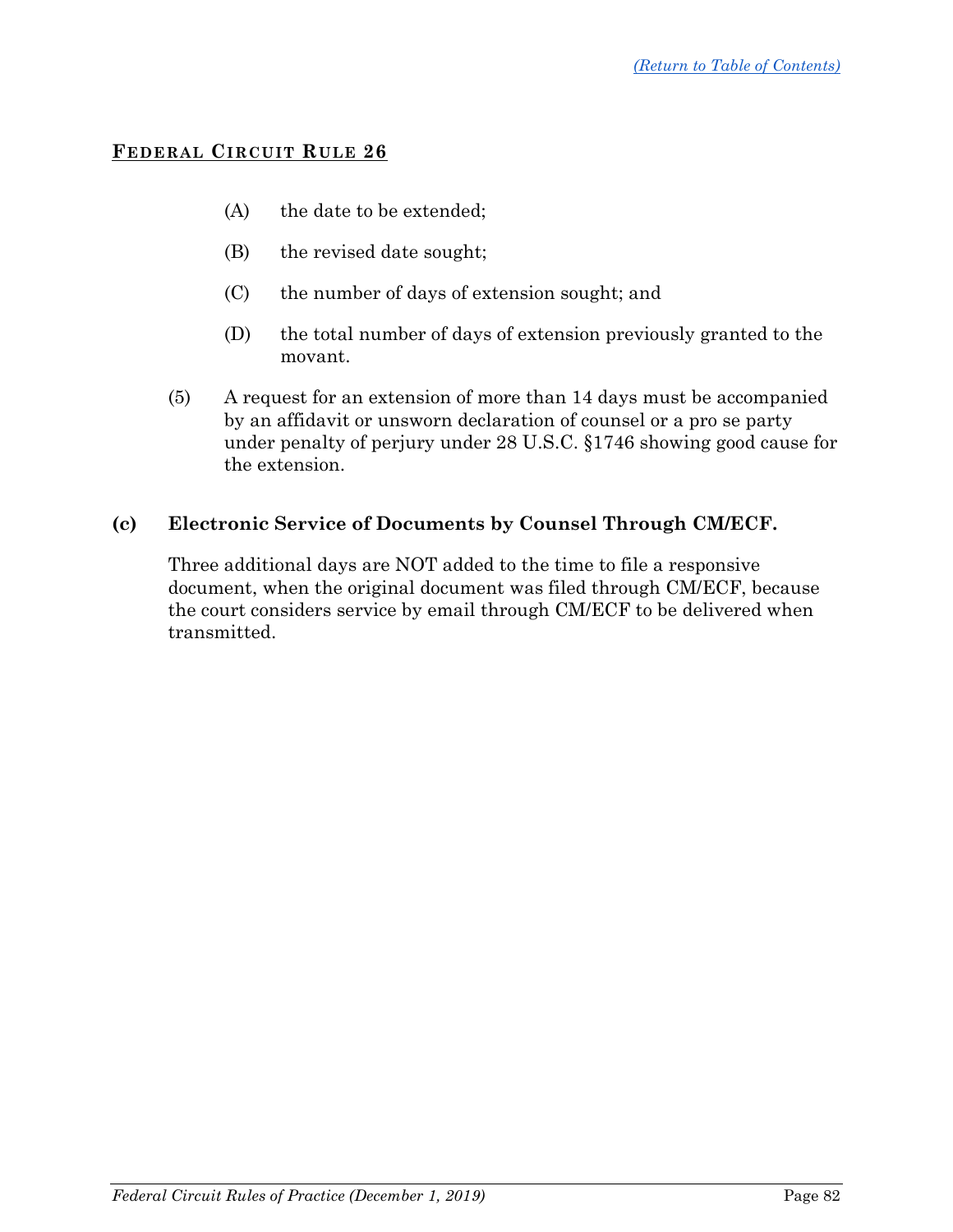## FEDERAL CIRCUIT RULE 26

(A) the date to be extended;

(B) the revised date sought;

(C) the number of days of extension sought; and

(D) the total number of days of extension previously granted to the movant.

(5) A request for an extension of more than 14 days must be accompanied by an affidavit or unsworn declaration of counsel or a pro se party under penalty of perjury under 28 U.S.C. §1746 showing good cause for the extension.

**(c) Electronic Service of Documents by Counsel Through CM/ECF.**

Three additional days are NOT added to the time to file a responsive document, when the original document was filed through CM/ECF, because the court considers service by email through CM/ECF to be delivered when transmitted.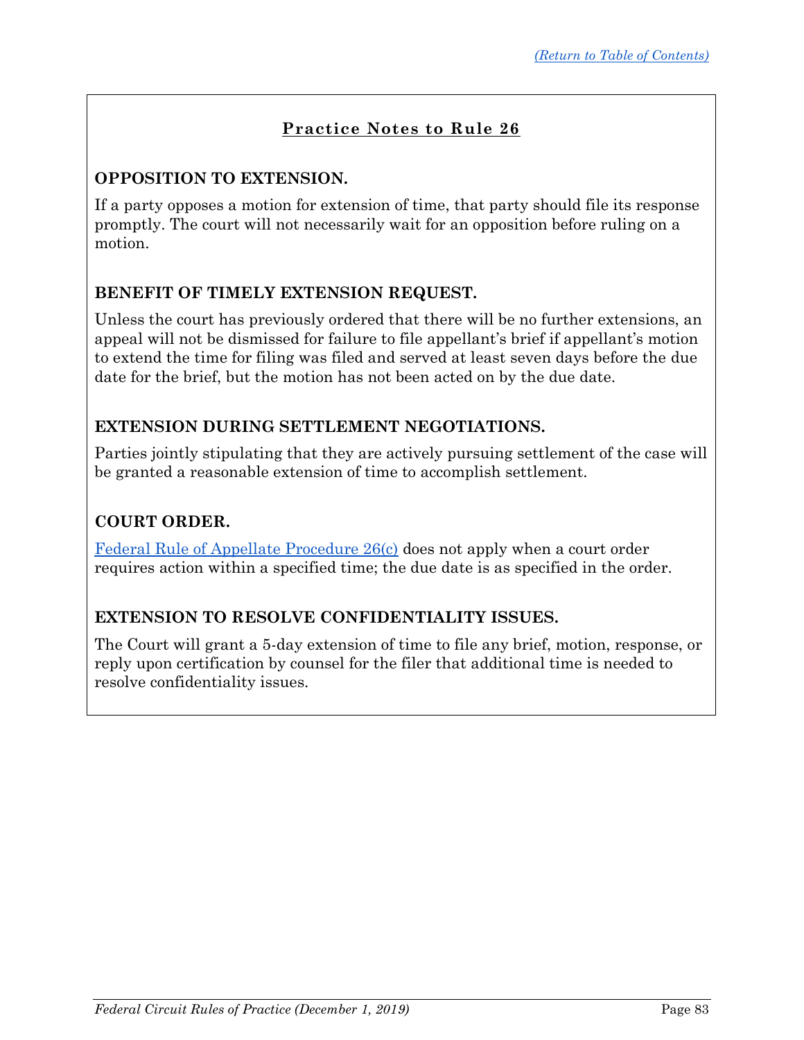## Practice Notes to Rule 26

**OPPOSITION TO EXTENSION.**

If a party opposes a motion for extension of time, that party should file its response promptly. The court will not necessarily wait for an opposition before ruling on a motion.

**BENEFIT OF TIMELY EXTENSION REQUEST.**

Unless the court has previously ordered that there will be no further extensions, an appeal will not be dismissed for failure to file appellant's brief if appellant's motion to extend the time for filing was filed and served at least seven days before the due date for the brief, but the motion has not been acted on by the due date.

**EXTENSION DURING SETTLEMENT NEGOTIATIONS.**

Parties jointly stipulating that they are actively pursuing settlement of the case will be granted a reasonable extension of time to accomplish settlement.

**COURT ORDER.**

Federal Rule of Appellate Procedure 26(c) does not apply when a court order requires action within a specified time; the due date is as specified in the order.

**EXTENSION TO RESOLVE CONFIDENTIALITY ISSUES.**

The Court will grant a 5-day extension of time to file any brief, motion, response, or reply upon certification by counsel for the filer that additional time is needed to resolve confidentiality issues.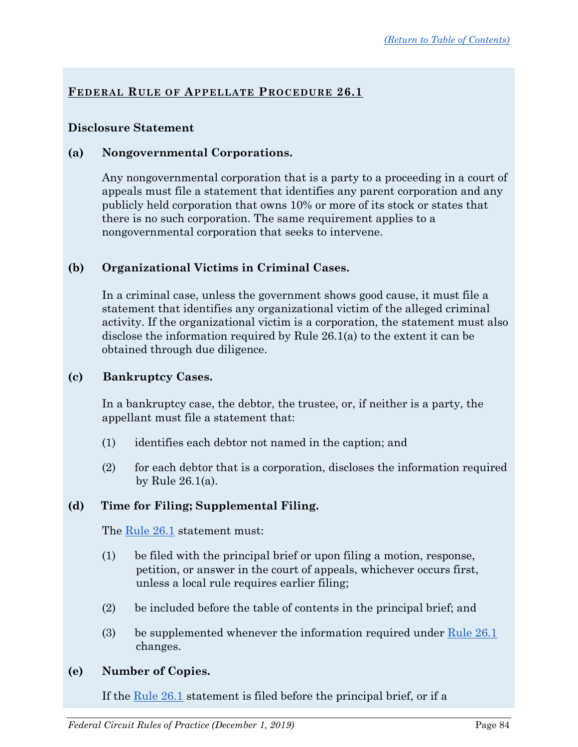## Federal Rule of Appellate Procedure 26.1

**Disclosure Statement**

**(a) Nongovernmental Corporations.**

Any nongovernmental corporation that is a party to a proceeding in a court of appeals must file a statement that identifies any parent corporation and any publicly held corporation that owns 10% or more of its stock or states that there is no such corporation. The same requirement applies to a nongovernmental corporation that seeks to intervene.

**(b) Organizational Victims in Criminal Cases.**

In a criminal case, unless the government shows good cause, it must file a statement that identifies any organizational victim of the alleged criminal activity. If the organizational victim is a corporation, the statement must also disclose the information required by Rule 26.1(a) to the extent it can be obtained through due diligence.

**(c) Bankruptcy Cases.**

In a bankruptcy case, the debtor, the trustee, or, if neither is a party, the appellant must file a statement that:

(1) identifies each debtor not named in the caption; and

(2) for each debtor that is a corporation, discloses the information required by Rule 26.1(a).

**(d) Time for Filing; Supplemental Filing.**

The Rule 26.1 statement must:

(1) be filed with the principal brief or upon filing a motion, response, petition, or answer in the court of appeals, whichever occurs first, unless a local rule requires earlier filing;

(2) be included before the table of contents in the principal brief; and

(3) be supplemented whenever the information required under Rule 26.1 changes.

**(e) Number of Copies.**

If the Rule 26.1 statement is filed before the principal brief, or if a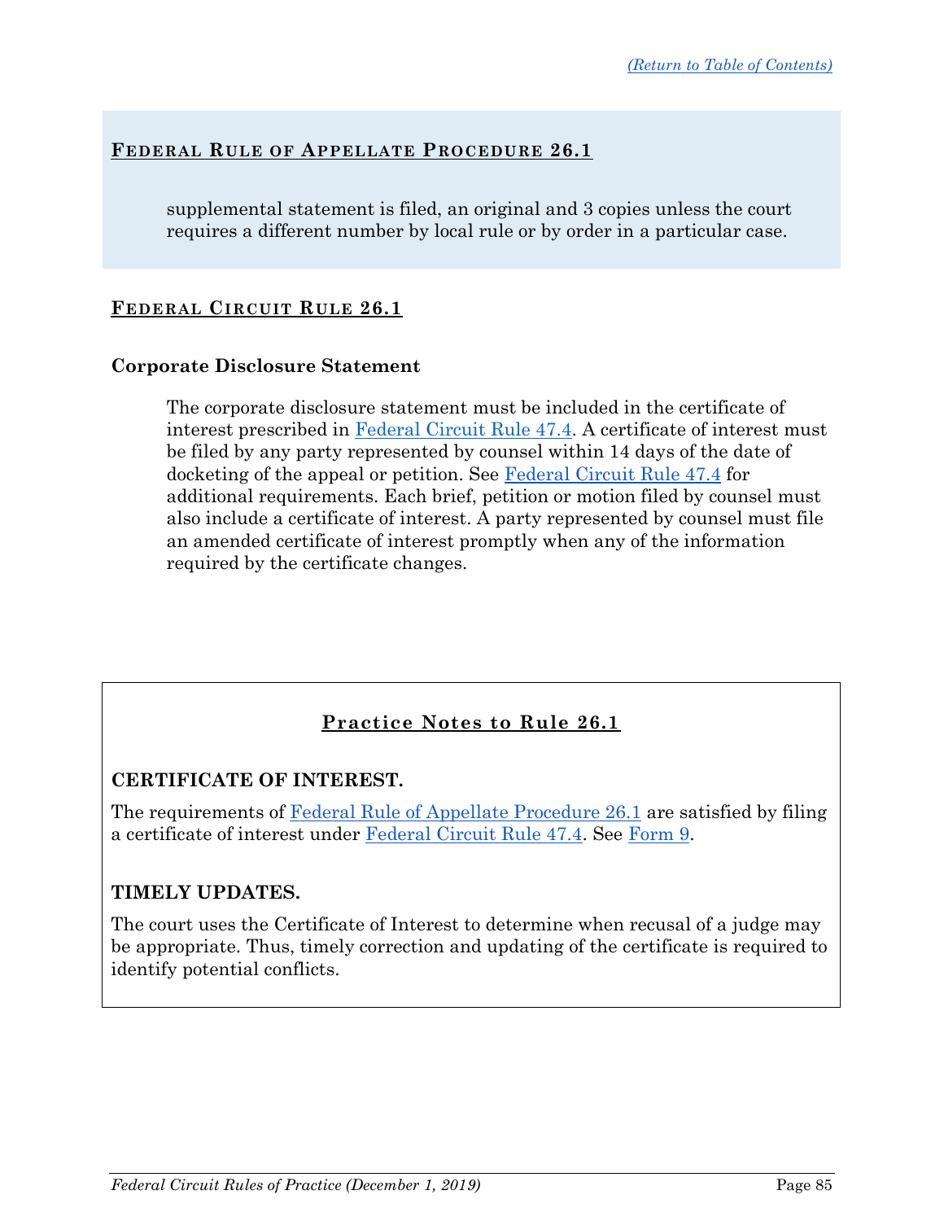## Federal Rule of Appellate Procedure 26.1

supplemental statement is filed, an original and 3 copies unless the court requires a different number by local rule or by order in a particular case.

## Federal Circuit Rule 26.1

### Corporate Disclosure Statement

The corporate disclosure statement must be included in the certificate of interest prescribed in Federal Circuit Rule 47.4. A certificate of interest must be filed by any party represented by counsel within 14 days of the date of docketing of the appeal or petition. See Federal Circuit Rule 47.4 for additional requirements. Each brief, petition or motion filed by counsel must also include a certificate of interest. A party represented by counsel must file an amended certificate of interest promptly when any of the information required by the certificate changes.

## Practice Notes to Rule 26.1

### CERTIFICATE OF INTEREST.

The requirements of Federal Rule of Appellate Procedure 26.1 are satisfied by filing a certificate of interest under Federal Circuit Rule 47.4. See Form 9.

### TIMELY UPDATES.

The court uses the Certificate of Interest to determine when recusal of a judge may be appropriate. Thus, timely correction and updating of the certificate is required to identify potential conflicts.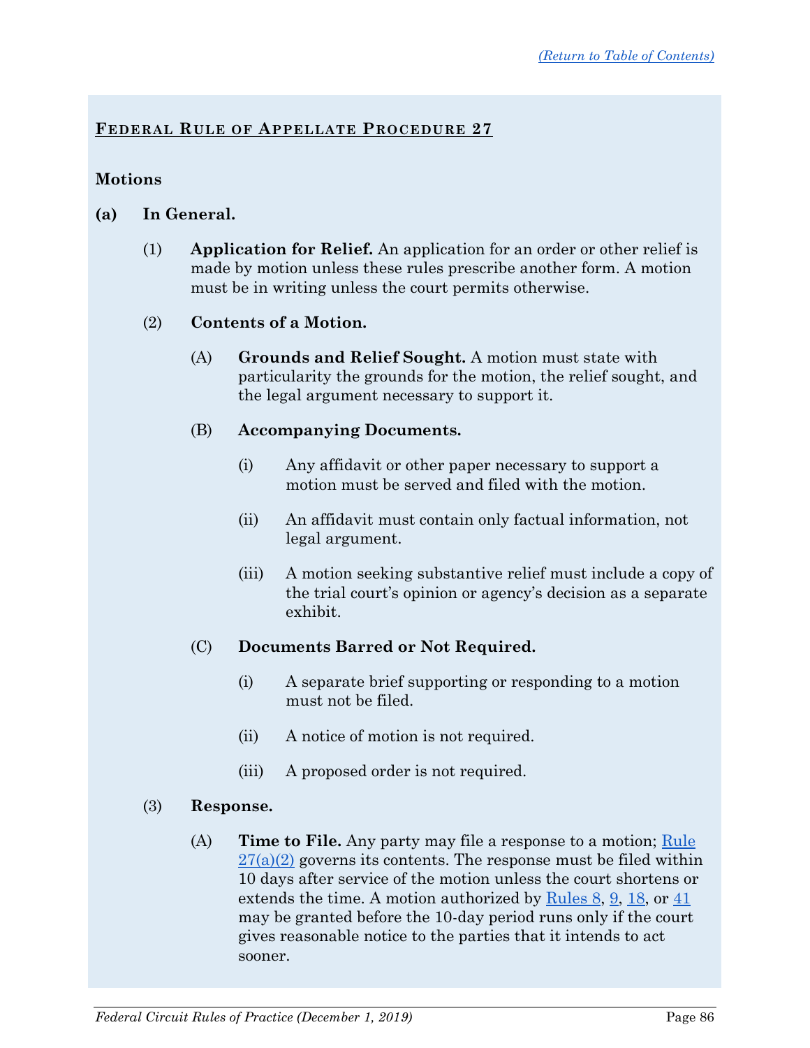## FEDERAL RULE OF APPELLATE PROCEDURE 27

**Motions**

**(a) In General.**

(1) **Application for Relief.** An application for an order or other relief is made by motion unless these rules prescribe another form. A motion must be in writing unless the court permits otherwise.

(2) **Contents of a Motion.**

(A) **Grounds and Relief Sought.** A motion must state with particularity the grounds for the motion, the relief sought, and the legal argument necessary to support it.

(B) **Accompanying Documents.**

(i) Any affidavit or other paper necessary to support a motion must be served and filed with the motion.

(ii) An affidavit must contain only factual information, not legal argument.

(iii) A motion seeking substantive relief must include a copy of the trial court's opinion or agency's decision as a separate exhibit.

(C) **Documents Barred or Not Required.**

(i) A separate brief supporting or responding to a motion must not be filed.

(ii) A notice of motion is not required.

(iii) A proposed order is not required.

(3) **Response.**

(A) **Time to File.** Any party may file a response to a motion; Rule 27(a)(2) governs its contents. The response must be filed within 10 days after service of the motion unless the court shortens or extends the time. A motion authorized by Rules 8, 9, 18, or 41 may be granted before the 10-day period runs only if the court gives reasonable notice to the parties that it intends to act sooner.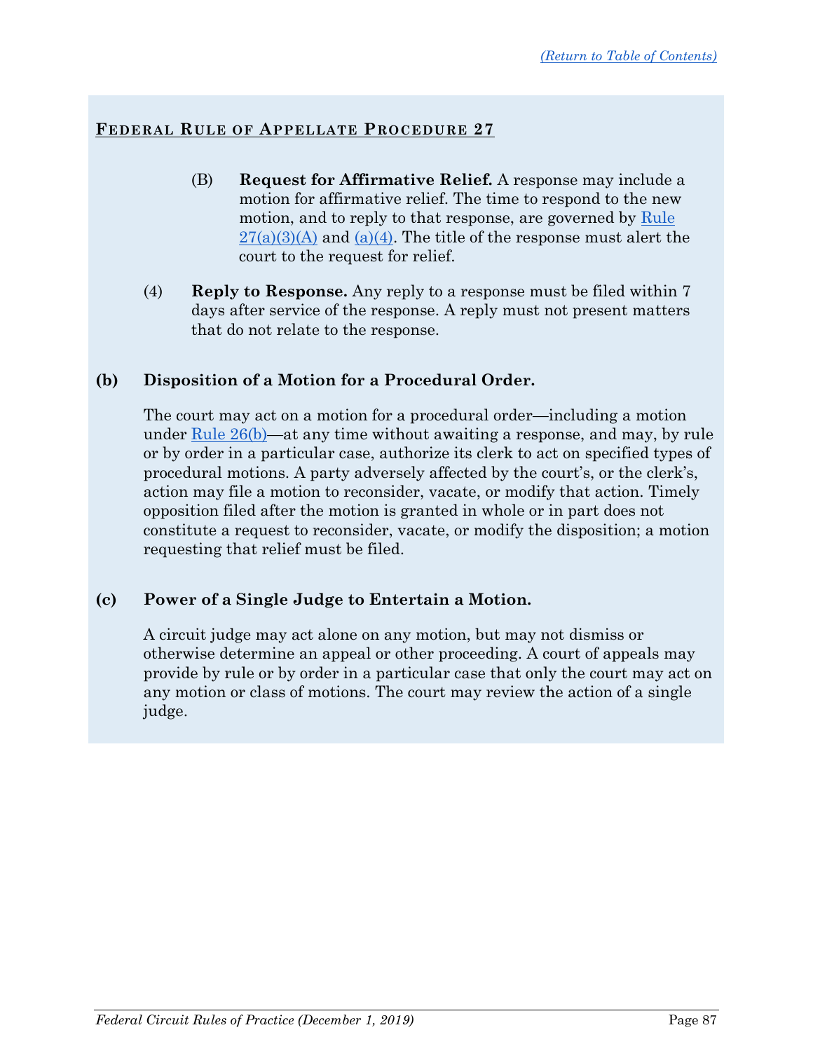**FEDERAL RULE OF APPELLATE PROCEDURE 27**

(B) **Request for Affirmative Relief.** A response may include a motion for affirmative relief. The time to respond to the new motion, and to reply to that response, are governed by Rule 27(a)(3)(A) and (a)(4). The title of the response must alert the court to the request for relief.

(4) **Reply to Response.** Any reply to a response must be filed within 7 days after service of the response. A reply must not present matters that do not relate to the response.

**(b) Disposition of a Motion for a Procedural Order.**

The court may act on a motion for a procedural order—including a motion under Rule 26(b)—at any time without awaiting a response, and may, by rule or by order in a particular case, authorize its clerk to act on specified types of procedural motions. A party adversely affected by the court's, or the clerk's, action may file a motion to reconsider, vacate, or modify that action. Timely opposition filed after the motion is granted in whole or in part does not constitute a request to reconsider, vacate, or modify the disposition; a motion requesting that relief must be filed.

**(c) Power of a Single Judge to Entertain a Motion.**

A circuit judge may act alone on any motion, but may not dismiss or otherwise determine an appeal or other proceeding. A court of appeals may provide by rule or by order in a particular case that only the court may act on any motion or class of motions. The court may review the action of a single judge.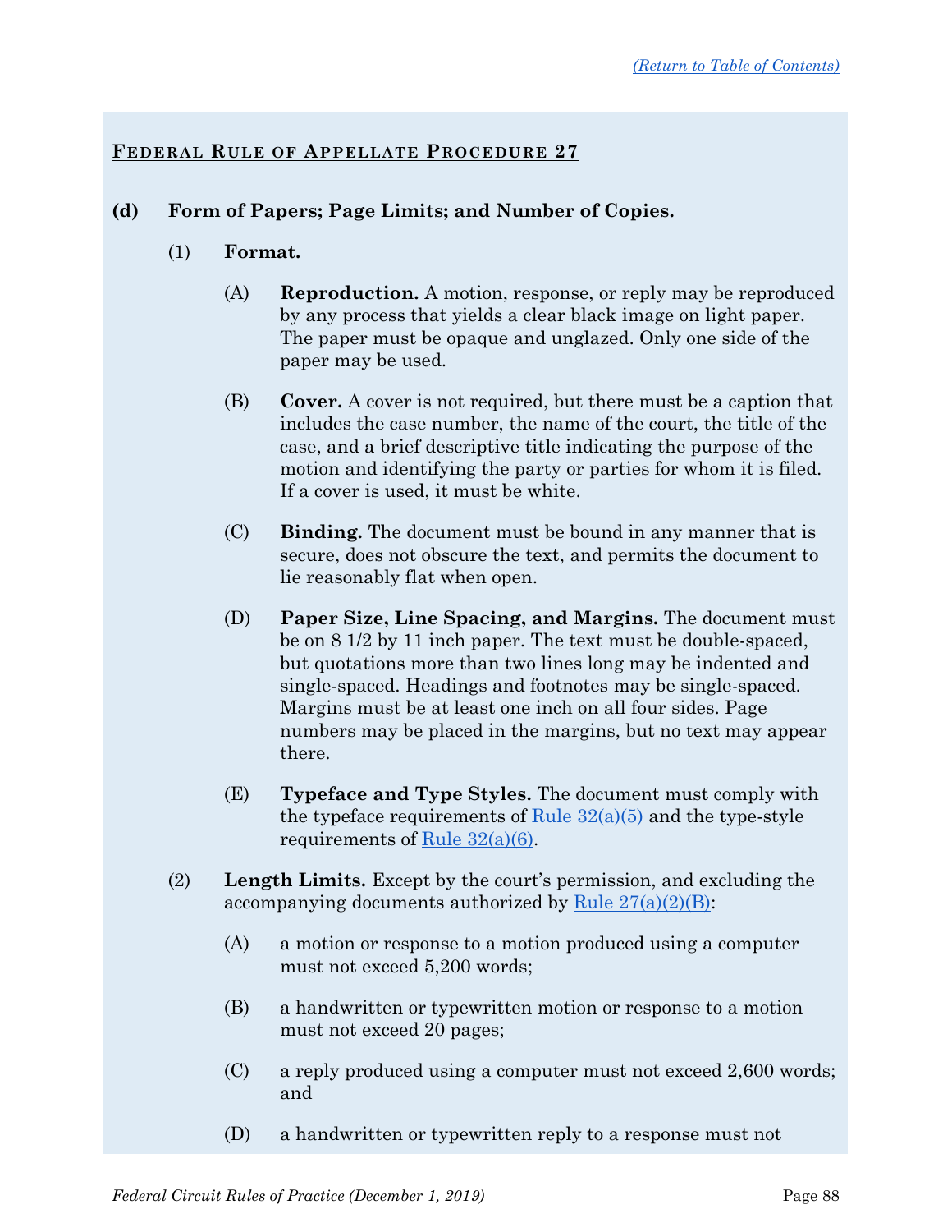## FEDERAL RULE OF APPELLATE PROCEDURE 27

**(d) Form of Papers; Page Limits; and Number of Copies.**

(1) **Format.**

(A) **Reproduction.** A motion, response, or reply may be reproduced by any process that yields a clear black image on light paper. The paper must be opaque and unglazed. Only one side of the paper may be used.

(B) **Cover.** A cover is not required, but there must be a caption that includes the case number, the name of the court, the title of the case, and a brief descriptive title indicating the purpose of the motion and identifying the party or parties for whom it is filed. If a cover is used, it must be white.

(C) **Binding.** The document must be bound in any manner that is secure, does not obscure the text, and permits the document to lie reasonably flat when open.

(D) **Paper Size, Line Spacing, and Margins.** The document must be on 8 1/2 by 11 inch paper. The text must be double-spaced, but quotations more than two lines long may be indented and single-spaced. Headings and footnotes may be single-spaced. Margins must be at least one inch on all four sides. Page numbers may be placed in the margins, but no text may appear there.

(E) **Typeface and Type Styles.** The document must comply with the typeface requirements of Rule 32(a)(5) and the type-style requirements of Rule 32(a)(6).

(2) **Length Limits.** Except by the court's permission, and excluding the accompanying documents authorized by Rule 27(a)(2)(B):

(A) a motion or response to a motion produced using a computer must not exceed 5,200 words;

(B) a handwritten or typewritten motion or response to a motion must not exceed 20 pages;

(C) a reply produced using a computer must not exceed 2,600 words; and

(D) a handwritten or typewritten reply to a response must not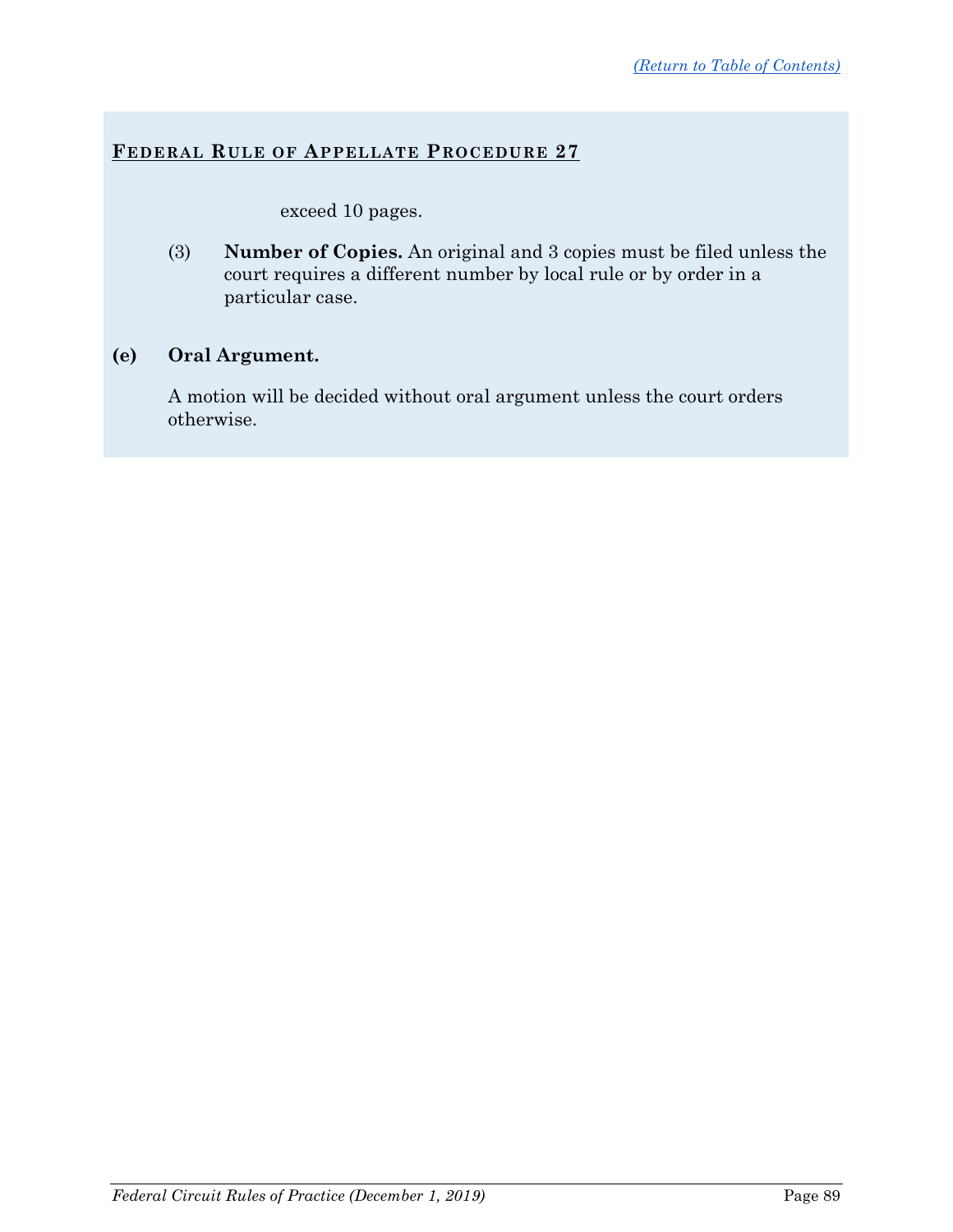#### FEDERAL RULE OF APPELLATE PROCEDURE 27

exceed 10 pages.

(3) **Number of Copies.** An original and 3 copies must be filed unless the court requires a different number by local rule or by order in a particular case.

**(e) Oral Argument.**

A motion will be decided without oral argument unless the court orders otherwise.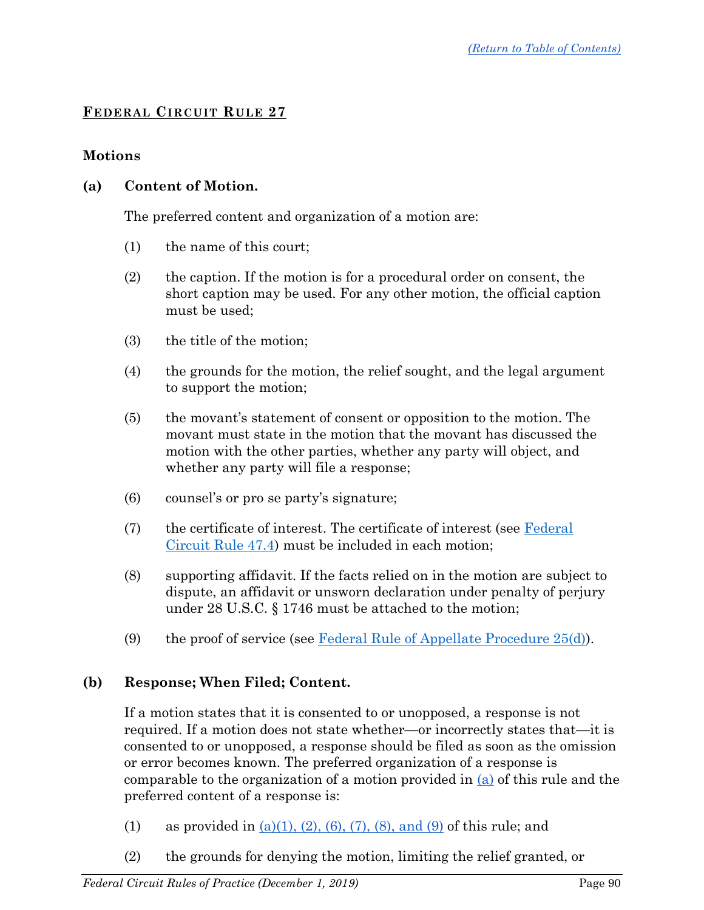## FEDERAL CIRCUIT RULE 27

### Motions

**(a) Content of Motion.**

The preferred content and organization of a motion are:

(1) the name of this court;

(2) the caption. If the motion is for a procedural order on consent, the short caption may be used. For any other motion, the official caption must be used;

(3) the title of the motion;

(4) the grounds for the motion, the relief sought, and the legal argument to support the motion;

(5) the movant's statement of consent or opposition to the motion. The movant must state in the motion that the movant has discussed the motion with the other parties, whether any party will object, and whether any party will file a response;

(6) counsel's or pro se party's signature;

(7) the certificate of interest. The certificate of interest (see Federal Circuit Rule 47.4) must be included in each motion;

(8) supporting affidavit. If the facts relied on in the motion are subject to dispute, an affidavit or unsworn declaration under penalty of perjury under 28 U.S.C. § 1746 must be attached to the motion;

(9) the proof of service (see Federal Rule of Appellate Procedure 25(d)).

**(b) Response; When Filed; Content.**

If a motion states that it is consented to or unopposed, a response is not required. If a motion does not state whether—or incorrectly states that—it is consented to or unopposed, a response should be filed as soon as the omission or error becomes known. The preferred organization of a response is comparable to the organization of a motion provided in (a) of this rule and the preferred content of a response is:

(1) as provided in (a)(1), (2), (6), (7), (8), and (9) of this rule; and

(2) the grounds for denying the motion, limiting the relief granted, or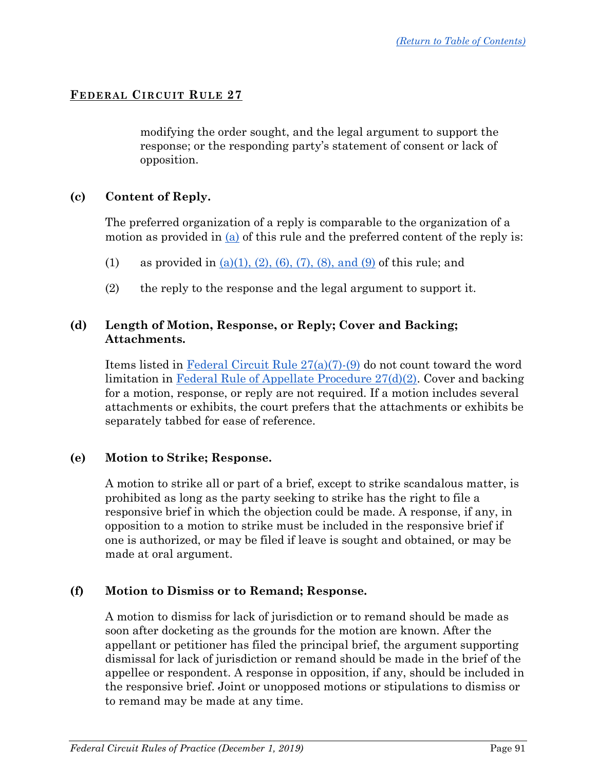modifying the order sought, and the legal argument to support the response; or the responding party's statement of consent or lack of opposition.

**(c) Content of Reply.**

The preferred organization of a reply is comparable to the organization of a motion as provided in (a) of this rule and the preferred content of the reply is:

(1) as provided in (a)(1), (2), (6), (7), (8), and (9) of this rule; and

(2) the reply to the response and the legal argument to support it.

**(d) Length of Motion, Response, or Reply; Cover and Backing; Attachments.**

Items listed in Federal Circuit Rule 27(a)(7)-(9) do not count toward the word limitation in Federal Rule of Appellate Procedure 27(d)(2). Cover and backing for a motion, response, or reply are not required. If a motion includes several attachments or exhibits, the court prefers that the attachments or exhibits be separately tabbed for ease of reference.

**(e) Motion to Strike; Response.**

A motion to strike all or part of a brief, except to strike scandalous matter, is prohibited as long as the party seeking to strike has the right to file a responsive brief in which the objection could be made. A response, if any, in opposition to a motion to strike must be included in the responsive brief if one is authorized, or may be filed if leave is sought and obtained, or may be made at oral argument.

**(f) Motion to Dismiss or to Remand; Response.**

A motion to dismiss for lack of jurisdiction or to remand should be made as soon after docketing as the grounds for the motion are known. After the appellant or petitioner has filed the principal brief, the argument supporting dismissal for lack of jurisdiction or remand should be made in the brief of the appellee or respondent. A response in opposition, if any, should be included in the responsive brief. Joint or unopposed motions or stipulations to dismiss or to remand may be made at any time.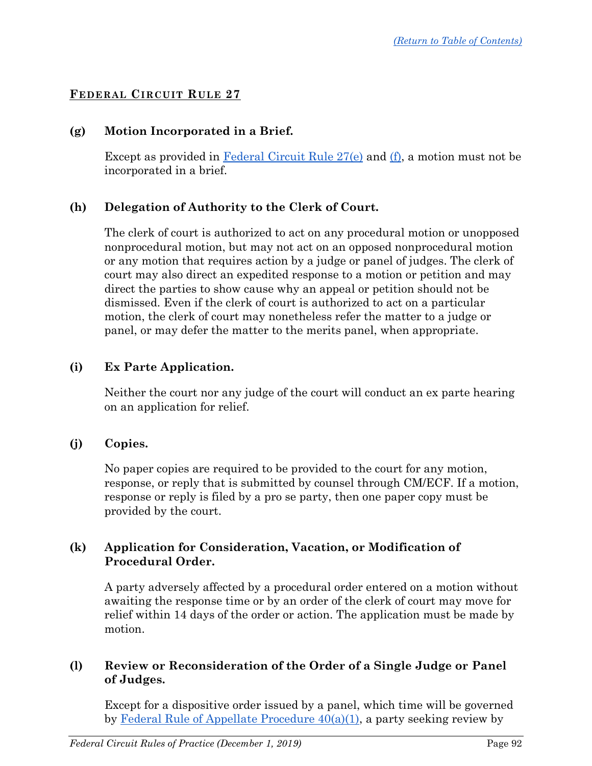## FEDERAL CIRCUIT RULE 27

**(g) Motion Incorporated in a Brief.**

Except as provided in Federal Circuit Rule 27(e) and (f), a motion must not be incorporated in a brief.

**(h) Delegation of Authority to the Clerk of Court.**

The clerk of court is authorized to act on any procedural motion or unopposed nonprocedural motion, but may not act on an opposed nonprocedural motion or any motion that requires action by a judge or panel of judges. The clerk of court may also direct an expedited response to a motion or petition and may direct the parties to show cause why an appeal or petition should not be dismissed. Even if the clerk of court is authorized to act on a particular motion, the clerk of court may nonetheless refer the matter to a judge or panel, or may defer the matter to the merits panel, when appropriate.

**(i) Ex Parte Application.**

Neither the court nor any judge of the court will conduct an ex parte hearing on an application for relief.

**(j) Copies.**

No paper copies are required to be provided to the court for any motion, response, or reply that is submitted by counsel through CM/ECF. If a motion, response or reply is filed by a pro se party, then one paper copy must be provided by the court.

**(k) Application for Consideration, Vacation, or Modification of Procedural Order.**

A party adversely affected by a procedural order entered on a motion without awaiting the response time or by an order of the clerk of court may move for relief within 14 days of the order or action. The application must be made by motion.

**(l) Review or Reconsideration of the Order of a Single Judge or Panel of Judges.**

Except for a dispositive order issued by a panel, which time will be governed by Federal Rule of Appellate Procedure 40(a)(1), a party seeking review by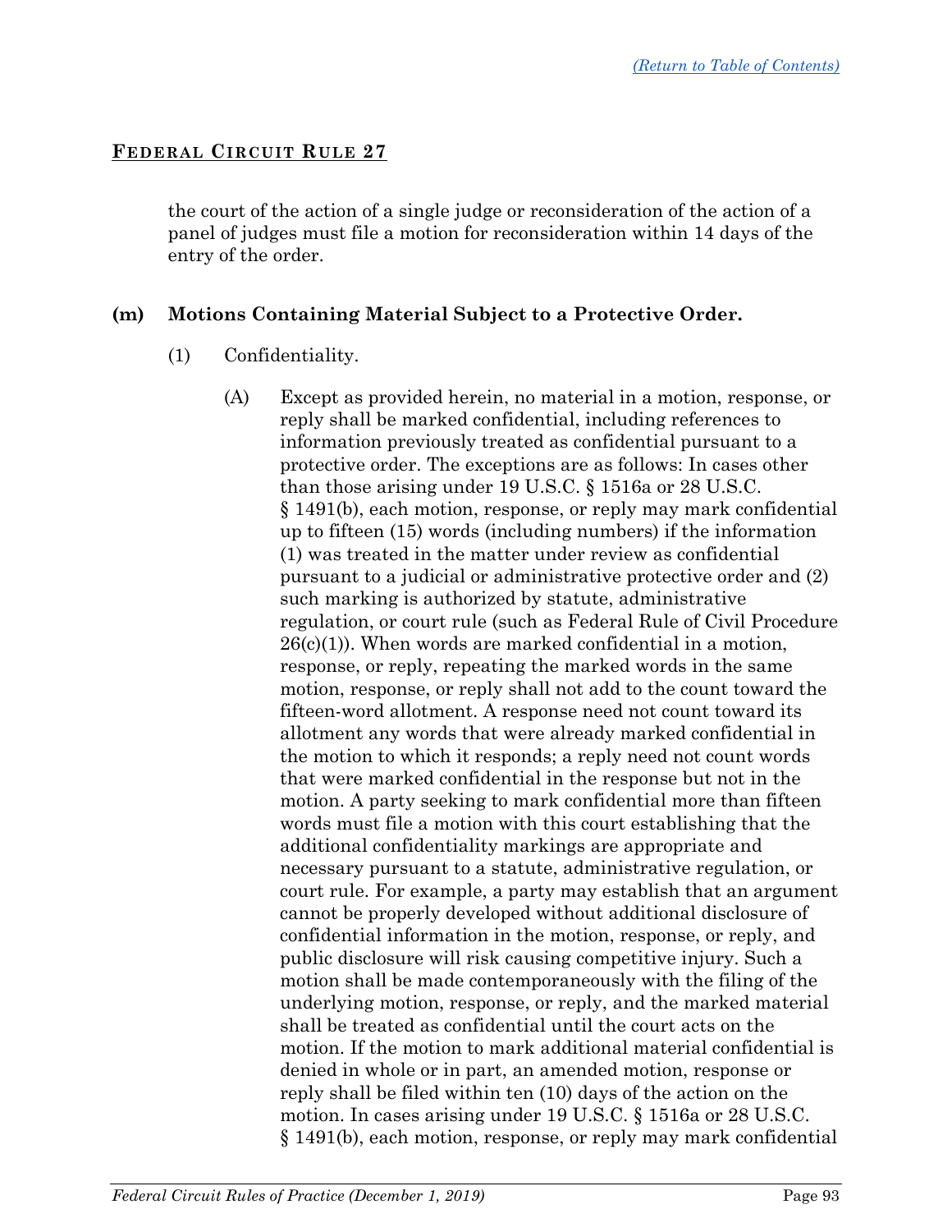## FEDERAL CIRCUIT RULE 27

the court of the action of a single judge or reconsideration of the action of a panel of judges must file a motion for reconsideration within 14 days of the entry of the order.

**(m) Motions Containing Material Subject to a Protective Order.**

(1) Confidentiality.

(A) Except as provided herein, no material in a motion, response, or reply shall be marked confidential, including references to information previously treated as confidential pursuant to a protective order. The exceptions are as follows: In cases other than those arising under 19 U.S.C. § 1516a or 28 U.S.C. § 1491(b), each motion, response, or reply may mark confidential up to fifteen (15) words (including numbers) if the information (1) was treated in the matter under review as confidential pursuant to a judicial or administrative protective order and (2) such marking is authorized by statute, administrative regulation, or court rule (such as Federal Rule of Civil Procedure 26(c)(1)). When words are marked confidential in a motion, response, or reply, repeating the marked words in the same motion, response, or reply shall not add to the count toward the fifteen-word allotment. A response need not count toward its allotment any words that were already marked confidential in the motion to which it responds; a reply need not count words that were marked confidential in the response but not in the motion. A party seeking to mark confidential more than fifteen words must file a motion with this court establishing that the additional confidentiality markings are appropriate and necessary pursuant to a statute, administrative regulation, or court rule. For example, a party may establish that an argument cannot be properly developed without additional disclosure of confidential information in the motion, response, or reply, and public disclosure will risk causing competitive injury. Such a motion shall be made contemporaneously with the filing of the underlying motion, response, or reply, and the marked material shall be treated as confidential until the court acts on the motion. If the motion to mark additional material confidential is denied in whole or in part, an amended motion, response or reply shall be filed within ten (10) days of the action on the motion. In cases arising under 19 U.S.C. § 1516a or 28 U.S.C. § 1491(b), each motion, response, or reply may mark confidential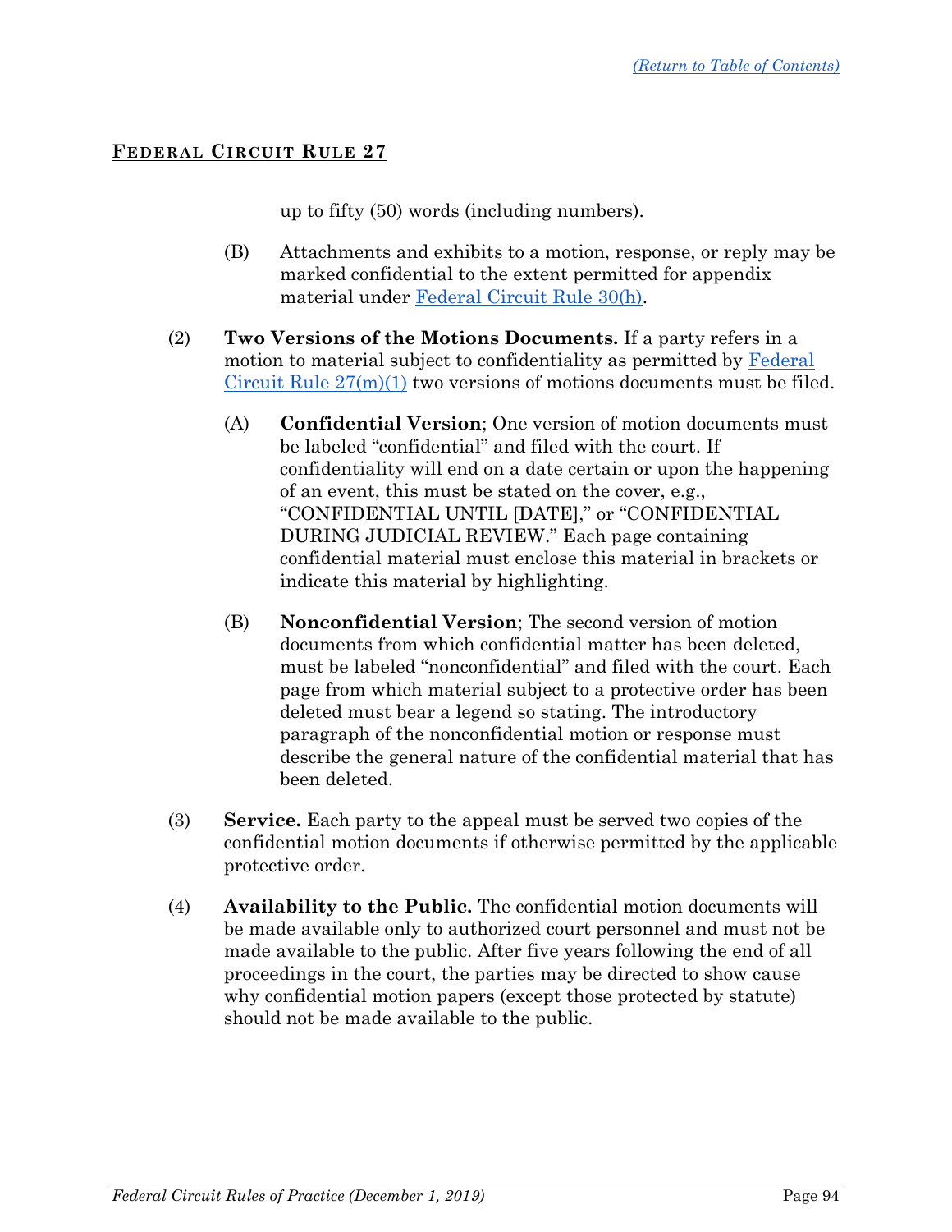## FEDERAL CIRCUIT RULE 27

up to fifty (50) words (including numbers).

(B) Attachments and exhibits to a motion, response, or reply may be marked confidential to the extent permitted for appendix material under Federal Circuit Rule 30(h).

(2) **Two Versions of the Motions Documents.** If a party refers in a motion to material subject to confidentiality as permitted by Federal Circuit Rule 27(m)(1) two versions of motions documents must be filed.

(A) **Confidential Version**; One version of motion documents must be labeled "confidential" and filed with the court. If confidentiality will end on a date certain or upon the happening of an event, this must be stated on the cover, e.g., "CONFIDENTIAL UNTIL [DATE]," or "CONFIDENTIAL DURING JUDICIAL REVIEW." Each page containing confidential material must enclose this material in brackets or indicate this material by highlighting.

(B) **Nonconfidential Version**; The second version of motion documents from which confidential matter has been deleted, must be labeled "nonconfidential" and filed with the court. Each page from which material subject to a protective order has been deleted must bear a legend so stating. The introductory paragraph of the nonconfidential motion or response must describe the general nature of the confidential material that has been deleted.

(3) **Service.** Each party to the appeal must be served two copies of the confidential motion documents if otherwise permitted by the applicable protective order.

(4) **Availability to the Public.** The confidential motion documents will be made available only to authorized court personnel and must not be made available to the public. After five years following the end of all proceedings in the court, the parties may be directed to show cause why confidential motion papers (except those protected by statute) should not be made available to the public.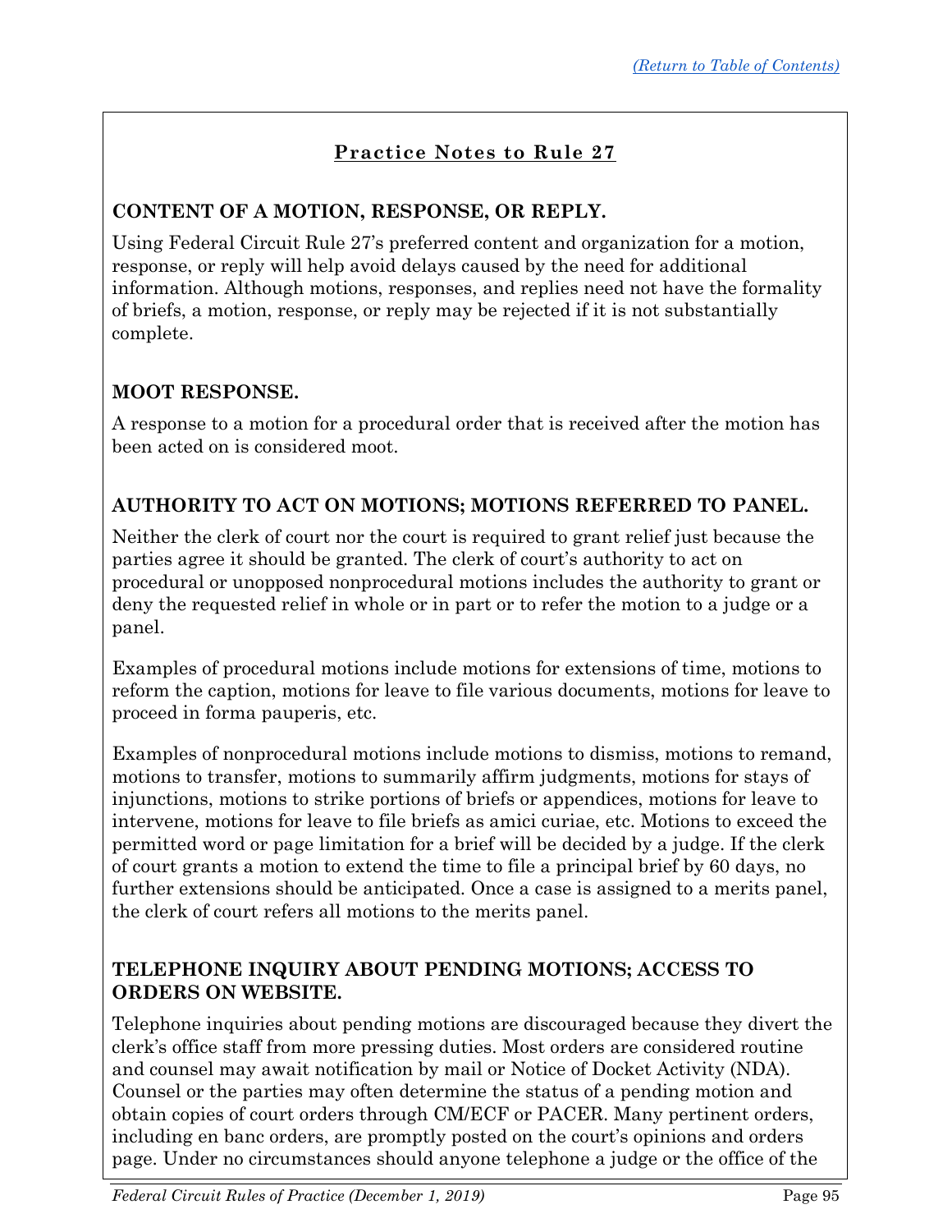## Practice Notes to Rule 27

### CONTENT OF A MOTION, RESPONSE, OR REPLY.

Using Federal Circuit Rule 27's preferred content and organization for a motion, response, or reply will help avoid delays caused by the need for additional information. Although motions, responses, and replies need not have the formality of briefs, a motion, response, or reply may be rejected if it is not substantially complete.

### MOOT RESPONSE.

A response to a motion for a procedural order that is received after the motion has been acted on is considered moot.

### AUTHORITY TO ACT ON MOTIONS; MOTIONS REFERRED TO PANEL.

Neither the clerk of court nor the court is required to grant relief just because the parties agree it should be granted. The clerk of court's authority to act on procedural or unopposed nonprocedural motions includes the authority to grant or deny the requested relief in whole or in part or to refer the motion to a judge or a panel.

Examples of procedural motions include motions for extensions of time, motions to reform the caption, motions for leave to file various documents, motions for leave to proceed in forma pauperis, etc.

Examples of nonprocedural motions include motions to dismiss, motions to remand, motions to transfer, motions to summarily affirm judgments, motions for stays of injunctions, motions to strike portions of briefs or appendices, motions for leave to intervene, motions for leave to file briefs as amici curiae, etc. Motions to exceed the permitted word or page limitation for a brief will be decided by a judge. If the clerk of court grants a motion to extend the time to file a principal brief by 60 days, no further extensions should be anticipated. Once a case is assigned to a merits panel, the clerk of court refers all motions to the merits panel.

### TELEPHONE INQUIRY ABOUT PENDING MOTIONS; ACCESS TO ORDERS ON WEBSITE.

Telephone inquiries about pending motions are discouraged because they divert the clerk's office staff from more pressing duties. Most orders are considered routine and counsel may await notification by mail or Notice of Docket Activity (NDA). Counsel or the parties may often determine the status of a pending motion and obtain copies of court orders through CM/ECF or PACER. Many pertinent orders, including en banc orders, are promptly posted on the court's opinions and orders page. Under no circumstances should anyone telephone a judge or the office of the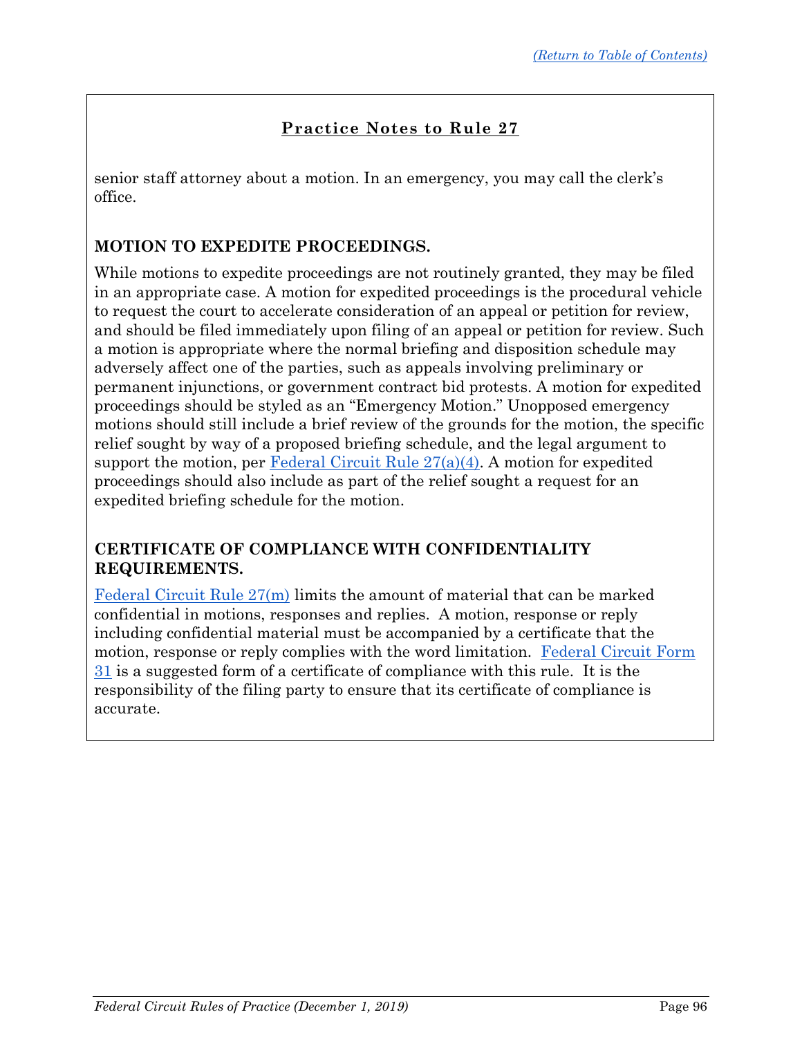## Practice Notes to Rule 27

senior staff attorney about a motion. In an emergency, you may call the clerk's office.

**MOTION TO EXPEDITE PROCEEDINGS.**

While motions to expedite proceedings are not routinely granted, they may be filed in an appropriate case. A motion for expedited proceedings is the procedural vehicle to request the court to accelerate consideration of an appeal or petition for review, and should be filed immediately upon filing of an appeal or petition for review. Such a motion is appropriate where the normal briefing and disposition schedule may adversely affect one of the parties, such as appeals involving preliminary or permanent injunctions, or government contract bid protests. A motion for expedited proceedings should be styled as an "Emergency Motion." Unopposed emergency motions should still include a brief review of the grounds for the motion, the specific relief sought by way of a proposed briefing schedule, and the legal argument to support the motion, per Federal Circuit Rule 27(a)(4). A motion for expedited proceedings should also include as part of the relief sought a request for an expedited briefing schedule for the motion.

**CERTIFICATE OF COMPLIANCE WITH CONFIDENTIALITY REQUIREMENTS.**

Federal Circuit Rule 27(m) limits the amount of material that can be marked confidential in motions, responses and replies. A motion, response or reply including confidential material must be accompanied by a certificate that the motion, response or reply complies with the word limitation. Federal Circuit Form 31 is a suggested form of a certificate of compliance with this rule. It is the responsibility of the filing party to ensure that its certificate of compliance is accurate.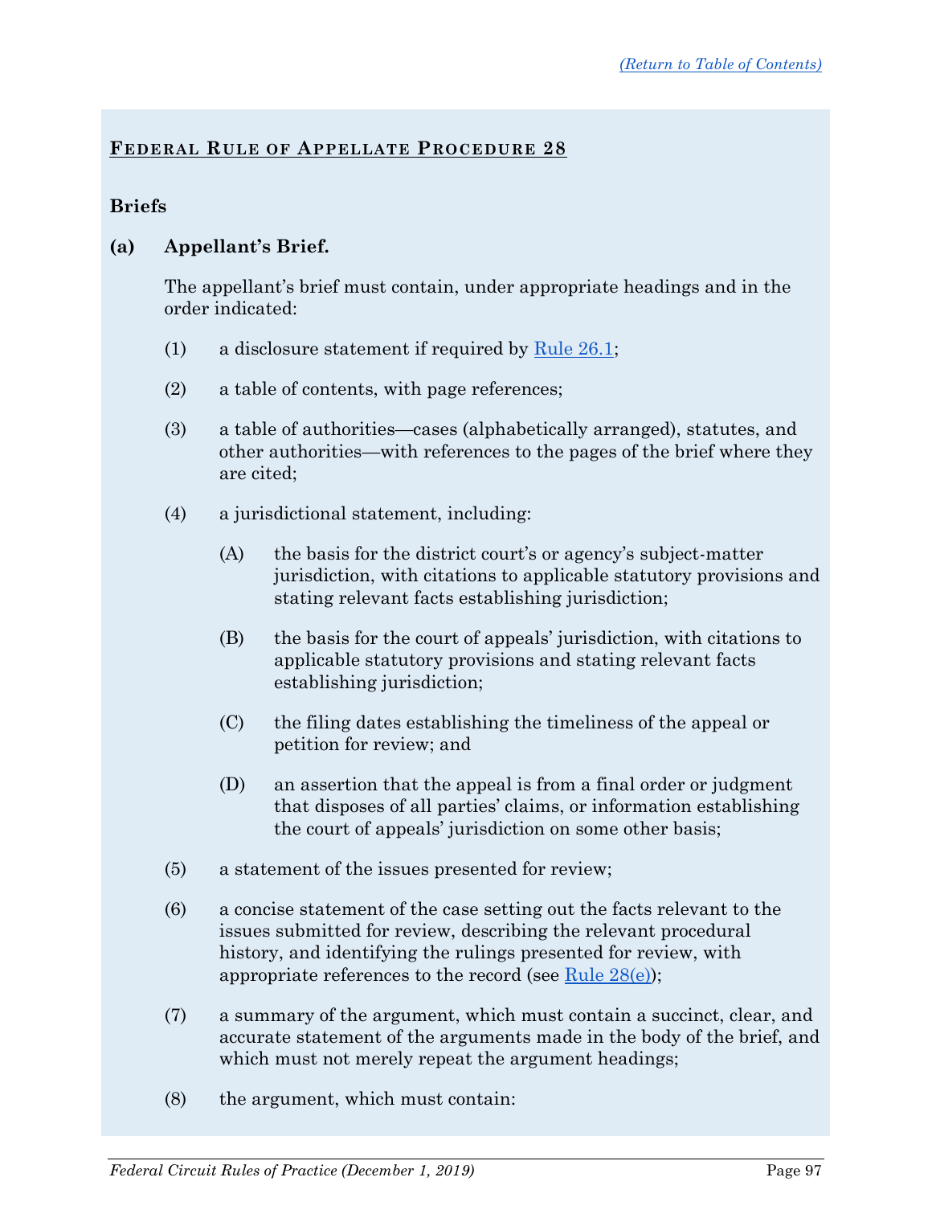## FEDERAL RULE OF APPELLATE PROCEDURE 28

### Briefs

**(a) Appellant's Brief.**

The appellant's brief must contain, under appropriate headings and in the order indicated:

(1) a disclosure statement if required by Rule 26.1;

(2) a table of contents, with page references;

(3) a table of authorities—cases (alphabetically arranged), statutes, and other authorities—with references to the pages of the brief where they are cited;

(4) a jurisdictional statement, including:

(A) the basis for the district court's or agency's subject-matter jurisdiction, with citations to applicable statutory provisions and stating relevant facts establishing jurisdiction;

(B) the basis for the court of appeals' jurisdiction, with citations to applicable statutory provisions and stating relevant facts establishing jurisdiction;

(C) the filing dates establishing the timeliness of the appeal or petition for review; and

(D) an assertion that the appeal is from a final order or judgment that disposes of all parties' claims, or information establishing the court of appeals' jurisdiction on some other basis;

(5) a statement of the issues presented for review;

(6) a concise statement of the case setting out the facts relevant to the issues submitted for review, describing the relevant procedural history, and identifying the rulings presented for review, with appropriate references to the record (see Rule 28(e));

(7) a summary of the argument, which must contain a succinct, clear, and accurate statement of the arguments made in the body of the brief, and which must not merely repeat the argument headings;

(8) the argument, which must contain: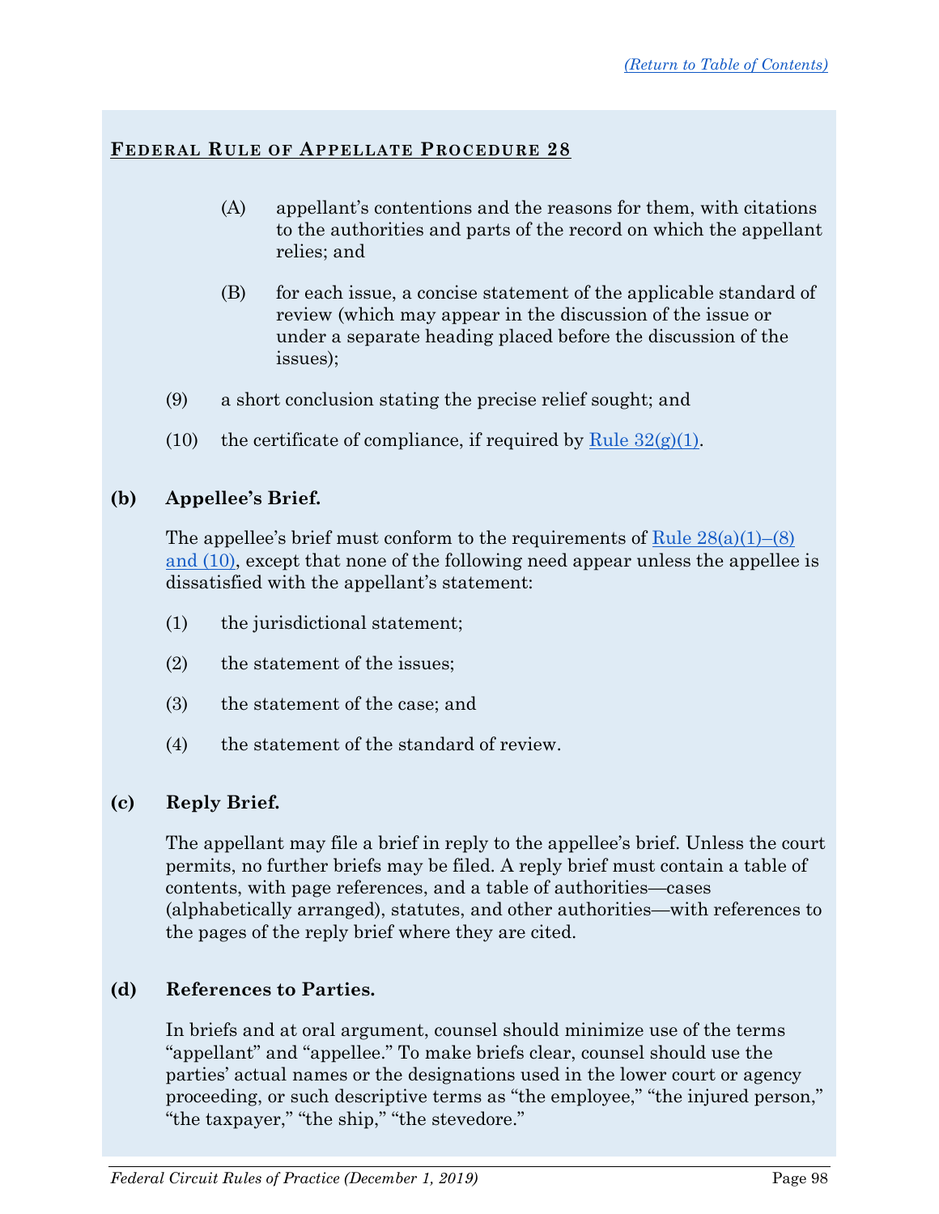**Federal Rule of Appellate Procedure 28**

(A) appellant's contentions and the reasons for them, with citations to the authorities and parts of the record on which the appellant relies; and

(B) for each issue, a concise statement of the applicable standard of review (which may appear in the discussion of the issue or under a separate heading placed before the discussion of the issues);

(9) a short conclusion stating the precise relief sought; and

(10) the certificate of compliance, if required by Rule 32(g)(1).

**(b) Appellee's Brief.**

The appellee's brief must conform to the requirements of Rule 28(a)(1)–(8) and (10), except that none of the following need appear unless the appellee is dissatisfied with the appellant's statement:

(1) the jurisdictional statement;

(2) the statement of the issues;

(3) the statement of the case; and

(4) the statement of the standard of review.

**(c) Reply Brief.**

The appellant may file a brief in reply to the appellee's brief. Unless the court permits, no further briefs may be filed. A reply brief must contain a table of contents, with page references, and a table of authorities—cases (alphabetically arranged), statutes, and other authorities—with references to the pages of the reply brief where they are cited.

**(d) References to Parties.**

In briefs and at oral argument, counsel should minimize use of the terms "appellant" and "appellee." To make briefs clear, counsel should use the parties' actual names or the designations used in the lower court or agency proceeding, or such descriptive terms as "the employee," "the injured person," "the taxpayer," "the ship," "the stevedore."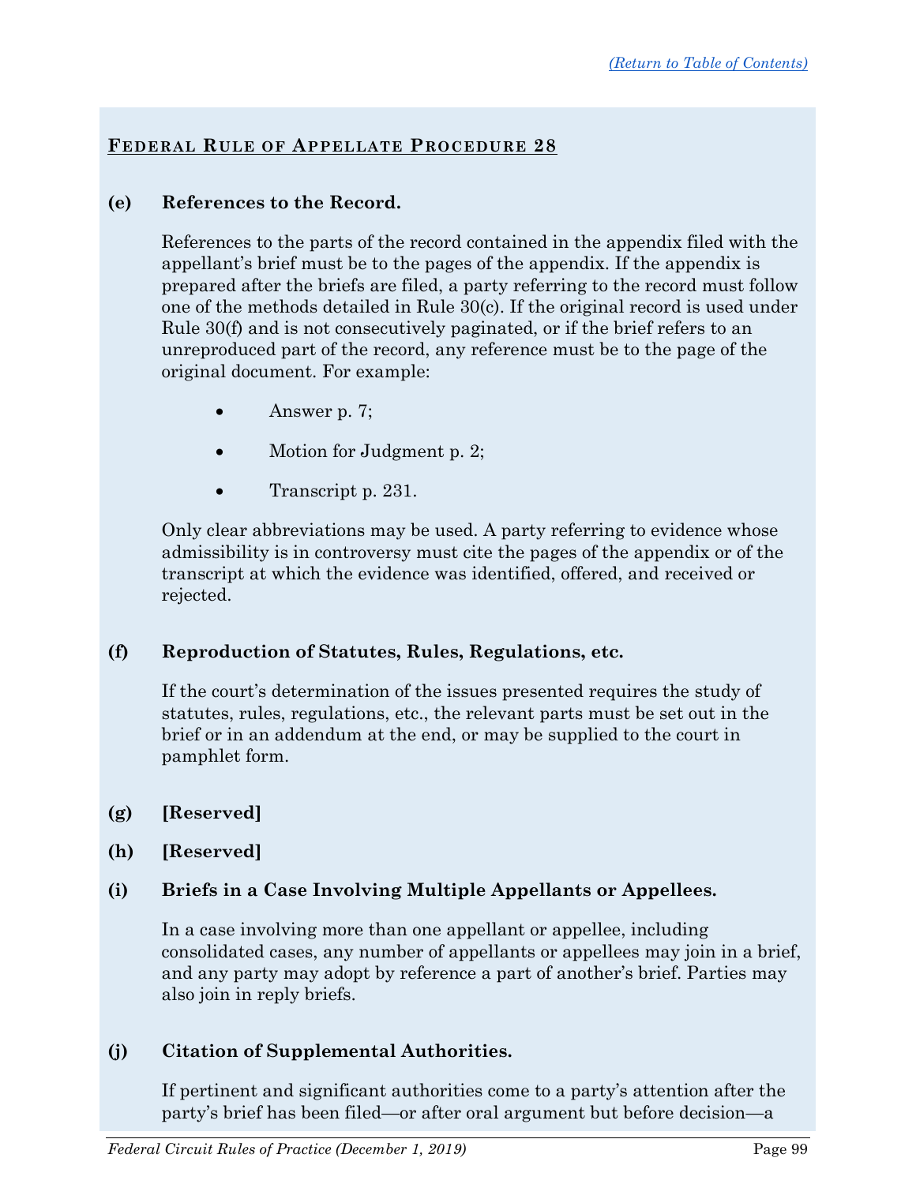## Federal Rule of Appellate Procedure 28

**(e) References to the Record.**

References to the parts of the record contained in the appendix filed with the appellant's brief must be to the pages of the appendix. If the appendix is prepared after the briefs are filed, a party referring to the record must follow one of the methods detailed in Rule 30(c). If the original record is used under Rule 30(f) and is not consecutively paginated, or if the brief refers to an unreproduced part of the record, any reference must be to the page of the original document. For example:

- Answer p. 7;
- Motion for Judgment p. 2;
- Transcript p. 231.

Only clear abbreviations may be used. A party referring to evidence whose admissibility is in controversy must cite the pages of the appendix or of the transcript at which the evidence was identified, offered, and received or rejected.

**(f) Reproduction of Statutes, Rules, Regulations, etc.**

If the court's determination of the issues presented requires the study of statutes, rules, regulations, etc., the relevant parts must be set out in the brief or in an addendum at the end, or may be supplied to the court in pamphlet form.

**(g) [Reserved]**

**(h) [Reserved]**

**(i) Briefs in a Case Involving Multiple Appellants or Appellees.**

In a case involving more than one appellant or appellee, including consolidated cases, any number of appellants or appellees may join in a brief, and any party may adopt by reference a part of another's brief. Parties may also join in reply briefs.

**(j) Citation of Supplemental Authorities.**

If pertinent and significant authorities come to a party's attention after the party's brief has been filed—or after oral argument but before decision—a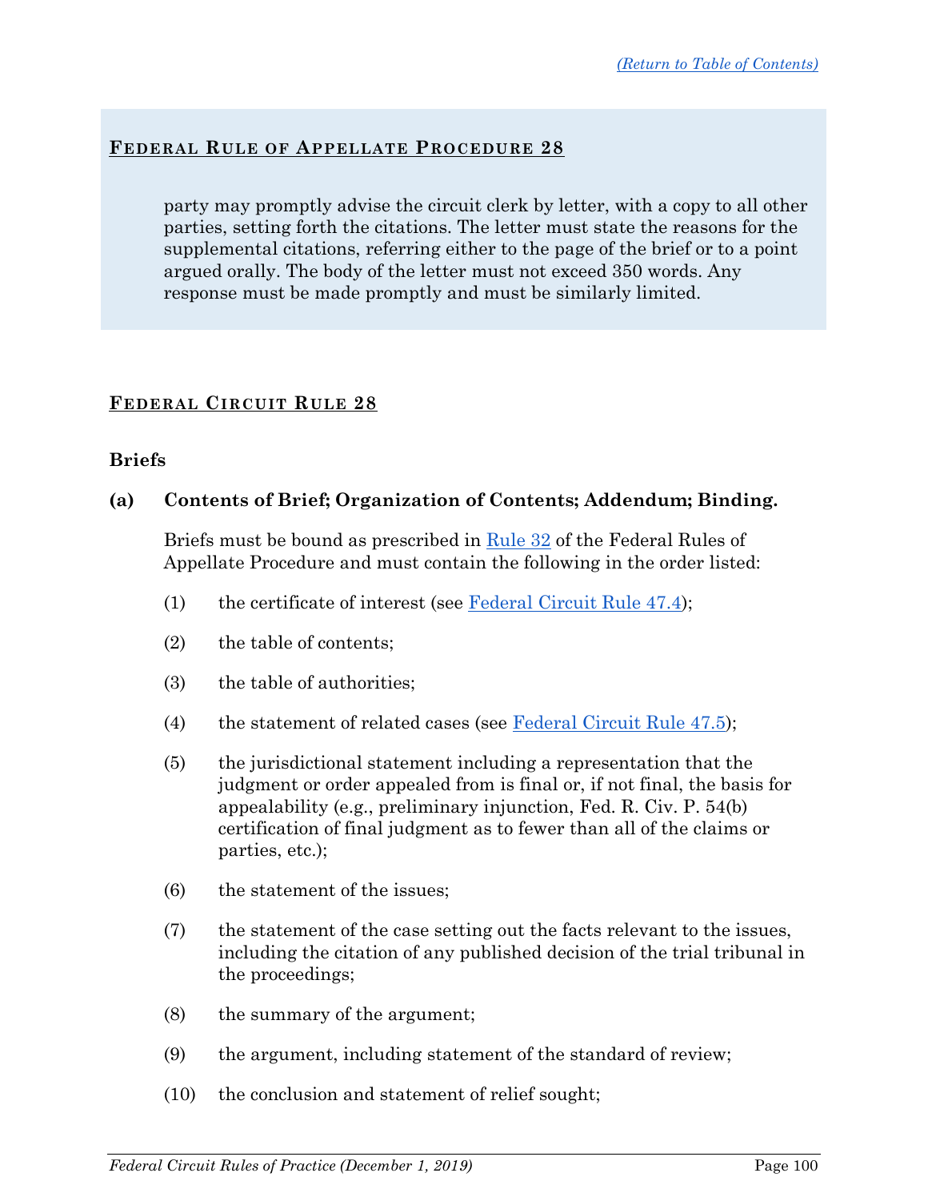## Federal Rule of Appellate Procedure 28

party may promptly advise the circuit clerk by letter, with a copy to all other parties, setting forth the citations. The letter must state the reasons for the supplemental citations, referring either to the page of the brief or to a point argued orally. The body of the letter must not exceed 350 words. Any response must be made promptly and must be similarly limited.

## Federal Circuit Rule 28

### Briefs

**(a) Contents of Brief; Organization of Contents; Addendum; Binding.**

Briefs must be bound as prescribed in Rule 32 of the Federal Rules of Appellate Procedure and must contain the following in the order listed:

(1) the certificate of interest (see Federal Circuit Rule 47.4);

(2) the table of contents;

(3) the table of authorities;

(4) the statement of related cases (see Federal Circuit Rule 47.5);

(5) the jurisdictional statement including a representation that the judgment or order appealed from is final or, if not final, the basis for appealability (e.g., preliminary injunction, Fed. R. Civ. P. 54(b) certification of final judgment as to fewer than all of the claims or parties, etc.);

(6) the statement of the issues;

(7) the statement of the case setting out the facts relevant to the issues, including the citation of any published decision of the trial tribunal in the proceedings;

(8) the summary of the argument;

(9) the argument, including statement of the standard of review;

(10) the conclusion and statement of relief sought;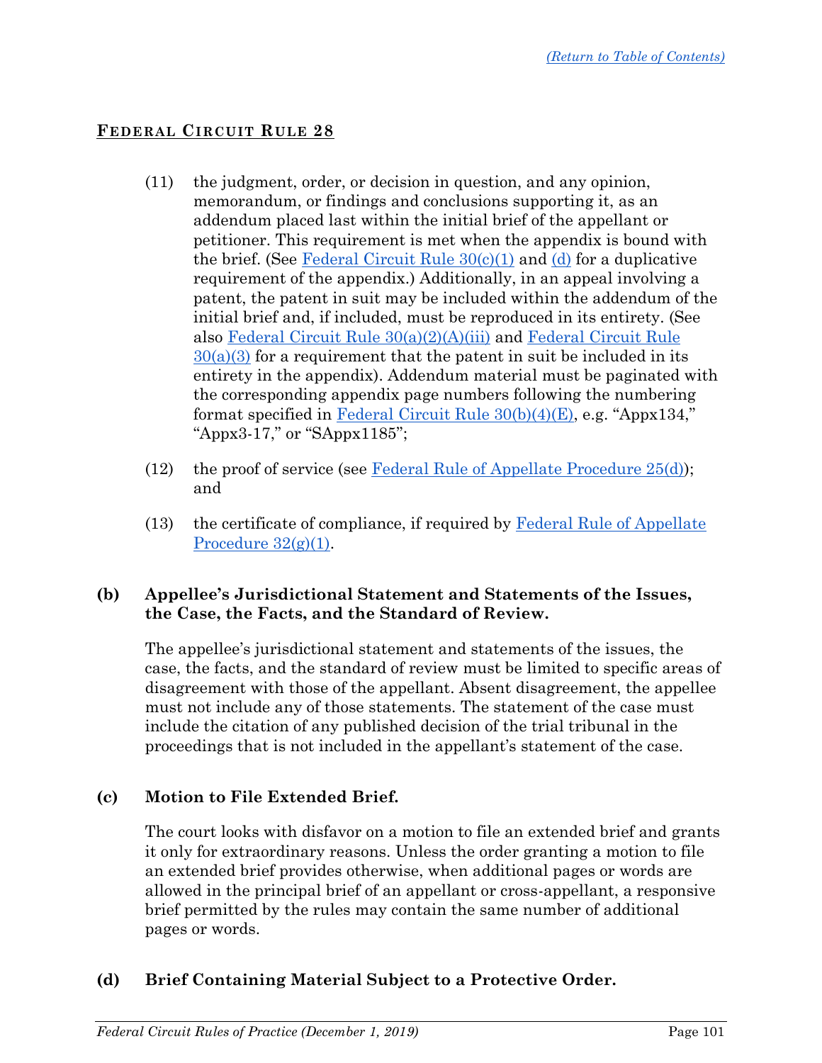## Federal Circuit Rule 28

(11) the judgment, order, or decision in question, and any opinion, memorandum, or findings and conclusions supporting it, as an addendum placed last within the initial brief of the appellant or petitioner. This requirement is met when the appendix is bound with the brief. (See Federal Circuit Rule 30(c)(1) and (d) for a duplicative requirement of the appendix.) Additionally, in an appeal involving a patent, the patent in suit may be included within the addendum of the initial brief and, if included, must be reproduced in its entirety. (See also Federal Circuit Rule 30(a)(2)(A)(iii) and Federal Circuit Rule 30(a)(3) for a requirement that the patent in suit be included in its entirety in the appendix). Addendum material must be paginated with the corresponding appendix page numbers following the numbering format specified in Federal Circuit Rule 30(b)(4)(E), e.g. "Appx134," "Appx3-17," or "SAppx1185";

(12) the proof of service (see Federal Rule of Appellate Procedure 25(d)); and

(13) the certificate of compliance, if required by Federal Rule of Appellate Procedure 32(g)(1).

### (b) Appellee's Jurisdictional Statement and Statements of the Issues, the Case, the Facts, and the Standard of Review.

The appellee's jurisdictional statement and statements of the issues, the case, the facts, and the standard of review must be limited to specific areas of disagreement with those of the appellant. Absent disagreement, the appellee must not include any of those statements. The statement of the case must include the citation of any published decision of the trial tribunal in the proceedings that is not included in the appellant's statement of the case.

### (c) Motion to File Extended Brief.

The court looks with disfavor on a motion to file an extended brief and grants it only for extraordinary reasons. Unless the order granting a motion to file an extended brief provides otherwise, when additional pages or words are allowed in the principal brief of an appellant or cross-appellant, a responsive brief permitted by the rules may contain the same number of additional pages or words.

### (d) Brief Containing Material Subject to a Protective Order.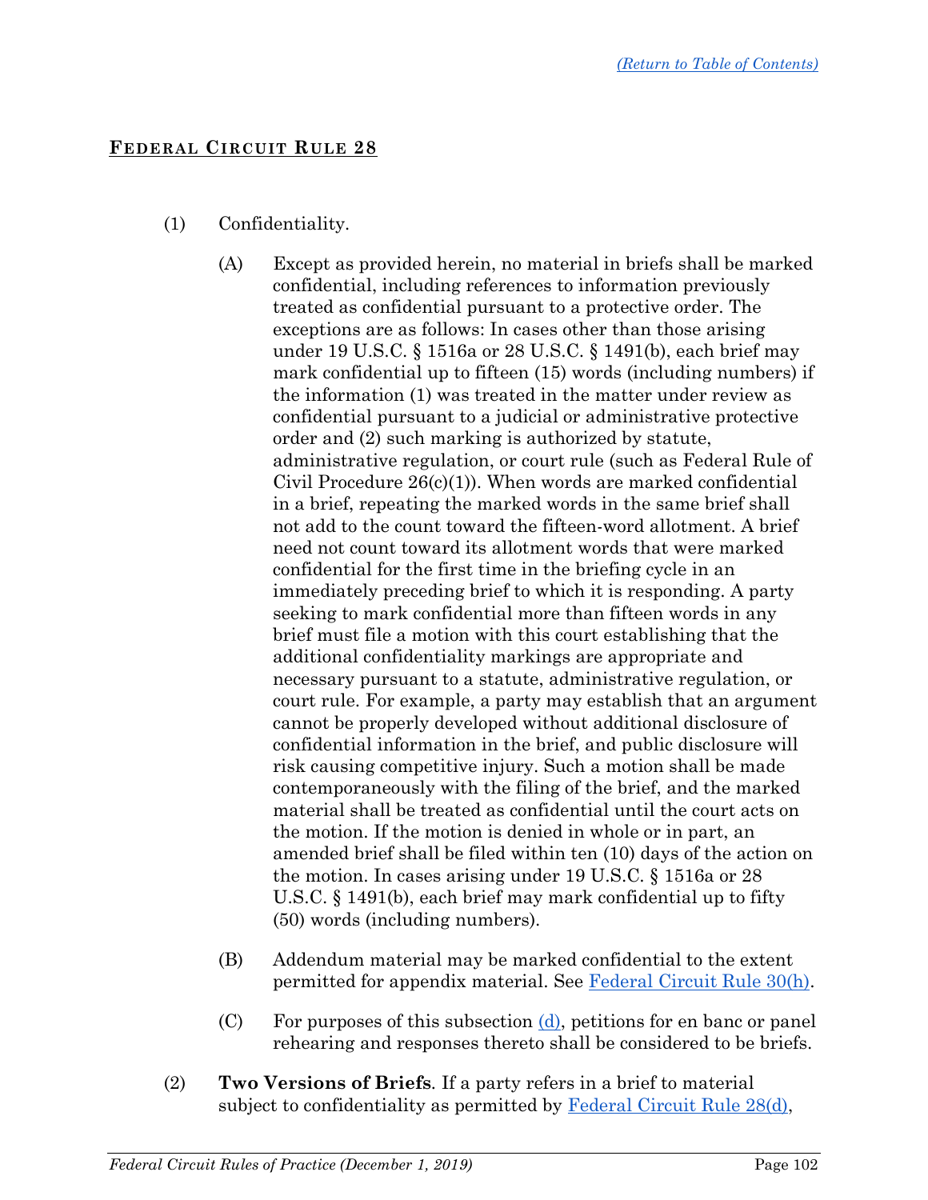## FEDERAL CIRCUIT RULE 28

(1) Confidentiality.

(A) Except as provided herein, no material in briefs shall be marked confidential, including references to information previously treated as confidential pursuant to a protective order. The exceptions are as follows: In cases other than those arising under 19 U.S.C. § 1516a or 28 U.S.C. § 1491(b), each brief may mark confidential up to fifteen (15) words (including numbers) if the information (1) was treated in the matter under review as confidential pursuant to a judicial or administrative protective order and (2) such marking is authorized by statute, administrative regulation, or court rule (such as Federal Rule of Civil Procedure 26(c)(1)). When words are marked confidential in a brief, repeating the marked words in the same brief shall not add to the count toward the fifteen-word allotment. A brief need not count toward its allotment words that were marked confidential for the first time in the briefing cycle in an immediately preceding brief to which it is responding. A party seeking to mark confidential more than fifteen words in any brief must file a motion with this court establishing that the additional confidentiality markings are appropriate and necessary pursuant to a statute, administrative regulation, or court rule. For example, a party may establish that an argument cannot be properly developed without additional disclosure of confidential information in the brief, and public disclosure will risk causing competitive injury. Such a motion shall be made contemporaneously with the filing of the brief, and the marked material shall be treated as confidential until the court acts on the motion. If the motion is denied in whole or in part, an amended brief shall be filed within ten (10) days of the action on the motion. In cases arising under 19 U.S.C. § 1516a or 28 U.S.C. § 1491(b), each brief may mark confidential up to fifty (50) words (including numbers).

(B) Addendum material may be marked confidential to the extent permitted for appendix material. See Federal Circuit Rule 30(h).

(C) For purposes of this subsection (d), petitions for en banc or panel rehearing and responses thereto shall be considered to be briefs.

(2) **Two Versions of Briefs**. If a party refers in a brief to material subject to confidentiality as permitted by Federal Circuit Rule 28(d),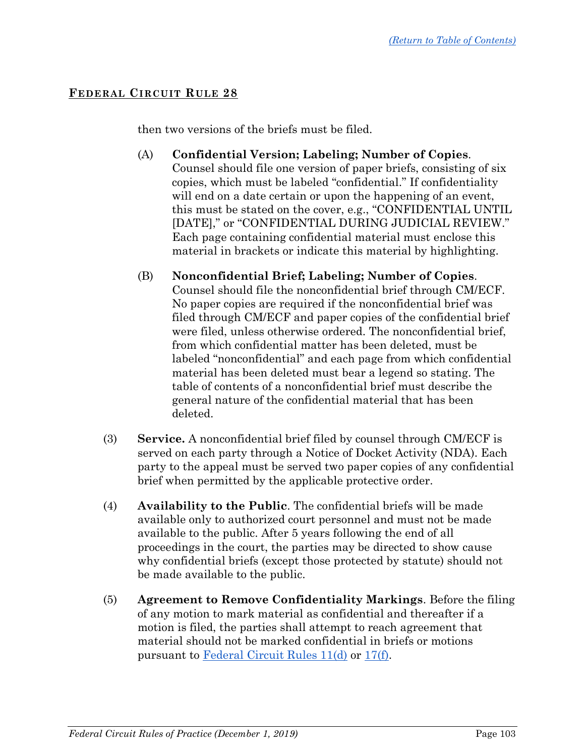then two versions of the briefs must be filed.

(A) **Confidential Version; Labeling; Number of Copies**. Counsel should file one version of paper briefs, consisting of six copies, which must be labeled "confidential." If confidentiality will end on a date certain or upon the happening of an event, this must be stated on the cover, e.g., "CONFIDENTIAL UNTIL [DATE]," or "CONFIDENTIAL DURING JUDICIAL REVIEW." Each page containing confidential material must enclose this material in brackets or indicate this material by highlighting.

(B) **Nonconfidential Brief; Labeling; Number of Copies**. Counsel should file the nonconfidential brief through CM/ECF. No paper copies are required if the nonconfidential brief was filed through CM/ECF and paper copies of the confidential brief were filed, unless otherwise ordered. The nonconfidential brief, from which confidential matter has been deleted, must be labeled "nonconfidential" and each page from which confidential material has been deleted must bear a legend so stating. The table of contents of a nonconfidential brief must describe the general nature of the confidential material that has been deleted.

(3) **Service.** A nonconfidential brief filed by counsel through CM/ECF is served on each party through a Notice of Docket Activity (NDA). Each party to the appeal must be served two paper copies of any confidential brief when permitted by the applicable protective order.

(4) **Availability to the Public**. The confidential briefs will be made available only to authorized court personnel and must not be made available to the public. After 5 years following the end of all proceedings in the court, the parties may be directed to show cause why confidential briefs (except those protected by statute) should not be made available to the public.

(5) **Agreement to Remove Confidentiality Markings**. Before the filing of any motion to mark material as confidential and thereafter if a motion is filed, the parties shall attempt to reach agreement that material should not be marked confidential in briefs or motions pursuant to Federal Circuit Rules 11(d) or 17(f).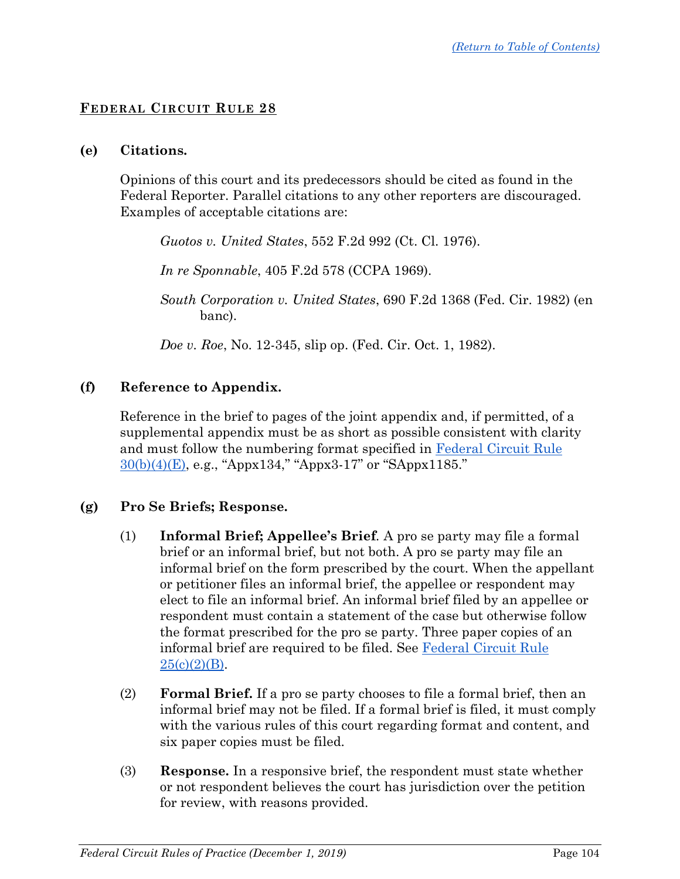## FEDERAL CIRCUIT RULE 28

**(e) Citations.**

Opinions of this court and its predecessors should be cited as found in the Federal Reporter. Parallel citations to any other reporters are discouraged. Examples of acceptable citations are:

> *Guotos v. United States*, 552 F.2d 992 (Ct. Cl. 1976).
>
> *In re Sponnable*, 405 F.2d 578 (CCPA 1969).
>
> *South Corporation v. United States*, 690 F.2d 1368 (Fed. Cir. 1982) (en banc).
>
> *Doe v. Roe*, No. 12-345, slip op. (Fed. Cir. Oct. 1, 1982).

**(f) Reference to Appendix.**

Reference in the brief to pages of the joint appendix and, if permitted, of a supplemental appendix must be as short as possible consistent with clarity and must follow the numbering format specified in Federal Circuit Rule 30(b)(4)(E), e.g., "Appx134," "Appx3-17" or "SAppx1185."

**(g) Pro Se Briefs; Response.**

(1) **Informal Brief; Appellee's Brief**. A pro se party may file a formal brief or an informal brief, but not both. A pro se party may file an informal brief on the form prescribed by the court. When the appellant or petitioner files an informal brief, the appellee or respondent may elect to file an informal brief. An informal brief filed by an appellee or respondent must contain a statement of the case but otherwise follow the format prescribed for the pro se party. Three paper copies of an informal brief are required to be filed. See Federal Circuit Rule 25(c)(2)(B).

(2) **Formal Brief.** If a pro se party chooses to file a formal brief, then an informal brief may not be filed. If a formal brief is filed, it must comply with the various rules of this court regarding format and content, and six paper copies must be filed.

(3) **Response.** In a responsive brief, the respondent must state whether or not respondent believes the court has jurisdiction over the petition for review, with reasons provided.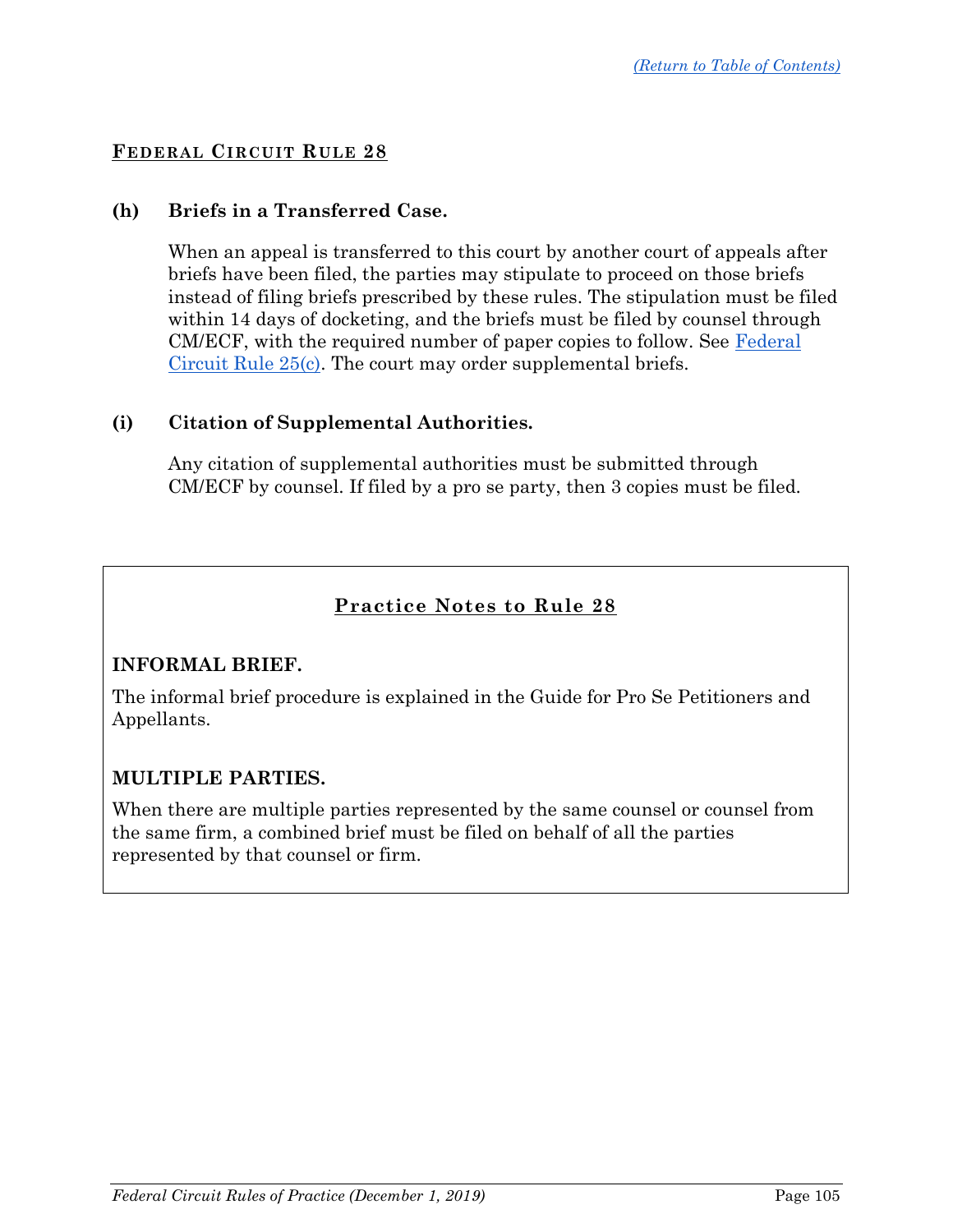## Federal Circuit Rule 28

**(h) Briefs in a Transferred Case.**

When an appeal is transferred to this court by another court of appeals after briefs have been filed, the parties may stipulate to proceed on those briefs instead of filing briefs prescribed by these rules. The stipulation must be filed within 14 days of docketing, and the briefs must be filed by counsel through CM/ECF, with the required number of paper copies to follow. See Federal Circuit Rule 25(c). The court may order supplemental briefs.

**(i) Citation of Supplemental Authorities.**

Any citation of supplemental authorities must be submitted through CM/ECF by counsel. If filed by a pro se party, then 3 copies must be filed.

### Practice Notes to Rule 28

**INFORMAL BRIEF.**

The informal brief procedure is explained in the Guide for Pro Se Petitioners and Appellants.

**MULTIPLE PARTIES.**

When there are multiple parties represented by the same counsel or counsel from the same firm, a combined brief must be filed on behalf of all the parties represented by that counsel or firm.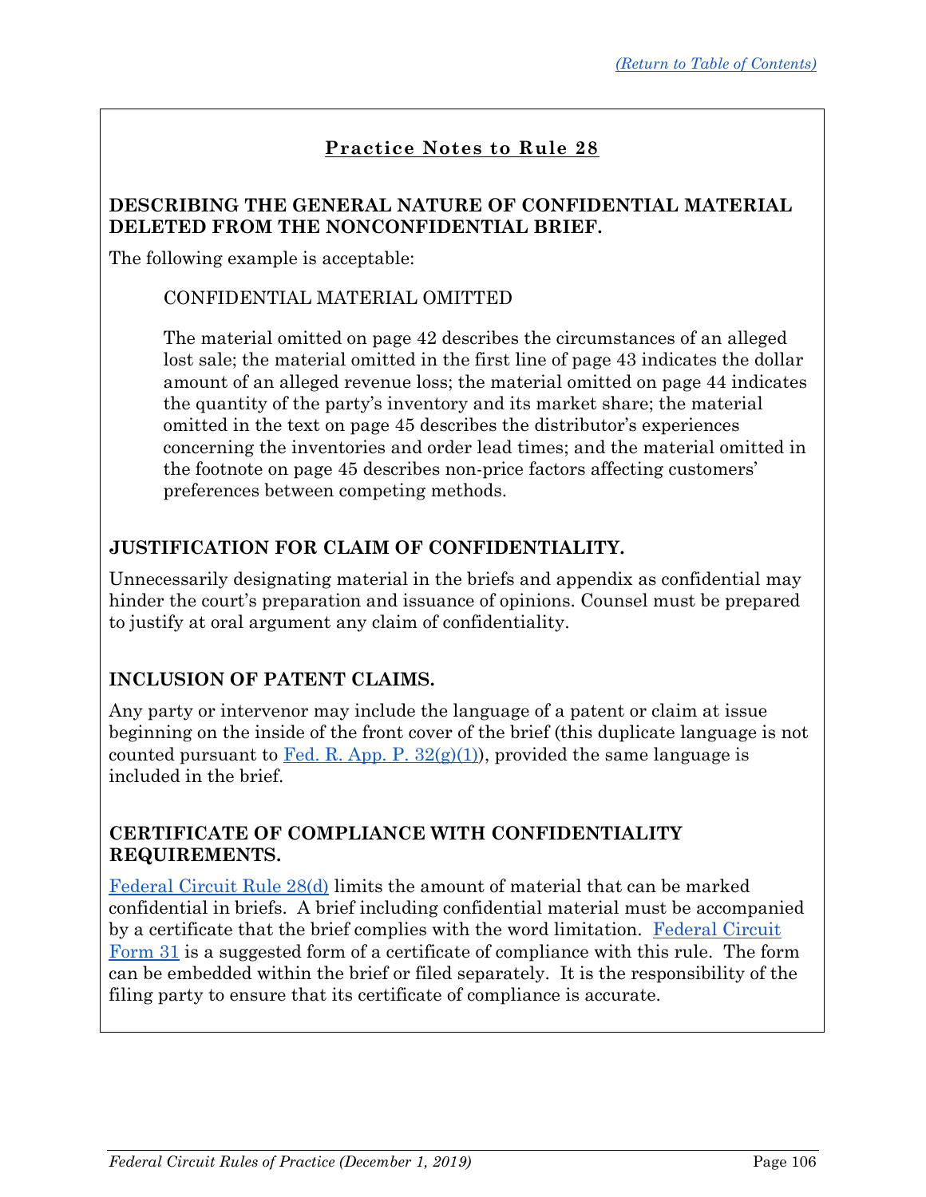[(Return to Table of Contents)]

## Practice Notes to Rule 28

**DESCRIBING THE GENERAL NATURE OF CONFIDENTIAL MATERIAL DELETED FROM THE NONCONFIDENTIAL BRIEF.**

The following example is acceptable:

> CONFIDENTIAL MATERIAL OMITTED
>
> The material omitted on page 42 describes the circumstances of an alleged lost sale; the material omitted in the first line of page 43 indicates the dollar amount of an alleged revenue loss; the material omitted on page 44 indicates the quantity of the party's inventory and its market share; the material omitted in the text on page 45 describes the distributor's experiences concerning the inventories and order lead times; and the material omitted in the footnote on page 45 describes non-price factors affecting customers' preferences between competing methods.

**JUSTIFICATION FOR CLAIM OF CONFIDENTIALITY.**

Unnecessarily designating material in the briefs and appendix as confidential may hinder the court's preparation and issuance of opinions. Counsel must be prepared to justify at oral argument any claim of confidentiality.

**INCLUSION OF PATENT CLAIMS.**

Any party or intervenor may include the language of a patent or claim at issue beginning on the inside of the front cover of the brief (this duplicate language is not counted pursuant to Fed. R. App. P. 32(g)(1)), provided the same language is included in the brief.

**CERTIFICATE OF COMPLIANCE WITH CONFIDENTIALITY REQUIREMENTS.**

Federal Circuit Rule 28(d) limits the amount of material that can be marked confidential in briefs. A brief including confidential material must be accompanied by a certificate that the brief complies with the word limitation. Federal Circuit Form 31 is a suggested form of a certificate of compliance with this rule. The form can be embedded within the brief or filed separately. It is the responsibility of the filing party to ensure that its certificate of compliance is accurate.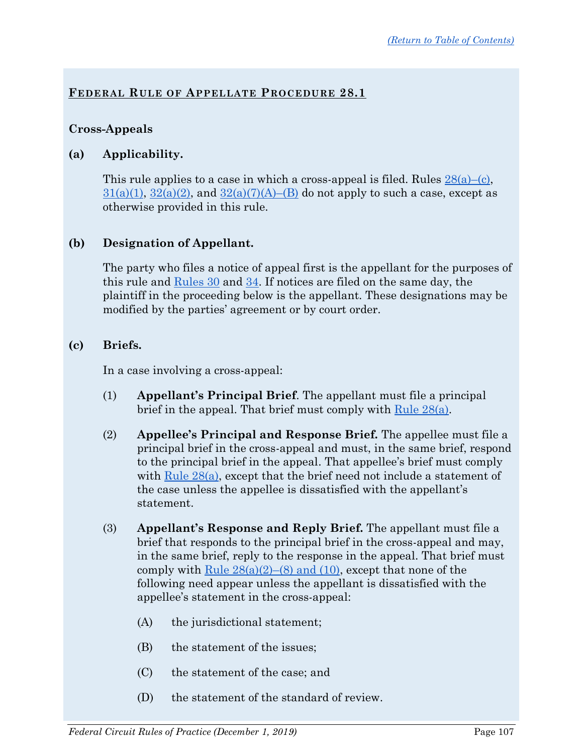## FEDERAL RULE OF APPELLATE PROCEDURE 28.1

### Cross-Appeals

**(a) Applicability.**

This rule applies to a case in which a cross-appeal is filed. Rules 28(a)–(c), 31(a)(1), 32(a)(2), and 32(a)(7)(A)–(B) do not apply to such a case, except as otherwise provided in this rule.

**(b) Designation of Appellant.**

The party who files a notice of appeal first is the appellant for the purposes of this rule and Rules 30 and 34. If notices are filed on the same day, the plaintiff in the proceeding below is the appellant. These designations may be modified by the parties' agreement or by court order.

**(c) Briefs.**

In a case involving a cross-appeal:

(1) **Appellant's Principal Brief**. The appellant must file a principal brief in the appeal. That brief must comply with Rule 28(a).

(2) **Appellee's Principal and Response Brief.** The appellee must file a principal brief in the cross-appeal and must, in the same brief, respond to the principal brief in the appeal. That appellee's brief must comply with Rule 28(a), except that the brief need not include a statement of the case unless the appellee is dissatisfied with the appellant's statement.

(3) **Appellant's Response and Reply Brief.** The appellant must file a brief that responds to the principal brief in the cross-appeal and may, in the same brief, reply to the response in the appeal. That brief must comply with Rule 28(a)(2)–(8) and (10), except that none of the following need appear unless the appellant is dissatisfied with the appellee's statement in the cross-appeal:

(A) the jurisdictional statement;

(B) the statement of the issues;

(C) the statement of the case; and

(D) the statement of the standard of review.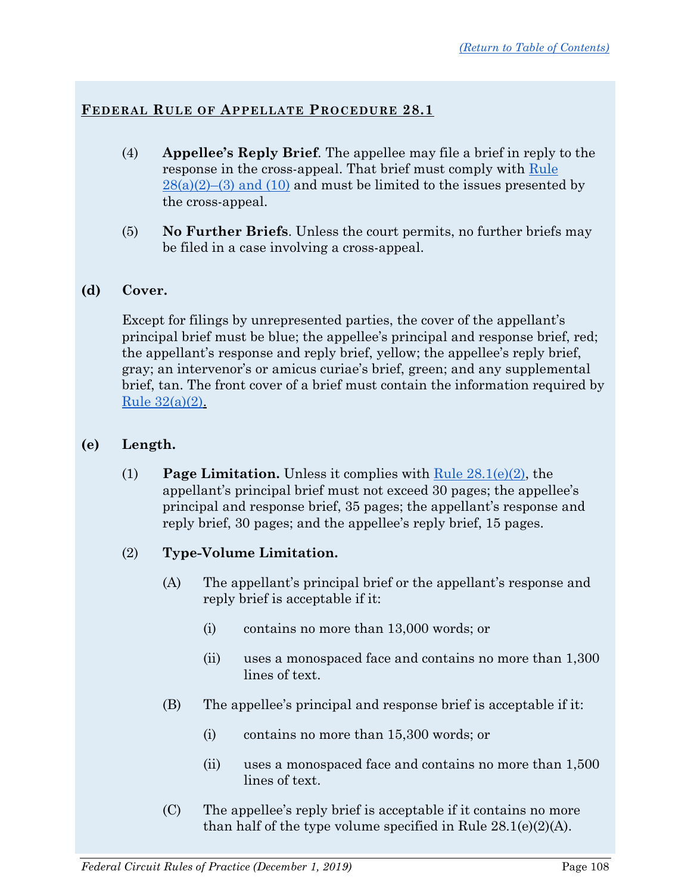## FEDERAL RULE OF APPELLATE PROCEDURE 28.1

(4) **Appellee's Reply Brief**. The appellee may file a brief in reply to the response in the cross-appeal. That brief must comply with Rule 28(a)(2)–(3) and (10) and must be limited to the issues presented by the cross-appeal.

(5) **No Further Briefs**. Unless the court permits, no further briefs may be filed in a case involving a cross-appeal.

**(d) Cover.**

Except for filings by unrepresented parties, the cover of the appellant's principal brief must be blue; the appellee's principal and response brief, red; the appellant's response and reply brief, yellow; the appellee's reply brief, gray; an intervenor's or amicus curiae's brief, green; and any supplemental brief, tan. The front cover of a brief must contain the information required by Rule 32(a)(2).

**(e) Length.**

(1) **Page Limitation.** Unless it complies with Rule 28.1(e)(2), the appellant's principal brief must not exceed 30 pages; the appellee's principal and response brief, 35 pages; the appellant's response and reply brief, 30 pages; and the appellee's reply brief, 15 pages.

(2) **Type-Volume Limitation.**

(A) The appellant's principal brief or the appellant's response and reply brief is acceptable if it:

(i) contains no more than 13,000 words; or

(ii) uses a monospaced face and contains no more than 1,300 lines of text.

(B) The appellee's principal and response brief is acceptable if it:

(i) contains no more than 15,300 words; or

(ii) uses a monospaced face and contains no more than 1,500 lines of text.

(C) The appellee's reply brief is acceptable if it contains no more than half of the type volume specified in Rule 28.1(e)(2)(A).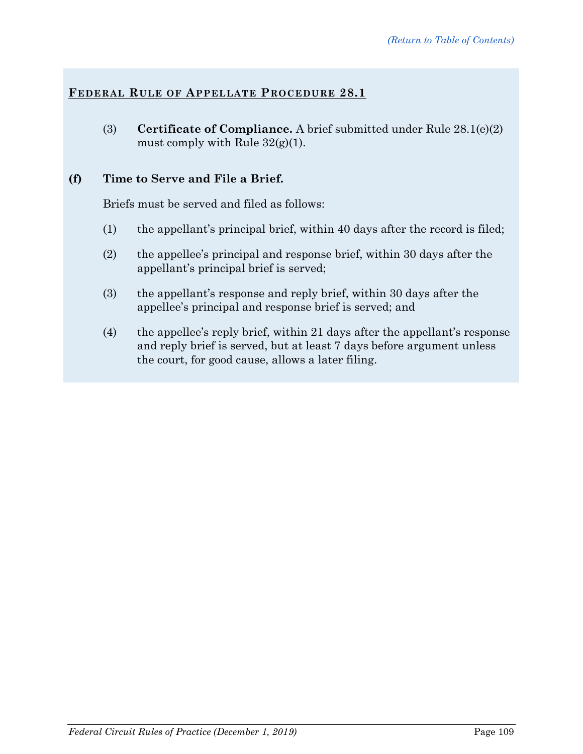## Federal Rule of Appellate Procedure 28.1

(3) **Certificate of Compliance.** A brief submitted under Rule 28.1(e)(2) must comply with Rule 32(g)(1).

**(f) Time to Serve and File a Brief.**

Briefs must be served and filed as follows:

(1) the appellant's principal brief, within 40 days after the record is filed;

(2) the appellee's principal and response brief, within 30 days after the appellant's principal brief is served;

(3) the appellant's response and reply brief, within 30 days after the appellee's principal and response brief is served; and

(4) the appellee's reply brief, within 21 days after the appellant's response and reply brief is served, but at least 7 days before argument unless the court, for good cause, allows a later filing.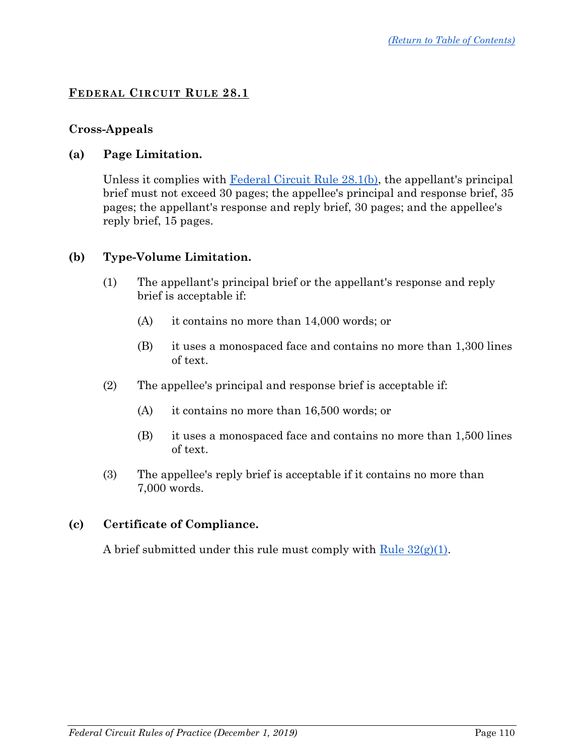## FEDERAL CIRCUIT RULE 28.1

### Cross-Appeals

**(a) Page Limitation.**

Unless it complies with Federal Circuit Rule 28.1(b), the appellant's principal brief must not exceed 30 pages; the appellee's principal and response brief, 35 pages; the appellant's response and reply brief, 30 pages; and the appellee's reply brief, 15 pages.

**(b) Type-Volume Limitation.**

(1) The appellant's principal brief or the appellant's response and reply brief is acceptable if:

(A) it contains no more than 14,000 words; or

(B) it uses a monospaced face and contains no more than 1,300 lines of text.

(2) The appellee's principal and response brief is acceptable if:

(A) it contains no more than 16,500 words; or

(B) it uses a monospaced face and contains no more than 1,500 lines of text.

(3) The appellee's reply brief is acceptable if it contains no more than 7,000 words.

**(c) Certificate of Compliance.**

A brief submitted under this rule must comply with Rule 32(g)(1).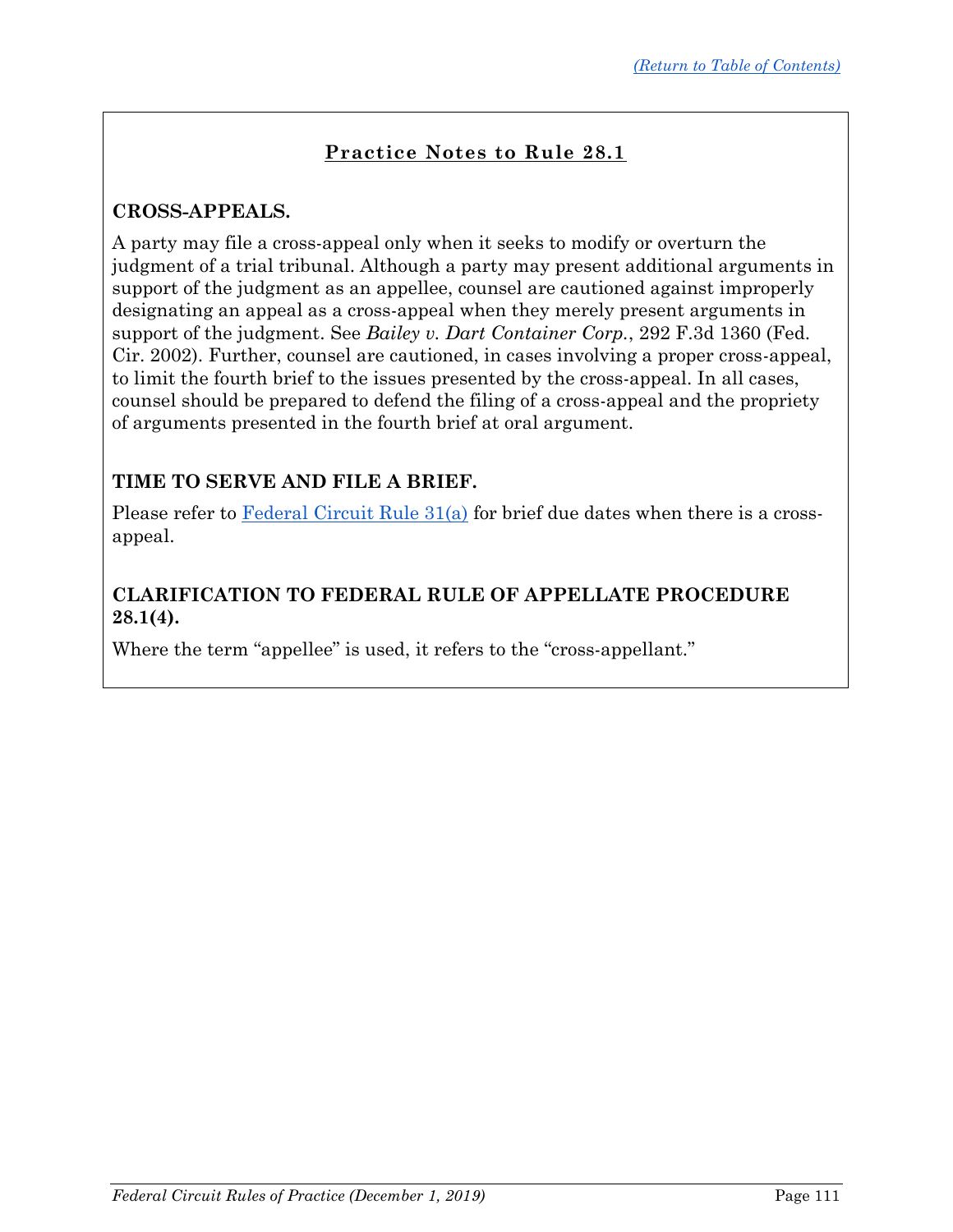[(Return to Table of Contents)](#)

## Practice Notes to Rule 28.1

### CROSS-APPEALS.

A party may file a cross-appeal only when it seeks to modify or overturn the judgment of a trial tribunal. Although a party may present additional arguments in support of the judgment as an appellee, counsel are cautioned against improperly designating an appeal as a cross-appeal when they merely present arguments in support of the judgment. See *Bailey v. Dart Container Corp.*, 292 F.3d 1360 (Fed. Cir. 2002). Further, counsel are cautioned, in cases involving a proper cross-appeal, to limit the fourth brief to the issues presented by the cross-appeal. In all cases, counsel should be prepared to defend the filing of a cross-appeal and the propriety of arguments presented in the fourth brief at oral argument.

### TIME TO SERVE AND FILE A BRIEF.

Please refer to [Federal Circuit Rule 31(a)](#) for brief due dates when there is a cross-appeal.

### CLARIFICATION TO FEDERAL RULE OF APPELLATE PROCEDURE 28.1(4).

Where the term "appellee" is used, it refers to the "cross-appellant."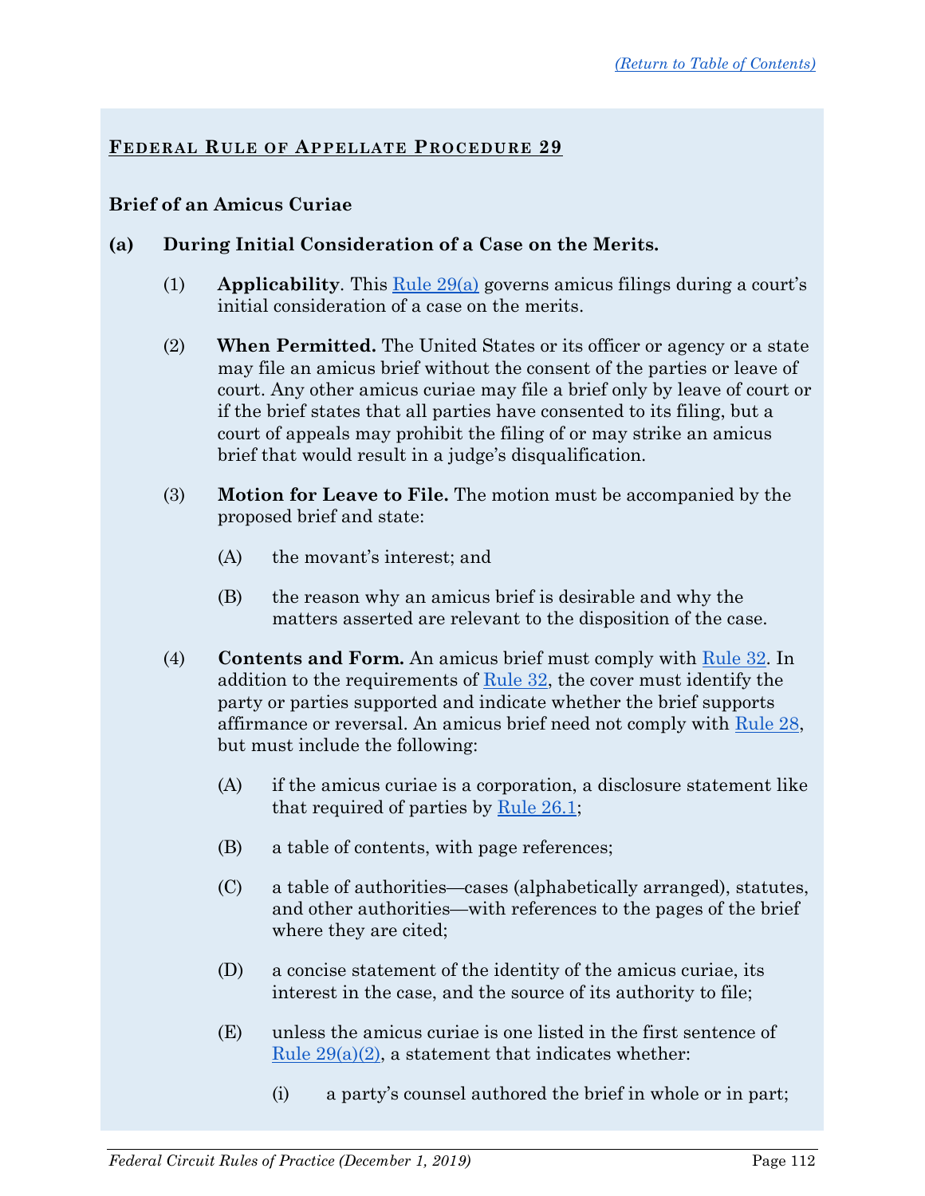## FEDERAL RULE OF APPELLATE PROCEDURE 29

### Brief of an Amicus Curiae

**(a) During Initial Consideration of a Case on the Merits.**

(1) **Applicability**. This Rule 29(a) governs amicus filings during a court's initial consideration of a case on the merits.

(2) **When Permitted.** The United States or its officer or agency or a state may file an amicus brief without the consent of the parties or leave of court. Any other amicus curiae may file a brief only by leave of court or if the brief states that all parties have consented to its filing, but a court of appeals may prohibit the filing of or may strike an amicus brief that would result in a judge's disqualification.

(3) **Motion for Leave to File.** The motion must be accompanied by the proposed brief and state:

(A) the movant's interest; and

(B) the reason why an amicus brief is desirable and why the matters asserted are relevant to the disposition of the case.

(4) **Contents and Form.** An amicus brief must comply with Rule 32. In addition to the requirements of Rule 32, the cover must identify the party or parties supported and indicate whether the brief supports affirmance or reversal. An amicus brief need not comply with Rule 28, but must include the following:

(A) if the amicus curiae is a corporation, a disclosure statement like that required of parties by Rule 26.1;

(B) a table of contents, with page references;

(C) a table of authorities—cases (alphabetically arranged), statutes, and other authorities—with references to the pages of the brief where they are cited;

(D) a concise statement of the identity of the amicus curiae, its interest in the case, and the source of its authority to file;

(E) unless the amicus curiae is one listed in the first sentence of Rule 29(a)(2), a statement that indicates whether:

(i) a party's counsel authored the brief in whole or in part;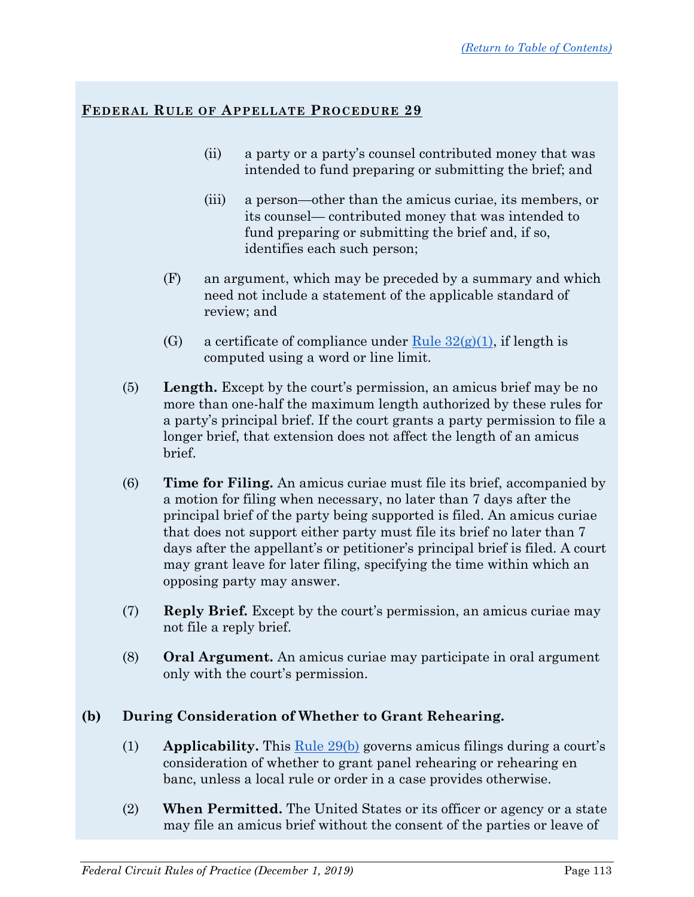**FEDERAL RULE OF APPELLATE PROCEDURE 29**

(ii) a party or a party's counsel contributed money that was intended to fund preparing or submitting the brief; and

(iii) a person—other than the amicus curiae, its members, or its counsel— contributed money that was intended to fund preparing or submitting the brief and, if so, identifies each such person;

(F) an argument, which may be preceded by a summary and which need not include a statement of the applicable standard of review; and

(G) a certificate of compliance under Rule 32(g)(1), if length is computed using a word or line limit.

(5) **Length.** Except by the court's permission, an amicus brief may be no more than one-half the maximum length authorized by these rules for a party's principal brief. If the court grants a party permission to file a longer brief, that extension does not affect the length of an amicus brief.

(6) **Time for Filing.** An amicus curiae must file its brief, accompanied by a motion for filing when necessary, no later than 7 days after the principal brief of the party being supported is filed. An amicus curiae that does not support either party must file its brief no later than 7 days after the appellant's or petitioner's principal brief is filed. A court may grant leave for later filing, specifying the time within which an opposing party may answer.

(7) **Reply Brief.** Except by the court's permission, an amicus curiae may not file a reply brief.

(8) **Oral Argument.** An amicus curiae may participate in oral argument only with the court's permission.

**(b) During Consideration of Whether to Grant Rehearing.**

(1) **Applicability.** This Rule 29(b) governs amicus filings during a court's consideration of whether to grant panel rehearing or rehearing en banc, unless a local rule or order in a case provides otherwise.

(2) **When Permitted.** The United States or its officer or agency or a state may file an amicus brief without the consent of the parties or leave of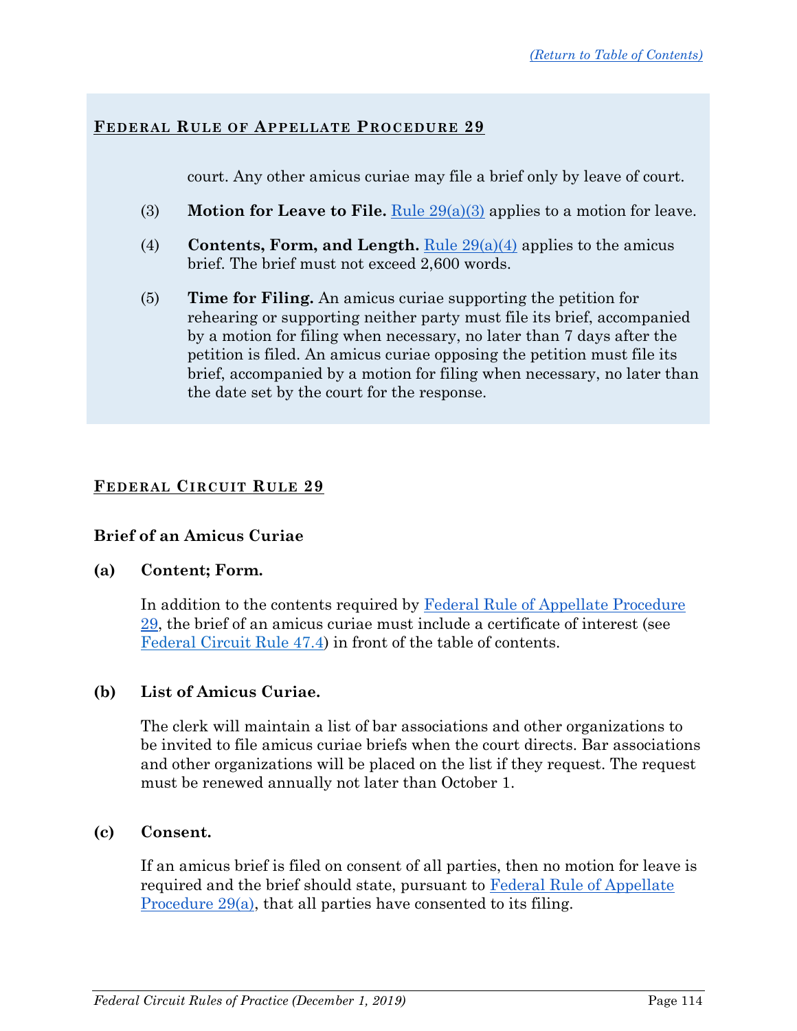## Federal Rule of Appellate Procedure 29

court. Any other amicus curiae may file a brief only by leave of court.

(3) **Motion for Leave to File.** Rule 29(a)(3) applies to a motion for leave.

(4) **Contents, Form, and Length.** Rule 29(a)(4) applies to the amicus brief. The brief must not exceed 2,600 words.

(5) **Time for Filing.** An amicus curiae supporting the petition for rehearing or supporting neither party must file its brief, accompanied by a motion for filing when necessary, no later than 7 days after the petition is filed. An amicus curiae opposing the petition must file its brief, accompanied by a motion for filing when necessary, no later than the date set by the court for the response.

## Federal Circuit Rule 29

### Brief of an Amicus Curiae

**(a) Content; Form.**

In addition to the contents required by Federal Rule of Appellate Procedure 29, the brief of an amicus curiae must include a certificate of interest (see Federal Circuit Rule 47.4) in front of the table of contents.

**(b) List of Amicus Curiae.**

The clerk will maintain a list of bar associations and other organizations to be invited to file amicus curiae briefs when the court directs. Bar associations and other organizations will be placed on the list if they request. The request must be renewed annually not later than October 1.

**(c) Consent.**

If an amicus brief is filed on consent of all parties, then no motion for leave is required and the brief should state, pursuant to Federal Rule of Appellate Procedure 29(a), that all parties have consented to its filing.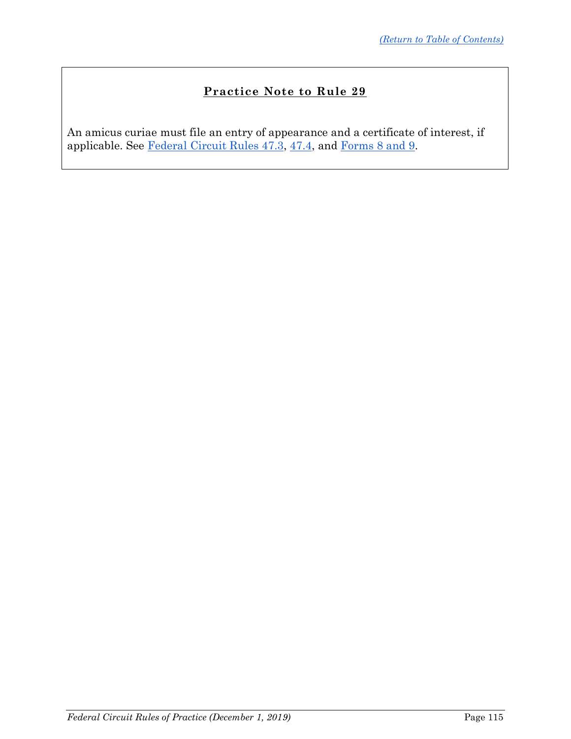## Practice Note to Rule 29

An amicus curiae must file an entry of appearance and a certificate of interest, if applicable. See Federal Circuit Rules 47.3, 47.4, and Forms 8 and 9.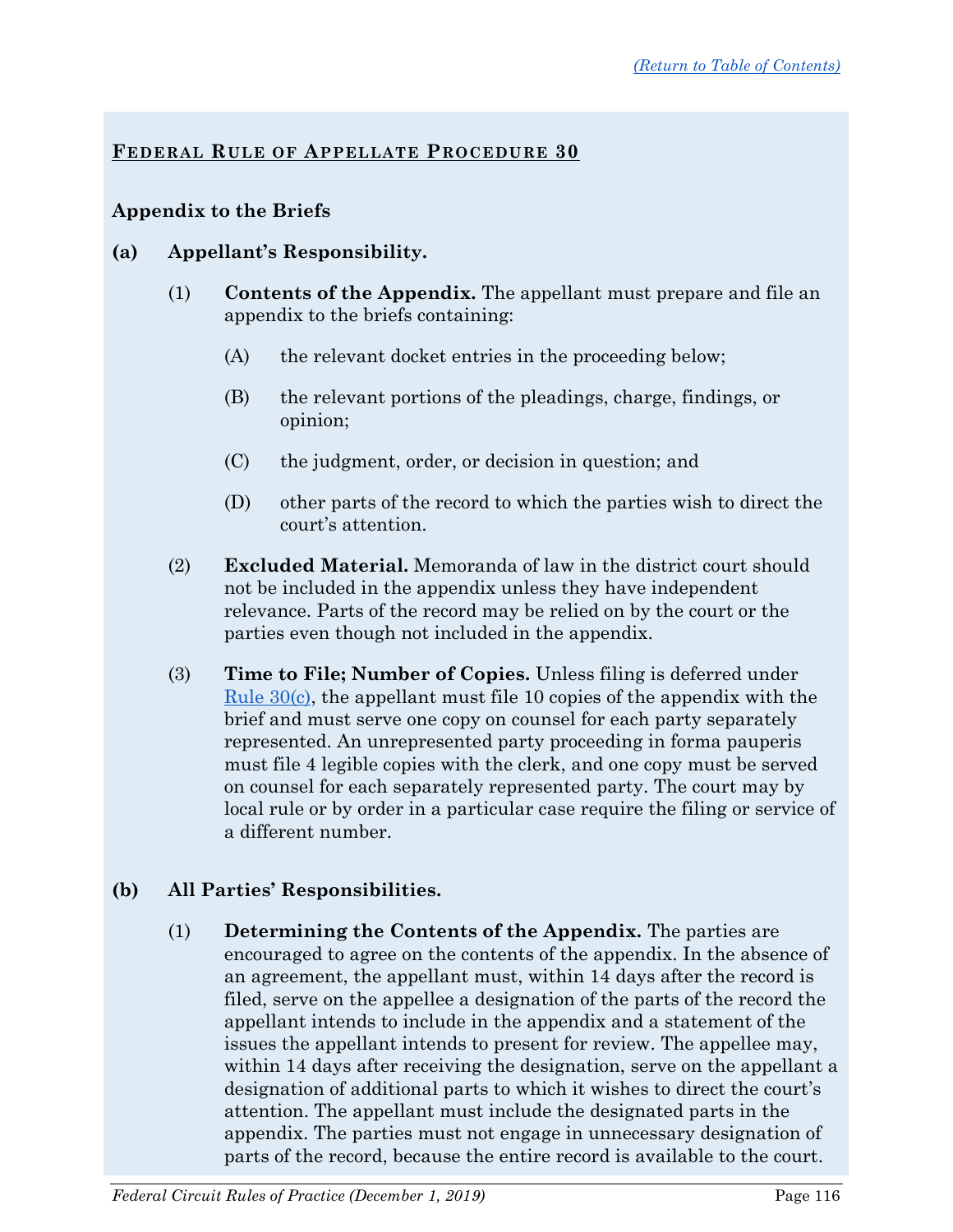(Return to Table of Contents)

## FEDERAL RULE OF APPELLATE PROCEDURE 30

### Appendix to the Briefs

**(a) Appellant's Responsibility.**

(1) **Contents of the Appendix.** The appellant must prepare and file an appendix to the briefs containing:

(A) the relevant docket entries in the proceeding below;

(B) the relevant portions of the pleadings, charge, findings, or opinion;

(C) the judgment, order, or decision in question; and

(D) other parts of the record to which the parties wish to direct the court's attention.

(2) **Excluded Material.** Memoranda of law in the district court should not be included in the appendix unless they have independent relevance. Parts of the record may be relied on by the court or the parties even though not included in the appendix.

(3) **Time to File; Number of Copies.** Unless filing is deferred under Rule 30(c), the appellant must file 10 copies of the appendix with the brief and must serve one copy on counsel for each party separately represented. An unrepresented party proceeding in forma pauperis must file 4 legible copies with the clerk, and one copy must be served on counsel for each separately represented party. The court may by local rule or by order in a particular case require the filing or service of a different number.

**(b) All Parties' Responsibilities.**

(1) **Determining the Contents of the Appendix.** The parties are encouraged to agree on the contents of the appendix. In the absence of an agreement, the appellant must, within 14 days after the record is filed, serve on the appellee a designation of the parts of the record the appellant intends to include in the appendix and a statement of the issues the appellant intends to present for review. The appellee may, within 14 days after receiving the designation, serve on the appellant a designation of additional parts to which it wishes to direct the court's attention. The appellant must include the designated parts in the appendix. The parties must not engage in unnecessary designation of parts of the record, because the entire record is available to the court.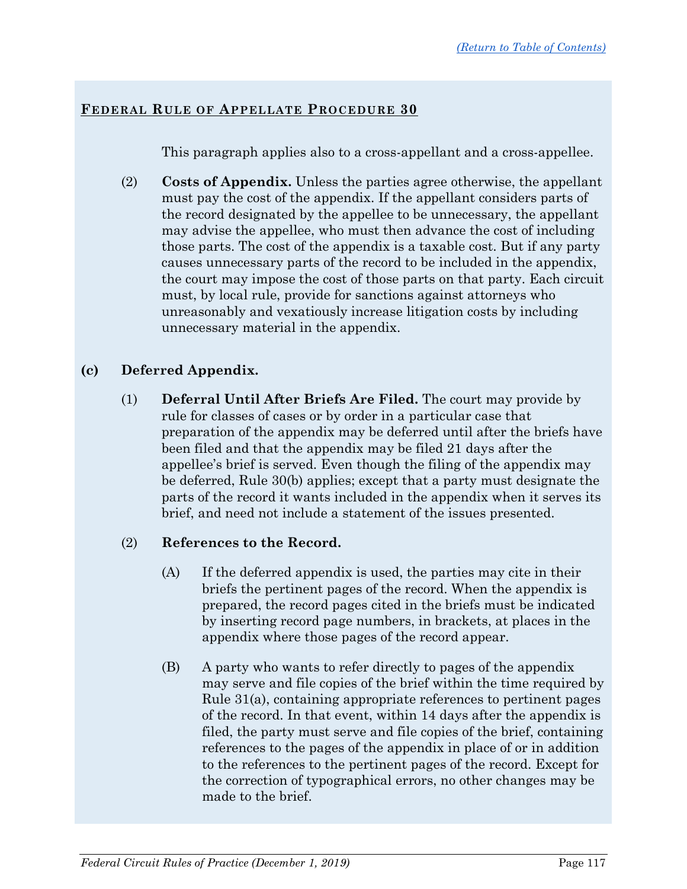## Federal Rule of Appellate Procedure 30

This paragraph applies also to a cross-appellant and a cross-appellee.

(2) **Costs of Appendix.** Unless the parties agree otherwise, the appellant must pay the cost of the appendix. If the appellant considers parts of the record designated by the appellee to be unnecessary, the appellant may advise the appellee, who must then advance the cost of including those parts. The cost of the appendix is a taxable cost. But if any party causes unnecessary parts of the record to be included in the appendix, the court may impose the cost of those parts on that party. Each circuit must, by local rule, provide for sanctions against attorneys who unreasonably and vexatiously increase litigation costs by including unnecessary material in the appendix.

**(c) Deferred Appendix.**

(1) **Deferral Until After Briefs Are Filed.** The court may provide by rule for classes of cases or by order in a particular case that preparation of the appendix may be deferred until after the briefs have been filed and that the appendix may be filed 21 days after the appellee's brief is served. Even though the filing of the appendix may be deferred, Rule 30(b) applies; except that a party must designate the parts of the record it wants included in the appendix when it serves its brief, and need not include a statement of the issues presented.

(2) **References to the Record.**

(A) If the deferred appendix is used, the parties may cite in their briefs the pertinent pages of the record. When the appendix is prepared, the record pages cited in the briefs must be indicated by inserting record page numbers, in brackets, at places in the appendix where those pages of the record appear.

(B) A party who wants to refer directly to pages of the appendix may serve and file copies of the brief within the time required by Rule 31(a), containing appropriate references to pertinent pages of the record. In that event, within 14 days after the appendix is filed, the party must serve and file copies of the brief, containing references to the pages of the appendix in place of or in addition to the references to the pertinent pages of the record. Except for the correction of typographical errors, no other changes may be made to the brief.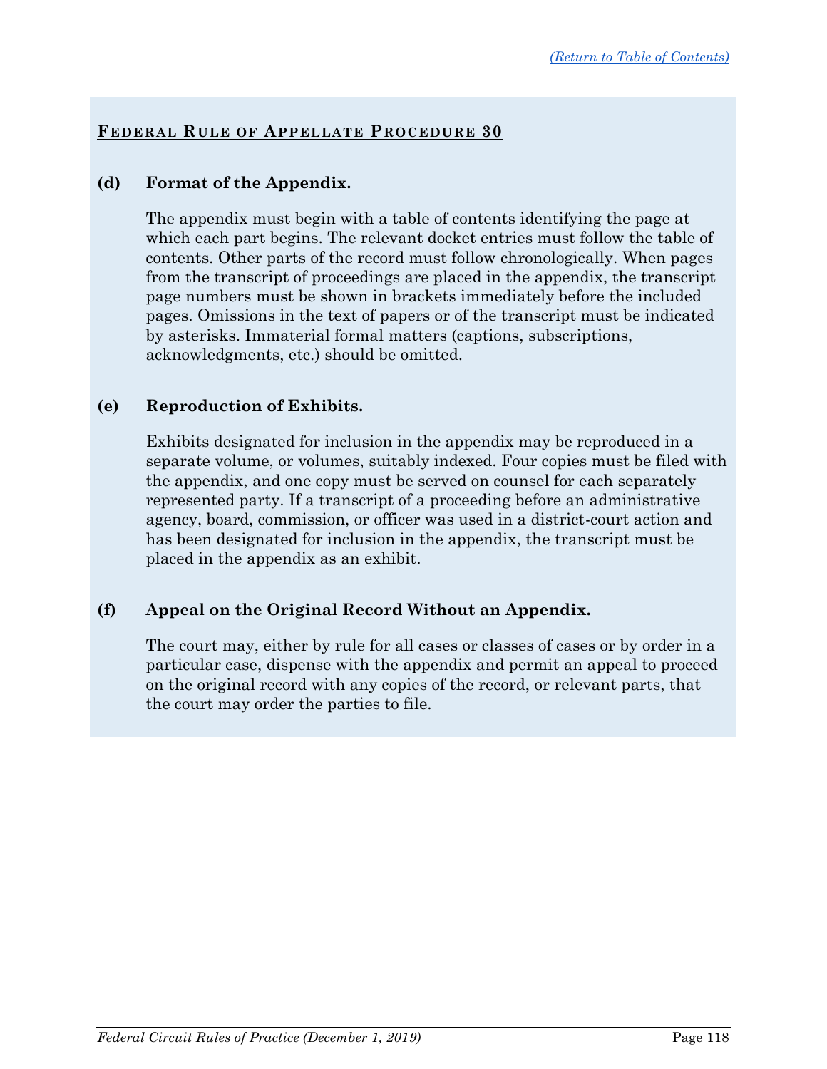## Federal Rule of Appellate Procedure 30

**(d) Format of the Appendix.**

The appendix must begin with a table of contents identifying the page at which each part begins. The relevant docket entries must follow the table of contents. Other parts of the record must follow chronologically. When pages from the transcript of proceedings are placed in the appendix, the transcript page numbers must be shown in brackets immediately before the included pages. Omissions in the text of papers or of the transcript must be indicated by asterisks. Immaterial formal matters (captions, subscriptions, acknowledgments, etc.) should be omitted.

**(e) Reproduction of Exhibits.**

Exhibits designated for inclusion in the appendix may be reproduced in a separate volume, or volumes, suitably indexed. Four copies must be filed with the appendix, and one copy must be served on counsel for each separately represented party. If a transcript of a proceeding before an administrative agency, board, commission, or officer was used in a district-court action and has been designated for inclusion in the appendix, the transcript must be placed in the appendix as an exhibit.

**(f) Appeal on the Original Record Without an Appendix.**

The court may, either by rule for all cases or classes of cases or by order in a particular case, dispense with the appendix and permit an appeal to proceed on the original record with any copies of the record, or relevant parts, that the court may order the parties to file.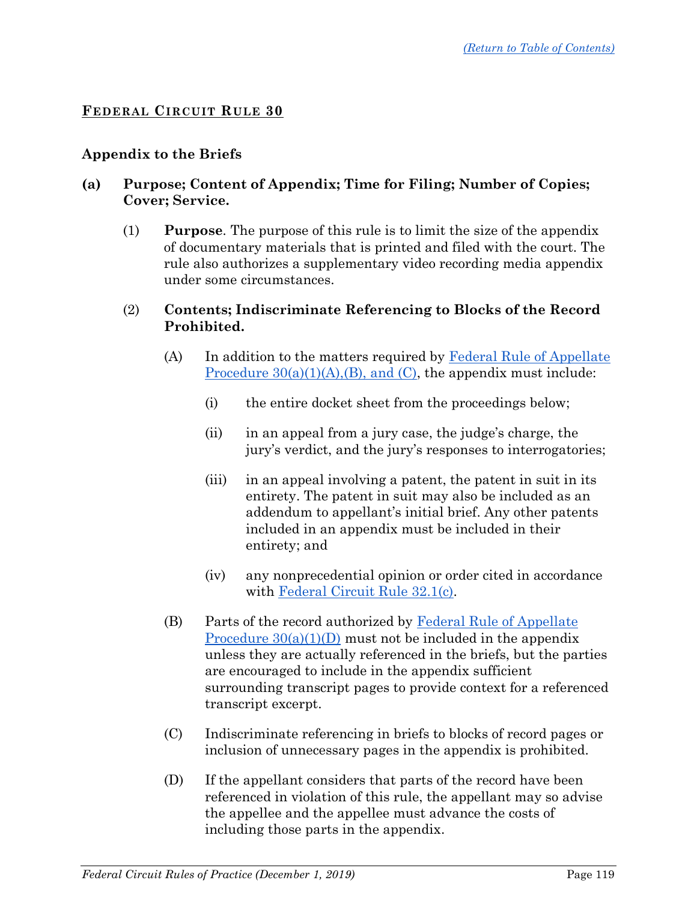[(Return to Table of Contents)](#)

## FEDERAL CIRCUIT RULE 30

### Appendix to the Briefs

**(a) Purpose; Content of Appendix; Time for Filing; Number of Copies; Cover; Service.**

(1) **Purpose**. The purpose of this rule is to limit the size of the appendix of documentary materials that is printed and filed with the court. The rule also authorizes a supplementary video recording media appendix under some circumstances.

(2) **Contents; Indiscriminate Referencing to Blocks of the Record Prohibited.**

(A) In addition to the matters required by [Federal Rule of Appellate Procedure 30(a)(1)(A),(B), and (C)](#), the appendix must include:

(i) the entire docket sheet from the proceedings below;

(ii) in an appeal from a jury case, the judge's charge, the jury's verdict, and the jury's responses to interrogatories;

(iii) in an appeal involving a patent, the patent in suit in its entirety. The patent in suit may also be included as an addendum to appellant's initial brief. Any other patents included in an appendix must be included in their entirety; and

(iv) any nonprecedential opinion or order cited in accordance with [Federal Circuit Rule 32.1(c)](#).

(B) Parts of the record authorized by [Federal Rule of Appellate Procedure 30(a)(1)(D)](#) must not be included in the appendix unless they are actually referenced in the briefs, but the parties are encouraged to include in the appendix sufficient surrounding transcript pages to provide context for a referenced transcript excerpt.

(C) Indiscriminate referencing in briefs to blocks of record pages or inclusion of unnecessary pages in the appendix is prohibited.

(D) If the appellant considers that parts of the record have been referenced in violation of this rule, the appellant may so advise the appellee and the appellee must advance the costs of including those parts in the appendix.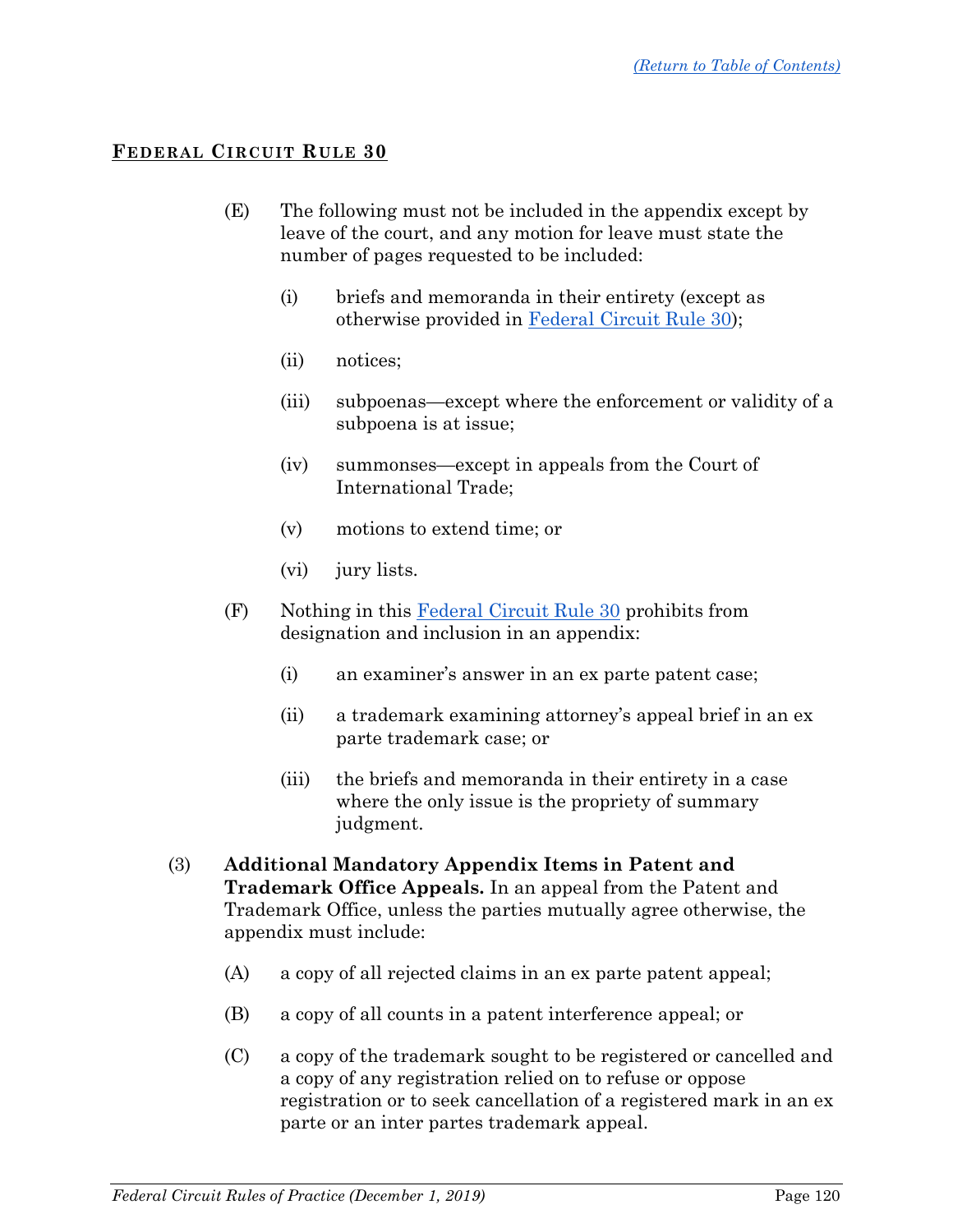## FEDERAL CIRCUIT RULE 30

(E) The following must not be included in the appendix except by leave of the court, and any motion for leave must state the number of pages requested to be included:

(i) briefs and memoranda in their entirety (except as otherwise provided in Federal Circuit Rule 30);

(ii) notices;

(iii) subpoenas—except where the enforcement or validity of a subpoena is at issue;

(iv) summonses—except in appeals from the Court of International Trade;

(v) motions to extend time; or

(vi) jury lists.

(F) Nothing in this Federal Circuit Rule 30 prohibits from designation and inclusion in an appendix:

(i) an examiner's answer in an ex parte patent case;

(ii) a trademark examining attorney's appeal brief in an ex parte trademark case; or

(iii) the briefs and memoranda in their entirety in a case where the only issue is the propriety of summary judgment.

(3) **Additional Mandatory Appendix Items in Patent and Trademark Office Appeals.** In an appeal from the Patent and Trademark Office, unless the parties mutually agree otherwise, the appendix must include:

(A) a copy of all rejected claims in an ex parte patent appeal;

(B) a copy of all counts in a patent interference appeal; or

(C) a copy of the trademark sought to be registered or cancelled and a copy of any registration relied on to refuse or oppose registration or to seek cancellation of a registered mark in an ex parte or an inter partes trademark appeal.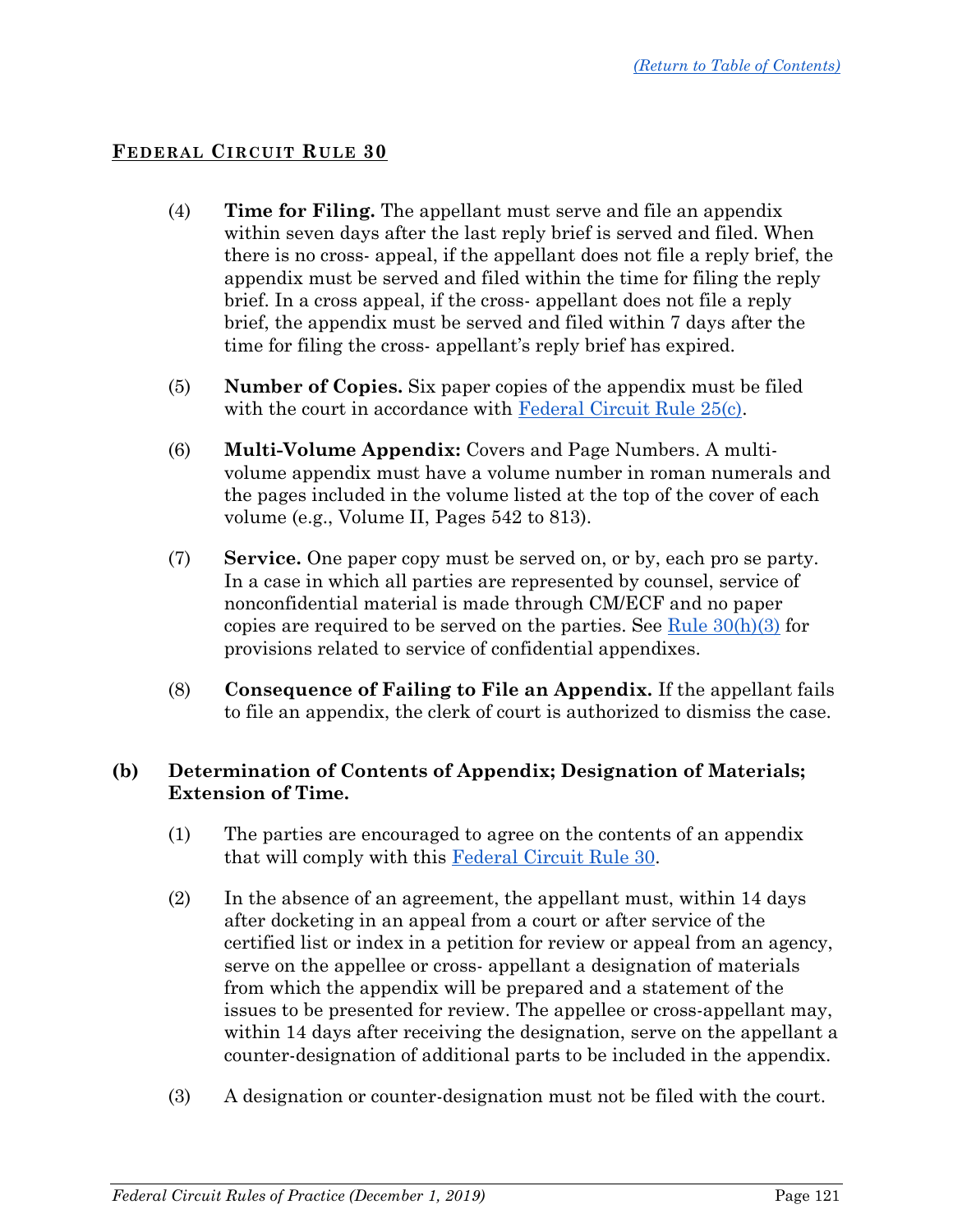## FEDERAL CIRCUIT RULE 30

(4) **Time for Filing.** The appellant must serve and file an appendix within seven days after the last reply brief is served and filed. When there is no cross- appeal, if the appellant does not file a reply brief, the appendix must be served and filed within the time for filing the reply brief. In a cross appeal, if the cross- appellant does not file a reply brief, the appendix must be served and filed within 7 days after the time for filing the cross- appellant's reply brief has expired.

(5) **Number of Copies.** Six paper copies of the appendix must be filed with the court in accordance with [Federal Circuit Rule 25(c)](#).

(6) **Multi-Volume Appendix:** Covers and Page Numbers. A multi-volume appendix must have a volume number in roman numerals and the pages included in the volume listed at the top of the cover of each volume (e.g., Volume II, Pages 542 to 813).

(7) **Service.** One paper copy must be served on, or by, each pro se party. In a case in which all parties are represented by counsel, service of nonconfidential material is made through CM/ECF and no paper copies are required to be served on the parties. See [Rule 30(h)(3)](#) for provisions related to service of confidential appendixes.

(8) **Consequence of Failing to File an Appendix.** If the appellant fails to file an appendix, the clerk of court is authorized to dismiss the case.

### (b) Determination of Contents of Appendix; Designation of Materials; Extension of Time.

(1) The parties are encouraged to agree on the contents of an appendix that will comply with this [Federal Circuit Rule 30](#).

(2) In the absence of an agreement, the appellant must, within 14 days after docketing in an appeal from a court or after service of the certified list or index in a petition for review or appeal from an agency, serve on the appellee or cross- appellant a designation of materials from which the appendix will be prepared and a statement of the issues to be presented for review. The appellee or cross-appellant may, within 14 days after receiving the designation, serve on the appellant a counter-designation of additional parts to be included in the appendix.

(3) A designation or counter-designation must not be filed with the court.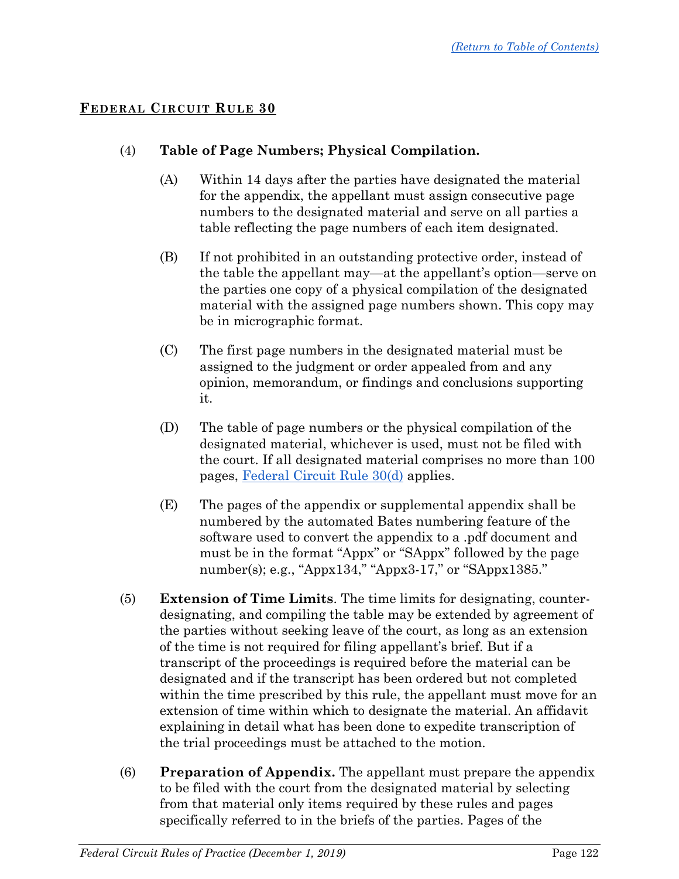## Federal Circuit Rule 30

(4) **Table of Page Numbers; Physical Compilation.**

(A) Within 14 days after the parties have designated the material for the appendix, the appellant must assign consecutive page numbers to the designated material and serve on all parties a table reflecting the page numbers of each item designated.

(B) If not prohibited in an outstanding protective order, instead of the table the appellant may—at the appellant's option—serve on the parties one copy of a physical compilation of the designated material with the assigned page numbers shown. This copy may be in micrographic format.

(C) The first page numbers in the designated material must be assigned to the judgment or order appealed from and any opinion, memorandum, or findings and conclusions supporting it.

(D) The table of page numbers or the physical compilation of the designated material, whichever is used, must not be filed with the court. If all designated material comprises no more than 100 pages, Federal Circuit Rule 30(d) applies.

(E) The pages of the appendix or supplemental appendix shall be numbered by the automated Bates numbering feature of the software used to convert the appendix to a .pdf document and must be in the format "Appx" or "SAppx" followed by the page number(s); e.g., "Appx134," "Appx3-17," or "SAppx1385."

(5) **Extension of Time Limits**. The time limits for designating, counter-designating, and compiling the table may be extended by agreement of the parties without seeking leave of the court, as long as an extension of the time is not required for filing appellant's brief. But if a transcript of the proceedings is required before the material can be designated and if the transcript has been ordered but not completed within the time prescribed by this rule, the appellant must move for an extension of time within which to designate the material. An affidavit explaining in detail what has been done to expedite transcription of the trial proceedings must be attached to the motion.

(6) **Preparation of Appendix.** The appellant must prepare the appendix to be filed with the court from the designated material by selecting from that material only items required by these rules and pages specifically referred to in the briefs of the parties. Pages of the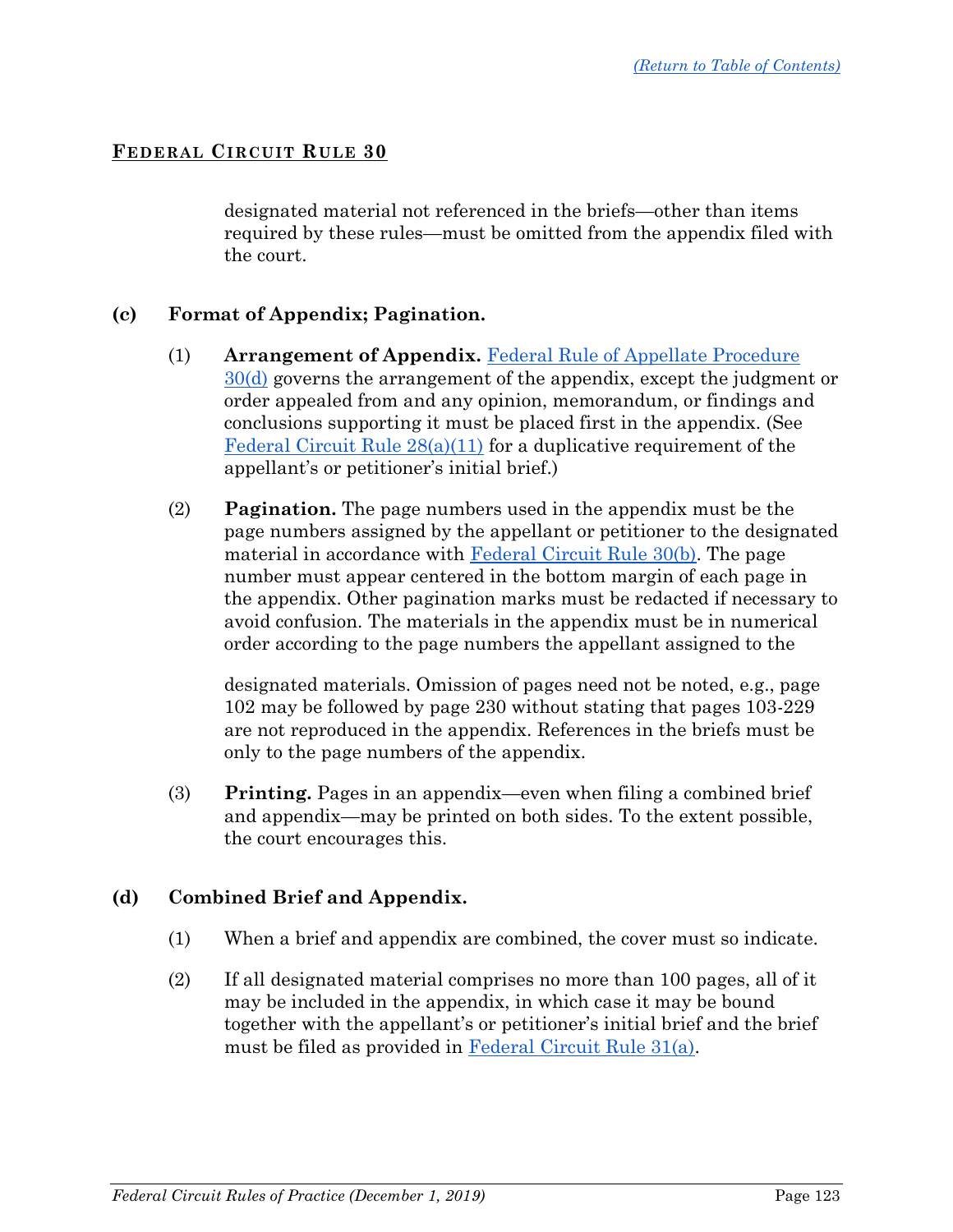designated material not referenced in the briefs—other than items required by these rules—must be omitted from the appendix filed with the court.

**(c) Format of Appendix; Pagination.**

(1) **Arrangement of Appendix.** Federal Rule of Appellate Procedure 30(d) governs the arrangement of the appendix, except the judgment or order appealed from and any opinion, memorandum, or findings and conclusions supporting it must be placed first in the appendix. (See Federal Circuit Rule 28(a)(11) for a duplicative requirement of the appellant's or petitioner's initial brief.)

(2) **Pagination.** The page numbers used in the appendix must be the page numbers assigned by the appellant or petitioner to the designated material in accordance with Federal Circuit Rule 30(b). The page number must appear centered in the bottom margin of each page in the appendix. Other pagination marks must be redacted if necessary to avoid confusion. The materials in the appendix must be in numerical order according to the page numbers the appellant assigned to the designated materials. Omission of pages need not be noted, e.g., page 102 may be followed by page 230 without stating that pages 103-229 are not reproduced in the appendix. References in the briefs must be only to the page numbers of the appendix.

(3) **Printing.** Pages in an appendix—even when filing a combined brief and appendix—may be printed on both sides. To the extent possible, the court encourages this.

**(d) Combined Brief and Appendix.**

(1) When a brief and appendix are combined, the cover must so indicate.

(2) If all designated material comprises no more than 100 pages, all of it may be included in the appendix, in which case it may be bound together with the appellant's or petitioner's initial brief and the brief must be filed as provided in Federal Circuit Rule 31(a).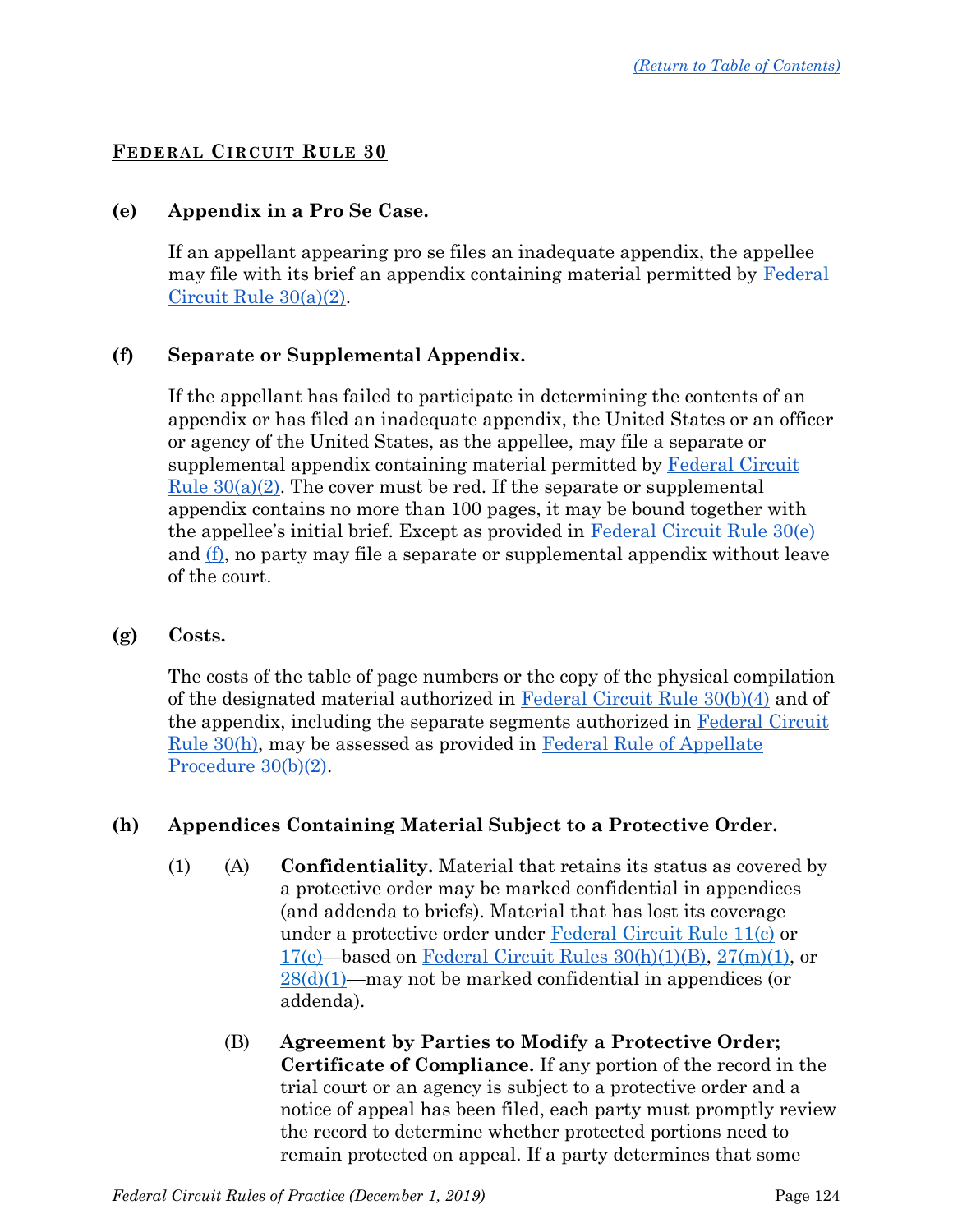## Federal Circuit Rule 30

**(e) Appendix in a Pro Se Case.**

If an appellant appearing pro se files an inadequate appendix, the appellee may file with its brief an appendix containing material permitted by Federal Circuit Rule 30(a)(2).

**(f) Separate or Supplemental Appendix.**

If the appellant has failed to participate in determining the contents of an appendix or has filed an inadequate appendix, the United States or an officer or agency of the United States, as the appellee, may file a separate or supplemental appendix containing material permitted by Federal Circuit Rule 30(a)(2). The cover must be red. If the separate or supplemental appendix contains no more than 100 pages, it may be bound together with the appellee's initial brief. Except as provided in Federal Circuit Rule 30(e) and (f), no party may file a separate or supplemental appendix without leave of the court.

**(g) Costs.**

The costs of the table of page numbers or the copy of the physical compilation of the designated material authorized in Federal Circuit Rule 30(b)(4) and of the appendix, including the separate segments authorized in Federal Circuit Rule 30(h), may be assessed as provided in Federal Rule of Appellate Procedure 30(b)(2).

**(h) Appendices Containing Material Subject to a Protective Order.**

(1) (A) **Confidentiality.** Material that retains its status as covered by a protective order may be marked confidential in appendices (and addenda to briefs). Material that has lost its coverage under a protective order under Federal Circuit Rule 11(c) or 17(e)—based on Federal Circuit Rules 30(h)(1)(B), 27(m)(1), or 28(d)(1)—may not be marked confidential in appendices (or addenda).

(B) **Agreement by Parties to Modify a Protective Order; Certificate of Compliance.** If any portion of the record in the trial court or an agency is subject to a protective order and a notice of appeal has been filed, each party must promptly review the record to determine whether protected portions need to remain protected on appeal. If a party determines that some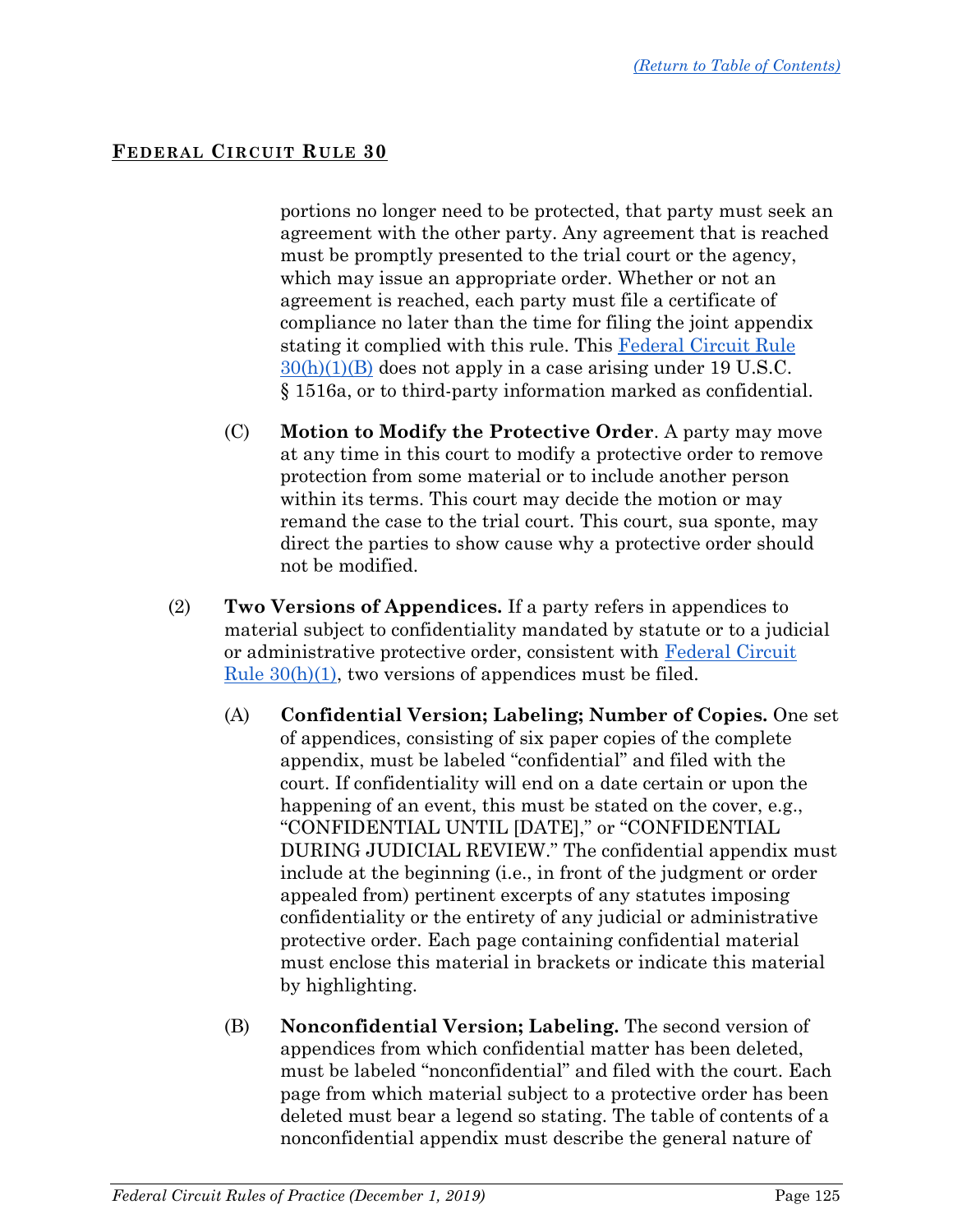## FEDERAL CIRCUIT RULE 30

portions no longer need to be protected, that party must seek an agreement with the other party. Any agreement that is reached must be promptly presented to the trial court or the agency, which may issue an appropriate order. Whether or not an agreement is reached, each party must file a certificate of compliance no later than the time for filing the joint appendix stating it complied with this rule. This Federal Circuit Rule 30(h)(1)(B) does not apply in a case arising under 19 U.S.C. § 1516a, or to third-party information marked as confidential.

(C) **Motion to Modify the Protective Order**. A party may move at any time in this court to modify a protective order to remove protection from some material or to include another person within its terms. This court may decide the motion or may remand the case to the trial court. This court, sua sponte, may direct the parties to show cause why a protective order should not be modified.

(2) **Two Versions of Appendices.** If a party refers in appendices to material subject to confidentiality mandated by statute or to a judicial or administrative protective order, consistent with Federal Circuit Rule 30(h)(1), two versions of appendices must be filed.

(A) **Confidential Version; Labeling; Number of Copies.** One set of appendices, consisting of six paper copies of the complete appendix, must be labeled "confidential" and filed with the court. If confidentiality will end on a date certain or upon the happening of an event, this must be stated on the cover, e.g., "CONFIDENTIAL UNTIL [DATE]," or "CONFIDENTIAL DURING JUDICIAL REVIEW." The confidential appendix must include at the beginning (i.e., in front of the judgment or order appealed from) pertinent excerpts of any statutes imposing confidentiality or the entirety of any judicial or administrative protective order. Each page containing confidential material must enclose this material in brackets or indicate this material by highlighting.

(B) **Nonconfidential Version; Labeling.** The second version of appendices from which confidential matter has been deleted, must be labeled "nonconfidential" and filed with the court. Each page from which material subject to a protective order has been deleted must bear a legend so stating. The table of contents of a nonconfidential appendix must describe the general nature of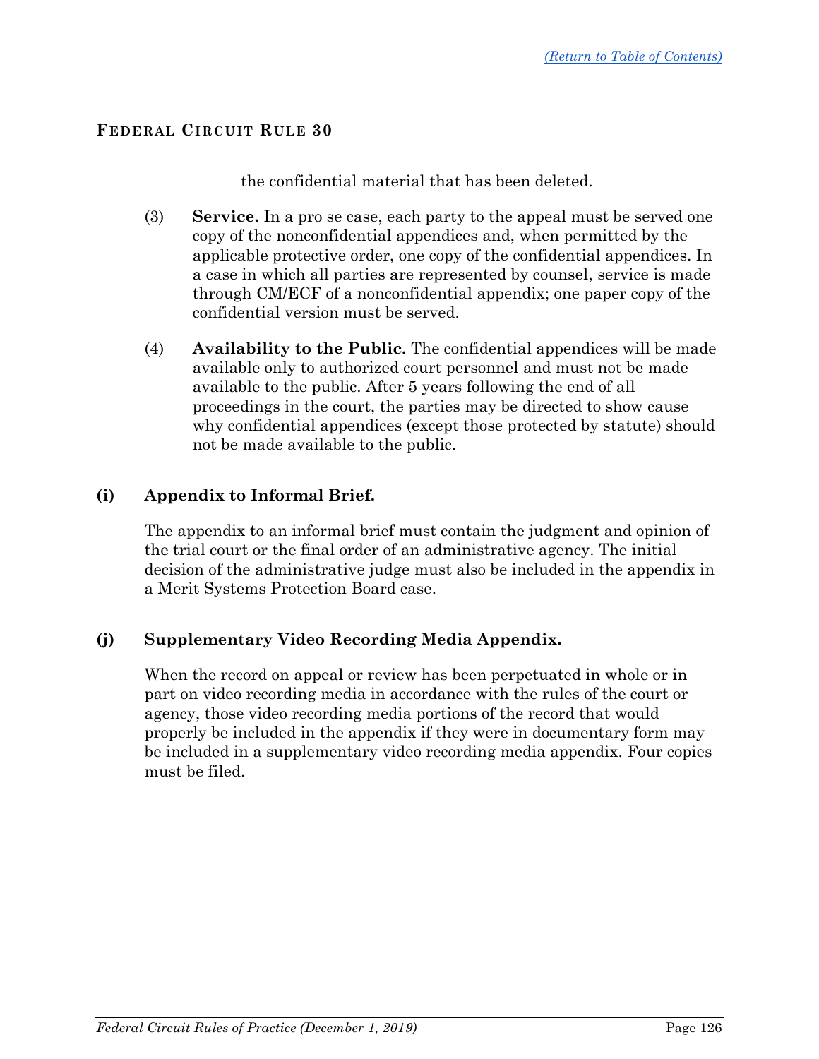the confidential material that has been deleted.

(3) **Service.** In a pro se case, each party to the appeal must be served one copy of the nonconfidential appendices and, when permitted by the applicable protective order, one copy of the confidential appendices. In a case in which all parties are represented by counsel, service is made through CM/ECF of a nonconfidential appendix; one paper copy of the confidential version must be served.

(4) **Availability to the Public.** The confidential appendices will be made available only to authorized court personnel and must not be made available to the public. After 5 years following the end of all proceedings in the court, the parties may be directed to show cause why confidential appendices (except those protected by statute) should not be made available to the public.

**(i) Appendix to Informal Brief.**

The appendix to an informal brief must contain the judgment and opinion of the trial court or the final order of an administrative agency. The initial decision of the administrative judge must also be included in the appendix in a Merit Systems Protection Board case.

**(j) Supplementary Video Recording Media Appendix.**

When the record on appeal or review has been perpetuated in whole or in part on video recording media in accordance with the rules of the court or agency, those video recording media portions of the record that would properly be included in the appendix if they were in documentary form may be included in a supplementary video recording media appendix. Four copies must be filed.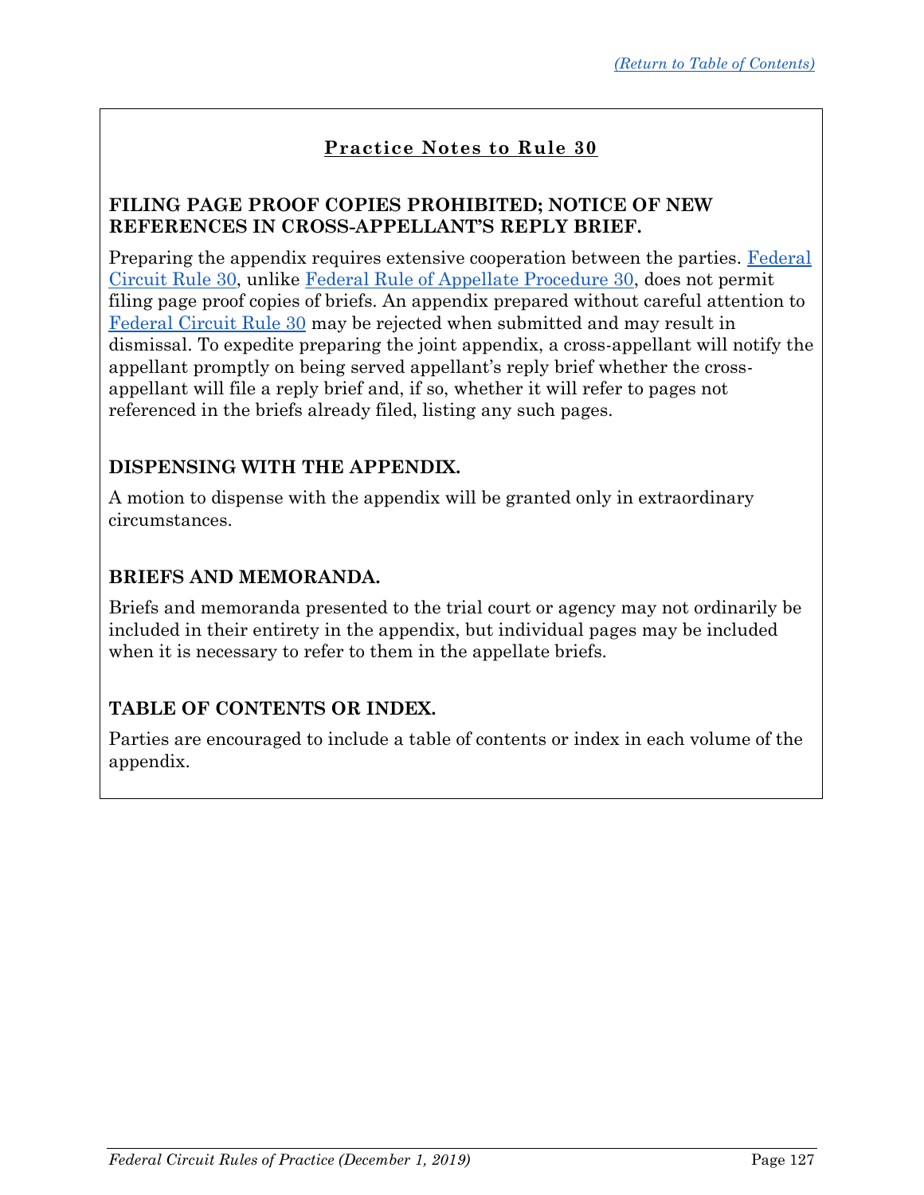[(Return to Table of Contents)](#)

## Practice Notes to Rule 30

### FILING PAGE PROOF COPIES PROHIBITED; NOTICE OF NEW REFERENCES IN CROSS-APPELLANT'S REPLY BRIEF.

Preparing the appendix requires extensive cooperation between the parties. Federal Circuit Rule 30, unlike Federal Rule of Appellate Procedure 30, does not permit filing page proof copies of briefs. An appendix prepared without careful attention to Federal Circuit Rule 30 may be rejected when submitted and may result in dismissal. To expedite preparing the joint appendix, a cross-appellant will notify the appellant promptly on being served appellant's reply brief whether the cross-appellant will file a reply brief and, if so, whether it will refer to pages not referenced in the briefs already filed, listing any such pages.

### DISPENSING WITH THE APPENDIX.

A motion to dispense with the appendix will be granted only in extraordinary circumstances.

### BRIEFS AND MEMORANDA.

Briefs and memoranda presented to the trial court or agency may not ordinarily be included in their entirety in the appendix, but individual pages may be included when it is necessary to refer to them in the appellate briefs.

### TABLE OF CONTENTS OR INDEX.

Parties are encouraged to include a table of contents or index in each volume of the appendix.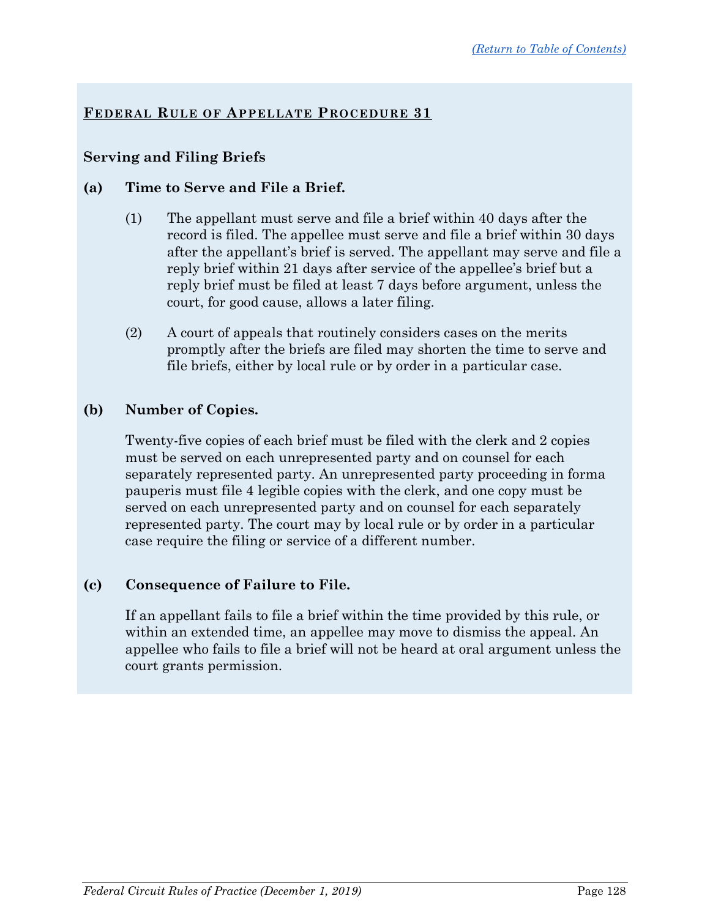## FEDERAL RULE OF APPELLATE PROCEDURE 31

### Serving and Filing Briefs

**(a) Time to Serve and File a Brief.**

(1) The appellant must serve and file a brief within 40 days after the record is filed. The appellee must serve and file a brief within 30 days after the appellant's brief is served. The appellant may serve and file a reply brief within 21 days after service of the appellee's brief but a reply brief must be filed at least 7 days before argument, unless the court, for good cause, allows a later filing.

(2) A court of appeals that routinely considers cases on the merits promptly after the briefs are filed may shorten the time to serve and file briefs, either by local rule or by order in a particular case.

**(b) Number of Copies.**

Twenty-five copies of each brief must be filed with the clerk and 2 copies must be served on each unrepresented party and on counsel for each separately represented party. An unrepresented party proceeding in forma pauperis must file 4 legible copies with the clerk, and one copy must be served on each unrepresented party and on counsel for each separately represented party. The court may by local rule or by order in a particular case require the filing or service of a different number.

**(c) Consequence of Failure to File.**

If an appellant fails to file a brief within the time provided by this rule, or within an extended time, an appellee may move to dismiss the appeal. An appellee who fails to file a brief will not be heard at oral argument unless the court grants permission.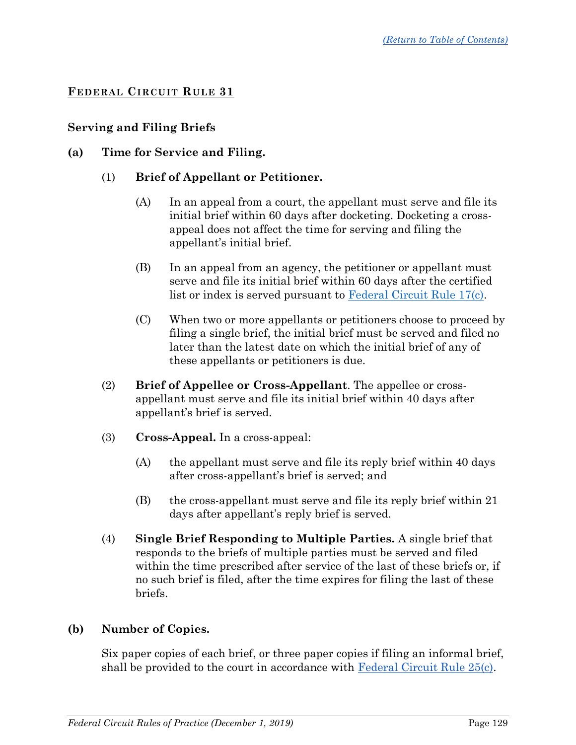*[(Return to Table of Contents)](#)*

## FEDERAL CIRCUIT RULE 31

### Serving and Filing Briefs

**(a) Time for Service and Filing.**

(1) **Brief of Appellant or Petitioner.**

(A) In an appeal from a court, the appellant must serve and file its initial brief within 60 days after docketing. Docketing a cross-appeal does not affect the time for serving and filing the appellant's initial brief.

(B) In an appeal from an agency, the petitioner or appellant must serve and file its initial brief within 60 days after the certified list or index is served pursuant to [Federal Circuit Rule 17(c)](#).

(C) When two or more appellants or petitioners choose to proceed by filing a single brief, the initial brief must be served and filed no later than the latest date on which the initial brief of any of these appellants or petitioners is due.

(2) **Brief of Appellee or Cross-Appellant**. The appellee or cross-appellant must serve and file its initial brief within 40 days after appellant's brief is served.

(3) **Cross-Appeal.** In a cross-appeal:

(A) the appellant must serve and file its reply brief within 40 days after cross-appellant's brief is served; and

(B) the cross-appellant must serve and file its reply brief within 21 days after appellant's reply brief is served.

(4) **Single Brief Responding to Multiple Parties.** A single brief that responds to the briefs of multiple parties must be served and filed within the time prescribed after service of the last of these briefs or, if no such brief is filed, after the time expires for filing the last of these briefs.

**(b) Number of Copies.**

Six paper copies of each brief, or three paper copies if filing an informal brief, shall be provided to the court in accordance with [Federal Circuit Rule 25(c)](#).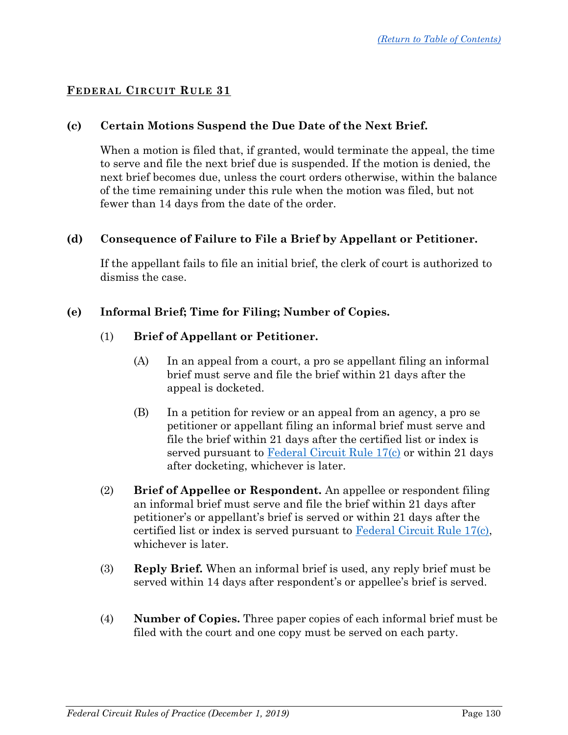(Return to Table of Contents)

## FEDERAL CIRCUIT RULE 31

### (c) Certain Motions Suspend the Due Date of the Next Brief.

When a motion is filed that, if granted, would terminate the appeal, the time to serve and file the next brief due is suspended. If the motion is denied, the next brief becomes due, unless the court orders otherwise, within the balance of the time remaining under this rule when the motion was filed, but not fewer than 14 days from the date of the order.

### (d) Consequence of Failure to File a Brief by Appellant or Petitioner.

If the appellant fails to file an initial brief, the clerk of court is authorized to dismiss the case.

### (e) Informal Brief; Time for Filing; Number of Copies.

(1) **Brief of Appellant or Petitioner.**

(A) In an appeal from a court, a pro se appellant filing an informal brief must serve and file the brief within 21 days after the appeal is docketed.

(B) In a petition for review or an appeal from an agency, a pro se petitioner or appellant filing an informal brief must serve and file the brief within 21 days after the certified list or index is served pursuant to Federal Circuit Rule 17(c) or within 21 days after docketing, whichever is later.

(2) **Brief of Appellee or Respondent.** An appellee or respondent filing an informal brief must serve and file the brief within 21 days after petitioner's or appellant's brief is served or within 21 days after the certified list or index is served pursuant to Federal Circuit Rule 17(c), whichever is later.

(3) **Reply Brief.** When an informal brief is used, any reply brief must be served within 14 days after respondent's or appellee's brief is served.

(4) **Number of Copies.** Three paper copies of each informal brief must be filed with the court and one copy must be served on each party.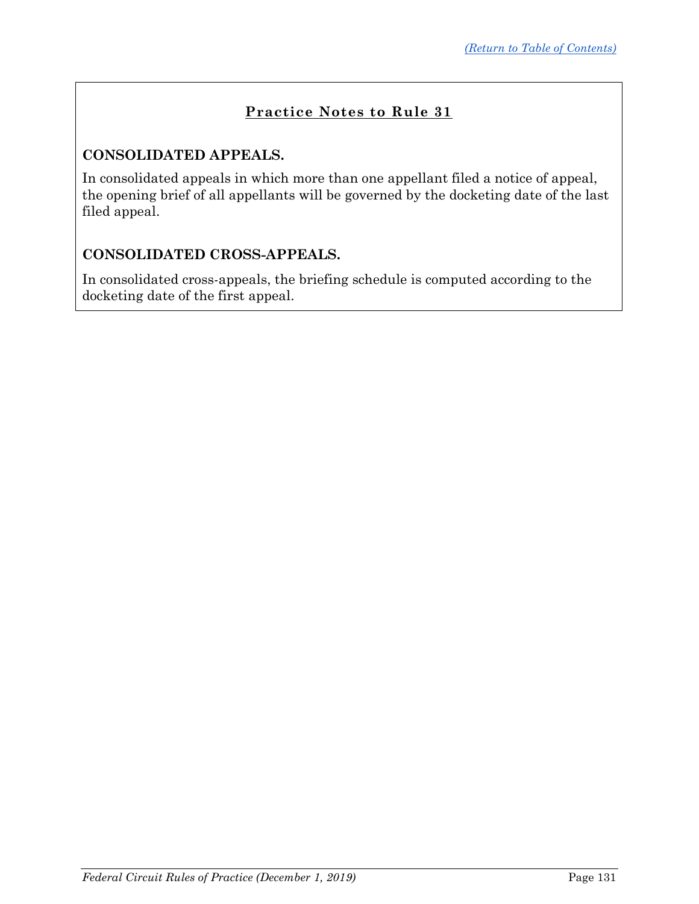## Practice Notes to Rule 31

**CONSOLIDATED APPEALS.**

In consolidated appeals in which more than one appellant filed a notice of appeal, the opening brief of all appellants will be governed by the docketing date of the last filed appeal.

**CONSOLIDATED CROSS-APPEALS.**

In consolidated cross-appeals, the briefing schedule is computed according to the docketing date of the first appeal.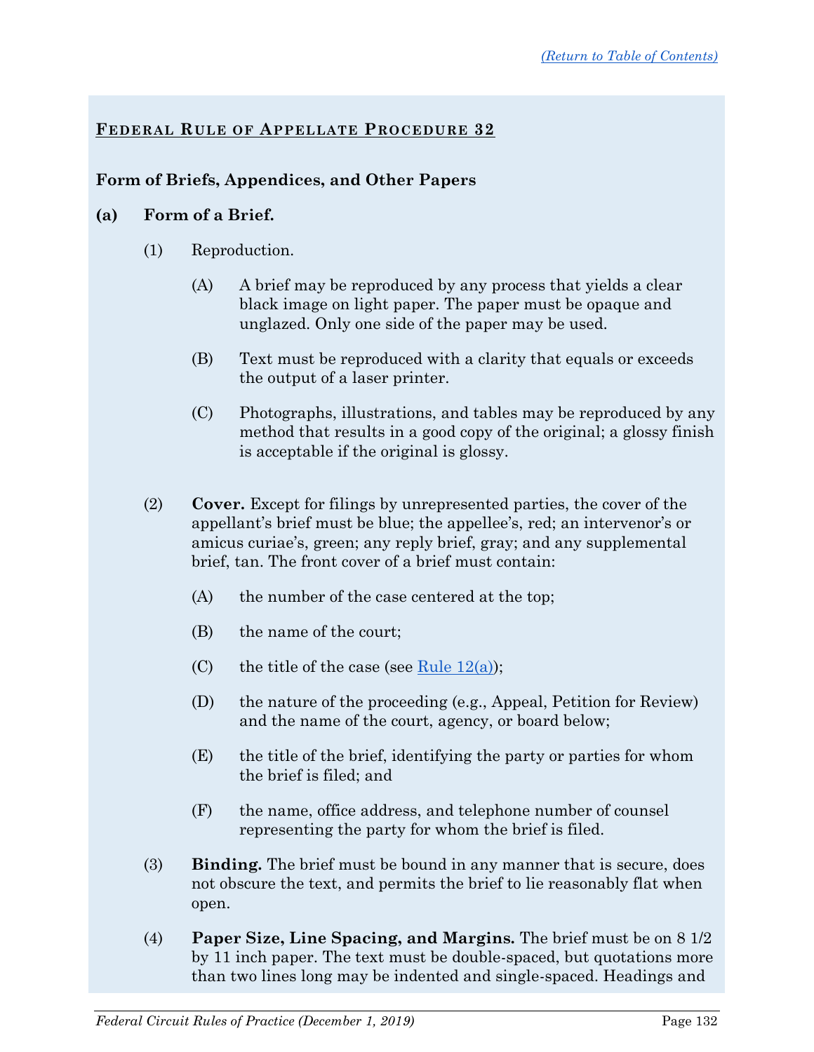[(Return to Table of Contents)](#)

## FEDERAL RULE OF APPELLATE PROCEDURE 32

### Form of Briefs, Appendices, and Other Papers

**(a) Form of a Brief.**

(1) Reproduction.

(A) A brief may be reproduced by any process that yields a clear black image on light paper. The paper must be opaque and unglazed. Only one side of the paper may be used.

(B) Text must be reproduced with a clarity that equals or exceeds the output of a laser printer.

(C) Photographs, illustrations, and tables may be reproduced by any method that results in a good copy of the original; a glossy finish is acceptable if the original is glossy.

(2) **Cover.** Except for filings by unrepresented parties, the cover of the appellant's brief must be blue; the appellee's, red; an intervenor's or amicus curiae's, green; any reply brief, gray; and any supplemental brief, tan. The front cover of a brief must contain:

(A) the number of the case centered at the top;

(B) the name of the court;

(C) the title of the case (see [Rule 12(a)](#));

(D) the nature of the proceeding (e.g., Appeal, Petition for Review) and the name of the court, agency, or board below;

(E) the title of the brief, identifying the party or parties for whom the brief is filed; and

(F) the name, office address, and telephone number of counsel representing the party for whom the brief is filed.

(3) **Binding.** The brief must be bound in any manner that is secure, does not obscure the text, and permits the brief to lie reasonably flat when open.

(4) **Paper Size, Line Spacing, and Margins.** The brief must be on 8 1/2 by 11 inch paper. The text must be double-spaced, but quotations more than two lines long may be indented and single-spaced. Headings and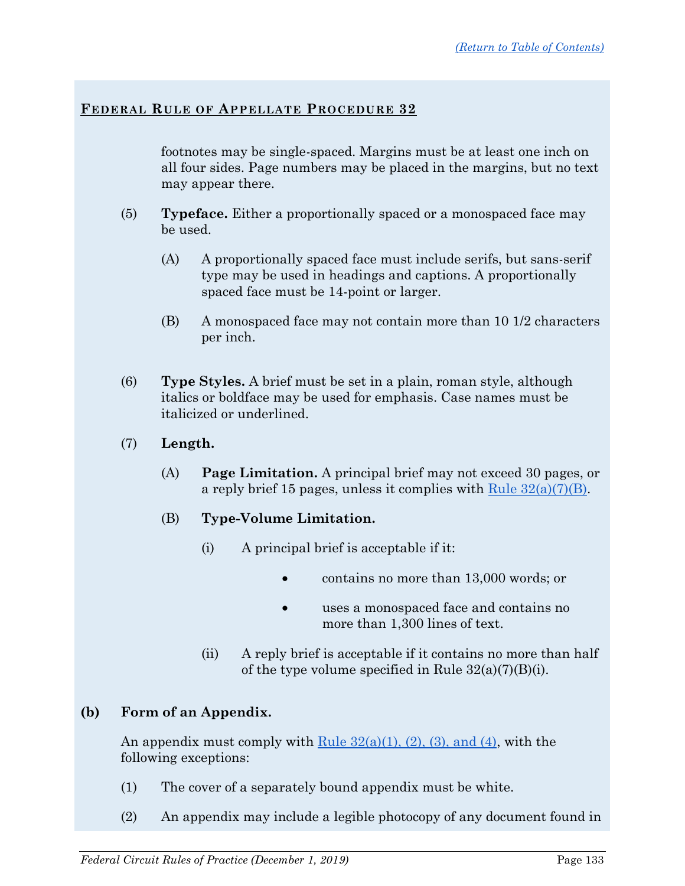**FEDERAL RULE OF APPELLATE PROCEDURE 32**

footnotes may be single-spaced. Margins must be at least one inch on all four sides. Page numbers may be placed in the margins, but no text may appear there.

(5) **Typeface.** Either a proportionally spaced or a monospaced face may be used.

(A) A proportionally spaced face must include serifs, but sans-serif type may be used in headings and captions. A proportionally spaced face must be 14-point or larger.

(B) A monospaced face may not contain more than 10 1/2 characters per inch.

(6) **Type Styles.** A brief must be set in a plain, roman style, although italics or boldface may be used for emphasis. Case names must be italicized or underlined.

(7) **Length.**

(A) **Page Limitation.** A principal brief may not exceed 30 pages, or a reply brief 15 pages, unless it complies with Rule 32(a)(7)(B).

(B) **Type-Volume Limitation.**

(i) A principal brief is acceptable if it:

- contains no more than 13,000 words; or
- uses a monospaced face and contains no more than 1,300 lines of text.

(ii) A reply brief is acceptable if it contains no more than half of the type volume specified in Rule 32(a)(7)(B)(i).

**(b) Form of an Appendix.**

An appendix must comply with Rule 32(a)(1), (2), (3), and (4), with the following exceptions:

(1) The cover of a separately bound appendix must be white.

(2) An appendix may include a legible photocopy of any document found in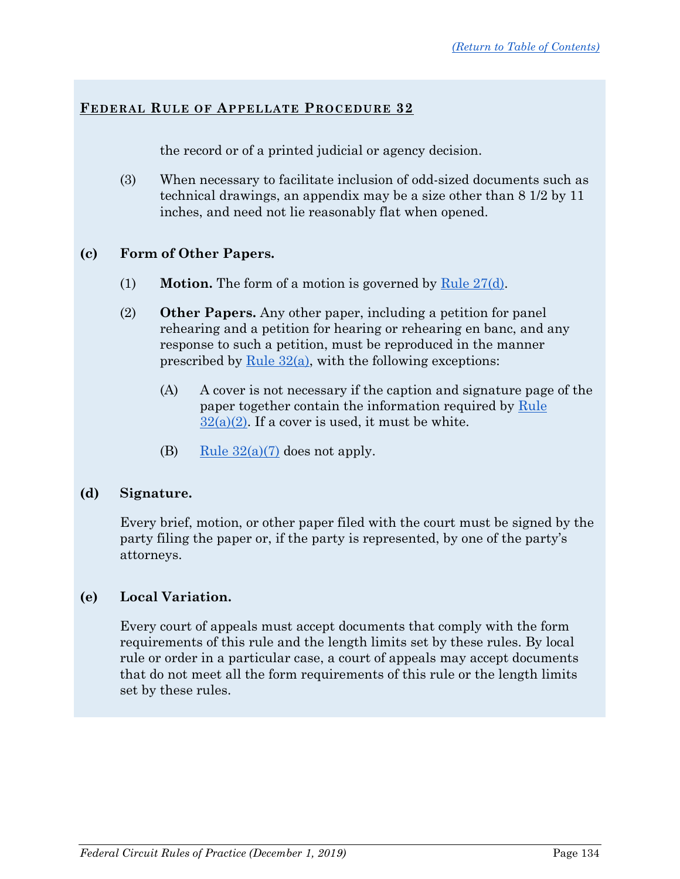## Federal Rule of Appellate Procedure 32

the record or of a printed judicial or agency decision.

(3) When necessary to facilitate inclusion of odd-sized documents such as technical drawings, an appendix may be a size other than 8 1/2 by 11 inches, and need not lie reasonably flat when opened.

**(c) Form of Other Papers.**

(1) **Motion.** The form of a motion is governed by Rule 27(d).

(2) **Other Papers.** Any other paper, including a petition for panel rehearing and a petition for hearing or rehearing en banc, and any response to such a petition, must be reproduced in the manner prescribed by Rule 32(a), with the following exceptions:

(A) A cover is not necessary if the caption and signature page of the paper together contain the information required by Rule 32(a)(2). If a cover is used, it must be white.

(B) Rule 32(a)(7) does not apply.

**(d) Signature.**

Every brief, motion, or other paper filed with the court must be signed by the party filing the paper or, if the party is represented, by one of the party's attorneys.

**(e) Local Variation.**

Every court of appeals must accept documents that comply with the form requirements of this rule and the length limits set by these rules. By local rule or order in a particular case, a court of appeals may accept documents that do not meet all the form requirements of this rule or the length limits set by these rules.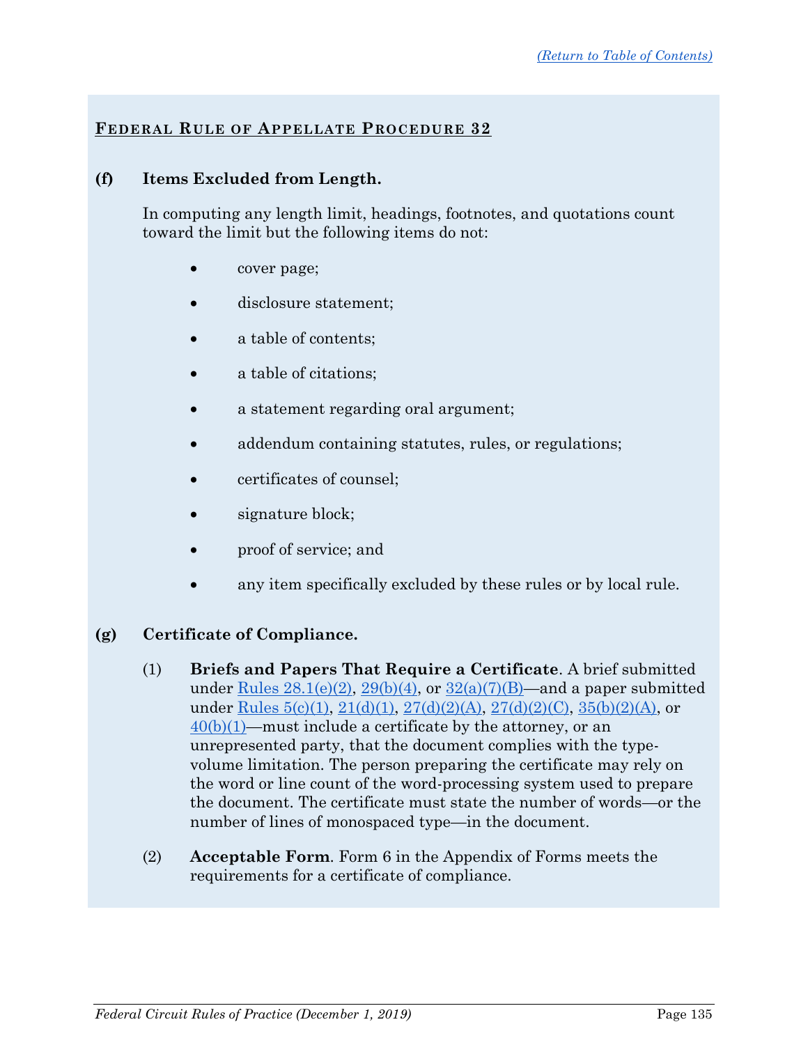**FEDERAL RULE OF APPELLATE PROCEDURE 32**

**(f) Items Excluded from Length.**

In computing any length limit, headings, footnotes, and quotations count toward the limit but the following items do not:

- cover page;
- disclosure statement;
- a table of contents;
- a table of citations;
- a statement regarding oral argument;
- addendum containing statutes, rules, or regulations;
- certificates of counsel;
- signature block;
- proof of service; and
- any item specifically excluded by these rules or by local rule.

**(g) Certificate of Compliance.**

(1) **Briefs and Papers That Require a Certificate**. A brief submitted under Rules 28.1(e)(2), 29(b)(4), or 32(a)(7)(B)—and a paper submitted under Rules 5(c)(1), 21(d)(1), 27(d)(2)(A), 27(d)(2)(C), 35(b)(2)(A), or 40(b)(1)—must include a certificate by the attorney, or an unrepresented party, that the document complies with the type-volume limitation. The person preparing the certificate may rely on the word or line count of the word-processing system used to prepare the document. The certificate must state the number of words—or the number of lines of monospaced type—in the document.

(2) **Acceptable Form**. Form 6 in the Appendix of Forms meets the requirements for a certificate of compliance.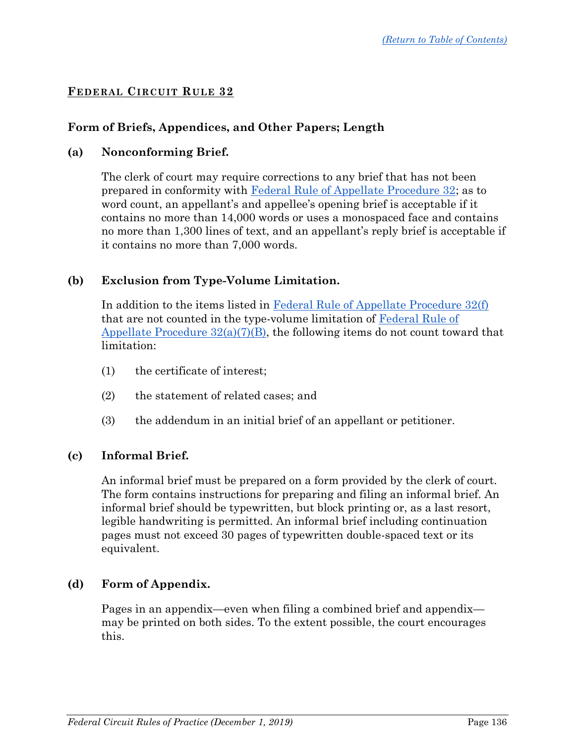## FEDERAL CIRCUIT RULE 32

### Form of Briefs, Appendices, and Other Papers; Length

**(a) Nonconforming Brief.**

The clerk of court may require corrections to any brief that has not been prepared in conformity with Federal Rule of Appellate Procedure 32; as to word count, an appellant's and appellee's opening brief is acceptable if it contains no more than 14,000 words or uses a monospaced face and contains no more than 1,300 lines of text, and an appellant's reply brief is acceptable if it contains no more than 7,000 words.

**(b) Exclusion from Type-Volume Limitation.**

In addition to the items listed in Federal Rule of Appellate Procedure 32(f) that are not counted in the type-volume limitation of Federal Rule of Appellate Procedure 32(a)(7)(B), the following items do not count toward that limitation:

(1) the certificate of interest;

(2) the statement of related cases; and

(3) the addendum in an initial brief of an appellant or petitioner.

**(c) Informal Brief.**

An informal brief must be prepared on a form provided by the clerk of court. The form contains instructions for preparing and filing an informal brief. An informal brief should be typewritten, but block printing or, as a last resort, legible handwriting is permitted. An informal brief including continuation pages must not exceed 30 pages of typewritten double-spaced text or its equivalent.

**(d) Form of Appendix.**

Pages in an appendix—even when filing a combined brief and appendix—may be printed on both sides. To the extent possible, the court encourages this.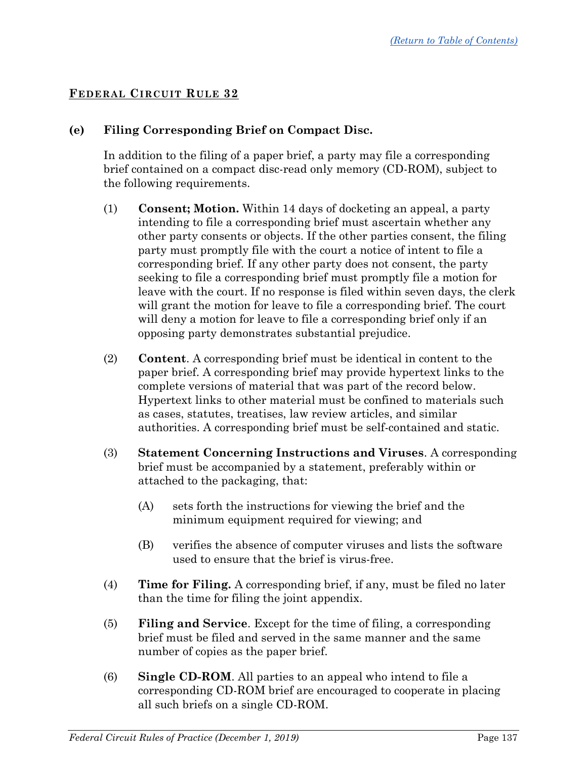## FEDERAL CIRCUIT RULE 32

**(e) Filing Corresponding Brief on Compact Disc.**

In addition to the filing of a paper brief, a party may file a corresponding brief contained on a compact disc-read only memory (CD-ROM), subject to the following requirements.

(1) **Consent; Motion.** Within 14 days of docketing an appeal, a party intending to file a corresponding brief must ascertain whether any other party consents or objects. If the other parties consent, the filing party must promptly file with the court a notice of intent to file a corresponding brief. If any other party does not consent, the party seeking to file a corresponding brief must promptly file a motion for leave with the court. If no response is filed within seven days, the clerk will grant the motion for leave to file a corresponding brief. The court will deny a motion for leave to file a corresponding brief only if an opposing party demonstrates substantial prejudice.

(2) **Content**. A corresponding brief must be identical in content to the paper brief. A corresponding brief may provide hypertext links to the complete versions of material that was part of the record below. Hypertext links to other material must be confined to materials such as cases, statutes, treatises, law review articles, and similar authorities. A corresponding brief must be self-contained and static.

(3) **Statement Concerning Instructions and Viruses**. A corresponding brief must be accompanied by a statement, preferably within or attached to the packaging, that:

(A) sets forth the instructions for viewing the brief and the minimum equipment required for viewing; and

(B) verifies the absence of computer viruses and lists the software used to ensure that the brief is virus-free.

(4) **Time for Filing.** A corresponding brief, if any, must be filed no later than the time for filing the joint appendix.

(5) **Filing and Service**. Except for the time of filing, a corresponding brief must be filed and served in the same manner and the same number of copies as the paper brief.

(6) **Single CD-ROM**. All parties to an appeal who intend to file a corresponding CD-ROM brief are encouraged to cooperate in placing all such briefs on a single CD-ROM.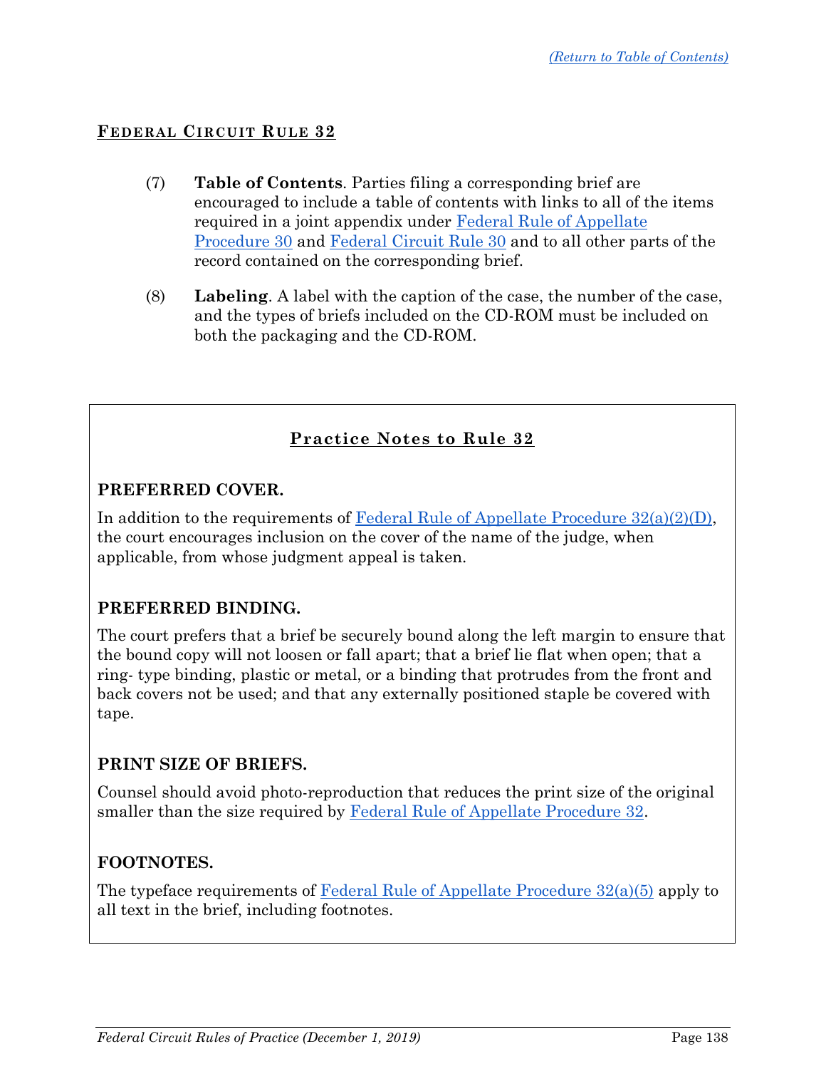## Federal Circuit Rule 32

(7) **Table of Contents**. Parties filing a corresponding brief are encouraged to include a table of contents with links to all of the items required in a joint appendix under Federal Rule of Appellate Procedure 30 and Federal Circuit Rule 30 and to all other parts of the record contained on the corresponding brief.

(8) **Labeling**. A label with the caption of the case, the number of the case, and the types of briefs included on the CD-ROM must be included on both the packaging and the CD-ROM.

### Practice Notes to Rule 32

**PREFERRED COVER.**

In addition to the requirements of Federal Rule of Appellate Procedure 32(a)(2)(D), the court encourages inclusion on the cover of the name of the judge, when applicable, from whose judgment appeal is taken.

**PREFERRED BINDING.**

The court prefers that a brief be securely bound along the left margin to ensure that the bound copy will not loosen or fall apart; that a brief lie flat when open; that a ring- type binding, plastic or metal, or a binding that protrudes from the front and back covers not be used; and that any externally positioned staple be covered with tape.

**PRINT SIZE OF BRIEFS.**

Counsel should avoid photo-reproduction that reduces the print size of the original smaller than the size required by Federal Rule of Appellate Procedure 32.

**FOOTNOTES.**

The typeface requirements of Federal Rule of Appellate Procedure 32(a)(5) apply to all text in the brief, including footnotes.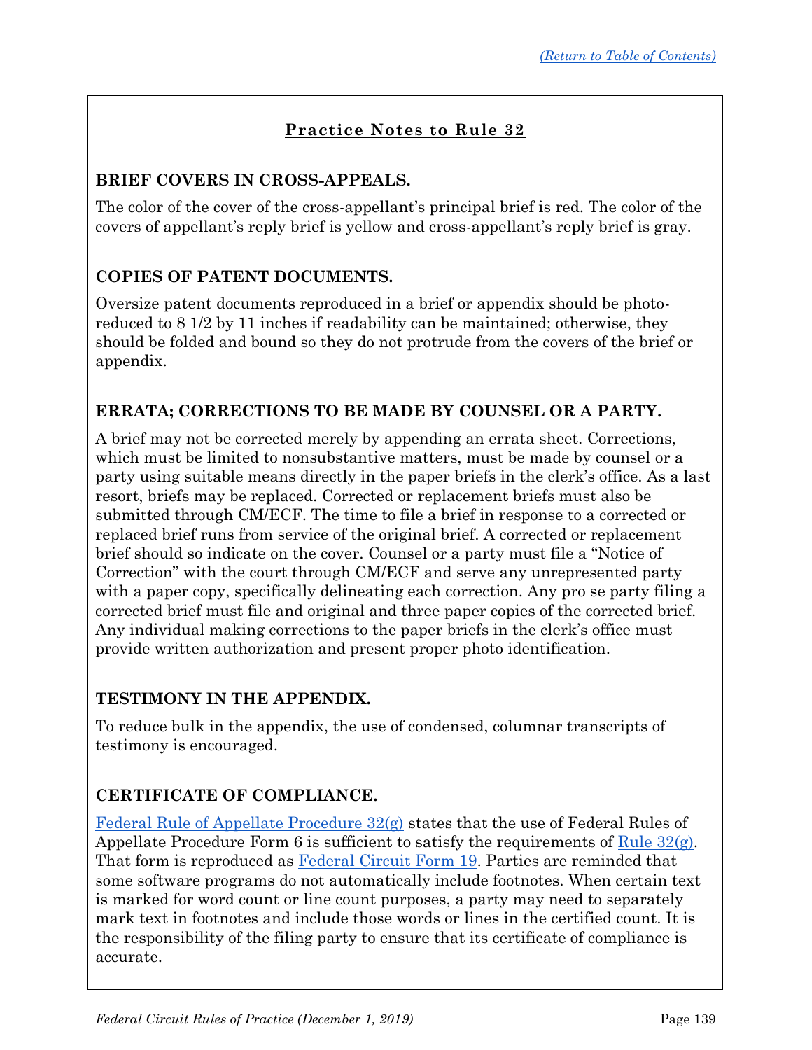## Practice Notes to Rule 32

### BRIEF COVERS IN CROSS-APPEALS.

The color of the cover of the cross-appellant's principal brief is red. The color of the covers of appellant's reply brief is yellow and cross-appellant's reply brief is gray.

### COPIES OF PATENT DOCUMENTS.

Oversize patent documents reproduced in a brief or appendix should be photo-reduced to 8 1/2 by 11 inches if readability can be maintained; otherwise, they should be folded and bound so they do not protrude from the covers of the brief or appendix.

### ERRATA; CORRECTIONS TO BE MADE BY COUNSEL OR A PARTY.

A brief may not be corrected merely by appending an errata sheet. Corrections, which must be limited to nonsubstantive matters, must be made by counsel or a party using suitable means directly in the paper briefs in the clerk's office. As a last resort, briefs may be replaced. Corrected or replacement briefs must also be submitted through CM/ECF. The time to file a brief in response to a corrected or replaced brief runs from service of the original brief. A corrected or replacement brief should so indicate on the cover. Counsel or a party must file a "Notice of Correction" with the court through CM/ECF and serve any unrepresented party with a paper copy, specifically delineating each correction. Any pro se party filing a corrected brief must file and original and three paper copies of the corrected brief. Any individual making corrections to the paper briefs in the clerk's office must provide written authorization and present proper photo identification.

### TESTIMONY IN THE APPENDIX.

To reduce bulk in the appendix, the use of condensed, columnar transcripts of testimony is encouraged.

### CERTIFICATE OF COMPLIANCE.

Federal Rule of Appellate Procedure 32(g) states that the use of Federal Rules of Appellate Procedure Form 6 is sufficient to satisfy the requirements of Rule 32(g). That form is reproduced as Federal Circuit Form 19. Parties are reminded that some software programs do not automatically include footnotes. When certain text is marked for word count or line count purposes, a party may need to separately mark text in footnotes and include those words or lines in the certified count. It is the responsibility of the filing party to ensure that its certificate of compliance is accurate.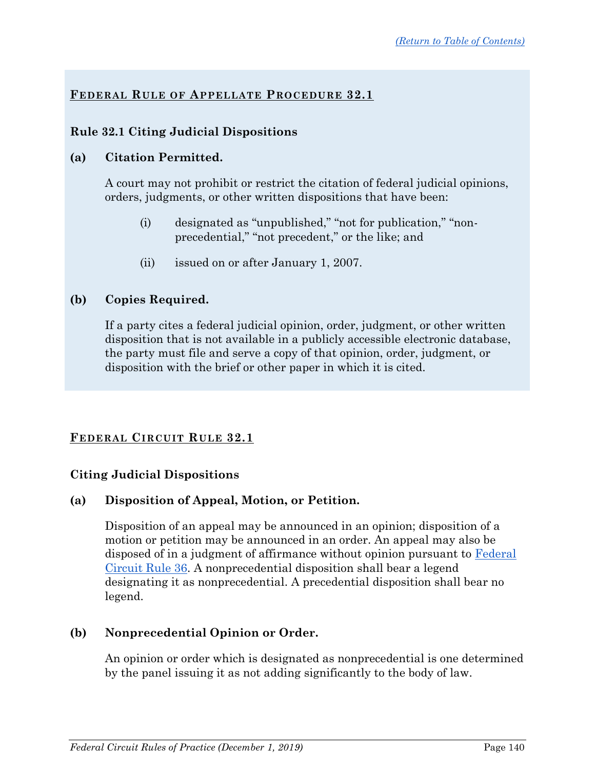## Federal Rule of Appellate Procedure 32.1

### Rule 32.1 Citing Judicial Dispositions

**(a) Citation Permitted.**

A court may not prohibit or restrict the citation of federal judicial opinions, orders, judgments, or other written dispositions that have been:

(i) designated as "unpublished," "not for publication," "non-precedential," "not precedent," or the like; and

(ii) issued on or after January 1, 2007.

**(b) Copies Required.**

If a party cites a federal judicial opinion, order, judgment, or other written disposition that is not available in a publicly accessible electronic database, the party must file and serve a copy of that opinion, order, judgment, or disposition with the brief or other paper in which it is cited.

## Federal Circuit Rule 32.1

### Citing Judicial Dispositions

**(a) Disposition of Appeal, Motion, or Petition.**

Disposition of an appeal may be announced in an opinion; disposition of a motion or petition may be announced in an order. An appeal may also be disposed of in a judgment of affirmance without opinion pursuant to Federal Circuit Rule 36. A nonprecedential disposition shall bear a legend designating it as nonprecedential. A precedential disposition shall bear no legend.

**(b) Nonprecedential Opinion or Order.**

An opinion or order which is designated as nonprecedential is one determined by the panel issuing it as not adding significantly to the body of law.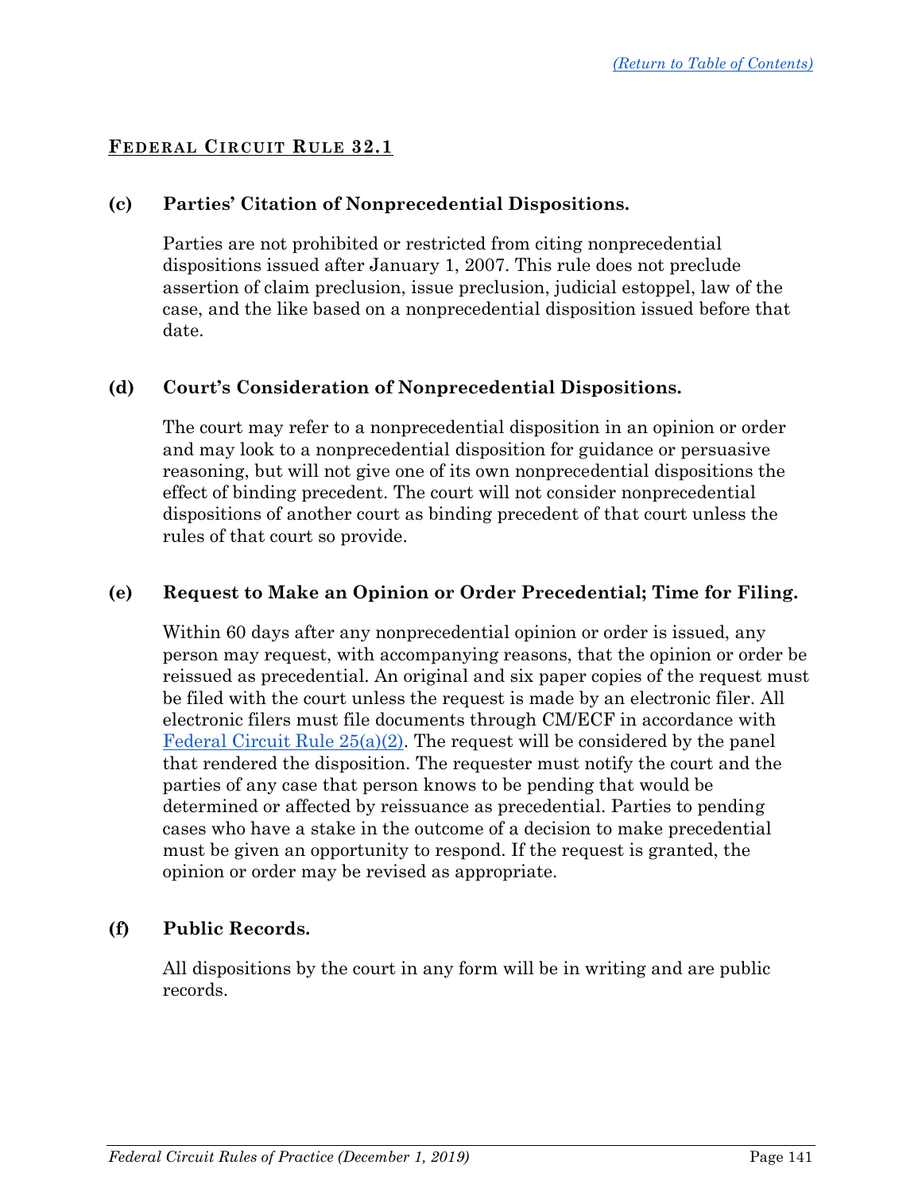## Federal Circuit Rule 32.1

**(c) Parties' Citation of Nonprecedential Dispositions.**

Parties are not prohibited or restricted from citing nonprecedential dispositions issued after January 1, 2007. This rule does not preclude assertion of claim preclusion, issue preclusion, judicial estoppel, law of the case, and the like based on a nonprecedential disposition issued before that date.

**(d) Court's Consideration of Nonprecedential Dispositions.**

The court may refer to a nonprecedential disposition in an opinion or order and may look to a nonprecedential disposition for guidance or persuasive reasoning, but will not give one of its own nonprecedential dispositions the effect of binding precedent. The court will not consider nonprecedential dispositions of another court as binding precedent of that court unless the rules of that court so provide.

**(e) Request to Make an Opinion or Order Precedential; Time for Filing.**

Within 60 days after any nonprecedential opinion or order is issued, any person may request, with accompanying reasons, that the opinion or order be reissued as precedential. An original and six paper copies of the request must be filed with the court unless the request is made by an electronic filer. All electronic filers must file documents through CM/ECF in accordance with Federal Circuit Rule 25(a)(2). The request will be considered by the panel that rendered the disposition. The requester must notify the court and the parties of any case that person knows to be pending that would be determined or affected by reissuance as precedential. Parties to pending cases who have a stake in the outcome of a decision to make precedential must be given an opportunity to respond. If the request is granted, the opinion or order may be revised as appropriate.

**(f) Public Records.**

All dispositions by the court in any form will be in writing and are public records.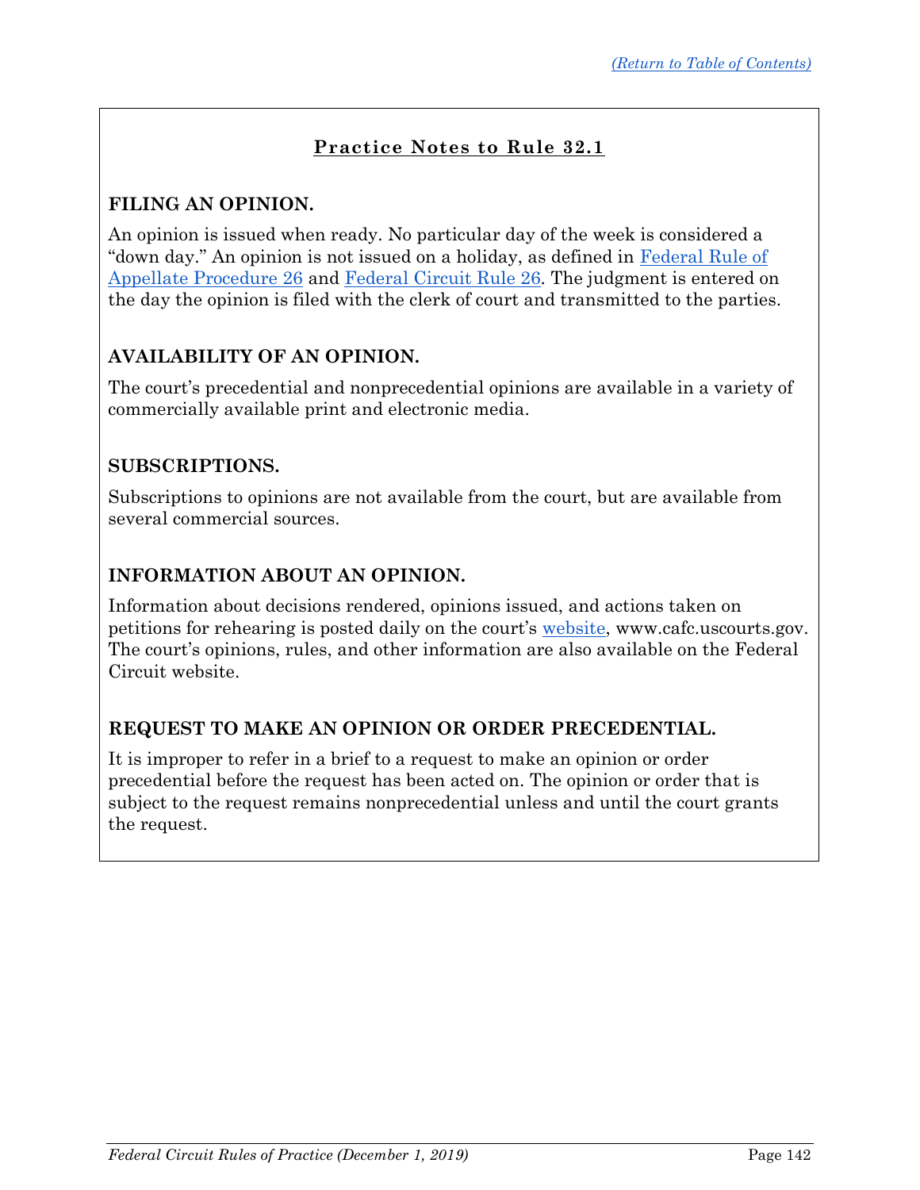## Practice Notes to Rule 32.1

### FILING AN OPINION.

An opinion is issued when ready. No particular day of the week is considered a "down day." An opinion is not issued on a holiday, as defined in Federal Rule of Appellate Procedure 26 and Federal Circuit Rule 26. The judgment is entered on the day the opinion is filed with the clerk of court and transmitted to the parties.

### AVAILABILITY OF AN OPINION.

The court's precedential and nonprecedential opinions are available in a variety of commercially available print and electronic media.

### SUBSCRIPTIONS.

Subscriptions to opinions are not available from the court, but are available from several commercial sources.

### INFORMATION ABOUT AN OPINION.

Information about decisions rendered, opinions issued, and actions taken on petitions for rehearing is posted daily on the court's website, www.cafc.uscourts.gov. The court's opinions, rules, and other information are also available on the Federal Circuit website.

### REQUEST TO MAKE AN OPINION OR ORDER PRECEDENTIAL.

It is improper to refer in a brief to a request to make an opinion or order precedential before the request has been acted on. The opinion or order that is subject to the request remains nonprecedential unless and until the court grants the request.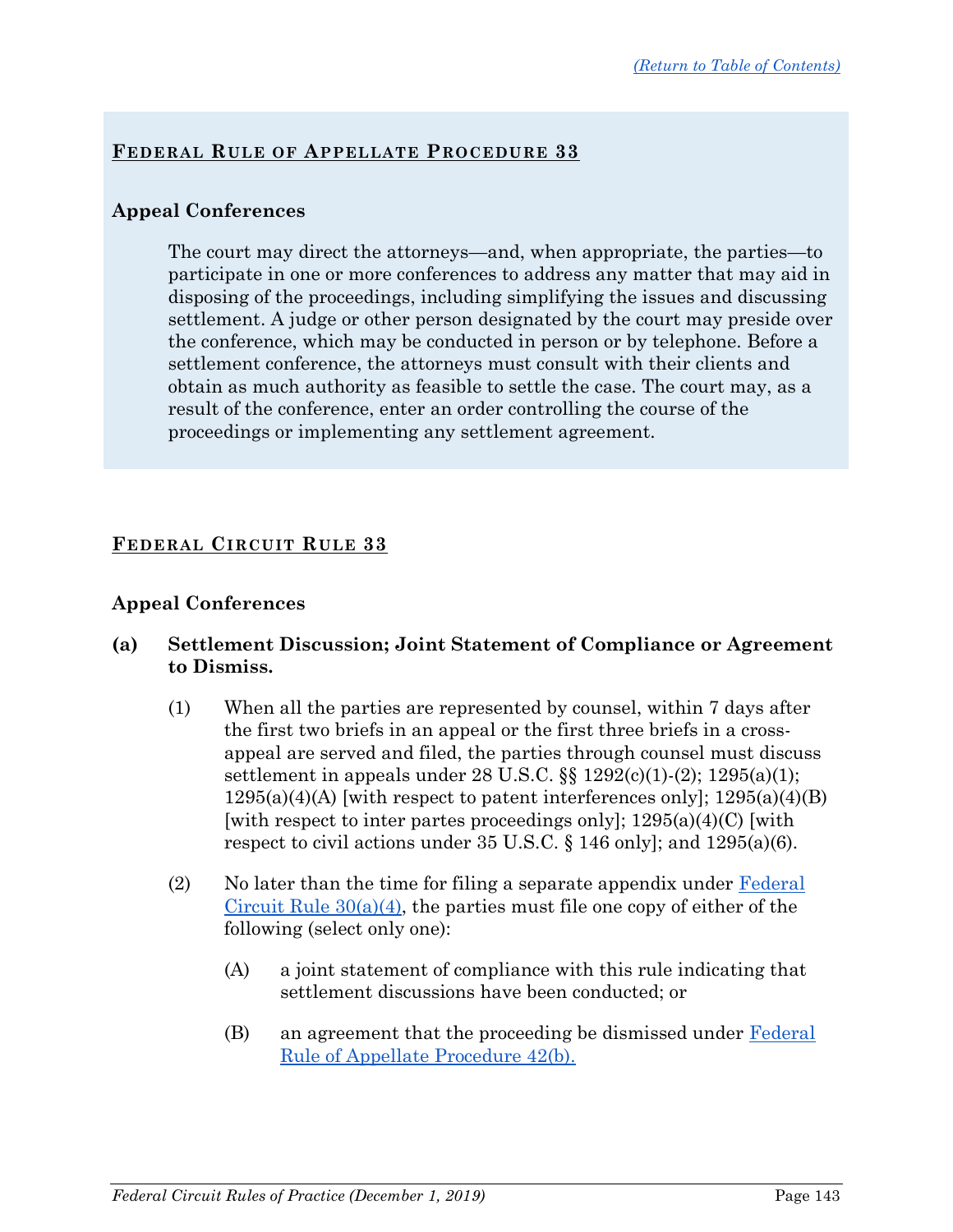## Federal Rule of Appellate Procedure 33

### Appeal Conferences

The court may direct the attorneys—and, when appropriate, the parties—to participate in one or more conferences to address any matter that may aid in disposing of the proceedings, including simplifying the issues and discussing settlement. A judge or other person designated by the court may preside over the conference, which may be conducted in person or by telephone. Before a settlement conference, the attorneys must consult with their clients and obtain as much authority as feasible to settle the case. The court may, as a result of the conference, enter an order controlling the course of the proceedings or implementing any settlement agreement.

## Federal Circuit Rule 33

### Appeal Conferences

**(a) Settlement Discussion; Joint Statement of Compliance or Agreement to Dismiss.**

(1) When all the parties are represented by counsel, within 7 days after the first two briefs in an appeal or the first three briefs in a cross-appeal are served and filed, the parties through counsel must discuss settlement in appeals under 28 U.S.C. §§ 1292(c)(1)-(2); 1295(a)(1); 1295(a)(4)(A) [with respect to patent interferences only]; 1295(a)(4)(B) [with respect to inter partes proceedings only]; 1295(a)(4)(C) [with respect to civil actions under 35 U.S.C. § 146 only]; and 1295(a)(6).

(2) No later than the time for filing a separate appendix under Federal Circuit Rule 30(a)(4), the parties must file one copy of either of the following (select only one):

(A) a joint statement of compliance with this rule indicating that settlement discussions have been conducted; or

(B) an agreement that the proceeding be dismissed under Federal Rule of Appellate Procedure 42(b).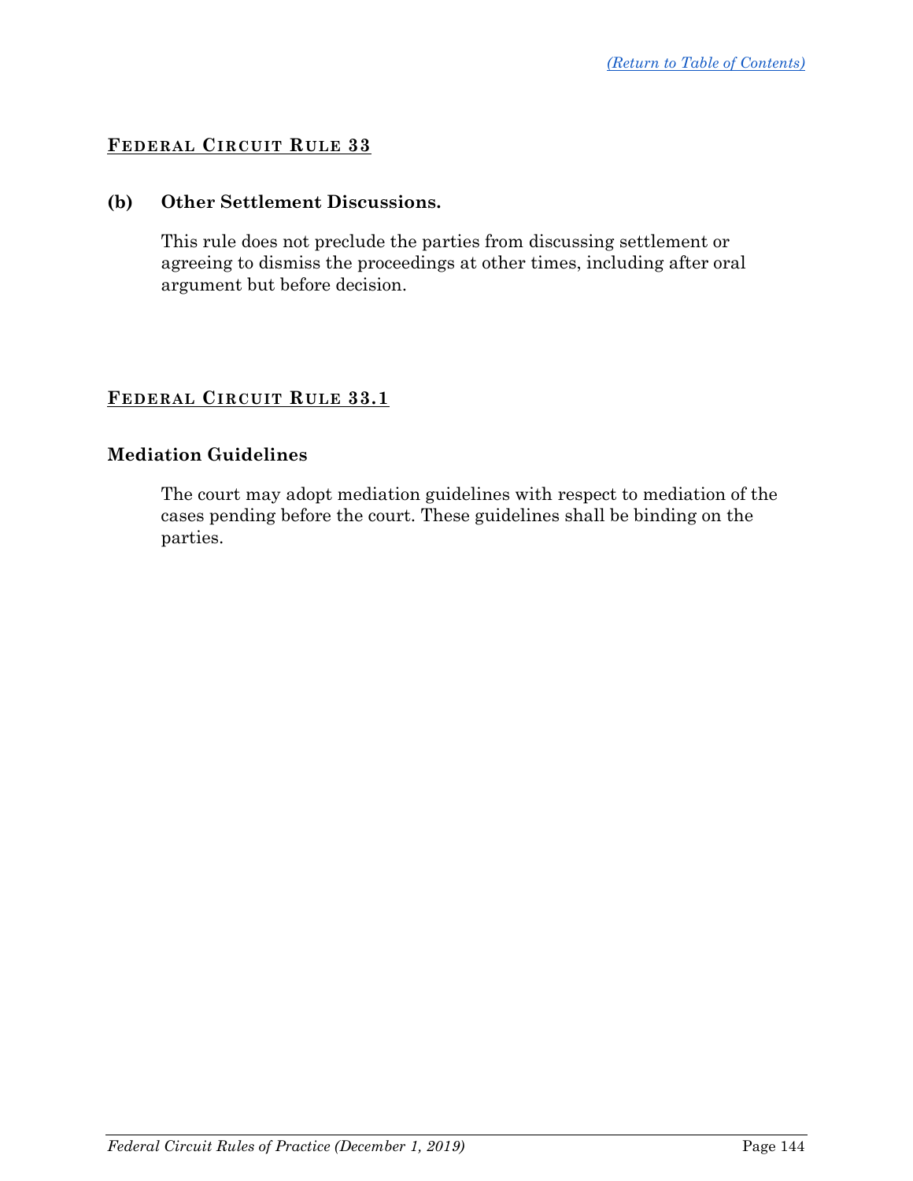## FEDERAL CIRCUIT RULE 33

**(b) Other Settlement Discussions.**

This rule does not preclude the parties from discussing settlement or agreeing to dismiss the proceedings at other times, including after oral argument but before decision.

## FEDERAL CIRCUIT RULE 33.1

**Mediation Guidelines**

The court may adopt mediation guidelines with respect to mediation of the cases pending before the court. These guidelines shall be binding on the parties.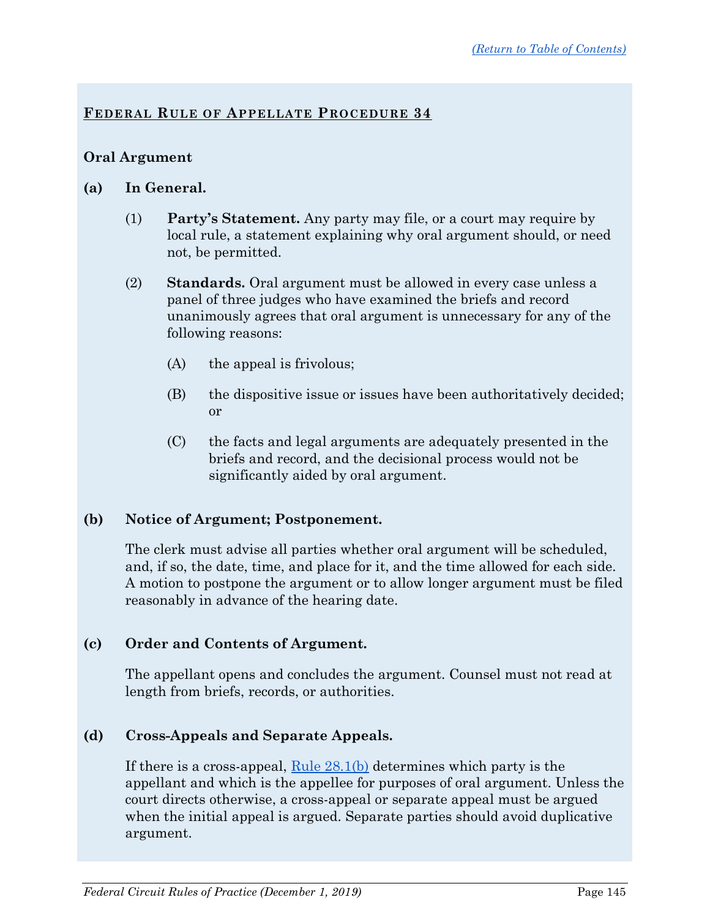## Federal Rule of Appellate Procedure 34

**Oral Argument**

**(a) In General.**

(1) **Party's Statement.** Any party may file, or a court may require by local rule, a statement explaining why oral argument should, or need not, be permitted.

(2) **Standards.** Oral argument must be allowed in every case unless a panel of three judges who have examined the briefs and record unanimously agrees that oral argument is unnecessary for any of the following reasons:

(A) the appeal is frivolous;

(B) the dispositive issue or issues have been authoritatively decided; or

(C) the facts and legal arguments are adequately presented in the briefs and record, and the decisional process would not be significantly aided by oral argument.

**(b) Notice of Argument; Postponement.**

The clerk must advise all parties whether oral argument will be scheduled, and, if so, the date, time, and place for it, and the time allowed for each side. A motion to postpone the argument or to allow longer argument must be filed reasonably in advance of the hearing date.

**(c) Order and Contents of Argument.**

The appellant opens and concludes the argument. Counsel must not read at length from briefs, records, or authorities.

**(d) Cross-Appeals and Separate Appeals.**

If there is a cross-appeal, Rule 28.1(b) determines which party is the appellant and which is the appellee for purposes of oral argument. Unless the court directs otherwise, a cross-appeal or separate appeal must be argued when the initial appeal is argued. Separate parties should avoid duplicative argument.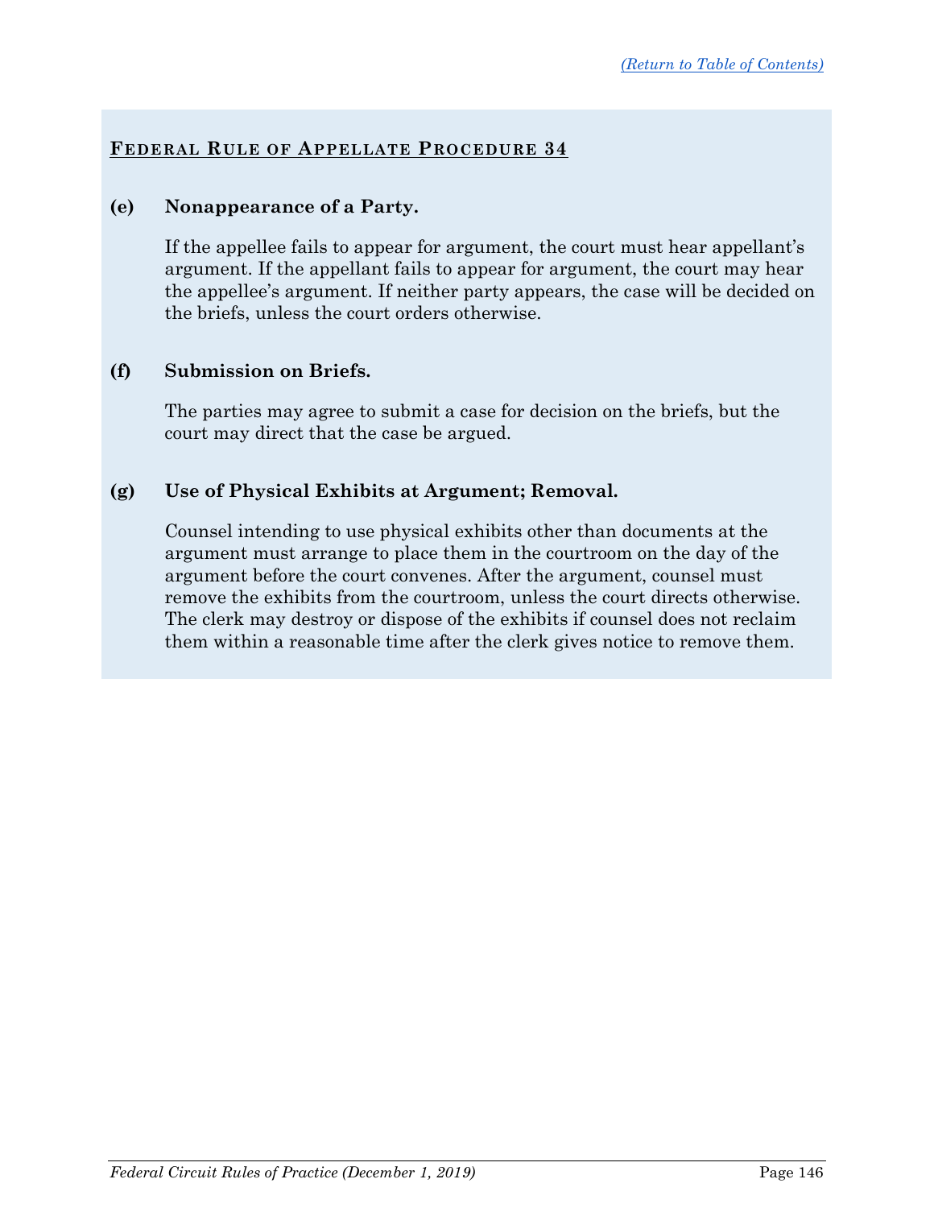## Federal Rule of Appellate Procedure 34

**(e) Nonappearance of a Party.**

If the appellee fails to appear for argument, the court must hear appellant's argument. If the appellant fails to appear for argument, the court may hear the appellee's argument. If neither party appears, the case will be decided on the briefs, unless the court orders otherwise.

**(f) Submission on Briefs.**

The parties may agree to submit a case for decision on the briefs, but the court may direct that the case be argued.

**(g) Use of Physical Exhibits at Argument; Removal.**

Counsel intending to use physical exhibits other than documents at the argument must arrange to place them in the courtroom on the day of the argument before the court convenes. After the argument, counsel must remove the exhibits from the courtroom, unless the court directs otherwise. The clerk may destroy or dispose of the exhibits if counsel does not reclaim them within a reasonable time after the clerk gives notice to remove them.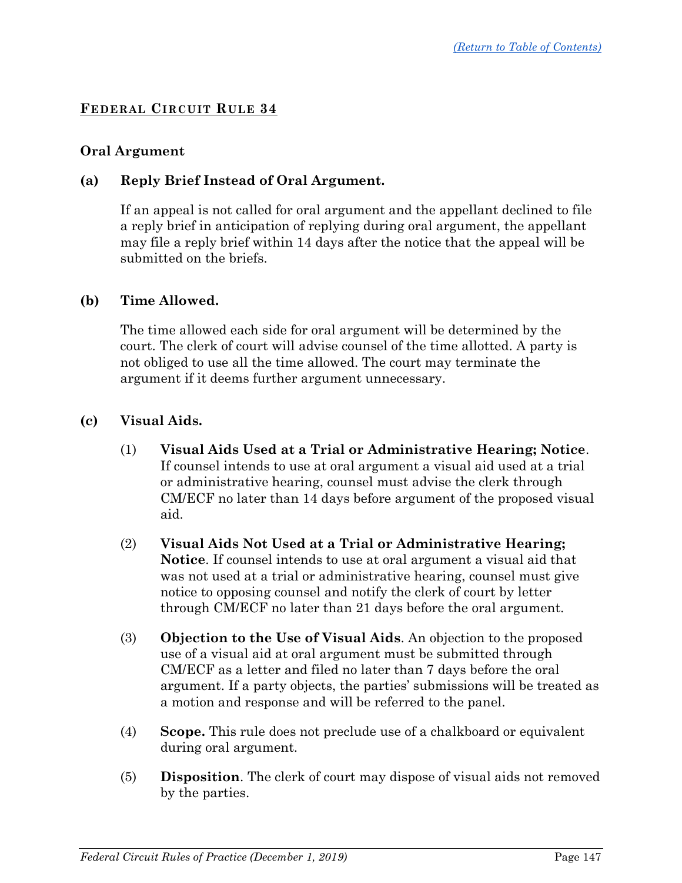## FEDERAL CIRCUIT RULE 34

### Oral Argument

**(a) Reply Brief Instead of Oral Argument.**

If an appeal is not called for oral argument and the appellant declined to file a reply brief in anticipation of replying during oral argument, the appellant may file a reply brief within 14 days after the notice that the appeal will be submitted on the briefs.

**(b) Time Allowed.**

The time allowed each side for oral argument will be determined by the court. The clerk of court will advise counsel of the time allotted. A party is not obliged to use all the time allowed. The court may terminate the argument if it deems further argument unnecessary.

**(c) Visual Aids.**

(1) **Visual Aids Used at a Trial or Administrative Hearing; Notice**. If counsel intends to use at oral argument a visual aid used at a trial or administrative hearing, counsel must advise the clerk through CM/ECF no later than 14 days before argument of the proposed visual aid.

(2) **Visual Aids Not Used at a Trial or Administrative Hearing; Notice**. If counsel intends to use at oral argument a visual aid that was not used at a trial or administrative hearing, counsel must give notice to opposing counsel and notify the clerk of court by letter through CM/ECF no later than 21 days before the oral argument.

(3) **Objection to the Use of Visual Aids**. An objection to the proposed use of a visual aid at oral argument must be submitted through CM/ECF as a letter and filed no later than 7 days before the oral argument. If a party objects, the parties' submissions will be treated as a motion and response and will be referred to the panel.

(4) **Scope.** This rule does not preclude use of a chalkboard or equivalent during oral argument.

(5) **Disposition**. The clerk of court may dispose of visual aids not removed by the parties.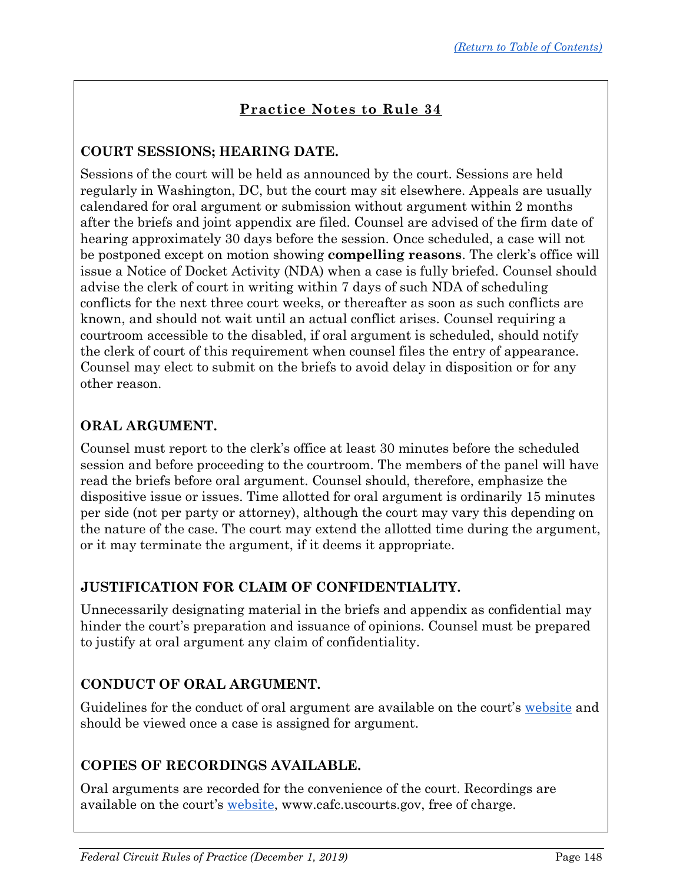## Practice Notes to Rule 34

### COURT SESSIONS; HEARING DATE.

Sessions of the court will be held as announced by the court. Sessions are held regularly in Washington, DC, but the court may sit elsewhere. Appeals are usually calendared for oral argument or submission without argument within 2 months after the briefs and joint appendix are filed. Counsel are advised of the firm date of hearing approximately 30 days before the session. Once scheduled, a case will not be postponed except on motion showing **compelling reasons**. The clerk's office will issue a Notice of Docket Activity (NDA) when a case is fully briefed. Counsel should advise the clerk of court in writing within 7 days of such NDA of scheduling conflicts for the next three court weeks, or thereafter as soon as such conflicts are known, and should not wait until an actual conflict arises. Counsel requiring a courtroom accessible to the disabled, if oral argument is scheduled, should notify the clerk of court of this requirement when counsel files the entry of appearance. Counsel may elect to submit on the briefs to avoid delay in disposition or for any other reason.

### ORAL ARGUMENT.

Counsel must report to the clerk's office at least 30 minutes before the scheduled session and before proceeding to the courtroom. The members of the panel will have read the briefs before oral argument. Counsel should, therefore, emphasize the dispositive issue or issues. Time allotted for oral argument is ordinarily 15 minutes per side (not per party or attorney), although the court may vary this depending on the nature of the case. The court may extend the allotted time during the argument, or it may terminate the argument, if it deems it appropriate.

### JUSTIFICATION FOR CLAIM OF CONFIDENTIALITY.

Unnecessarily designating material in the briefs and appendix as confidential may hinder the court's preparation and issuance of opinions. Counsel must be prepared to justify at oral argument any claim of confidentiality.

### CONDUCT OF ORAL ARGUMENT.

Guidelines for the conduct of oral argument are available on the court's website and should be viewed once a case is assigned for argument.

### COPIES OF RECORDINGS AVAILABLE.

Oral arguments are recorded for the convenience of the court. Recordings are available on the court's website, www.cafc.uscourts.gov, free of charge.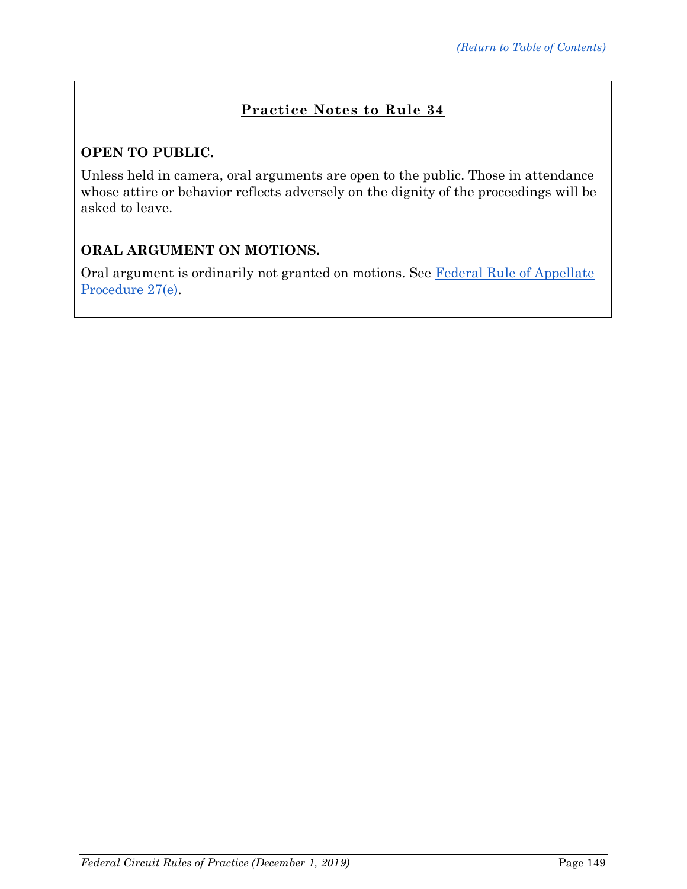## Practice Notes to Rule 34

### OPEN TO PUBLIC.

Unless held in camera, oral arguments are open to the public. Those in attendance whose attire or behavior reflects adversely on the dignity of the proceedings will be asked to leave.

### ORAL ARGUMENT ON MOTIONS.

Oral argument is ordinarily not granted on motions. See Federal Rule of Appellate Procedure 27(e).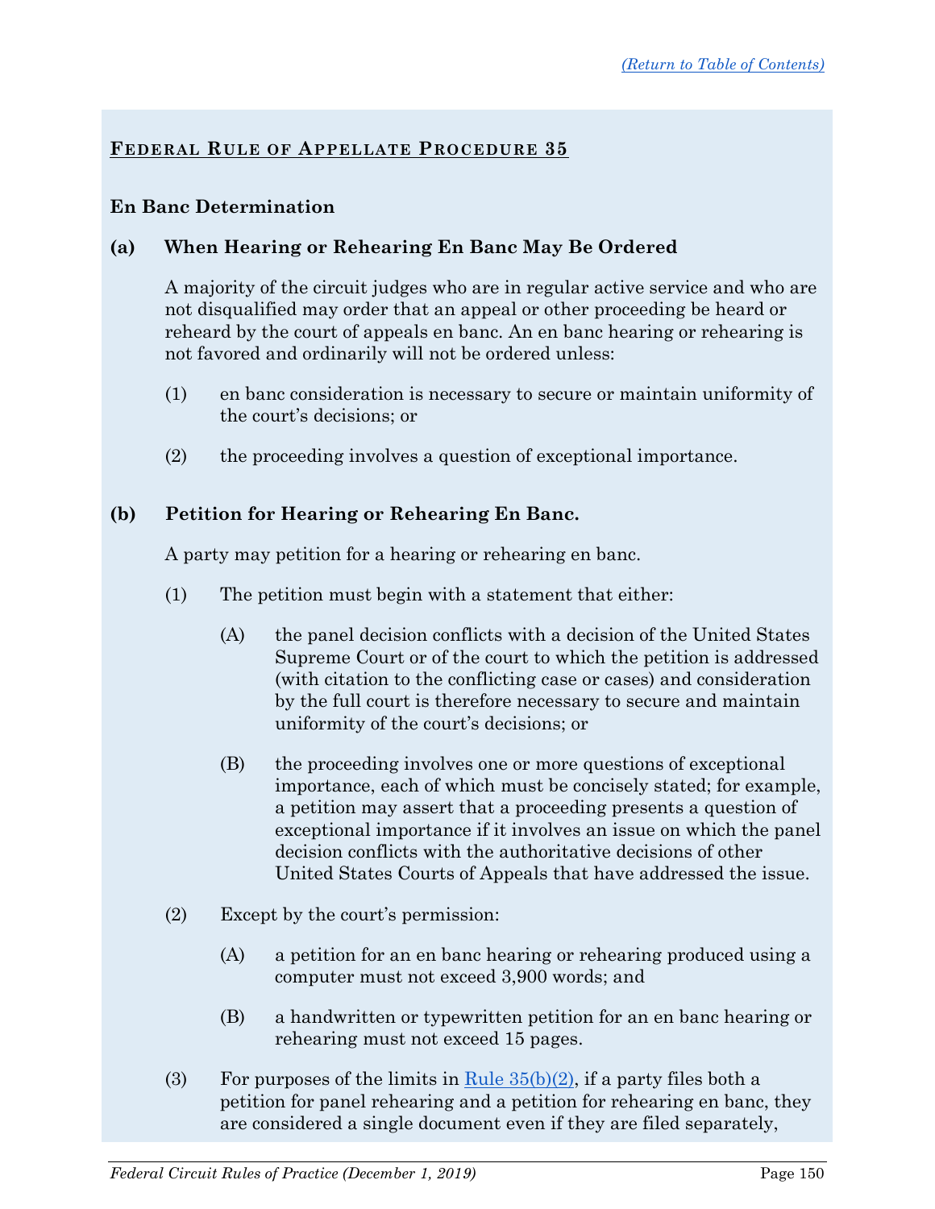## FEDERAL RULE OF APPELLATE PROCEDURE 35

### En Banc Determination

**(a) When Hearing or Rehearing En Banc May Be Ordered**

A majority of the circuit judges who are in regular active service and who are not disqualified may order that an appeal or other proceeding be heard or reheard by the court of appeals en banc. An en banc hearing or rehearing is not favored and ordinarily will not be ordered unless:

(1) en banc consideration is necessary to secure or maintain uniformity of the court's decisions; or

(2) the proceeding involves a question of exceptional importance.

**(b) Petition for Hearing or Rehearing En Banc.**

A party may petition for a hearing or rehearing en banc.

(1) The petition must begin with a statement that either:

(A) the panel decision conflicts with a decision of the United States Supreme Court or of the court to which the petition is addressed (with citation to the conflicting case or cases) and consideration by the full court is therefore necessary to secure and maintain uniformity of the court's decisions; or

(B) the proceeding involves one or more questions of exceptional importance, each of which must be concisely stated; for example, a petition may assert that a proceeding presents a question of exceptional importance if it involves an issue on which the panel decision conflicts with the authoritative decisions of other United States Courts of Appeals that have addressed the issue.

(2) Except by the court's permission:

(A) a petition for an en banc hearing or rehearing produced using a computer must not exceed 3,900 words; and

(B) a handwritten or typewritten petition for an en banc hearing or rehearing must not exceed 15 pages.

(3) For purposes of the limits in Rule 35(b)(2), if a party files both a petition for panel rehearing and a petition for rehearing en banc, they are considered a single document even if they are filed separately,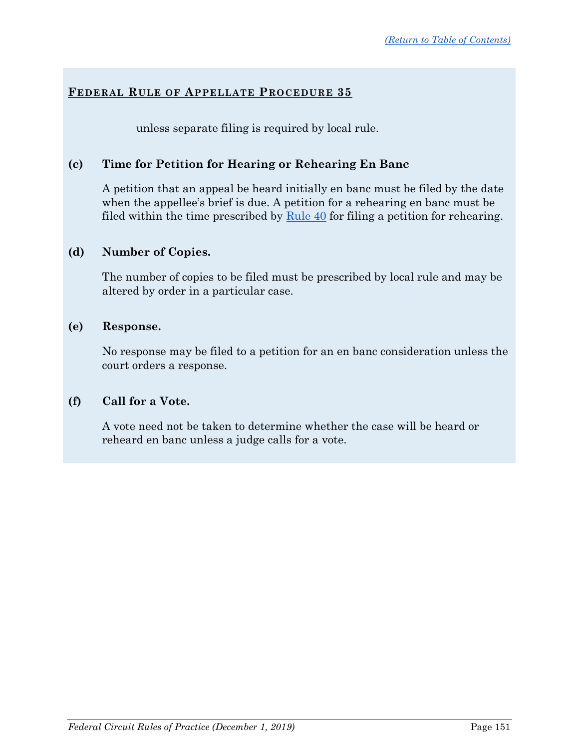## Federal Rule of Appellate Procedure 35

unless separate filing is required by local rule.

**(c) Time for Petition for Hearing or Rehearing En Banc**

A petition that an appeal be heard initially en banc must be filed by the date when the appellee's brief is due. A petition for a rehearing en banc must be filed within the time prescribed by Rule 40 for filing a petition for rehearing.

**(d) Number of Copies.**

The number of copies to be filed must be prescribed by local rule and may be altered by order in a particular case.

**(e) Response.**

No response may be filed to a petition for an en banc consideration unless the court orders a response.

**(f) Call for a Vote.**

A vote need not be taken to determine whether the case will be heard or reheard en banc unless a judge calls for a vote.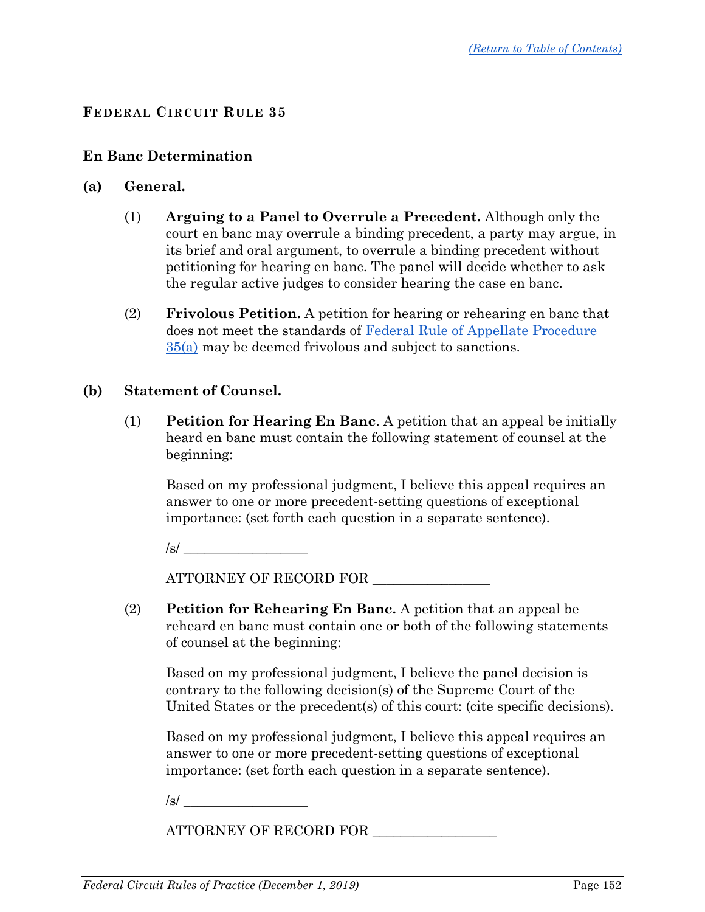[(Return to Table of Contents)](#)

# Federal Circuit Rule 35

## En Banc Determination

**(a) General.**

(1) **Arguing to a Panel to Overrule a Precedent.** Although only the court en banc may overrule a binding precedent, a party may argue, in its brief and oral argument, to overrule a binding precedent without petitioning for hearing en banc. The panel will decide whether to ask the regular active judges to consider hearing the case en banc.

(2) **Frivolous Petition.** A petition for hearing or rehearing en banc that does not meet the standards of [Federal Rule of Appellate Procedure 35(a)](#) may be deemed frivolous and subject to sanctions.

**(b) Statement of Counsel.**

(1) **Petition for Hearing En Banc**. A petition that an appeal be initially heard en banc must contain the following statement of counsel at the beginning:

> Based on my professional judgment, I believe this appeal requires an answer to one or more precedent-setting questions of exceptional importance: (set forth each question in a separate sentence).
>
> /s/ ___________________
>
> ATTORNEY OF RECORD FOR _________________

(2) **Petition for Rehearing En Banc.** A petition that an appeal be reheard en banc must contain one or both of the following statements of counsel at the beginning:

> Based on my professional judgment, I believe the panel decision is contrary to the following decision(s) of the Supreme Court of the United States or the precedent(s) of this court: (cite specific decisions).
>
> Based on my professional judgment, I believe this appeal requires an answer to one or more precedent-setting questions of exceptional importance: (set forth each question in a separate sentence).
>
> /s/ ___________________
>
> ATTORNEY OF RECORD FOR ___________________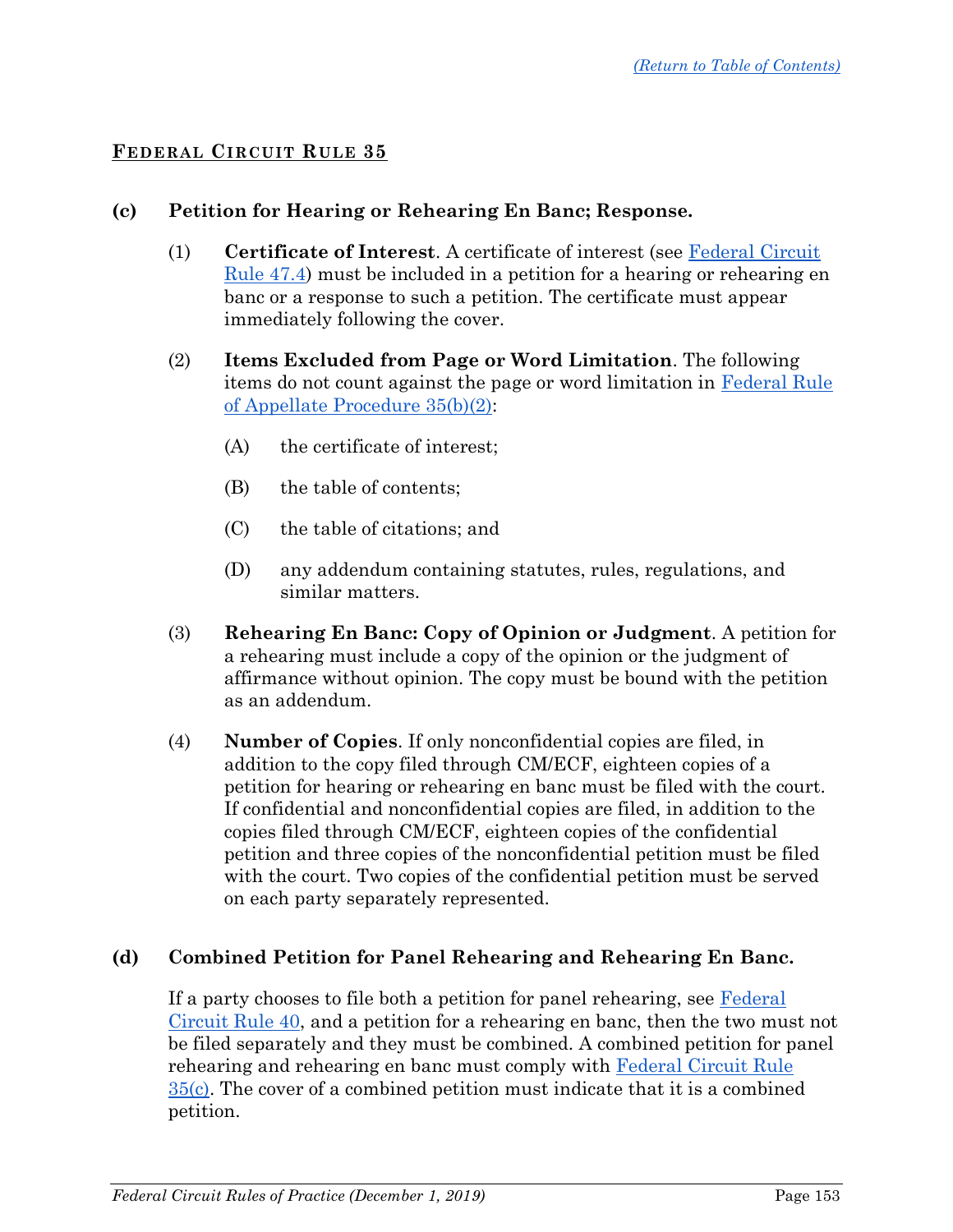(Return to Table of Contents)

## FEDERAL CIRCUIT RULE 35

**(c) Petition for Hearing or Rehearing En Banc; Response.**

(1) **Certificate of Interest**. A certificate of interest (see Federal Circuit Rule 47.4) must be included in a petition for a hearing or rehearing en banc or a response to such a petition. The certificate must appear immediately following the cover.

(2) **Items Excluded from Page or Word Limitation**. The following items do not count against the page or word limitation in Federal Rule of Appellate Procedure 35(b)(2):

(A) the certificate of interest;

(B) the table of contents;

(C) the table of citations; and

(D) any addendum containing statutes, rules, regulations, and similar matters.

(3) **Rehearing En Banc: Copy of Opinion or Judgment**. A petition for a rehearing must include a copy of the opinion or the judgment of affirmance without opinion. The copy must be bound with the petition as an addendum.

(4) **Number of Copies**. If only nonconfidential copies are filed, in addition to the copy filed through CM/ECF, eighteen copies of a petition for hearing or rehearing en banc must be filed with the court. If confidential and nonconfidential copies are filed, in addition to the copies filed through CM/ECF, eighteen copies of the confidential petition and three copies of the nonconfidential petition must be filed with the court. Two copies of the confidential petition must be served on each party separately represented.

**(d) Combined Petition for Panel Rehearing and Rehearing En Banc.**

If a party chooses to file both a petition for panel rehearing, see Federal Circuit Rule 40, and a petition for a rehearing en banc, then the two must not be filed separately and they must be combined. A combined petition for panel rehearing and rehearing en banc must comply with Federal Circuit Rule 35(c). The cover of a combined petition must indicate that it is a combined petition.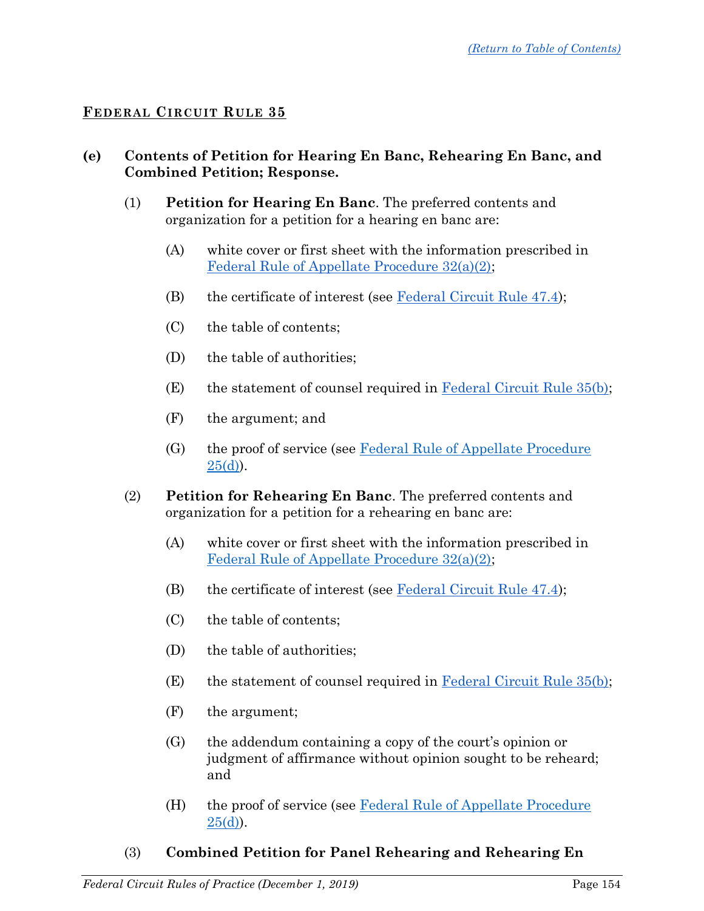## FEDERAL CIRCUIT RULE 35

**(e) Contents of Petition for Hearing En Banc, Rehearing En Banc, and Combined Petition; Response.**

(1) **Petition for Hearing En Banc**. The preferred contents and organization for a petition for a hearing en banc are:

(A) white cover or first sheet with the information prescribed in Federal Rule of Appellate Procedure 32(a)(2);

(B) the certificate of interest (see Federal Circuit Rule 47.4);

(C) the table of contents;

(D) the table of authorities;

(E) the statement of counsel required in Federal Circuit Rule 35(b);

(F) the argument; and

(G) the proof of service (see Federal Rule of Appellate Procedure 25(d)).

(2) **Petition for Rehearing En Banc**. The preferred contents and organization for a petition for a rehearing en banc are:

(A) white cover or first sheet with the information prescribed in Federal Rule of Appellate Procedure 32(a)(2);

(B) the certificate of interest (see Federal Circuit Rule 47.4);

(C) the table of contents;

(D) the table of authorities;

(E) the statement of counsel required in Federal Circuit Rule 35(b);

(F) the argument;

(G) the addendum containing a copy of the court's opinion or judgment of affirmance without opinion sought to be reheard; and

(H) the proof of service (see Federal Rule of Appellate Procedure 25(d)).

(3) **Combined Petition for Panel Rehearing and Rehearing En**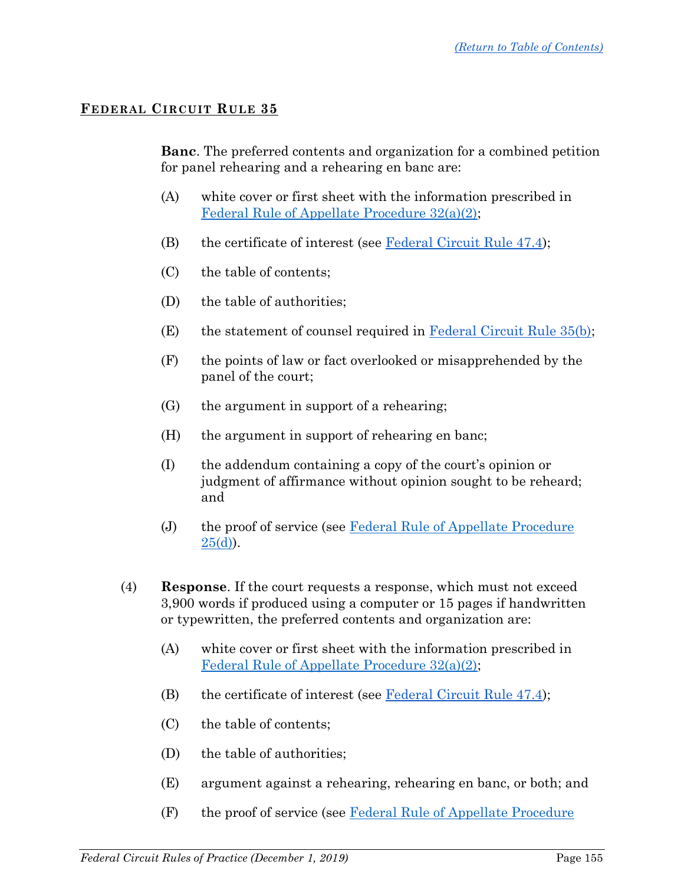## FEDERAL CIRCUIT RULE 35

**Banc**. The preferred contents and organization for a combined petition for panel rehearing and a rehearing en banc are:

(A) white cover or first sheet with the information prescribed in Federal Rule of Appellate Procedure 32(a)(2);

(B) the certificate of interest (see Federal Circuit Rule 47.4);

(C) the table of contents;

(D) the table of authorities;

(E) the statement of counsel required in Federal Circuit Rule 35(b);

(F) the points of law or fact overlooked or misapprehended by the panel of the court;

(G) the argument in support of a rehearing;

(H) the argument in support of rehearing en banc;

(I) the addendum containing a copy of the court's opinion or judgment of affirmance without opinion sought to be reheard; and

(J) the proof of service (see Federal Rule of Appellate Procedure 25(d)).

(4) **Response**. If the court requests a response, which must not exceed 3,900 words if produced using a computer or 15 pages if handwritten or typewritten, the preferred contents and organization are:

(A) white cover or first sheet with the information prescribed in Federal Rule of Appellate Procedure 32(a)(2);

(B) the certificate of interest (see Federal Circuit Rule 47.4);

(C) the table of contents;

(D) the table of authorities;

(E) argument against a rehearing, rehearing en banc, or both; and

(F) the proof of service (see Federal Rule of Appellate Procedure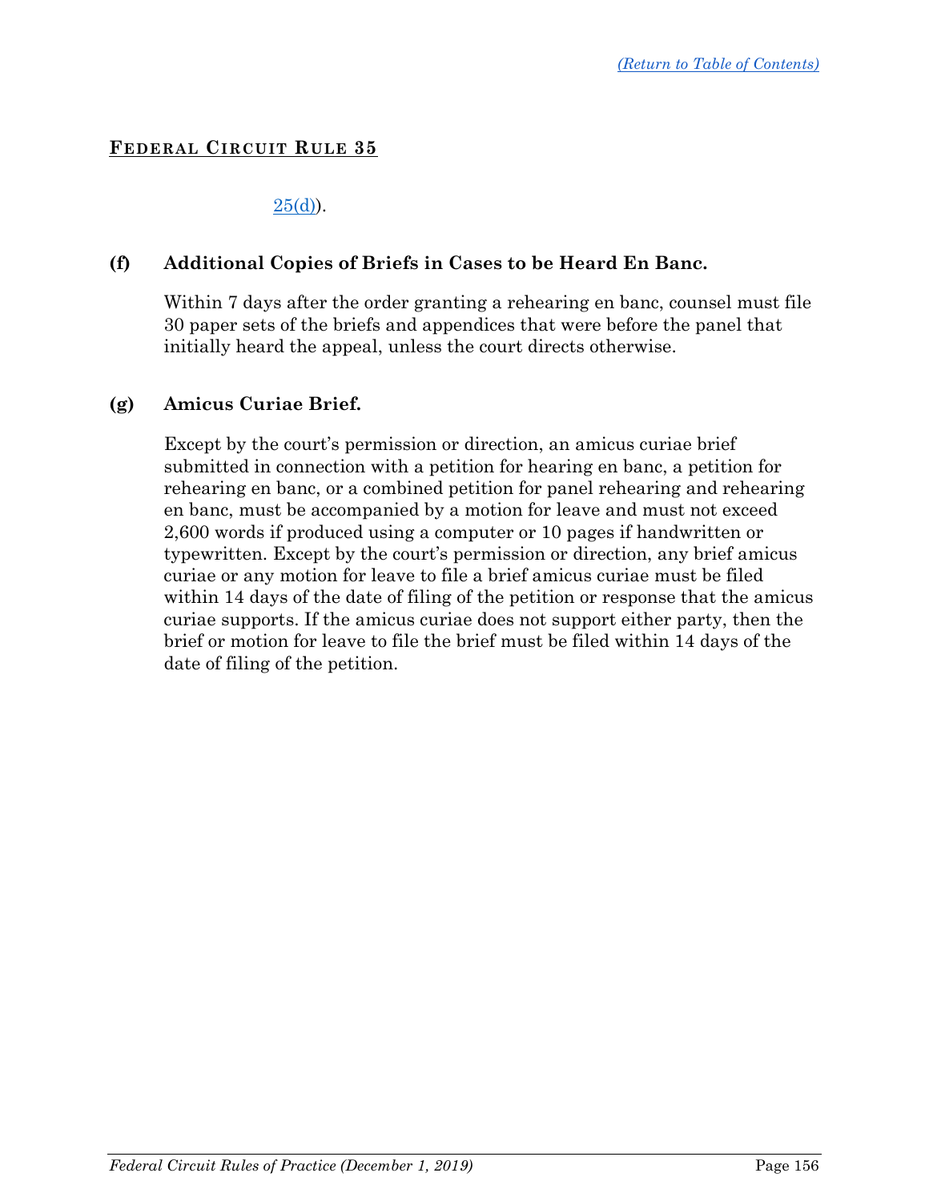**FEDERAL CIRCUIT RULE 35**

25(d)).

**(f) Additional Copies of Briefs in Cases to be Heard En Banc.**

Within 7 days after the order granting a rehearing en banc, counsel must file 30 paper sets of the briefs and appendices that were before the panel that initially heard the appeal, unless the court directs otherwise.

**(g) Amicus Curiae Brief.**

Except by the court's permission or direction, an amicus curiae brief submitted in connection with a petition for hearing en banc, a petition for rehearing en banc, or a combined petition for panel rehearing and rehearing en banc, must be accompanied by a motion for leave and must not exceed 2,600 words if produced using a computer or 10 pages if handwritten or typewritten. Except by the court's permission or direction, any brief amicus curiae or any motion for leave to file a brief amicus curiae must be filed within 14 days of the date of filing of the petition or response that the amicus curiae supports. If the amicus curiae does not support either party, then the brief or motion for leave to file the brief must be filed within 14 days of the date of filing of the petition.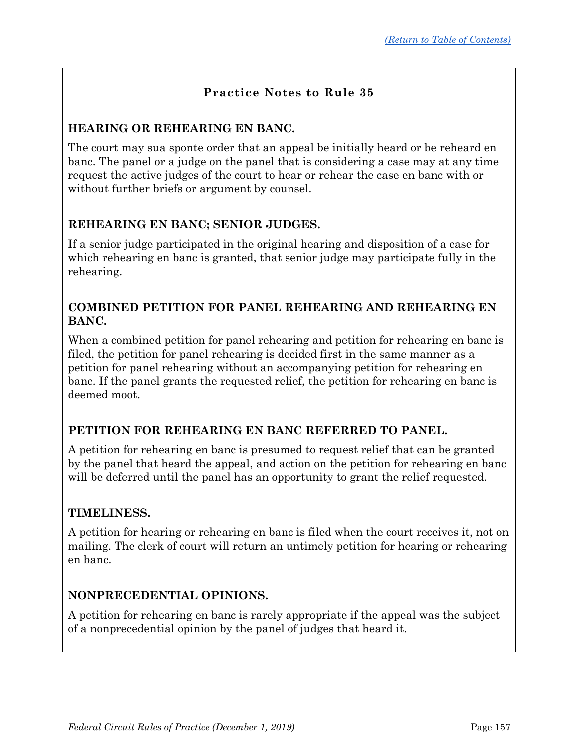## Practice Notes to Rule 35

### HEARING OR REHEARING EN BANC.

The court may sua sponte order that an appeal be initially heard or be reheard en banc. The panel or a judge on the panel that is considering a case may at any time request the active judges of the court to hear or rehear the case en banc with or without further briefs or argument by counsel.

### REHEARING EN BANC; SENIOR JUDGES.

If a senior judge participated in the original hearing and disposition of a case for which rehearing en banc is granted, that senior judge may participate fully in the rehearing.

### COMBINED PETITION FOR PANEL REHEARING AND REHEARING EN BANC.

When a combined petition for panel rehearing and petition for rehearing en banc is filed, the petition for panel rehearing is decided first in the same manner as a petition for panel rehearing without an accompanying petition for rehearing en banc. If the panel grants the requested relief, the petition for rehearing en banc is deemed moot.

### PETITION FOR REHEARING EN BANC REFERRED TO PANEL.

A petition for rehearing en banc is presumed to request relief that can be granted by the panel that heard the appeal, and action on the petition for rehearing en banc will be deferred until the panel has an opportunity to grant the relief requested.

### TIMELINESS.

A petition for hearing or rehearing en banc is filed when the court receives it, not on mailing. The clerk of court will return an untimely petition for hearing or rehearing en banc.

### NONPRECEDENTIAL OPINIONS.

A petition for rehearing en banc is rarely appropriate if the appeal was the subject of a nonprecedential opinion by the panel of judges that heard it.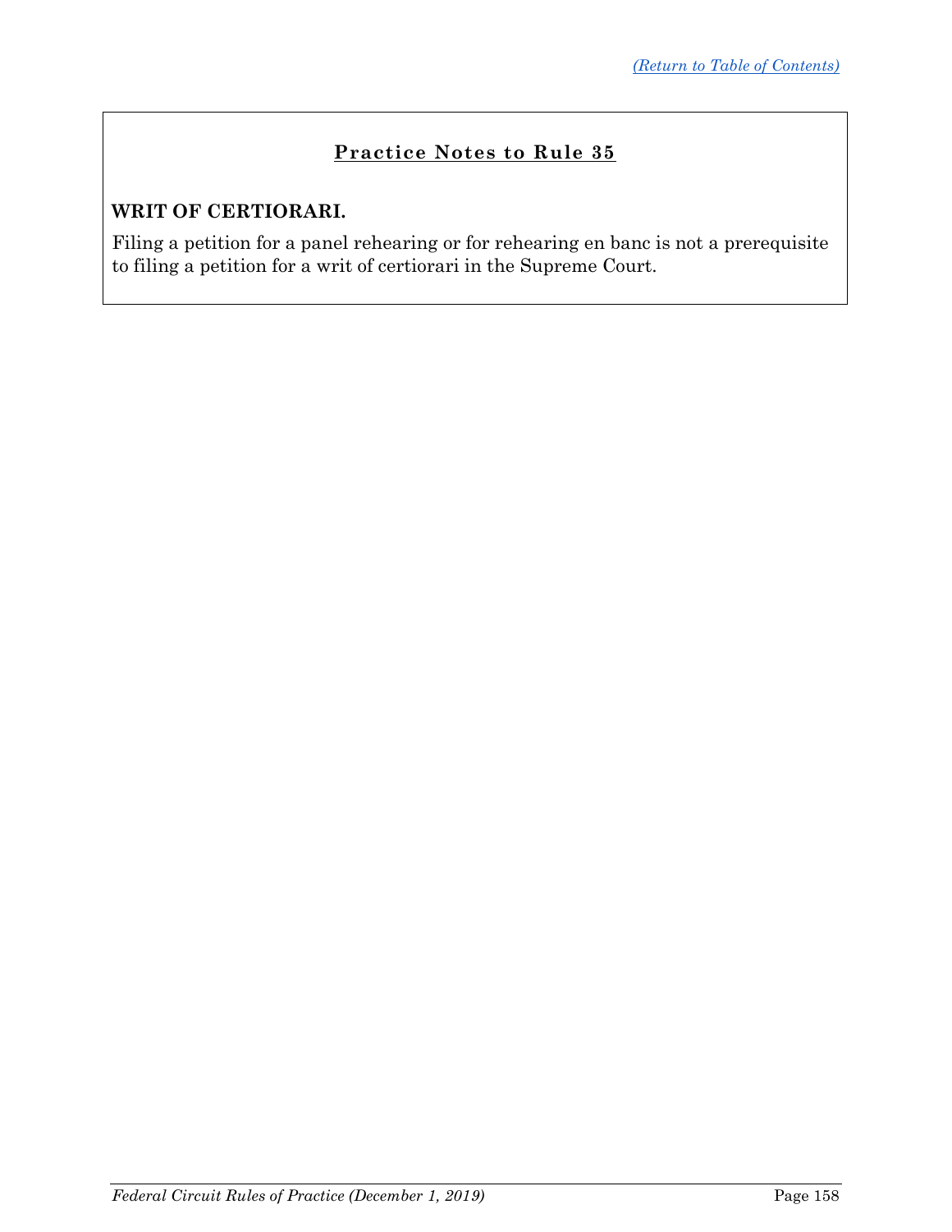## Practice Notes to Rule 35

**WRIT OF CERTIORARI.**

Filing a petition for a panel rehearing or for rehearing en banc is not a prerequisite to filing a petition for a writ of certiorari in the Supreme Court.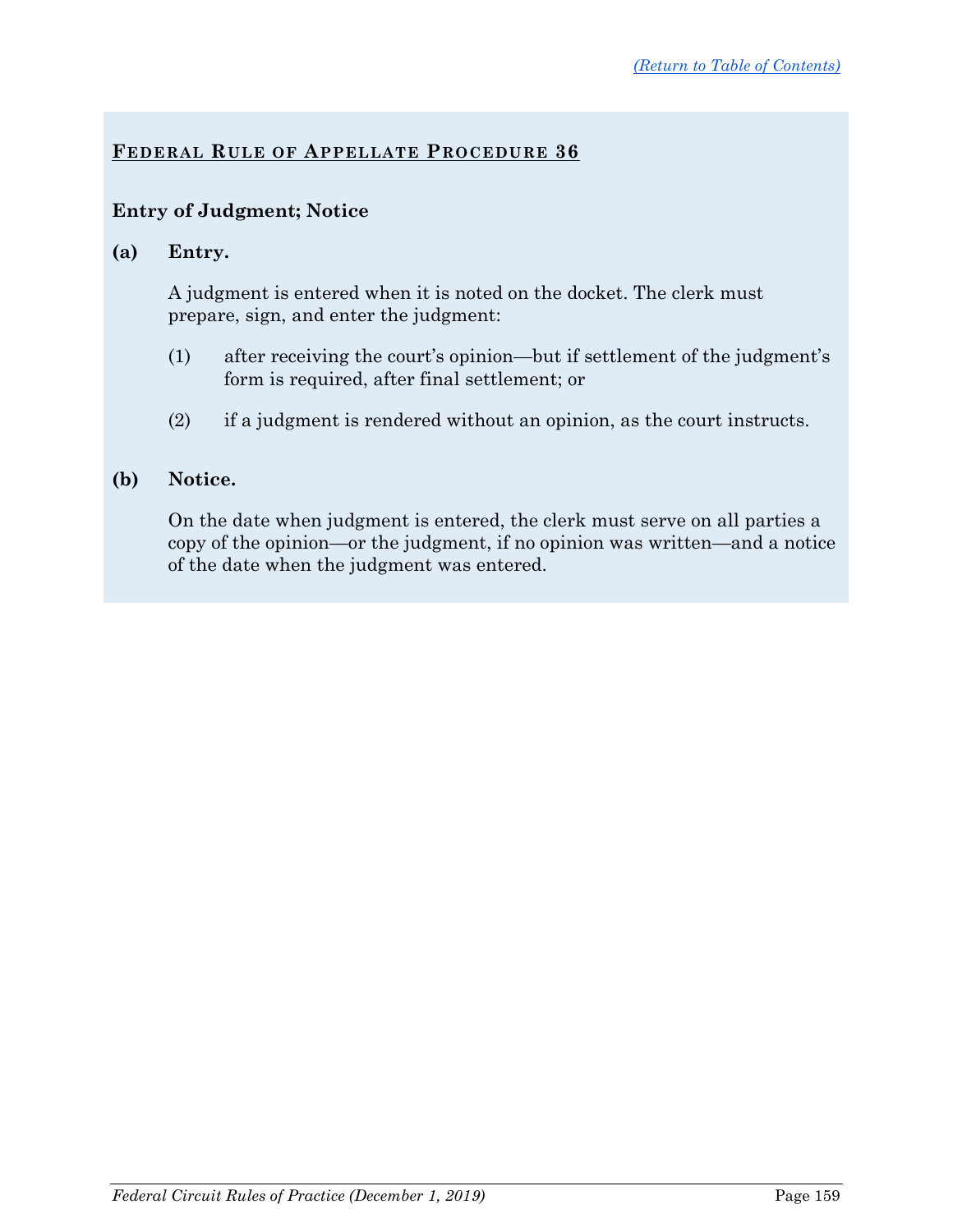[(Return to Table of Contents)](#)

## FEDERAL RULE OF APPELLATE PROCEDURE 36

### Entry of Judgment; Notice

**(a) Entry.**

A judgment is entered when it is noted on the docket. The clerk must prepare, sign, and enter the judgment:

(1) after receiving the court's opinion—but if settlement of the judgment's form is required, after final settlement; or

(2) if a judgment is rendered without an opinion, as the court instructs.

**(b) Notice.**

On the date when judgment is entered, the clerk must serve on all parties a copy of the opinion—or the judgment, if no opinion was written—and a notice of the date when the judgment was entered.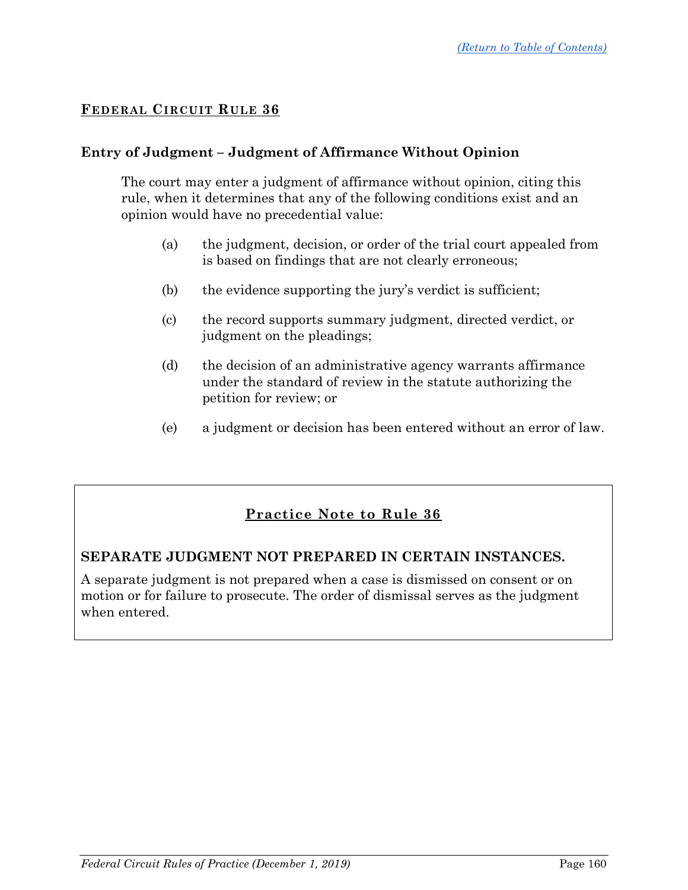## FEDERAL CIRCUIT RULE 36

### Entry of Judgment – Judgment of Affirmance Without Opinion

The court may enter a judgment of affirmance without opinion, citing this rule, when it determines that any of the following conditions exist and an opinion would have no precedential value:

(a) the judgment, decision, or order of the trial court appealed from is based on findings that are not clearly erroneous;

(b) the evidence supporting the jury's verdict is sufficient;

(c) the record supports summary judgment, directed verdict, or judgment on the pleadings;

(d) the decision of an administrative agency warrants affirmance under the standard of review in the statute authorizing the petition for review; or

(e) a judgment or decision has been entered without an error of law.

### Practice Note to Rule 36

**SEPARATE JUDGMENT NOT PREPARED IN CERTAIN INSTANCES.**

A separate judgment is not prepared when a case is dismissed on consent or on motion or for failure to prosecute. The order of dismissal serves as the judgment when entered.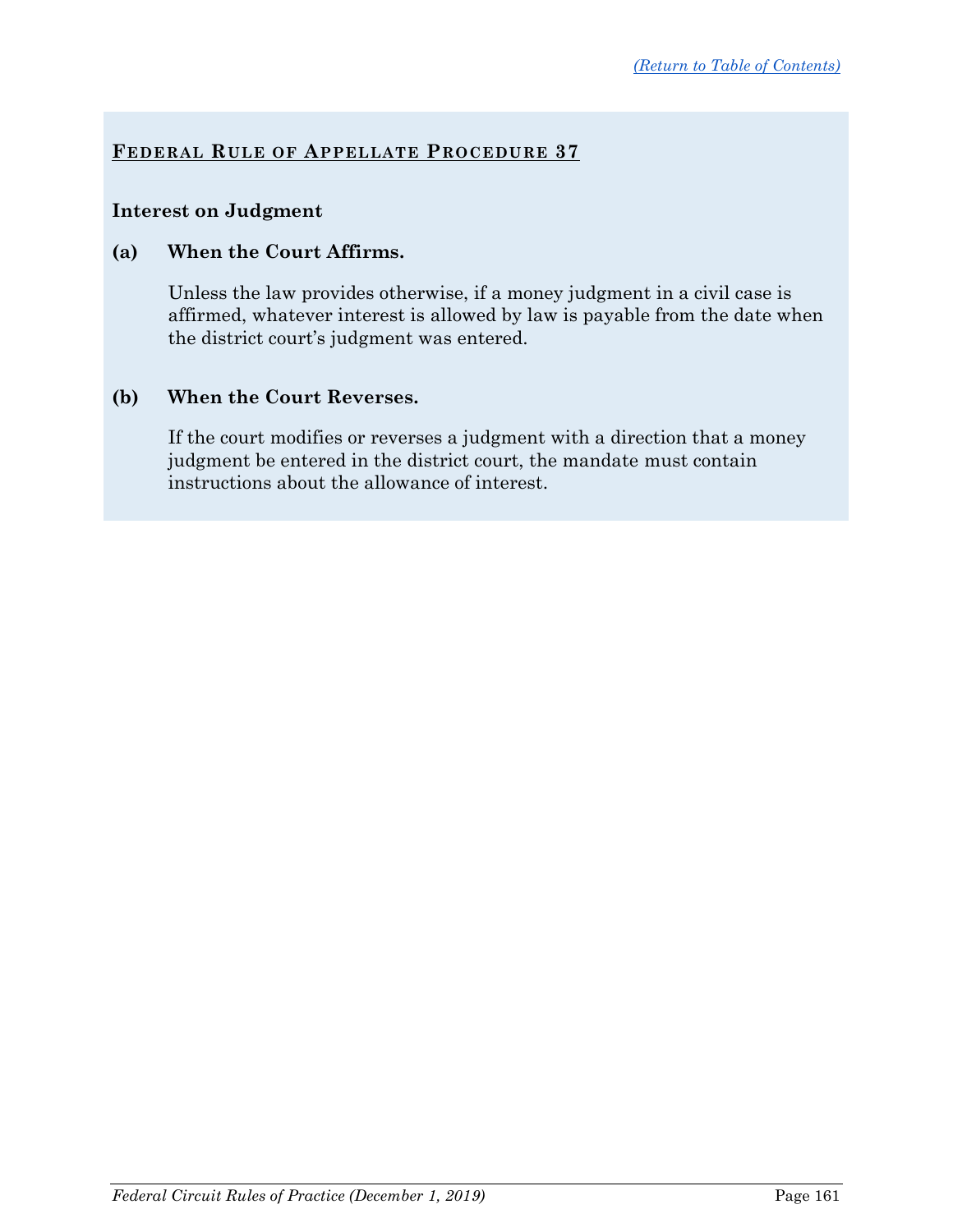## Federal Rule of Appellate Procedure 37

**Interest on Judgment**

**(a) When the Court Affirms.**

Unless the law provides otherwise, if a money judgment in a civil case is affirmed, whatever interest is allowed by law is payable from the date when the district court's judgment was entered.

**(b) When the Court Reverses.**

If the court modifies or reverses a judgment with a direction that a money judgment be entered in the district court, the mandate must contain instructions about the allowance of interest.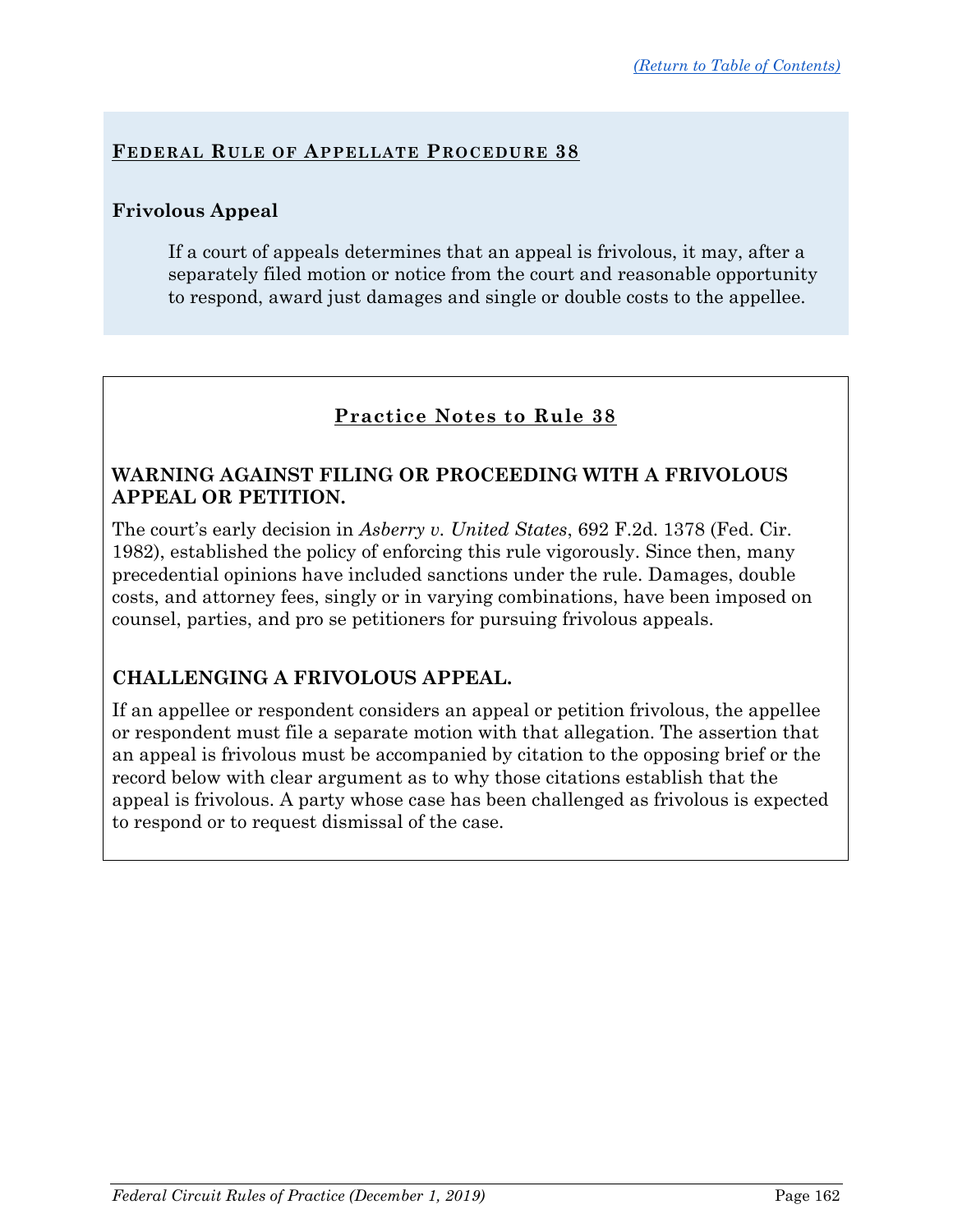## Federal Rule of Appellate Procedure 38

### Frivolous Appeal

> If a court of appeals determines that an appeal is frivolous, it may, after a separately filed motion or notice from the court and reasonable opportunity to respond, award just damages and single or double costs to the appellee.

## Practice Notes to Rule 38

### WARNING AGAINST FILING OR PROCEEDING WITH A FRIVOLOUS APPEAL OR PETITION.

The court's early decision in *Asberry v. United States*, 692 F.2d. 1378 (Fed. Cir. 1982), established the policy of enforcing this rule vigorously. Since then, many precedential opinions have included sanctions under the rule. Damages, double costs, and attorney fees, singly or in varying combinations, have been imposed on counsel, parties, and pro se petitioners for pursuing frivolous appeals.

### CHALLENGING A FRIVOLOUS APPEAL.

If an appellee or respondent considers an appeal or petition frivolous, the appellee or respondent must file a separate motion with that allegation. The assertion that an appeal is frivolous must be accompanied by citation to the opposing brief or the record below with clear argument as to why those citations establish that the appeal is frivolous. A party whose case has been challenged as frivolous is expected to respond or to request dismissal of the case.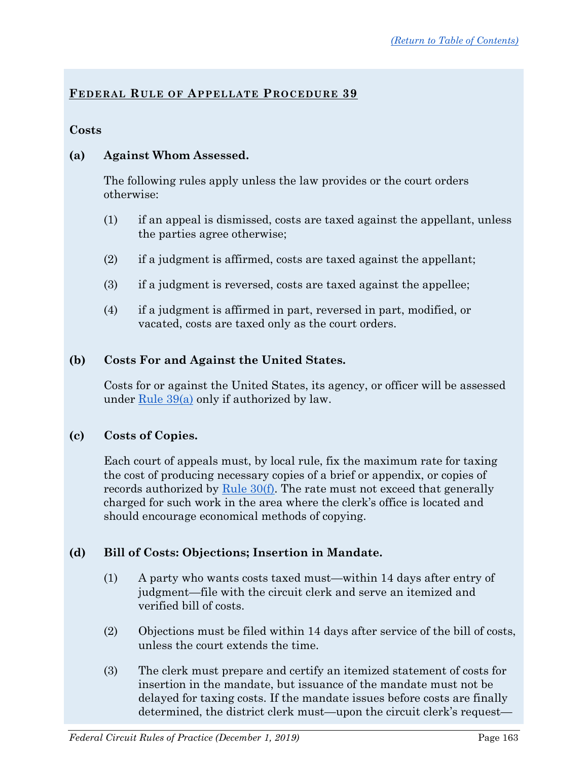## FEDERAL RULE OF APPELLATE PROCEDURE 39

**Costs**

**(a) Against Whom Assessed.**

The following rules apply unless the law provides or the court orders otherwise:

(1) if an appeal is dismissed, costs are taxed against the appellant, unless the parties agree otherwise;

(2) if a judgment is affirmed, costs are taxed against the appellant;

(3) if a judgment is reversed, costs are taxed against the appellee;

(4) if a judgment is affirmed in part, reversed in part, modified, or vacated, costs are taxed only as the court orders.

**(b) Costs For and Against the United States.**

Costs for or against the United States, its agency, or officer will be assessed under Rule 39(a) only if authorized by law.

**(c) Costs of Copies.**

Each court of appeals must, by local rule, fix the maximum rate for taxing the cost of producing necessary copies of a brief or appendix, or copies of records authorized by Rule 30(f). The rate must not exceed that generally charged for such work in the area where the clerk's office is located and should encourage economical methods of copying.

**(d) Bill of Costs: Objections; Insertion in Mandate.**

(1) A party who wants costs taxed must—within 14 days after entry of judgment—file with the circuit clerk and serve an itemized and verified bill of costs.

(2) Objections must be filed within 14 days after service of the bill of costs, unless the court extends the time.

(3) The clerk must prepare and certify an itemized statement of costs for insertion in the mandate, but issuance of the mandate must not be delayed for taxing costs. If the mandate issues before costs are finally determined, the district clerk must—upon the circuit clerk's request—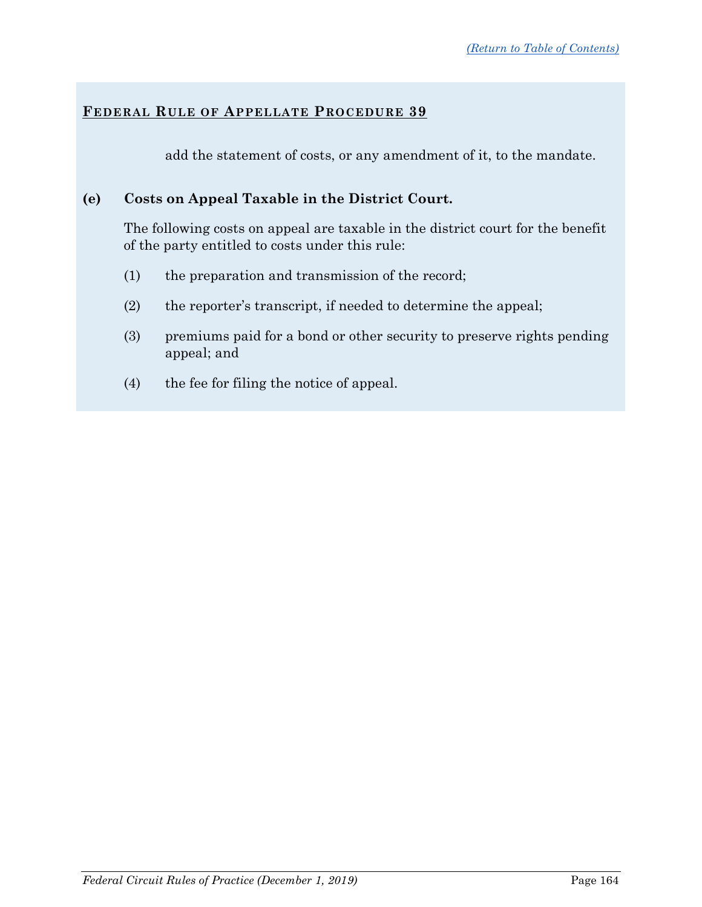## Federal Rule of Appellate Procedure 39

add the statement of costs, or any amendment of it, to the mandate.

**(e) Costs on Appeal Taxable in the District Court.**

The following costs on appeal are taxable in the district court for the benefit of the party entitled to costs under this rule:

(1) the preparation and transmission of the record;

(2) the reporter's transcript, if needed to determine the appeal;

(3) premiums paid for a bond or other security to preserve rights pending appeal; and

(4) the fee for filing the notice of appeal.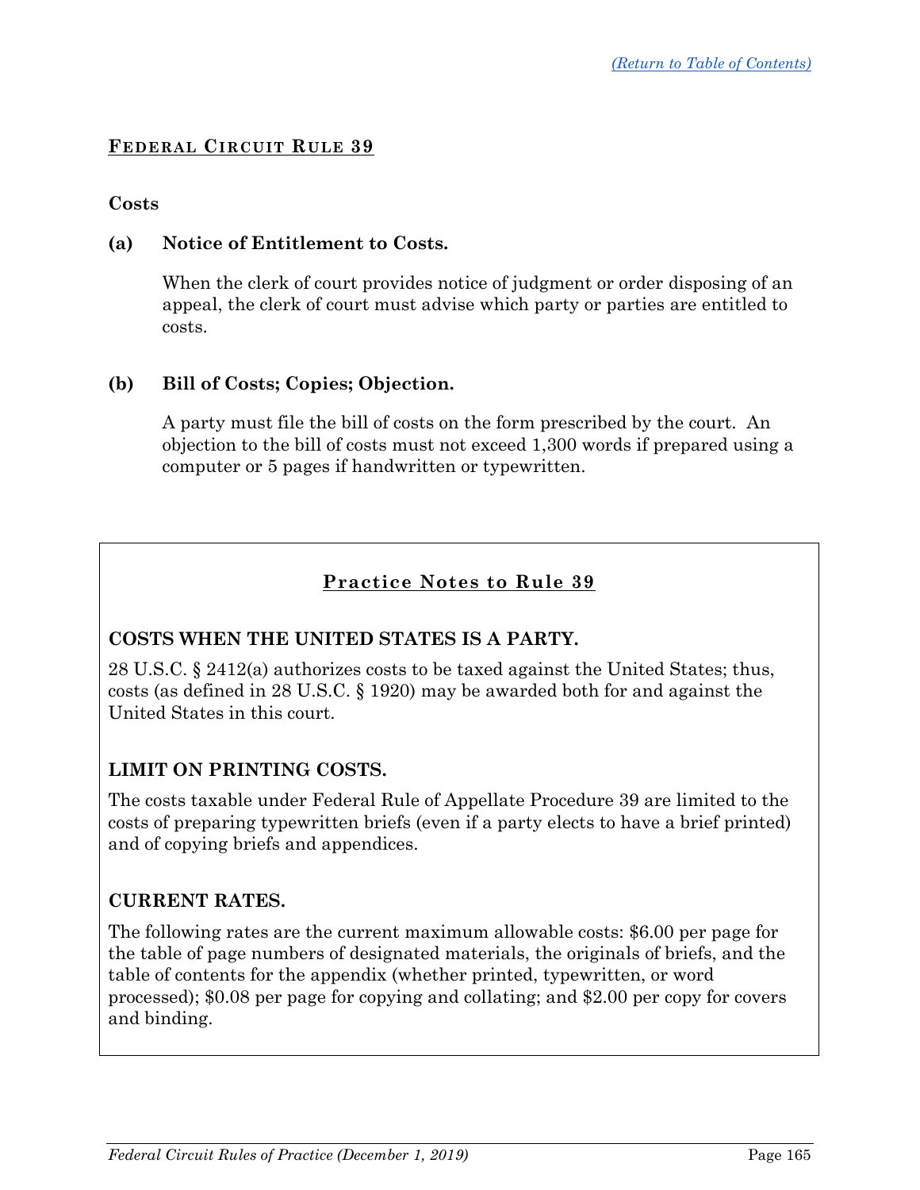[(Return to Table of Contents)](#)

## FEDERAL CIRCUIT RULE 39

### Costs

**(a) Notice of Entitlement to Costs.**

When the clerk of court provides notice of judgment or order disposing of an appeal, the clerk of court must advise which party or parties are entitled to costs.

**(b) Bill of Costs; Copies; Objection.**

A party must file the bill of costs on the form prescribed by the court. An objection to the bill of costs must not exceed 1,300 words if prepared using a computer or 5 pages if handwritten or typewritten.

### Practice Notes to Rule 39

**COSTS WHEN THE UNITED STATES IS A PARTY.**

28 U.S.C. § 2412(a) authorizes costs to be taxed against the United States; thus, costs (as defined in 28 U.S.C. § 1920) may be awarded both for and against the United States in this court.

**LIMIT ON PRINTING COSTS.**

The costs taxable under Federal Rule of Appellate Procedure 39 are limited to the costs of preparing typewritten briefs (even if a party elects to have a brief printed) and of copying briefs and appendices.

**CURRENT RATES.**

The following rates are the current maximum allowable costs: $6.00 per page for the table of page numbers of designated materials, the originals of briefs, and the table of contents for the appendix (whether printed, typewritten, or word processed); $0.08 per page for copying and collating; and $2.00 per copy for covers and binding.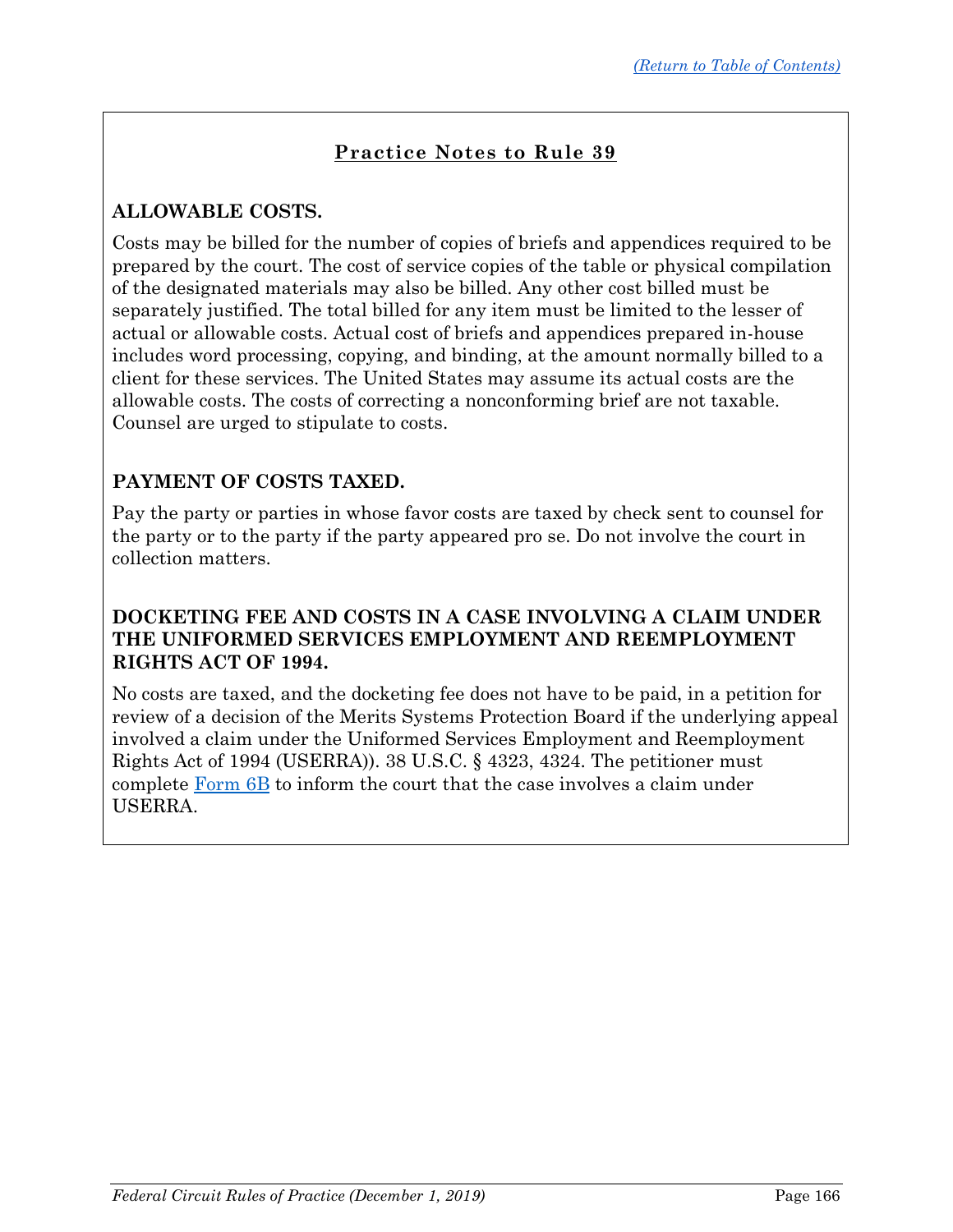## Practice Notes to Rule 39

### ALLOWABLE COSTS.

Costs may be billed for the number of copies of briefs and appendices required to be prepared by the court. The cost of service copies of the table or physical compilation of the designated materials may also be billed. Any other cost billed must be separately justified. The total billed for any item must be limited to the lesser of actual or allowable costs. Actual cost of briefs and appendices prepared in-house includes word processing, copying, and binding, at the amount normally billed to a client for these services. The United States may assume its actual costs are the allowable costs. The costs of correcting a nonconforming brief are not taxable. Counsel are urged to stipulate to costs.

### PAYMENT OF COSTS TAXED.

Pay the party or parties in whose favor costs are taxed by check sent to counsel for the party or to the party if the party appeared pro se. Do not involve the court in collection matters.

### DOCKETING FEE AND COSTS IN A CASE INVOLVING A CLAIM UNDER THE UNIFORMED SERVICES EMPLOYMENT AND REEMPLOYMENT RIGHTS ACT OF 1994.

No costs are taxed, and the docketing fee does not have to be paid, in a petition for review of a decision of the Merits Systems Protection Board if the underlying appeal involved a claim under the Uniformed Services Employment and Reemployment Rights Act of 1994 (USERRA)). 38 U.S.C. § 4323, 4324. The petitioner must complete Form 6B to inform the court that the case involves a claim under USERRA.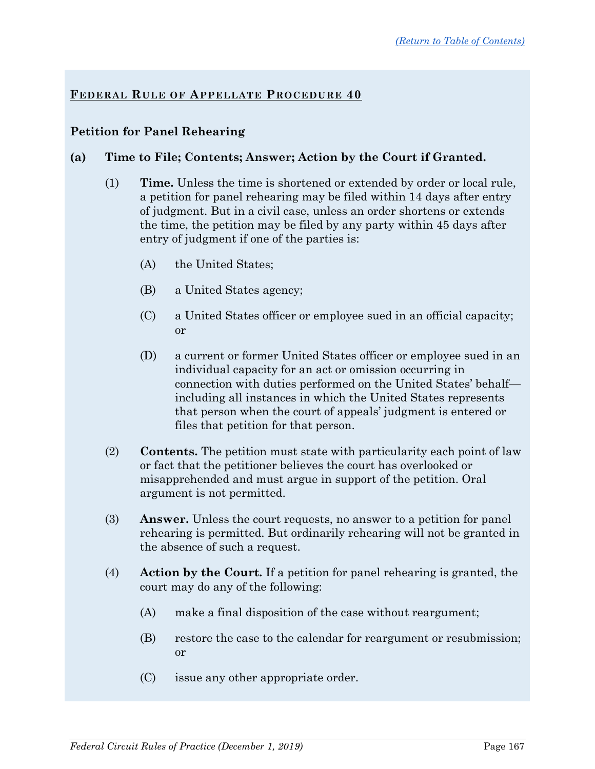## FEDERAL RULE OF APPELLATE PROCEDURE 40

### Petition for Panel Rehearing

**(a) Time to File; Contents; Answer; Action by the Court if Granted.**

(1) **Time.** Unless the time is shortened or extended by order or local rule, a petition for panel rehearing may be filed within 14 days after entry of judgment. But in a civil case, unless an order shortens or extends the time, the petition may be filed by any party within 45 days after entry of judgment if one of the parties is:

(A) the United States;

(B) a United States agency;

(C) a United States officer or employee sued in an official capacity; or

(D) a current or former United States officer or employee sued in an individual capacity for an act or omission occurring in connection with duties performed on the United States' behalf—including all instances in which the United States represents that person when the court of appeals' judgment is entered or files that petition for that person.

(2) **Contents.** The petition must state with particularity each point of law or fact that the petitioner believes the court has overlooked or misapprehended and must argue in support of the petition. Oral argument is not permitted.

(3) **Answer.** Unless the court requests, no answer to a petition for panel rehearing is permitted. But ordinarily rehearing will not be granted in the absence of such a request.

(4) **Action by the Court.** If a petition for panel rehearing is granted, the court may do any of the following:

(A) make a final disposition of the case without reargument;

(B) restore the case to the calendar for reargument or resubmission; or

(C) issue any other appropriate order.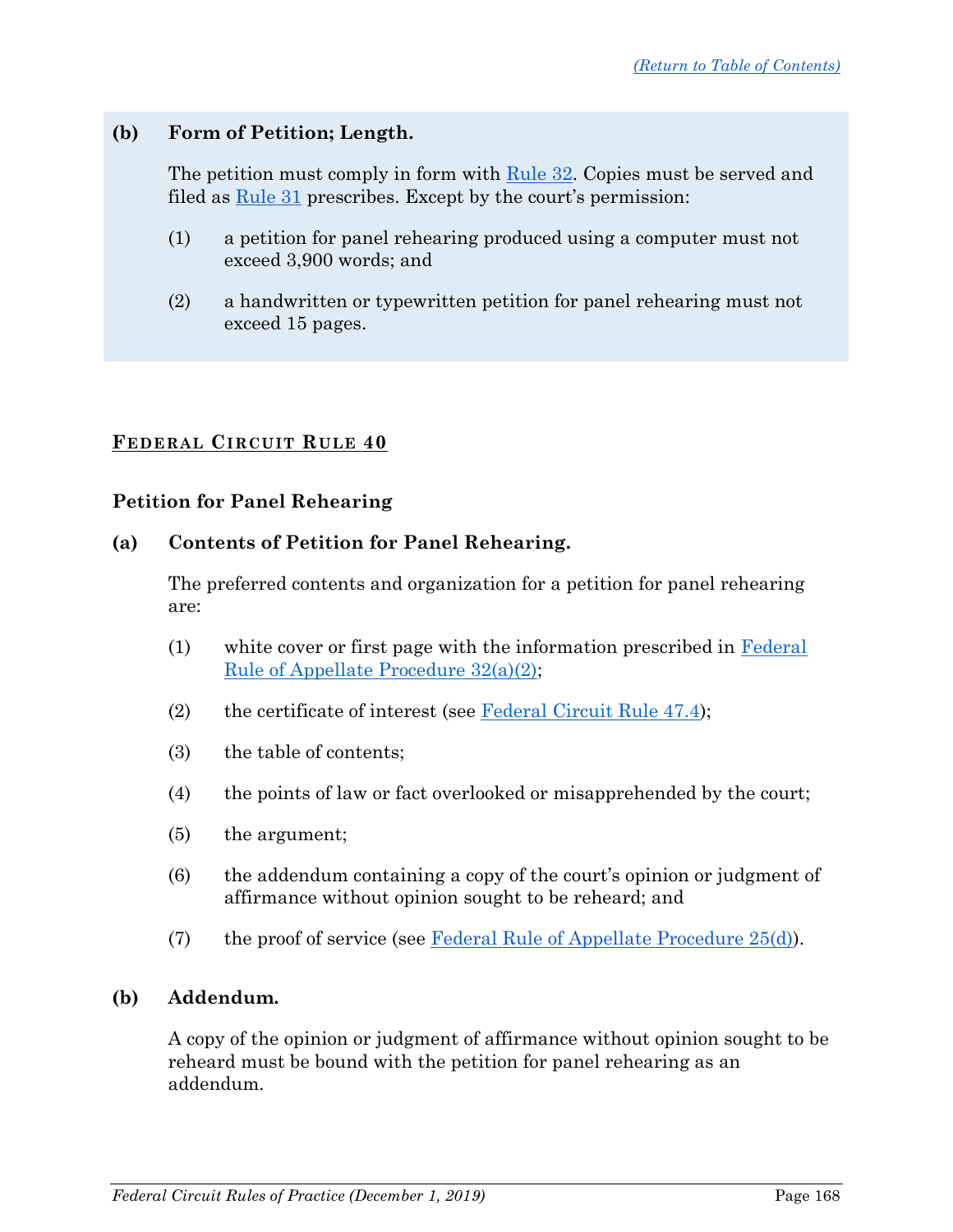**(b) Form of Petition; Length.**

The petition must comply in form with [Rule 32](). Copies must be served and filed as [Rule 31]() prescribes. Except by the court's permission:

(1) a petition for panel rehearing produced using a computer must not exceed 3,900 words; and

(2) a handwritten or typewritten petition for panel rehearing must not exceed 15 pages.

## FEDERAL CIRCUIT RULE 40

### Petition for Panel Rehearing

**(a) Contents of Petition for Panel Rehearing.**

The preferred contents and organization for a petition for panel rehearing are:

(1) white cover or first page with the information prescribed in [Federal Rule of Appellate Procedure 32(a)(2)]();

(2) the certificate of interest (see [Federal Circuit Rule 47.4]());

(3) the table of contents;

(4) the points of law or fact overlooked or misapprehended by the court;

(5) the argument;

(6) the addendum containing a copy of the court's opinion or judgment of affirmance without opinion sought to be reheard; and

(7) the proof of service (see [Federal Rule of Appellate Procedure 25(d)]()).

**(b) Addendum.**

A copy of the opinion or judgment of affirmance without opinion sought to be reheard must be bound with the petition for panel rehearing as an addendum.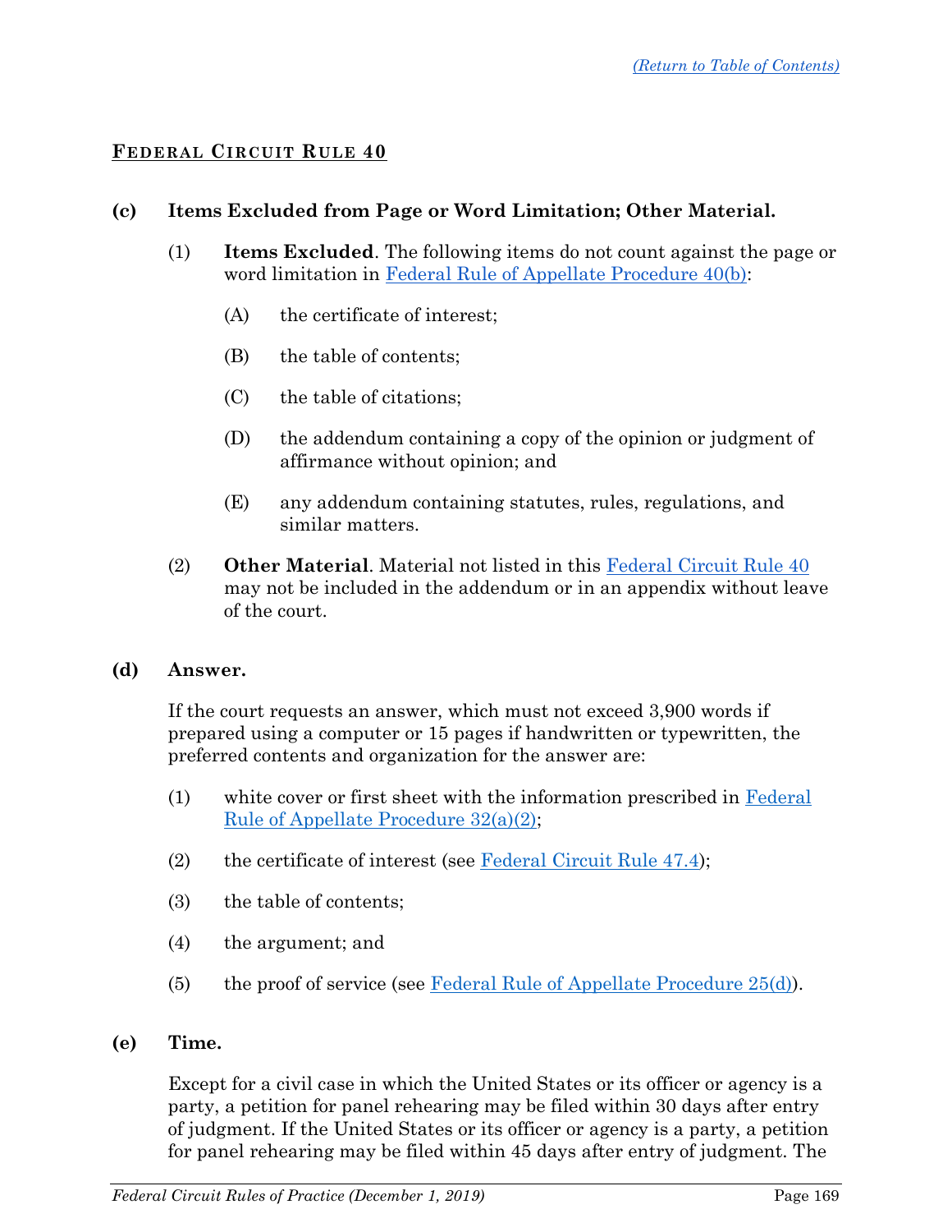## FEDERAL CIRCUIT RULE 40

**(c) Items Excluded from Page or Word Limitation; Other Material.**

(1) **Items Excluded**. The following items do not count against the page or word limitation in Federal Rule of Appellate Procedure 40(b):

(A) the certificate of interest;

(B) the table of contents;

(C) the table of citations;

(D) the addendum containing a copy of the opinion or judgment of affirmance without opinion; and

(E) any addendum containing statutes, rules, regulations, and similar matters.

(2) **Other Material**. Material not listed in this Federal Circuit Rule 40 may not be included in the addendum or in an appendix without leave of the court.

**(d) Answer.**

If the court requests an answer, which must not exceed 3,900 words if prepared using a computer or 15 pages if handwritten or typewritten, the preferred contents and organization for the answer are:

(1) white cover or first sheet with the information prescribed in Federal Rule of Appellate Procedure 32(a)(2);

(2) the certificate of interest (see Federal Circuit Rule 47.4);

(3) the table of contents;

(4) the argument; and

(5) the proof of service (see Federal Rule of Appellate Procedure 25(d)).

**(e) Time.**

Except for a civil case in which the United States or its officer or agency is a party, a petition for panel rehearing may be filed within 30 days after entry of judgment. If the United States or its officer or agency is a party, a petition for panel rehearing may be filed within 45 days after entry of judgment. The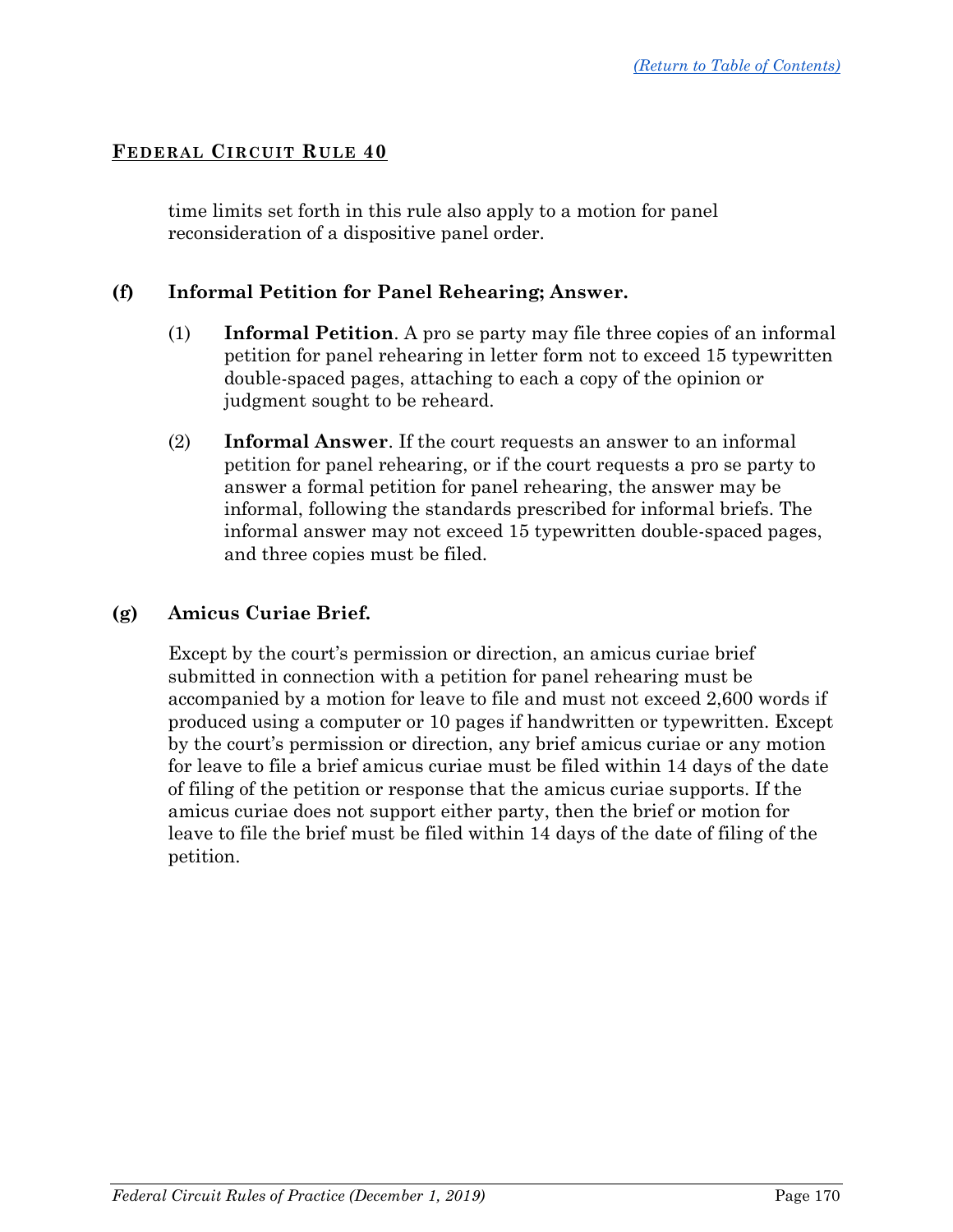## FEDERAL CIRCUIT RULE 40

time limits set forth in this rule also apply to a motion for panel reconsideration of a dispositive panel order.

### (f) Informal Petition for Panel Rehearing; Answer.

(1) **Informal Petition**. A pro se party may file three copies of an informal petition for panel rehearing in letter form not to exceed 15 typewritten double-spaced pages, attaching to each a copy of the opinion or judgment sought to be reheard.

(2) **Informal Answer**. If the court requests an answer to an informal petition for panel rehearing, or if the court requests a pro se party to answer a formal petition for panel rehearing, the answer may be informal, following the standards prescribed for informal briefs. The informal answer may not exceed 15 typewritten double-spaced pages, and three copies must be filed.

### (g) Amicus Curiae Brief.

Except by the court's permission or direction, an amicus curiae brief submitted in connection with a petition for panel rehearing must be accompanied by a motion for leave to file and must not exceed 2,600 words if produced using a computer or 10 pages if handwritten or typewritten. Except by the court's permission or direction, any brief amicus curiae or any motion for leave to file a brief amicus curiae must be filed within 14 days of the date of filing of the petition or response that the amicus curiae supports. If the amicus curiae does not support either party, then the brief or motion for leave to file the brief must be filed within 14 days of the date of filing of the petition.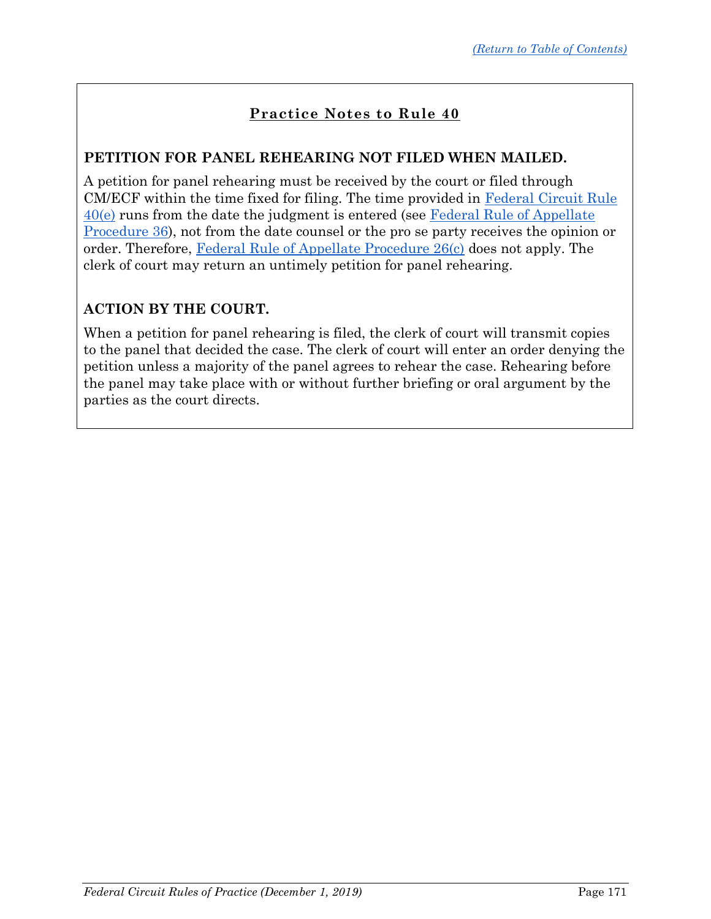## Practice Notes to Rule 40

**PETITION FOR PANEL REHEARING NOT FILED WHEN MAILED.**

A petition for panel rehearing must be received by the court or filed through CM/ECF within the time fixed for filing. The time provided in Federal Circuit Rule 40(e) runs from the date the judgment is entered (see Federal Rule of Appellate Procedure 36), not from the date counsel or the pro se party receives the opinion or order. Therefore, Federal Rule of Appellate Procedure 26(c) does not apply. The clerk of court may return an untimely petition for panel rehearing.

**ACTION BY THE COURT.**

When a petition for panel rehearing is filed, the clerk of court will transmit copies to the panel that decided the case. The clerk of court will enter an order denying the petition unless a majority of the panel agrees to rehear the case. Rehearing before the panel may take place with or without further briefing or oral argument by the parties as the court directs.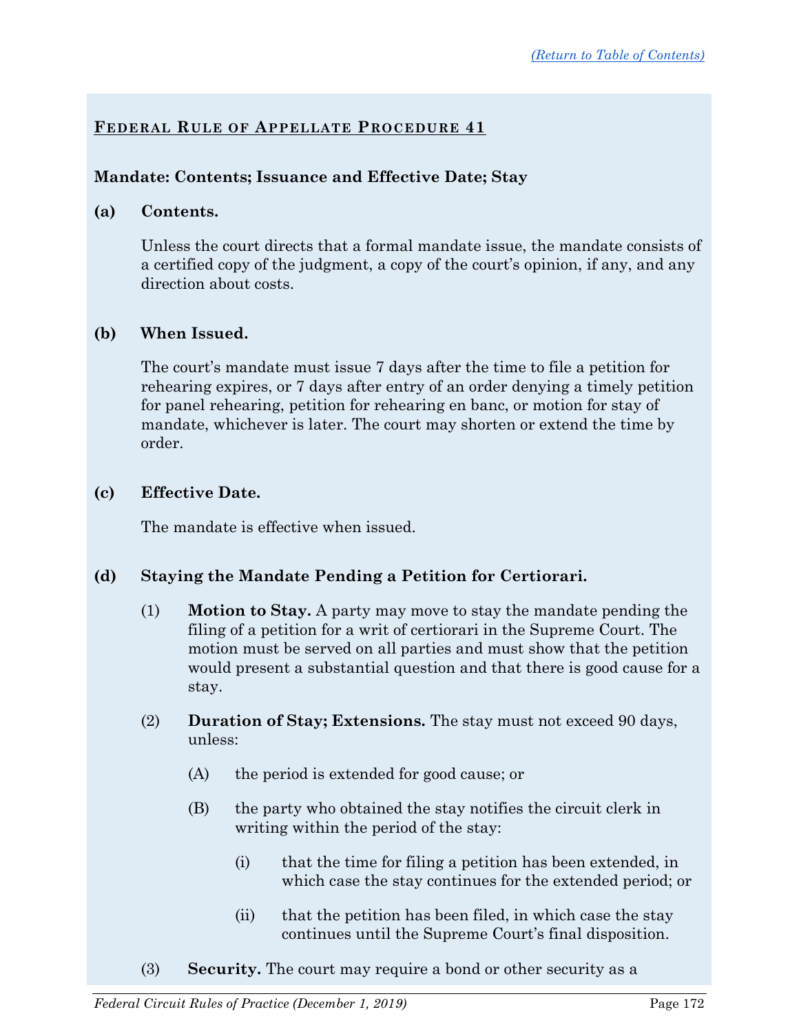## FEDERAL RULE OF APPELLATE PROCEDURE 41

**Mandate: Contents; Issuance and Effective Date; Stay**

**(a) Contents.**

Unless the court directs that a formal mandate issue, the mandate consists of a certified copy of the judgment, a copy of the court's opinion, if any, and any direction about costs.

**(b) When Issued.**

The court's mandate must issue 7 days after the time to file a petition for rehearing expires, or 7 days after entry of an order denying a timely petition for panel rehearing, petition for rehearing en banc, or motion for stay of mandate, whichever is later. The court may shorten or extend the time by order.

**(c) Effective Date.**

The mandate is effective when issued.

**(d) Staying the Mandate Pending a Petition for Certiorari.**

(1) **Motion to Stay.** A party may move to stay the mandate pending the filing of a petition for a writ of certiorari in the Supreme Court. The motion must be served on all parties and must show that the petition would present a substantial question and that there is good cause for a stay.

(2) **Duration of Stay; Extensions.** The stay must not exceed 90 days, unless:

(A) the period is extended for good cause; or

(B) the party who obtained the stay notifies the circuit clerk in writing within the period of the stay:

(i) that the time for filing a petition has been extended, in which case the stay continues for the extended period; or

(ii) that the petition has been filed, in which case the stay continues until the Supreme Court's final disposition.

(3) **Security.** The court may require a bond or other security as a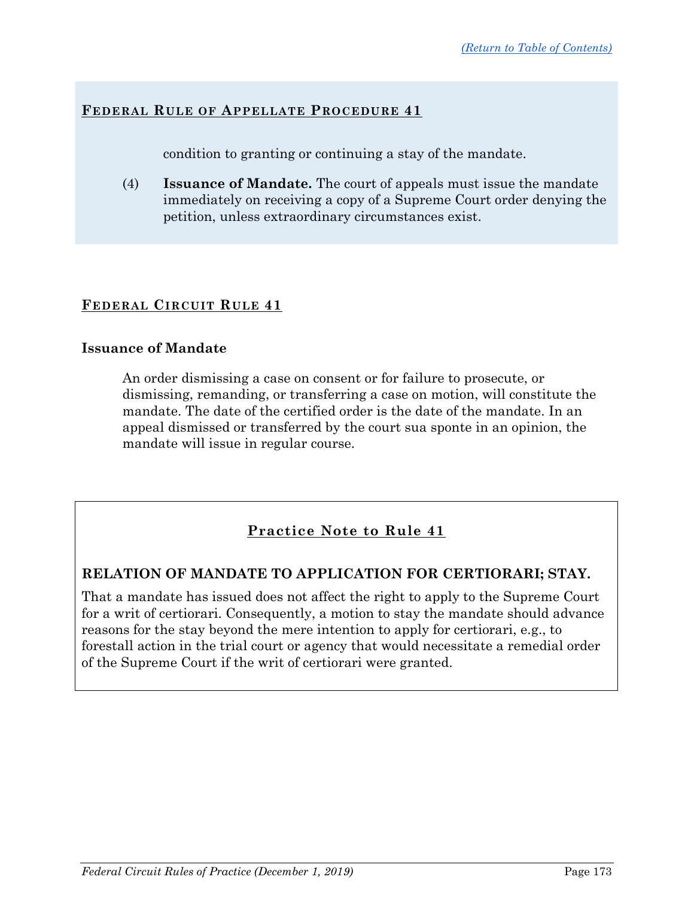## FEDERAL RULE OF APPELLATE PROCEDURE 41

condition to granting or continuing a stay of the mandate.

(4) **Issuance of Mandate.** The court of appeals must issue the mandate immediately on receiving a copy of a Supreme Court order denying the petition, unless extraordinary circumstances exist.

## FEDERAL CIRCUIT RULE 41

### Issuance of Mandate

An order dismissing a case on consent or for failure to prosecute, or dismissing, remanding, or transferring a case on motion, will constitute the mandate. The date of the certified order is the date of the mandate. In an appeal dismissed or transferred by the court sua sponte in an opinion, the mandate will issue in regular course.

### Practice Note to Rule 41

**RELATION OF MANDATE TO APPLICATION FOR CERTIORARI; STAY.**

That a mandate has issued does not affect the right to apply to the Supreme Court for a writ of certiorari. Consequently, a motion to stay the mandate should advance reasons for the stay beyond the mere intention to apply for certiorari, e.g., to forestall action in the trial court or agency that would necessitate a remedial order of the Supreme Court if the writ of certiorari were granted.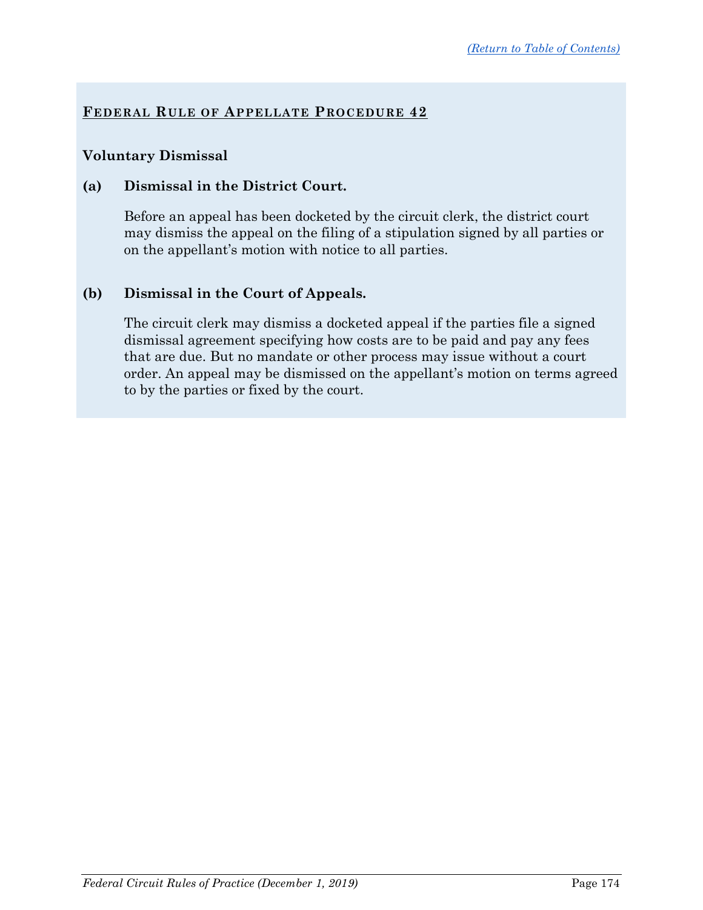## Federal Rule of Appellate Procedure 42

### Voluntary Dismissal

**(a) Dismissal in the District Court.**

Before an appeal has been docketed by the circuit clerk, the district court may dismiss the appeal on the filing of a stipulation signed by all parties or on the appellant's motion with notice to all parties.

**(b) Dismissal in the Court of Appeals.**

The circuit clerk may dismiss a docketed appeal if the parties file a signed dismissal agreement specifying how costs are to be paid and pay any fees that are due. But no mandate or other process may issue without a court order. An appeal may be dismissed on the appellant's motion on terms agreed to by the parties or fixed by the court.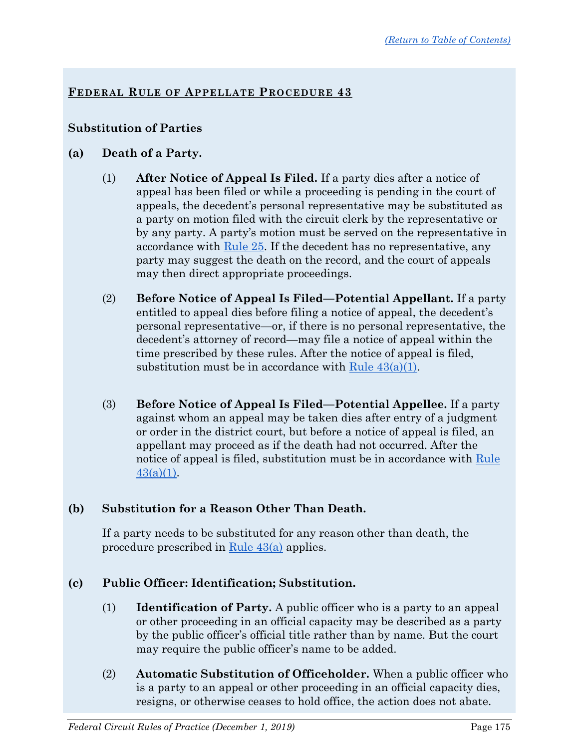## Federal Rule of Appellate Procedure 43

### Substitution of Parties

**(a) Death of a Party.**

(1) **After Notice of Appeal Is Filed.** If a party dies after a notice of appeal has been filed or while a proceeding is pending in the court of appeals, the decedent's personal representative may be substituted as a party on motion filed with the circuit clerk by the representative or by any party. A party's motion must be served on the representative in accordance with Rule 25. If the decedent has no representative, any party may suggest the death on the record, and the court of appeals may then direct appropriate proceedings.

(2) **Before Notice of Appeal Is Filed—Potential Appellant.** If a party entitled to appeal dies before filing a notice of appeal, the decedent's personal representative—or, if there is no personal representative, the decedent's attorney of record—may file a notice of appeal within the time prescribed by these rules. After the notice of appeal is filed, substitution must be in accordance with Rule 43(a)(1).

(3) **Before Notice of Appeal Is Filed—Potential Appellee.** If a party against whom an appeal may be taken dies after entry of a judgment or order in the district court, but before a notice of appeal is filed, an appellant may proceed as if the death had not occurred. After the notice of appeal is filed, substitution must be in accordance with Rule 43(a)(1).

**(b) Substitution for a Reason Other Than Death.**

If a party needs to be substituted for any reason other than death, the procedure prescribed in Rule 43(a) applies.

**(c) Public Officer: Identification; Substitution.**

(1) **Identification of Party.** A public officer who is a party to an appeal or other proceeding in an official capacity may be described as a party by the public officer's official title rather than by name. But the court may require the public officer's name to be added.

(2) **Automatic Substitution of Officeholder.** When a public officer who is a party to an appeal or other proceeding in an official capacity dies, resigns, or otherwise ceases to hold office, the action does not abate.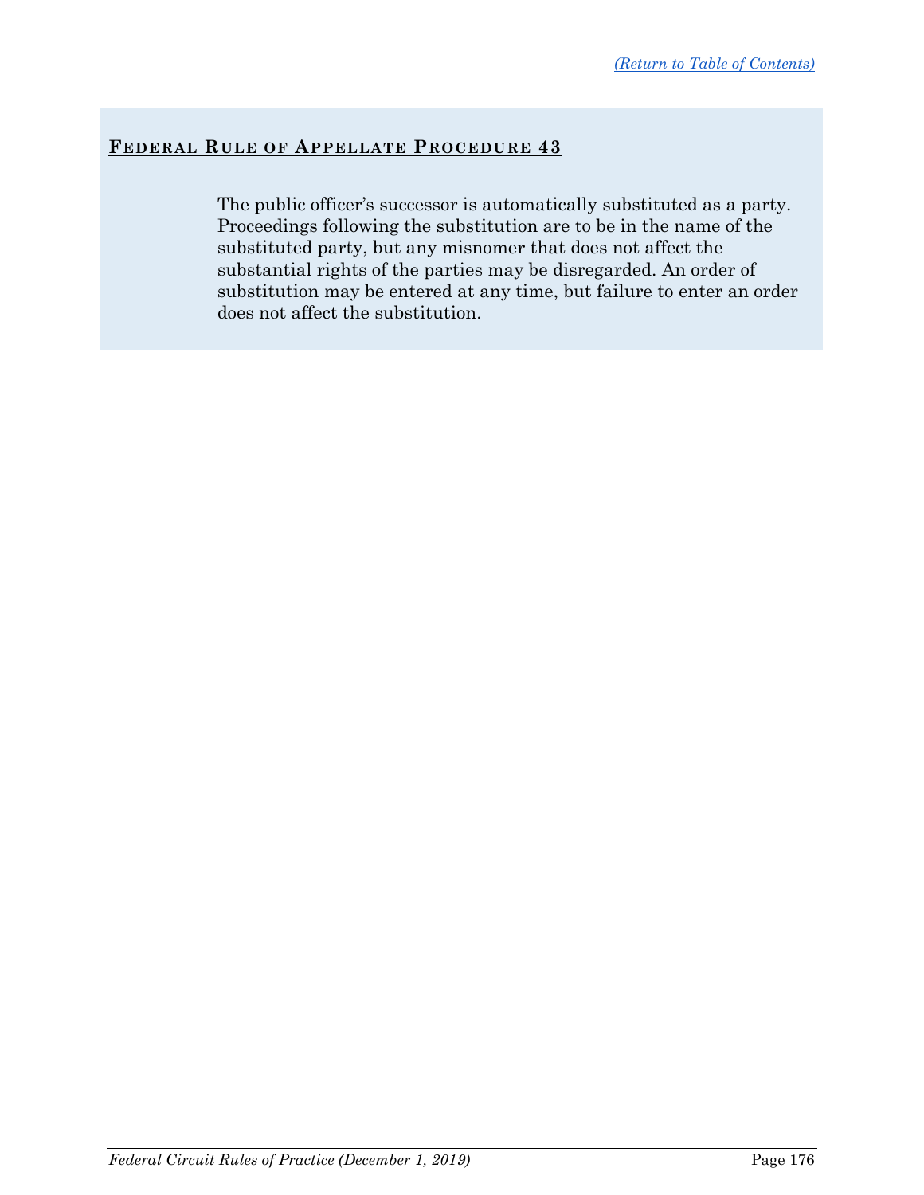## Federal Rule of Appellate Procedure 43

The public officer's successor is automatically substituted as a party. Proceedings following the substitution are to be in the name of the substituted party, but any misnomer that does not affect the substantial rights of the parties may be disregarded. An order of substitution may be entered at any time, but failure to enter an order does not affect the substitution.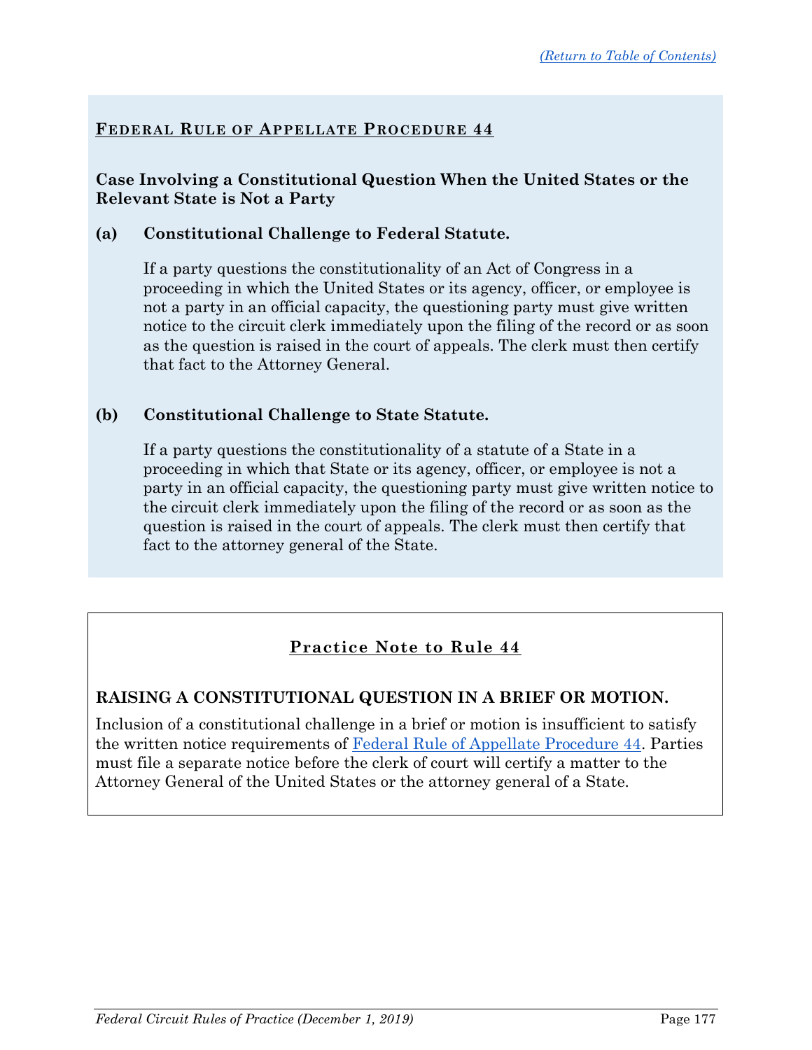## Federal Rule of Appellate Procedure 44

**Case Involving a Constitutional Question When the United States or the Relevant State is Not a Party**

**(a) Constitutional Challenge to Federal Statute.**

If a party questions the constitutionality of an Act of Congress in a proceeding in which the United States or its agency, officer, or employee is not a party in an official capacity, the questioning party must give written notice to the circuit clerk immediately upon the filing of the record or as soon as the question is raised in the court of appeals. The clerk must then certify that fact to the Attorney General.

**(b) Constitutional Challenge to State Statute.**

If a party questions the constitutionality of a statute of a State in a proceeding in which that State or its agency, officer, or employee is not a party in an official capacity, the questioning party must give written notice to the circuit clerk immediately upon the filing of the record or as soon as the question is raised in the court of appeals. The clerk must then certify that fact to the attorney general of the State.

## Practice Note to Rule 44

### RAISING A CONSTITUTIONAL QUESTION IN A BRIEF OR MOTION.

Inclusion of a constitutional challenge in a brief or motion is insufficient to satisfy the written notice requirements of Federal Rule of Appellate Procedure 44. Parties must file a separate notice before the clerk of court will certify a matter to the Attorney General of the United States or the attorney general of a State.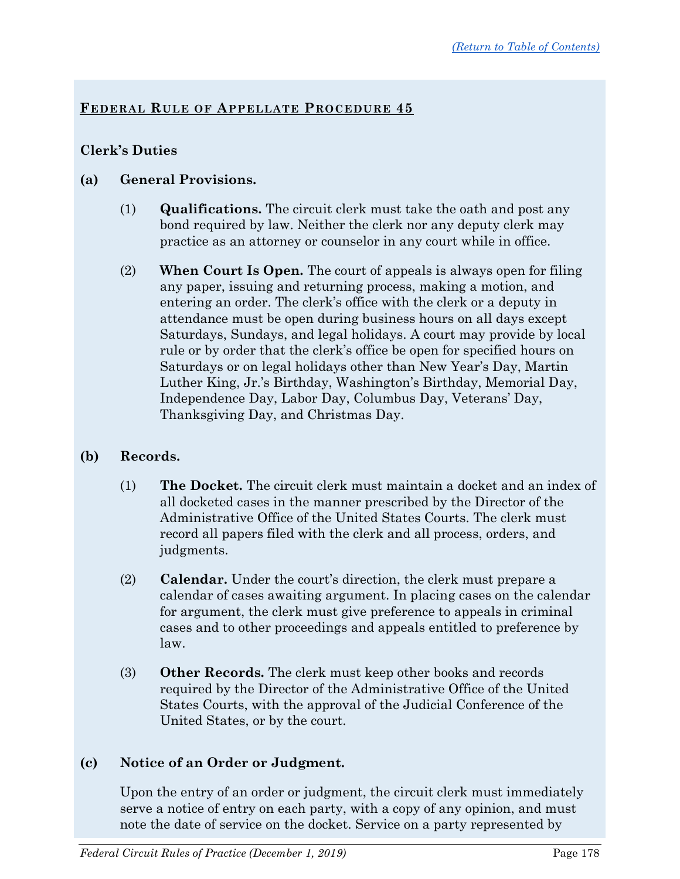## FEDERAL RULE OF APPELLATE PROCEDURE 45

### Clerk's Duties

**(a) General Provisions.**

(1) **Qualifications.** The circuit clerk must take the oath and post any bond required by law. Neither the clerk nor any deputy clerk may practice as an attorney or counselor in any court while in office.

(2) **When Court Is Open.** The court of appeals is always open for filing any paper, issuing and returning process, making a motion, and entering an order. The clerk's office with the clerk or a deputy in attendance must be open during business hours on all days except Saturdays, Sundays, and legal holidays. A court may provide by local rule or by order that the clerk's office be open for specified hours on Saturdays or on legal holidays other than New Year's Day, Martin Luther King, Jr.'s Birthday, Washington's Birthday, Memorial Day, Independence Day, Labor Day, Columbus Day, Veterans' Day, Thanksgiving Day, and Christmas Day.

**(b) Records.**

(1) **The Docket.** The circuit clerk must maintain a docket and an index of all docketed cases in the manner prescribed by the Director of the Administrative Office of the United States Courts. The clerk must record all papers filed with the clerk and all process, orders, and judgments.

(2) **Calendar.** Under the court's direction, the clerk must prepare a calendar of cases awaiting argument. In placing cases on the calendar for argument, the clerk must give preference to appeals in criminal cases and to other proceedings and appeals entitled to preference by law.

(3) **Other Records.** The clerk must keep other books and records required by the Director of the Administrative Office of the United States Courts, with the approval of the Judicial Conference of the United States, or by the court.

**(c) Notice of an Order or Judgment.**

Upon the entry of an order or judgment, the circuit clerk must immediately serve a notice of entry on each party, with a copy of any opinion, and must note the date of service on the docket. Service on a party represented by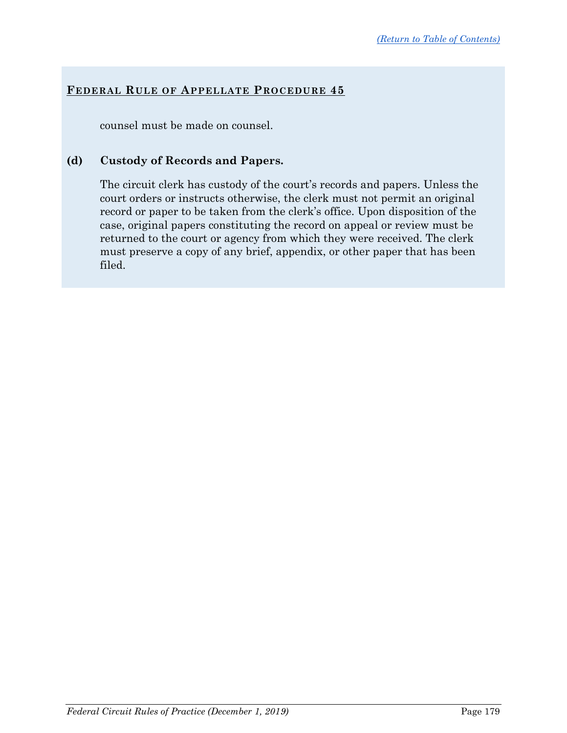## FEDERAL RULE OF APPELLATE PROCEDURE 45

counsel must be made on counsel.

**(d) Custody of Records and Papers.**

The circuit clerk has custody of the court's records and papers. Unless the court orders or instructs otherwise, the clerk must not permit an original record or paper to be taken from the clerk's office. Upon disposition of the case, original papers constituting the record on appeal or review must be returned to the court or agency from which they were received. The clerk must preserve a copy of any brief, appendix, or other paper that has been filed.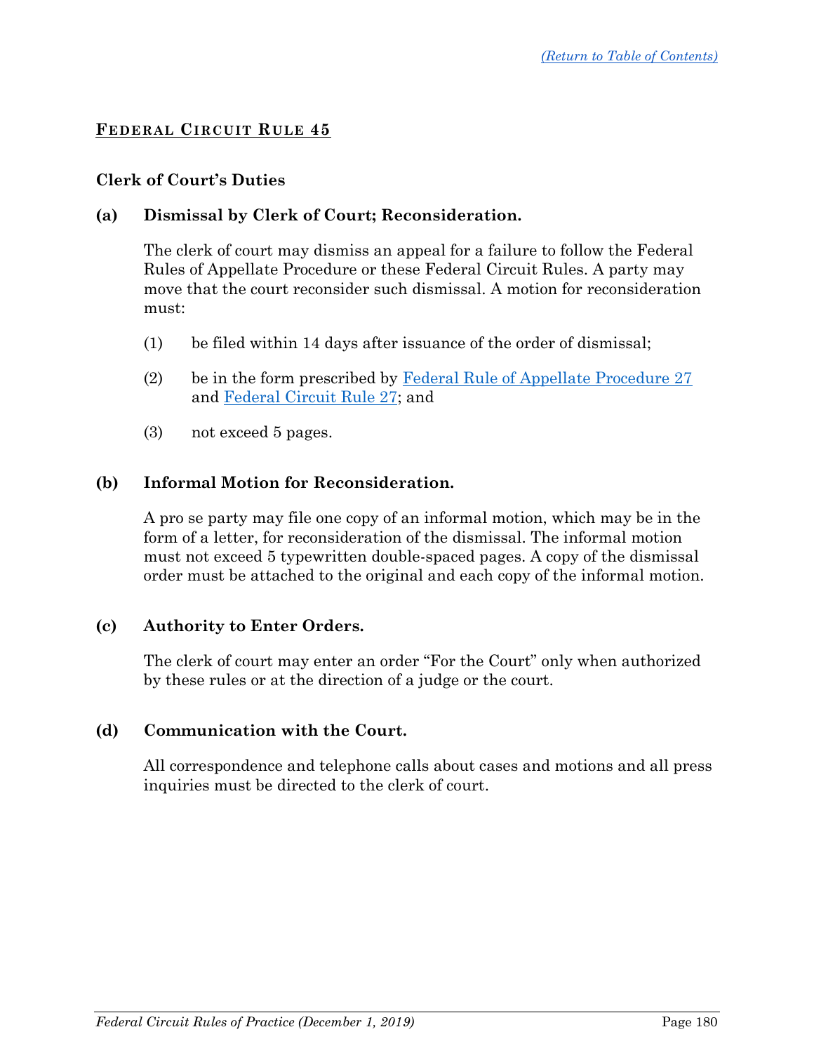## FEDERAL CIRCUIT RULE 45

### Clerk of Court's Duties

**(a) Dismissal by Clerk of Court; Reconsideration.**

The clerk of court may dismiss an appeal for a failure to follow the Federal Rules of Appellate Procedure or these Federal Circuit Rules. A party may move that the court reconsider such dismissal. A motion for reconsideration must:

(1) be filed within 14 days after issuance of the order of dismissal;

(2) be in the form prescribed by Federal Rule of Appellate Procedure 27 and Federal Circuit Rule 27; and

(3) not exceed 5 pages.

**(b) Informal Motion for Reconsideration.**

A pro se party may file one copy of an informal motion, which may be in the form of a letter, for reconsideration of the dismissal. The informal motion must not exceed 5 typewritten double-spaced pages. A copy of the dismissal order must be attached to the original and each copy of the informal motion.

**(c) Authority to Enter Orders.**

The clerk of court may enter an order "For the Court" only when authorized by these rules or at the direction of a judge or the court.

**(d) Communication with the Court.**

All correspondence and telephone calls about cases and motions and all press inquiries must be directed to the clerk of court.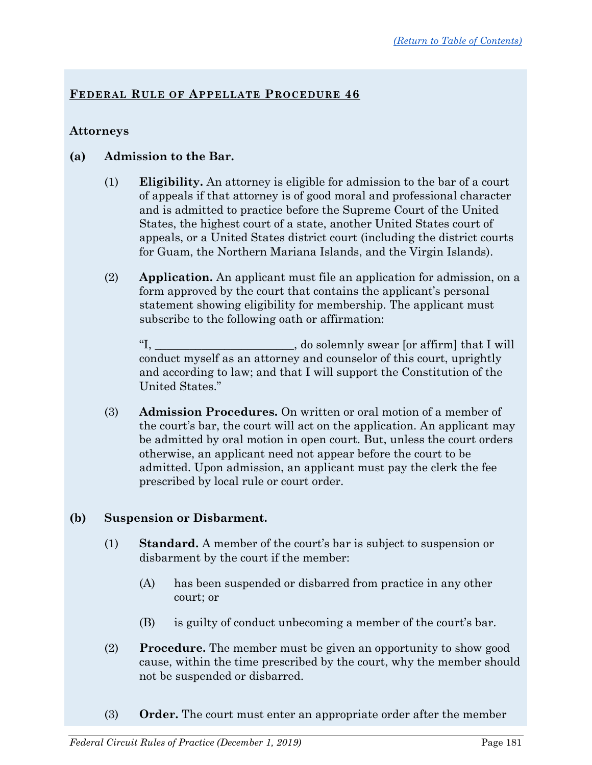## Federal Rule of Appellate Procedure 46

### Attorneys

**(a) Admission to the Bar.**

(1) **Eligibility.** An attorney is eligible for admission to the bar of a court of appeals if that attorney is of good moral and professional character and is admitted to practice before the Supreme Court of the United States, the highest court of a state, another United States court of appeals, or a United States district court (including the district courts for Guam, the Northern Mariana Islands, and the Virgin Islands).

(2) **Application.** An applicant must file an application for admission, on a form approved by the court that contains the applicant's personal statement showing eligibility for membership. The applicant must subscribe to the following oath or affirmation:

"I, ________________________, do solemnly swear [or affirm] that I will conduct myself as an attorney and counselor of this court, uprightly and according to law; and that I will support the Constitution of the United States."

(3) **Admission Procedures.** On written or oral motion of a member of the court's bar, the court will act on the application. An applicant may be admitted by oral motion in open court. But, unless the court orders otherwise, an applicant need not appear before the court to be admitted. Upon admission, an applicant must pay the clerk the fee prescribed by local rule or court order.

**(b) Suspension or Disbarment.**

(1) **Standard.** A member of the court's bar is subject to suspension or disbarment by the court if the member:

(A) has been suspended or disbarred from practice in any other court; or

(B) is guilty of conduct unbecoming a member of the court's bar.

(2) **Procedure.** The member must be given an opportunity to show good cause, within the time prescribed by the court, why the member should not be suspended or disbarred.

(3) **Order.** The court must enter an appropriate order after the member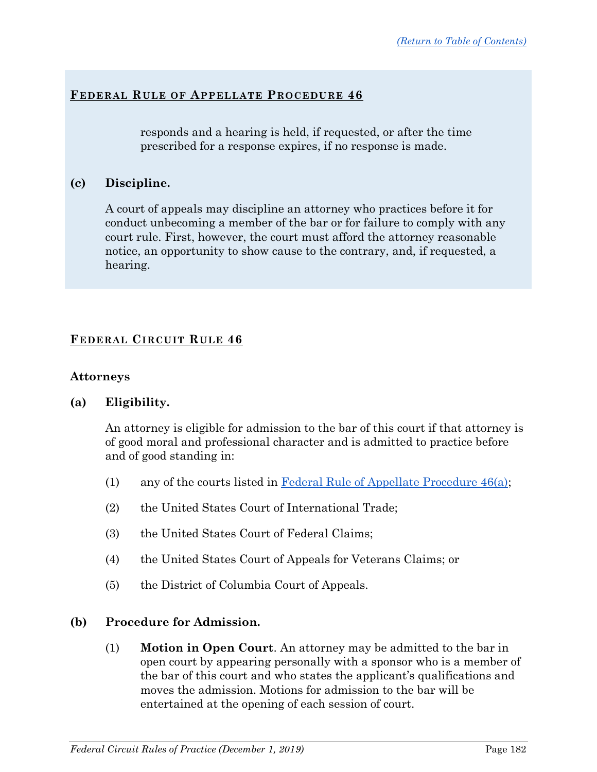## FEDERAL RULE OF APPELLATE PROCEDURE 46

responds and a hearing is held, if requested, or after the time prescribed for a response expires, if no response is made.

**(c) Discipline.**

A court of appeals may discipline an attorney who practices before it for conduct unbecoming a member of the bar or for failure to comply with any court rule. First, however, the court must afford the attorney reasonable notice, an opportunity to show cause to the contrary, and, if requested, a hearing.

## FEDERAL CIRCUIT RULE 46

### Attorneys

**(a) Eligibility.**

An attorney is eligible for admission to the bar of this court if that attorney is of good moral and professional character and is admitted to practice before and of good standing in:

(1) any of the courts listed in Federal Rule of Appellate Procedure 46(a);

(2) the United States Court of International Trade;

(3) the United States Court of Federal Claims;

(4) the United States Court of Appeals for Veterans Claims; or

(5) the District of Columbia Court of Appeals.

**(b) Procedure for Admission.**

(1) **Motion in Open Court**. An attorney may be admitted to the bar in open court by appearing personally with a sponsor who is a member of the bar of this court and who states the applicant's qualifications and moves the admission. Motions for admission to the bar will be entertained at the opening of each session of court.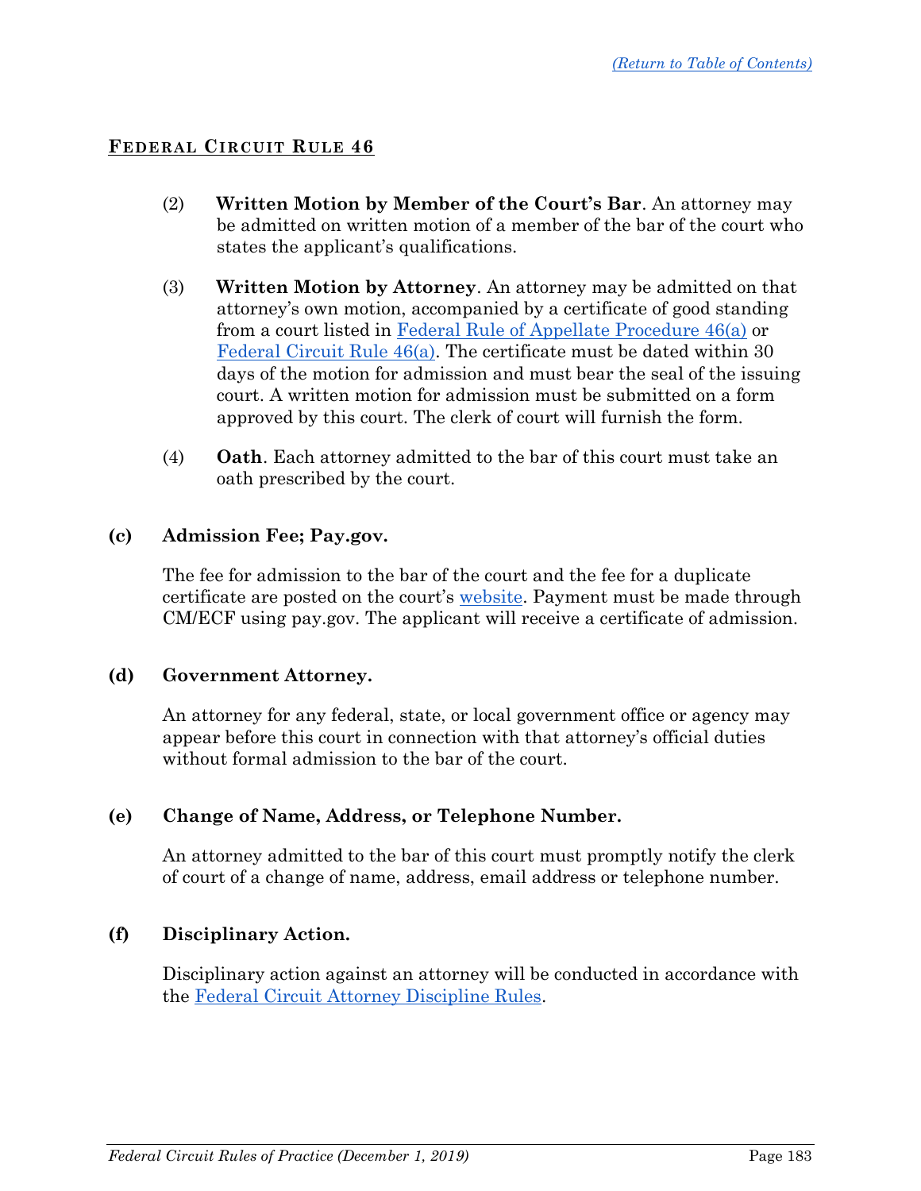## FEDERAL CIRCUIT RULE 46

(2) **Written Motion by Member of the Court's Bar**. An attorney may be admitted on written motion of a member of the bar of the court who states the applicant's qualifications.

(3) **Written Motion by Attorney**. An attorney may be admitted on that attorney's own motion, accompanied by a certificate of good standing from a court listed in Federal Rule of Appellate Procedure 46(a) or Federal Circuit Rule 46(a). The certificate must be dated within 30 days of the motion for admission and must bear the seal of the issuing court. A written motion for admission must be submitted on a form approved by this court. The clerk of court will furnish the form.

(4) **Oath**. Each attorney admitted to the bar of this court must take an oath prescribed by the court.

**(c) Admission Fee; Pay.gov.**

The fee for admission to the bar of the court and the fee for a duplicate certificate are posted on the court's website. Payment must be made through CM/ECF using pay.gov. The applicant will receive a certificate of admission.

**(d) Government Attorney.**

An attorney for any federal, state, or local government office or agency may appear before this court in connection with that attorney's official duties without formal admission to the bar of the court.

**(e) Change of Name, Address, or Telephone Number.**

An attorney admitted to the bar of this court must promptly notify the clerk of court of a change of name, address, email address or telephone number.

**(f) Disciplinary Action.**

Disciplinary action against an attorney will be conducted in accordance with the Federal Circuit Attorney Discipline Rules.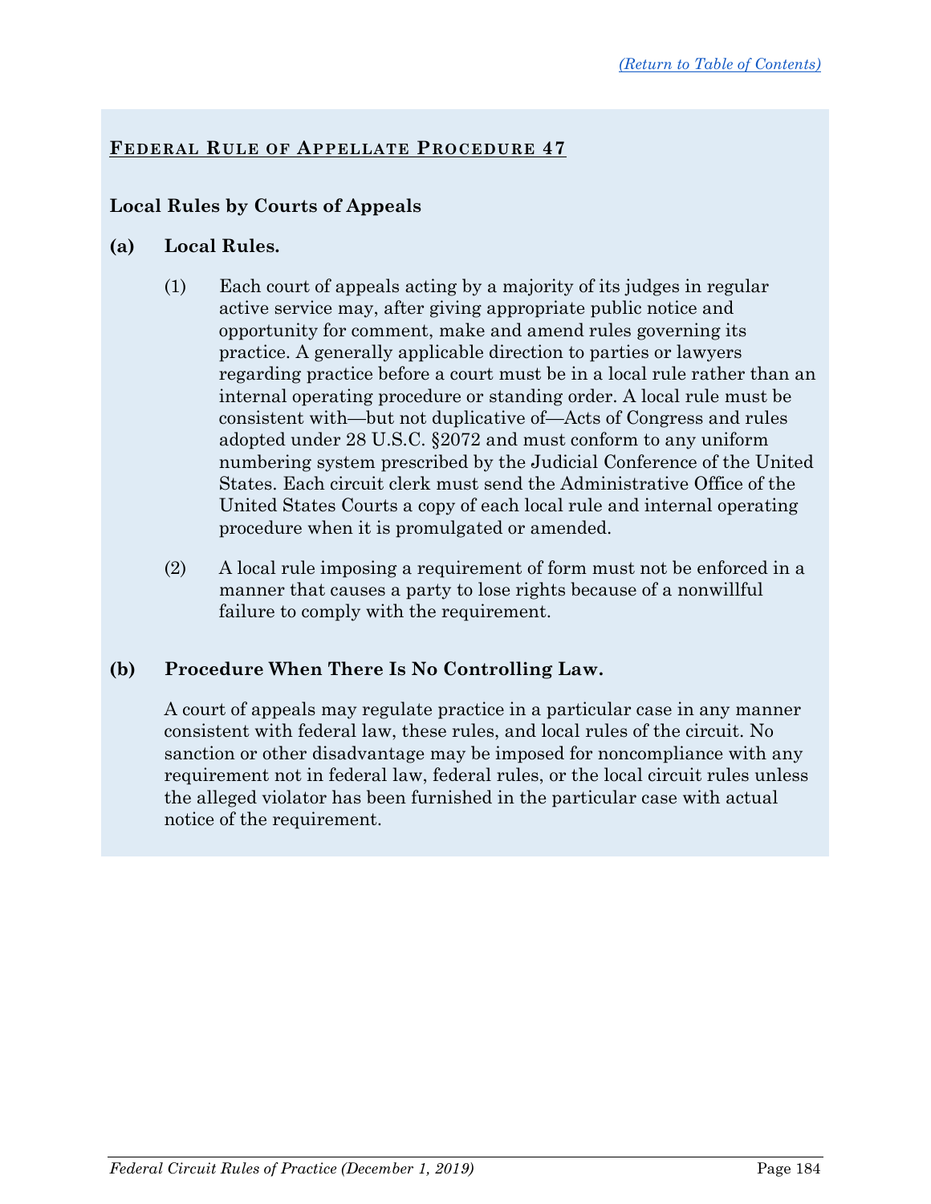## Federal Rule of Appellate Procedure 47

### Local Rules by Courts of Appeals

**(a) Local Rules.**

(1) Each court of appeals acting by a majority of its judges in regular active service may, after giving appropriate public notice and opportunity for comment, make and amend rules governing its practice. A generally applicable direction to parties or lawyers regarding practice before a court must be in a local rule rather than an internal operating procedure or standing order. A local rule must be consistent with—but not duplicative of—Acts of Congress and rules adopted under 28 U.S.C. §2072 and must conform to any uniform numbering system prescribed by the Judicial Conference of the United States. Each circuit clerk must send the Administrative Office of the United States Courts a copy of each local rule and internal operating procedure when it is promulgated or amended.

(2) A local rule imposing a requirement of form must not be enforced in a manner that causes a party to lose rights because of a nonwillful failure to comply with the requirement.

**(b) Procedure When There Is No Controlling Law.**

A court of appeals may regulate practice in a particular case in any manner consistent with federal law, these rules, and local rules of the circuit. No sanction or other disadvantage may be imposed for noncompliance with any requirement not in federal law, federal rules, or the local circuit rules unless the alleged violator has been furnished in the particular case with actual notice of the requirement.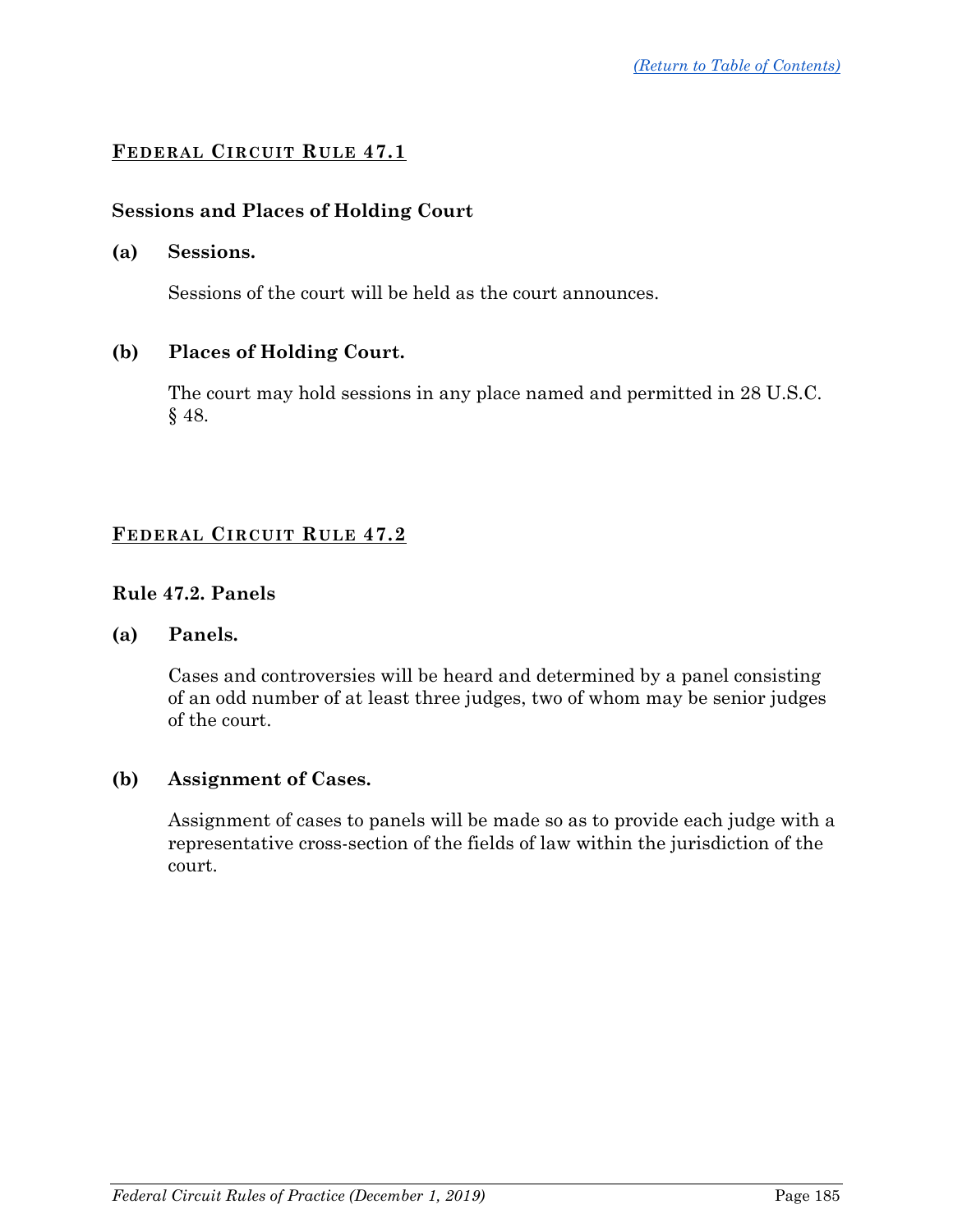## Federal Circuit Rule 47.1

### Sessions and Places of Holding Court

**(a) Sessions.**

Sessions of the court will be held as the court announces.

**(b) Places of Holding Court.**

The court may hold sessions in any place named and permitted in 28 U.S.C. § 48.

## Federal Circuit Rule 47.2

### Rule 47.2. Panels

**(a) Panels.**

Cases and controversies will be heard and determined by a panel consisting of an odd number of at least three judges, two of whom may be senior judges of the court.

**(b) Assignment of Cases.**

Assignment of cases to panels will be made so as to provide each judge with a representative cross-section of the fields of law within the jurisdiction of the court.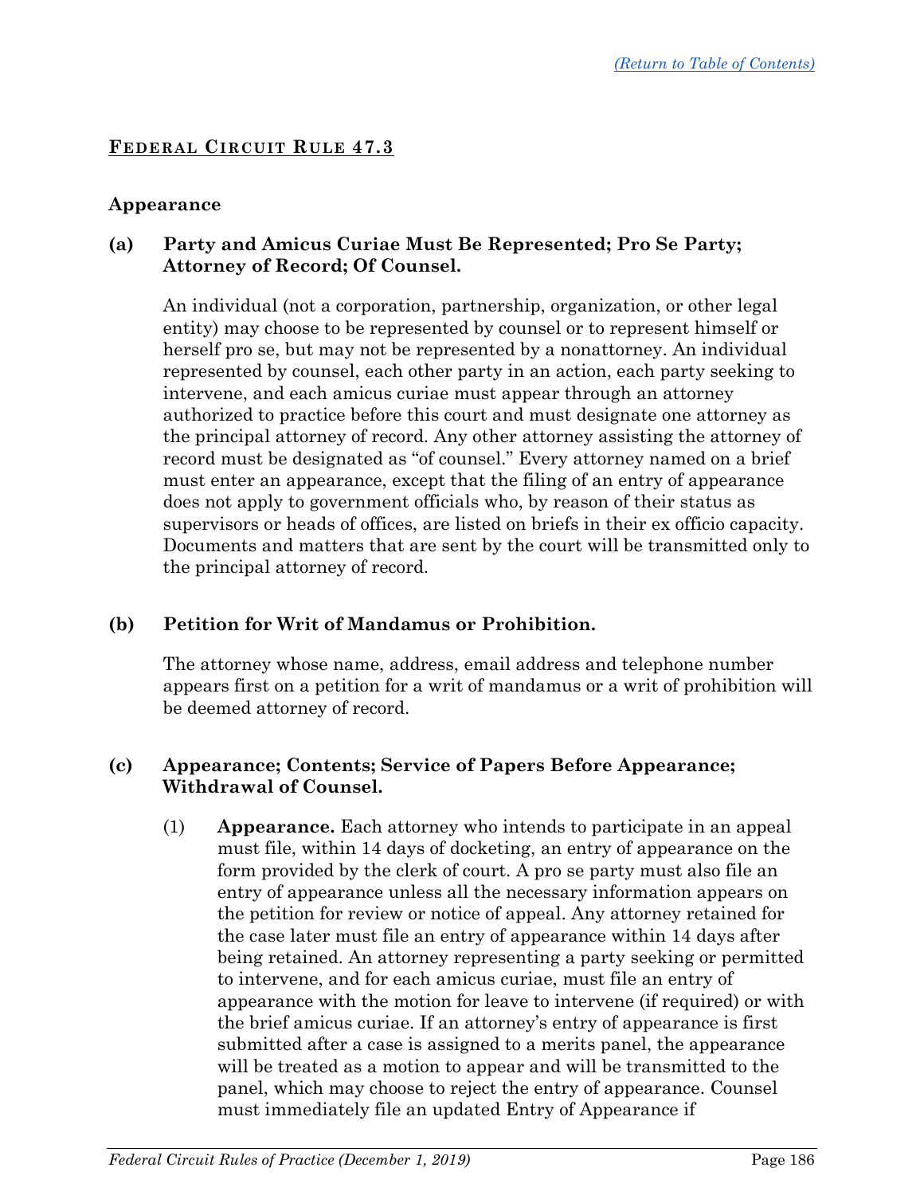## FEDERAL CIRCUIT RULE 47.3

### Appearance

**(a) Party and Amicus Curiae Must Be Represented; Pro Se Party; Attorney of Record; Of Counsel.**

An individual (not a corporation, partnership, organization, or other legal entity) may choose to be represented by counsel or to represent himself or herself pro se, but may not be represented by a nonattorney. An individual represented by counsel, each other party in an action, each party seeking to intervene, and each amicus curiae must appear through an attorney authorized to practice before this court and must designate one attorney as the principal attorney of record. Any other attorney assisting the attorney of record must be designated as "of counsel." Every attorney named on a brief must enter an appearance, except that the filing of an entry of appearance does not apply to government officials who, by reason of their status as supervisors or heads of offices, are listed on briefs in their ex officio capacity. Documents and matters that are sent by the court will be transmitted only to the principal attorney of record.

**(b) Petition for Writ of Mandamus or Prohibition.**

The attorney whose name, address, email address and telephone number appears first on a petition for a writ of mandamus or a writ of prohibition will be deemed attorney of record.

**(c) Appearance; Contents; Service of Papers Before Appearance; Withdrawal of Counsel.**

(1) **Appearance.** Each attorney who intends to participate in an appeal must file, within 14 days of docketing, an entry of appearance on the form provided by the clerk of court. A pro se party must also file an entry of appearance unless all the necessary information appears on the petition for review or notice of appeal. Any attorney retained for the case later must file an entry of appearance within 14 days after being retained. An attorney representing a party seeking or permitted to intervene, and for each amicus curiae, must file an entry of appearance with the motion for leave to intervene (if required) or with the brief amicus curiae. If an attorney's entry of appearance is first submitted after a case is assigned to a merits panel, the appearance will be treated as a motion to appear and will be transmitted to the panel, which may choose to reject the entry of appearance. Counsel must immediately file an updated Entry of Appearance if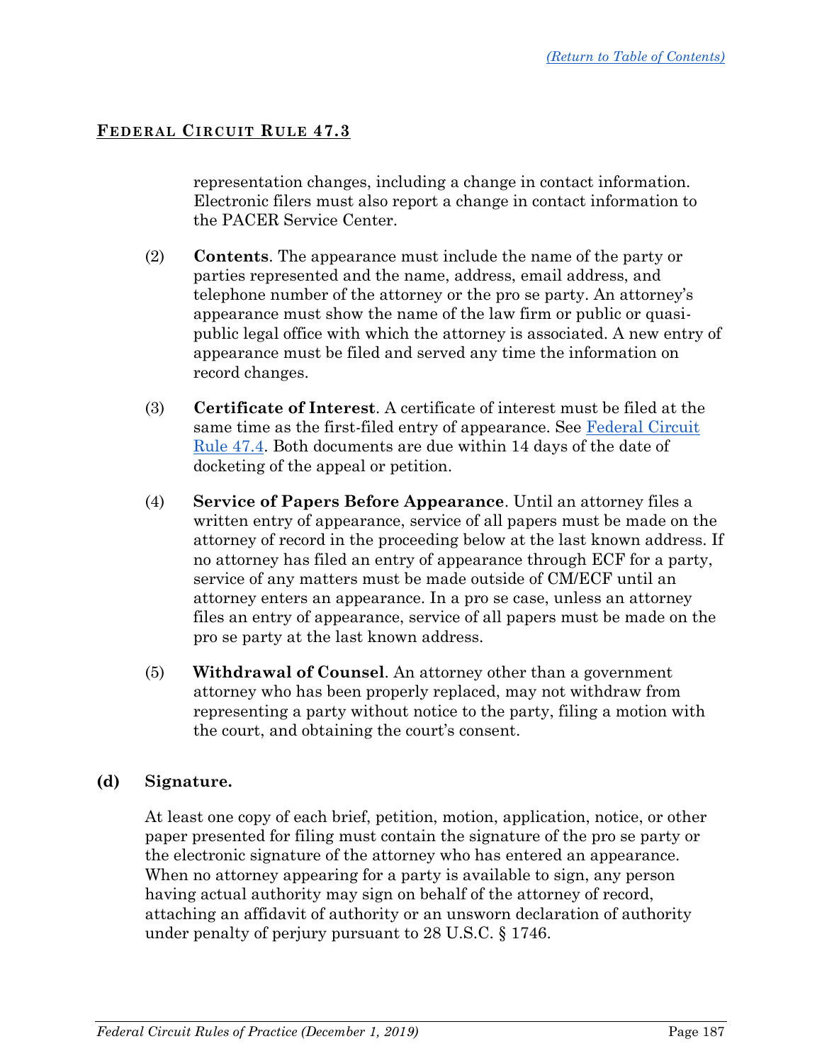representation changes, including a change in contact information. Electronic filers must also report a change in contact information to the PACER Service Center.

(2) **Contents**. The appearance must include the name of the party or parties represented and the name, address, email address, and telephone number of the attorney or the pro se party. An attorney's appearance must show the name of the law firm or public or quasi-public legal office with which the attorney is associated. A new entry of appearance must be filed and served any time the information on record changes.

(3) **Certificate of Interest**. A certificate of interest must be filed at the same time as the first-filed entry of appearance. See Federal Circuit Rule 47.4. Both documents are due within 14 days of the date of docketing of the appeal or petition.

(4) **Service of Papers Before Appearance**. Until an attorney files a written entry of appearance, service of all papers must be made on the attorney of record in the proceeding below at the last known address. If no attorney has filed an entry of appearance through ECF for a party, service of any matters must be made outside of CM/ECF until an attorney enters an appearance. In a pro se case, unless an attorney files an entry of appearance, service of all papers must be made on the pro se party at the last known address.

(5) **Withdrawal of Counsel**. An attorney other than a government attorney who has been properly replaced, may not withdraw from representing a party without notice to the party, filing a motion with the court, and obtaining the court's consent.

**(d) Signature.**

At least one copy of each brief, petition, motion, application, notice, or other paper presented for filing must contain the signature of the pro se party or the electronic signature of the attorney who has entered an appearance. When no attorney appearing for a party is available to sign, any person having actual authority may sign on behalf of the attorney of record, attaching an affidavit of authority or an unsworn declaration of authority under penalty of perjury pursuant to 28 U.S.C. § 1746.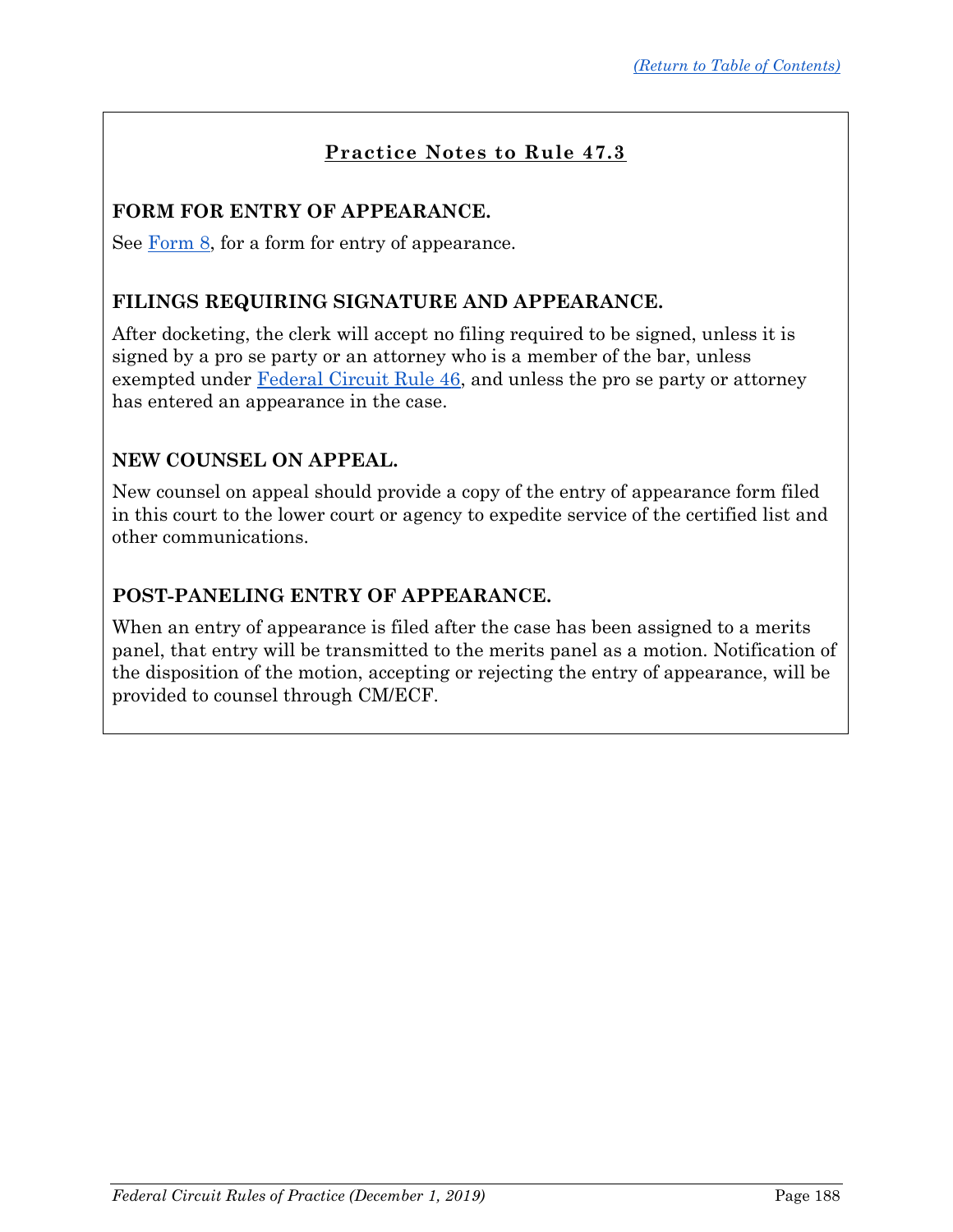## Practice Notes to Rule 47.3

### FORM FOR ENTRY OF APPEARANCE.

See Form 8, for a form for entry of appearance.

### FILINGS REQUIRING SIGNATURE AND APPEARANCE.

After docketing, the clerk will accept no filing required to be signed, unless it is signed by a pro se party or an attorney who is a member of the bar, unless exempted under Federal Circuit Rule 46, and unless the pro se party or attorney has entered an appearance in the case.

### NEW COUNSEL ON APPEAL.

New counsel on appeal should provide a copy of the entry of appearance form filed in this court to the lower court or agency to expedite service of the certified list and other communications.

### POST-PANELING ENTRY OF APPEARANCE.

When an entry of appearance is filed after the case has been assigned to a merits panel, that entry will be transmitted to the merits panel as a motion. Notification of the disposition of the motion, accepting or rejecting the entry of appearance, will be provided to counsel through CM/ECF.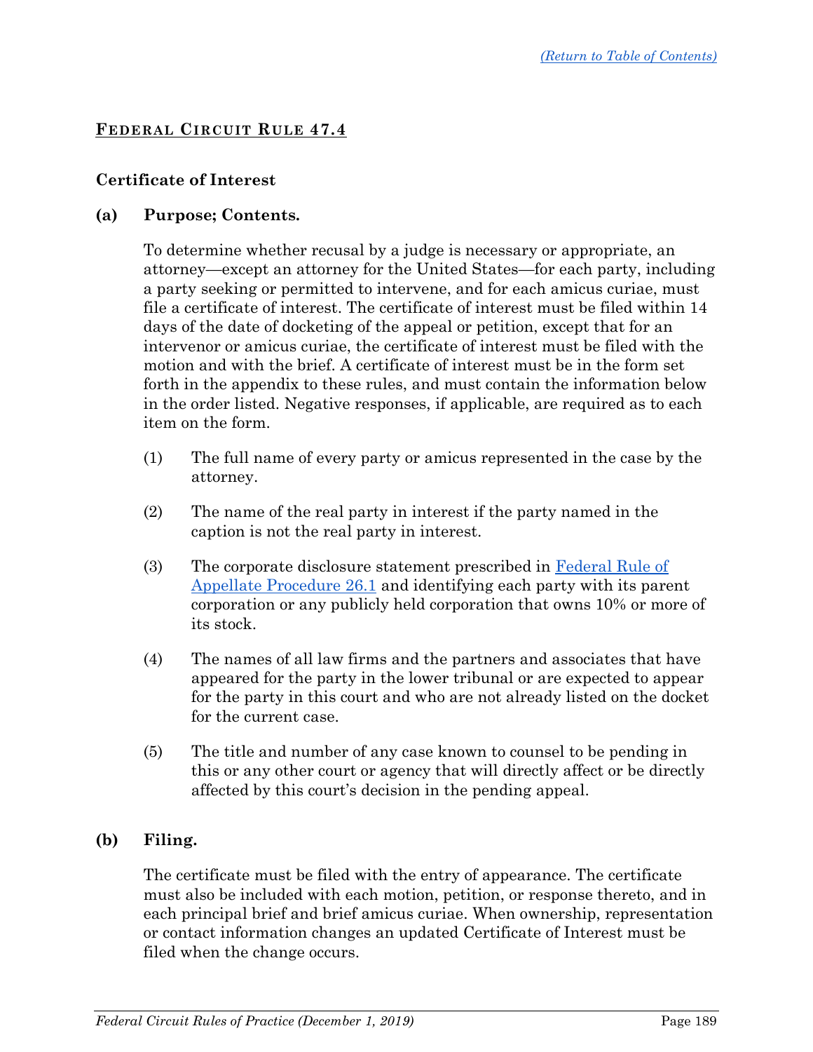## FEDERAL CIRCUIT RULE 47.4

### Certificate of Interest

**(a) Purpose; Contents.**

To determine whether recusal by a judge is necessary or appropriate, an attorney—except an attorney for the United States—for each party, including a party seeking or permitted to intervene, and for each amicus curiae, must file a certificate of interest. The certificate of interest must be filed within 14 days of the date of docketing of the appeal or petition, except that for an intervenor or amicus curiae, the certificate of interest must be filed with the motion and with the brief. A certificate of interest must be in the form set forth in the appendix to these rules, and must contain the information below in the order listed. Negative responses, if applicable, are required as to each item on the form.

(1) The full name of every party or amicus represented in the case by the attorney.

(2) The name of the real party in interest if the party named in the caption is not the real party in interest.

(3) The corporate disclosure statement prescribed in Federal Rule of Appellate Procedure 26.1 and identifying each party with its parent corporation or any publicly held corporation that owns 10% or more of its stock.

(4) The names of all law firms and the partners and associates that have appeared for the party in the lower tribunal or are expected to appear for the party in this court and who are not already listed on the docket for the current case.

(5) The title and number of any case known to counsel to be pending in this or any other court or agency that will directly affect or be directly affected by this court's decision in the pending appeal.

**(b) Filing.**

The certificate must be filed with the entry of appearance. The certificate must also be included with each motion, petition, or response thereto, and in each principal brief and brief amicus curiae. When ownership, representation or contact information changes an updated Certificate of Interest must be filed when the change occurs.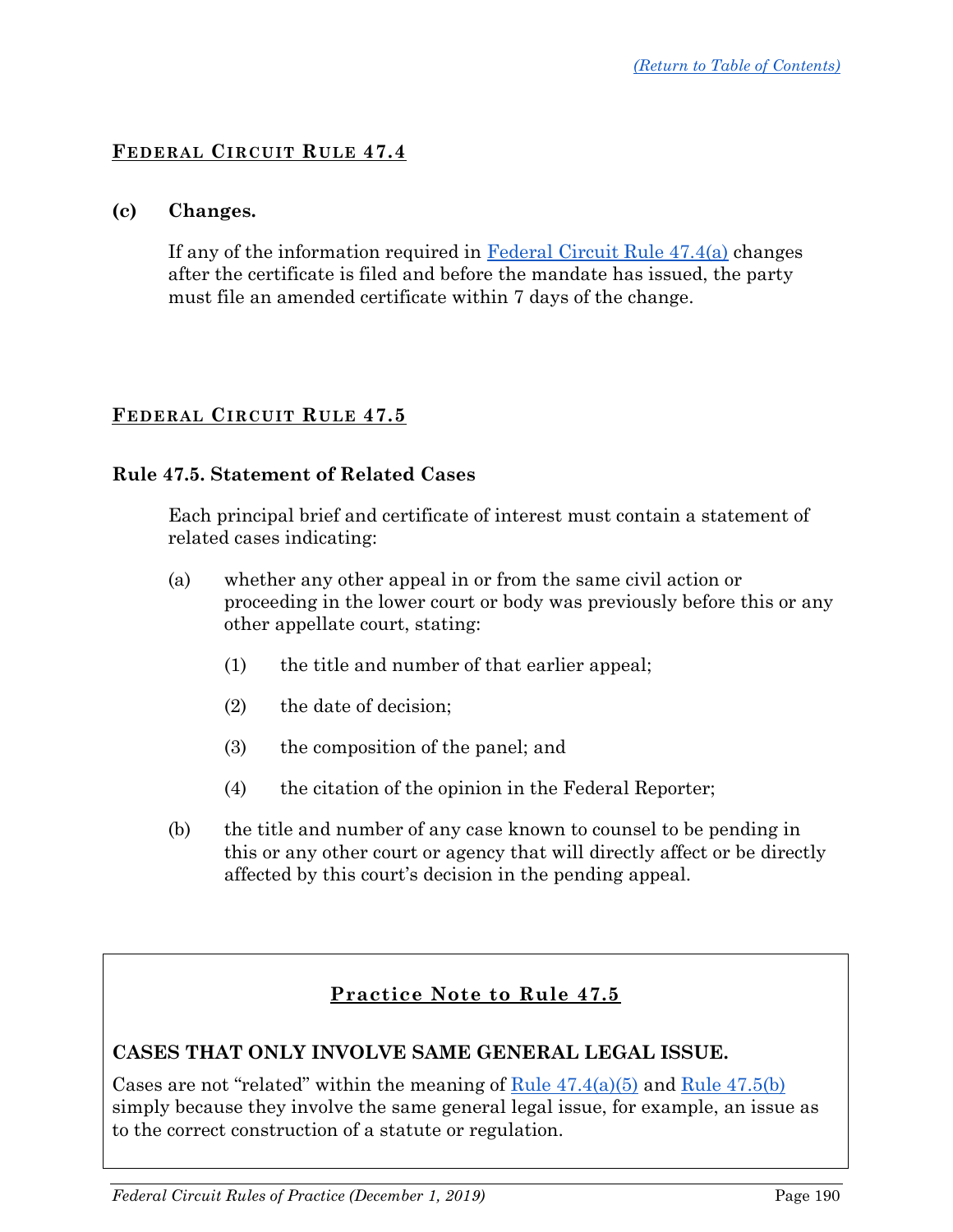## FEDERAL CIRCUIT RULE 47.4

**(c) Changes.**

If any of the information required in Federal Circuit Rule 47.4(a) changes after the certificate is filed and before the mandate has issued, the party must file an amended certificate within 7 days of the change.

## FEDERAL CIRCUIT RULE 47.5

### Rule 47.5. Statement of Related Cases

Each principal brief and certificate of interest must contain a statement of related cases indicating:

(a) whether any other appeal in or from the same civil action or proceeding in the lower court or body was previously before this or any other appellate court, stating:

- (1) the title and number of that earlier appeal;
- (2) the date of decision;
- (3) the composition of the panel; and
- (4) the citation of the opinion in the Federal Reporter;

(b) the title and number of any case known to counsel to be pending in this or any other court or agency that will directly affect or be directly affected by this court's decision in the pending appeal.

### Practice Note to Rule 47.5

**CASES THAT ONLY INVOLVE SAME GENERAL LEGAL ISSUE.**

Cases are not "related" within the meaning of Rule 47.4(a)(5) and Rule 47.5(b) simply because they involve the same general legal issue, for example, an issue as to the correct construction of a statute or regulation.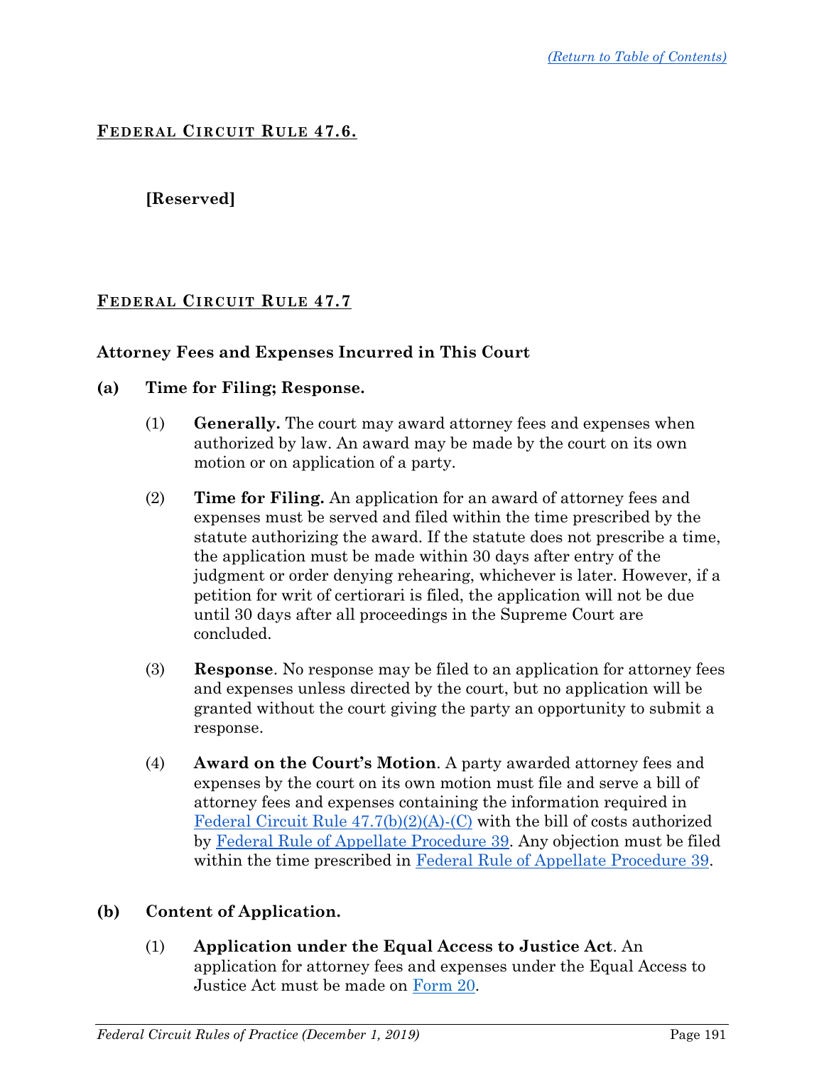## Federal Circuit Rule 47.6.

**[Reserved]**

## Federal Circuit Rule 47.7

### Attorney Fees and Expenses Incurred in This Court

**(a) Time for Filing; Response.**

(1) **Generally.** The court may award attorney fees and expenses when authorized by law. An award may be made by the court on its own motion or on application of a party.

(2) **Time for Filing.** An application for an award of attorney fees and expenses must be served and filed within the time prescribed by the statute authorizing the award. If the statute does not prescribe a time, the application must be made within 30 days after entry of the judgment or order denying rehearing, whichever is later. However, if a petition for writ of certiorari is filed, the application will not be due until 30 days after all proceedings in the Supreme Court are concluded.

(3) **Response**. No response may be filed to an application for attorney fees and expenses unless directed by the court, but no application will be granted without the court giving the party an opportunity to submit a response.

(4) **Award on the Court's Motion**. A party awarded attorney fees and expenses by the court on its own motion must file and serve a bill of attorney fees and expenses containing the information required in Federal Circuit Rule 47.7(b)(2)(A)-(C) with the bill of costs authorized by Federal Rule of Appellate Procedure 39. Any objection must be filed within the time prescribed in Federal Rule of Appellate Procedure 39.

**(b) Content of Application.**

(1) **Application under the Equal Access to Justice Act**. An application for attorney fees and expenses under the Equal Access to Justice Act must be made on Form 20.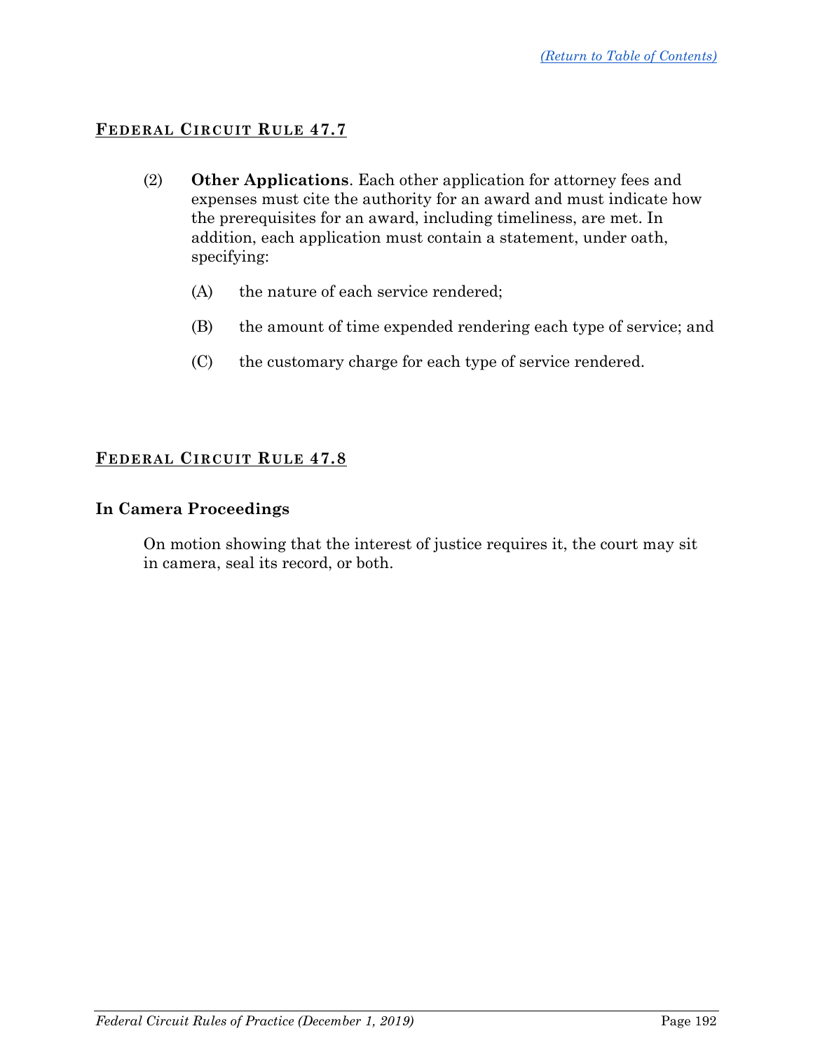## FEDERAL CIRCUIT RULE 47.7

(2) **Other Applications**. Each other application for attorney fees and expenses must cite the authority for an award and must indicate how the prerequisites for an award, including timeliness, are met. In addition, each application must contain a statement, under oath, specifying:

(A) the nature of each service rendered;

(B) the amount of time expended rendering each type of service; and

(C) the customary charge for each type of service rendered.

## FEDERAL CIRCUIT RULE 47.8

### In Camera Proceedings

On motion showing that the interest of justice requires it, the court may sit in camera, seal its record, or both.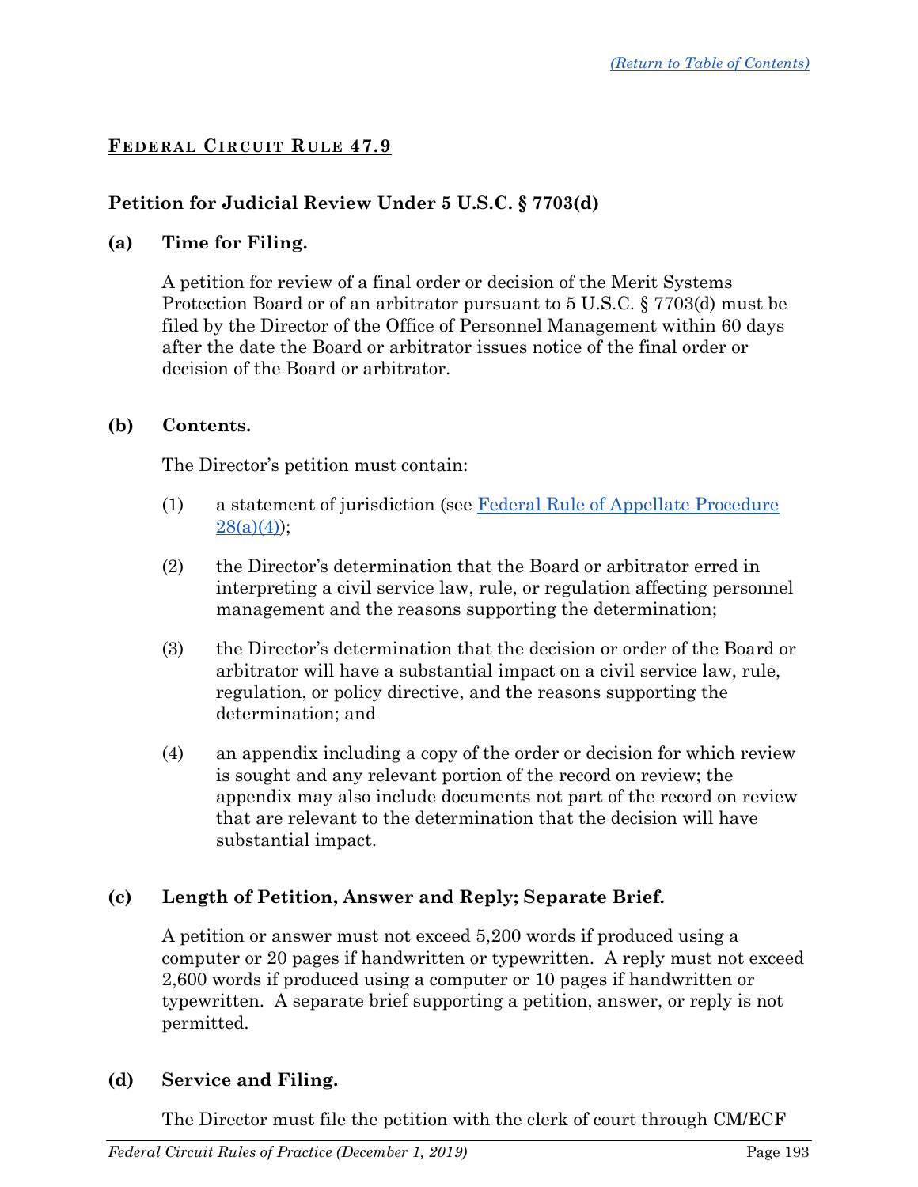## FEDERAL CIRCUIT RULE 47.9

### Petition for Judicial Review Under 5 U.S.C. § 7703(d)

**(a) Time for Filing.**

A petition for review of a final order or decision of the Merit Systems Protection Board or of an arbitrator pursuant to 5 U.S.C. § 7703(d) must be filed by the Director of the Office of Personnel Management within 60 days after the date the Board or arbitrator issues notice of the final order or decision of the Board or arbitrator.

**(b) Contents.**

The Director's petition must contain:

(1) a statement of jurisdiction (see Federal Rule of Appellate Procedure 28(a)(4));

(2) the Director's determination that the Board or arbitrator erred in interpreting a civil service law, rule, or regulation affecting personnel management and the reasons supporting the determination;

(3) the Director's determination that the decision or order of the Board or arbitrator will have a substantial impact on a civil service law, rule, regulation, or policy directive, and the reasons supporting the determination; and

(4) an appendix including a copy of the order or decision for which review is sought and any relevant portion of the record on review; the appendix may also include documents not part of the record on review that are relevant to the determination that the decision will have substantial impact.

**(c) Length of Petition, Answer and Reply; Separate Brief.**

A petition or answer must not exceed 5,200 words if produced using a computer or 20 pages if handwritten or typewritten. A reply must not exceed 2,600 words if produced using a computer or 10 pages if handwritten or typewritten. A separate brief supporting a petition, answer, or reply is not permitted.

**(d) Service and Filing.**

The Director must file the petition with the clerk of court through CM/ECF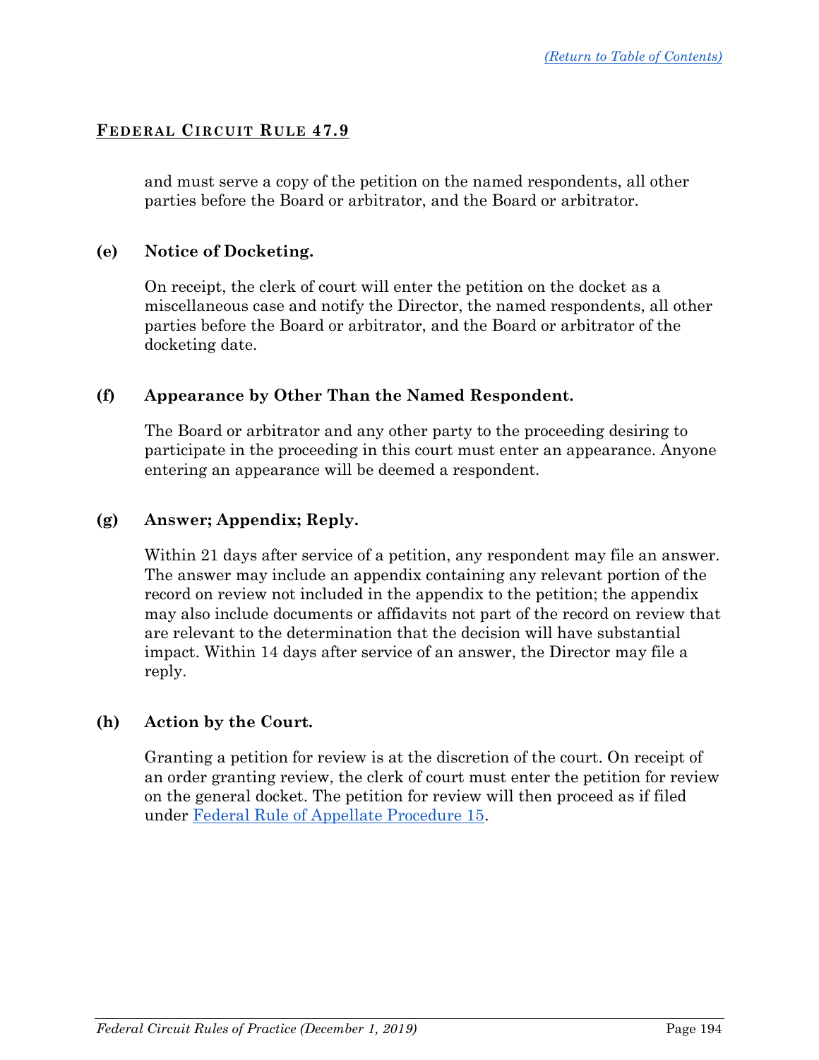## FEDERAL CIRCUIT RULE 47.9

and must serve a copy of the petition on the named respondents, all other parties before the Board or arbitrator, and the Board or arbitrator.

**(e) Notice of Docketing.**

On receipt, the clerk of court will enter the petition on the docket as a miscellaneous case and notify the Director, the named respondents, all other parties before the Board or arbitrator, and the Board or arbitrator of the docketing date.

**(f) Appearance by Other Than the Named Respondent.**

The Board or arbitrator and any other party to the proceeding desiring to participate in the proceeding in this court must enter an appearance. Anyone entering an appearance will be deemed a respondent.

**(g) Answer; Appendix; Reply.**

Within 21 days after service of a petition, any respondent may file an answer. The answer may include an appendix containing any relevant portion of the record on review not included in the appendix to the petition; the appendix may also include documents or affidavits not part of the record on review that are relevant to the determination that the decision will have substantial impact. Within 14 days after service of an answer, the Director may file a reply.

**(h) Action by the Court.**

Granting a petition for review is at the discretion of the court. On receipt of an order granting review, the clerk of court must enter the petition for review on the general docket. The petition for review will then proceed as if filed under Federal Rule of Appellate Procedure 15.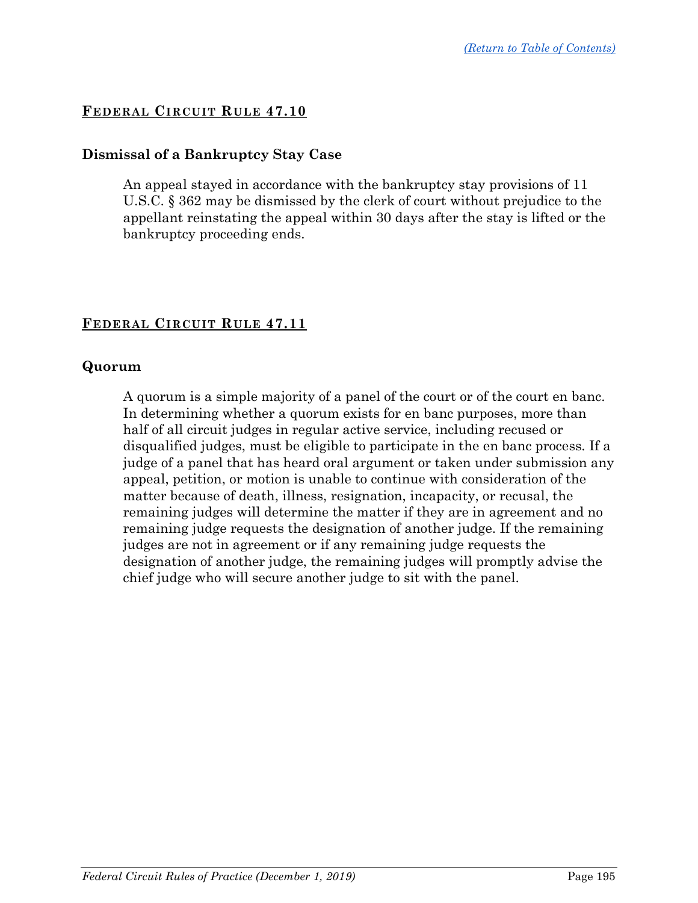## FEDERAL CIRCUIT RULE 47.10

### Dismissal of a Bankruptcy Stay Case

An appeal stayed in accordance with the bankruptcy stay provisions of 11 U.S.C. § 362 may be dismissed by the clerk of court without prejudice to the appellant reinstating the appeal within 30 days after the stay is lifted or the bankruptcy proceeding ends.

## FEDERAL CIRCUIT RULE 47.11

### Quorum

A quorum is a simple majority of a panel of the court or of the court en banc. In determining whether a quorum exists for en banc purposes, more than half of all circuit judges in regular active service, including recused or disqualified judges, must be eligible to participate in the en banc process. If a judge of a panel that has heard oral argument or taken under submission any appeal, petition, or motion is unable to continue with consideration of the matter because of death, illness, resignation, incapacity, or recusal, the remaining judges will determine the matter if they are in agreement and no remaining judge requests the designation of another judge. If the remaining judges are not in agreement or if any remaining judge requests the designation of another judge, the remaining judges will promptly advise the chief judge who will secure another judge to sit with the panel.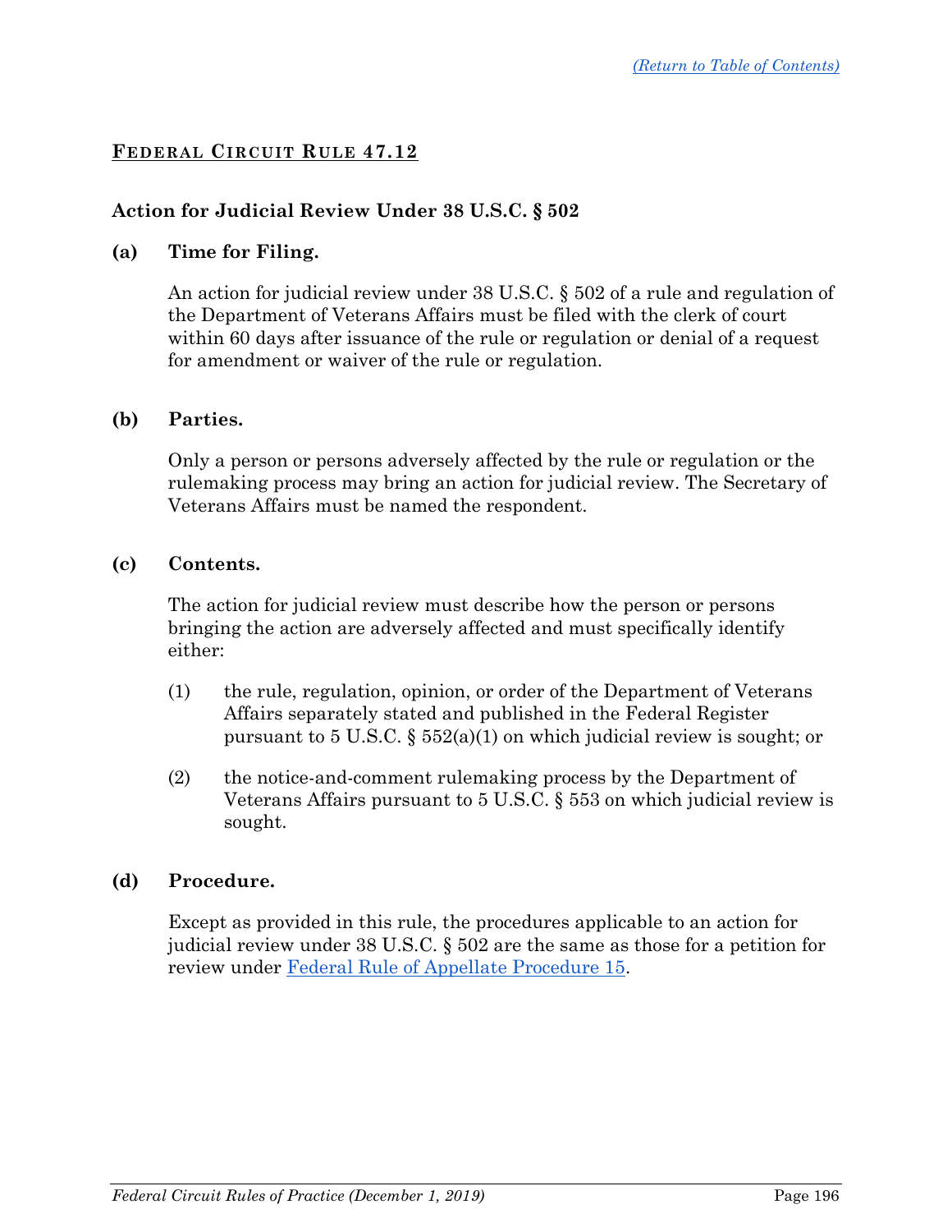## FEDERAL CIRCUIT RULE 47.12

### Action for Judicial Review Under 38 U.S.C. § 502

**(a) Time for Filing.**

An action for judicial review under 38 U.S.C. § 502 of a rule and regulation of the Department of Veterans Affairs must be filed with the clerk of court within 60 days after issuance of the rule or regulation or denial of a request for amendment or waiver of the rule or regulation.

**(b) Parties.**

Only a person or persons adversely affected by the rule or regulation or the rulemaking process may bring an action for judicial review. The Secretary of Veterans Affairs must be named the respondent.

**(c) Contents.**

The action for judicial review must describe how the person or persons bringing the action are adversely affected and must specifically identify either:

(1) the rule, regulation, opinion, or order of the Department of Veterans Affairs separately stated and published in the Federal Register pursuant to 5 U.S.C. § 552(a)(1) on which judicial review is sought; or

(2) the notice-and-comment rulemaking process by the Department of Veterans Affairs pursuant to 5 U.S.C. § 553 on which judicial review is sought.

**(d) Procedure.**

Except as provided in this rule, the procedures applicable to an action for judicial review under 38 U.S.C. § 502 are the same as those for a petition for review under Federal Rule of Appellate Procedure 15.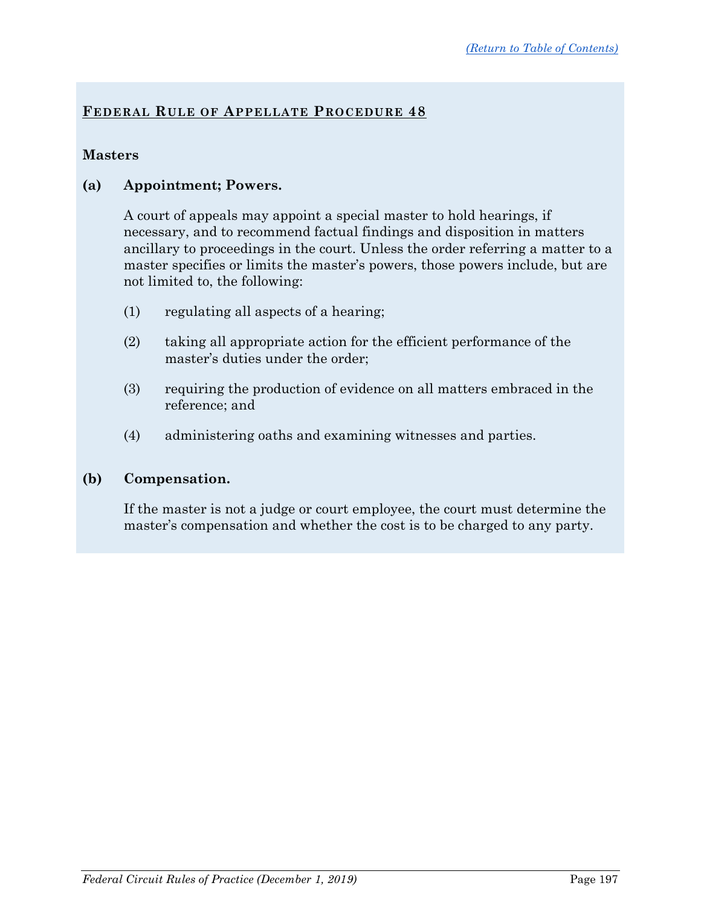## FEDERAL RULE OF APPELLATE PROCEDURE 48

### Masters

**(a) Appointment; Powers.**

A court of appeals may appoint a special master to hold hearings, if necessary, and to recommend factual findings and disposition in matters ancillary to proceedings in the court. Unless the order referring a matter to a master specifies or limits the master's powers, those powers include, but are not limited to, the following:

(1) regulating all aspects of a hearing;

(2) taking all appropriate action for the efficient performance of the master's duties under the order;

(3) requiring the production of evidence on all matters embraced in the reference; and

(4) administering oaths and examining witnesses and parties.

**(b) Compensation.**

If the master is not a judge or court employee, the court must determine the master's compensation and whether the cost is to be charged to any party.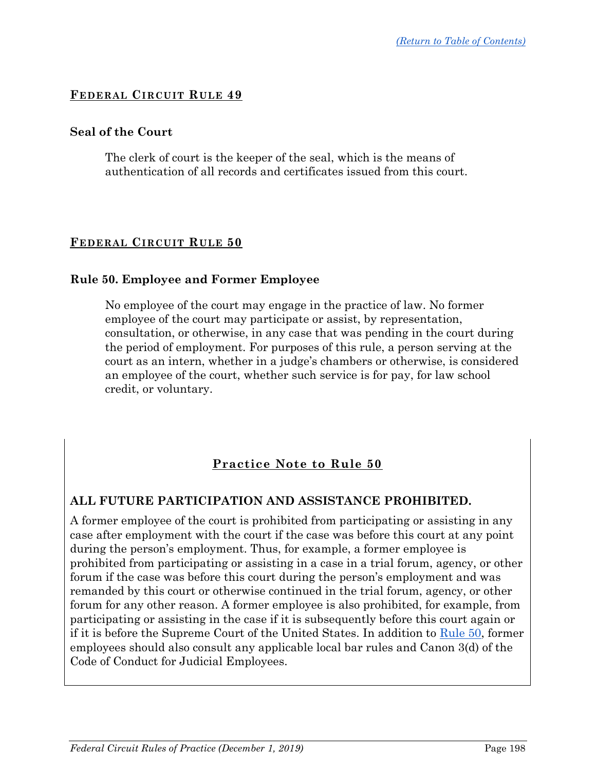## FEDERAL CIRCUIT RULE 49

### Seal of the Court

The clerk of court is the keeper of the seal, which is the means of authentication of all records and certificates issued from this court.

## FEDERAL CIRCUIT RULE 50

### Rule 50. Employee and Former Employee

No employee of the court may engage in the practice of law. No former employee of the court may participate or assist, by representation, consultation, or otherwise, in any case that was pending in the court during the period of employment. For purposes of this rule, a person serving at the court as an intern, whether in a judge's chambers or otherwise, is considered an employee of the court, whether such service is for pay, for law school credit, or voluntary.

### Practice Note to Rule 50

**ALL FUTURE PARTICIPATION AND ASSISTANCE PROHIBITED.**

A former employee of the court is prohibited from participating or assisting in any case after employment with the court if the case was before this court at any point during the person's employment. Thus, for example, a former employee is prohibited from participating or assisting in a case in a trial forum, agency, or other forum if the case was before this court during the person's employment and was remanded by this court or otherwise continued in the trial forum, agency, or other forum for any other reason. A former employee is also prohibited, for example, from participating or assisting in the case if it is subsequently before this court again or if it is before the Supreme Court of the United States. In addition to Rule 50, former employees should also consult any applicable local bar rules and Canon 3(d) of the Code of Conduct for Judicial Employees.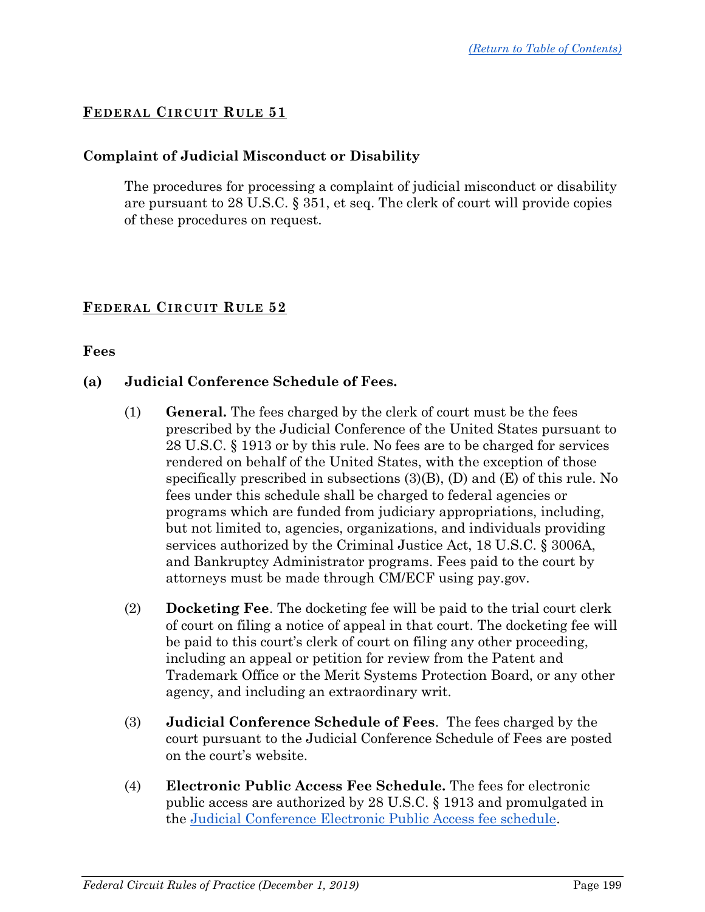## FEDERAL CIRCUIT RULE 51

### Complaint of Judicial Misconduct or Disability

The procedures for processing a complaint of judicial misconduct or disability are pursuant to 28 U.S.C. § 351, et seq. The clerk of court will provide copies of these procedures on request.

## FEDERAL CIRCUIT RULE 52

### Fees

**(a) Judicial Conference Schedule of Fees.**

(1) **General.** The fees charged by the clerk of court must be the fees prescribed by the Judicial Conference of the United States pursuant to 28 U.S.C. § 1913 or by this rule. No fees are to be charged for services rendered on behalf of the United States, with the exception of those specifically prescribed in subsections (3)(B), (D) and (E) of this rule. No fees under this schedule shall be charged to federal agencies or programs which are funded from judiciary appropriations, including, but not limited to, agencies, organizations, and individuals providing services authorized by the Criminal Justice Act, 18 U.S.C. § 3006A, and Bankruptcy Administrator programs. Fees paid to the court by attorneys must be made through CM/ECF using pay.gov.

(2) **Docketing Fee**. The docketing fee will be paid to the trial court clerk of court on filing a notice of appeal in that court. The docketing fee will be paid to this court's clerk of court on filing any other proceeding, including an appeal or petition for review from the Patent and Trademark Office or the Merit Systems Protection Board, or any other agency, and including an extraordinary writ.

(3) **Judicial Conference Schedule of Fees**. The fees charged by the court pursuant to the Judicial Conference Schedule of Fees are posted on the court's website.

(4) **Electronic Public Access Fee Schedule.** The fees for electronic public access are authorized by 28 U.S.C. § 1913 and promulgated in the Judicial Conference Electronic Public Access fee schedule.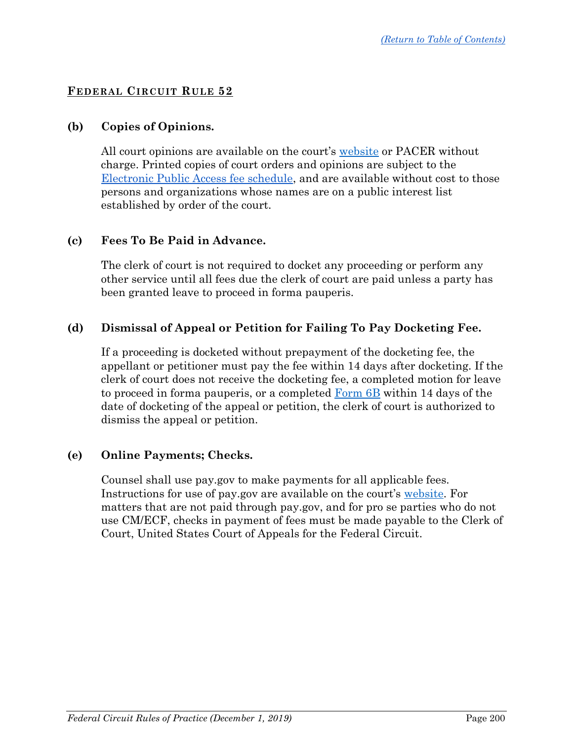## Federal Circuit Rule 52

**(b) Copies of Opinions.**

All court opinions are available on the court's website or PACER without charge. Printed copies of court orders and opinions are subject to the Electronic Public Access fee schedule, and are available without cost to those persons and organizations whose names are on a public interest list established by order of the court.

**(c) Fees To Be Paid in Advance.**

The clerk of court is not required to docket any proceeding or perform any other service until all fees due the clerk of court are paid unless a party has been granted leave to proceed in forma pauperis.

**(d) Dismissal of Appeal or Petition for Failing To Pay Docketing Fee.**

If a proceeding is docketed without prepayment of the docketing fee, the appellant or petitioner must pay the fee within 14 days after docketing. If the clerk of court does not receive the docketing fee, a completed motion for leave to proceed in forma pauperis, or a completed Form 6B within 14 days of the date of docketing of the appeal or petition, the clerk of court is authorized to dismiss the appeal or petition.

**(e) Online Payments; Checks.**

Counsel shall use pay.gov to make payments for all applicable fees. Instructions for use of pay.gov are available on the court's website. For matters that are not paid through pay.gov, and for pro se parties who do not use CM/ECF, checks in payment of fees must be made payable to the Clerk of Court, United States Court of Appeals for the Federal Circuit.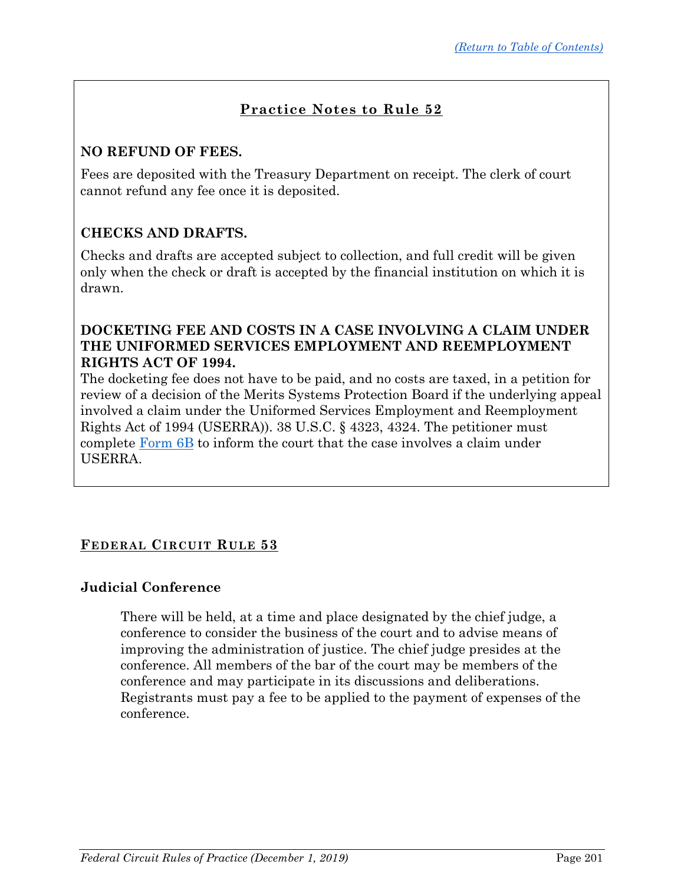(Return to Table of Contents)

## Practice Notes to Rule 52

**NO REFUND OF FEES.**

Fees are deposited with the Treasury Department on receipt. The clerk of court cannot refund any fee once it is deposited.

**CHECKS AND DRAFTS.**

Checks and drafts are accepted subject to collection, and full credit will be given only when the check or draft is accepted by the financial institution on which it is drawn.

**DOCKETING FEE AND COSTS IN A CASE INVOLVING A CLAIM UNDER THE UNIFORMED SERVICES EMPLOYMENT AND REEMPLOYMENT RIGHTS ACT OF 1994.**

The docketing fee does not have to be paid, and no costs are taxed, in a petition for review of a decision of the Merits Systems Protection Board if the underlying appeal involved a claim under the Uniformed Services Employment and Reemployment Rights Act of 1994 (USERRA)). 38 U.S.C. § 4323, 4324. The petitioner must complete Form 6B to inform the court that the case involves a claim under USERRA.

## FEDERAL CIRCUIT RULE 53

### Judicial Conference

> There will be held, at a time and place designated by the chief judge, a conference to consider the business of the court and to advise means of improving the administration of justice. The chief judge presides at the conference. All members of the bar of the court may be members of the conference and may participate in its discussions and deliberations. Registrants must pay a fee to be applied to the payment of expenses of the conference.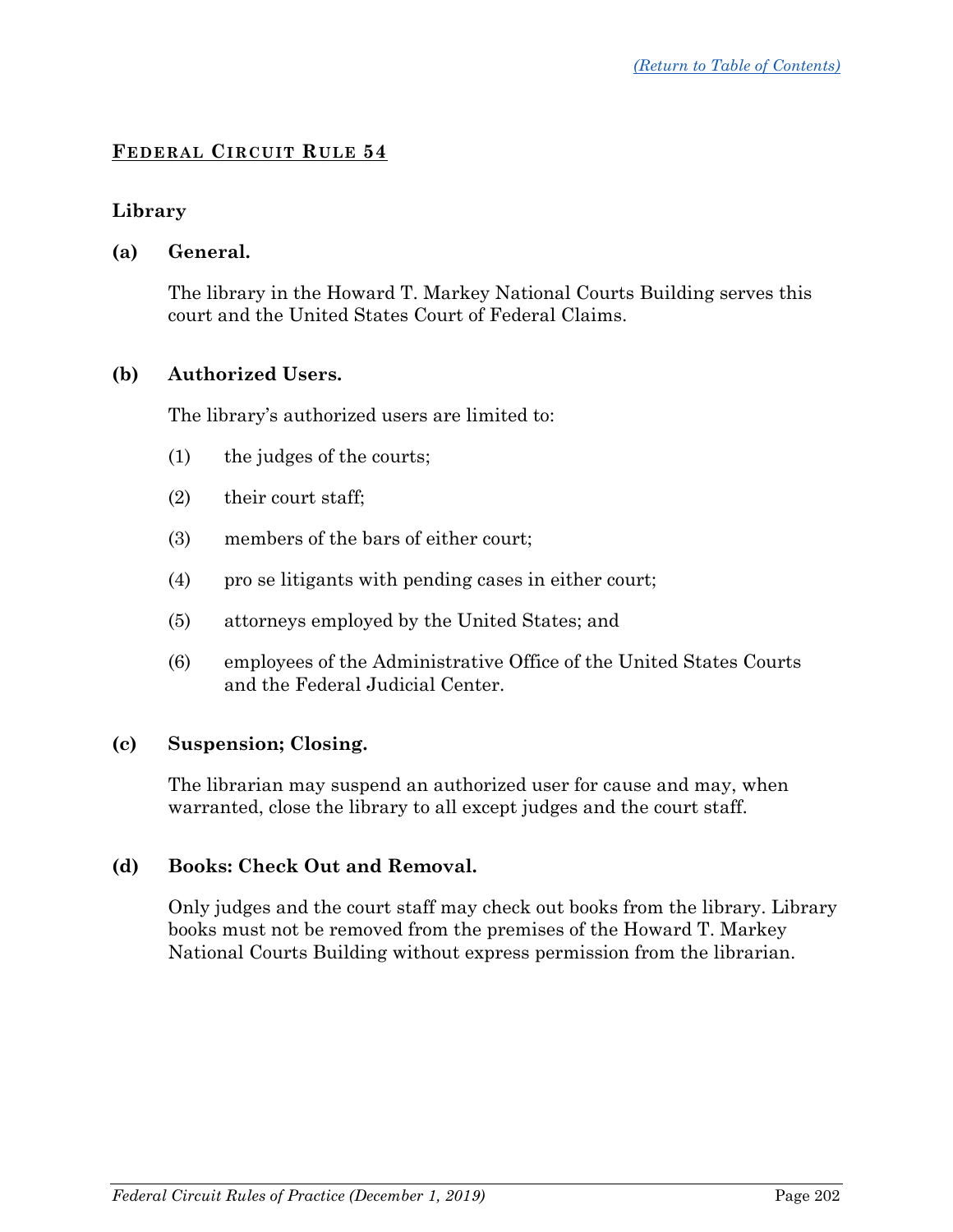# FEDERAL CIRCUIT RULE 54

## Library

### (a) General.

The library in the Howard T. Markey National Courts Building serves this court and the United States Court of Federal Claims.

### (b) Authorized Users.

The library's authorized users are limited to:

(1) the judges of the courts;

(2) their court staff;

(3) members of the bars of either court;

(4) pro se litigants with pending cases in either court;

(5) attorneys employed by the United States; and

(6) employees of the Administrative Office of the United States Courts and the Federal Judicial Center.

### (c) Suspension; Closing.

The librarian may suspend an authorized user for cause and may, when warranted, close the library to all except judges and the court staff.

### (d) Books: Check Out and Removal.

Only judges and the court staff may check out books from the library. Library books must not be removed from the premises of the Howard T. Markey National Courts Building without express permission from the librarian.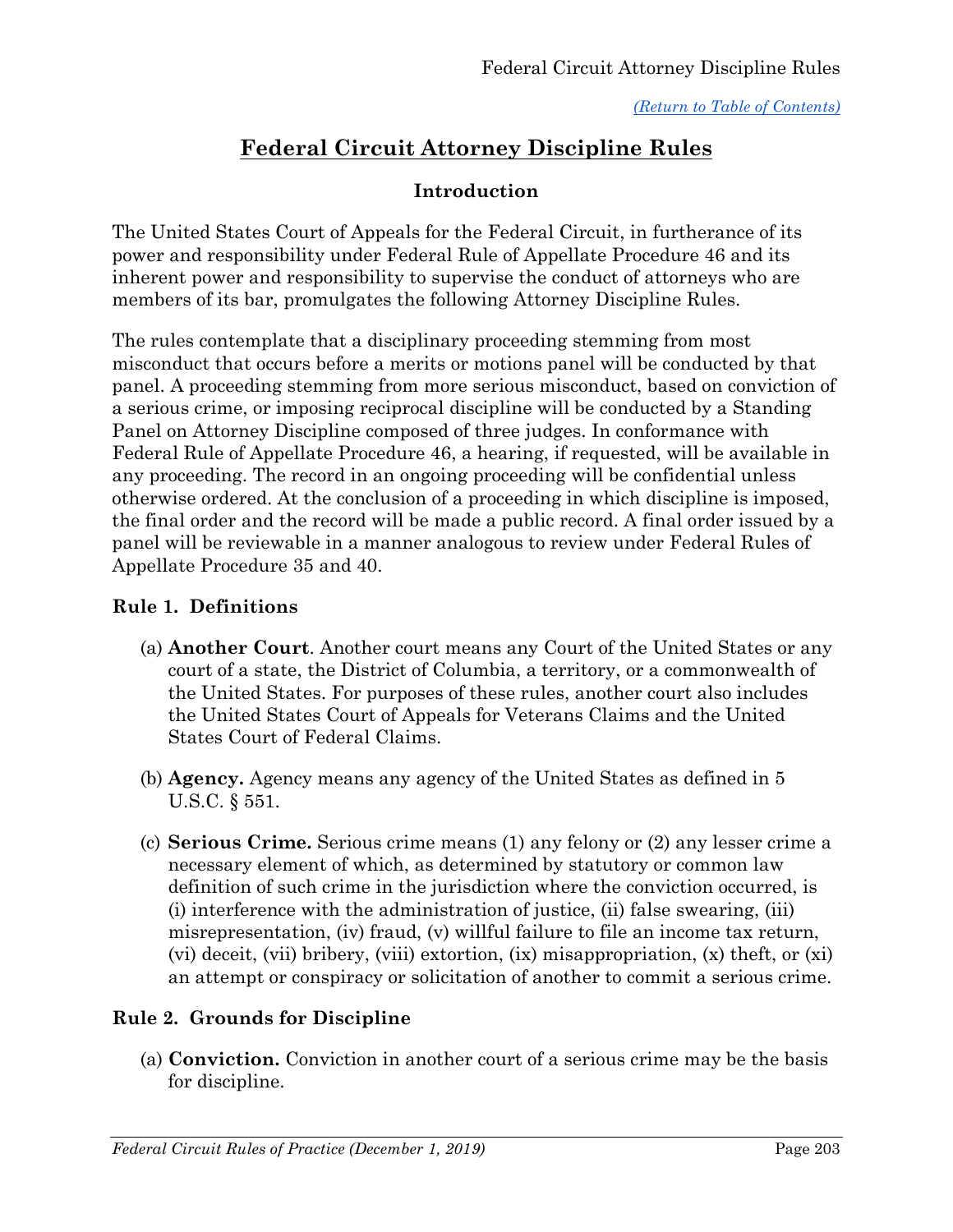[(Return to Table of Contents)](#)

# Federal Circuit Attorney Discipline Rules

## Introduction

The United States Court of Appeals for the Federal Circuit, in furtherance of its power and responsibility under Federal Rule of Appellate Procedure 46 and its inherent power and responsibility to supervise the conduct of attorneys who are members of its bar, promulgates the following Attorney Discipline Rules.

The rules contemplate that a disciplinary proceeding stemming from most misconduct that occurs before a merits or motions panel will be conducted by that panel. A proceeding stemming from more serious misconduct, based on conviction of a serious crime, or imposing reciprocal discipline will be conducted by a Standing Panel on Attorney Discipline composed of three judges. In conformance with Federal Rule of Appellate Procedure 46, a hearing, if requested, will be available in any proceeding. The record in an ongoing proceeding will be confidential unless otherwise ordered. At the conclusion of a proceeding in which discipline is imposed, the final order and the record will be made a public record. A final order issued by a panel will be reviewable in a manner analogous to review under Federal Rules of Appellate Procedure 35 and 40.

### Rule 1. Definitions

(a) **Another Court**. Another court means any Court of the United States or any court of a state, the District of Columbia, a territory, or a commonwealth of the United States. For purposes of these rules, another court also includes the United States Court of Appeals for Veterans Claims and the United States Court of Federal Claims.

(b) **Agency.** Agency means any agency of the United States as defined in 5 U.S.C. § 551.

(c) **Serious Crime.** Serious crime means (1) any felony or (2) any lesser crime a necessary element of which, as determined by statutory or common law definition of such crime in the jurisdiction where the conviction occurred, is (i) interference with the administration of justice, (ii) false swearing, (iii) misrepresentation, (iv) fraud, (v) willful failure to file an income tax return, (vi) deceit, (vii) bribery, (viii) extortion, (ix) misappropriation, (x) theft, or (xi) an attempt or conspiracy or solicitation of another to commit a serious crime.

### Rule 2. Grounds for Discipline

(a) **Conviction.** Conviction in another court of a serious crime may be the basis for discipline.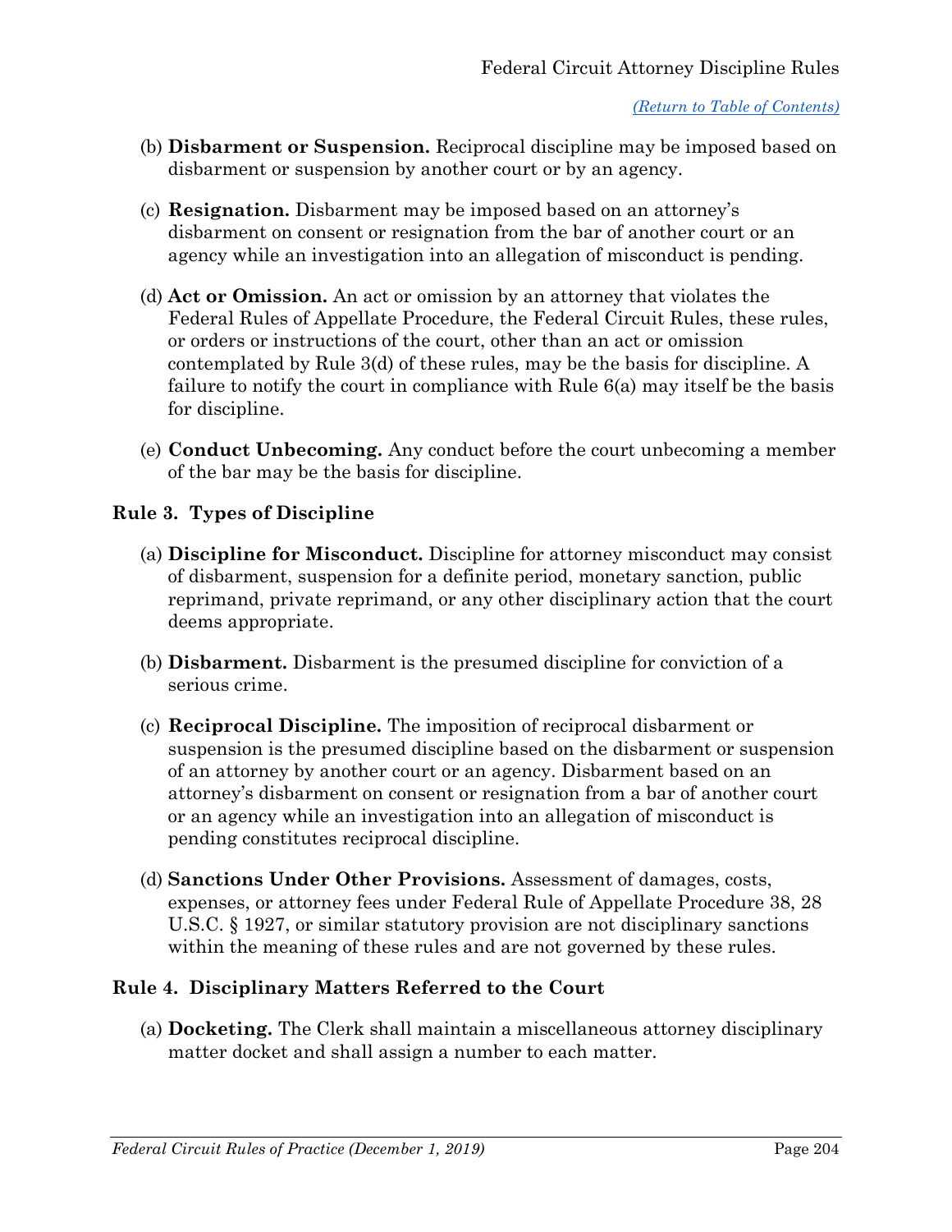(b) **Disbarment or Suspension.** Reciprocal discipline may be imposed based on disbarment or suspension by another court or by an agency.

(c) **Resignation.** Disbarment may be imposed based on an attorney's disbarment on consent or resignation from the bar of another court or an agency while an investigation into an allegation of misconduct is pending.

(d) **Act or Omission.** An act or omission by an attorney that violates the Federal Rules of Appellate Procedure, the Federal Circuit Rules, these rules, or orders or instructions of the court, other than an act or omission contemplated by Rule 3(d) of these rules, may be the basis for discipline. A failure to notify the court in compliance with Rule 6(a) may itself be the basis for discipline.

(e) **Conduct Unbecoming.** Any conduct before the court unbecoming a member of the bar may be the basis for discipline.

### Rule 3. Types of Discipline

(a) **Discipline for Misconduct.** Discipline for attorney misconduct may consist of disbarment, suspension for a definite period, monetary sanction, public reprimand, private reprimand, or any other disciplinary action that the court deems appropriate.

(b) **Disbarment.** Disbarment is the presumed discipline for conviction of a serious crime.

(c) **Reciprocal Discipline.** The imposition of reciprocal disbarment or suspension is the presumed discipline based on the disbarment or suspension of an attorney by another court or an agency. Disbarment based on an attorney's disbarment on consent or resignation from a bar of another court or an agency while an investigation into an allegation of misconduct is pending constitutes reciprocal discipline.

(d) **Sanctions Under Other Provisions.** Assessment of damages, costs, expenses, or attorney fees under Federal Rule of Appellate Procedure 38, 28 U.S.C. § 1927, or similar statutory provision are not disciplinary sanctions within the meaning of these rules and are not governed by these rules.

### Rule 4. Disciplinary Matters Referred to the Court

(a) **Docketing.** The Clerk shall maintain a miscellaneous attorney disciplinary matter docket and shall assign a number to each matter.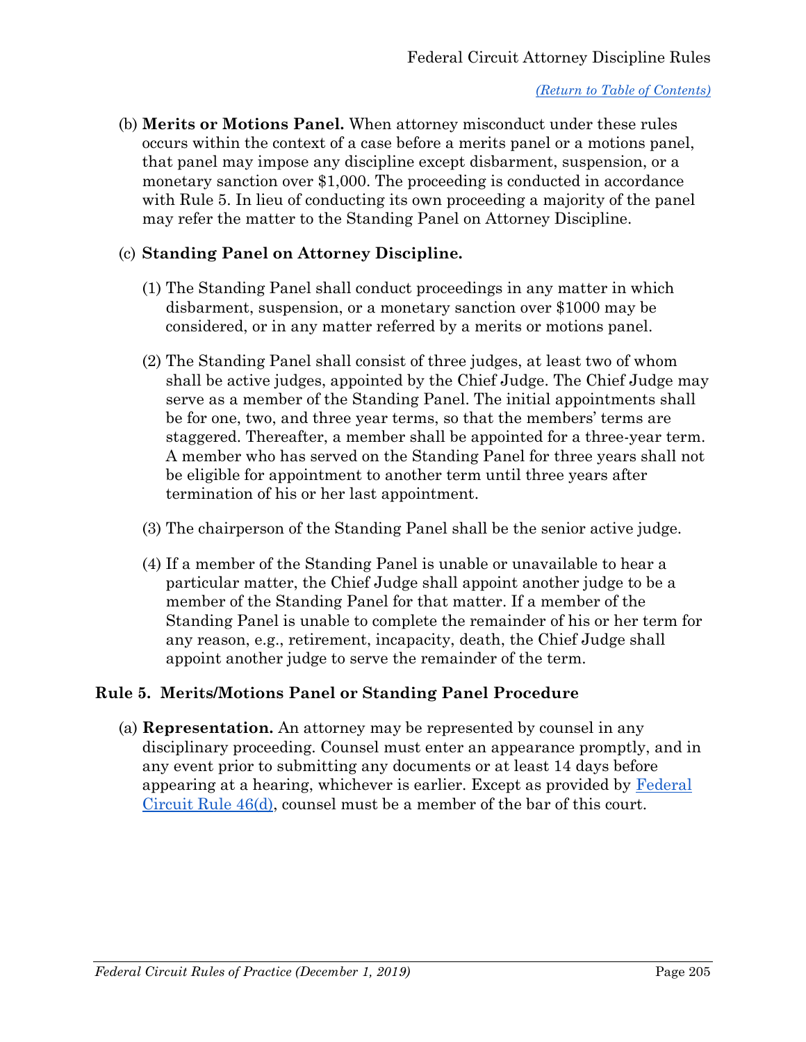(b) **Merits or Motions Panel.** When attorney misconduct under these rules occurs within the context of a case before a merits panel or a motions panel, that panel may impose any discipline except disbarment, suspension, or a monetary sanction over $1,000. The proceeding is conducted in accordance with Rule 5. In lieu of conducting its own proceeding a majority of the panel may refer the matter to the Standing Panel on Attorney Discipline.

(c) **Standing Panel on Attorney Discipline.**

(1) The Standing Panel shall conduct proceedings in any matter in which disbarment, suspension, or a monetary sanction over $1000 may be considered, or in any matter referred by a merits or motions panel.

(2) The Standing Panel shall consist of three judges, at least two of whom shall be active judges, appointed by the Chief Judge. The Chief Judge may serve as a member of the Standing Panel. The initial appointments shall be for one, two, and three year terms, so that the members' terms are staggered. Thereafter, a member shall be appointed for a three-year term. A member who has served on the Standing Panel for three years shall not be eligible for appointment to another term until three years after termination of his or her last appointment.

(3) The chairperson of the Standing Panel shall be the senior active judge.

(4) If a member of the Standing Panel is unable or unavailable to hear a particular matter, the Chief Judge shall appoint another judge to be a member of the Standing Panel for that matter. If a member of the Standing Panel is unable to complete the remainder of his or her term for any reason, e.g., retirement, incapacity, death, the Chief Judge shall appoint another judge to serve the remainder of the term.

## Rule 5. Merits/Motions Panel or Standing Panel Procedure

(a) **Representation.** An attorney may be represented by counsel in any disciplinary proceeding. Counsel must enter an appearance promptly, and in any event prior to submitting any documents or at least 14 days before appearing at a hearing, whichever is earlier. Except as provided by Federal Circuit Rule 46(d), counsel must be a member of the bar of this court.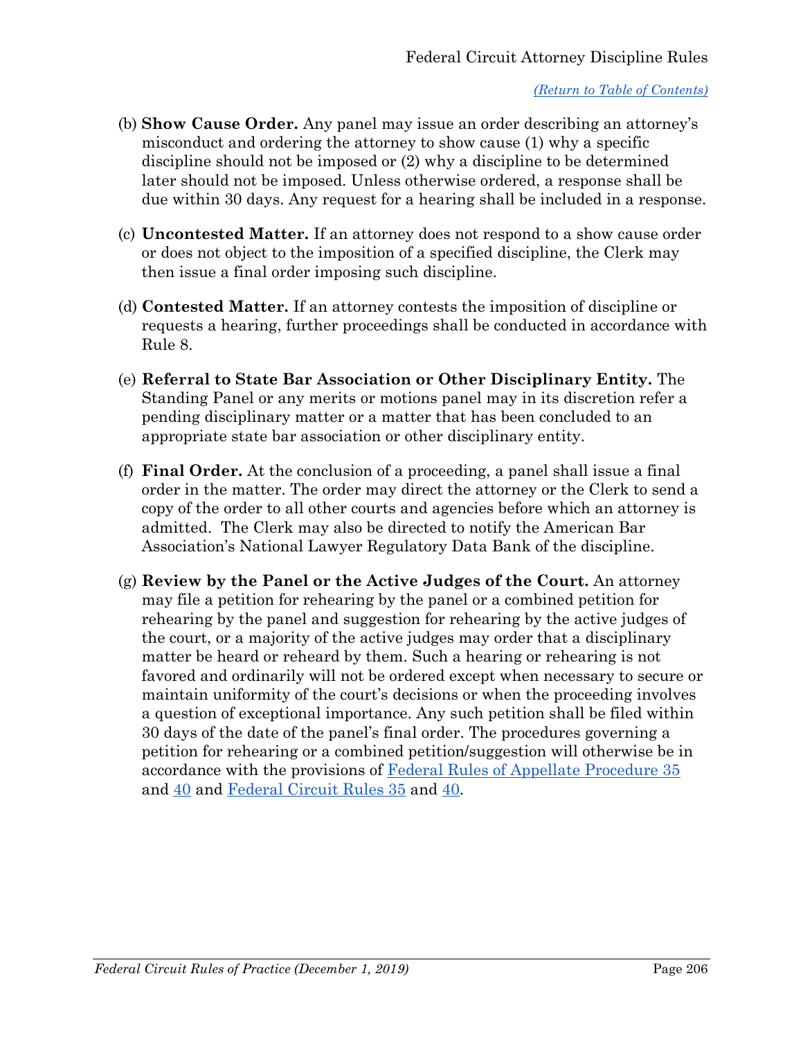(b) **Show Cause Order.** Any panel may issue an order describing an attorney's misconduct and ordering the attorney to show cause (1) why a specific discipline should not be imposed or (2) why a discipline to be determined later should not be imposed. Unless otherwise ordered, a response shall be due within 30 days. Any request for a hearing shall be included in a response.

(c) **Uncontested Matter.** If an attorney does not respond to a show cause order or does not object to the imposition of a specified discipline, the Clerk may then issue a final order imposing such discipline.

(d) **Contested Matter.** If an attorney contests the imposition of discipline or requests a hearing, further proceedings shall be conducted in accordance with Rule 8.

(e) **Referral to State Bar Association or Other Disciplinary Entity.** The Standing Panel or any merits or motions panel may in its discretion refer a pending disciplinary matter or a matter that has been concluded to an appropriate state bar association or other disciplinary entity.

(f) **Final Order.** At the conclusion of a proceeding, a panel shall issue a final order in the matter. The order may direct the attorney or the Clerk to send a copy of the order to all other courts and agencies before which an attorney is admitted. The Clerk may also be directed to notify the American Bar Association's National Lawyer Regulatory Data Bank of the discipline.

(g) **Review by the Panel or the Active Judges of the Court.** An attorney may file a petition for rehearing by the panel or a combined petition for rehearing by the panel and suggestion for rehearing by the active judges of the court, or a majority of the active judges may order that a disciplinary matter be heard or reheard by them. Such a hearing or rehearing is not favored and ordinarily will not be ordered except when necessary to secure or maintain uniformity of the court's decisions or when the proceeding involves a question of exceptional importance. Any such petition shall be filed within 30 days of the date of the panel's final order. The procedures governing a petition for rehearing or a combined petition/suggestion will otherwise be in accordance with the provisions of Federal Rules of Appellate Procedure 35 and 40 and Federal Circuit Rules 35 and 40.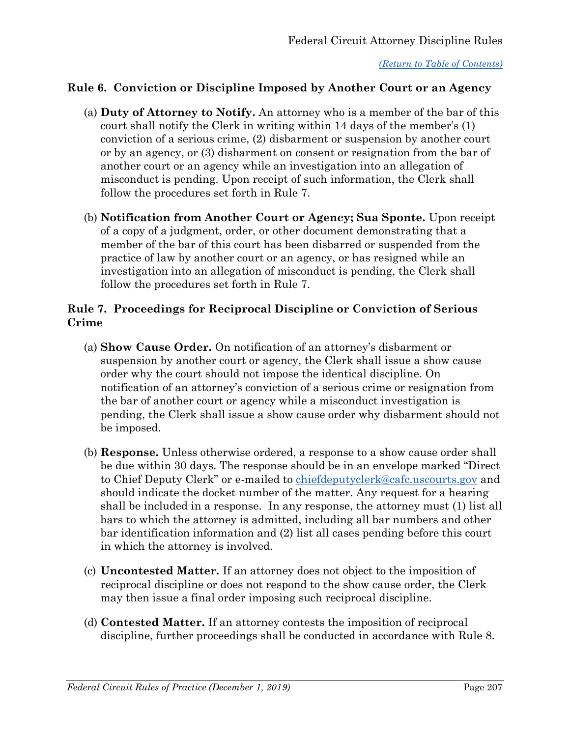## Rule 6. Conviction or Discipline Imposed by Another Court or an Agency

(a) **Duty of Attorney to Notify.** An attorney who is a member of the bar of this court shall notify the Clerk in writing within 14 days of the member's (1) conviction of a serious crime, (2) disbarment or suspension by another court or by an agency, or (3) disbarment on consent or resignation from the bar of another court or an agency while an investigation into an allegation of misconduct is pending. Upon receipt of such information, the Clerk shall follow the procedures set forth in Rule 7.

(b) **Notification from Another Court or Agency; Sua Sponte.** Upon receipt of a copy of a judgment, order, or other document demonstrating that a member of the bar of this court has been disbarred or suspended from the practice of law by another court or an agency, or has resigned while an investigation into an allegation of misconduct is pending, the Clerk shall follow the procedures set forth in Rule 7.

## Rule 7. Proceedings for Reciprocal Discipline or Conviction of Serious Crime

(a) **Show Cause Order.** On notification of an attorney's disbarment or suspension by another court or agency, the Clerk shall issue a show cause order why the court should not impose the identical discipline. On notification of an attorney's conviction of a serious crime or resignation from the bar of another court or agency while a misconduct investigation is pending, the Clerk shall issue a show cause order why disbarment should not be imposed.

(b) **Response.** Unless otherwise ordered, a response to a show cause order shall be due within 30 days. The response should be in an envelope marked "Direct to Chief Deputy Clerk" or e-mailed to chiefdeputyclerk@cafc.uscourts.gov and should indicate the docket number of the matter. Any request for a hearing shall be included in a response. In any response, the attorney must (1) list all bars to which the attorney is admitted, including all bar numbers and other bar identification information and (2) list all cases pending before this court in which the attorney is involved.

(c) **Uncontested Matter.** If an attorney does not object to the imposition of reciprocal discipline or does not respond to the show cause order, the Clerk may then issue a final order imposing such reciprocal discipline.

(d) **Contested Matter.** If an attorney contests the imposition of reciprocal discipline, further proceedings shall be conducted in accordance with Rule 8.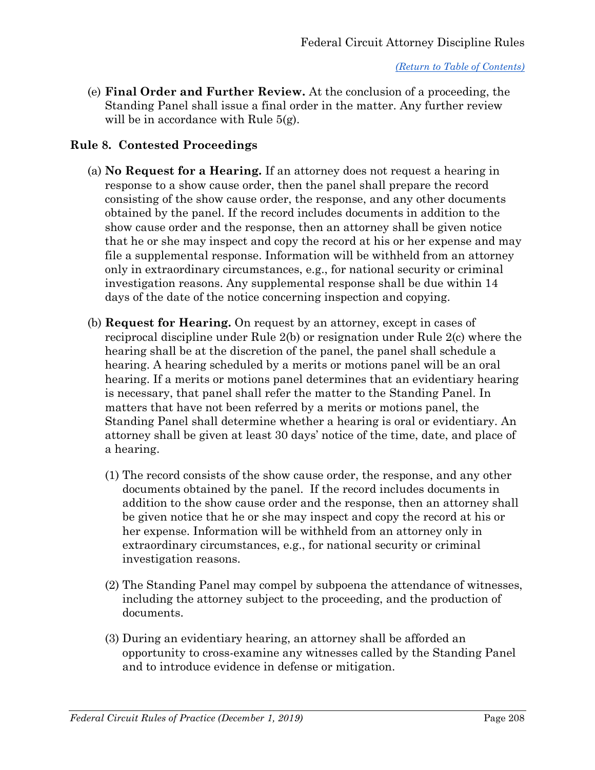(e) **Final Order and Further Review.** At the conclusion of a proceeding, the Standing Panel shall issue a final order in the matter. Any further review will be in accordance with Rule 5(g).

### Rule 8. Contested Proceedings

(a) **No Request for a Hearing.** If an attorney does not request a hearing in response to a show cause order, then the panel shall prepare the record consisting of the show cause order, the response, and any other documents obtained by the panel. If the record includes documents in addition to the show cause order and the response, then an attorney shall be given notice that he or she may inspect and copy the record at his or her expense and may file a supplemental response. Information will be withheld from an attorney only in extraordinary circumstances, e.g., for national security or criminal investigation reasons. Any supplemental response shall be due within 14 days of the date of the notice concerning inspection and copying.

(b) **Request for Hearing.** On request by an attorney, except in cases of reciprocal discipline under Rule 2(b) or resignation under Rule 2(c) where the hearing shall be at the discretion of the panel, the panel shall schedule a hearing. A hearing scheduled by a merits or motions panel will be an oral hearing. If a merits or motions panel determines that an evidentiary hearing is necessary, that panel shall refer the matter to the Standing Panel. In matters that have not been referred by a merits or motions panel, the Standing Panel shall determine whether a hearing is oral or evidentiary. An attorney shall be given at least 30 days' notice of the time, date, and place of a hearing.

(1) The record consists of the show cause order, the response, and any other documents obtained by the panel. If the record includes documents in addition to the show cause order and the response, then an attorney shall be given notice that he or she may inspect and copy the record at his or her expense. Information will be withheld from an attorney only in extraordinary circumstances, e.g., for national security or criminal investigation reasons.

(2) The Standing Panel may compel by subpoena the attendance of witnesses, including the attorney subject to the proceeding, and the production of documents.

(3) During an evidentiary hearing, an attorney shall be afforded an opportunity to cross-examine any witnesses called by the Standing Panel and to introduce evidence in defense or mitigation.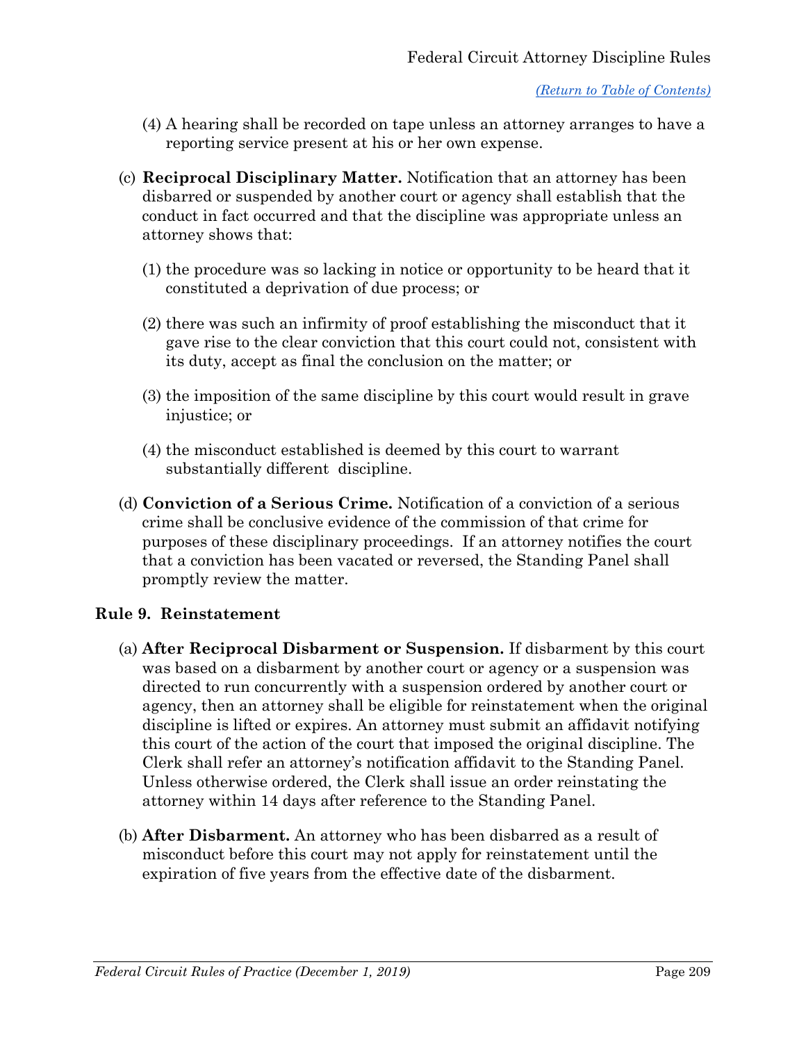(4) A hearing shall be recorded on tape unless an attorney arranges to have a reporting service present at his or her own expense.

(c) **Reciprocal Disciplinary Matter.** Notification that an attorney has been disbarred or suspended by another court or agency shall establish that the conduct in fact occurred and that the discipline was appropriate unless an attorney shows that:

(1) the procedure was so lacking in notice or opportunity to be heard that it constituted a deprivation of due process; or

(2) there was such an infirmity of proof establishing the misconduct that it gave rise to the clear conviction that this court could not, consistent with its duty, accept as final the conclusion on the matter; or

(3) the imposition of the same discipline by this court would result in grave injustice; or

(4) the misconduct established is deemed by this court to warrant substantially different discipline.

(d) **Conviction of a Serious Crime.** Notification of a conviction of a serious crime shall be conclusive evidence of the commission of that crime for purposes of these disciplinary proceedings. If an attorney notifies the court that a conviction has been vacated or reversed, the Standing Panel shall promptly review the matter.

## Rule 9. Reinstatement

(a) **After Reciprocal Disbarment or Suspension.** If disbarment by this court was based on a disbarment by another court or agency or a suspension was directed to run concurrently with a suspension ordered by another court or agency, then an attorney shall be eligible for reinstatement when the original discipline is lifted or expires. An attorney must submit an affidavit notifying this court of the action of the court that imposed the original discipline. The Clerk shall refer an attorney's notification affidavit to the Standing Panel. Unless otherwise ordered, the Clerk shall issue an order reinstating the attorney within 14 days after reference to the Standing Panel.

(b) **After Disbarment.** An attorney who has been disbarred as a result of misconduct before this court may not apply for reinstatement until the expiration of five years from the effective date of the disbarment.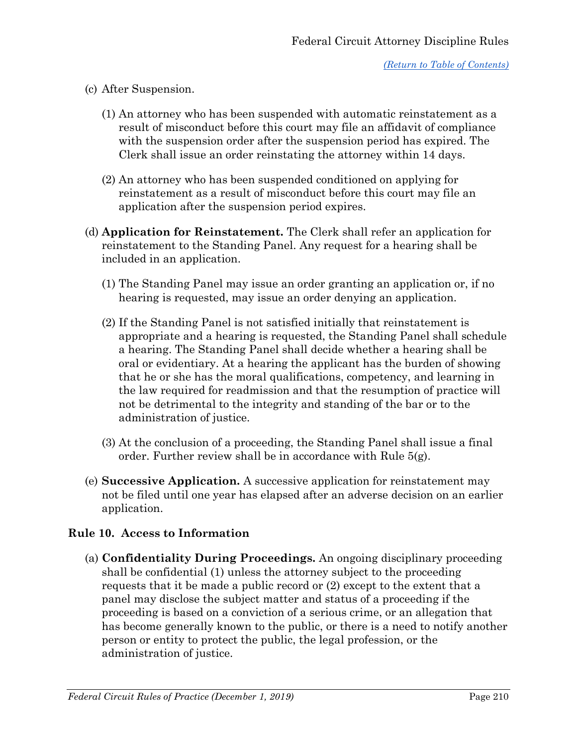(c) After Suspension.

   (1) An attorney who has been suspended with automatic reinstatement as a result of misconduct before this court may file an affidavit of compliance with the suspension order after the suspension period has expired. The Clerk shall issue an order reinstating the attorney within 14 days.

   (2) An attorney who has been suspended conditioned on applying for reinstatement as a result of misconduct before this court may file an application after the suspension period expires.

(d) **Application for Reinstatement.** The Clerk shall refer an application for reinstatement to the Standing Panel. Any request for a hearing shall be included in an application.

   (1) The Standing Panel may issue an order granting an application or, if no hearing is requested, may issue an order denying an application.

   (2) If the Standing Panel is not satisfied initially that reinstatement is appropriate and a hearing is requested, the Standing Panel shall schedule a hearing. The Standing Panel shall decide whether a hearing shall be oral or evidentiary. At a hearing the applicant has the burden of showing that he or she has the moral qualifications, competency, and learning in the law required for readmission and that the resumption of practice will not be detrimental to the integrity and standing of the bar or to the administration of justice.

   (3) At the conclusion of a proceeding, the Standing Panel shall issue a final order. Further review shall be in accordance with Rule 5(g).

(e) **Successive Application.** A successive application for reinstatement may not be filed until one year has elapsed after an adverse decision on an earlier application.

## Rule 10. Access to Information

(a) **Confidentiality During Proceedings.** An ongoing disciplinary proceeding shall be confidential (1) unless the attorney subject to the proceeding requests that it be made a public record or (2) except to the extent that a panel may disclose the subject matter and status of a proceeding if the proceeding is based on a conviction of a serious crime, or an allegation that has become generally known to the public, or there is a need to notify another person or entity to protect the public, the legal profession, or the administration of justice.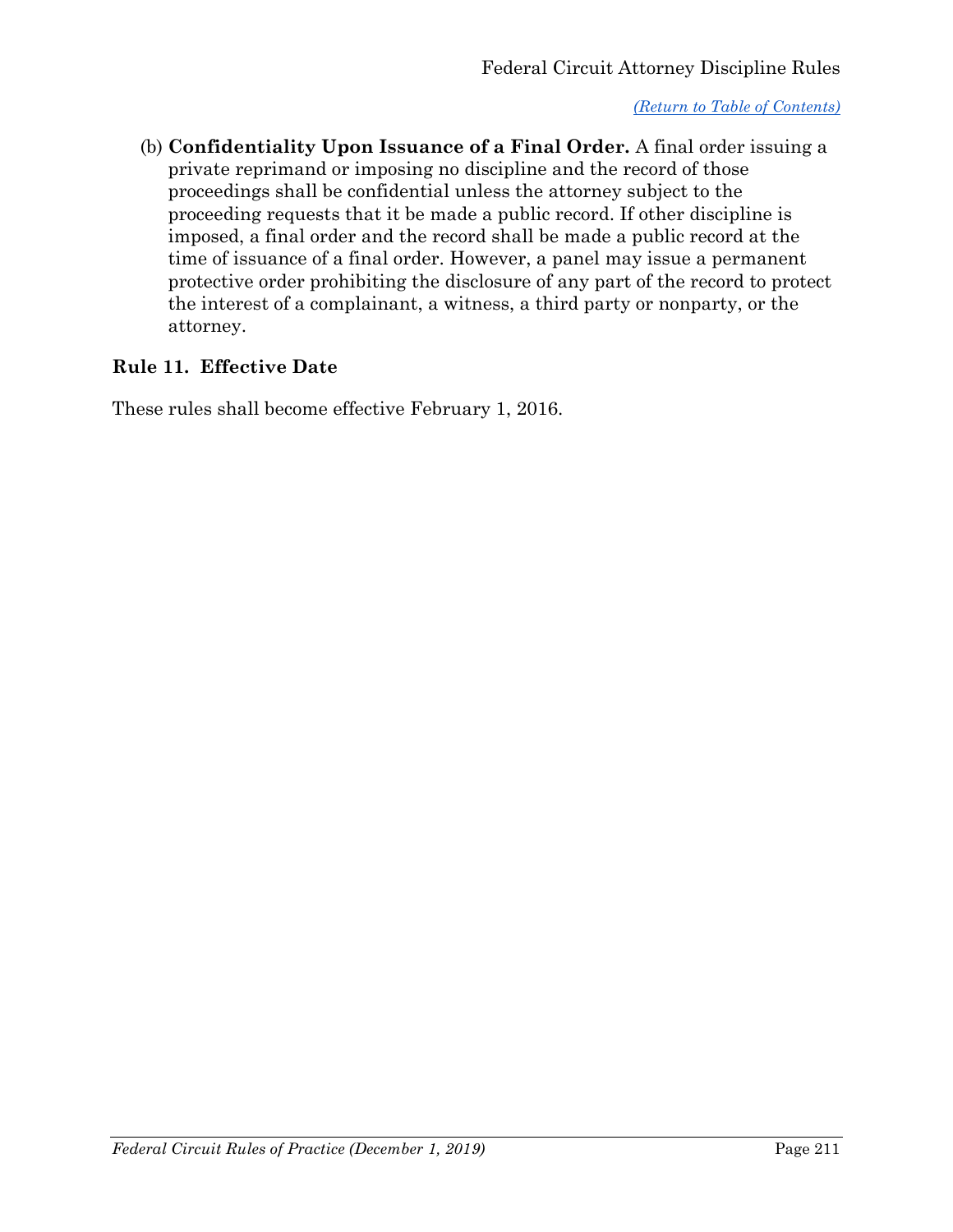(b) **Confidentiality Upon Issuance of a Final Order.** A final order issuing a private reprimand or imposing no discipline and the record of those proceedings shall be confidential unless the attorney subject to the proceeding requests that it be made a public record. If other discipline is imposed, a final order and the record shall be made a public record at the time of issuance of a final order. However, a panel may issue a permanent protective order prohibiting the disclosure of any part of the record to protect the interest of a complainant, a witness, a third party or nonparty, or the attorney.

### Rule 11. Effective Date

These rules shall become effective February 1, 2016.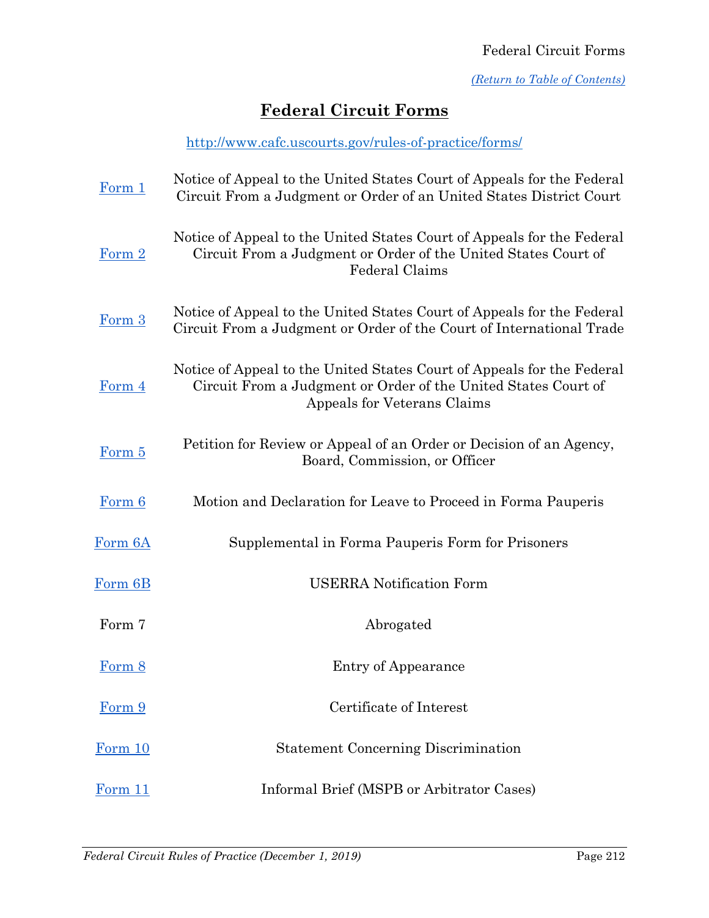*(Return to Table of Contents)*

# Federal Circuit Forms

http://www.cafc.uscourts.gov/rules-of-practice/forms/

| | |
|---|---|
| Form 1 | Notice of Appeal to the United States Court of Appeals for the Federal Circuit From a Judgment or Order of an United States District Court |
| Form 2 | Notice of Appeal to the United States Court of Appeals for the Federal Circuit From a Judgment or Order of the United States Court of Federal Claims |
| Form 3 | Notice of Appeal to the United States Court of Appeals for the Federal Circuit From a Judgment or Order of the Court of International Trade |
| Form 4 | Notice of Appeal to the United States Court of Appeals for the Federal Circuit From a Judgment or Order of the United States Court of Appeals for Veterans Claims |
| Form 5 | Petition for Review or Appeal of an Order or Decision of an Agency, Board, Commission, or Officer |
| Form 6 | Motion and Declaration for Leave to Proceed in Forma Pauperis |
| Form 6A | Supplemental in Forma Pauperis Form for Prisoners |
| Form 6B | USERRA Notification Form |
| Form 7 | Abrogated |
| Form 8 | Entry of Appearance |
| Form 9 | Certificate of Interest |
| Form 10 | Statement Concerning Discrimination |
| Form 11 | Informal Brief (MSPB or Arbitrator Cases) |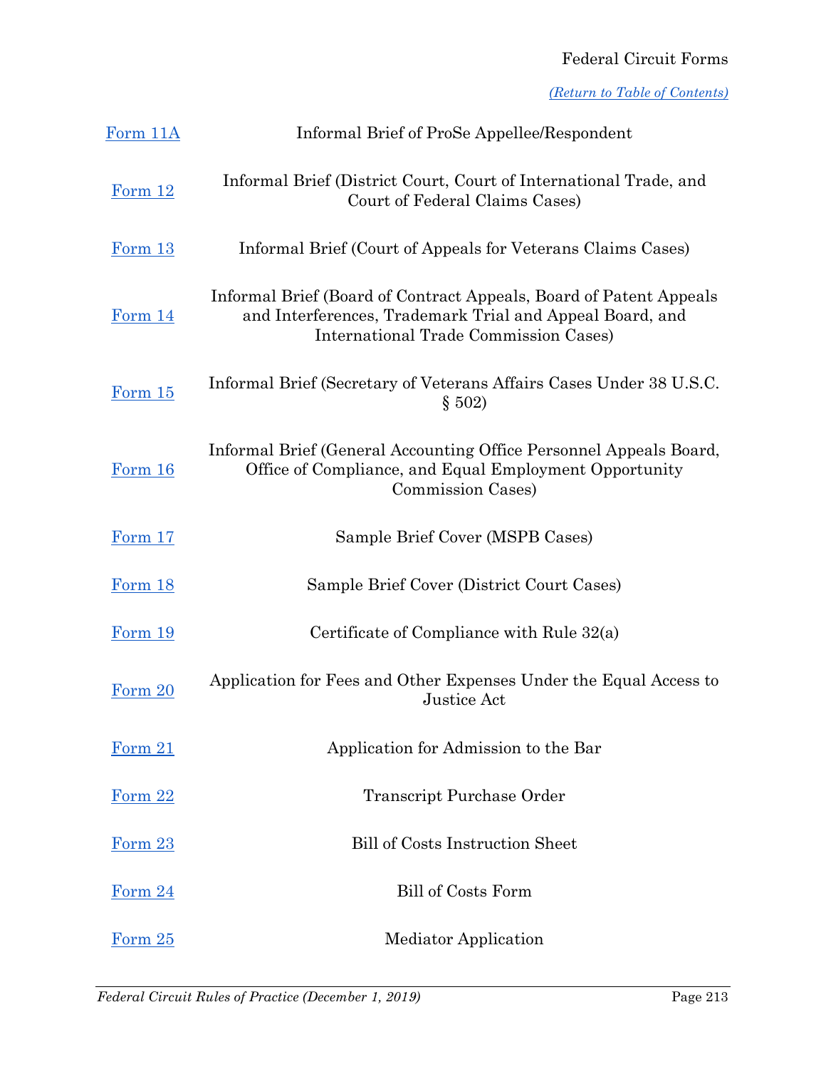(Return to Table of Contents)

| | |
|---|---|
| Form 11A | Informal Brief of ProSe Appellee/Respondent |
| Form 12 | Informal Brief (District Court, Court of International Trade, and Court of Federal Claims Cases) |
| Form 13 | Informal Brief (Court of Appeals for Veterans Claims Cases) |
| Form 14 | Informal Brief (Board of Contract Appeals, Board of Patent Appeals and Interferences, Trademark Trial and Appeal Board, and International Trade Commission Cases) |
| Form 15 | Informal Brief (Secretary of Veterans Affairs Cases Under 38 U.S.C. § 502) |
| Form 16 | Informal Brief (General Accounting Office Personnel Appeals Board, Office of Compliance, and Equal Employment Opportunity Commission Cases) |
| Form 17 | Sample Brief Cover (MSPB Cases) |
| Form 18 | Sample Brief Cover (District Court Cases) |
| Form 19 | Certificate of Compliance with Rule 32(a) |
| Form 20 | Application for Fees and Other Expenses Under the Equal Access to Justice Act |
| Form 21 | Application for Admission to the Bar |
| Form 22 | Transcript Purchase Order |
| Form 23 | Bill of Costs Instruction Sheet |
| Form 24 | Bill of Costs Form |
| Form 25 | Mediator Application |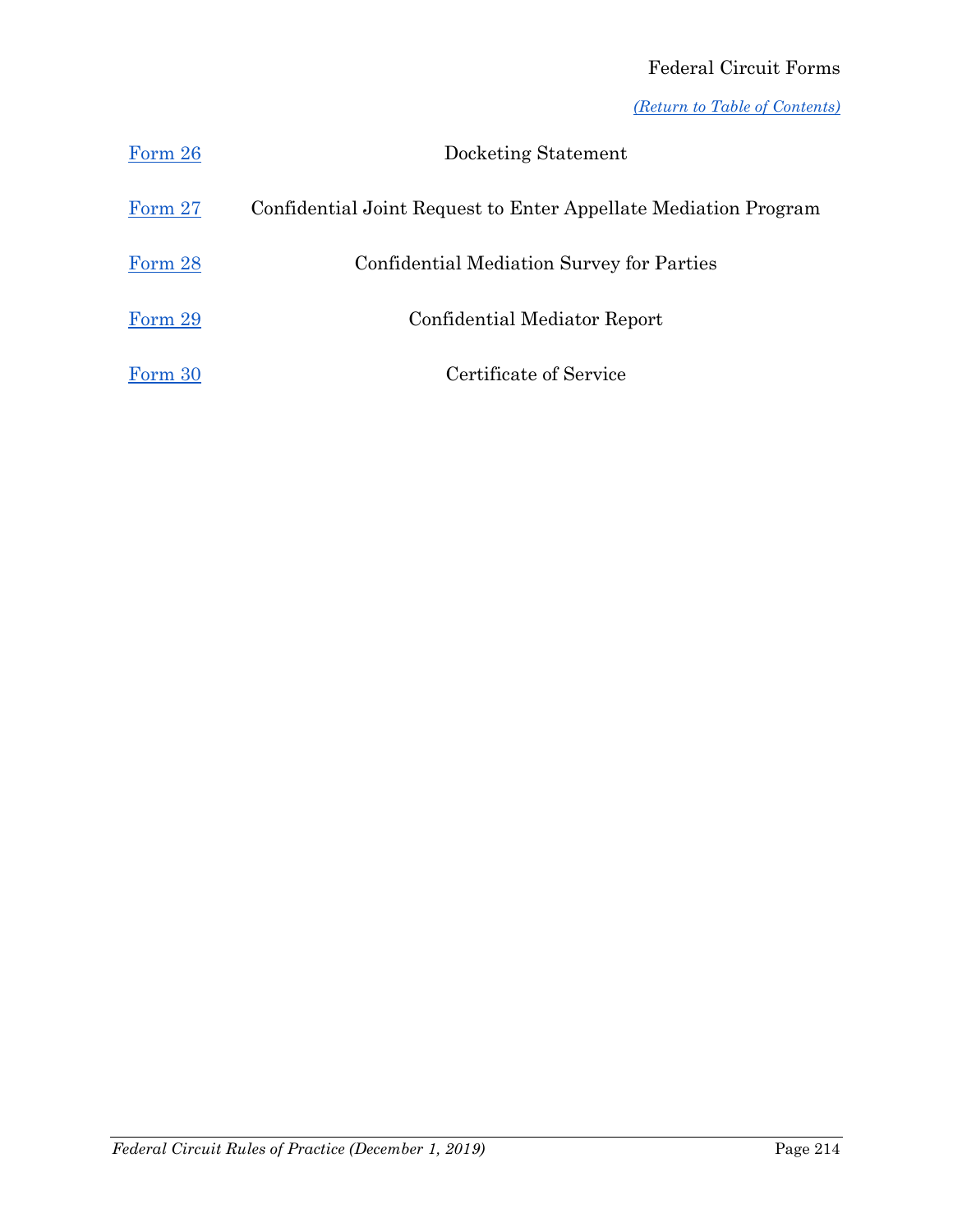Federal Circuit Forms

*(Return to Table of Contents)*

| | |
|---|---|
| Form 26 | Docketing Statement |
| Form 27 | Confidential Joint Request to Enter Appellate Mediation Program |
| Form 28 | Confidential Mediation Survey for Parties |
| Form 29 | Confidential Mediator Report |
| Form 30 | Certificate of Service |